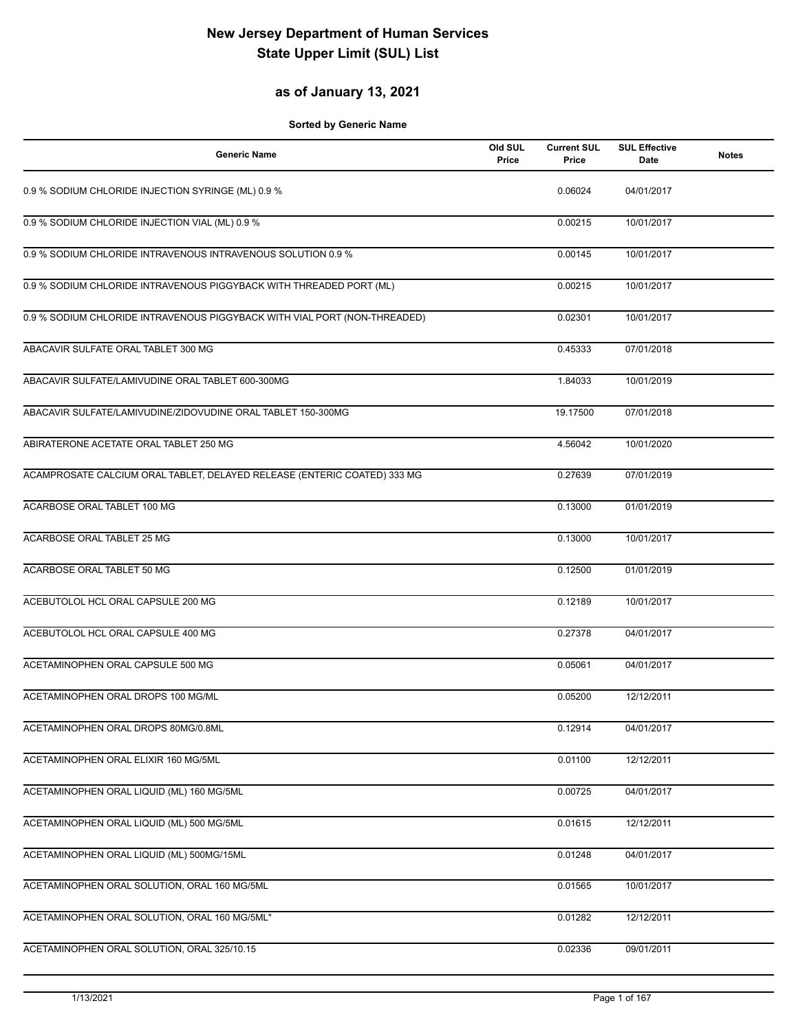# New Jersey Department of Human Services
# State Upper Limit (SUL) List

## as of January 13, 2021

**Sorted by Generic Name**

| Generic Name | Old SUL Price | Current SUL Price | SUL Effective Date | Notes |
|---|---|---|---|---|
| 0.9 % SODIUM CHLORIDE INJECTION SYRINGE (ML) 0.9 % | | 0.06024 | 04/01/2017 | |
| 0.9 % SODIUM CHLORIDE INJECTION VIAL (ML) 0.9 % | | 0.00215 | 10/01/2017 | |
| 0.9 % SODIUM CHLORIDE INTRAVENOUS INTRAVENOUS SOLUTION 0.9 % | | 0.00145 | 10/01/2017 | |
| 0.9 % SODIUM CHLORIDE INTRAVENOUS PIGGYBACK WITH THREADED PORT (ML) | | 0.00215 | 10/01/2017 | |
| 0.9 % SODIUM CHLORIDE INTRAVENOUS PIGGYBACK WITH VIAL PORT (NON-THREADED) | | 0.02301 | 10/01/2017 | |
| ABACAVIR SULFATE ORAL TABLET 300 MG | | 0.45333 | 07/01/2018 | |
| ABACAVIR SULFATE/LAMIVUDINE ORAL TABLET 600-300MG | | 1.84033 | 10/01/2019 | |
| ABACAVIR SULFATE/LAMIVUDINE/ZIDOVUDINE ORAL TABLET 150-300MG | | 19.17500 | 07/01/2018 | |
| ABIRATERONE ACETATE ORAL TABLET 250 MG | | 4.56042 | 10/01/2020 | |
| ACAMPROSATE CALCIUM ORAL TABLET, DELAYED RELEASE (ENTERIC COATED) 333 MG | | 0.27639 | 07/01/2019 | |
| ACARBOSE ORAL TABLET 100 MG | | 0.13000 | 01/01/2019 | |
| ACARBOSE ORAL TABLET 25 MG | | 0.13000 | 10/01/2017 | |
| ACARBOSE ORAL TABLET 50 MG | | 0.12500 | 01/01/2019 | |
| ACEBUTOLOL HCL ORAL CAPSULE 200 MG | | 0.12189 | 10/01/2017 | |
| ACEBUTOLOL HCL ORAL CAPSULE 400 MG | | 0.27378 | 04/01/2017 | |
| ACETAMINOPHEN ORAL CAPSULE 500 MG | | 0.05061 | 04/01/2017 | |
| ACETAMINOPHEN ORAL DROPS 100 MG/ML | | 0.05200 | 12/12/2011 | |
| ACETAMINOPHEN ORAL DROPS 80MG/0.8ML | | 0.12914 | 04/01/2017 | |
| ACETAMINOPHEN ORAL ELIXIR 160 MG/5ML | | 0.01100 | 12/12/2011 | |
| ACETAMINOPHEN ORAL LIQUID (ML) 160 MG/5ML | | 0.00725 | 04/01/2017 | |
| ACETAMINOPHEN ORAL LIQUID (ML) 500 MG/5ML | | 0.01615 | 12/12/2011 | |
| ACETAMINOPHEN ORAL LIQUID (ML) 500MG/15ML | | 0.01248 | 04/01/2017 | |
| ACETAMINOPHEN ORAL SOLUTION, ORAL 160 MG/5ML | | 0.01565 | 10/01/2017 | |
| ACETAMINOPHEN ORAL SOLUTION, ORAL 160 MG/5ML" | | 0.01282 | 12/12/2011 | |
| ACETAMINOPHEN ORAL SOLUTION, ORAL 325/10.15 | | 0.02336 | 09/01/2011 | |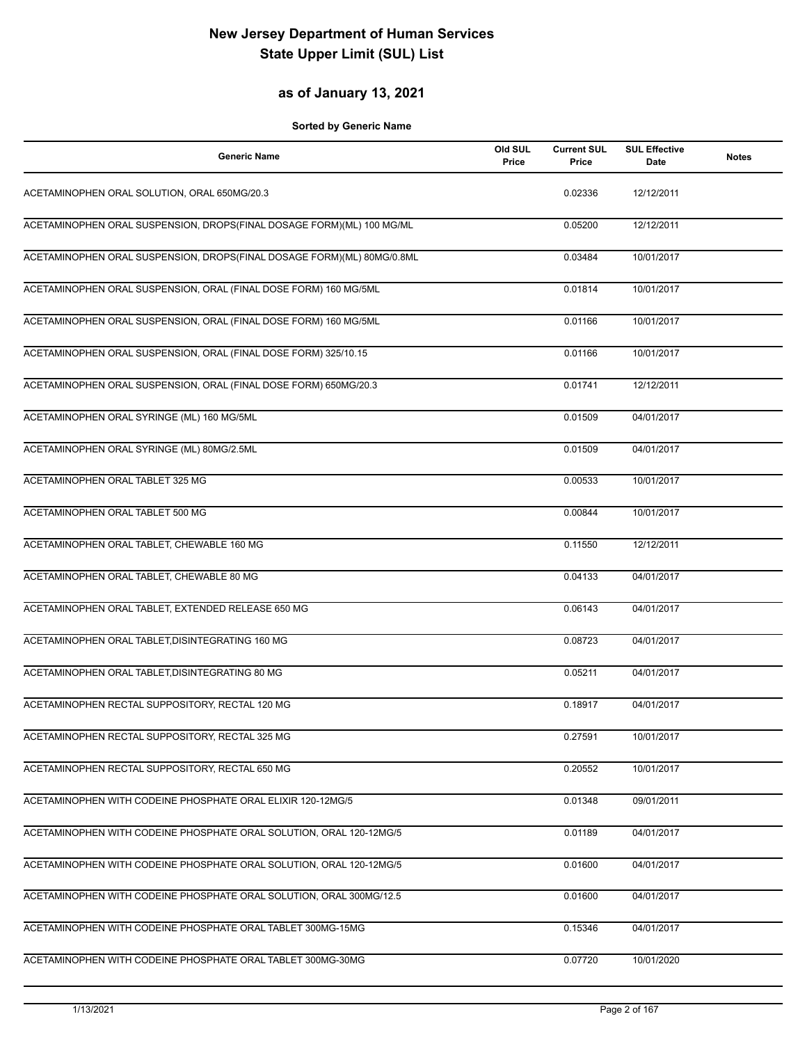# New Jersey Department of Human Services
# State Upper Limit (SUL) List

## as of January 13, 2021

**Sorted by Generic Name**

| Generic Name | Old SUL Price | Current SUL Price | SUL Effective Date | Notes |
|---|---|---|---|---|
| ACETAMINOPHEN ORAL SOLUTION, ORAL 650MG/20.3 | | 0.02336 | 12/12/2011 | |
| ACETAMINOPHEN ORAL SUSPENSION, DROPS(FINAL DOSAGE FORM)(ML) 100 MG/ML | | 0.05200 | 12/12/2011 | |
| ACETAMINOPHEN ORAL SUSPENSION, DROPS(FINAL DOSAGE FORM)(ML) 80MG/0.8ML | | 0.03484 | 10/01/2017 | |
| ACETAMINOPHEN ORAL SUSPENSION, ORAL (FINAL DOSE FORM) 160 MG/5ML | | 0.01814 | 10/01/2017 | |
| ACETAMINOPHEN ORAL SUSPENSION, ORAL (FINAL DOSE FORM) 160 MG/5ML | | 0.01166 | 10/01/2017 | |
| ACETAMINOPHEN ORAL SUSPENSION, ORAL (FINAL DOSE FORM) 325/10.15 | | 0.01166 | 10/01/2017 | |
| ACETAMINOPHEN ORAL SUSPENSION, ORAL (FINAL DOSE FORM) 650MG/20.3 | | 0.01741 | 12/12/2011 | |
| ACETAMINOPHEN ORAL SYRINGE (ML) 160 MG/5ML | | 0.01509 | 04/01/2017 | |
| ACETAMINOPHEN ORAL SYRINGE (ML) 80MG/2.5ML | | 0.01509 | 04/01/2017 | |
| ACETAMINOPHEN ORAL TABLET 325 MG | | 0.00533 | 10/01/2017 | |
| ACETAMINOPHEN ORAL TABLET 500 MG | | 0.00844 | 10/01/2017 | |
| ACETAMINOPHEN ORAL TABLET, CHEWABLE 160 MG | | 0.11550 | 12/12/2011 | |
| ACETAMINOPHEN ORAL TABLET, CHEWABLE 80 MG | | 0.04133 | 04/01/2017 | |
| ACETAMINOPHEN ORAL TABLET, EXTENDED RELEASE 650 MG | | 0.06143 | 04/01/2017 | |
| ACETAMINOPHEN ORAL TABLET,DISINTEGRATING 160 MG | | 0.08723 | 04/01/2017 | |
| ACETAMINOPHEN ORAL TABLET,DISINTEGRATING 80 MG | | 0.05211 | 04/01/2017 | |
| ACETAMINOPHEN RECTAL SUPPOSITORY, RECTAL 120 MG | | 0.18917 | 04/01/2017 | |
| ACETAMINOPHEN RECTAL SUPPOSITORY, RECTAL 325 MG | | 0.27591 | 10/01/2017 | |
| ACETAMINOPHEN RECTAL SUPPOSITORY, RECTAL 650 MG | | 0.20552 | 10/01/2017 | |
| ACETAMINOPHEN WITH CODEINE PHOSPHATE ORAL ELIXIR 120-12MG/5 | | 0.01348 | 09/01/2011 | |
| ACETAMINOPHEN WITH CODEINE PHOSPHATE ORAL SOLUTION, ORAL 120-12MG/5 | | 0.01189 | 04/01/2017 | |
| ACETAMINOPHEN WITH CODEINE PHOSPHATE ORAL SOLUTION, ORAL 120-12MG/5 | | 0.01600 | 04/01/2017 | |
| ACETAMINOPHEN WITH CODEINE PHOSPHATE ORAL SOLUTION, ORAL 300MG/12.5 | | 0.01600 | 04/01/2017 | |
| ACETAMINOPHEN WITH CODEINE PHOSPHATE ORAL TABLET 300MG-15MG | | 0.15346 | 04/01/2017 | |
| ACETAMINOPHEN WITH CODEINE PHOSPHATE ORAL TABLET 300MG-30MG | | 0.07720 | 10/01/2020 | |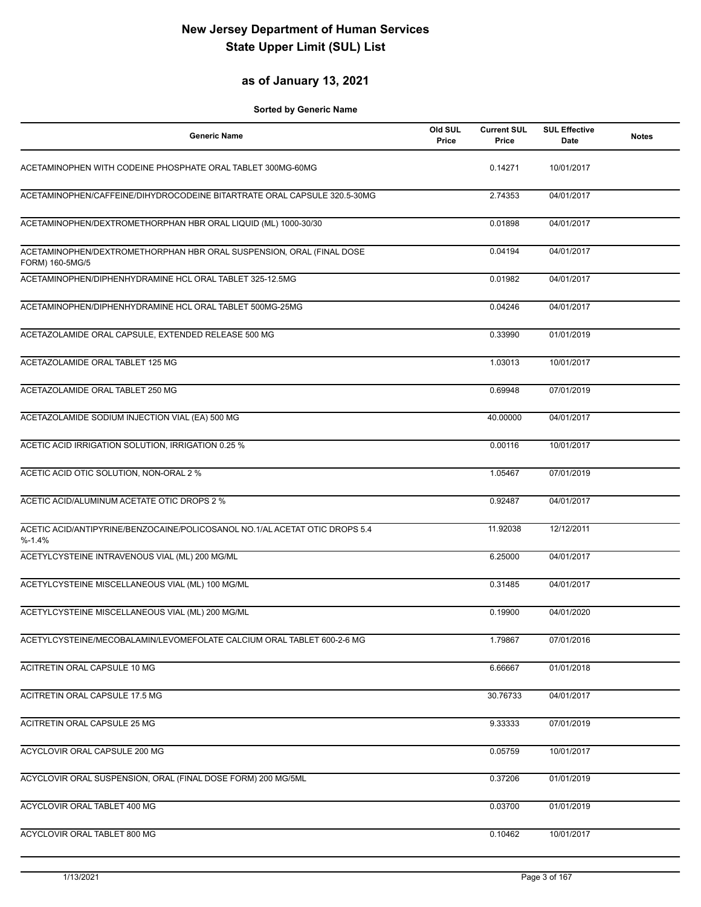# New Jersey Department of Human Services
# State Upper Limit (SUL) List

## as of January 13, 2021

**Sorted by Generic Name**

| Generic Name | Old SUL Price | Current SUL Price | SUL Effective Date | Notes |
|---|---|---|---|---|
| ACETAMINOPHEN WITH CODEINE PHOSPHATE ORAL TABLET 300MG-60MG | | 0.14271 | 10/01/2017 | |
| ACETAMINOPHEN/CAFFEINE/DIHYDROCODEINE BITARTRATE ORAL CAPSULE 320.5-30MG | | 2.74353 | 04/01/2017 | |
| ACETAMINOPHEN/DEXTROMETHORPHAN HBR ORAL LIQUID (ML) 1000-30/30 | | 0.01898 | 04/01/2017 | |
| ACETAMINOPHEN/DEXTROMETHORPHAN HBR ORAL SUSPENSION, ORAL (FINAL DOSE FORM) 160-5MG/5 | | 0.04194 | 04/01/2017 | |
| ACETAMINOPHEN/DIPHENHYDRAMINE HCL ORAL TABLET 325-12.5MG | | 0.01982 | 04/01/2017 | |
| ACETAMINOPHEN/DIPHENHYDRAMINE HCL ORAL TABLET 500MG-25MG | | 0.04246 | 04/01/2017 | |
| ACETAZOLAMIDE ORAL CAPSULE, EXTENDED RELEASE 500 MG | | 0.33990 | 01/01/2019 | |
| ACETAZOLAMIDE ORAL TABLET 125 MG | | 1.03013 | 10/01/2017 | |
| ACETAZOLAMIDE ORAL TABLET 250 MG | | 0.69948 | 07/01/2019 | |
| ACETAZOLAMIDE SODIUM INJECTION VIAL (EA) 500 MG | | 40.00000 | 04/01/2017 | |
| ACETIC ACID IRRIGATION SOLUTION, IRRIGATION 0.25 % | | 0.00116 | 10/01/2017 | |
| ACETIC ACID OTIC SOLUTION, NON-ORAL 2 % | | 1.05467 | 07/01/2019 | |
| ACETIC ACID/ALUMINUM ACETATE OTIC DROPS 2 % | | 0.92487 | 04/01/2017 | |
| ACETIC ACID/ANTIPYRINE/BENZOCAINE/POLICOSANOL NO.1/AL ACETAT OTIC DROPS 5.4 %-1.4% | | 11.92038 | 12/12/2011 | |
| ACETYLCYSTEINE INTRAVENOUS VIAL (ML) 200 MG/ML | | 6.25000 | 04/01/2017 | |
| ACETYLCYSTEINE MISCELLANEOUS VIAL (ML) 100 MG/ML | | 0.31485 | 04/01/2017 | |
| ACETYLCYSTEINE MISCELLANEOUS VIAL (ML) 200 MG/ML | | 0.19900 | 04/01/2020 | |
| ACETYLCYSTEINE/MECOBALAMIN/LEVOMEFOLATE CALCIUM ORAL TABLET 600-2-6 MG | | 1.79867 | 07/01/2016 | |
| ACITRETIN ORAL CAPSULE 10 MG | | 6.66667 | 01/01/2018 | |
| ACITRETIN ORAL CAPSULE 17.5 MG | | 30.76733 | 04/01/2017 | |
| ACITRETIN ORAL CAPSULE 25 MG | | 9.33333 | 07/01/2019 | |
| ACYCLOVIR ORAL CAPSULE 200 MG | | 0.05759 | 10/01/2017 | |
| ACYCLOVIR ORAL SUSPENSION, ORAL (FINAL DOSE FORM) 200 MG/5ML | | 0.37206 | 01/01/2019 | |
| ACYCLOVIR ORAL TABLET 400 MG | | 0.03700 | 01/01/2019 | |
| ACYCLOVIR ORAL TABLET 800 MG | | 0.10462 | 10/01/2017 | |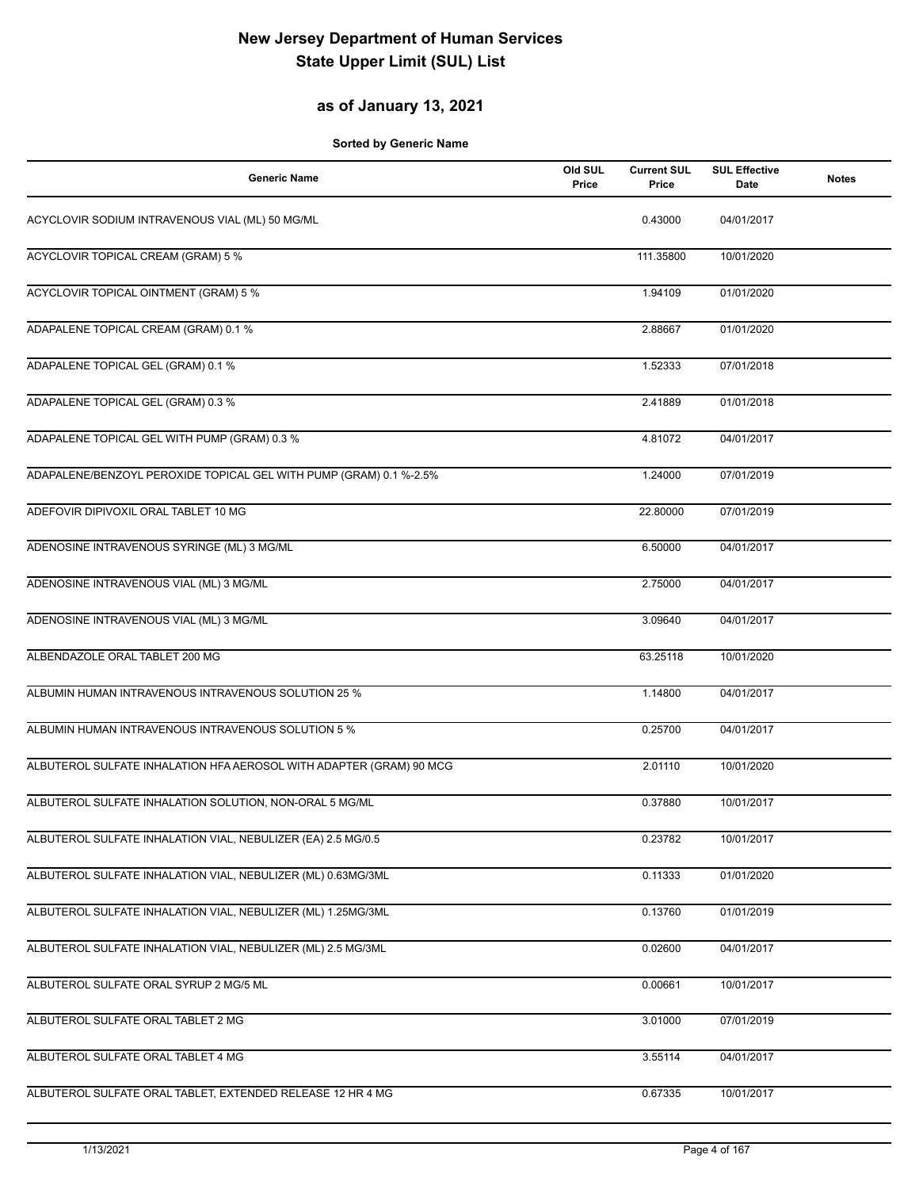# New Jersey Department of Human Services
# State Upper Limit (SUL) List

## as of January 13, 2021

**Sorted by Generic Name**

| Generic Name | Old SUL Price | Current SUL Price | SUL Effective Date | Notes |
|---|---|---|---|---|
| ACYCLOVIR SODIUM INTRAVENOUS VIAL (ML) 50 MG/ML | | 0.43000 | 04/01/2017 | |
| ACYCLOVIR TOPICAL CREAM (GRAM) 5 % | | 111.35800 | 10/01/2020 | |
| ACYCLOVIR TOPICAL OINTMENT (GRAM) 5 % | | 1.94109 | 01/01/2020 | |
| ADAPALENE TOPICAL CREAM (GRAM) 0.1 % | | 2.88667 | 01/01/2020 | |
| ADAPALENE TOPICAL GEL (GRAM) 0.1 % | | 1.52333 | 07/01/2018 | |
| ADAPALENE TOPICAL GEL (GRAM) 0.3 % | | 2.41889 | 01/01/2018 | |
| ADAPALENE TOPICAL GEL WITH PUMP (GRAM) 0.3 % | | 4.81072 | 04/01/2017 | |
| ADAPALENE/BENZOYL PEROXIDE TOPICAL GEL WITH PUMP (GRAM) 0.1 %-2.5% | | 1.24000 | 07/01/2019 | |
| ADEFOVIR DIPIVOXIL ORAL TABLET 10 MG | | 22.80000 | 07/01/2019 | |
| ADENOSINE INTRAVENOUS SYRINGE (ML) 3 MG/ML | | 6.50000 | 04/01/2017 | |
| ADENOSINE INTRAVENOUS VIAL (ML) 3 MG/ML | | 2.75000 | 04/01/2017 | |
| ADENOSINE INTRAVENOUS VIAL (ML) 3 MG/ML | | 3.09640 | 04/01/2017 | |
| ALBENDAZOLE ORAL TABLET 200 MG | | 63.25118 | 10/01/2020 | |
| ALBUMIN HUMAN INTRAVENOUS INTRAVENOUS SOLUTION 25 % | | 1.14800 | 04/01/2017 | |
| ALBUMIN HUMAN INTRAVENOUS INTRAVENOUS SOLUTION 5 % | | 0.25700 | 04/01/2017 | |
| ALBUTEROL SULFATE INHALATION HFA AEROSOL WITH ADAPTER (GRAM) 90 MCG | | 2.01110 | 10/01/2020 | |
| ALBUTEROL SULFATE INHALATION SOLUTION, NON-ORAL 5 MG/ML | | 0.37880 | 10/01/2017 | |
| ALBUTEROL SULFATE INHALATION VIAL, NEBULIZER (EA) 2.5 MG/0.5 | | 0.23782 | 10/01/2017 | |
| ALBUTEROL SULFATE INHALATION VIAL, NEBULIZER (ML) 0.63MG/3ML | | 0.11333 | 01/01/2020 | |
| ALBUTEROL SULFATE INHALATION VIAL, NEBULIZER (ML) 1.25MG/3ML | | 0.13760 | 01/01/2019 | |
| ALBUTEROL SULFATE INHALATION VIAL, NEBULIZER (ML) 2.5 MG/3ML | | 0.02600 | 04/01/2017 | |
| ALBUTEROL SULFATE ORAL SYRUP 2 MG/5 ML | | 0.00661 | 10/01/2017 | |
| ALBUTEROL SULFATE ORAL TABLET 2 MG | | 3.01000 | 07/01/2019 | |
| ALBUTEROL SULFATE ORAL TABLET 4 MG | | 3.55114 | 04/01/2017 | |
| ALBUTEROL SULFATE ORAL TABLET, EXTENDED RELEASE 12 HR 4 MG | | 0.67335 | 10/01/2017 | |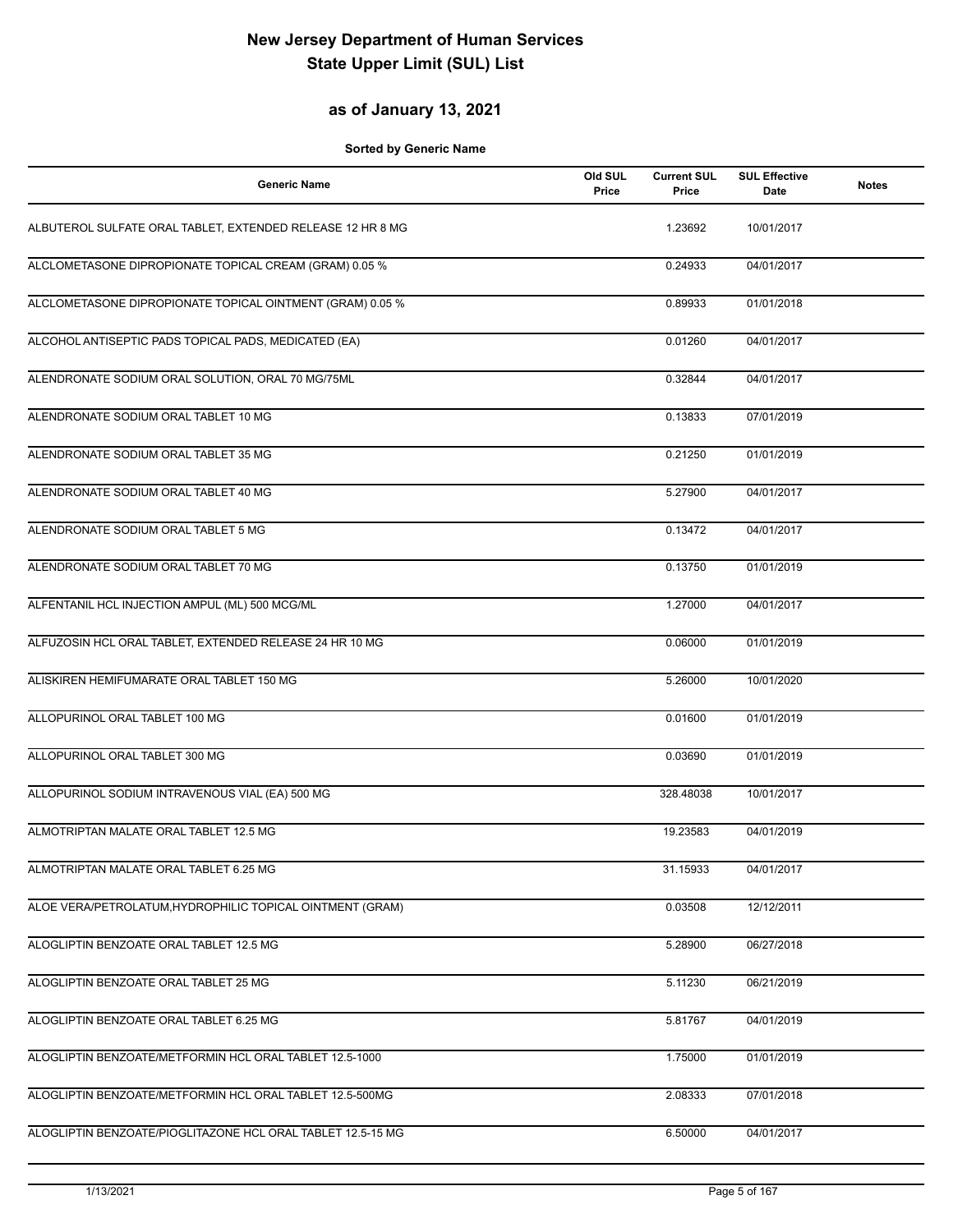# New Jersey Department of Human Services
# State Upper Limit (SUL) List

## as of January 13, 2021

**Sorted by Generic Name**

| Generic Name | Old SUL Price | Current SUL Price | SUL Effective Date | Notes |
|---|---|---|---|---|
| ALBUTEROL SULFATE ORAL TABLET, EXTENDED RELEASE 12 HR 8 MG | | 1.23692 | 10/01/2017 | |
| ALCLOMETASONE DIPROPIONATE TOPICAL CREAM (GRAM) 0.05 % | | 0.24933 | 04/01/2017 | |
| ALCLOMETASONE DIPROPIONATE TOPICAL OINTMENT (GRAM) 0.05 % | | 0.89933 | 01/01/2018 | |
| ALCOHOL ANTISEPTIC PADS TOPICAL PADS, MEDICATED (EA) | | 0.01260 | 04/01/2017 | |
| ALENDRONATE SODIUM ORAL SOLUTION, ORAL 70 MG/75ML | | 0.32844 | 04/01/2017 | |
| ALENDRONATE SODIUM ORAL TABLET 10 MG | | 0.13833 | 07/01/2019 | |
| ALENDRONATE SODIUM ORAL TABLET 35 MG | | 0.21250 | 01/01/2019 | |
| ALENDRONATE SODIUM ORAL TABLET 40 MG | | 5.27900 | 04/01/2017 | |
| ALENDRONATE SODIUM ORAL TABLET 5 MG | | 0.13472 | 04/01/2017 | |
| ALENDRONATE SODIUM ORAL TABLET 70 MG | | 0.13750 | 01/01/2019 | |
| ALFENTANIL HCL INJECTION AMPUL (ML) 500 MCG/ML | | 1.27000 | 04/01/2017 | |
| ALFUZOSIN HCL ORAL TABLET, EXTENDED RELEASE 24 HR 10 MG | | 0.06000 | 01/01/2019 | |
| ALISKIREN HEMIFUMARATE ORAL TABLET 150 MG | | 5.26000 | 10/01/2020 | |
| ALLOPURINOL ORAL TABLET 100 MG | | 0.01600 | 01/01/2019 | |
| ALLOPURINOL ORAL TABLET 300 MG | | 0.03690 | 01/01/2019 | |
| ALLOPURINOL SODIUM INTRAVENOUS VIAL (EA) 500 MG | | 328.48038 | 10/01/2017 | |
| ALMOTRIPTAN MALATE ORAL TABLET 12.5 MG | | 19.23583 | 04/01/2019 | |
| ALMOTRIPTAN MALATE ORAL TABLET 6.25 MG | | 31.15933 | 04/01/2017 | |
| ALOE VERA/PETROLATUM,HYDROPHILIC TOPICAL OINTMENT (GRAM) | | 0.03508 | 12/12/2011 | |
| ALOGLIPTIN BENZOATE ORAL TABLET 12.5 MG | | 5.28900 | 06/27/2018 | |
| ALOGLIPTIN BENZOATE ORAL TABLET 25 MG | | 5.11230 | 06/21/2019 | |
| ALOGLIPTIN BENZOATE ORAL TABLET 6.25 MG | | 5.81767 | 04/01/2019 | |
| ALOGLIPTIN BENZOATE/METFORMIN HCL ORAL TABLET 12.5-1000 | | 1.75000 | 01/01/2019 | |
| ALOGLIPTIN BENZOATE/METFORMIN HCL ORAL TABLET 12.5-500MG | | 2.08333 | 07/01/2018 | |
| ALOGLIPTIN BENZOATE/PIOGLITAZONE HCL ORAL TABLET 12.5-15 MG | | 6.50000 | 04/01/2017 | |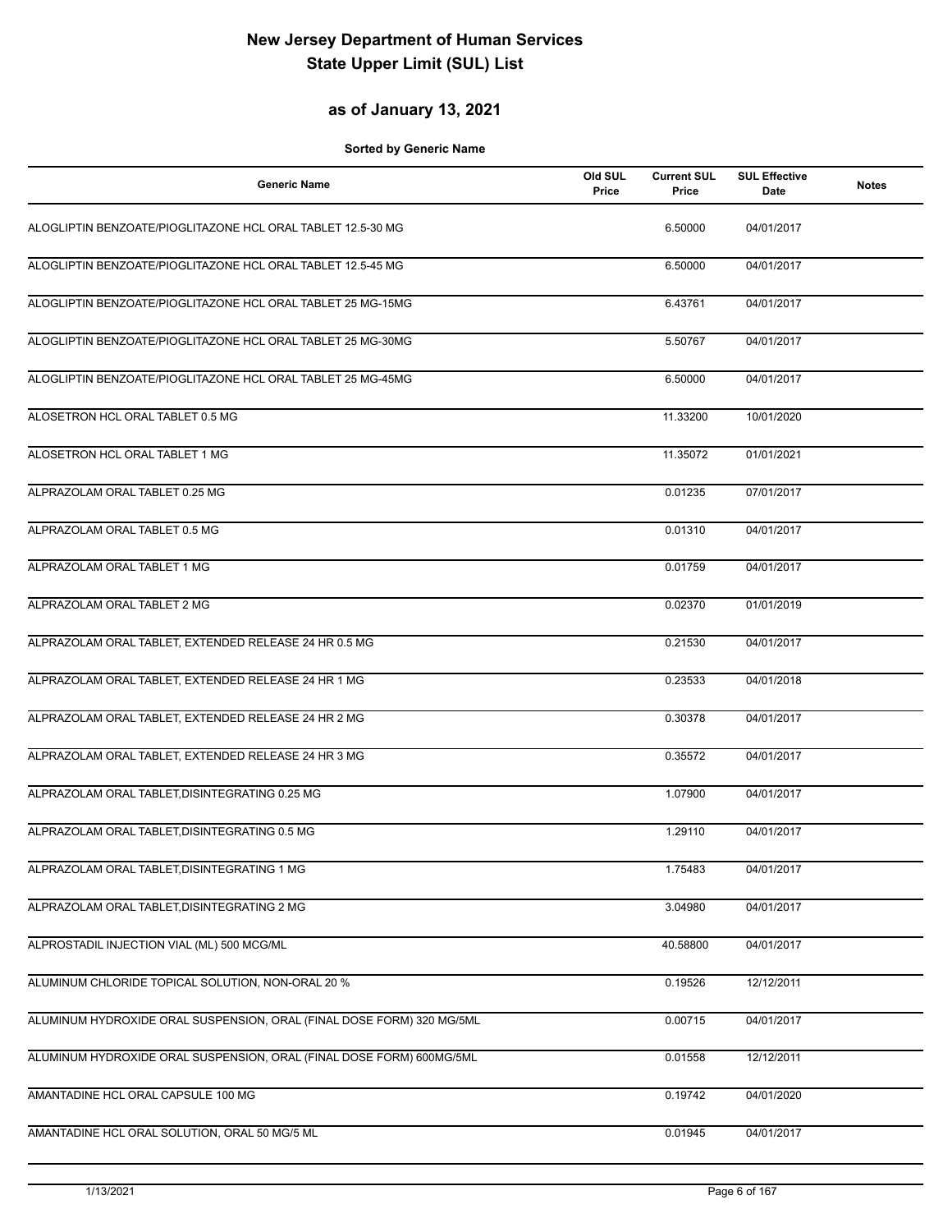# New Jersey Department of Human Services
# State Upper Limit (SUL) List

## as of January 13, 2021

**Sorted by Generic Name**

| Generic Name | Old SUL Price | Current SUL Price | SUL Effective Date | Notes |
|---|---|---|---|---|
| ALOGLIPTIN BENZOATE/PIOGLITAZONE HCL ORAL TABLET 12.5-30 MG | | 6.50000 | 04/01/2017 | |
| ALOGLIPTIN BENZOATE/PIOGLITAZONE HCL ORAL TABLET 12.5-45 MG | | 6.50000 | 04/01/2017 | |
| ALOGLIPTIN BENZOATE/PIOGLITAZONE HCL ORAL TABLET 25 MG-15MG | | 6.43761 | 04/01/2017 | |
| ALOGLIPTIN BENZOATE/PIOGLITAZONE HCL ORAL TABLET 25 MG-30MG | | 5.50767 | 04/01/2017 | |
| ALOGLIPTIN BENZOATE/PIOGLITAZONE HCL ORAL TABLET 25 MG-45MG | | 6.50000 | 04/01/2017 | |
| ALOSETRON HCL ORAL TABLET 0.5 MG | | 11.33200 | 10/01/2020 | |
| ALOSETRON HCL ORAL TABLET 1 MG | | 11.35072 | 01/01/2021 | |
| ALPRAZOLAM ORAL TABLET 0.25 MG | | 0.01235 | 07/01/2017 | |
| ALPRAZOLAM ORAL TABLET 0.5 MG | | 0.01310 | 04/01/2017 | |
| ALPRAZOLAM ORAL TABLET 1 MG | | 0.01759 | 04/01/2017 | |
| ALPRAZOLAM ORAL TABLET 2 MG | | 0.02370 | 01/01/2019 | |
| ALPRAZOLAM ORAL TABLET, EXTENDED RELEASE 24 HR 0.5 MG | | 0.21530 | 04/01/2017 | |
| ALPRAZOLAM ORAL TABLET, EXTENDED RELEASE 24 HR 1 MG | | 0.23533 | 04/01/2018 | |
| ALPRAZOLAM ORAL TABLET, EXTENDED RELEASE 24 HR 2 MG | | 0.30378 | 04/01/2017 | |
| ALPRAZOLAM ORAL TABLET, EXTENDED RELEASE 24 HR 3 MG | | 0.35572 | 04/01/2017 | |
| ALPRAZOLAM ORAL TABLET,DISINTEGRATING 0.25 MG | | 1.07900 | 04/01/2017 | |
| ALPRAZOLAM ORAL TABLET,DISINTEGRATING 0.5 MG | | 1.29110 | 04/01/2017 | |
| ALPRAZOLAM ORAL TABLET,DISINTEGRATING 1 MG | | 1.75483 | 04/01/2017 | |
| ALPRAZOLAM ORAL TABLET,DISINTEGRATING 2 MG | | 3.04980 | 04/01/2017 | |
| ALPROSTADIL INJECTION VIAL (ML) 500 MCG/ML | | 40.58800 | 04/01/2017 | |
| ALUMINUM CHLORIDE TOPICAL SOLUTION, NON-ORAL 20 % | | 0.19526 | 12/12/2011 | |
| ALUMINUM HYDROXIDE ORAL SUSPENSION, ORAL (FINAL DOSE FORM) 320 MG/5ML | | 0.00715 | 04/01/2017 | |
| ALUMINUM HYDROXIDE ORAL SUSPENSION, ORAL (FINAL DOSE FORM) 600MG/5ML | | 0.01558 | 12/12/2011 | |
| AMANTADINE HCL ORAL CAPSULE 100 MG | | 0.19742 | 04/01/2020 | |
| AMANTADINE HCL ORAL SOLUTION, ORAL 50 MG/5 ML | | 0.01945 | 04/01/2017 | |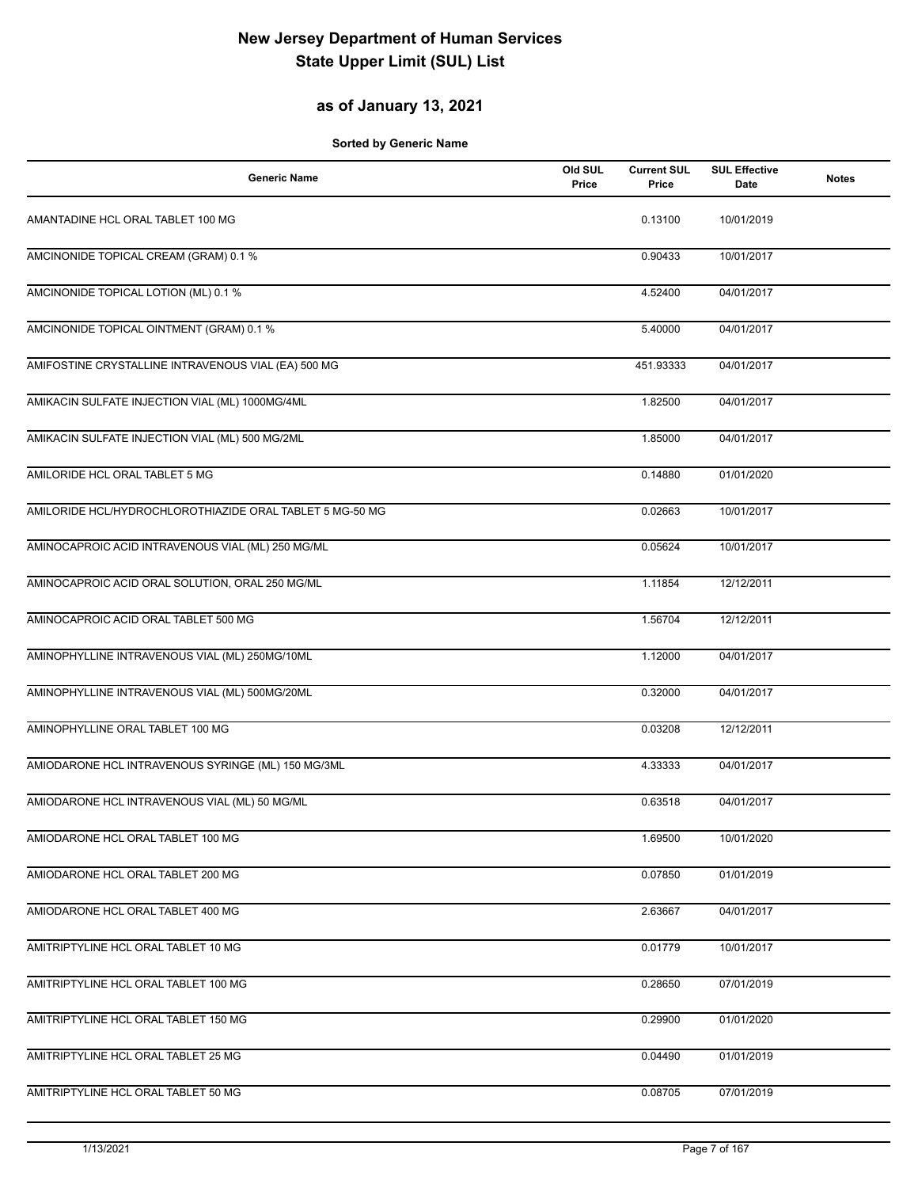# New Jersey Department of Human Services
# State Upper Limit (SUL) List

## as of January 13, 2021

**Sorted by Generic Name**

| Generic Name | Old SUL Price | Current SUL Price | SUL Effective Date | Notes |
|---|---|---|---|---|
| AMANTADINE HCL ORAL TABLET 100 MG | | 0.13100 | 10/01/2019 | |
| AMCINONIDE TOPICAL CREAM (GRAM) 0.1 % | | 0.90433 | 10/01/2017 | |
| AMCINONIDE TOPICAL LOTION (ML) 0.1 % | | 4.52400 | 04/01/2017 | |
| AMCINONIDE TOPICAL OINTMENT (GRAM) 0.1 % | | 5.40000 | 04/01/2017 | |
| AMIFOSTINE CRYSTALLINE INTRAVENOUS VIAL (EA) 500 MG | | 451.93333 | 04/01/2017 | |
| AMIKACIN SULFATE INJECTION VIAL (ML) 1000MG/4ML | | 1.82500 | 04/01/2017 | |
| AMIKACIN SULFATE INJECTION VIAL (ML) 500 MG/2ML | | 1.85000 | 04/01/2017 | |
| AMILORIDE HCL ORAL TABLET 5 MG | | 0.14880 | 01/01/2020 | |
| AMILORIDE HCL/HYDROCHLOROTHIAZIDE ORAL TABLET 5 MG-50 MG | | 0.02663 | 10/01/2017 | |
| AMINOCAPROIC ACID INTRAVENOUS VIAL (ML) 250 MG/ML | | 0.05624 | 10/01/2017 | |
| AMINOCAPROIC ACID ORAL SOLUTION, ORAL 250 MG/ML | | 1.11854 | 12/12/2011 | |
| AMINOCAPROIC ACID ORAL TABLET 500 MG | | 1.56704 | 12/12/2011 | |
| AMINOPHYLLINE INTRAVENOUS VIAL (ML) 250MG/10ML | | 1.12000 | 04/01/2017 | |
| AMINOPHYLLINE INTRAVENOUS VIAL (ML) 500MG/20ML | | 0.32000 | 04/01/2017 | |
| AMINOPHYLLINE ORAL TABLET 100 MG | | 0.03208 | 12/12/2011 | |
| AMIODARONE HCL INTRAVENOUS SYRINGE (ML) 150 MG/3ML | | 4.33333 | 04/01/2017 | |
| AMIODARONE HCL INTRAVENOUS VIAL (ML) 50 MG/ML | | 0.63518 | 04/01/2017 | |
| AMIODARONE HCL ORAL TABLET 100 MG | | 1.69500 | 10/01/2020 | |
| AMIODARONE HCL ORAL TABLET 200 MG | | 0.07850 | 01/01/2019 | |
| AMIODARONE HCL ORAL TABLET 400 MG | | 2.63667 | 04/01/2017 | |
| AMITRIPTYLINE HCL ORAL TABLET 10 MG | | 0.01779 | 10/01/2017 | |
| AMITRIPTYLINE HCL ORAL TABLET 100 MG | | 0.28650 | 07/01/2019 | |
| AMITRIPTYLINE HCL ORAL TABLET 150 MG | | 0.29900 | 01/01/2020 | |
| AMITRIPTYLINE HCL ORAL TABLET 25 MG | | 0.04490 | 01/01/2019 | |
| AMITRIPTYLINE HCL ORAL TABLET 50 MG | | 0.08705 | 07/01/2019 | |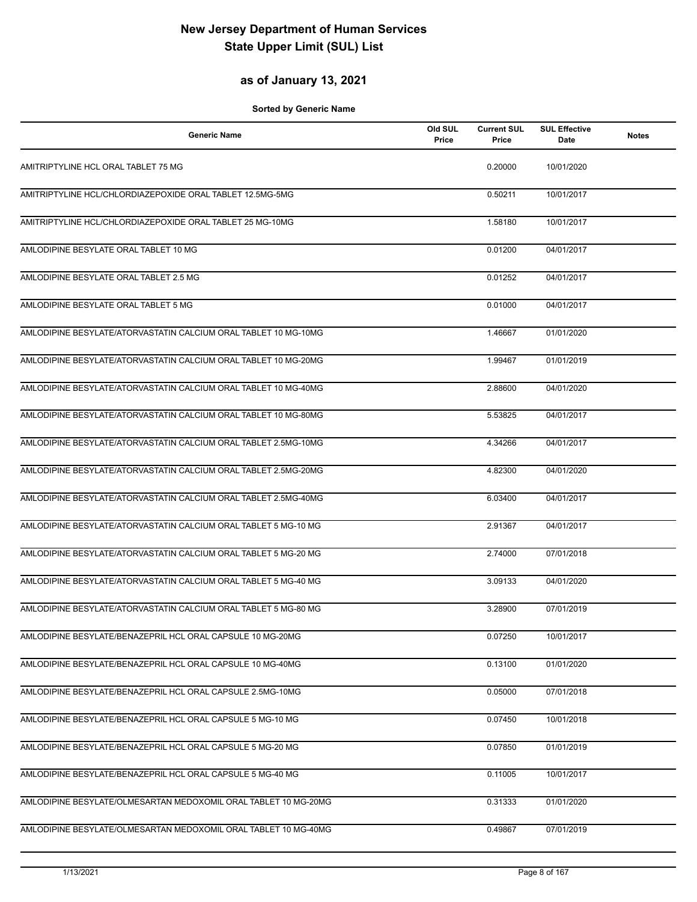# New Jersey Department of Human Services
# State Upper Limit (SUL) List

## as of January 13, 2021

**Sorted by Generic Name**

| Generic Name | Old SUL Price | Current SUL Price | SUL Effective Date | Notes |
|---|---|---|---|---|
| AMITRIPTYLINE HCL ORAL TABLET 75 MG | | 0.20000 | 10/01/2020 | |
| AMITRIPTYLINE HCL/CHLORDIAZEPOXIDE ORAL TABLET 12.5MG-5MG | | 0.50211 | 10/01/2017 | |
| AMITRIPTYLINE HCL/CHLORDIAZEPOXIDE ORAL TABLET 25 MG-10MG | | 1.58180 | 10/01/2017 | |
| AMLODIPINE BESYLATE ORAL TABLET 10 MG | | 0.01200 | 04/01/2017 | |
| AMLODIPINE BESYLATE ORAL TABLET 2.5 MG | | 0.01252 | 04/01/2017 | |
| AMLODIPINE BESYLATE ORAL TABLET 5 MG | | 0.01000 | 04/01/2017 | |
| AMLODIPINE BESYLATE/ATORVASTATIN CALCIUM ORAL TABLET 10 MG-10MG | | 1.46667 | 01/01/2020 | |
| AMLODIPINE BESYLATE/ATORVASTATIN CALCIUM ORAL TABLET 10 MG-20MG | | 1.99467 | 01/01/2019 | |
| AMLODIPINE BESYLATE/ATORVASTATIN CALCIUM ORAL TABLET 10 MG-40MG | | 2.88600 | 04/01/2020 | |
| AMLODIPINE BESYLATE/ATORVASTATIN CALCIUM ORAL TABLET 10 MG-80MG | | 5.53825 | 04/01/2017 | |
| AMLODIPINE BESYLATE/ATORVASTATIN CALCIUM ORAL TABLET 2.5MG-10MG | | 4.34266 | 04/01/2017 | |
| AMLODIPINE BESYLATE/ATORVASTATIN CALCIUM ORAL TABLET 2.5MG-20MG | | 4.82300 | 04/01/2020 | |
| AMLODIPINE BESYLATE/ATORVASTATIN CALCIUM ORAL TABLET 2.5MG-40MG | | 6.03400 | 04/01/2017 | |
| AMLODIPINE BESYLATE/ATORVASTATIN CALCIUM ORAL TABLET 5 MG-10 MG | | 2.91367 | 04/01/2017 | |
| AMLODIPINE BESYLATE/ATORVASTATIN CALCIUM ORAL TABLET 5 MG-20 MG | | 2.74000 | 07/01/2018 | |
| AMLODIPINE BESYLATE/ATORVASTATIN CALCIUM ORAL TABLET 5 MG-40 MG | | 3.09133 | 04/01/2020 | |
| AMLODIPINE BESYLATE/ATORVASTATIN CALCIUM ORAL TABLET 5 MG-80 MG | | 3.28900 | 07/01/2019 | |
| AMLODIPINE BESYLATE/BENAZEPRIL HCL ORAL CAPSULE 10 MG-20MG | | 0.07250 | 10/01/2017 | |
| AMLODIPINE BESYLATE/BENAZEPRIL HCL ORAL CAPSULE 10 MG-40MG | | 0.13100 | 01/01/2020 | |
| AMLODIPINE BESYLATE/BENAZEPRIL HCL ORAL CAPSULE 2.5MG-10MG | | 0.05000 | 07/01/2018 | |
| AMLODIPINE BESYLATE/BENAZEPRIL HCL ORAL CAPSULE 5 MG-10 MG | | 0.07450 | 10/01/2018 | |
| AMLODIPINE BESYLATE/BENAZEPRIL HCL ORAL CAPSULE 5 MG-20 MG | | 0.07850 | 01/01/2019 | |
| AMLODIPINE BESYLATE/BENAZEPRIL HCL ORAL CAPSULE 5 MG-40 MG | | 0.11005 | 10/01/2017 | |
| AMLODIPINE BESYLATE/OLMESARTAN MEDOXOMIL ORAL TABLET 10 MG-20MG | | 0.31333 | 01/01/2020 | |
| AMLODIPINE BESYLATE/OLMESARTAN MEDOXOMIL ORAL TABLET 10 MG-40MG | | 0.49867 | 07/01/2019 | |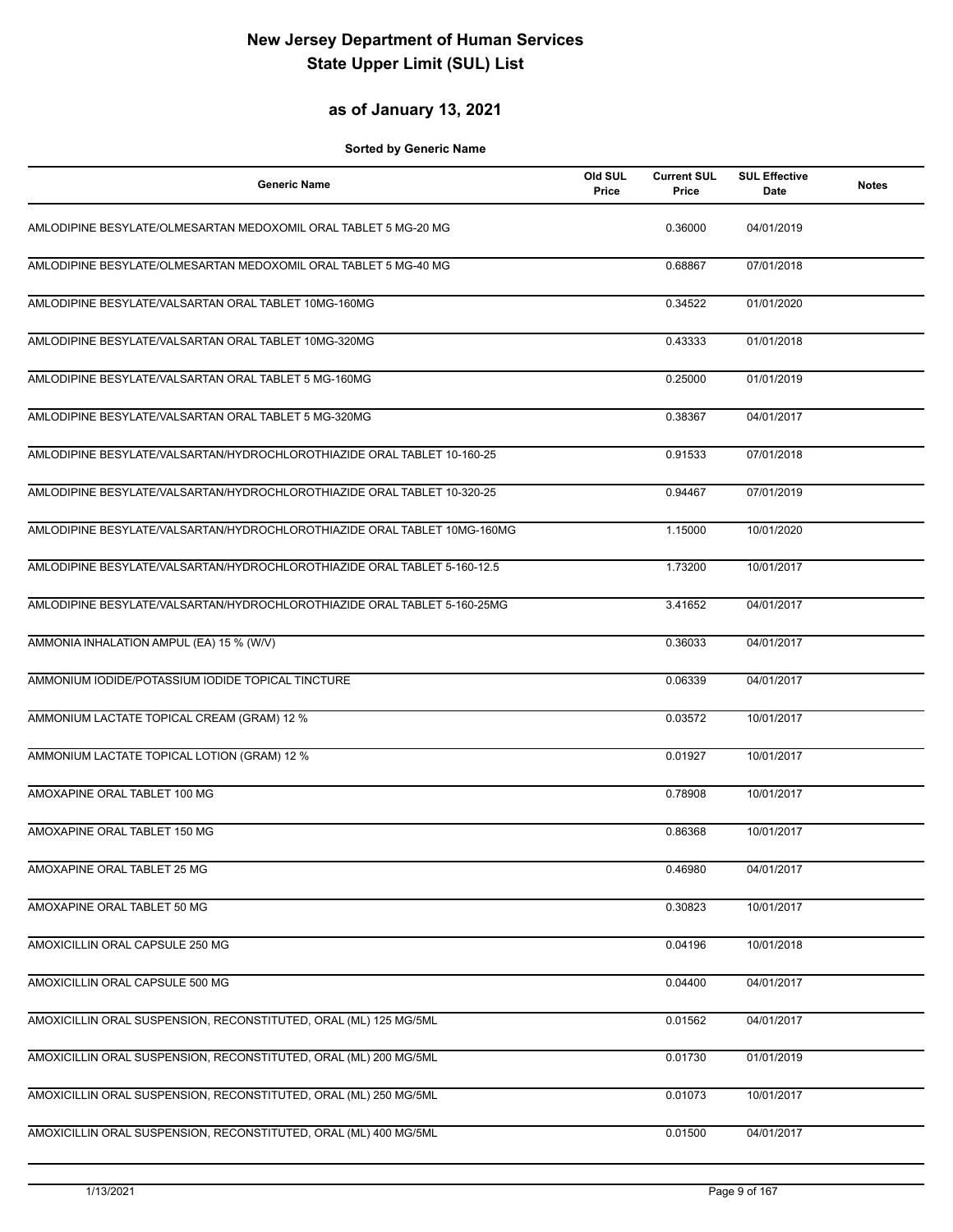# New Jersey Department of Human Services
# State Upper Limit (SUL) List

## as of January 13, 2021

**Sorted by Generic Name**

| Generic Name | Old SUL Price | Current SUL Price | SUL Effective Date | Notes |
|---|---|---|---|---|
| AMLODIPINE BESYLATE/OLMESARTAN MEDOXOMIL ORAL TABLET 5 MG-20 MG | | 0.36000 | 04/01/2019 | |
| AMLODIPINE BESYLATE/OLMESARTAN MEDOXOMIL ORAL TABLET 5 MG-40 MG | | 0.68867 | 07/01/2018 | |
| AMLODIPINE BESYLATE/VALSARTAN ORAL TABLET 10MG-160MG | | 0.34522 | 01/01/2020 | |
| AMLODIPINE BESYLATE/VALSARTAN ORAL TABLET 10MG-320MG | | 0.43333 | 01/01/2018 | |
| AMLODIPINE BESYLATE/VALSARTAN ORAL TABLET 5 MG-160MG | | 0.25000 | 01/01/2019 | |
| AMLODIPINE BESYLATE/VALSARTAN ORAL TABLET 5 MG-320MG | | 0.38367 | 04/01/2017 | |
| AMLODIPINE BESYLATE/VALSARTAN/HYDROCHLOROTHIAZIDE ORAL TABLET 10-160-25 | | 0.91533 | 07/01/2018 | |
| AMLODIPINE BESYLATE/VALSARTAN/HYDROCHLOROTHIAZIDE ORAL TABLET 10-320-25 | | 0.94467 | 07/01/2019 | |
| AMLODIPINE BESYLATE/VALSARTAN/HYDROCHLOROTHIAZIDE ORAL TABLET 10MG-160MG | | 1.15000 | 10/01/2020 | |
| AMLODIPINE BESYLATE/VALSARTAN/HYDROCHLOROTHIAZIDE ORAL TABLET 5-160-12.5 | | 1.73200 | 10/01/2017 | |
| AMLODIPINE BESYLATE/VALSARTAN/HYDROCHLOROTHIAZIDE ORAL TABLET 5-160-25MG | | 3.41652 | 04/01/2017 | |
| AMMONIA INHALATION AMPUL (EA) 15 % (W/V) | | 0.36033 | 04/01/2017 | |
| AMMONIUM IODIDE/POTASSIUM IODIDE TOPICAL TINCTURE | | 0.06339 | 04/01/2017 | |
| AMMONIUM LACTATE TOPICAL CREAM (GRAM) 12 % | | 0.03572 | 10/01/2017 | |
| AMMONIUM LACTATE TOPICAL LOTION (GRAM) 12 % | | 0.01927 | 10/01/2017 | |
| AMOXAPINE ORAL TABLET 100 MG | | 0.78908 | 10/01/2017 | |
| AMOXAPINE ORAL TABLET 150 MG | | 0.86368 | 10/01/2017 | |
| AMOXAPINE ORAL TABLET 25 MG | | 0.46980 | 04/01/2017 | |
| AMOXAPINE ORAL TABLET 50 MG | | 0.30823 | 10/01/2017 | |
| AMOXICILLIN ORAL CAPSULE 250 MG | | 0.04196 | 10/01/2018 | |
| AMOXICILLIN ORAL CAPSULE 500 MG | | 0.04400 | 04/01/2017 | |
| AMOXICILLIN ORAL SUSPENSION, RECONSTITUTED, ORAL (ML) 125 MG/5ML | | 0.01562 | 04/01/2017 | |
| AMOXICILLIN ORAL SUSPENSION, RECONSTITUTED, ORAL (ML) 200 MG/5ML | | 0.01730 | 01/01/2019 | |
| AMOXICILLIN ORAL SUSPENSION, RECONSTITUTED, ORAL (ML) 250 MG/5ML | | 0.01073 | 10/01/2017 | |
| AMOXICILLIN ORAL SUSPENSION, RECONSTITUTED, ORAL (ML) 400 MG/5ML | | 0.01500 | 04/01/2017 | |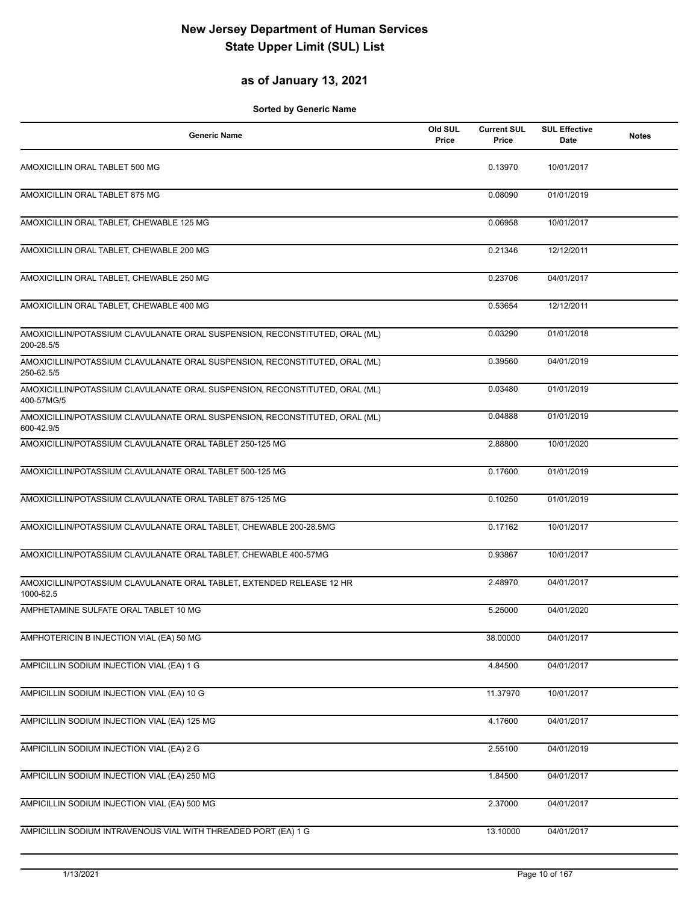# New Jersey Department of Human Services
# State Upper Limit (SUL) List

## as of January 13, 2021

**Sorted by Generic Name**

| Generic Name | Old SUL Price | Current SUL Price | SUL Effective Date | Notes |
|---|---|---|---|---|
| AMOXICILLIN ORAL TABLET 500 MG | | 0.13970 | 10/01/2017 | |
| AMOXICILLIN ORAL TABLET 875 MG | | 0.08090 | 01/01/2019 | |
| AMOXICILLIN ORAL TABLET, CHEWABLE 125 MG | | 0.06958 | 10/01/2017 | |
| AMOXICILLIN ORAL TABLET, CHEWABLE 200 MG | | 0.21346 | 12/12/2011 | |
| AMOXICILLIN ORAL TABLET, CHEWABLE 250 MG | | 0.23706 | 04/01/2017 | |
| AMOXICILLIN ORAL TABLET, CHEWABLE 400 MG | | 0.53654 | 12/12/2011 | |
| AMOXICILLIN/POTASSIUM CLAVULANATE ORAL SUSPENSION, RECONSTITUTED, ORAL (ML) 200-28.5/5 | | 0.03290 | 01/01/2018 | |
| AMOXICILLIN/POTASSIUM CLAVULANATE ORAL SUSPENSION, RECONSTITUTED, ORAL (ML) 250-62.5/5 | | 0.39560 | 04/01/2019 | |
| AMOXICILLIN/POTASSIUM CLAVULANATE ORAL SUSPENSION, RECONSTITUTED, ORAL (ML) 400-57MG/5 | | 0.03480 | 01/01/2019 | |
| AMOXICILLIN/POTASSIUM CLAVULANATE ORAL SUSPENSION, RECONSTITUTED, ORAL (ML) 600-42.9/5 | | 0.04888 | 01/01/2019 | |
| AMOXICILLIN/POTASSIUM CLAVULANATE ORAL TABLET 250-125 MG | | 2.88800 | 10/01/2020 | |
| AMOXICILLIN/POTASSIUM CLAVULANATE ORAL TABLET 500-125 MG | | 0.17600 | 01/01/2019 | |
| AMOXICILLIN/POTASSIUM CLAVULANATE ORAL TABLET 875-125 MG | | 0.10250 | 01/01/2019 | |
| AMOXICILLIN/POTASSIUM CLAVULANATE ORAL TABLET, CHEWABLE 200-28.5MG | | 0.17162 | 10/01/2017 | |
| AMOXICILLIN/POTASSIUM CLAVULANATE ORAL TABLET, CHEWABLE 400-57MG | | 0.93867 | 10/01/2017 | |
| AMOXICILLIN/POTASSIUM CLAVULANATE ORAL TABLET, EXTENDED RELEASE 12 HR 1000-62.5 | | 2.48970 | 04/01/2017 | |
| AMPHETAMINE SULFATE ORAL TABLET 10 MG | | 5.25000 | 04/01/2020 | |
| AMPHOTERICIN B INJECTION VIAL (EA) 50 MG | | 38.00000 | 04/01/2017 | |
| AMPICILLIN SODIUM INJECTION VIAL (EA) 1 G | | 4.84500 | 04/01/2017 | |
| AMPICILLIN SODIUM INJECTION VIAL (EA) 10 G | | 11.37970 | 10/01/2017 | |
| AMPICILLIN SODIUM INJECTION VIAL (EA) 125 MG | | 4.17600 | 04/01/2017 | |
| AMPICILLIN SODIUM INJECTION VIAL (EA) 2 G | | 2.55100 | 04/01/2019 | |
| AMPICILLIN SODIUM INJECTION VIAL (EA) 250 MG | | 1.84500 | 04/01/2017 | |
| AMPICILLIN SODIUM INJECTION VIAL (EA) 500 MG | | 2.37000 | 04/01/2017 | |
| AMPICILLIN SODIUM INTRAVENOUS VIAL WITH THREADED PORT (EA) 1 G | | 13.10000 | 04/01/2017 | |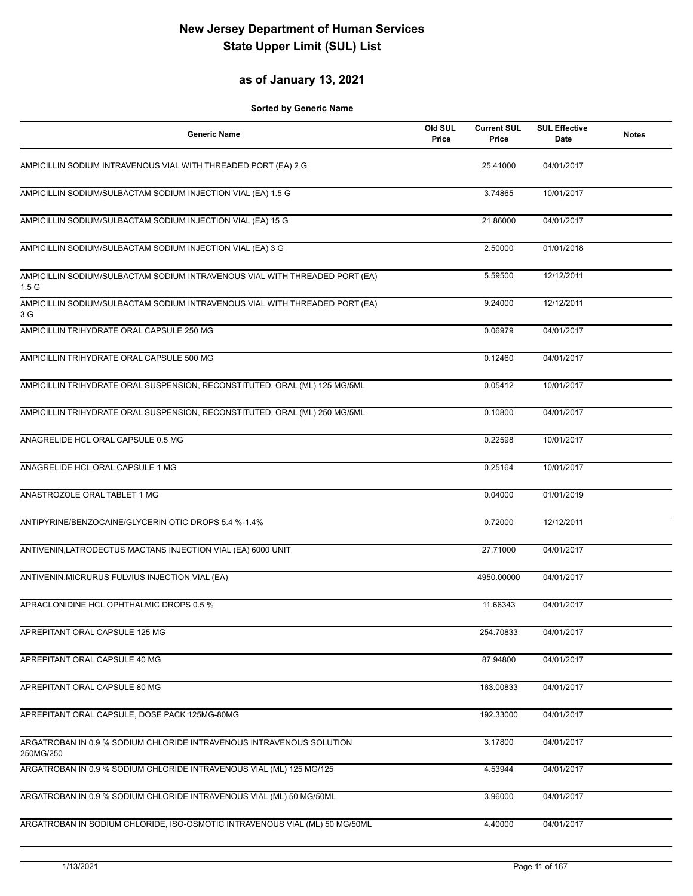# New Jersey Department of Human Services
# State Upper Limit (SUL) List

## as of January 13, 2021

**Sorted by Generic Name**

| Generic Name | Old SUL Price | Current SUL Price | SUL Effective Date | Notes |
|---|---|---|---|---|
| AMPICILLIN SODIUM INTRAVENOUS VIAL WITH THREADED PORT (EA) 2 G | | 25.41000 | 04/01/2017 | |
| AMPICILLIN SODIUM/SULBACTAM SODIUM INJECTION VIAL (EA) 1.5 G | | 3.74865 | 10/01/2017 | |
| AMPICILLIN SODIUM/SULBACTAM SODIUM INJECTION VIAL (EA) 15 G | | 21.86000 | 04/01/2017 | |
| AMPICILLIN SODIUM/SULBACTAM SODIUM INJECTION VIAL (EA) 3 G | | 2.50000 | 01/01/2018 | |
| AMPICILLIN SODIUM/SULBACTAM SODIUM INTRAVENOUS VIAL WITH THREADED PORT (EA) 1.5 G | | 5.59500 | 12/12/2011 | |
| AMPICILLIN SODIUM/SULBACTAM SODIUM INTRAVENOUS VIAL WITH THREADED PORT (EA) 3 G | | 9.24000 | 12/12/2011 | |
| AMPICILLIN TRIHYDRATE ORAL CAPSULE 250 MG | | 0.06979 | 04/01/2017 | |
| AMPICILLIN TRIHYDRATE ORAL CAPSULE 500 MG | | 0.12460 | 04/01/2017 | |
| AMPICILLIN TRIHYDRATE ORAL SUSPENSION, RECONSTITUTED, ORAL (ML) 125 MG/5ML | | 0.05412 | 10/01/2017 | |
| AMPICILLIN TRIHYDRATE ORAL SUSPENSION, RECONSTITUTED, ORAL (ML) 250 MG/5ML | | 0.10800 | 04/01/2017 | |
| ANAGRELIDE HCL ORAL CAPSULE 0.5 MG | | 0.22598 | 10/01/2017 | |
| ANAGRELIDE HCL ORAL CAPSULE 1 MG | | 0.25164 | 10/01/2017 | |
| ANASTROZOLE ORAL TABLET 1 MG | | 0.04000 | 01/01/2019 | |
| ANTIPYRINE/BENZOCAINE/GLYCERIN OTIC DROPS 5.4 %-1.4% | | 0.72000 | 12/12/2011 | |
| ANTIVENIN,LATRODECTUS MACTANS INJECTION VIAL (EA) 6000 UNIT | | 27.71000 | 04/01/2017 | |
| ANTIVENIN,MICRURUS FULVIUS INJECTION VIAL (EA) | | 4950.00000 | 04/01/2017 | |
| APRACLONIDINE HCL OPHTHALMIC DROPS 0.5 % | | 11.66343 | 04/01/2017 | |
| APREPITANT ORAL CAPSULE 125 MG | | 254.70833 | 04/01/2017 | |
| APREPITANT ORAL CAPSULE 40 MG | | 87.94800 | 04/01/2017 | |
| APREPITANT ORAL CAPSULE 80 MG | | 163.00833 | 04/01/2017 | |
| APREPITANT ORAL CAPSULE, DOSE PACK 125MG-80MG | | 192.33000 | 04/01/2017 | |
| ARGATROBAN IN 0.9 % SODIUM CHLORIDE INTRAVENOUS INTRAVENOUS SOLUTION 250MG/250 | | 3.17800 | 04/01/2017 | |
| ARGATROBAN IN 0.9 % SODIUM CHLORIDE INTRAVENOUS VIAL (ML) 125 MG/125 | | 4.53944 | 04/01/2017 | |
| ARGATROBAN IN 0.9 % SODIUM CHLORIDE INTRAVENOUS VIAL (ML) 50 MG/50ML | | 3.96000 | 04/01/2017 | |
| ARGATROBAN IN SODIUM CHLORIDE, ISO-OSMOTIC INTRAVENOUS VIAL (ML) 50 MG/50ML | | 4.40000 | 04/01/2017 | |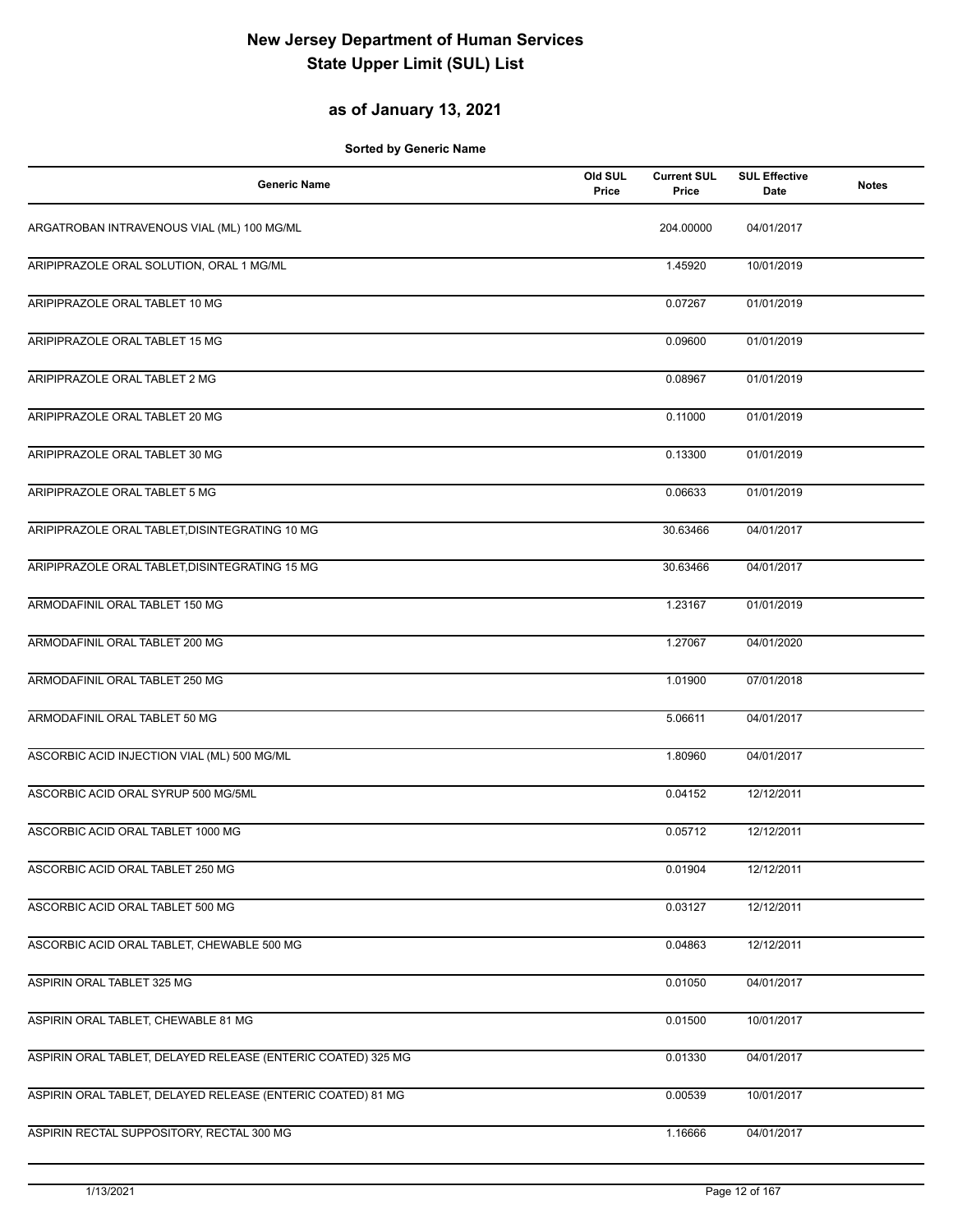# New Jersey Department of Human Services
# State Upper Limit (SUL) List

## as of January 13, 2021

**Sorted by Generic Name**

| Generic Name | Old SUL Price | Current SUL Price | SUL Effective Date | Notes |
|---|---|---|---|---|
| ARGATROBAN INTRAVENOUS VIAL (ML) 100 MG/ML | | 204.00000 | 04/01/2017 | |
| ARIPIPRAZOLE ORAL SOLUTION, ORAL 1 MG/ML | | 1.45920 | 10/01/2019 | |
| ARIPIPRAZOLE ORAL TABLET 10 MG | | 0.07267 | 01/01/2019 | |
| ARIPIPRAZOLE ORAL TABLET 15 MG | | 0.09600 | 01/01/2019 | |
| ARIPIPRAZOLE ORAL TABLET 2 MG | | 0.08967 | 01/01/2019 | |
| ARIPIPRAZOLE ORAL TABLET 20 MG | | 0.11000 | 01/01/2019 | |
| ARIPIPRAZOLE ORAL TABLET 30 MG | | 0.13300 | 01/01/2019 | |
| ARIPIPRAZOLE ORAL TABLET 5 MG | | 0.06633 | 01/01/2019 | |
| ARIPIPRAZOLE ORAL TABLET,DISINTEGRATING 10 MG | | 30.63466 | 04/01/2017 | |
| ARIPIPRAZOLE ORAL TABLET,DISINTEGRATING 15 MG | | 30.63466 | 04/01/2017 | |
| ARMODAFINIL ORAL TABLET 150 MG | | 1.23167 | 01/01/2019 | |
| ARMODAFINIL ORAL TABLET 200 MG | | 1.27067 | 04/01/2020 | |
| ARMODAFINIL ORAL TABLET 250 MG | | 1.01900 | 07/01/2018 | |
| ARMODAFINIL ORAL TABLET 50 MG | | 5.06611 | 04/01/2017 | |
| ASCORBIC ACID INJECTION VIAL (ML) 500 MG/ML | | 1.80960 | 04/01/2017 | |
| ASCORBIC ACID ORAL SYRUP 500 MG/5ML | | 0.04152 | 12/12/2011 | |
| ASCORBIC ACID ORAL TABLET 1000 MG | | 0.05712 | 12/12/2011 | |
| ASCORBIC ACID ORAL TABLET 250 MG | | 0.01904 | 12/12/2011 | |
| ASCORBIC ACID ORAL TABLET 500 MG | | 0.03127 | 12/12/2011 | |
| ASCORBIC ACID ORAL TABLET, CHEWABLE 500 MG | | 0.04863 | 12/12/2011 | |
| ASPIRIN ORAL TABLET 325 MG | | 0.01050 | 04/01/2017 | |
| ASPIRIN ORAL TABLET, CHEWABLE 81 MG | | 0.01500 | 10/01/2017 | |
| ASPIRIN ORAL TABLET, DELAYED RELEASE (ENTERIC COATED) 325 MG | | 0.01330 | 04/01/2017 | |
| ASPIRIN ORAL TABLET, DELAYED RELEASE (ENTERIC COATED) 81 MG | | 0.00539 | 10/01/2017 | |
| ASPIRIN RECTAL SUPPOSITORY, RECTAL 300 MG | | 1.16666 | 04/01/2017 | |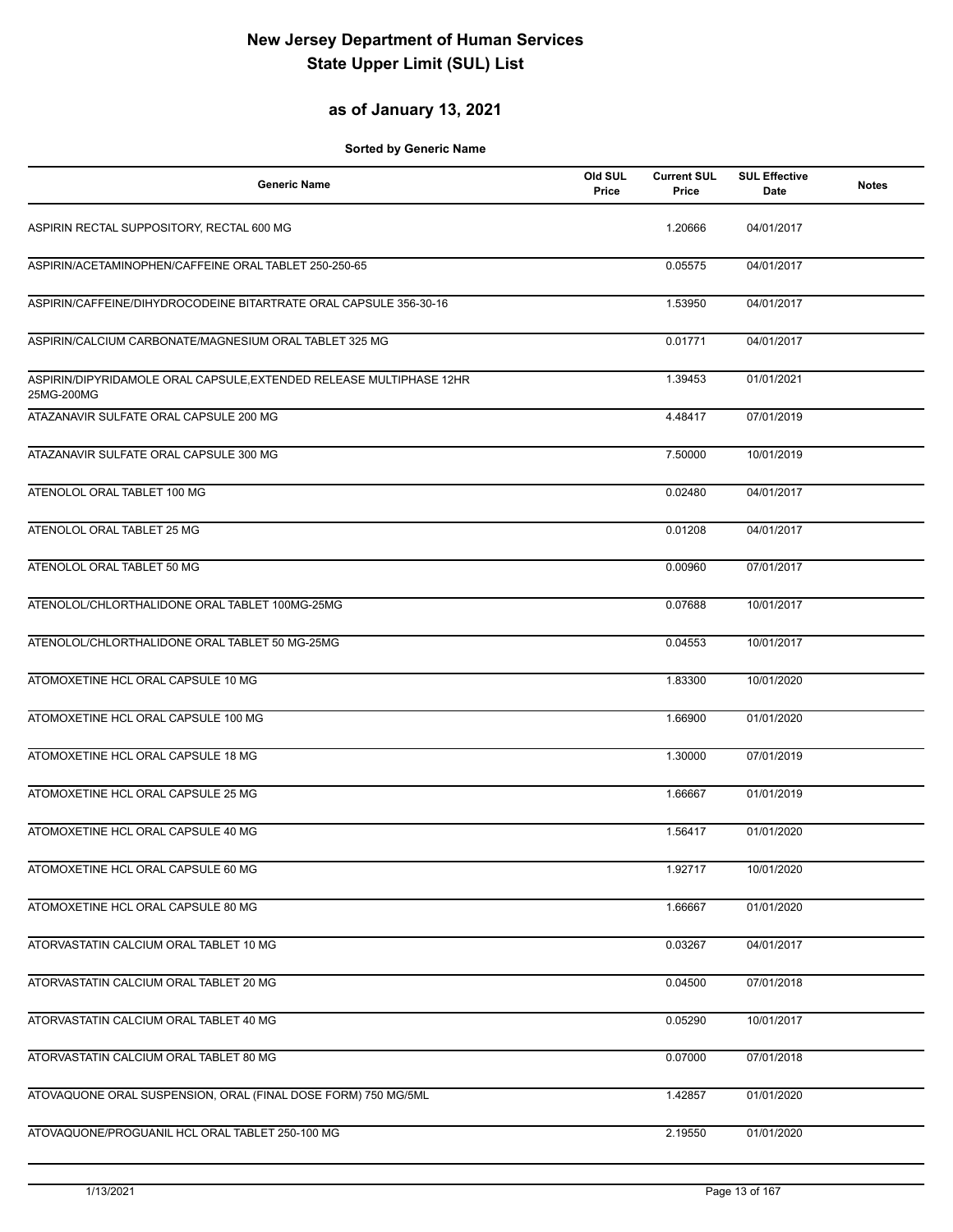# New Jersey Department of Human Services
# State Upper Limit (SUL) List

## as of January 13, 2021

**Sorted by Generic Name**

| Generic Name | Old SUL Price | Current SUL Price | SUL Effective Date | Notes |
|---|---|---|---|---|
| ASPIRIN RECTAL SUPPOSITORY, RECTAL 600 MG | | 1.20666 | 04/01/2017 | |
| ASPIRIN/ACETAMINOPHEN/CAFFEINE ORAL TABLET 250-250-65 | | 0.05575 | 04/01/2017 | |
| ASPIRIN/CAFFEINE/DIHYDROCODEINE BITARTRATE ORAL CAPSULE 356-30-16 | | 1.53950 | 04/01/2017 | |
| ASPIRIN/CALCIUM CARBONATE/MAGNESIUM ORAL TABLET 325 MG | | 0.01771 | 04/01/2017 | |
| ASPIRIN/DIPYRIDAMOLE ORAL CAPSULE,EXTENDED RELEASE MULTIPHASE 12HR 25MG-200MG | | 1.39453 | 01/01/2021 | |
| ATAZANAVIR SULFATE ORAL CAPSULE 200 MG | | 4.48417 | 07/01/2019 | |
| ATAZANAVIR SULFATE ORAL CAPSULE 300 MG | | 7.50000 | 10/01/2019 | |
| ATENOLOL ORAL TABLET 100 MG | | 0.02480 | 04/01/2017 | |
| ATENOLOL ORAL TABLET 25 MG | | 0.01208 | 04/01/2017 | |
| ATENOLOL ORAL TABLET 50 MG | | 0.00960 | 07/01/2017 | |
| ATENOLOL/CHLORTHALIDONE ORAL TABLET 100MG-25MG | | 0.07688 | 10/01/2017 | |
| ATENOLOL/CHLORTHALIDONE ORAL TABLET 50 MG-25MG | | 0.04553 | 10/01/2017 | |
| ATOMOXETINE HCL ORAL CAPSULE 10 MG | | 1.83300 | 10/01/2020 | |
| ATOMOXETINE HCL ORAL CAPSULE 100 MG | | 1.66900 | 01/01/2020 | |
| ATOMOXETINE HCL ORAL CAPSULE 18 MG | | 1.30000 | 07/01/2019 | |
| ATOMOXETINE HCL ORAL CAPSULE 25 MG | | 1.66667 | 01/01/2019 | |
| ATOMOXETINE HCL ORAL CAPSULE 40 MG | | 1.56417 | 01/01/2020 | |
| ATOMOXETINE HCL ORAL CAPSULE 60 MG | | 1.92717 | 10/01/2020 | |
| ATOMOXETINE HCL ORAL CAPSULE 80 MG | | 1.66667 | 01/01/2020 | |
| ATORVASTATIN CALCIUM ORAL TABLET 10 MG | | 0.03267 | 04/01/2017 | |
| ATORVASTATIN CALCIUM ORAL TABLET 20 MG | | 0.04500 | 07/01/2018 | |
| ATORVASTATIN CALCIUM ORAL TABLET 40 MG | | 0.05290 | 10/01/2017 | |
| ATORVASTATIN CALCIUM ORAL TABLET 80 MG | | 0.07000 | 07/01/2018 | |
| ATOVAQUONE ORAL SUSPENSION, ORAL (FINAL DOSE FORM) 750 MG/5ML | | 1.42857 | 01/01/2020 | |
| ATOVAQUONE/PROGUANIL HCL ORAL TABLET 250-100 MG | | 2.19550 | 01/01/2020 | |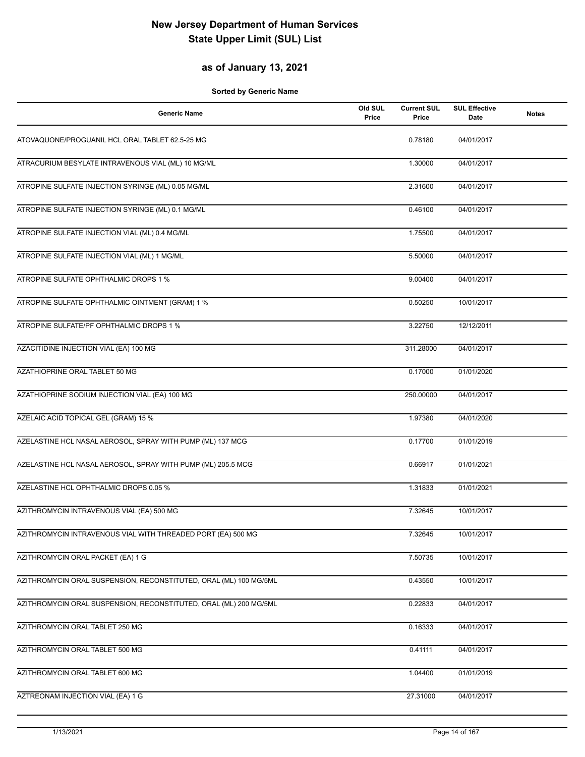# New Jersey Department of Human Services
# State Upper Limit (SUL) List

## as of January 13, 2021

**Sorted by Generic Name**

| Generic Name | Old SUL Price | Current SUL Price | SUL Effective Date | Notes |
|---|---|---|---|---|
| ATOVAQUONE/PROGUANIL HCL ORAL TABLET 62.5-25 MG | | 0.78180 | 04/01/2017 | |
| ATRACURIUM BESYLATE INTRAVENOUS VIAL (ML) 10 MG/ML | | 1.30000 | 04/01/2017 | |
| ATROPINE SULFATE INJECTION SYRINGE (ML) 0.05 MG/ML | | 2.31600 | 04/01/2017 | |
| ATROPINE SULFATE INJECTION SYRINGE (ML) 0.1 MG/ML | | 0.46100 | 04/01/2017 | |
| ATROPINE SULFATE INJECTION VIAL (ML) 0.4 MG/ML | | 1.75500 | 04/01/2017 | |
| ATROPINE SULFATE INJECTION VIAL (ML) 1 MG/ML | | 5.50000 | 04/01/2017 | |
| ATROPINE SULFATE OPHTHALMIC DROPS 1 % | | 9.00400 | 04/01/2017 | |
| ATROPINE SULFATE OPHTHALMIC OINTMENT (GRAM) 1 % | | 0.50250 | 10/01/2017 | |
| ATROPINE SULFATE/PF OPHTHALMIC DROPS 1 % | | 3.22750 | 12/12/2011 | |
| AZACITIDINE INJECTION VIAL (EA) 100 MG | | 311.28000 | 04/01/2017 | |
| AZATHIOPRINE ORAL TABLET 50 MG | | 0.17000 | 01/01/2020 | |
| AZATHIOPRINE SODIUM INJECTION VIAL (EA) 100 MG | | 250.00000 | 04/01/2017 | |
| AZELAIC ACID TOPICAL GEL (GRAM) 15 % | | 1.97380 | 04/01/2020 | |
| AZELASTINE HCL NASAL AEROSOL, SPRAY WITH PUMP (ML) 137 MCG | | 0.17700 | 01/01/2019 | |
| AZELASTINE HCL NASAL AEROSOL, SPRAY WITH PUMP (ML) 205.5 MCG | | 0.66917 | 01/01/2021 | |
| AZELASTINE HCL OPHTHALMIC DROPS 0.05 % | | 1.31833 | 01/01/2021 | |
| AZITHROMYCIN INTRAVENOUS VIAL (EA) 500 MG | | 7.32645 | 10/01/2017 | |
| AZITHROMYCIN INTRAVENOUS VIAL WITH THREADED PORT (EA) 500 MG | | 7.32645 | 10/01/2017 | |
| AZITHROMYCIN ORAL PACKET (EA) 1 G | | 7.50735 | 10/01/2017 | |
| AZITHROMYCIN ORAL SUSPENSION, RECONSTITUTED, ORAL (ML) 100 MG/5ML | | 0.43550 | 10/01/2017 | |
| AZITHROMYCIN ORAL SUSPENSION, RECONSTITUTED, ORAL (ML) 200 MG/5ML | | 0.22833 | 04/01/2017 | |
| AZITHROMYCIN ORAL TABLET 250 MG | | 0.16333 | 04/01/2017 | |
| AZITHROMYCIN ORAL TABLET 500 MG | | 0.41111 | 04/01/2017 | |
| AZITHROMYCIN ORAL TABLET 600 MG | | 1.04400 | 01/01/2019 | |
| AZTREONAM INJECTION VIAL (EA) 1 G | | 27.31000 | 04/01/2017 | |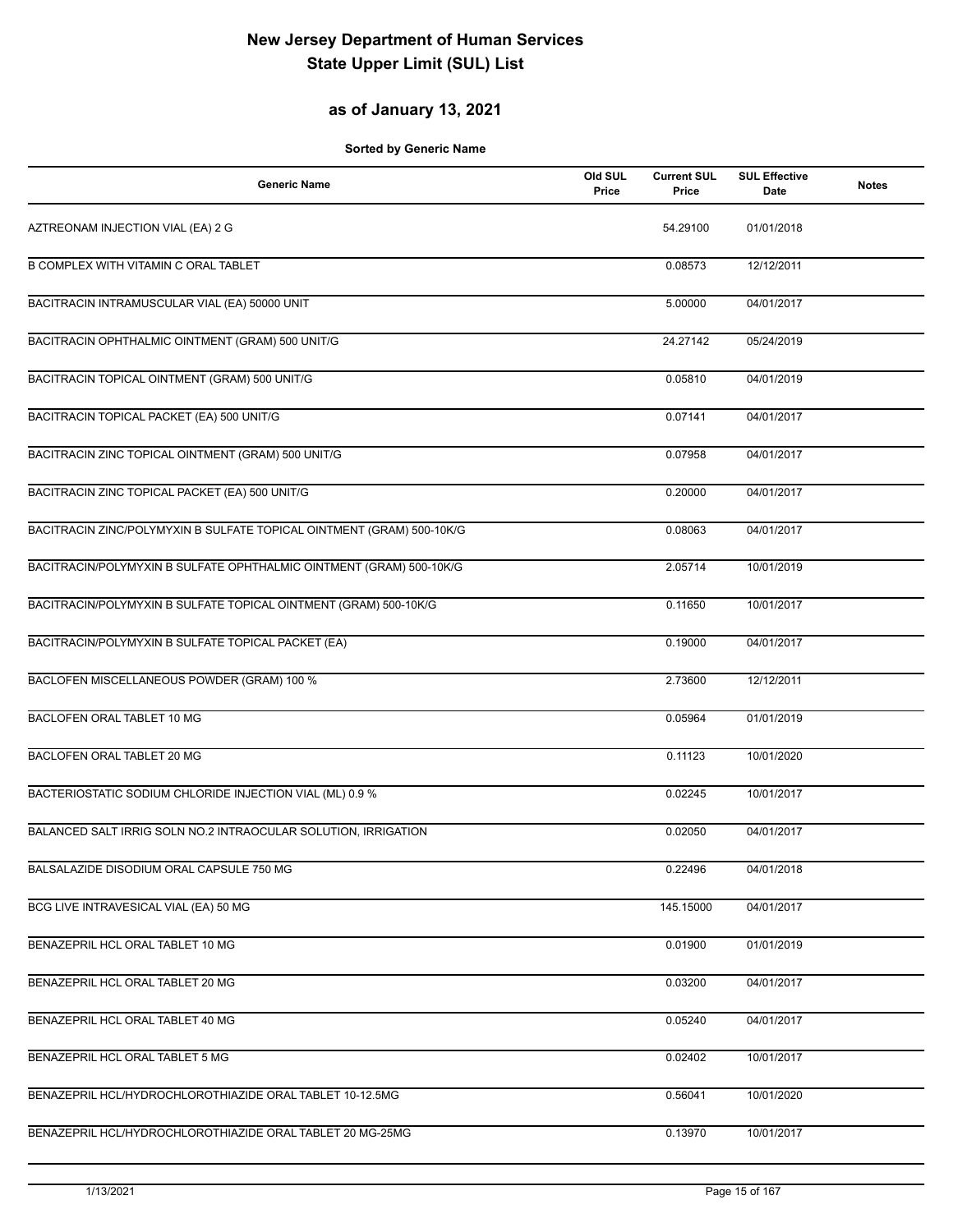# New Jersey Department of Human Services
# State Upper Limit (SUL) List

## as of January 13, 2021

**Sorted by Generic Name**

| Generic Name | Old SUL Price | Current SUL Price | SUL Effective Date | Notes |
|---|---|---|---|---|
| AZTREONAM INJECTION VIAL (EA) 2 G | | 54.29100 | 01/01/2018 | |
| B COMPLEX WITH VITAMIN C ORAL TABLET | | 0.08573 | 12/12/2011 | |
| BACITRACIN INTRAMUSCULAR VIAL (EA) 50000 UNIT | | 5.00000 | 04/01/2017 | |
| BACITRACIN OPHTHALMIC OINTMENT (GRAM) 500 UNIT/G | | 24.27142 | 05/24/2019 | |
| BACITRACIN TOPICAL OINTMENT (GRAM) 500 UNIT/G | | 0.05810 | 04/01/2019 | |
| BACITRACIN TOPICAL PACKET (EA) 500 UNIT/G | | 0.07141 | 04/01/2017 | |
| BACITRACIN ZINC TOPICAL OINTMENT (GRAM) 500 UNIT/G | | 0.07958 | 04/01/2017 | |
| BACITRACIN ZINC TOPICAL PACKET (EA) 500 UNIT/G | | 0.20000 | 04/01/2017 | |
| BACITRACIN ZINC/POLYMYXIN B SULFATE TOPICAL OINTMENT (GRAM) 500-10K/G | | 0.08063 | 04/01/2017 | |
| BACITRACIN/POLYMYXIN B SULFATE OPHTHALMIC OINTMENT (GRAM) 500-10K/G | | 2.05714 | 10/01/2019 | |
| BACITRACIN/POLYMYXIN B SULFATE TOPICAL OINTMENT (GRAM) 500-10K/G | | 0.11650 | 10/01/2017 | |
| BACITRACIN/POLYMYXIN B SULFATE TOPICAL PACKET (EA) | | 0.19000 | 04/01/2017 | |
| BACLOFEN MISCELLANEOUS POWDER (GRAM) 100 % | | 2.73600 | 12/12/2011 | |
| BACLOFEN ORAL TABLET 10 MG | | 0.05964 | 01/01/2019 | |
| BACLOFEN ORAL TABLET 20 MG | | 0.11123 | 10/01/2020 | |
| BACTERIOSTATIC SODIUM CHLORIDE INJECTION VIAL (ML) 0.9 % | | 0.02245 | 10/01/2017 | |
| BALANCED SALT IRRIG SOLN NO.2 INTRAOCULAR SOLUTION, IRRIGATION | | 0.02050 | 04/01/2017 | |
| BALSALAZIDE DISODIUM ORAL CAPSULE 750 MG | | 0.22496 | 04/01/2018 | |
| BCG LIVE INTRAVESICAL VIAL (EA) 50 MG | | 145.15000 | 04/01/2017 | |
| BENAZEPRIL HCL ORAL TABLET 10 MG | | 0.01900 | 01/01/2019 | |
| BENAZEPRIL HCL ORAL TABLET 20 MG | | 0.03200 | 04/01/2017 | |
| BENAZEPRIL HCL ORAL TABLET 40 MG | | 0.05240 | 04/01/2017 | |
| BENAZEPRIL HCL ORAL TABLET 5 MG | | 0.02402 | 10/01/2017 | |
| BENAZEPRIL HCL/HYDROCHLOROTHIAZIDE ORAL TABLET 10-12.5MG | | 0.56041 | 10/01/2020 | |
| BENAZEPRIL HCL/HYDROCHLOROTHIAZIDE ORAL TABLET 20 MG-25MG | | 0.13970 | 10/01/2017 | |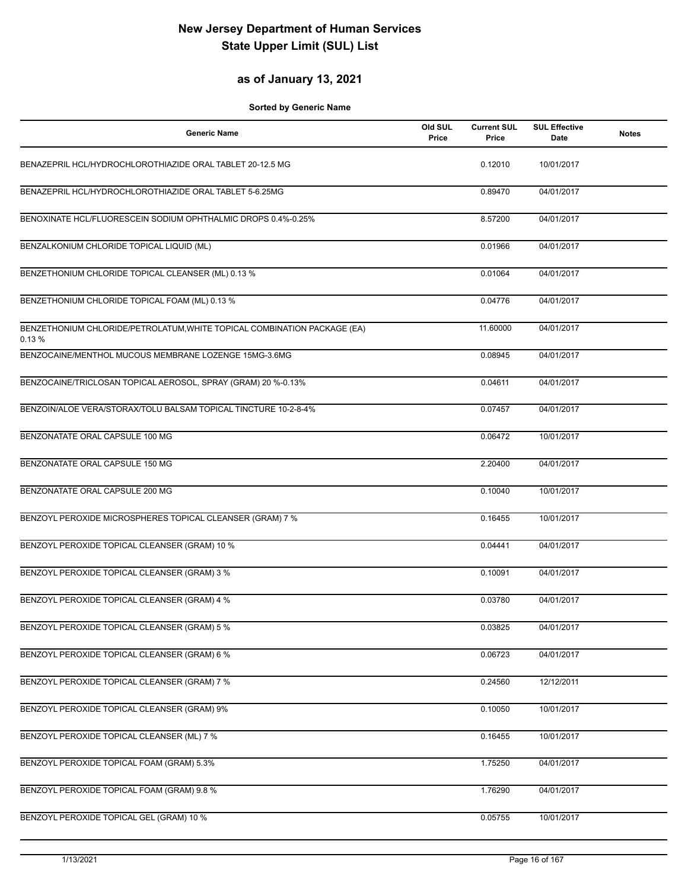# New Jersey Department of Human Services
# State Upper Limit (SUL) List

## as of January 13, 2021

**Sorted by Generic Name**

| Generic Name | Old SUL Price | Current SUL Price | SUL Effective Date | Notes |
|---|---|---|---|---|
| BENAZEPRIL HCL/HYDROCHLOROTHIAZIDE ORAL TABLET 20-12.5 MG | | 0.12010 | 10/01/2017 | |
| BENAZEPRIL HCL/HYDROCHLOROTHIAZIDE ORAL TABLET 5-6.25MG | | 0.89470 | 04/01/2017 | |
| BENOXINATE HCL/FLUORESCEIN SODIUM OPHTHALMIC DROPS 0.4%-0.25% | | 8.57200 | 04/01/2017 | |
| BENZALKONIUM CHLORIDE TOPICAL LIQUID (ML) | | 0.01966 | 04/01/2017 | |
| BENZETHONIUM CHLORIDE TOPICAL CLEANSER (ML) 0.13 % | | 0.01064 | 04/01/2017 | |
| BENZETHONIUM CHLORIDE TOPICAL FOAM (ML) 0.13 % | | 0.04776 | 04/01/2017 | |
| BENZETHONIUM CHLORIDE/PETROLATUM,WHITE TOPICAL COMBINATION PACKAGE (EA) 0.13 % | | 11.60000 | 04/01/2017 | |
| BENZOCAINE/MENTHOL MUCOUS MEMBRANE LOZENGE 15MG-3.6MG | | 0.08945 | 04/01/2017 | |
| BENZOCAINE/TRICLOSAN TOPICAL AEROSOL, SPRAY (GRAM) 20 %-0.13% | | 0.04611 | 04/01/2017 | |
| BENZOIN/ALOE VERA/STORAX/TOLU BALSAM TOPICAL TINCTURE 10-2-8-4% | | 0.07457 | 04/01/2017 | |
| BENZONATATE ORAL CAPSULE 100 MG | | 0.06472 | 10/01/2017 | |
| BENZONATATE ORAL CAPSULE 150 MG | | 2.20400 | 04/01/2017 | |
| BENZONATATE ORAL CAPSULE 200 MG | | 0.10040 | 10/01/2017 | |
| BENZOYL PEROXIDE MICROSPHERES TOPICAL CLEANSER (GRAM) 7 % | | 0.16455 | 10/01/2017 | |
| BENZOYL PEROXIDE TOPICAL CLEANSER (GRAM) 10 % | | 0.04441 | 04/01/2017 | |
| BENZOYL PEROXIDE TOPICAL CLEANSER (GRAM) 3 % | | 0.10091 | 04/01/2017 | |
| BENZOYL PEROXIDE TOPICAL CLEANSER (GRAM) 4 % | | 0.03780 | 04/01/2017 | |
| BENZOYL PEROXIDE TOPICAL CLEANSER (GRAM) 5 % | | 0.03825 | 04/01/2017 | |
| BENZOYL PEROXIDE TOPICAL CLEANSER (GRAM) 6 % | | 0.06723 | 04/01/2017 | |
| BENZOYL PEROXIDE TOPICAL CLEANSER (GRAM) 7 % | | 0.24560 | 12/12/2011 | |
| BENZOYL PEROXIDE TOPICAL CLEANSER (GRAM) 9% | | 0.10050 | 10/01/2017 | |
| BENZOYL PEROXIDE TOPICAL CLEANSER (ML) 7 % | | 0.16455 | 10/01/2017 | |
| BENZOYL PEROXIDE TOPICAL FOAM (GRAM) 5.3% | | 1.75250 | 04/01/2017 | |
| BENZOYL PEROXIDE TOPICAL FOAM (GRAM) 9.8 % | | 1.76290 | 04/01/2017 | |
| BENZOYL PEROXIDE TOPICAL GEL (GRAM) 10 % | | 0.05755 | 10/01/2017 | |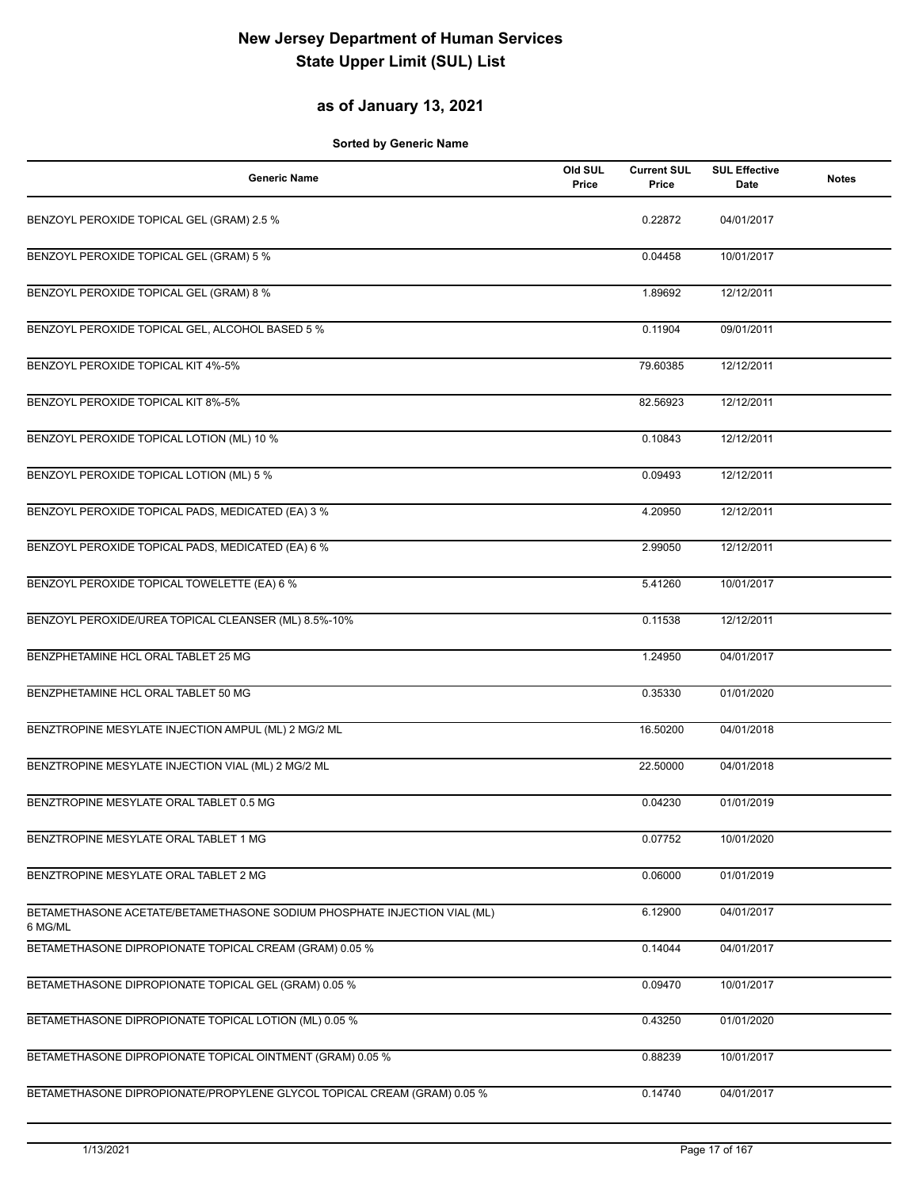# New Jersey Department of Human Services
# State Upper Limit (SUL) List

## as of January 13, 2021

**Sorted by Generic Name**

| Generic Name | Old SUL Price | Current SUL Price | SUL Effective Date | Notes |
|---|---|---|---|---|
| BENZOYL PEROXIDE TOPICAL GEL (GRAM) 2.5 % | | 0.22872 | 04/01/2017 | |
| BENZOYL PEROXIDE TOPICAL GEL (GRAM) 5 % | | 0.04458 | 10/01/2017 | |
| BENZOYL PEROXIDE TOPICAL GEL (GRAM) 8 % | | 1.89692 | 12/12/2011 | |
| BENZOYL PEROXIDE TOPICAL GEL, ALCOHOL BASED 5 % | | 0.11904 | 09/01/2011 | |
| BENZOYL PEROXIDE TOPICAL KIT 4%-5% | | 79.60385 | 12/12/2011 | |
| BENZOYL PEROXIDE TOPICAL KIT 8%-5% | | 82.56923 | 12/12/2011 | |
| BENZOYL PEROXIDE TOPICAL LOTION (ML) 10 % | | 0.10843 | 12/12/2011 | |
| BENZOYL PEROXIDE TOPICAL LOTION (ML) 5 % | | 0.09493 | 12/12/2011 | |
| BENZOYL PEROXIDE TOPICAL PADS, MEDICATED (EA) 3 % | | 4.20950 | 12/12/2011 | |
| BENZOYL PEROXIDE TOPICAL PADS, MEDICATED (EA) 6 % | | 2.99050 | 12/12/2011 | |
| BENZOYL PEROXIDE TOPICAL TOWELETTE (EA) 6 % | | 5.41260 | 10/01/2017 | |
| BENZOYL PEROXIDE/UREA TOPICAL CLEANSER (ML) 8.5%-10% | | 0.11538 | 12/12/2011 | |
| BENZPHETAMINE HCL ORAL TABLET 25 MG | | 1.24950 | 04/01/2017 | |
| BENZPHETAMINE HCL ORAL TABLET 50 MG | | 0.35330 | 01/01/2020 | |
| BENZTROPINE MESYLATE INJECTION AMPUL (ML) 2 MG/2 ML | | 16.50200 | 04/01/2018 | |
| BENZTROPINE MESYLATE INJECTION VIAL (ML) 2 MG/2 ML | | 22.50000 | 04/01/2018 | |
| BENZTROPINE MESYLATE ORAL TABLET 0.5 MG | | 0.04230 | 01/01/2019 | |
| BENZTROPINE MESYLATE ORAL TABLET 1 MG | | 0.07752 | 10/01/2020 | |
| BENZTROPINE MESYLATE ORAL TABLET 2 MG | | 0.06000 | 01/01/2019 | |
| BETAMETHASONE ACETATE/BETAMETHASONE SODIUM PHOSPHATE INJECTION VIAL (ML) 6 MG/ML | | 6.12900 | 04/01/2017 | |
| BETAMETHASONE DIPROPIONATE TOPICAL CREAM (GRAM) 0.05 % | | 0.14044 | 04/01/2017 | |
| BETAMETHASONE DIPROPIONATE TOPICAL GEL (GRAM) 0.05 % | | 0.09470 | 10/01/2017 | |
| BETAMETHASONE DIPROPIONATE TOPICAL LOTION (ML) 0.05 % | | 0.43250 | 01/01/2020 | |
| BETAMETHASONE DIPROPIONATE TOPICAL OINTMENT (GRAM) 0.05 % | | 0.88239 | 10/01/2017 | |
| BETAMETHASONE DIPROPIONATE/PROPYLENE GLYCOL TOPICAL CREAM (GRAM) 0.05 % | | 0.14740 | 04/01/2017 | |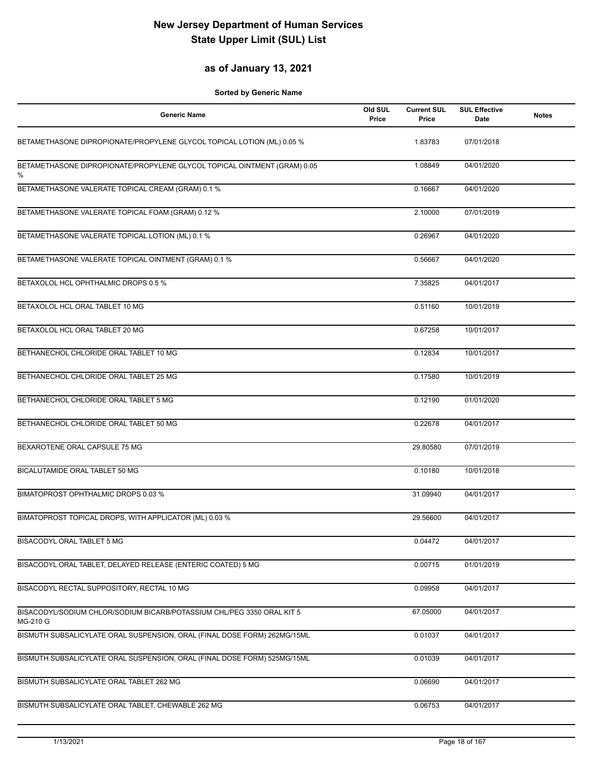# New Jersey Department of Human Services
# State Upper Limit (SUL) List

## as of January 13, 2021

**Sorted by Generic Name**

| Generic Name | Old SUL Price | Current SUL Price | SUL Effective Date | Notes |
|---|---|---|---|---|
| BETAMETHASONE DIPROPIONATE/PROPYLENE GLYCOL TOPICAL LOTION (ML) 0.05 % | | 1.83783 | 07/01/2018 | |
| BETAMETHASONE DIPROPIONATE/PROPYLENE GLYCOL TOPICAL OINTMENT (GRAM) 0.05 % | | 1.08849 | 04/01/2020 | |
| BETAMETHASONE VALERATE TOPICAL CREAM (GRAM) 0.1 % | | 0.16667 | 04/01/2020 | |
| BETAMETHASONE VALERATE TOPICAL FOAM (GRAM) 0.12 % | | 2.10000 | 07/01/2019 | |
| BETAMETHASONE VALERATE TOPICAL LOTION (ML) 0.1 % | | 0.26967 | 04/01/2020 | |
| BETAMETHASONE VALERATE TOPICAL OINTMENT (GRAM) 0.1 % | | 0.56667 | 04/01/2020 | |
| BETAXOLOL HCL OPHTHALMIC DROPS 0.5 % | | 7.35825 | 04/01/2017 | |
| BETAXOLOL HCL ORAL TABLET 10 MG | | 0.51160 | 10/01/2019 | |
| BETAXOLOL HCL ORAL TABLET 20 MG | | 0.67258 | 10/01/2017 | |
| BETHANECHOL CHLORIDE ORAL TABLET 10 MG | | 0.12834 | 10/01/2017 | |
| BETHANECHOL CHLORIDE ORAL TABLET 25 MG | | 0.17580 | 10/01/2019 | |
| BETHANECHOL CHLORIDE ORAL TABLET 5 MG | | 0.12190 | 01/01/2020 | |
| BETHANECHOL CHLORIDE ORAL TABLET 50 MG | | 0.22678 | 04/01/2017 | |
| BEXAROTENE ORAL CAPSULE 75 MG | | 29.80580 | 07/01/2019 | |
| BICALUTAMIDE ORAL TABLET 50 MG | | 0.10180 | 10/01/2018 | |
| BIMATOPROST OPHTHALMIC DROPS 0.03 % | | 31.09940 | 04/01/2017 | |
| BIMATOPROST TOPICAL DROPS, WITH APPLICATOR (ML) 0.03 % | | 29.56600 | 04/01/2017 | |
| BISACODYL ORAL TABLET 5 MG | | 0.04472 | 04/01/2017 | |
| BISACODYL ORAL TABLET, DELAYED RELEASE (ENTERIC COATED) 5 MG | | 0.00715 | 01/01/2019 | |
| BISACODYL RECTAL SUPPOSITORY, RECTAL 10 MG | | 0.09958 | 04/01/2017 | |
| BISACODYL/SODIUM CHLOR/SODIUM BICARB/POTASSIUM CHL/PEG 3350 ORAL KIT 5 MG-210 G | | 67.05000 | 04/01/2017 | |
| BISMUTH SUBSALICYLATE ORAL SUSPENSION, ORAL (FINAL DOSE FORM) 262MG/15ML | | 0.01037 | 04/01/2017 | |
| BISMUTH SUBSALICYLATE ORAL SUSPENSION, ORAL (FINAL DOSE FORM) 525MG/15ML | | 0.01039 | 04/01/2017 | |
| BISMUTH SUBSALICYLATE ORAL TABLET 262 MG | | 0.06690 | 04/01/2017 | |
| BISMUTH SUBSALICYLATE ORAL TABLET, CHEWABLE 262 MG | | 0.06753 | 04/01/2017 | |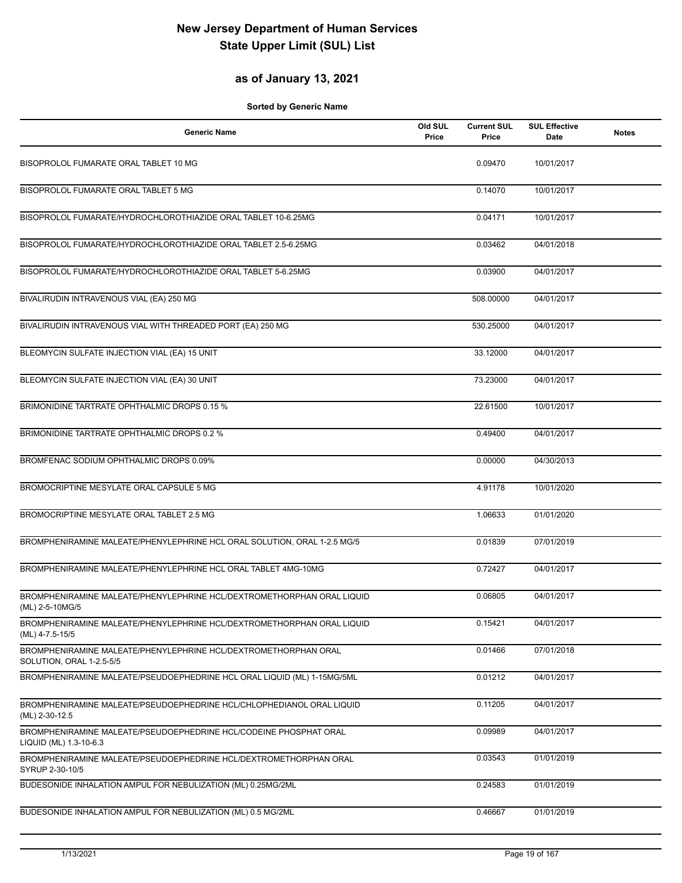# New Jersey Department of Human Services
# State Upper Limit (SUL) List

## as of January 13, 2021

**Sorted by Generic Name**

| Generic Name | Old SUL Price | Current SUL Price | SUL Effective Date | Notes |
|---|---|---|---|---|
| BISOPROLOL FUMARATE ORAL TABLET 10 MG | | 0.09470 | 10/01/2017 | |
| BISOPROLOL FUMARATE ORAL TABLET 5 MG | | 0.14070 | 10/01/2017 | |
| BISOPROLOL FUMARATE/HYDROCHLOROTHIAZIDE ORAL TABLET 10-6.25MG | | 0.04171 | 10/01/2017 | |
| BISOPROLOL FUMARATE/HYDROCHLOROTHIAZIDE ORAL TABLET 2.5-6.25MG | | 0.03462 | 04/01/2018 | |
| BISOPROLOL FUMARATE/HYDROCHLOROTHIAZIDE ORAL TABLET 5-6.25MG | | 0.03900 | 04/01/2017 | |
| BIVALIRUDIN INTRAVENOUS VIAL (EA) 250 MG | | 508.00000 | 04/01/2017 | |
| BIVALIRUDIN INTRAVENOUS VIAL WITH THREADED PORT (EA) 250 MG | | 530.25000 | 04/01/2017 | |
| BLEOMYCIN SULFATE INJECTION VIAL (EA) 15 UNIT | | 33.12000 | 04/01/2017 | |
| BLEOMYCIN SULFATE INJECTION VIAL (EA) 30 UNIT | | 73.23000 | 04/01/2017 | |
| BRIMONIDINE TARTRATE OPHTHALMIC DROPS 0.15 % | | 22.61500 | 10/01/2017 | |
| BRIMONIDINE TARTRATE OPHTHALMIC DROPS 0.2 % | | 0.49400 | 04/01/2017 | |
| BROMFENAC SODIUM OPHTHALMIC DROPS 0.09% | | 0.00000 | 04/30/2013 | |
| BROMOCRIPTINE MESYLATE ORAL CAPSULE 5 MG | | 4.91178 | 10/01/2020 | |
| BROMOCRIPTINE MESYLATE ORAL TABLET 2.5 MG | | 1.06633 | 01/01/2020 | |
| BROMPHENIRAMINE MALEATE/PHENYLEPHRINE HCL ORAL SOLUTION, ORAL 1-2.5 MG/5 | | 0.01839 | 07/01/2019 | |
| BROMPHENIRAMINE MALEATE/PHENYLEPHRINE HCL ORAL TABLET 4MG-10MG | | 0.72427 | 04/01/2017 | |
| BROMPHENIRAMINE MALEATE/PHENYLEPHRINE HCL/DEXTROMETHORPHAN ORAL LIQUID (ML) 2-5-10MG/5 | | 0.06805 | 04/01/2017 | |
| BROMPHENIRAMINE MALEATE/PHENYLEPHRINE HCL/DEXTROMETHORPHAN ORAL LIQUID (ML) 4-7.5-15/5 | | 0.15421 | 04/01/2017 | |
| BROMPHENIRAMINE MALEATE/PHENYLEPHRINE HCL/DEXTROMETHORPHAN ORAL SOLUTION, ORAL 1-2.5-5/5 | | 0.01466 | 07/01/2018 | |
| BROMPHENIRAMINE MALEATE/PSEUDOEPHEDRINE HCL ORAL LIQUID (ML) 1-15MG/5ML | | 0.01212 | 04/01/2017 | |
| BROMPHENIRAMINE MALEATE/PSEUDOEPHEDRINE HCL/CHLOPHEDIANOL ORAL LIQUID (ML) 2-30-12.5 | | 0.11205 | 04/01/2017 | |
| BROMPHENIRAMINE MALEATE/PSEUDOEPHEDRINE HCL/CODEINE PHOSPHAT ORAL LIQUID (ML) 1.3-10-6.3 | | 0.09989 | 04/01/2017 | |
| BROMPHENIRAMINE MALEATE/PSEUDOEPHEDRINE HCL/DEXTROMETHORPHAN ORAL SYRUP 2-30-10/5 | | 0.03543 | 01/01/2019 | |
| BUDESONIDE INHALATION AMPUL FOR NEBULIZATION (ML) 0.25MG/2ML | | 0.24583 | 01/01/2019 | |
| BUDESONIDE INHALATION AMPUL FOR NEBULIZATION (ML) 0.5 MG/2ML | | 0.46667 | 01/01/2019 | |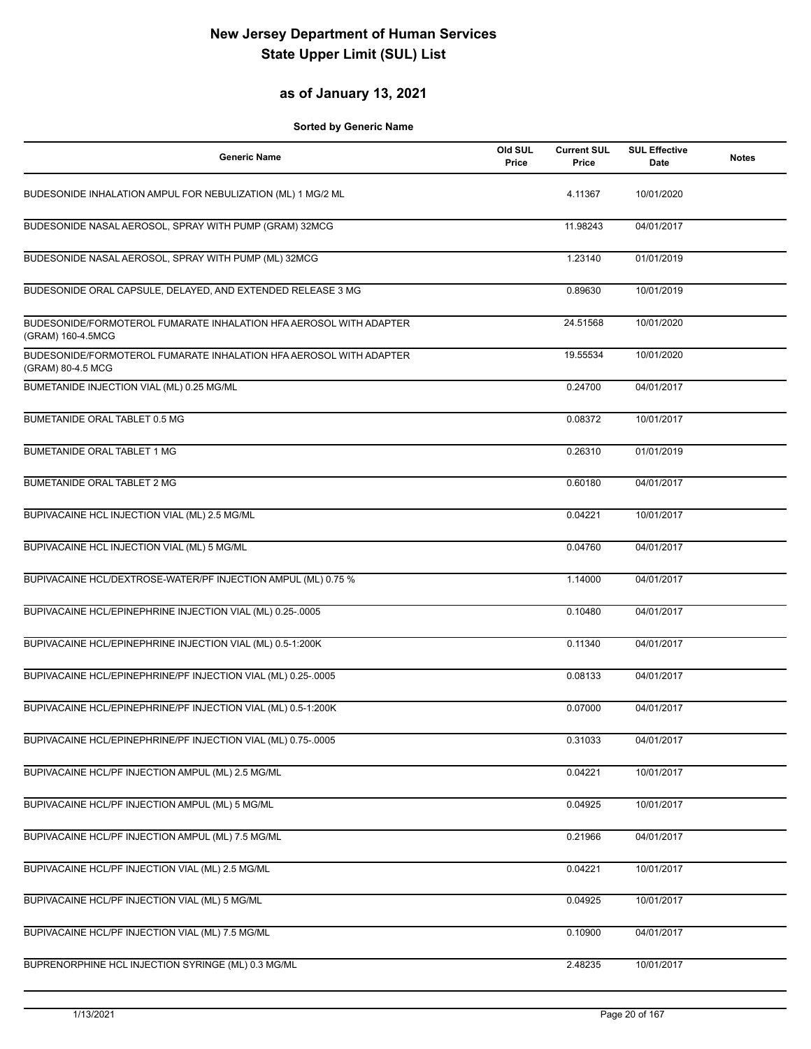# New Jersey Department of Human Services
# State Upper Limit (SUL) List

## as of January 13, 2021

**Sorted by Generic Name**

| Generic Name | Old SUL Price | Current SUL Price | SUL Effective Date | Notes |
|---|---|---|---|---|
| BUDESONIDE INHALATION AMPUL FOR NEBULIZATION (ML) 1 MG/2 ML | | 4.11367 | 10/01/2020 | |
| BUDESONIDE NASAL AEROSOL, SPRAY WITH PUMP (GRAM) 32MCG | | 11.98243 | 04/01/2017 | |
| BUDESONIDE NASAL AEROSOL, SPRAY WITH PUMP (ML) 32MCG | | 1.23140 | 01/01/2019 | |
| BUDESONIDE ORAL CAPSULE, DELAYED, AND EXTENDED RELEASE 3 MG | | 0.89630 | 10/01/2019 | |
| BUDESONIDE/FORMOTEROL FUMARATE INHALATION HFA AEROSOL WITH ADAPTER (GRAM) 160-4.5MCG | | 24.51568 | 10/01/2020 | |
| BUDESONIDE/FORMOTEROL FUMARATE INHALATION HFA AEROSOL WITH ADAPTER (GRAM) 80-4.5 MCG | | 19.55534 | 10/01/2020 | |
| BUMETANIDE INJECTION VIAL (ML) 0.25 MG/ML | | 0.24700 | 04/01/2017 | |
| BUMETANIDE ORAL TABLET 0.5 MG | | 0.08372 | 10/01/2017 | |
| BUMETANIDE ORAL TABLET 1 MG | | 0.26310 | 01/01/2019 | |
| BUMETANIDE ORAL TABLET 2 MG | | 0.60180 | 04/01/2017 | |
| BUPIVACAINE HCL INJECTION VIAL (ML) 2.5 MG/ML | | 0.04221 | 10/01/2017 | |
| BUPIVACAINE HCL INJECTION VIAL (ML) 5 MG/ML | | 0.04760 | 04/01/2017 | |
| BUPIVACAINE HCL/DEXTROSE-WATER/PF INJECTION AMPUL (ML) 0.75 % | | 1.14000 | 04/01/2017 | |
| BUPIVACAINE HCL/EPINEPHRINE INJECTION VIAL (ML) 0.25-.0005 | | 0.10480 | 04/01/2017 | |
| BUPIVACAINE HCL/EPINEPHRINE INJECTION VIAL (ML) 0.5-1:200K | | 0.11340 | 04/01/2017 | |
| BUPIVACAINE HCL/EPINEPHRINE/PF INJECTION VIAL (ML) 0.25-.0005 | | 0.08133 | 04/01/2017 | |
| BUPIVACAINE HCL/EPINEPHRINE/PF INJECTION VIAL (ML) 0.5-1:200K | | 0.07000 | 04/01/2017 | |
| BUPIVACAINE HCL/EPINEPHRINE/PF INJECTION VIAL (ML) 0.75-.0005 | | 0.31033 | 04/01/2017 | |
| BUPIVACAINE HCL/PF INJECTION AMPUL (ML) 2.5 MG/ML | | 0.04221 | 10/01/2017 | |
| BUPIVACAINE HCL/PF INJECTION AMPUL (ML) 5 MG/ML | | 0.04925 | 10/01/2017 | |
| BUPIVACAINE HCL/PF INJECTION AMPUL (ML) 7.5 MG/ML | | 0.21966 | 04/01/2017 | |
| BUPIVACAINE HCL/PF INJECTION VIAL (ML) 2.5 MG/ML | | 0.04221 | 10/01/2017 | |
| BUPIVACAINE HCL/PF INJECTION VIAL (ML) 5 MG/ML | | 0.04925 | 10/01/2017 | |
| BUPIVACAINE HCL/PF INJECTION VIAL (ML) 7.5 MG/ML | | 0.10900 | 04/01/2017 | |
| BUPRENORPHINE HCL INJECTION SYRINGE (ML) 0.3 MG/ML | | 2.48235 | 10/01/2017 | |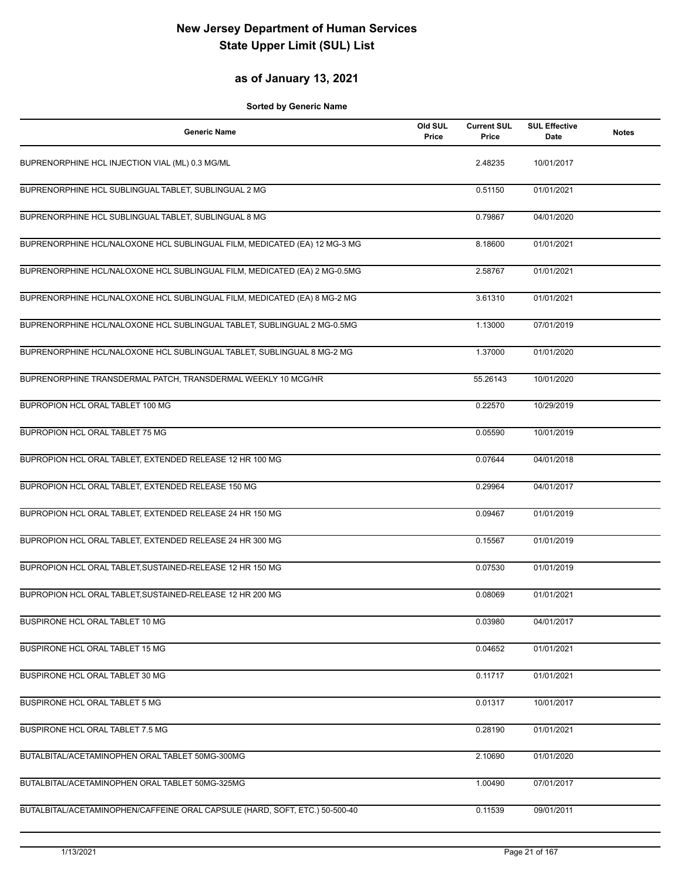# New Jersey Department of Human Services
# State Upper Limit (SUL) List

## as of January 13, 2021

**Sorted by Generic Name**

| Generic Name | Old SUL Price | Current SUL Price | SUL Effective Date | Notes |
|---|---|---|---|---|
| BUPRENORPHINE HCL INJECTION VIAL (ML) 0.3 MG/ML | | 2.48235 | 10/01/2017 | |
| BUPRENORPHINE HCL SUBLINGUAL TABLET, SUBLINGUAL 2 MG | | 0.51150 | 01/01/2021 | |
| BUPRENORPHINE HCL SUBLINGUAL TABLET, SUBLINGUAL 8 MG | | 0.79867 | 04/01/2020 | |
| BUPRENORPHINE HCL/NALOXONE HCL SUBLINGUAL FILM, MEDICATED (EA) 12 MG-3 MG | | 8.18600 | 01/01/2021 | |
| BUPRENORPHINE HCL/NALOXONE HCL SUBLINGUAL FILM, MEDICATED (EA) 2 MG-0.5MG | | 2.58767 | 01/01/2021 | |
| BUPRENORPHINE HCL/NALOXONE HCL SUBLINGUAL FILM, MEDICATED (EA) 8 MG-2 MG | | 3.61310 | 01/01/2021 | |
| BUPRENORPHINE HCL/NALOXONE HCL SUBLINGUAL TABLET, SUBLINGUAL 2 MG-0.5MG | | 1.13000 | 07/01/2019 | |
| BUPRENORPHINE HCL/NALOXONE HCL SUBLINGUAL TABLET, SUBLINGUAL 8 MG-2 MG | | 1.37000 | 01/01/2020 | |
| BUPRENORPHINE TRANSDERMAL PATCH, TRANSDERMAL WEEKLY 10 MCG/HR | | 55.26143 | 10/01/2020 | |
| BUPROPION HCL ORAL TABLET 100 MG | | 0.22570 | 10/29/2019 | |
| BUPROPION HCL ORAL TABLET 75 MG | | 0.05590 | 10/01/2019 | |
| BUPROPION HCL ORAL TABLET, EXTENDED RELEASE 12 HR 100 MG | | 0.07644 | 04/01/2018 | |
| BUPROPION HCL ORAL TABLET, EXTENDED RELEASE 150 MG | | 0.29964 | 04/01/2017 | |
| BUPROPION HCL ORAL TABLET, EXTENDED RELEASE 24 HR 150 MG | | 0.09467 | 01/01/2019 | |
| BUPROPION HCL ORAL TABLET, EXTENDED RELEASE 24 HR 300 MG | | 0.15567 | 01/01/2019 | |
| BUPROPION HCL ORAL TABLET,SUSTAINED-RELEASE 12 HR 150 MG | | 0.07530 | 01/01/2019 | |
| BUPROPION HCL ORAL TABLET,SUSTAINED-RELEASE 12 HR 200 MG | | 0.08069 | 01/01/2021 | |
| BUSPIRONE HCL ORAL TABLET 10 MG | | 0.03980 | 04/01/2017 | |
| BUSPIRONE HCL ORAL TABLET 15 MG | | 0.04652 | 01/01/2021 | |
| BUSPIRONE HCL ORAL TABLET 30 MG | | 0.11717 | 01/01/2021 | |
| BUSPIRONE HCL ORAL TABLET 5 MG | | 0.01317 | 10/01/2017 | |
| BUSPIRONE HCL ORAL TABLET 7.5 MG | | 0.28190 | 01/01/2021 | |
| BUTALBITAL/ACETAMINOPHEN ORAL TABLET 50MG-300MG | | 2.10690 | 01/01/2020 | |
| BUTALBITAL/ACETAMINOPHEN ORAL TABLET 50MG-325MG | | 1.00490 | 07/01/2017 | |
| BUTALBITAL/ACETAMINOPHEN/CAFFEINE ORAL CAPSULE (HARD, SOFT, ETC.) 50-500-40 | | 0.11539 | 09/01/2011 | |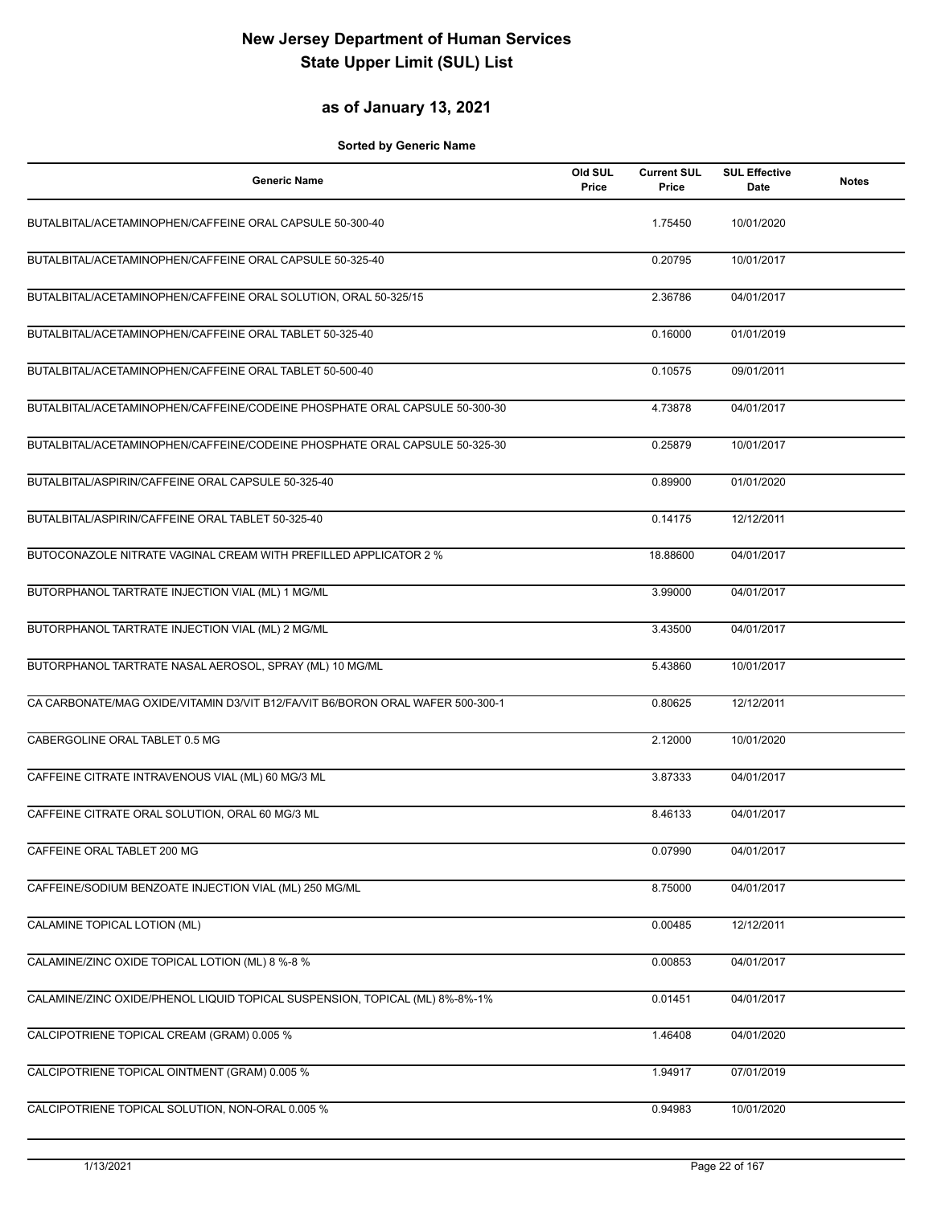# New Jersey Department of Human Services
# State Upper Limit (SUL) List

## as of January 13, 2021

**Sorted by Generic Name**

| Generic Name | Old SUL Price | Current SUL Price | SUL Effective Date | Notes |
|---|---|---|---|---|
| BUTALBITAL/ACETAMINOPHEN/CAFFEINE ORAL CAPSULE 50-300-40 | | 1.75450 | 10/01/2020 | |
| BUTALBITAL/ACETAMINOPHEN/CAFFEINE ORAL CAPSULE 50-325-40 | | 0.20795 | 10/01/2017 | |
| BUTALBITAL/ACETAMINOPHEN/CAFFEINE ORAL SOLUTION, ORAL 50-325/15 | | 2.36786 | 04/01/2017 | |
| BUTALBITAL/ACETAMINOPHEN/CAFFEINE ORAL TABLET 50-325-40 | | 0.16000 | 01/01/2019 | |
| BUTALBITAL/ACETAMINOPHEN/CAFFEINE ORAL TABLET 50-500-40 | | 0.10575 | 09/01/2011 | |
| BUTALBITAL/ACETAMINOPHEN/CAFFEINE/CODEINE PHOSPHATE ORAL CAPSULE 50-300-30 | | 4.73878 | 04/01/2017 | |
| BUTALBITAL/ACETAMINOPHEN/CAFFEINE/CODEINE PHOSPHATE ORAL CAPSULE 50-325-30 | | 0.25879 | 10/01/2017 | |
| BUTALBITAL/ASPIRIN/CAFFEINE ORAL CAPSULE 50-325-40 | | 0.89900 | 01/01/2020 | |
| BUTALBITAL/ASPIRIN/CAFFEINE ORAL TABLET 50-325-40 | | 0.14175 | 12/12/2011 | |
| BUTOCONAZOLE NITRATE VAGINAL CREAM WITH PREFILLED APPLICATOR 2 % | | 18.88600 | 04/01/2017 | |
| BUTORPHANOL TARTRATE INJECTION VIAL (ML) 1 MG/ML | | 3.99000 | 04/01/2017 | |
| BUTORPHANOL TARTRATE INJECTION VIAL (ML) 2 MG/ML | | 3.43500 | 04/01/2017 | |
| BUTORPHANOL TARTRATE NASAL AEROSOL, SPRAY (ML) 10 MG/ML | | 5.43860 | 10/01/2017 | |
| CA CARBONATE/MAG OXIDE/VITAMIN D3/VIT B12/FA/VIT B6/BORON ORAL WAFER 500-300-1 | | 0.80625 | 12/12/2011 | |
| CABERGOLINE ORAL TABLET 0.5 MG | | 2.12000 | 10/01/2020 | |
| CAFFEINE CITRATE INTRAVENOUS VIAL (ML) 60 MG/3 ML | | 3.87333 | 04/01/2017 | |
| CAFFEINE CITRATE ORAL SOLUTION, ORAL 60 MG/3 ML | | 8.46133 | 04/01/2017 | |
| CAFFEINE ORAL TABLET 200 MG | | 0.07990 | 04/01/2017 | |
| CAFFEINE/SODIUM BENZOATE INJECTION VIAL (ML) 250 MG/ML | | 8.75000 | 04/01/2017 | |
| CALAMINE TOPICAL LOTION (ML) | | 0.00485 | 12/12/2011 | |
| CALAMINE/ZINC OXIDE TOPICAL LOTION (ML) 8 %-8 % | | 0.00853 | 04/01/2017 | |
| CALAMINE/ZINC OXIDE/PHENOL LIQUID TOPICAL SUSPENSION, TOPICAL (ML) 8%-8%-1% | | 0.01451 | 04/01/2017 | |
| CALCIPOTRIENE TOPICAL CREAM (GRAM) 0.005 % | | 1.46408 | 04/01/2020 | |
| CALCIPOTRIENE TOPICAL OINTMENT (GRAM) 0.005 % | | 1.94917 | 07/01/2019 | |
| CALCIPOTRIENE TOPICAL SOLUTION, NON-ORAL 0.005 % | | 0.94983 | 10/01/2020 | |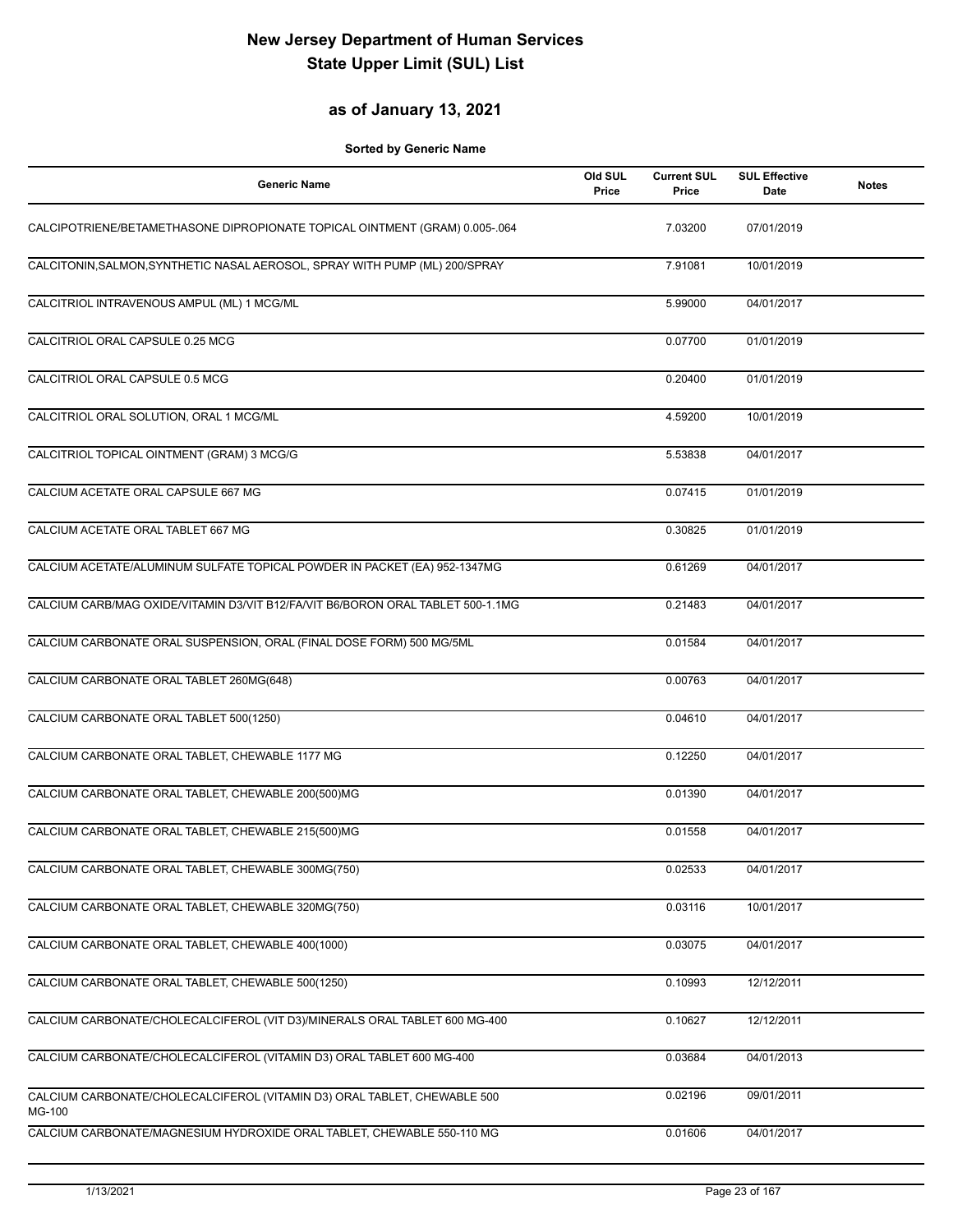# New Jersey Department of Human Services
# State Upper Limit (SUL) List

## as of January 13, 2021

**Sorted by Generic Name**

| Generic Name | Old SUL Price | Current SUL Price | SUL Effective Date | Notes |
|---|---|---|---|---|
| CALCIPOTRIENE/BETAMETHASONE DIPROPIONATE TOPICAL OINTMENT (GRAM) 0.005-.064 | | 7.03200 | 07/01/2019 | |
| CALCITONIN,SALMON,SYNTHETIC NASAL AEROSOL, SPRAY WITH PUMP (ML) 200/SPRAY | | 7.91081 | 10/01/2019 | |
| CALCITRIOL INTRAVENOUS AMPUL (ML) 1 MCG/ML | | 5.99000 | 04/01/2017 | |
| CALCITRIOL ORAL CAPSULE 0.25 MCG | | 0.07700 | 01/01/2019 | |
| CALCITRIOL ORAL CAPSULE 0.5 MCG | | 0.20400 | 01/01/2019 | |
| CALCITRIOL ORAL SOLUTION, ORAL 1 MCG/ML | | 4.59200 | 10/01/2019 | |
| CALCITRIOL TOPICAL OINTMENT (GRAM) 3 MCG/G | | 5.53838 | 04/01/2017 | |
| CALCIUM ACETATE ORAL CAPSULE 667 MG | | 0.07415 | 01/01/2019 | |
| CALCIUM ACETATE ORAL TABLET 667 MG | | 0.30825 | 01/01/2019 | |
| CALCIUM ACETATE/ALUMINUM SULFATE TOPICAL POWDER IN PACKET (EA) 952-1347MG | | 0.61269 | 04/01/2017 | |
| CALCIUM CARB/MAG OXIDE/VITAMIN D3/VIT B12/FA/VIT B6/BORON ORAL TABLET 500-1.1MG | | 0.21483 | 04/01/2017 | |
| CALCIUM CARBONATE ORAL SUSPENSION, ORAL (FINAL DOSE FORM) 500 MG/5ML | | 0.01584 | 04/01/2017 | |
| CALCIUM CARBONATE ORAL TABLET 260MG(648) | | 0.00763 | 04/01/2017 | |
| CALCIUM CARBONATE ORAL TABLET 500(1250) | | 0.04610 | 04/01/2017 | |
| CALCIUM CARBONATE ORAL TABLET, CHEWABLE 1177 MG | | 0.12250 | 04/01/2017 | |
| CALCIUM CARBONATE ORAL TABLET, CHEWABLE 200(500)MG | | 0.01390 | 04/01/2017 | |
| CALCIUM CARBONATE ORAL TABLET, CHEWABLE 215(500)MG | | 0.01558 | 04/01/2017 | |
| CALCIUM CARBONATE ORAL TABLET, CHEWABLE 300MG(750) | | 0.02533 | 04/01/2017 | |
| CALCIUM CARBONATE ORAL TABLET, CHEWABLE 320MG(750) | | 0.03116 | 10/01/2017 | |
| CALCIUM CARBONATE ORAL TABLET, CHEWABLE 400(1000) | | 0.03075 | 04/01/2017 | |
| CALCIUM CARBONATE ORAL TABLET, CHEWABLE 500(1250) | | 0.10993 | 12/12/2011 | |
| CALCIUM CARBONATE/CHOLECALCIFEROL (VIT D3)/MINERALS ORAL TABLET 600 MG-400 | | 0.10627 | 12/12/2011 | |
| CALCIUM CARBONATE/CHOLECALCIFEROL (VITAMIN D3) ORAL TABLET 600 MG-400 | | 0.03684 | 04/01/2013 | |
| CALCIUM CARBONATE/CHOLECALCIFEROL (VITAMIN D3) ORAL TABLET, CHEWABLE 500 MG-100 | | 0.02196 | 09/01/2011 | |
| CALCIUM CARBONATE/MAGNESIUM HYDROXIDE ORAL TABLET, CHEWABLE 550-110 MG | | 0.01606 | 04/01/2017 | |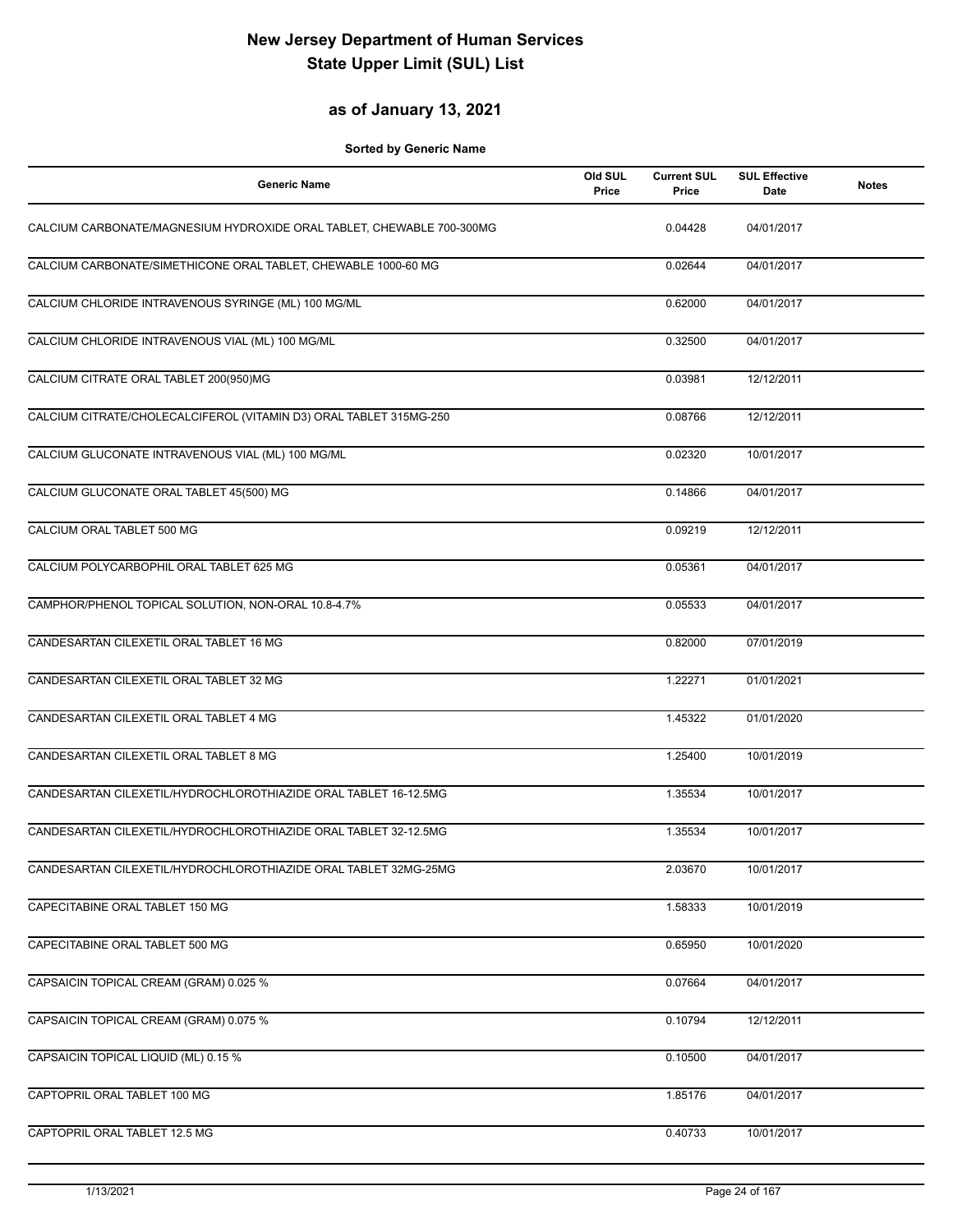# New Jersey Department of Human Services
# State Upper Limit (SUL) List

## as of January 13, 2021

**Sorted by Generic Name**

| Generic Name | Old SUL Price | Current SUL Price | SUL Effective Date | Notes |
|---|---|---|---|---|
| CALCIUM CARBONATE/MAGNESIUM HYDROXIDE ORAL TABLET, CHEWABLE 700-300MG | | 0.04428 | 04/01/2017 | |
| CALCIUM CARBONATE/SIMETHICONE ORAL TABLET, CHEWABLE 1000-60 MG | | 0.02644 | 04/01/2017 | |
| CALCIUM CHLORIDE INTRAVENOUS SYRINGE (ML) 100 MG/ML | | 0.62000 | 04/01/2017 | |
| CALCIUM CHLORIDE INTRAVENOUS VIAL (ML) 100 MG/ML | | 0.32500 | 04/01/2017 | |
| CALCIUM CITRATE ORAL TABLET 200(950)MG | | 0.03981 | 12/12/2011 | |
| CALCIUM CITRATE/CHOLECALCIFEROL (VITAMIN D3) ORAL TABLET 315MG-250 | | 0.08766 | 12/12/2011 | |
| CALCIUM GLUCONATE INTRAVENOUS VIAL (ML) 100 MG/ML | | 0.02320 | 10/01/2017 | |
| CALCIUM GLUCONATE ORAL TABLET 45(500) MG | | 0.14866 | 04/01/2017 | |
| CALCIUM ORAL TABLET 500 MG | | 0.09219 | 12/12/2011 | |
| CALCIUM POLYCARBOPHIL ORAL TABLET 625 MG | | 0.05361 | 04/01/2017 | |
| CAMPHOR/PHENOL TOPICAL SOLUTION, NON-ORAL 10.8-4.7% | | 0.05533 | 04/01/2017 | |
| CANDESARTAN CILEXETIL ORAL TABLET 16 MG | | 0.82000 | 07/01/2019 | |
| CANDESARTAN CILEXETIL ORAL TABLET 32 MG | | 1.22271 | 01/01/2021 | |
| CANDESARTAN CILEXETIL ORAL TABLET 4 MG | | 1.45322 | 01/01/2020 | |
| CANDESARTAN CILEXETIL ORAL TABLET 8 MG | | 1.25400 | 10/01/2019 | |
| CANDESARTAN CILEXETIL/HYDROCHLOROTHIAZIDE ORAL TABLET 16-12.5MG | | 1.35534 | 10/01/2017 | |
| CANDESARTAN CILEXETIL/HYDROCHLOROTHIAZIDE ORAL TABLET 32-12.5MG | | 1.35534 | 10/01/2017 | |
| CANDESARTAN CILEXETIL/HYDROCHLOROTHIAZIDE ORAL TABLET 32MG-25MG | | 2.03670 | 10/01/2017 | |
| CAPECITABINE ORAL TABLET 150 MG | | 1.58333 | 10/01/2019 | |
| CAPECITABINE ORAL TABLET 500 MG | | 0.65950 | 10/01/2020 | |
| CAPSAICIN TOPICAL CREAM (GRAM) 0.025 % | | 0.07664 | 04/01/2017 | |
| CAPSAICIN TOPICAL CREAM (GRAM) 0.075 % | | 0.10794 | 12/12/2011 | |
| CAPSAICIN TOPICAL LIQUID (ML) 0.15 % | | 0.10500 | 04/01/2017 | |
| CAPTOPRIL ORAL TABLET 100 MG | | 1.85176 | 04/01/2017 | |
| CAPTOPRIL ORAL TABLET 12.5 MG | | 0.40733 | 10/01/2017 | |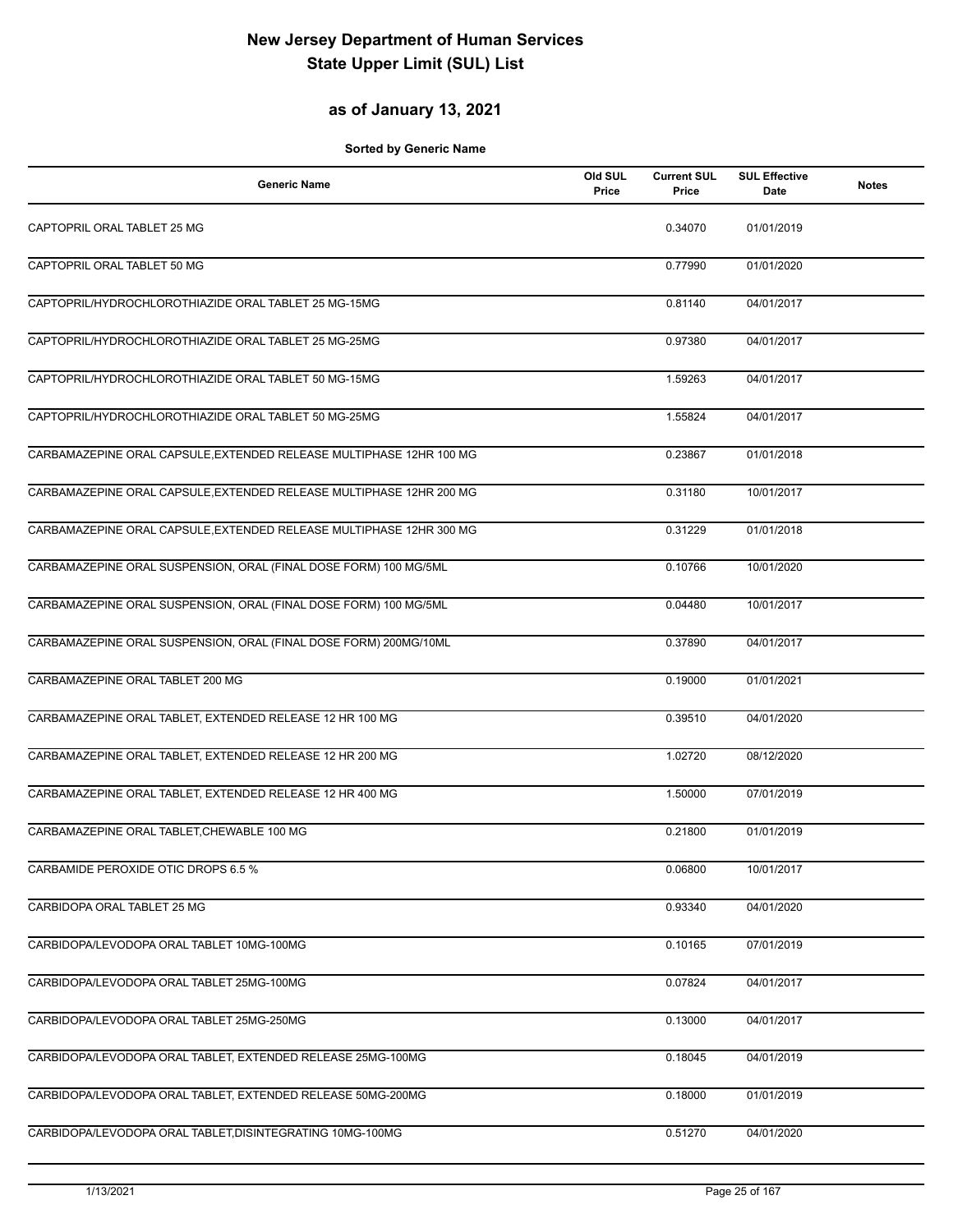# New Jersey Department of Human Services
# State Upper Limit (SUL) List

## as of January 13, 2021

**Sorted by Generic Name**

| Generic Name | Old SUL Price | Current SUL Price | SUL Effective Date | Notes |
|---|---|---|---|---|
| CAPTOPRIL ORAL TABLET 25 MG | | 0.34070 | 01/01/2019 | |
| CAPTOPRIL ORAL TABLET 50 MG | | 0.77990 | 01/01/2020 | |
| CAPTOPRIL/HYDROCHLOROTHIAZIDE ORAL TABLET 25 MG-15MG | | 0.81140 | 04/01/2017 | |
| CAPTOPRIL/HYDROCHLOROTHIAZIDE ORAL TABLET 25 MG-25MG | | 0.97380 | 04/01/2017 | |
| CAPTOPRIL/HYDROCHLOROTHIAZIDE ORAL TABLET 50 MG-15MG | | 1.59263 | 04/01/2017 | |
| CAPTOPRIL/HYDROCHLOROTHIAZIDE ORAL TABLET 50 MG-25MG | | 1.55824 | 04/01/2017 | |
| CARBAMAZEPINE ORAL CAPSULE,EXTENDED RELEASE MULTIPHASE 12HR 100 MG | | 0.23867 | 01/01/2018 | |
| CARBAMAZEPINE ORAL CAPSULE,EXTENDED RELEASE MULTIPHASE 12HR 200 MG | | 0.31180 | 10/01/2017 | |
| CARBAMAZEPINE ORAL CAPSULE,EXTENDED RELEASE MULTIPHASE 12HR 300 MG | | 0.31229 | 01/01/2018 | |
| CARBAMAZEPINE ORAL SUSPENSION, ORAL (FINAL DOSE FORM) 100 MG/5ML | | 0.10766 | 10/01/2020 | |
| CARBAMAZEPINE ORAL SUSPENSION, ORAL (FINAL DOSE FORM) 100 MG/5ML | | 0.04480 | 10/01/2017 | |
| CARBAMAZEPINE ORAL SUSPENSION, ORAL (FINAL DOSE FORM) 200MG/10ML | | 0.37890 | 04/01/2017 | |
| CARBAMAZEPINE ORAL TABLET 200 MG | | 0.19000 | 01/01/2021 | |
| CARBAMAZEPINE ORAL TABLET, EXTENDED RELEASE 12 HR 100 MG | | 0.39510 | 04/01/2020 | |
| CARBAMAZEPINE ORAL TABLET, EXTENDED RELEASE 12 HR 200 MG | | 1.02720 | 08/12/2020 | |
| CARBAMAZEPINE ORAL TABLET, EXTENDED RELEASE 12 HR 400 MG | | 1.50000 | 07/01/2019 | |
| CARBAMAZEPINE ORAL TABLET,CHEWABLE 100 MG | | 0.21800 | 01/01/2019 | |
| CARBAMIDE PEROXIDE OTIC DROPS 6.5 % | | 0.06800 | 10/01/2017 | |
| CARBIDOPA ORAL TABLET 25 MG | | 0.93340 | 04/01/2020 | |
| CARBIDOPA/LEVODOPA ORAL TABLET 10MG-100MG | | 0.10165 | 07/01/2019 | |
| CARBIDOPA/LEVODOPA ORAL TABLET 25MG-100MG | | 0.07824 | 04/01/2017 | |
| CARBIDOPA/LEVODOPA ORAL TABLET 25MG-250MG | | 0.13000 | 04/01/2017 | |
| CARBIDOPA/LEVODOPA ORAL TABLET, EXTENDED RELEASE 25MG-100MG | | 0.18045 | 04/01/2019 | |
| CARBIDOPA/LEVODOPA ORAL TABLET, EXTENDED RELEASE 50MG-200MG | | 0.18000 | 01/01/2019 | |
| CARBIDOPA/LEVODOPA ORAL TABLET,DISINTEGRATING 10MG-100MG | | 0.51270 | 04/01/2020 | |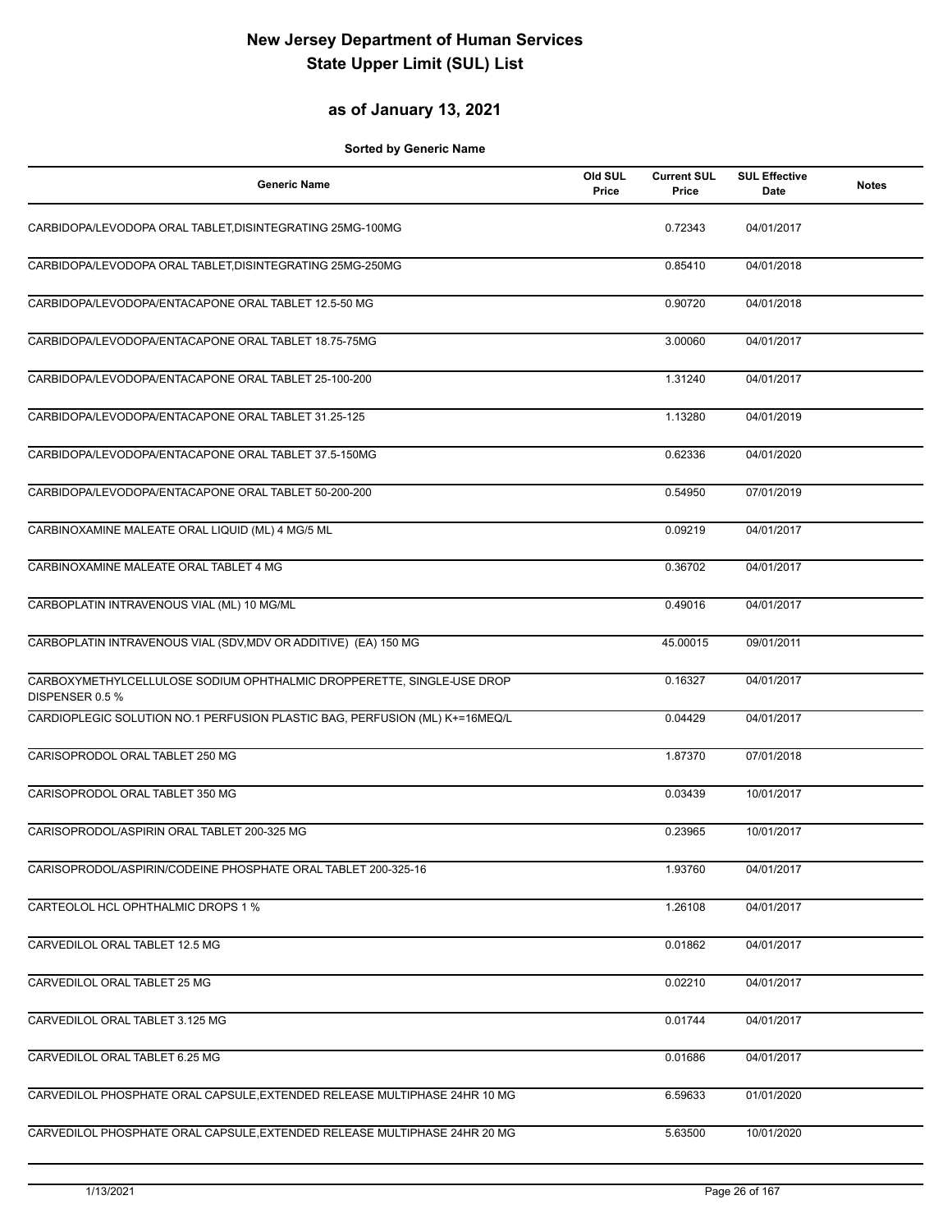# New Jersey Department of Human Services
# State Upper Limit (SUL) List

## as of January 13, 2021

**Sorted by Generic Name**

| Generic Name | Old SUL Price | Current SUL Price | SUL Effective Date | Notes |
|---|---|---|---|---|
| CARBIDOPA/LEVODOPA ORAL TABLET,DISINTEGRATING 25MG-100MG | | 0.72343 | 04/01/2017 | |
| CARBIDOPA/LEVODOPA ORAL TABLET,DISINTEGRATING 25MG-250MG | | 0.85410 | 04/01/2018 | |
| CARBIDOPA/LEVODOPA/ENTACAPONE ORAL TABLET 12.5-50 MG | | 0.90720 | 04/01/2018 | |
| CARBIDOPA/LEVODOPA/ENTACAPONE ORAL TABLET 18.75-75MG | | 3.00060 | 04/01/2017 | |
| CARBIDOPA/LEVODOPA/ENTACAPONE ORAL TABLET 25-100-200 | | 1.31240 | 04/01/2017 | |
| CARBIDOPA/LEVODOPA/ENTACAPONE ORAL TABLET 31.25-125 | | 1.13280 | 04/01/2019 | |
| CARBIDOPA/LEVODOPA/ENTACAPONE ORAL TABLET 37.5-150MG | | 0.62336 | 04/01/2020 | |
| CARBIDOPA/LEVODOPA/ENTACAPONE ORAL TABLET 50-200-200 | | 0.54950 | 07/01/2019 | |
| CARBINOXAMINE MALEATE ORAL LIQUID (ML) 4 MG/5 ML | | 0.09219 | 04/01/2017 | |
| CARBINOXAMINE MALEATE ORAL TABLET 4 MG | | 0.36702 | 04/01/2017 | |
| CARBOPLATIN INTRAVENOUS VIAL (ML) 10 MG/ML | | 0.49016 | 04/01/2017 | |
| CARBOPLATIN INTRAVENOUS VIAL (SDV,MDV OR ADDITIVE) (EA) 150 MG | | 45.00015 | 09/01/2011 | |
| CARBOXYMETHYLCELLULOSE SODIUM OPHTHALMIC DROPPERETTE, SINGLE-USE DROP DISPENSER 0.5 % | | 0.16327 | 04/01/2017 | |
| CARDIOPLEGIC SOLUTION NO.1 PERFUSION PLASTIC BAG, PERFUSION (ML) K+=16MEQ/L | | 0.04429 | 04/01/2017 | |
| CARISOPRODOL ORAL TABLET 250 MG | | 1.87370 | 07/01/2018 | |
| CARISOPRODOL ORAL TABLET 350 MG | | 0.03439 | 10/01/2017 | |
| CARISOPRODOL/ASPIRIN ORAL TABLET 200-325 MG | | 0.23965 | 10/01/2017 | |
| CARISOPRODOL/ASPIRIN/CODEINE PHOSPHATE ORAL TABLET 200-325-16 | | 1.93760 | 04/01/2017 | |
| CARTEOLOL HCL OPHTHALMIC DROPS 1 % | | 1.26108 | 04/01/2017 | |
| CARVEDILOL ORAL TABLET 12.5 MG | | 0.01862 | 04/01/2017 | |
| CARVEDILOL ORAL TABLET 25 MG | | 0.02210 | 04/01/2017 | |
| CARVEDILOL ORAL TABLET 3.125 MG | | 0.01744 | 04/01/2017 | |
| CARVEDILOL ORAL TABLET 6.25 MG | | 0.01686 | 04/01/2017 | |
| CARVEDILOL PHOSPHATE ORAL CAPSULE,EXTENDED RELEASE MULTIPHASE 24HR 10 MG | | 6.59633 | 01/01/2020 | |
| CARVEDILOL PHOSPHATE ORAL CAPSULE,EXTENDED RELEASE MULTIPHASE 24HR 20 MG | | 5.63500 | 10/01/2020 | |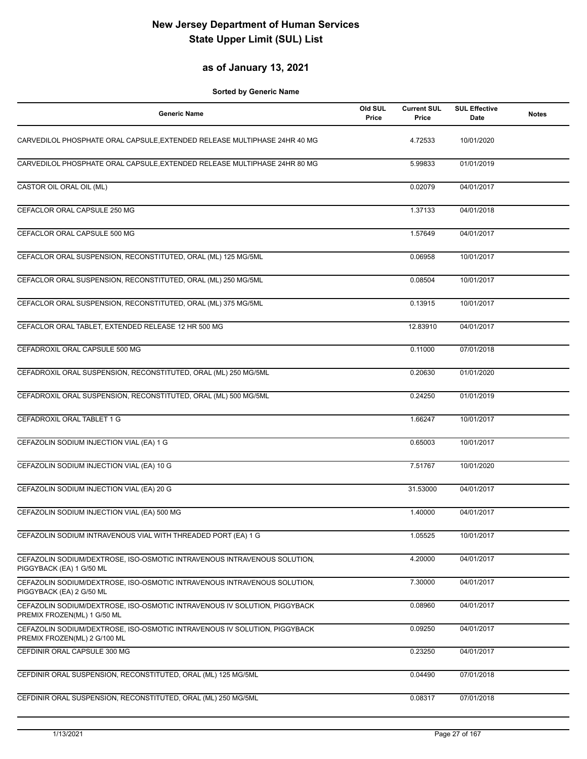# New Jersey Department of Human Services
# State Upper Limit (SUL) List

## as of January 13, 2021

**Sorted by Generic Name**

| Generic Name | Old SUL Price | Current SUL Price | SUL Effective Date | Notes |
|---|---|---|---|---|
| CARVEDILOL PHOSPHATE ORAL CAPSULE,EXTENDED RELEASE MULTIPHASE 24HR 40 MG | | 4.72533 | 10/01/2020 | |
| CARVEDILOL PHOSPHATE ORAL CAPSULE,EXTENDED RELEASE MULTIPHASE 24HR 80 MG | | 5.99833 | 01/01/2019 | |
| CASTOR OIL ORAL OIL (ML) | | 0.02079 | 04/01/2017 | |
| CEFACLOR ORAL CAPSULE 250 MG | | 1.37133 | 04/01/2018 | |
| CEFACLOR ORAL CAPSULE 500 MG | | 1.57649 | 04/01/2017 | |
| CEFACLOR ORAL SUSPENSION, RECONSTITUTED, ORAL (ML) 125 MG/5ML | | 0.06958 | 10/01/2017 | |
| CEFACLOR ORAL SUSPENSION, RECONSTITUTED, ORAL (ML) 250 MG/5ML | | 0.08504 | 10/01/2017 | |
| CEFACLOR ORAL SUSPENSION, RECONSTITUTED, ORAL (ML) 375 MG/5ML | | 0.13915 | 10/01/2017 | |
| CEFACLOR ORAL TABLET, EXTENDED RELEASE 12 HR 500 MG | | 12.83910 | 04/01/2017 | |
| CEFADROXIL ORAL CAPSULE 500 MG | | 0.11000 | 07/01/2018 | |
| CEFADROXIL ORAL SUSPENSION, RECONSTITUTED, ORAL (ML) 250 MG/5ML | | 0.20630 | 01/01/2020 | |
| CEFADROXIL ORAL SUSPENSION, RECONSTITUTED, ORAL (ML) 500 MG/5ML | | 0.24250 | 01/01/2019 | |
| CEFADROXIL ORAL TABLET 1 G | | 1.66247 | 10/01/2017 | |
| CEFAZOLIN SODIUM INJECTION VIAL (EA) 1 G | | 0.65003 | 10/01/2017 | |
| CEFAZOLIN SODIUM INJECTION VIAL (EA) 10 G | | 7.51767 | 10/01/2020 | |
| CEFAZOLIN SODIUM INJECTION VIAL (EA) 20 G | | 31.53000 | 04/01/2017 | |
| CEFAZOLIN SODIUM INJECTION VIAL (EA) 500 MG | | 1.40000 | 04/01/2017 | |
| CEFAZOLIN SODIUM INTRAVENOUS VIAL WITH THREADED PORT (EA) 1 G | | 1.05525 | 10/01/2017 | |
| CEFAZOLIN SODIUM/DEXTROSE, ISO-OSMOTIC INTRAVENOUS INTRAVENOUS SOLUTION, PIGGYBACK (EA) 1 G/50 ML | | 4.20000 | 04/01/2017 | |
| CEFAZOLIN SODIUM/DEXTROSE, ISO-OSMOTIC INTRAVENOUS INTRAVENOUS SOLUTION, PIGGYBACK (EA) 2 G/50 ML | | 7.30000 | 04/01/2017 | |
| CEFAZOLIN SODIUM/DEXTROSE, ISO-OSMOTIC INTRAVENOUS IV SOLUTION, PIGGYBACK PREMIX FROZEN(ML) 1 G/50 ML | | 0.08960 | 04/01/2017 | |
| CEFAZOLIN SODIUM/DEXTROSE, ISO-OSMOTIC INTRAVENOUS IV SOLUTION, PIGGYBACK PREMIX FROZEN(ML) 2 G/100 ML | | 0.09250 | 04/01/2017 | |
| CEFDINIR ORAL CAPSULE 300 MG | | 0.23250 | 04/01/2017 | |
| CEFDINIR ORAL SUSPENSION, RECONSTITUTED, ORAL (ML) 125 MG/5ML | | 0.04490 | 07/01/2018 | |
| CEFDINIR ORAL SUSPENSION, RECONSTITUTED, ORAL (ML) 250 MG/5ML | | 0.08317 | 07/01/2018 | |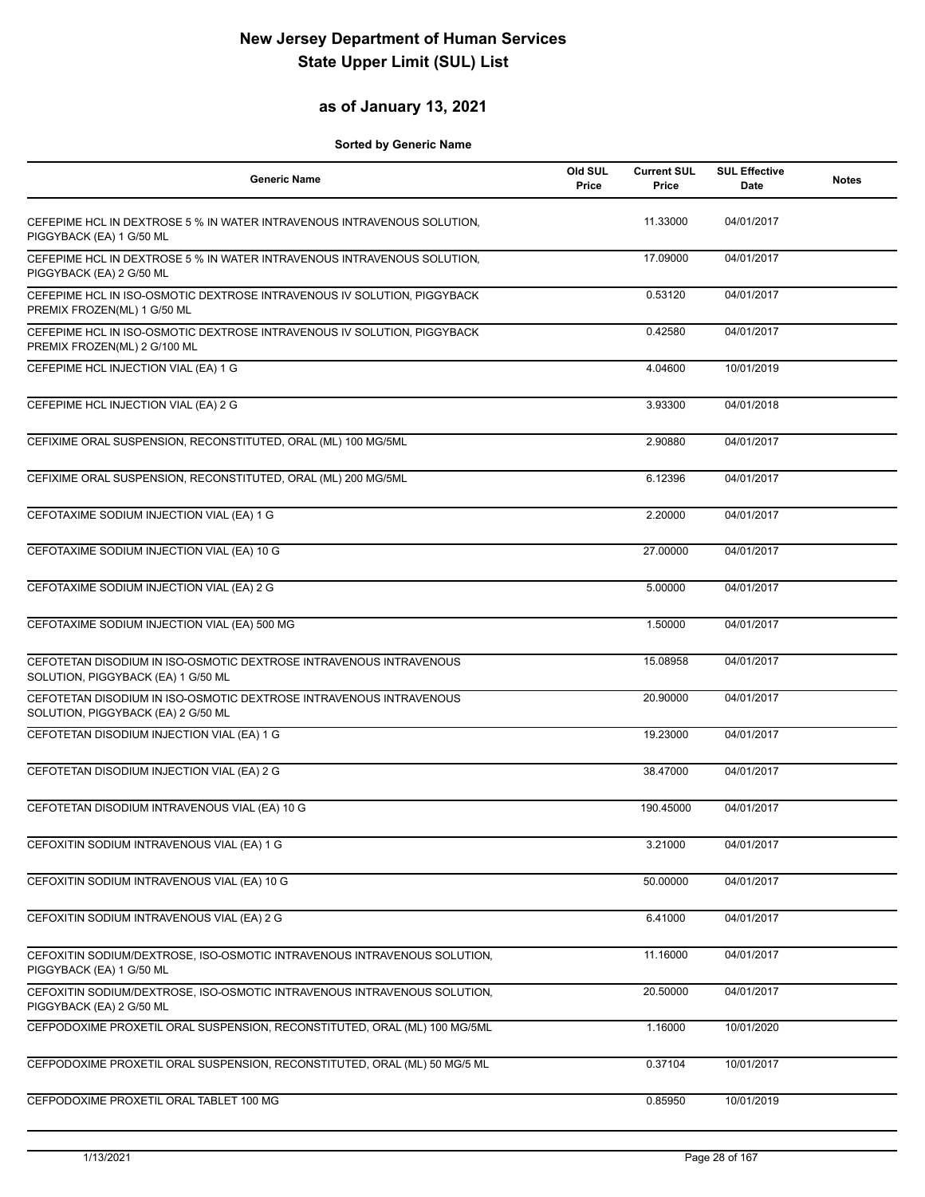# New Jersey Department of Human Services
# State Upper Limit (SUL) List

## as of January 13, 2021

**Sorted by Generic Name**

| Generic Name | Old SUL Price | Current SUL Price | SUL Effective Date | Notes |
|---|---|---|---|---|
| CEFEPIME HCL IN DEXTROSE 5 % IN WATER INTRAVENOUS INTRAVENOUS SOLUTION, PIGGYBACK (EA) 1 G/50 ML | | 11.33000 | 04/01/2017 | |
| CEFEPIME HCL IN DEXTROSE 5 % IN WATER INTRAVENOUS INTRAVENOUS SOLUTION, PIGGYBACK (EA) 2 G/50 ML | | 17.09000 | 04/01/2017 | |
| CEFEPIME HCL IN ISO-OSMOTIC DEXTROSE INTRAVENOUS IV SOLUTION, PIGGYBACK PREMIX FROZEN(ML) 1 G/50 ML | | 0.53120 | 04/01/2017 | |
| CEFEPIME HCL IN ISO-OSMOTIC DEXTROSE INTRAVENOUS IV SOLUTION, PIGGYBACK PREMIX FROZEN(ML) 2 G/100 ML | | 0.42580 | 04/01/2017 | |
| CEFEPIME HCL INJECTION VIAL (EA) 1 G | | 4.04600 | 10/01/2019 | |
| CEFEPIME HCL INJECTION VIAL (EA) 2 G | | 3.93300 | 04/01/2018 | |
| CEFIXIME ORAL SUSPENSION, RECONSTITUTED, ORAL (ML) 100 MG/5ML | | 2.90880 | 04/01/2017 | |
| CEFIXIME ORAL SUSPENSION, RECONSTITUTED, ORAL (ML) 200 MG/5ML | | 6.12396 | 04/01/2017 | |
| CEFOTAXIME SODIUM INJECTION VIAL (EA) 1 G | | 2.20000 | 04/01/2017 | |
| CEFOTAXIME SODIUM INJECTION VIAL (EA) 10 G | | 27.00000 | 04/01/2017 | |
| CEFOTAXIME SODIUM INJECTION VIAL (EA) 2 G | | 5.00000 | 04/01/2017 | |
| CEFOTAXIME SODIUM INJECTION VIAL (EA) 500 MG | | 1.50000 | 04/01/2017 | |
| CEFOTETAN DISODIUM IN ISO-OSMOTIC DEXTROSE INTRAVENOUS INTRAVENOUS SOLUTION, PIGGYBACK (EA) 1 G/50 ML | | 15.08958 | 04/01/2017 | |
| CEFOTETAN DISODIUM IN ISO-OSMOTIC DEXTROSE INTRAVENOUS INTRAVENOUS SOLUTION, PIGGYBACK (EA) 2 G/50 ML | | 20.90000 | 04/01/2017 | |
| CEFOTETAN DISODIUM INJECTION VIAL (EA) 1 G | | 19.23000 | 04/01/2017 | |
| CEFOTETAN DISODIUM INJECTION VIAL (EA) 2 G | | 38.47000 | 04/01/2017 | |
| CEFOTETAN DISODIUM INTRAVENOUS VIAL (EA) 10 G | | 190.45000 | 04/01/2017 | |
| CEFOXITIN SODIUM INTRAVENOUS VIAL (EA) 1 G | | 3.21000 | 04/01/2017 | |
| CEFOXITIN SODIUM INTRAVENOUS VIAL (EA) 10 G | | 50.00000 | 04/01/2017 | |
| CEFOXITIN SODIUM INTRAVENOUS VIAL (EA) 2 G | | 6.41000 | 04/01/2017 | |
| CEFOXITIN SODIUM/DEXTROSE, ISO-OSMOTIC INTRAVENOUS INTRAVENOUS SOLUTION, PIGGYBACK (EA) 1 G/50 ML | | 11.16000 | 04/01/2017 | |
| CEFOXITIN SODIUM/DEXTROSE, ISO-OSMOTIC INTRAVENOUS INTRAVENOUS SOLUTION, PIGGYBACK (EA) 2 G/50 ML | | 20.50000 | 04/01/2017 | |
| CEFPODOXIME PROXETIL ORAL SUSPENSION, RECONSTITUTED, ORAL (ML) 100 MG/5ML | | 1.16000 | 10/01/2020 | |
| CEFPODOXIME PROXETIL ORAL SUSPENSION, RECONSTITUTED, ORAL (ML) 50 MG/5 ML | | 0.37104 | 10/01/2017 | |
| CEFPODOXIME PROXETIL ORAL TABLET 100 MG | | 0.85950 | 10/01/2019 | |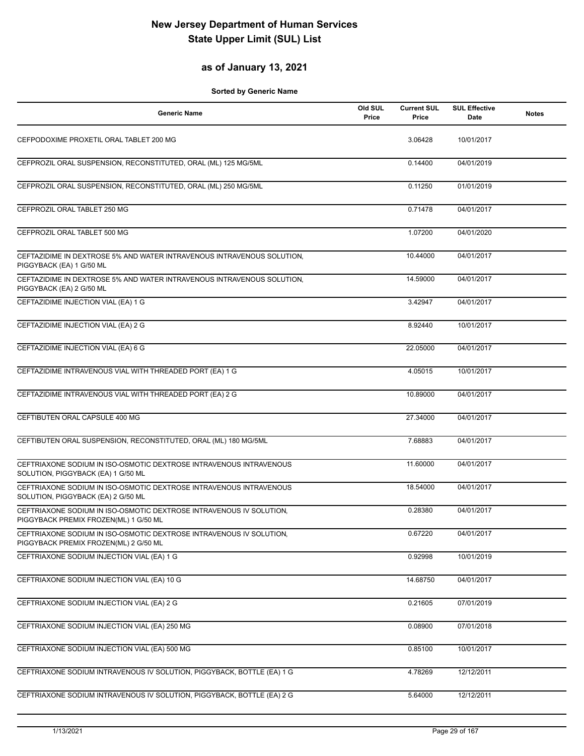# New Jersey Department of Human Services
# State Upper Limit (SUL) List

## as of January 13, 2021

**Sorted by Generic Name**

| Generic Name | Old SUL Price | Current SUL Price | SUL Effective Date | Notes |
|---|---|---|---|---|
| CEFPODOXIME PROXETIL ORAL TABLET 200 MG | | 3.06428 | 10/01/2017 | |
| CEFPROZIL ORAL SUSPENSION, RECONSTITUTED, ORAL (ML) 125 MG/5ML | | 0.14400 | 04/01/2019 | |
| CEFPROZIL ORAL SUSPENSION, RECONSTITUTED, ORAL (ML) 250 MG/5ML | | 0.11250 | 01/01/2019 | |
| CEFPROZIL ORAL TABLET 250 MG | | 0.71478 | 04/01/2017 | |
| CEFPROZIL ORAL TABLET 500 MG | | 1.07200 | 04/01/2020 | |
| CEFTAZIDIME IN DEXTROSE 5% AND WATER INTRAVENOUS INTRAVENOUS SOLUTION, PIGGYBACK (EA) 1 G/50 ML | | 10.44000 | 04/01/2017 | |
| CEFTAZIDIME IN DEXTROSE 5% AND WATER INTRAVENOUS INTRAVENOUS SOLUTION, PIGGYBACK (EA) 2 G/50 ML | | 14.59000 | 04/01/2017 | |
| CEFTAZIDIME INJECTION VIAL (EA) 1 G | | 3.42947 | 04/01/2017 | |
| CEFTAZIDIME INJECTION VIAL (EA) 2 G | | 8.92440 | 10/01/2017 | |
| CEFTAZIDIME INJECTION VIAL (EA) 6 G | | 22.05000 | 04/01/2017 | |
| CEFTAZIDIME INTRAVENOUS VIAL WITH THREADED PORT (EA) 1 G | | 4.05015 | 10/01/2017 | |
| CEFTAZIDIME INTRAVENOUS VIAL WITH THREADED PORT (EA) 2 G | | 10.89000 | 04/01/2017 | |
| CEFTIBUTEN ORAL CAPSULE 400 MG | | 27.34000 | 04/01/2017 | |
| CEFTIBUTEN ORAL SUSPENSION, RECONSTITUTED, ORAL (ML) 180 MG/5ML | | 7.68883 | 04/01/2017 | |
| CEFTRIAXONE SODIUM IN ISO-OSMOTIC DEXTROSE INTRAVENOUS INTRAVENOUS SOLUTION, PIGGYBACK (EA) 1 G/50 ML | | 11.60000 | 04/01/2017 | |
| CEFTRIAXONE SODIUM IN ISO-OSMOTIC DEXTROSE INTRAVENOUS INTRAVENOUS SOLUTION, PIGGYBACK (EA) 2 G/50 ML | | 18.54000 | 04/01/2017 | |
| CEFTRIAXONE SODIUM IN ISO-OSMOTIC DEXTROSE INTRAVENOUS IV SOLUTION, PIGGYBACK PREMIX FROZEN(ML) 1 G/50 ML | | 0.28380 | 04/01/2017 | |
| CEFTRIAXONE SODIUM IN ISO-OSMOTIC DEXTROSE INTRAVENOUS IV SOLUTION, PIGGYBACK PREMIX FROZEN(ML) 2 G/50 ML | | 0.67220 | 04/01/2017 | |
| CEFTRIAXONE SODIUM INJECTION VIAL (EA) 1 G | | 0.92998 | 10/01/2019 | |
| CEFTRIAXONE SODIUM INJECTION VIAL (EA) 10 G | | 14.68750 | 04/01/2017 | |
| CEFTRIAXONE SODIUM INJECTION VIAL (EA) 2 G | | 0.21605 | 07/01/2019 | |
| CEFTRIAXONE SODIUM INJECTION VIAL (EA) 250 MG | | 0.08900 | 07/01/2018 | |
| CEFTRIAXONE SODIUM INJECTION VIAL (EA) 500 MG | | 0.85100 | 10/01/2017 | |
| CEFTRIAXONE SODIUM INTRAVENOUS IV SOLUTION, PIGGYBACK, BOTTLE (EA) 1 G | | 4.78269 | 12/12/2011 | |
| CEFTRIAXONE SODIUM INTRAVENOUS IV SOLUTION, PIGGYBACK, BOTTLE (EA) 2 G | | 5.64000 | 12/12/2011 | |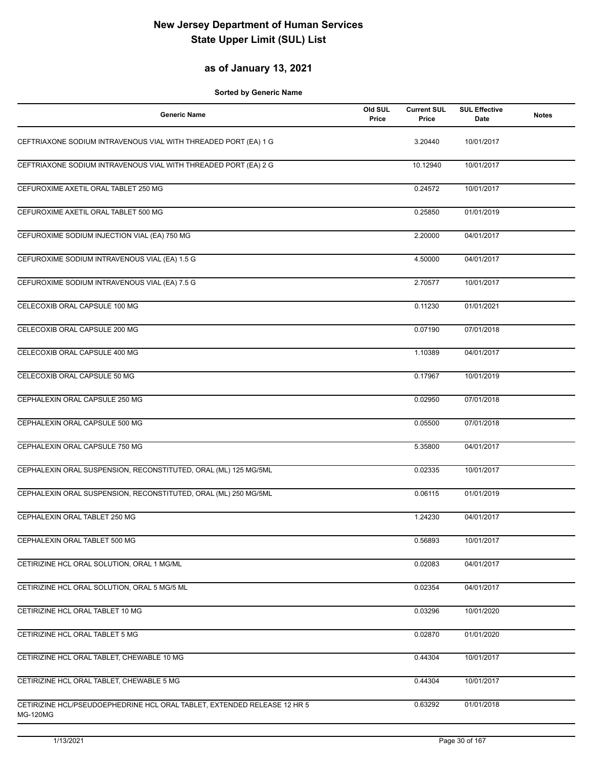# New Jersey Department of Human Services
# State Upper Limit (SUL) List

## as of January 13, 2021

**Sorted by Generic Name**

| Generic Name | Old SUL Price | Current SUL Price | SUL Effective Date | Notes |
|---|---|---|---|---|
| CEFTRIAXONE SODIUM INTRAVENOUS VIAL WITH THREADED PORT (EA) 1 G | | 3.20440 | 10/01/2017 | |
| CEFTRIAXONE SODIUM INTRAVENOUS VIAL WITH THREADED PORT (EA) 2 G | | 10.12940 | 10/01/2017 | |
| CEFUROXIME AXETIL ORAL TABLET 250 MG | | 0.24572 | 10/01/2017 | |
| CEFUROXIME AXETIL ORAL TABLET 500 MG | | 0.25850 | 01/01/2019 | |
| CEFUROXIME SODIUM INJECTION VIAL (EA) 750 MG | | 2.20000 | 04/01/2017 | |
| CEFUROXIME SODIUM INTRAVENOUS VIAL (EA) 1.5 G | | 4.50000 | 04/01/2017 | |
| CEFUROXIME SODIUM INTRAVENOUS VIAL (EA) 7.5 G | | 2.70577 | 10/01/2017 | |
| CELECOXIB ORAL CAPSULE 100 MG | | 0.11230 | 01/01/2021 | |
| CELECOXIB ORAL CAPSULE 200 MG | | 0.07190 | 07/01/2018 | |
| CELECOXIB ORAL CAPSULE 400 MG | | 1.10389 | 04/01/2017 | |
| CELECOXIB ORAL CAPSULE 50 MG | | 0.17967 | 10/01/2019 | |
| CEPHALEXIN ORAL CAPSULE 250 MG | | 0.02950 | 07/01/2018 | |
| CEPHALEXIN ORAL CAPSULE 500 MG | | 0.05500 | 07/01/2018 | |
| CEPHALEXIN ORAL CAPSULE 750 MG | | 5.35800 | 04/01/2017 | |
| CEPHALEXIN ORAL SUSPENSION, RECONSTITUTED, ORAL (ML) 125 MG/5ML | | 0.02335 | 10/01/2017 | |
| CEPHALEXIN ORAL SUSPENSION, RECONSTITUTED, ORAL (ML) 250 MG/5ML | | 0.06115 | 01/01/2019 | |
| CEPHALEXIN ORAL TABLET 250 MG | | 1.24230 | 04/01/2017 | |
| CEPHALEXIN ORAL TABLET 500 MG | | 0.56893 | 10/01/2017 | |
| CETIRIZINE HCL ORAL SOLUTION, ORAL 1 MG/ML | | 0.02083 | 04/01/2017 | |
| CETIRIZINE HCL ORAL SOLUTION, ORAL 5 MG/5 ML | | 0.02354 | 04/01/2017 | |
| CETIRIZINE HCL ORAL TABLET 10 MG | | 0.03296 | 10/01/2020 | |
| CETIRIZINE HCL ORAL TABLET 5 MG | | 0.02870 | 01/01/2020 | |
| CETIRIZINE HCL ORAL TABLET, CHEWABLE 10 MG | | 0.44304 | 10/01/2017 | |
| CETIRIZINE HCL ORAL TABLET, CHEWABLE 5 MG | | 0.44304 | 10/01/2017 | |
| CETIRIZINE HCL/PSEUDOEPHEDRINE HCL ORAL TABLET, EXTENDED RELEASE 12 HR 5 MG-120MG | | 0.63292 | 01/01/2018 | |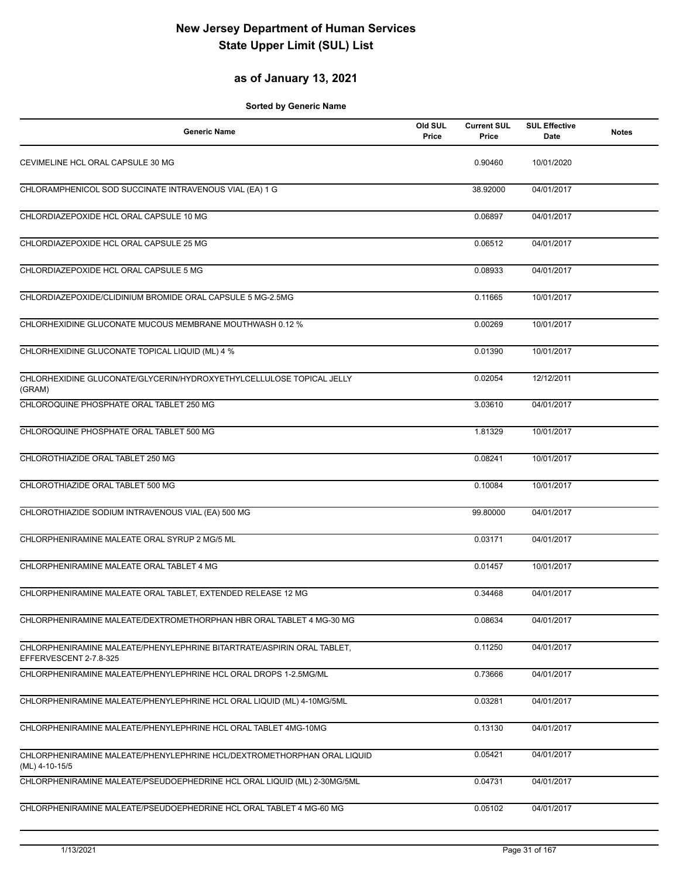# New Jersey Department of Human Services
# State Upper Limit (SUL) List

## as of January 13, 2021

**Sorted by Generic Name**

| Generic Name | Old SUL Price | Current SUL Price | SUL Effective Date | Notes |
|---|---|---|---|---|
| CEVIMELINE HCL ORAL CAPSULE 30 MG | | 0.90460 | 10/01/2020 | |
| CHLORAMPHENICOL SOD SUCCINATE INTRAVENOUS VIAL (EA) 1 G | | 38.92000 | 04/01/2017 | |
| CHLORDIAZEPOXIDE HCL ORAL CAPSULE 10 MG | | 0.06897 | 04/01/2017 | |
| CHLORDIAZEPOXIDE HCL ORAL CAPSULE 25 MG | | 0.06512 | 04/01/2017 | |
| CHLORDIAZEPOXIDE HCL ORAL CAPSULE 5 MG | | 0.08933 | 04/01/2017 | |
| CHLORDIAZEPOXIDE/CLIDINIUM BROMIDE ORAL CAPSULE 5 MG-2.5MG | | 0.11665 | 10/01/2017 | |
| CHLORHEXIDINE GLUCONATE MUCOUS MEMBRANE MOUTHWASH 0.12 % | | 0.00269 | 10/01/2017 | |
| CHLORHEXIDINE GLUCONATE TOPICAL LIQUID (ML) 4 % | | 0.01390 | 10/01/2017 | |
| CHLORHEXIDINE GLUCONATE/GLYCERIN/HYDROXYETHYLCELLULOSE TOPICAL JELLY (GRAM) | | 0.02054 | 12/12/2011 | |
| CHLOROQUINE PHOSPHATE ORAL TABLET 250 MG | | 3.03610 | 04/01/2017 | |
| CHLOROQUINE PHOSPHATE ORAL TABLET 500 MG | | 1.81329 | 10/01/2017 | |
| CHLOROTHIAZIDE ORAL TABLET 250 MG | | 0.08241 | 10/01/2017 | |
| CHLOROTHIAZIDE ORAL TABLET 500 MG | | 0.10084 | 10/01/2017 | |
| CHLOROTHIAZIDE SODIUM INTRAVENOUS VIAL (EA) 500 MG | | 99.80000 | 04/01/2017 | |
| CHLORPHENIRAMINE MALEATE ORAL SYRUP 2 MG/5 ML | | 0.03171 | 04/01/2017 | |
| CHLORPHENIRAMINE MALEATE ORAL TABLET 4 MG | | 0.01457 | 10/01/2017 | |
| CHLORPHENIRAMINE MALEATE ORAL TABLET, EXTENDED RELEASE 12 MG | | 0.34468 | 04/01/2017 | |
| CHLORPHENIRAMINE MALEATE/DEXTROMETHORPHAN HBR ORAL TABLET 4 MG-30 MG | | 0.08634 | 04/01/2017 | |
| CHLORPHENIRAMINE MALEATE/PHENYLEPHRINE BITARTRATE/ASPIRIN ORAL TABLET, EFFERVESCENT 2-7.8-325 | | 0.11250 | 04/01/2017 | |
| CHLORPHENIRAMINE MALEATE/PHENYLEPHRINE HCL ORAL DROPS 1-2.5MG/ML | | 0.73666 | 04/01/2017 | |
| CHLORPHENIRAMINE MALEATE/PHENYLEPHRINE HCL ORAL LIQUID (ML) 4-10MG/5ML | | 0.03281 | 04/01/2017 | |
| CHLORPHENIRAMINE MALEATE/PHENYLEPHRINE HCL ORAL TABLET 4MG-10MG | | 0.13130 | 04/01/2017 | |
| CHLORPHENIRAMINE MALEATE/PHENYLEPHRINE HCL/DEXTROMETHORPHAN ORAL LIQUID (ML) 4-10-15/5 | | 0.05421 | 04/01/2017 | |
| CHLORPHENIRAMINE MALEATE/PSEUDOEPHEDRINE HCL ORAL LIQUID (ML) 2-30MG/5ML | | 0.04731 | 04/01/2017 | |
| CHLORPHENIRAMINE MALEATE/PSEUDOEPHEDRINE HCL ORAL TABLET 4 MG-60 MG | | 0.05102 | 04/01/2017 | |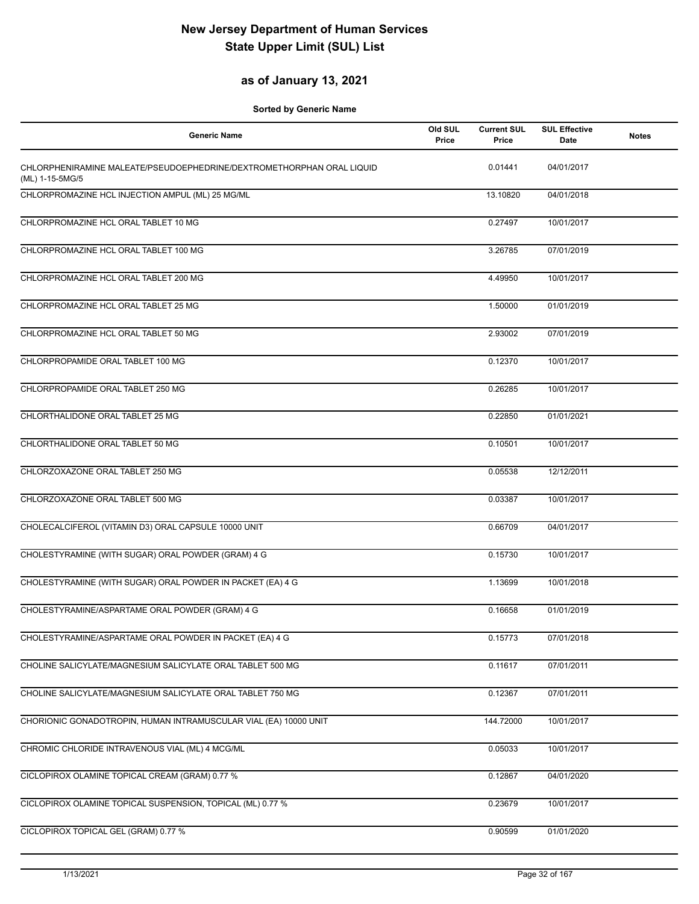# New Jersey Department of Human Services
# State Upper Limit (SUL) List

## as of January 13, 2021

**Sorted by Generic Name**

| Generic Name | Old SUL Price | Current SUL Price | SUL Effective Date | Notes |
|---|---|---|---|---|
| CHLORPHENIRAMINE MALEATE/PSEUDOEPHEDRINE/DEXTROMETHORPHAN ORAL LIQUID (ML) 1-15-5MG/5 | | 0.01441 | 04/01/2017 | |
| CHLORPROMAZINE HCL INJECTION AMPUL (ML) 25 MG/ML | | 13.10820 | 04/01/2018 | |
| CHLORPROMAZINE HCL ORAL TABLET 10 MG | | 0.27497 | 10/01/2017 | |
| CHLORPROMAZINE HCL ORAL TABLET 100 MG | | 3.26785 | 07/01/2019 | |
| CHLORPROMAZINE HCL ORAL TABLET 200 MG | | 4.49950 | 10/01/2017 | |
| CHLORPROMAZINE HCL ORAL TABLET 25 MG | | 1.50000 | 01/01/2019 | |
| CHLORPROMAZINE HCL ORAL TABLET 50 MG | | 2.93002 | 07/01/2019 | |
| CHLORPROPAMIDE ORAL TABLET 100 MG | | 0.12370 | 10/01/2017 | |
| CHLORPROPAMIDE ORAL TABLET 250 MG | | 0.26285 | 10/01/2017 | |
| CHLORTHALIDONE ORAL TABLET 25 MG | | 0.22850 | 01/01/2021 | |
| CHLORTHALIDONE ORAL TABLET 50 MG | | 0.10501 | 10/01/2017 | |
| CHLORZOXAZONE ORAL TABLET 250 MG | | 0.05538 | 12/12/2011 | |
| CHLORZOXAZONE ORAL TABLET 500 MG | | 0.03387 | 10/01/2017 | |
| CHOLECALCIFEROL (VITAMIN D3) ORAL CAPSULE 10000 UNIT | | 0.66709 | 04/01/2017 | |
| CHOLESTYRAMINE (WITH SUGAR) ORAL POWDER (GRAM) 4 G | | 0.15730 | 10/01/2017 | |
| CHOLESTYRAMINE (WITH SUGAR) ORAL POWDER IN PACKET (EA) 4 G | | 1.13699 | 10/01/2018 | |
| CHOLESTYRAMINE/ASPARTAME ORAL POWDER (GRAM) 4 G | | 0.16658 | 01/01/2019 | |
| CHOLESTYRAMINE/ASPARTAME ORAL POWDER IN PACKET (EA) 4 G | | 0.15773 | 07/01/2018 | |
| CHOLINE SALICYLATE/MAGNESIUM SALICYLATE ORAL TABLET 500 MG | | 0.11617 | 07/01/2011 | |
| CHOLINE SALICYLATE/MAGNESIUM SALICYLATE ORAL TABLET 750 MG | | 0.12367 | 07/01/2011 | |
| CHORIONIC GONADOTROPIN, HUMAN INTRAMUSCULAR VIAL (EA) 10000 UNIT | | 144.72000 | 10/01/2017 | |
| CHROMIC CHLORIDE INTRAVENOUS VIAL (ML) 4 MCG/ML | | 0.05033 | 10/01/2017 | |
| CICLOPIROX OLAMINE TOPICAL CREAM (GRAM) 0.77 % | | 0.12867 | 04/01/2020 | |
| CICLOPIROX OLAMINE TOPICAL SUSPENSION, TOPICAL (ML) 0.77 % | | 0.23679 | 10/01/2017 | |
| CICLOPIROX TOPICAL GEL (GRAM) 0.77 % | | 0.90599 | 01/01/2020 | |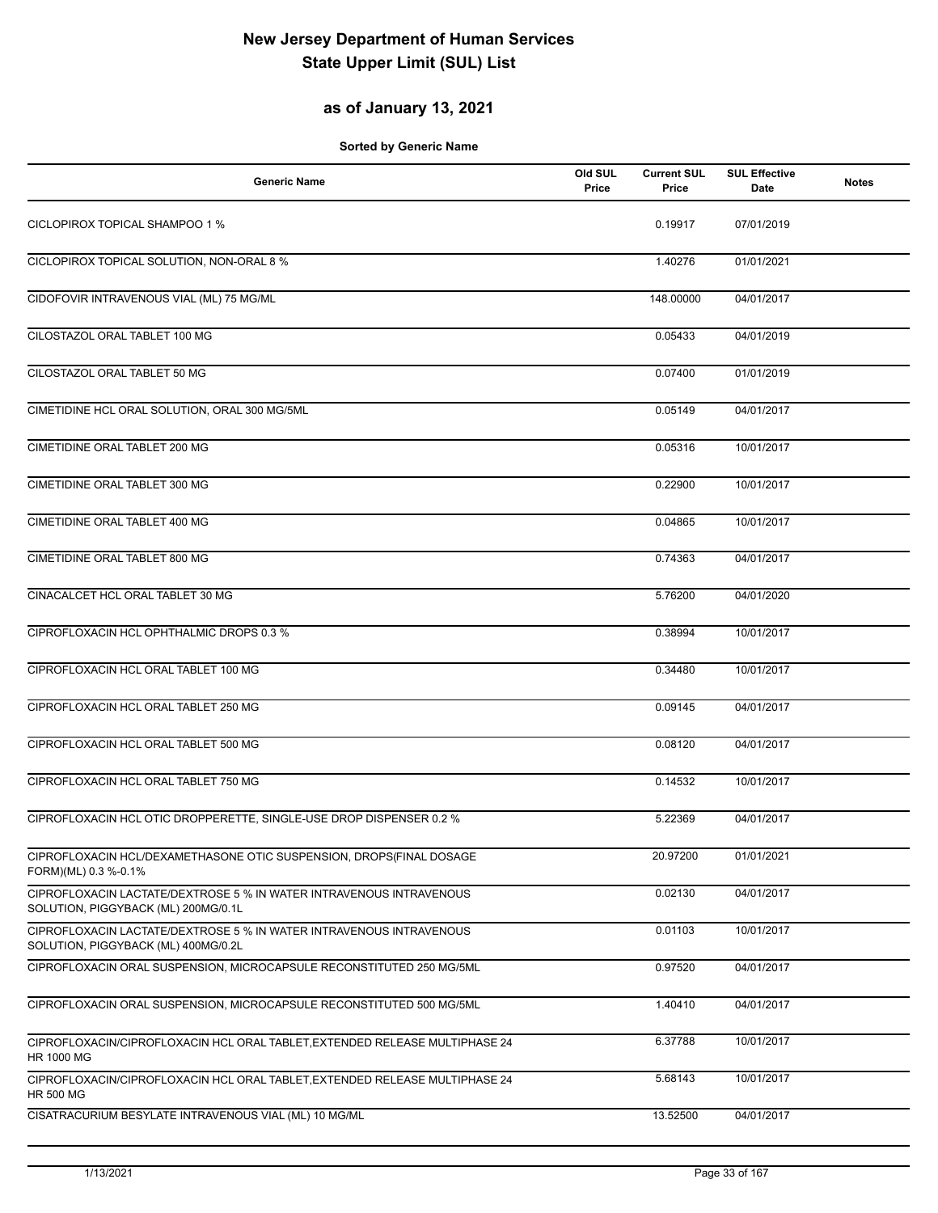# New Jersey Department of Human Services
# State Upper Limit (SUL) List

## as of January 13, 2021

**Sorted by Generic Name**

| Generic Name | Old SUL Price | Current SUL Price | SUL Effective Date | Notes |
|---|---|---|---|---|
| CICLOPIROX TOPICAL SHAMPOO 1 % | | 0.19917 | 07/01/2019 | |
| CICLOPIROX TOPICAL SOLUTION, NON-ORAL 8 % | | 1.40276 | 01/01/2021 | |
| CIDOFOVIR INTRAVENOUS VIAL (ML) 75 MG/ML | | 148.00000 | 04/01/2017 | |
| CILOSTAZOL ORAL TABLET 100 MG | | 0.05433 | 04/01/2019 | |
| CILOSTAZOL ORAL TABLET 50 MG | | 0.07400 | 01/01/2019 | |
| CIMETIDINE HCL ORAL SOLUTION, ORAL 300 MG/5ML | | 0.05149 | 04/01/2017 | |
| CIMETIDINE ORAL TABLET 200 MG | | 0.05316 | 10/01/2017 | |
| CIMETIDINE ORAL TABLET 300 MG | | 0.22900 | 10/01/2017 | |
| CIMETIDINE ORAL TABLET 400 MG | | 0.04865 | 10/01/2017 | |
| CIMETIDINE ORAL TABLET 800 MG | | 0.74363 | 04/01/2017 | |
| CINACALCET HCL ORAL TABLET 30 MG | | 5.76200 | 04/01/2020 | |
| CIPROFLOXACIN HCL OPHTHALMIC DROPS 0.3 % | | 0.38994 | 10/01/2017 | |
| CIPROFLOXACIN HCL ORAL TABLET 100 MG | | 0.34480 | 10/01/2017 | |
| CIPROFLOXACIN HCL ORAL TABLET 250 MG | | 0.09145 | 04/01/2017 | |
| CIPROFLOXACIN HCL ORAL TABLET 500 MG | | 0.08120 | 04/01/2017 | |
| CIPROFLOXACIN HCL ORAL TABLET 750 MG | | 0.14532 | 10/01/2017 | |
| CIPROFLOXACIN HCL OTIC DROPPERETTE, SINGLE-USE DROP DISPENSER 0.2 % | | 5.22369 | 04/01/2017 | |
| CIPROFLOXACIN HCL/DEXAMETHASONE OTIC SUSPENSION, DROPS(FINAL DOSAGE FORM)(ML) 0.3 %-0.1% | | 20.97200 | 01/01/2021 | |
| CIPROFLOXACIN LACTATE/DEXTROSE 5 % IN WATER INTRAVENOUS INTRAVENOUS SOLUTION, PIGGYBACK (ML) 200MG/0.1L | | 0.02130 | 04/01/2017 | |
| CIPROFLOXACIN LACTATE/DEXTROSE 5 % IN WATER INTRAVENOUS INTRAVENOUS SOLUTION, PIGGYBACK (ML) 400MG/0.2L | | 0.01103 | 10/01/2017 | |
| CIPROFLOXACIN ORAL SUSPENSION, MICROCAPSULE RECONSTITUTED 250 MG/5ML | | 0.97520 | 04/01/2017 | |
| CIPROFLOXACIN ORAL SUSPENSION, MICROCAPSULE RECONSTITUTED 500 MG/5ML | | 1.40410 | 04/01/2017 | |
| CIPROFLOXACIN/CIPROFLOXACIN HCL ORAL TABLET,EXTENDED RELEASE MULTIPHASE 24 HR 1000 MG | | 6.37788 | 10/01/2017 | |
| CIPROFLOXACIN/CIPROFLOXACIN HCL ORAL TABLET,EXTENDED RELEASE MULTIPHASE 24 HR 500 MG | | 5.68143 | 10/01/2017 | |
| CISATRACURIUM BESYLATE INTRAVENOUS VIAL (ML) 10 MG/ML | | 13.52500 | 04/01/2017 | |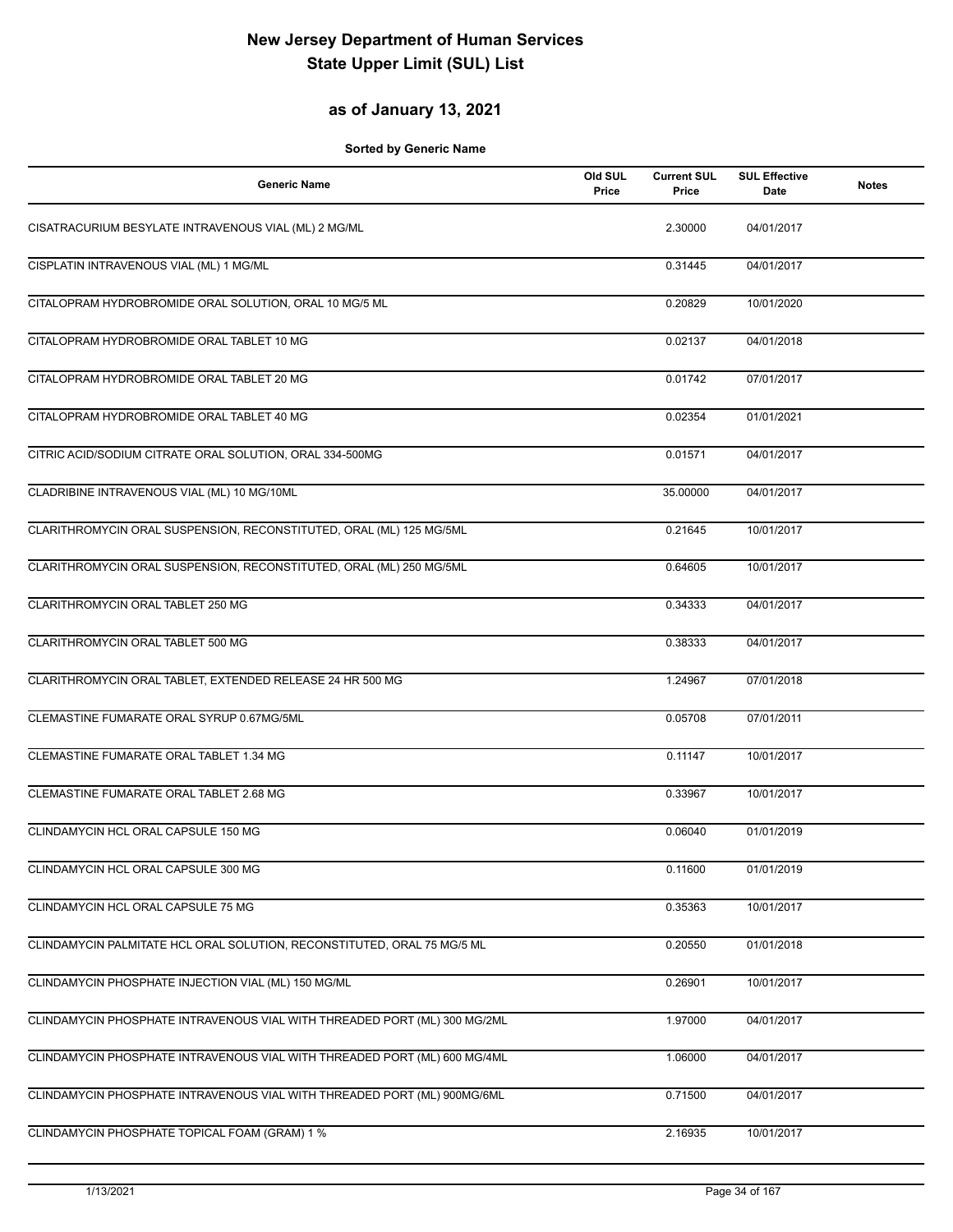# New Jersey Department of Human Services
# State Upper Limit (SUL) List

## as of January 13, 2021

**Sorted by Generic Name**

| Generic Name | Old SUL Price | Current SUL Price | SUL Effective Date | Notes |
|---|---|---|---|---|
| CISATRACURIUM BESYLATE INTRAVENOUS VIAL (ML) 2 MG/ML | | 2.30000 | 04/01/2017 | |
| CISPLATIN INTRAVENOUS VIAL (ML) 1 MG/ML | | 0.31445 | 04/01/2017 | |
| CITALOPRAM HYDROBROMIDE ORAL SOLUTION, ORAL 10 MG/5 ML | | 0.20829 | 10/01/2020 | |
| CITALOPRAM HYDROBROMIDE ORAL TABLET 10 MG | | 0.02137 | 04/01/2018 | |
| CITALOPRAM HYDROBROMIDE ORAL TABLET 20 MG | | 0.01742 | 07/01/2017 | |
| CITALOPRAM HYDROBROMIDE ORAL TABLET 40 MG | | 0.02354 | 01/01/2021 | |
| CITRIC ACID/SODIUM CITRATE ORAL SOLUTION, ORAL 334-500MG | | 0.01571 | 04/01/2017 | |
| CLADRIBINE INTRAVENOUS VIAL (ML) 10 MG/10ML | | 35.00000 | 04/01/2017 | |
| CLARITHROMYCIN ORAL SUSPENSION, RECONSTITUTED, ORAL (ML) 125 MG/5ML | | 0.21645 | 10/01/2017 | |
| CLARITHROMYCIN ORAL SUSPENSION, RECONSTITUTED, ORAL (ML) 250 MG/5ML | | 0.64605 | 10/01/2017 | |
| CLARITHROMYCIN ORAL TABLET 250 MG | | 0.34333 | 04/01/2017 | |
| CLARITHROMYCIN ORAL TABLET 500 MG | | 0.38333 | 04/01/2017 | |
| CLARITHROMYCIN ORAL TABLET, EXTENDED RELEASE 24 HR 500 MG | | 1.24967 | 07/01/2018 | |
| CLEMASTINE FUMARATE ORAL SYRUP 0.67MG/5ML | | 0.05708 | 07/01/2011 | |
| CLEMASTINE FUMARATE ORAL TABLET 1.34 MG | | 0.11147 | 10/01/2017 | |
| CLEMASTINE FUMARATE ORAL TABLET 2.68 MG | | 0.33967 | 10/01/2017 | |
| CLINDAMYCIN HCL ORAL CAPSULE 150 MG | | 0.06040 | 01/01/2019 | |
| CLINDAMYCIN HCL ORAL CAPSULE 300 MG | | 0.11600 | 01/01/2019 | |
| CLINDAMYCIN HCL ORAL CAPSULE 75 MG | | 0.35363 | 10/01/2017 | |
| CLINDAMYCIN PALMITATE HCL ORAL SOLUTION, RECONSTITUTED, ORAL 75 MG/5 ML | | 0.20550 | 01/01/2018 | |
| CLINDAMYCIN PHOSPHATE INJECTION VIAL (ML) 150 MG/ML | | 0.26901 | 10/01/2017 | |
| CLINDAMYCIN PHOSPHATE INTRAVENOUS VIAL WITH THREADED PORT (ML) 300 MG/2ML | | 1.97000 | 04/01/2017 | |
| CLINDAMYCIN PHOSPHATE INTRAVENOUS VIAL WITH THREADED PORT (ML) 600 MG/4ML | | 1.06000 | 04/01/2017 | |
| CLINDAMYCIN PHOSPHATE INTRAVENOUS VIAL WITH THREADED PORT (ML) 900MG/6ML | | 0.71500 | 04/01/2017 | |
| CLINDAMYCIN PHOSPHATE TOPICAL FOAM (GRAM) 1 % | | 2.16935 | 10/01/2017 | |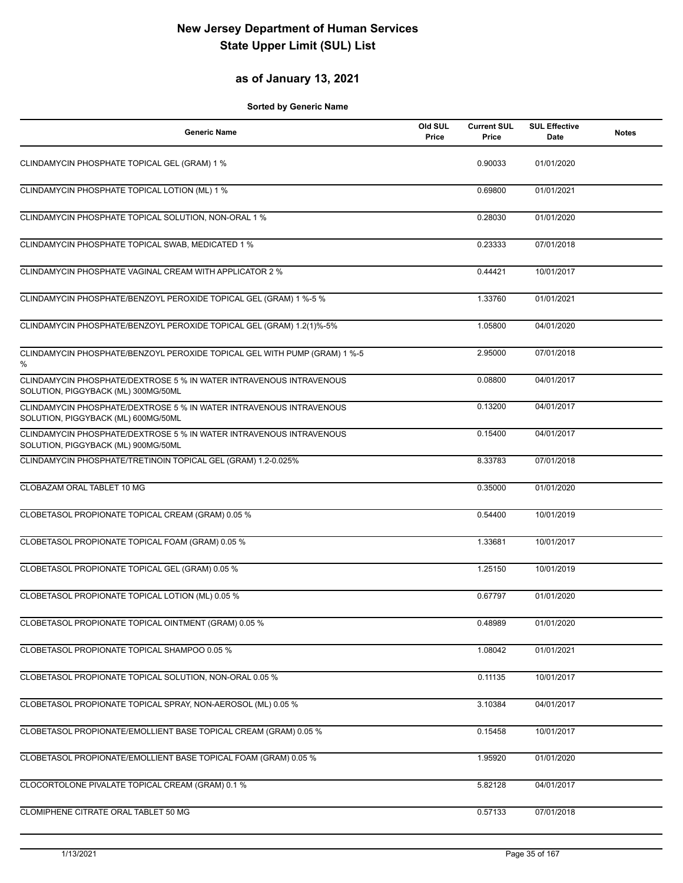# New Jersey Department of Human Services
# State Upper Limit (SUL) List

## as of January 13, 2021

**Sorted by Generic Name**

| Generic Name | Old SUL Price | Current SUL Price | SUL Effective Date | Notes |
|---|---|---|---|---|
| CLINDAMYCIN PHOSPHATE TOPICAL GEL (GRAM) 1 % | | 0.90033 | 01/01/2020 | |
| CLINDAMYCIN PHOSPHATE TOPICAL LOTION (ML) 1 % | | 0.69800 | 01/01/2021 | |
| CLINDAMYCIN PHOSPHATE TOPICAL SOLUTION, NON-ORAL 1 % | | 0.28030 | 01/01/2020 | |
| CLINDAMYCIN PHOSPHATE TOPICAL SWAB, MEDICATED 1 % | | 0.23333 | 07/01/2018 | |
| CLINDAMYCIN PHOSPHATE VAGINAL CREAM WITH APPLICATOR 2 % | | 0.44421 | 10/01/2017 | |
| CLINDAMYCIN PHOSPHATE/BENZOYL PEROXIDE TOPICAL GEL (GRAM) 1 %-5 % | | 1.33760 | 01/01/2021 | |
| CLINDAMYCIN PHOSPHATE/BENZOYL PEROXIDE TOPICAL GEL (GRAM) 1.2(1)%-5% | | 1.05800 | 04/01/2020 | |
| CLINDAMYCIN PHOSPHATE/BENZOYL PEROXIDE TOPICAL GEL WITH PUMP (GRAM) 1 %-5 % | | 2.95000 | 07/01/2018 | |
| CLINDAMYCIN PHOSPHATE/DEXTROSE 5 % IN WATER INTRAVENOUS INTRAVENOUS SOLUTION, PIGGYBACK (ML) 300MG/50ML | | 0.08800 | 04/01/2017 | |
| CLINDAMYCIN PHOSPHATE/DEXTROSE 5 % IN WATER INTRAVENOUS INTRAVENOUS SOLUTION, PIGGYBACK (ML) 600MG/50ML | | 0.13200 | 04/01/2017 | |
| CLINDAMYCIN PHOSPHATE/DEXTROSE 5 % IN WATER INTRAVENOUS INTRAVENOUS SOLUTION, PIGGYBACK (ML) 900MG/50ML | | 0.15400 | 04/01/2017 | |
| CLINDAMYCIN PHOSPHATE/TRETINOIN TOPICAL GEL (GRAM) 1.2-0.025% | | 8.33783 | 07/01/2018 | |
| CLOBAZAM ORAL TABLET 10 MG | | 0.35000 | 01/01/2020 | |
| CLOBETASOL PROPIONATE TOPICAL CREAM (GRAM) 0.05 % | | 0.54400 | 10/01/2019 | |
| CLOBETASOL PROPIONATE TOPICAL FOAM (GRAM) 0.05 % | | 1.33681 | 10/01/2017 | |
| CLOBETASOL PROPIONATE TOPICAL GEL (GRAM) 0.05 % | | 1.25150 | 10/01/2019 | |
| CLOBETASOL PROPIONATE TOPICAL LOTION (ML) 0.05 % | | 0.67797 | 01/01/2020 | |
| CLOBETASOL PROPIONATE TOPICAL OINTMENT (GRAM) 0.05 % | | 0.48989 | 01/01/2020 | |
| CLOBETASOL PROPIONATE TOPICAL SHAMPOO 0.05 % | | 1.08042 | 01/01/2021 | |
| CLOBETASOL PROPIONATE TOPICAL SOLUTION, NON-ORAL 0.05 % | | 0.11135 | 10/01/2017 | |
| CLOBETASOL PROPIONATE TOPICAL SPRAY, NON-AEROSOL (ML) 0.05 % | | 3.10384 | 04/01/2017 | |
| CLOBETASOL PROPIONATE/EMOLLIENT BASE TOPICAL CREAM (GRAM) 0.05 % | | 0.15458 | 10/01/2017 | |
| CLOBETASOL PROPIONATE/EMOLLIENT BASE TOPICAL FOAM (GRAM) 0.05 % | | 1.95920 | 01/01/2020 | |
| CLOCORTOLONE PIVALATE TOPICAL CREAM (GRAM) 0.1 % | | 5.82128 | 04/01/2017 | |
| CLOMIPHENE CITRATE ORAL TABLET 50 MG | | 0.57133 | 07/01/2018 | |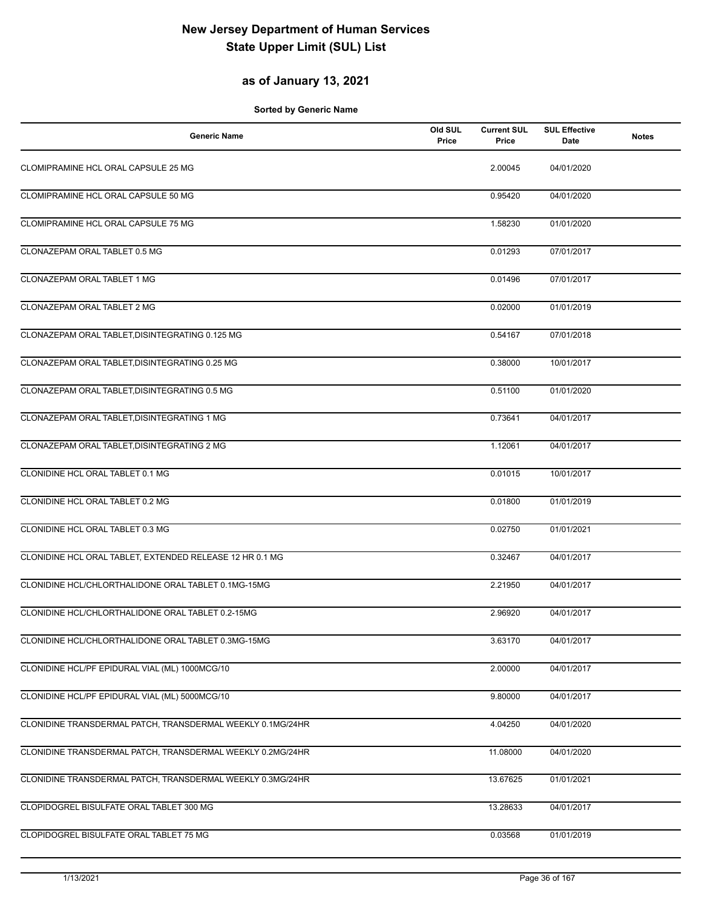# New Jersey Department of Human Services
# State Upper Limit (SUL) List

## as of January 13, 2021

**Sorted by Generic Name**

| Generic Name | Old SUL Price | Current SUL Price | SUL Effective Date | Notes |
|---|---|---|---|---|
| CLOMIPRAMINE HCL ORAL CAPSULE 25 MG | | 2.00045 | 04/01/2020 | |
| CLOMIPRAMINE HCL ORAL CAPSULE 50 MG | | 0.95420 | 04/01/2020 | |
| CLOMIPRAMINE HCL ORAL CAPSULE 75 MG | | 1.58230 | 01/01/2020 | |
| CLONAZEPAM ORAL TABLET 0.5 MG | | 0.01293 | 07/01/2017 | |
| CLONAZEPAM ORAL TABLET 1 MG | | 0.01496 | 07/01/2017 | |
| CLONAZEPAM ORAL TABLET 2 MG | | 0.02000 | 01/01/2019 | |
| CLONAZEPAM ORAL TABLET,DISINTEGRATING 0.125 MG | | 0.54167 | 07/01/2018 | |
| CLONAZEPAM ORAL TABLET,DISINTEGRATING 0.25 MG | | 0.38000 | 10/01/2017 | |
| CLONAZEPAM ORAL TABLET,DISINTEGRATING 0.5 MG | | 0.51100 | 01/01/2020 | |
| CLONAZEPAM ORAL TABLET,DISINTEGRATING 1 MG | | 0.73641 | 04/01/2017 | |
| CLONAZEPAM ORAL TABLET,DISINTEGRATING 2 MG | | 1.12061 | 04/01/2017 | |
| CLONIDINE HCL ORAL TABLET 0.1 MG | | 0.01015 | 10/01/2017 | |
| CLONIDINE HCL ORAL TABLET 0.2 MG | | 0.01800 | 01/01/2019 | |
| CLONIDINE HCL ORAL TABLET 0.3 MG | | 0.02750 | 01/01/2021 | |
| CLONIDINE HCL ORAL TABLET, EXTENDED RELEASE 12 HR 0.1 MG | | 0.32467 | 04/01/2017 | |
| CLONIDINE HCL/CHLORTHALIDONE ORAL TABLET 0.1MG-15MG | | 2.21950 | 04/01/2017 | |
| CLONIDINE HCL/CHLORTHALIDONE ORAL TABLET 0.2-15MG | | 2.96920 | 04/01/2017 | |
| CLONIDINE HCL/CHLORTHALIDONE ORAL TABLET 0.3MG-15MG | | 3.63170 | 04/01/2017 | |
| CLONIDINE HCL/PF EPIDURAL VIAL (ML) 1000MCG/10 | | 2.00000 | 04/01/2017 | |
| CLONIDINE HCL/PF EPIDURAL VIAL (ML) 5000MCG/10 | | 9.80000 | 04/01/2017 | |
| CLONIDINE TRANSDERMAL PATCH, TRANSDERMAL WEEKLY 0.1MG/24HR | | 4.04250 | 04/01/2020 | |
| CLONIDINE TRANSDERMAL PATCH, TRANSDERMAL WEEKLY 0.2MG/24HR | | 11.08000 | 04/01/2020 | |
| CLONIDINE TRANSDERMAL PATCH, TRANSDERMAL WEEKLY 0.3MG/24HR | | 13.67625 | 01/01/2021 | |
| CLOPIDOGREL BISULFATE ORAL TABLET 300 MG | | 13.28633 | 04/01/2017 | |
| CLOPIDOGREL BISULFATE ORAL TABLET 75 MG | | 0.03568 | 01/01/2019 | |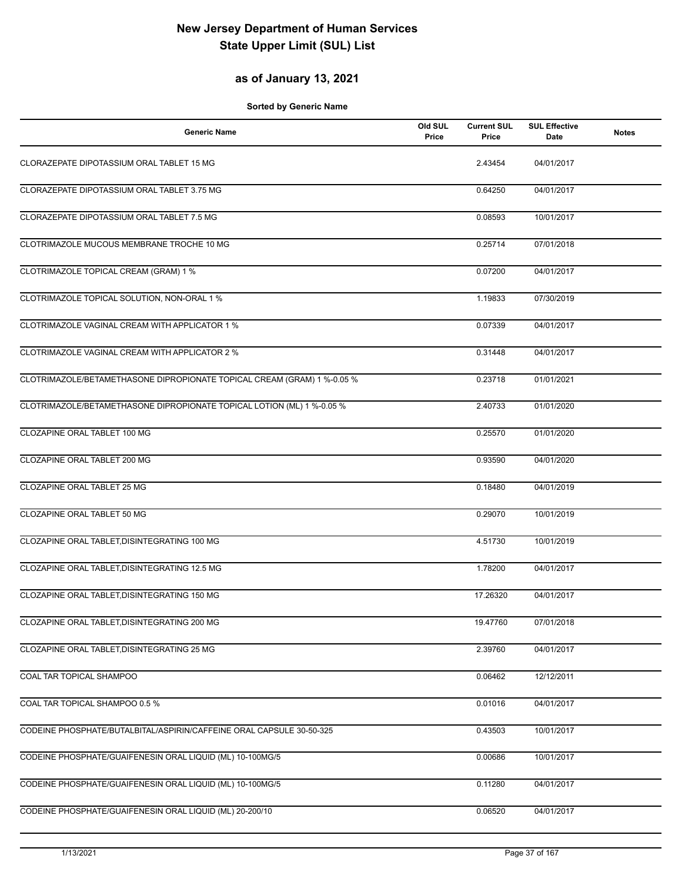# New Jersey Department of Human Services
# State Upper Limit (SUL) List

## as of January 13, 2021

**Sorted by Generic Name**

| Generic Name | Old SUL Price | Current SUL Price | SUL Effective Date | Notes |
|---|---|---|---|---|
| CLORAZEPATE DIPOTASSIUM ORAL TABLET 15 MG | | 2.43454 | 04/01/2017 | |
| CLORAZEPATE DIPOTASSIUM ORAL TABLET 3.75 MG | | 0.64250 | 04/01/2017 | |
| CLORAZEPATE DIPOTASSIUM ORAL TABLET 7.5 MG | | 0.08593 | 10/01/2017 | |
| CLOTRIMAZOLE MUCOUS MEMBRANE TROCHE 10 MG | | 0.25714 | 07/01/2018 | |
| CLOTRIMAZOLE TOPICAL CREAM (GRAM) 1 % | | 0.07200 | 04/01/2017 | |
| CLOTRIMAZOLE TOPICAL SOLUTION, NON-ORAL 1 % | | 1.19833 | 07/30/2019 | |
| CLOTRIMAZOLE VAGINAL CREAM WITH APPLICATOR 1 % | | 0.07339 | 04/01/2017 | |
| CLOTRIMAZOLE VAGINAL CREAM WITH APPLICATOR 2 % | | 0.31448 | 04/01/2017 | |
| CLOTRIMAZOLE/BETAMETHASONE DIPROPIONATE TOPICAL CREAM (GRAM) 1 %-0.05 % | | 0.23718 | 01/01/2021 | |
| CLOTRIMAZOLE/BETAMETHASONE DIPROPIONATE TOPICAL LOTION (ML) 1 %-0.05 % | | 2.40733 | 01/01/2020 | |
| CLOZAPINE ORAL TABLET 100 MG | | 0.25570 | 01/01/2020 | |
| CLOZAPINE ORAL TABLET 200 MG | | 0.93590 | 04/01/2020 | |
| CLOZAPINE ORAL TABLET 25 MG | | 0.18480 | 04/01/2019 | |
| CLOZAPINE ORAL TABLET 50 MG | | 0.29070 | 10/01/2019 | |
| CLOZAPINE ORAL TABLET,DISINTEGRATING 100 MG | | 4.51730 | 10/01/2019 | |
| CLOZAPINE ORAL TABLET,DISINTEGRATING 12.5 MG | | 1.78200 | 04/01/2017 | |
| CLOZAPINE ORAL TABLET,DISINTEGRATING 150 MG | | 17.26320 | 04/01/2017 | |
| CLOZAPINE ORAL TABLET,DISINTEGRATING 200 MG | | 19.47760 | 07/01/2018 | |
| CLOZAPINE ORAL TABLET,DISINTEGRATING 25 MG | | 2.39760 | 04/01/2017 | |
| COAL TAR TOPICAL SHAMPOO | | 0.06462 | 12/12/2011 | |
| COAL TAR TOPICAL SHAMPOO 0.5 % | | 0.01016 | 04/01/2017 | |
| CODEINE PHOSPHATE/BUTALBITAL/ASPIRIN/CAFFEINE ORAL CAPSULE 30-50-325 | | 0.43503 | 10/01/2017 | |
| CODEINE PHOSPHATE/GUAIFENESIN ORAL LIQUID (ML) 10-100MG/5 | | 0.00686 | 10/01/2017 | |
| CODEINE PHOSPHATE/GUAIFENESIN ORAL LIQUID (ML) 10-100MG/5 | | 0.11280 | 04/01/2017 | |
| CODEINE PHOSPHATE/GUAIFENESIN ORAL LIQUID (ML) 20-200/10 | | 0.06520 | 04/01/2017 | |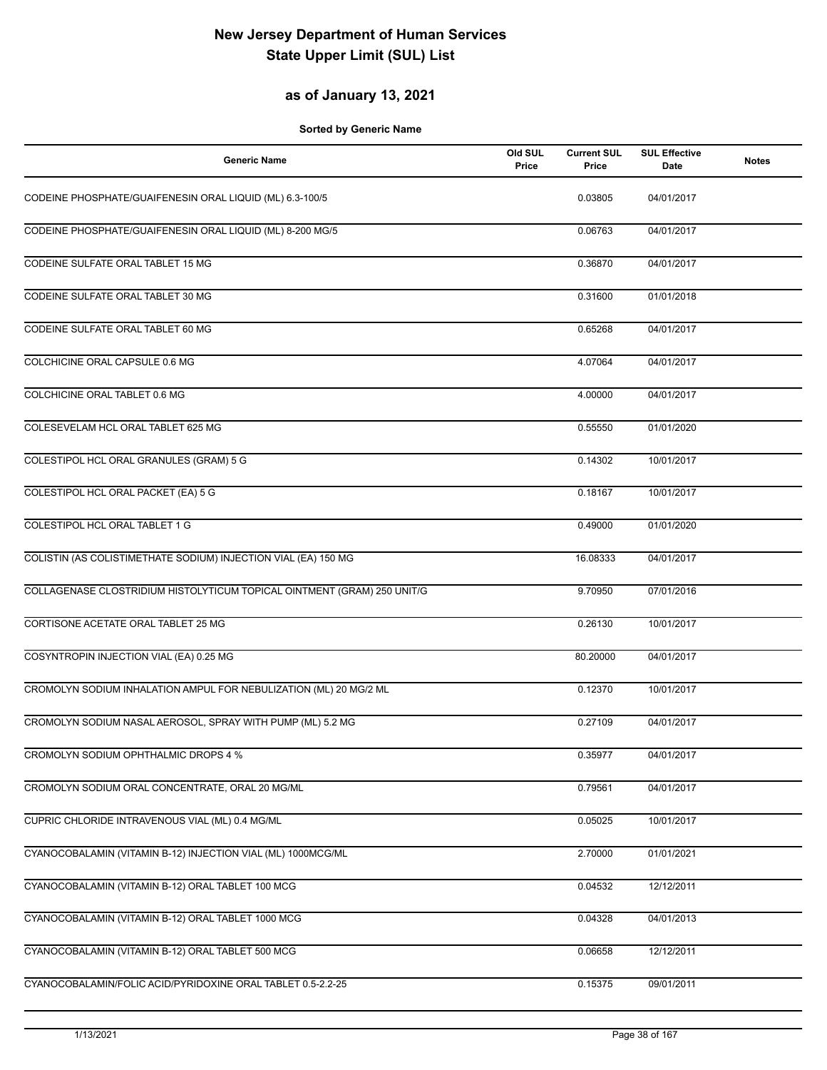# New Jersey Department of Human Services
# State Upper Limit (SUL) List

## as of January 13, 2021

**Sorted by Generic Name**

| Generic Name | Old SUL Price | Current SUL Price | SUL Effective Date | Notes |
|---|---|---|---|---|
| CODEINE PHOSPHATE/GUAIFENESIN ORAL LIQUID (ML) 6.3-100/5 | | 0.03805 | 04/01/2017 | |
| CODEINE PHOSPHATE/GUAIFENESIN ORAL LIQUID (ML) 8-200 MG/5 | | 0.06763 | 04/01/2017 | |
| CODEINE SULFATE ORAL TABLET 15 MG | | 0.36870 | 04/01/2017 | |
| CODEINE SULFATE ORAL TABLET 30 MG | | 0.31600 | 01/01/2018 | |
| CODEINE SULFATE ORAL TABLET 60 MG | | 0.65268 | 04/01/2017 | |
| COLCHICINE ORAL CAPSULE 0.6 MG | | 4.07064 | 04/01/2017 | |
| COLCHICINE ORAL TABLET 0.6 MG | | 4.00000 | 04/01/2017 | |
| COLESEVELAM HCL ORAL TABLET 625 MG | | 0.55550 | 01/01/2020 | |
| COLESTIPOL HCL ORAL GRANULES (GRAM) 5 G | | 0.14302 | 10/01/2017 | |
| COLESTIPOL HCL ORAL PACKET (EA) 5 G | | 0.18167 | 10/01/2017 | |
| COLESTIPOL HCL ORAL TABLET 1 G | | 0.49000 | 01/01/2020 | |
| COLISTIN (AS COLISTIMETHATE SODIUM) INJECTION VIAL (EA) 150 MG | | 16.08333 | 04/01/2017 | |
| COLLAGENASE CLOSTRIDIUM HISTOLYTICUM TOPICAL OINTMENT (GRAM) 250 UNIT/G | | 9.70950 | 07/01/2016 | |
| CORTISONE ACETATE ORAL TABLET 25 MG | | 0.26130 | 10/01/2017 | |
| COSYNTROPIN INJECTION VIAL (EA) 0.25 MG | | 80.20000 | 04/01/2017 | |
| CROMOLYN SODIUM INHALATION AMPUL FOR NEBULIZATION (ML) 20 MG/2 ML | | 0.12370 | 10/01/2017 | |
| CROMOLYN SODIUM NASAL AEROSOL, SPRAY WITH PUMP (ML) 5.2 MG | | 0.27109 | 04/01/2017 | |
| CROMOLYN SODIUM OPHTHALMIC DROPS 4 % | | 0.35977 | 04/01/2017 | |
| CROMOLYN SODIUM ORAL CONCENTRATE, ORAL 20 MG/ML | | 0.79561 | 04/01/2017 | |
| CUPRIC CHLORIDE INTRAVENOUS VIAL (ML) 0.4 MG/ML | | 0.05025 | 10/01/2017 | |
| CYANOCOBALAMIN (VITAMIN B-12) INJECTION VIAL (ML) 1000MCG/ML | | 2.70000 | 01/01/2021 | |
| CYANOCOBALAMIN (VITAMIN B-12) ORAL TABLET 100 MCG | | 0.04532 | 12/12/2011 | |
| CYANOCOBALAMIN (VITAMIN B-12) ORAL TABLET 1000 MCG | | 0.04328 | 04/01/2013 | |
| CYANOCOBALAMIN (VITAMIN B-12) ORAL TABLET 500 MCG | | 0.06658 | 12/12/2011 | |
| CYANOCOBALAMIN/FOLIC ACID/PYRIDOXINE ORAL TABLET 0.5-2.2-25 | | 0.15375 | 09/01/2011 | |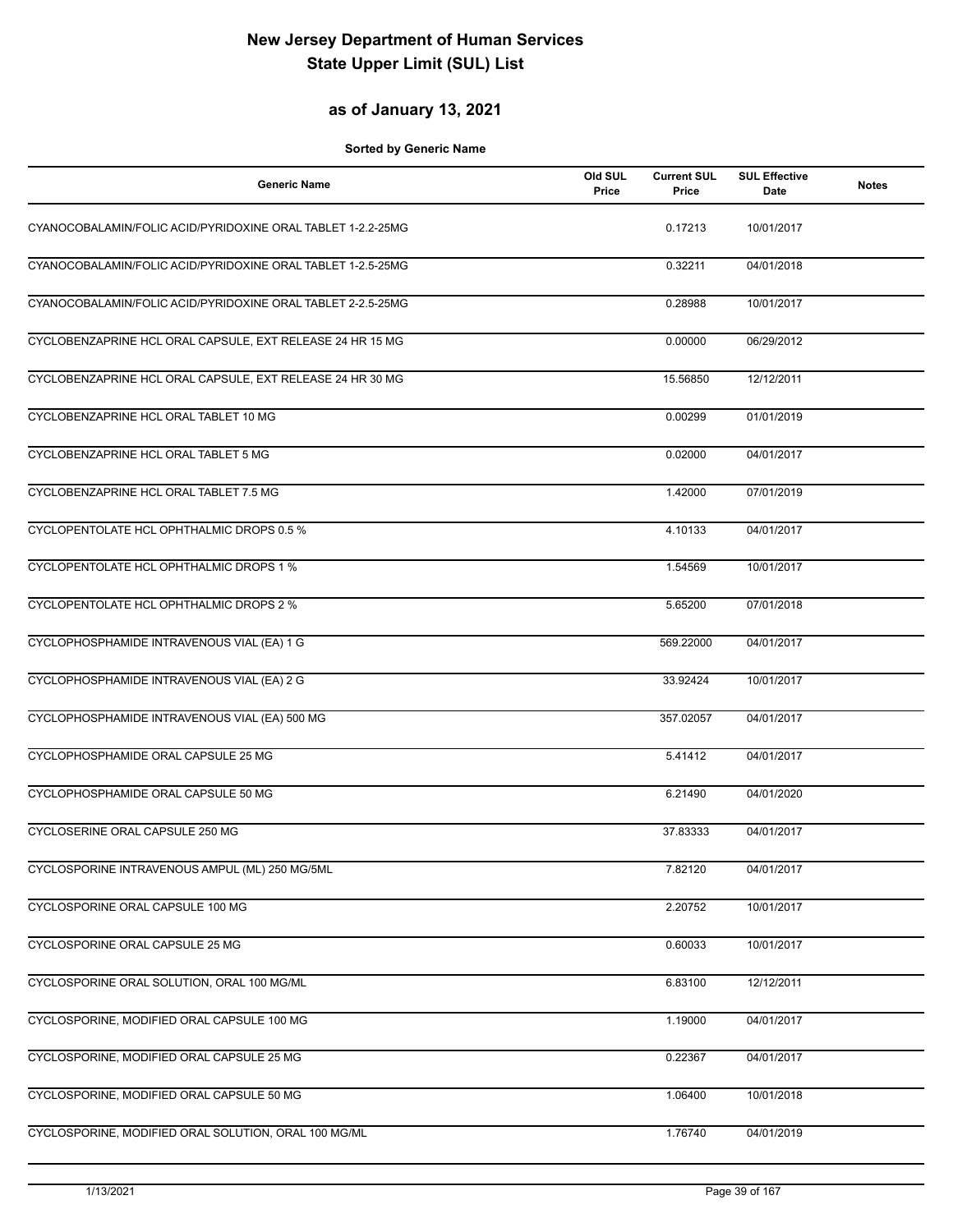# New Jersey Department of Human Services
# State Upper Limit (SUL) List

## as of January 13, 2021

**Sorted by Generic Name**

| Generic Name | Old SUL Price | Current SUL Price | SUL Effective Date | Notes |
|---|---|---|---|---|
| CYANOCOBALAMIN/FOLIC ACID/PYRIDOXINE ORAL TABLET 1-2.2-25MG | | 0.17213 | 10/01/2017 | |
| CYANOCOBALAMIN/FOLIC ACID/PYRIDOXINE ORAL TABLET 1-2.5-25MG | | 0.32211 | 04/01/2018 | |
| CYANOCOBALAMIN/FOLIC ACID/PYRIDOXINE ORAL TABLET 2-2.5-25MG | | 0.28988 | 10/01/2017 | |
| CYCLOBENZAPRINE HCL ORAL CAPSULE, EXT RELEASE 24 HR 15 MG | | 0.00000 | 06/29/2012 | |
| CYCLOBENZAPRINE HCL ORAL CAPSULE, EXT RELEASE 24 HR 30 MG | | 15.56850 | 12/12/2011 | |
| CYCLOBENZAPRINE HCL ORAL TABLET 10 MG | | 0.00299 | 01/01/2019 | |
| CYCLOBENZAPRINE HCL ORAL TABLET 5 MG | | 0.02000 | 04/01/2017 | |
| CYCLOBENZAPRINE HCL ORAL TABLET 7.5 MG | | 1.42000 | 07/01/2019 | |
| CYCLOPENTOLATE HCL OPHTHALMIC DROPS 0.5 % | | 4.10133 | 04/01/2017 | |
| CYCLOPENTOLATE HCL OPHTHALMIC DROPS 1 % | | 1.54569 | 10/01/2017 | |
| CYCLOPENTOLATE HCL OPHTHALMIC DROPS 2 % | | 5.65200 | 07/01/2018 | |
| CYCLOPHOSPHAMIDE INTRAVENOUS VIAL (EA) 1 G | | 569.22000 | 04/01/2017 | |
| CYCLOPHOSPHAMIDE INTRAVENOUS VIAL (EA) 2 G | | 33.92424 | 10/01/2017 | |
| CYCLOPHOSPHAMIDE INTRAVENOUS VIAL (EA) 500 MG | | 357.02057 | 04/01/2017 | |
| CYCLOPHOSPHAMIDE ORAL CAPSULE 25 MG | | 5.41412 | 04/01/2017 | |
| CYCLOPHOSPHAMIDE ORAL CAPSULE 50 MG | | 6.21490 | 04/01/2020 | |
| CYCLOSERINE ORAL CAPSULE 250 MG | | 37.83333 | 04/01/2017 | |
| CYCLOSPORINE INTRAVENOUS AMPUL (ML) 250 MG/5ML | | 7.82120 | 04/01/2017 | |
| CYCLOSPORINE ORAL CAPSULE 100 MG | | 2.20752 | 10/01/2017 | |
| CYCLOSPORINE ORAL CAPSULE 25 MG | | 0.60033 | 10/01/2017 | |
| CYCLOSPORINE ORAL SOLUTION, ORAL 100 MG/ML | | 6.83100 | 12/12/2011 | |
| CYCLOSPORINE, MODIFIED ORAL CAPSULE 100 MG | | 1.19000 | 04/01/2017 | |
| CYCLOSPORINE, MODIFIED ORAL CAPSULE 25 MG | | 0.22367 | 04/01/2017 | |
| CYCLOSPORINE, MODIFIED ORAL CAPSULE 50 MG | | 1.06400 | 10/01/2018 | |
| CYCLOSPORINE, MODIFIED ORAL SOLUTION, ORAL 100 MG/ML | | 1.76740 | 04/01/2019 | |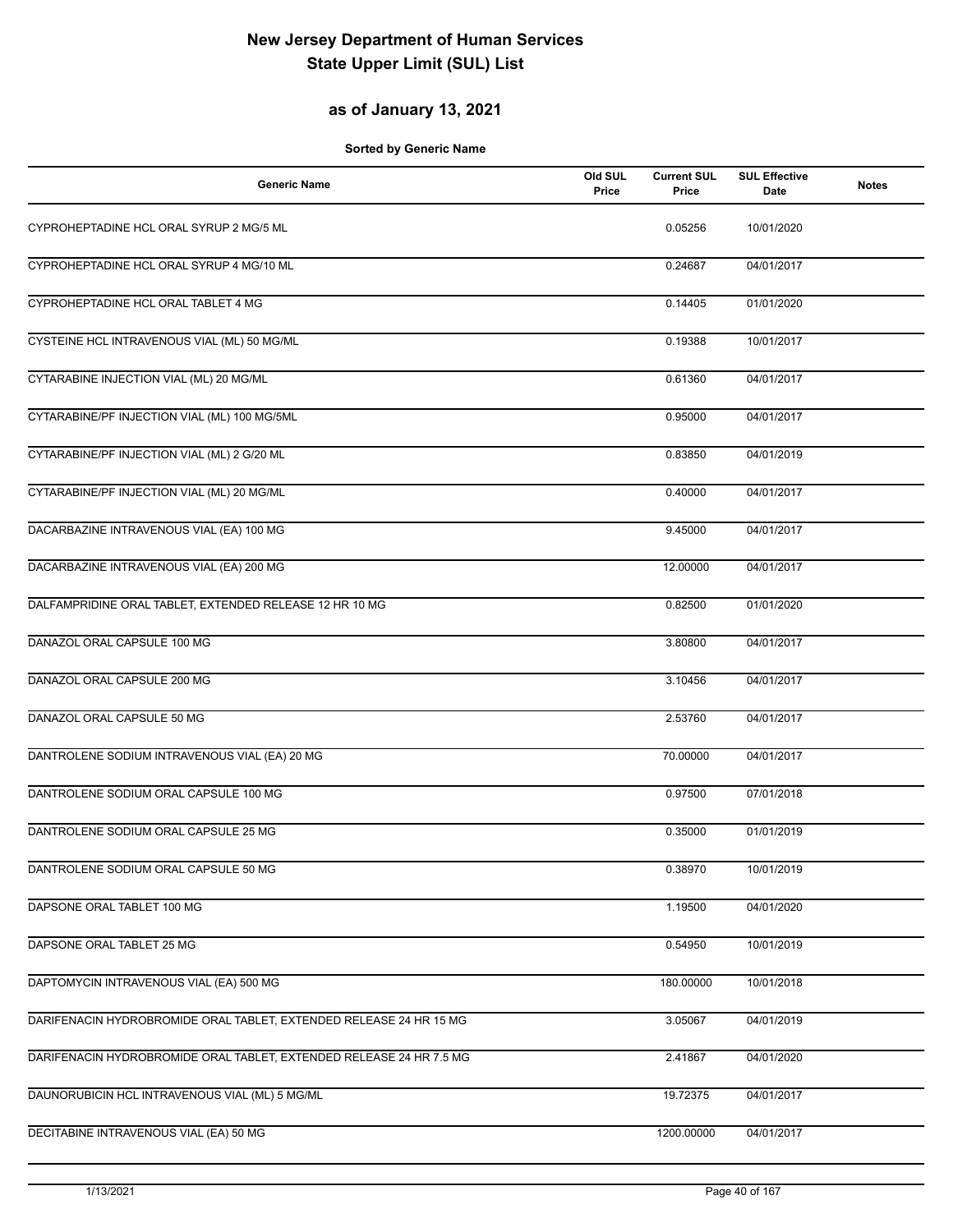# New Jersey Department of Human Services
# State Upper Limit (SUL) List

## as of January 13, 2021

**Sorted by Generic Name**

| Generic Name | Old SUL Price | Current SUL Price | SUL Effective Date | Notes |
|---|---|---|---|---|
| CYPROHEPTADINE HCL ORAL SYRUP 2 MG/5 ML | | 0.05256 | 10/01/2020 | |
| CYPROHEPTADINE HCL ORAL SYRUP 4 MG/10 ML | | 0.24687 | 04/01/2017 | |
| CYPROHEPTADINE HCL ORAL TABLET 4 MG | | 0.14405 | 01/01/2020 | |
| CYSTEINE HCL INTRAVENOUS VIAL (ML) 50 MG/ML | | 0.19388 | 10/01/2017 | |
| CYTARABINE INJECTION VIAL (ML) 20 MG/ML | | 0.61360 | 04/01/2017 | |
| CYTARABINE/PF INJECTION VIAL (ML) 100 MG/5ML | | 0.95000 | 04/01/2017 | |
| CYTARABINE/PF INJECTION VIAL (ML) 2 G/20 ML | | 0.83850 | 04/01/2019 | |
| CYTARABINE/PF INJECTION VIAL (ML) 20 MG/ML | | 0.40000 | 04/01/2017 | |
| DACARBAZINE INTRAVENOUS VIAL (EA) 100 MG | | 9.45000 | 04/01/2017 | |
| DACARBAZINE INTRAVENOUS VIAL (EA) 200 MG | | 12.00000 | 04/01/2017 | |
| DALFAMPRIDINE ORAL TABLET, EXTENDED RELEASE 12 HR 10 MG | | 0.82500 | 01/01/2020 | |
| DANAZOL ORAL CAPSULE 100 MG | | 3.80800 | 04/01/2017 | |
| DANAZOL ORAL CAPSULE 200 MG | | 3.10456 | 04/01/2017 | |
| DANAZOL ORAL CAPSULE 50 MG | | 2.53760 | 04/01/2017 | |
| DANTROLENE SODIUM INTRAVENOUS VIAL (EA) 20 MG | | 70.00000 | 04/01/2017 | |
| DANTROLENE SODIUM ORAL CAPSULE 100 MG | | 0.97500 | 07/01/2018 | |
| DANTROLENE SODIUM ORAL CAPSULE 25 MG | | 0.35000 | 01/01/2019 | |
| DANTROLENE SODIUM ORAL CAPSULE 50 MG | | 0.38970 | 10/01/2019 | |
| DAPSONE ORAL TABLET 100 MG | | 1.19500 | 04/01/2020 | |
| DAPSONE ORAL TABLET 25 MG | | 0.54950 | 10/01/2019 | |
| DAPTOMYCIN INTRAVENOUS VIAL (EA) 500 MG | | 180.00000 | 10/01/2018 | |
| DARIFENACIN HYDROBROMIDE ORAL TABLET, EXTENDED RELEASE 24 HR 15 MG | | 3.05067 | 04/01/2019 | |
| DARIFENACIN HYDROBROMIDE ORAL TABLET, EXTENDED RELEASE 24 HR 7.5 MG | | 2.41867 | 04/01/2020 | |
| DAUNORUBICIN HCL INTRAVENOUS VIAL (ML) 5 MG/ML | | 19.72375 | 04/01/2017 | |
| DECITABINE INTRAVENOUS VIAL (EA) 50 MG | | 1200.00000 | 04/01/2017 | |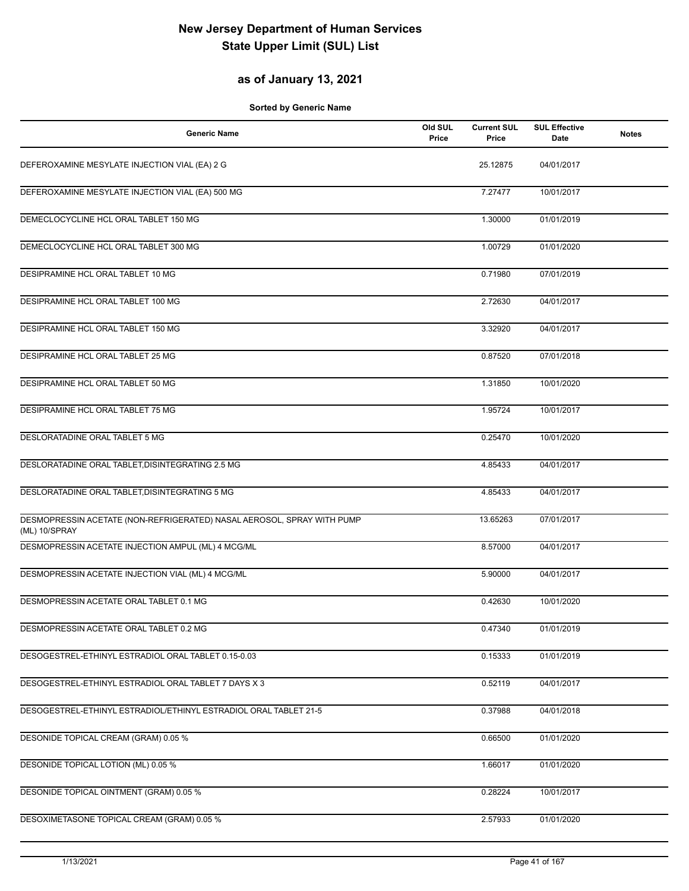# New Jersey Department of Human Services
# State Upper Limit (SUL) List

## as of January 13, 2021

**Sorted by Generic Name**

| Generic Name | Old SUL Price | Current SUL Price | SUL Effective Date | Notes |
|---|---|---|---|---|
| DEFEROXAMINE MESYLATE INJECTION VIAL (EA) 2 G | | 25.12875 | 04/01/2017 | |
| DEFEROXAMINE MESYLATE INJECTION VIAL (EA) 500 MG | | 7.27477 | 10/01/2017 | |
| DEMECLOCYCLINE HCL ORAL TABLET 150 MG | | 1.30000 | 01/01/2019 | |
| DEMECLOCYCLINE HCL ORAL TABLET 300 MG | | 1.00729 | 01/01/2020 | |
| DESIPRAMINE HCL ORAL TABLET 10 MG | | 0.71980 | 07/01/2019 | |
| DESIPRAMINE HCL ORAL TABLET 100 MG | | 2.72630 | 04/01/2017 | |
| DESIPRAMINE HCL ORAL TABLET 150 MG | | 3.32920 | 04/01/2017 | |
| DESIPRAMINE HCL ORAL TABLET 25 MG | | 0.87520 | 07/01/2018 | |
| DESIPRAMINE HCL ORAL TABLET 50 MG | | 1.31850 | 10/01/2020 | |
| DESIPRAMINE HCL ORAL TABLET 75 MG | | 1.95724 | 10/01/2017 | |
| DESLORATADINE ORAL TABLET 5 MG | | 0.25470 | 10/01/2020 | |
| DESLORATADINE ORAL TABLET,DISINTEGRATING 2.5 MG | | 4.85433 | 04/01/2017 | |
| DESLORATADINE ORAL TABLET,DISINTEGRATING 5 MG | | 4.85433 | 04/01/2017 | |
| DESMOPRESSIN ACETATE (NON-REFRIGERATED) NASAL AEROSOL, SPRAY WITH PUMP (ML) 10/SPRAY | | 13.65263 | 07/01/2017 | |
| DESMOPRESSIN ACETATE INJECTION AMPUL (ML) 4 MCG/ML | | 8.57000 | 04/01/2017 | |
| DESMOPRESSIN ACETATE INJECTION VIAL (ML) 4 MCG/ML | | 5.90000 | 04/01/2017 | |
| DESMOPRESSIN ACETATE ORAL TABLET 0.1 MG | | 0.42630 | 10/01/2020 | |
| DESMOPRESSIN ACETATE ORAL TABLET 0.2 MG | | 0.47340 | 01/01/2019 | |
| DESOGESTREL-ETHINYL ESTRADIOL ORAL TABLET 0.15-0.03 | | 0.15333 | 01/01/2019 | |
| DESOGESTREL-ETHINYL ESTRADIOL ORAL TABLET 7 DAYS X 3 | | 0.52119 | 04/01/2017 | |
| DESOGESTREL-ETHINYL ESTRADIOL/ETHINYL ESTRADIOL ORAL TABLET 21-5 | | 0.37988 | 04/01/2018 | |
| DESONIDE TOPICAL CREAM (GRAM) 0.05 % | | 0.66500 | 01/01/2020 | |
| DESONIDE TOPICAL LOTION (ML) 0.05 % | | 1.66017 | 01/01/2020 | |
| DESONIDE TOPICAL OINTMENT (GRAM) 0.05 % | | 0.28224 | 10/01/2017 | |
| DESOXIMETASONE TOPICAL CREAM (GRAM) 0.05 % | | 2.57933 | 01/01/2020 | |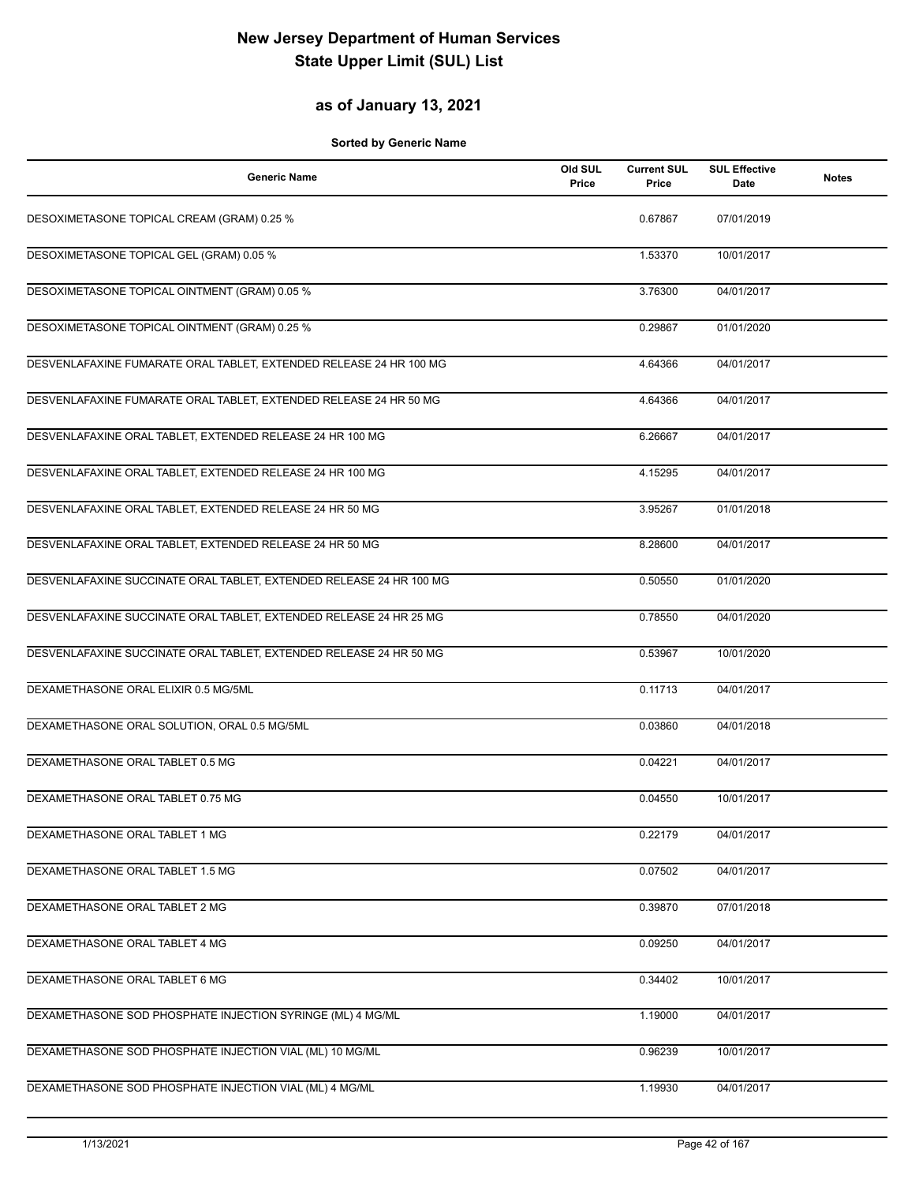# New Jersey Department of Human Services
# State Upper Limit (SUL) List

## as of January 13, 2021

**Sorted by Generic Name**

| Generic Name | Old SUL Price | Current SUL Price | SUL Effective Date | Notes |
|---|---|---|---|---|
| DESOXIMETASONE TOPICAL CREAM (GRAM) 0.25 % | | 0.67867 | 07/01/2019 | |
| DESOXIMETASONE TOPICAL GEL (GRAM) 0.05 % | | 1.53370 | 10/01/2017 | |
| DESOXIMETASONE TOPICAL OINTMENT (GRAM) 0.05 % | | 3.76300 | 04/01/2017 | |
| DESOXIMETASONE TOPICAL OINTMENT (GRAM) 0.25 % | | 0.29867 | 01/01/2020 | |
| DESVENLAFAXINE FUMARATE ORAL TABLET, EXTENDED RELEASE 24 HR 100 MG | | 4.64366 | 04/01/2017 | |
| DESVENLAFAXINE FUMARATE ORAL TABLET, EXTENDED RELEASE 24 HR 50 MG | | 4.64366 | 04/01/2017 | |
| DESVENLAFAXINE ORAL TABLET, EXTENDED RELEASE 24 HR 100 MG | | 6.26667 | 04/01/2017 | |
| DESVENLAFAXINE ORAL TABLET, EXTENDED RELEASE 24 HR 100 MG | | 4.15295 | 04/01/2017 | |
| DESVENLAFAXINE ORAL TABLET, EXTENDED RELEASE 24 HR 50 MG | | 3.95267 | 01/01/2018 | |
| DESVENLAFAXINE ORAL TABLET, EXTENDED RELEASE 24 HR 50 MG | | 8.28600 | 04/01/2017 | |
| DESVENLAFAXINE SUCCINATE ORAL TABLET, EXTENDED RELEASE 24 HR 100 MG | | 0.50550 | 01/01/2020 | |
| DESVENLAFAXINE SUCCINATE ORAL TABLET, EXTENDED RELEASE 24 HR 25 MG | | 0.78550 | 04/01/2020 | |
| DESVENLAFAXINE SUCCINATE ORAL TABLET, EXTENDED RELEASE 24 HR 50 MG | | 0.53967 | 10/01/2020 | |
| DEXAMETHASONE ORAL ELIXIR 0.5 MG/5ML | | 0.11713 | 04/01/2017 | |
| DEXAMETHASONE ORAL SOLUTION, ORAL 0.5 MG/5ML | | 0.03860 | 04/01/2018 | |
| DEXAMETHASONE ORAL TABLET 0.5 MG | | 0.04221 | 04/01/2017 | |
| DEXAMETHASONE ORAL TABLET 0.75 MG | | 0.04550 | 10/01/2017 | |
| DEXAMETHASONE ORAL TABLET 1 MG | | 0.22179 | 04/01/2017 | |
| DEXAMETHASONE ORAL TABLET 1.5 MG | | 0.07502 | 04/01/2017 | |
| DEXAMETHASONE ORAL TABLET 2 MG | | 0.39870 | 07/01/2018 | |
| DEXAMETHASONE ORAL TABLET 4 MG | | 0.09250 | 04/01/2017 | |
| DEXAMETHASONE ORAL TABLET 6 MG | | 0.34402 | 10/01/2017 | |
| DEXAMETHASONE SOD PHOSPHATE INJECTION SYRINGE (ML) 4 MG/ML | | 1.19000 | 04/01/2017 | |
| DEXAMETHASONE SOD PHOSPHATE INJECTION VIAL (ML) 10 MG/ML | | 0.96239 | 10/01/2017 | |
| DEXAMETHASONE SOD PHOSPHATE INJECTION VIAL (ML) 4 MG/ML | | 1.19930 | 04/01/2017 | |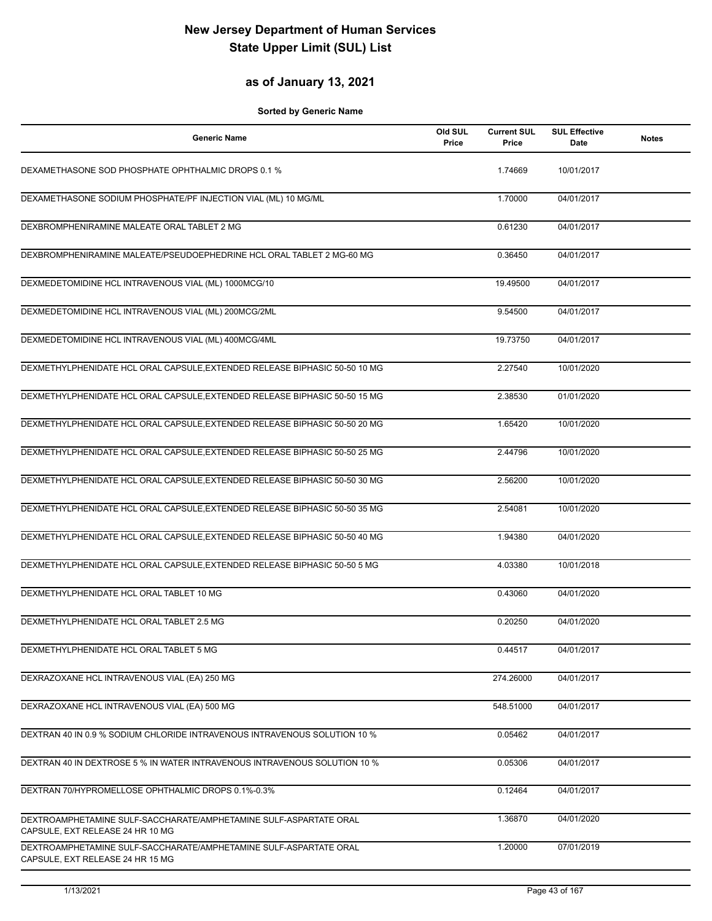# New Jersey Department of Human Services
# State Upper Limit (SUL) List

## as of January 13, 2021

**Sorted by Generic Name**

| Generic Name | Old SUL Price | Current SUL Price | SUL Effective Date | Notes |
|---|---|---|---|---|
| DEXAMETHASONE SOD PHOSPHATE OPHTHALMIC DROPS 0.1 % | | 1.74669 | 10/01/2017 | |
| DEXAMETHASONE SODIUM PHOSPHATE/PF INJECTION VIAL (ML) 10 MG/ML | | 1.70000 | 04/01/2017 | |
| DEXBROMPHENIRAMINE MALEATE ORAL TABLET 2 MG | | 0.61230 | 04/01/2017 | |
| DEXBROMPHENIRAMINE MALEATE/PSEUDOEPHEDRINE HCL ORAL TABLET 2 MG-60 MG | | 0.36450 | 04/01/2017 | |
| DEXMEDETOMIDINE HCL INTRAVENOUS VIAL (ML) 1000MCG/10 | | 19.49500 | 04/01/2017 | |
| DEXMEDETOMIDINE HCL INTRAVENOUS VIAL (ML) 200MCG/2ML | | 9.54500 | 04/01/2017 | |
| DEXMEDETOMIDINE HCL INTRAVENOUS VIAL (ML) 400MCG/4ML | | 19.73750 | 04/01/2017 | |
| DEXMETHYLPHENIDATE HCL ORAL CAPSULE,EXTENDED RELEASE BIPHASIC 50-50 10 MG | | 2.27540 | 10/01/2020 | |
| DEXMETHYLPHENIDATE HCL ORAL CAPSULE,EXTENDED RELEASE BIPHASIC 50-50 15 MG | | 2.38530 | 01/01/2020 | |
| DEXMETHYLPHENIDATE HCL ORAL CAPSULE,EXTENDED RELEASE BIPHASIC 50-50 20 MG | | 1.65420 | 10/01/2020 | |
| DEXMETHYLPHENIDATE HCL ORAL CAPSULE,EXTENDED RELEASE BIPHASIC 50-50 25 MG | | 2.44796 | 10/01/2020 | |
| DEXMETHYLPHENIDATE HCL ORAL CAPSULE,EXTENDED RELEASE BIPHASIC 50-50 30 MG | | 2.56200 | 10/01/2020 | |
| DEXMETHYLPHENIDATE HCL ORAL CAPSULE,EXTENDED RELEASE BIPHASIC 50-50 35 MG | | 2.54081 | 10/01/2020 | |
| DEXMETHYLPHENIDATE HCL ORAL CAPSULE,EXTENDED RELEASE BIPHASIC 50-50 40 MG | | 1.94380 | 04/01/2020 | |
| DEXMETHYLPHENIDATE HCL ORAL CAPSULE,EXTENDED RELEASE BIPHASIC 50-50 5 MG | | 4.03380 | 10/01/2018 | |
| DEXMETHYLPHENIDATE HCL ORAL TABLET 10 MG | | 0.43060 | 04/01/2020 | |
| DEXMETHYLPHENIDATE HCL ORAL TABLET 2.5 MG | | 0.20250 | 04/01/2020 | |
| DEXMETHYLPHENIDATE HCL ORAL TABLET 5 MG | | 0.44517 | 04/01/2017 | |
| DEXRAZOXANE HCL INTRAVENOUS VIAL (EA) 250 MG | | 274.26000 | 04/01/2017 | |
| DEXRAZOXANE HCL INTRAVENOUS VIAL (EA) 500 MG | | 548.51000 | 04/01/2017 | |
| DEXTRAN 40 IN 0.9 % SODIUM CHLORIDE INTRAVENOUS INTRAVENOUS SOLUTION 10 % | | 0.05462 | 04/01/2017 | |
| DEXTRAN 40 IN DEXTROSE 5 % IN WATER INTRAVENOUS INTRAVENOUS SOLUTION 10 % | | 0.05306 | 04/01/2017 | |
| DEXTRAN 70/HYPROMELLOSE OPHTHALMIC DROPS 0.1%-0.3% | | 0.12464 | 04/01/2017 | |
| DEXTROAMPHETAMINE SULF-SACCHARATE/AMPHETAMINE SULF-ASPARTATE ORAL CAPSULE, EXT RELEASE 24 HR 10 MG | | 1.36870 | 04/01/2020 | |
| DEXTROAMPHETAMINE SULF-SACCHARATE/AMPHETAMINE SULF-ASPARTATE ORAL CAPSULE, EXT RELEASE 24 HR 15 MG | | 1.20000 | 07/01/2019 | |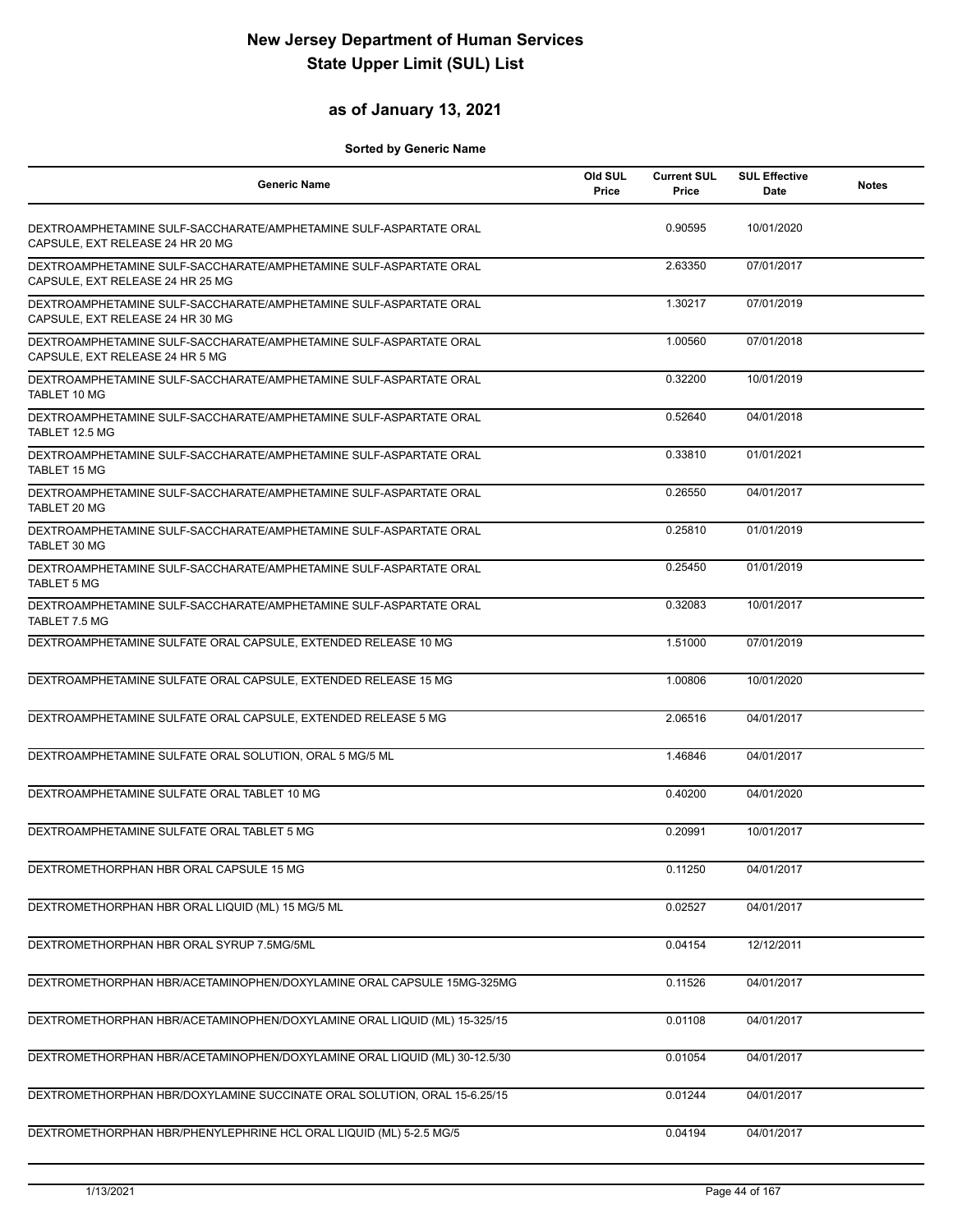# New Jersey Department of Human Services
# State Upper Limit (SUL) List

## as of January 13, 2021

**Sorted by Generic Name**

| Generic Name | Old SUL Price | Current SUL Price | SUL Effective Date | Notes |
|---|---|---|---|---|
| DEXTROAMPHETAMINE SULF-SACCHARATE/AMPHETAMINE SULF-ASPARTATE ORAL CAPSULE, EXT RELEASE 24 HR 20 MG | | 0.90595 | 10/01/2020 | |
| DEXTROAMPHETAMINE SULF-SACCHARATE/AMPHETAMINE SULF-ASPARTATE ORAL CAPSULE, EXT RELEASE 24 HR 25 MG | | 2.63350 | 07/01/2017 | |
| DEXTROAMPHETAMINE SULF-SACCHARATE/AMPHETAMINE SULF-ASPARTATE ORAL CAPSULE, EXT RELEASE 24 HR 30 MG | | 1.30217 | 07/01/2019 | |
| DEXTROAMPHETAMINE SULF-SACCHARATE/AMPHETAMINE SULF-ASPARTATE ORAL CAPSULE, EXT RELEASE 24 HR 5 MG | | 1.00560 | 07/01/2018 | |
| DEXTROAMPHETAMINE SULF-SACCHARATE/AMPHETAMINE SULF-ASPARTATE ORAL TABLET 10 MG | | 0.32200 | 10/01/2019 | |
| DEXTROAMPHETAMINE SULF-SACCHARATE/AMPHETAMINE SULF-ASPARTATE ORAL TABLET 12.5 MG | | 0.52640 | 04/01/2018 | |
| DEXTROAMPHETAMINE SULF-SACCHARATE/AMPHETAMINE SULF-ASPARTATE ORAL TABLET 15 MG | | 0.33810 | 01/01/2021 | |
| DEXTROAMPHETAMINE SULF-SACCHARATE/AMPHETAMINE SULF-ASPARTATE ORAL TABLET 20 MG | | 0.26550 | 04/01/2017 | |
| DEXTROAMPHETAMINE SULF-SACCHARATE/AMPHETAMINE SULF-ASPARTATE ORAL TABLET 30 MG | | 0.25810 | 01/01/2019 | |
| DEXTROAMPHETAMINE SULF-SACCHARATE/AMPHETAMINE SULF-ASPARTATE ORAL TABLET 5 MG | | 0.25450 | 01/01/2019 | |
| DEXTROAMPHETAMINE SULF-SACCHARATE/AMPHETAMINE SULF-ASPARTATE ORAL TABLET 7.5 MG | | 0.32083 | 10/01/2017 | |
| DEXTROAMPHETAMINE SULFATE ORAL CAPSULE, EXTENDED RELEASE 10 MG | | 1.51000 | 07/01/2019 | |
| DEXTROAMPHETAMINE SULFATE ORAL CAPSULE, EXTENDED RELEASE 15 MG | | 1.00806 | 10/01/2020 | |
| DEXTROAMPHETAMINE SULFATE ORAL CAPSULE, EXTENDED RELEASE 5 MG | | 2.06516 | 04/01/2017 | |
| DEXTROAMPHETAMINE SULFATE ORAL SOLUTION, ORAL 5 MG/5 ML | | 1.46846 | 04/01/2017 | |
| DEXTROAMPHETAMINE SULFATE ORAL TABLET 10 MG | | 0.40200 | 04/01/2020 | |
| DEXTROAMPHETAMINE SULFATE ORAL TABLET 5 MG | | 0.20991 | 10/01/2017 | |
| DEXTROMETHORPHAN HBR ORAL CAPSULE 15 MG | | 0.11250 | 04/01/2017 | |
| DEXTROMETHORPHAN HBR ORAL LIQUID (ML) 15 MG/5 ML | | 0.02527 | 04/01/2017 | |
| DEXTROMETHORPHAN HBR ORAL SYRUP 7.5MG/5ML | | 0.04154 | 12/12/2011 | |
| DEXTROMETHORPHAN HBR/ACETAMINOPHEN/DOXYLAMINE ORAL CAPSULE 15MG-325MG | | 0.11526 | 04/01/2017 | |
| DEXTROMETHORPHAN HBR/ACETAMINOPHEN/DOXYLAMINE ORAL LIQUID (ML) 15-325/15 | | 0.01108 | 04/01/2017 | |
| DEXTROMETHORPHAN HBR/ACETAMINOPHEN/DOXYLAMINE ORAL LIQUID (ML) 30-12.5/30 | | 0.01054 | 04/01/2017 | |
| DEXTROMETHORPHAN HBR/DOXYLAMINE SUCCINATE ORAL SOLUTION, ORAL 15-6.25/15 | | 0.01244 | 04/01/2017 | |
| DEXTROMETHORPHAN HBR/PHENYLEPHRINE HCL ORAL LIQUID (ML) 5-2.5 MG/5 | | 0.04194 | 04/01/2017 | |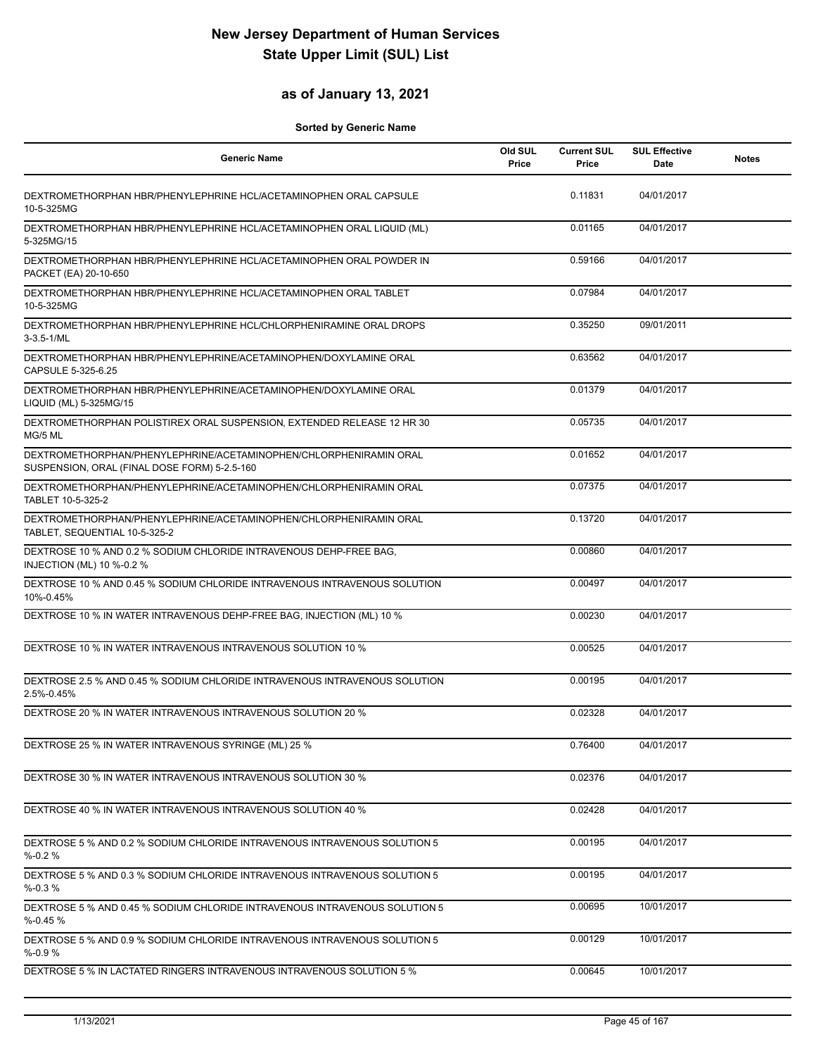# New Jersey Department of Human Services
# State Upper Limit (SUL) List

## as of January 13, 2021

**Sorted by Generic Name**

| Generic Name | Old SUL Price | Current SUL Price | SUL Effective Date | Notes |
|---|---|---|---|---|
| DEXTROMETHORPHAN HBR/PHENYLEPHRINE HCL/ACETAMINOPHEN ORAL CAPSULE 10-5-325MG | | 0.11831 | 04/01/2017 | |
| DEXTROMETHORPHAN HBR/PHENYLEPHRINE HCL/ACETAMINOPHEN ORAL LIQUID (ML) 5-325MG/15 | | 0.01165 | 04/01/2017 | |
| DEXTROMETHORPHAN HBR/PHENYLEPHRINE HCL/ACETAMINOPHEN ORAL POWDER IN PACKET (EA) 20-10-650 | | 0.59166 | 04/01/2017 | |
| DEXTROMETHORPHAN HBR/PHENYLEPHRINE HCL/ACETAMINOPHEN ORAL TABLET 10-5-325MG | | 0.07984 | 04/01/2017 | |
| DEXTROMETHORPHAN HBR/PHENYLEPHRINE HCL/CHLORPHENIRAMINE ORAL DROPS 3-3.5-1/ML | | 0.35250 | 09/01/2011 | |
| DEXTROMETHORPHAN HBR/PHENYLEPHRINE/ACETAMINOPHEN/DOXYLAMINE ORAL CAPSULE 5-325-6.25 | | 0.63562 | 04/01/2017 | |
| DEXTROMETHORPHAN HBR/PHENYLEPHRINE/ACETAMINOPHEN/DOXYLAMINE ORAL LIQUID (ML) 5-325MG/15 | | 0.01379 | 04/01/2017 | |
| DEXTROMETHORPHAN POLISTIREX ORAL SUSPENSION, EXTENDED RELEASE 12 HR 30 MG/5 ML | | 0.05735 | 04/01/2017 | |
| DEXTROMETHORPHAN/PHENYLEPHRINE/ACETAMINOPHEN/CHLORPHENIRAMIN ORAL SUSPENSION, ORAL (FINAL DOSE FORM) 5-2.5-160 | | 0.01652 | 04/01/2017 | |
| DEXTROMETHORPHAN/PHENYLEPHRINE/ACETAMINOPHEN/CHLORPHENIRAMIN ORAL TABLET 10-5-325-2 | | 0.07375 | 04/01/2017 | |
| DEXTROMETHORPHAN/PHENYLEPHRINE/ACETAMINOPHEN/CHLORPHENIRAMIN ORAL TABLET, SEQUENTIAL 10-5-325-2 | | 0.13720 | 04/01/2017 | |
| DEXTROSE 10 % AND 0.2 % SODIUM CHLORIDE INTRAVENOUS DEHP-FREE BAG, INJECTION (ML) 10 %-0.2 % | | 0.00860 | 04/01/2017 | |
| DEXTROSE 10 % AND 0.45 % SODIUM CHLORIDE INTRAVENOUS INTRAVENOUS SOLUTION 10%-0.45% | | 0.00497 | 04/01/2017 | |
| DEXTROSE 10 % IN WATER INTRAVENOUS DEHP-FREE BAG, INJECTION (ML) 10 % | | 0.00230 | 04/01/2017 | |
| DEXTROSE 10 % IN WATER INTRAVENOUS INTRAVENOUS SOLUTION 10 % | | 0.00525 | 04/01/2017 | |
| DEXTROSE 2.5 % AND 0.45 % SODIUM CHLORIDE INTRAVENOUS INTRAVENOUS SOLUTION 2.5%-0.45% | | 0.00195 | 04/01/2017 | |
| DEXTROSE 20 % IN WATER INTRAVENOUS INTRAVENOUS SOLUTION 20 % | | 0.02328 | 04/01/2017 | |
| DEXTROSE 25 % IN WATER INTRAVENOUS SYRINGE (ML) 25 % | | 0.76400 | 04/01/2017 | |
| DEXTROSE 30 % IN WATER INTRAVENOUS INTRAVENOUS SOLUTION 30 % | | 0.02376 | 04/01/2017 | |
| DEXTROSE 40 % IN WATER INTRAVENOUS INTRAVENOUS SOLUTION 40 % | | 0.02428 | 04/01/2017 | |
| DEXTROSE 5 % AND 0.2 % SODIUM CHLORIDE INTRAVENOUS INTRAVENOUS SOLUTION 5 %-0.2 % | | 0.00195 | 04/01/2017 | |
| DEXTROSE 5 % AND 0.3 % SODIUM CHLORIDE INTRAVENOUS INTRAVENOUS SOLUTION 5 %-0.3 % | | 0.00195 | 04/01/2017 | |
| DEXTROSE 5 % AND 0.45 % SODIUM CHLORIDE INTRAVENOUS INTRAVENOUS SOLUTION 5 %-0.45 % | | 0.00695 | 10/01/2017 | |
| DEXTROSE 5 % AND 0.9 % SODIUM CHLORIDE INTRAVENOUS INTRAVENOUS SOLUTION 5 %-0.9 % | | 0.00129 | 10/01/2017 | |
| DEXTROSE 5 % IN LACTATED RINGERS INTRAVENOUS INTRAVENOUS SOLUTION 5 % | | 0.00645 | 10/01/2017 | |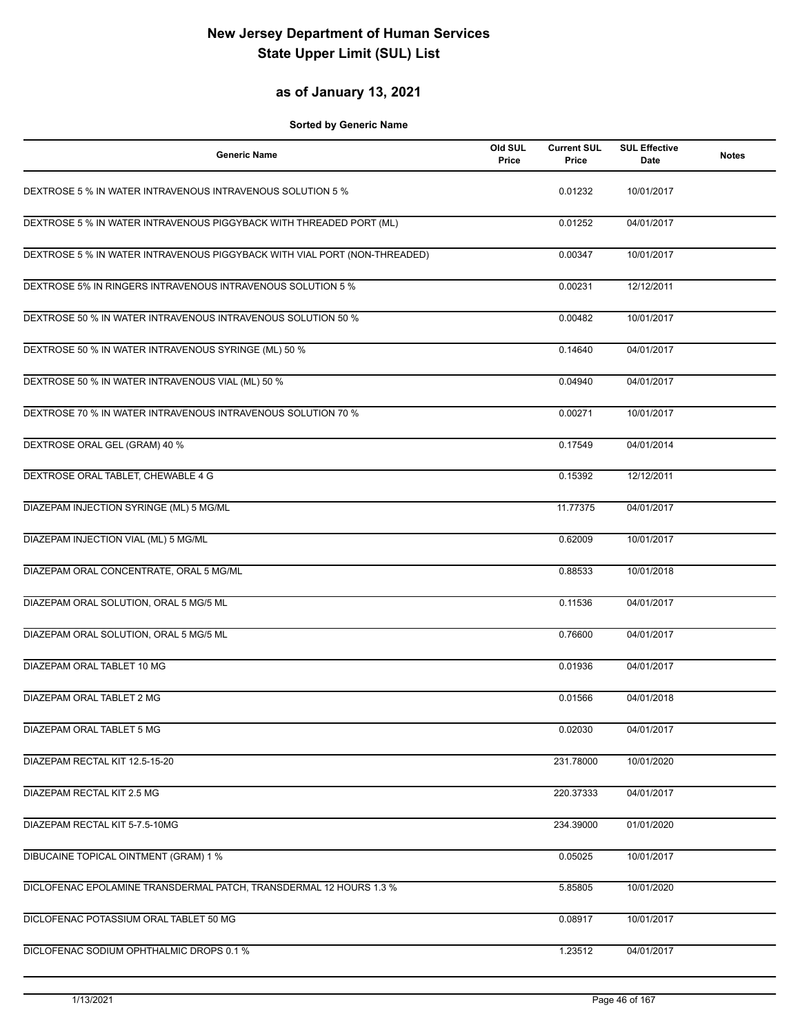# New Jersey Department of Human Services
# State Upper Limit (SUL) List

## as of January 13, 2021

**Sorted by Generic Name**

| Generic Name | Old SUL Price | Current SUL Price | SUL Effective Date | Notes |
|---|---|---|---|---|
| DEXTROSE 5 % IN WATER INTRAVENOUS INTRAVENOUS SOLUTION 5 % | | 0.01232 | 10/01/2017 | |
| DEXTROSE 5 % IN WATER INTRAVENOUS PIGGYBACK WITH THREADED PORT (ML) | | 0.01252 | 04/01/2017 | |
| DEXTROSE 5 % IN WATER INTRAVENOUS PIGGYBACK WITH VIAL PORT (NON-THREADED) | | 0.00347 | 10/01/2017 | |
| DEXTROSE 5% IN RINGERS INTRAVENOUS INTRAVENOUS SOLUTION 5 % | | 0.00231 | 12/12/2011 | |
| DEXTROSE 50 % IN WATER INTRAVENOUS INTRAVENOUS SOLUTION 50 % | | 0.00482 | 10/01/2017 | |
| DEXTROSE 50 % IN WATER INTRAVENOUS SYRINGE (ML) 50 % | | 0.14640 | 04/01/2017 | |
| DEXTROSE 50 % IN WATER INTRAVENOUS VIAL (ML) 50 % | | 0.04940 | 04/01/2017 | |
| DEXTROSE 70 % IN WATER INTRAVENOUS INTRAVENOUS SOLUTION 70 % | | 0.00271 | 10/01/2017 | |
| DEXTROSE ORAL GEL (GRAM) 40 % | | 0.17549 | 04/01/2014 | |
| DEXTROSE ORAL TABLET, CHEWABLE 4 G | | 0.15392 | 12/12/2011 | |
| DIAZEPAM INJECTION SYRINGE (ML) 5 MG/ML | | 11.77375 | 04/01/2017 | |
| DIAZEPAM INJECTION VIAL (ML) 5 MG/ML | | 0.62009 | 10/01/2017 | |
| DIAZEPAM ORAL CONCENTRATE, ORAL 5 MG/ML | | 0.88533 | 10/01/2018 | |
| DIAZEPAM ORAL SOLUTION, ORAL 5 MG/5 ML | | 0.11536 | 04/01/2017 | |
| DIAZEPAM ORAL SOLUTION, ORAL 5 MG/5 ML | | 0.76600 | 04/01/2017 | |
| DIAZEPAM ORAL TABLET 10 MG | | 0.01936 | 04/01/2017 | |
| DIAZEPAM ORAL TABLET 2 MG | | 0.01566 | 04/01/2018 | |
| DIAZEPAM ORAL TABLET 5 MG | | 0.02030 | 04/01/2017 | |
| DIAZEPAM RECTAL KIT 12.5-15-20 | | 231.78000 | 10/01/2020 | |
| DIAZEPAM RECTAL KIT 2.5 MG | | 220.37333 | 04/01/2017 | |
| DIAZEPAM RECTAL KIT 5-7.5-10MG | | 234.39000 | 01/01/2020 | |
| DIBUCAINE TOPICAL OINTMENT (GRAM) 1 % | | 0.05025 | 10/01/2017 | |
| DICLOFENAC EPOLAMINE TRANSDERMAL PATCH, TRANSDERMAL 12 HOURS 1.3 % | | 5.85805 | 10/01/2020 | |
| DICLOFENAC POTASSIUM ORAL TABLET 50 MG | | 0.08917 | 10/01/2017 | |
| DICLOFENAC SODIUM OPHTHALMIC DROPS 0.1 % | | 1.23512 | 04/01/2017 | |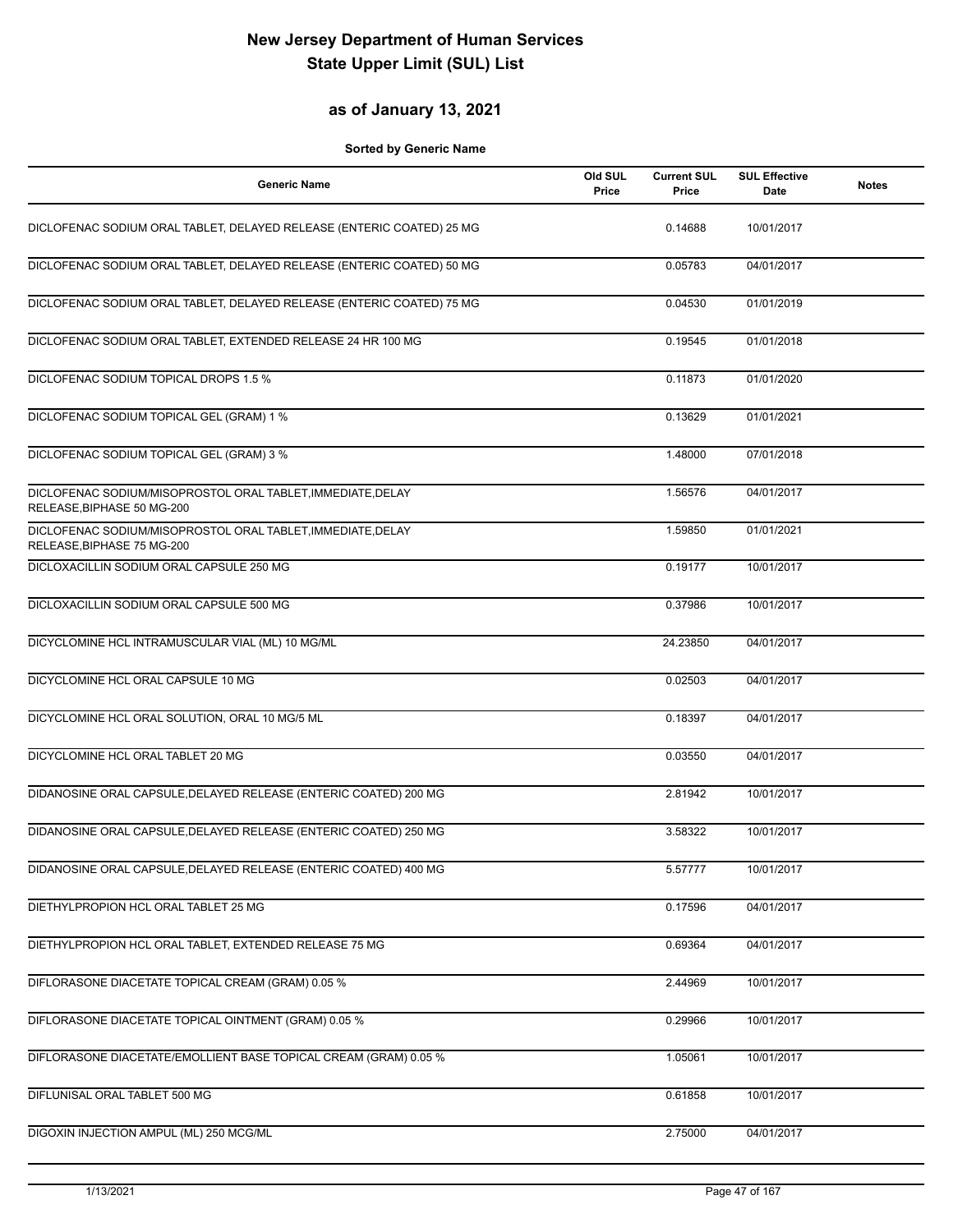# New Jersey Department of Human Services
# State Upper Limit (SUL) List

## as of January 13, 2021

**Sorted by Generic Name**

| Generic Name | Old SUL Price | Current SUL Price | SUL Effective Date | Notes |
|---|---|---|---|---|
| DICLOFENAC SODIUM ORAL TABLET, DELAYED RELEASE (ENTERIC COATED) 25 MG | | 0.14688 | 10/01/2017 | |
| DICLOFENAC SODIUM ORAL TABLET, DELAYED RELEASE (ENTERIC COATED) 50 MG | | 0.05783 | 04/01/2017 | |
| DICLOFENAC SODIUM ORAL TABLET, DELAYED RELEASE (ENTERIC COATED) 75 MG | | 0.04530 | 01/01/2019 | |
| DICLOFENAC SODIUM ORAL TABLET, EXTENDED RELEASE 24 HR 100 MG | | 0.19545 | 01/01/2018 | |
| DICLOFENAC SODIUM TOPICAL DROPS 1.5 % | | 0.11873 | 01/01/2020 | |
| DICLOFENAC SODIUM TOPICAL GEL (GRAM) 1 % | | 0.13629 | 01/01/2021 | |
| DICLOFENAC SODIUM TOPICAL GEL (GRAM) 3 % | | 1.48000 | 07/01/2018 | |
| DICLOFENAC SODIUM/MISOPROSTOL ORAL TABLET,IMMEDIATE,DELAY RELEASE,BIPHASE 50 MG-200 | | 1.56576 | 04/01/2017 | |
| DICLOFENAC SODIUM/MISOPROSTOL ORAL TABLET,IMMEDIATE,DELAY RELEASE,BIPHASE 75 MG-200 | | 1.59850 | 01/01/2021 | |
| DICLOXACILLIN SODIUM ORAL CAPSULE 250 MG | | 0.19177 | 10/01/2017 | |
| DICLOXACILLIN SODIUM ORAL CAPSULE 500 MG | | 0.37986 | 10/01/2017 | |
| DICYCLOMINE HCL INTRAMUSCULAR VIAL (ML) 10 MG/ML | | 24.23850 | 04/01/2017 | |
| DICYCLOMINE HCL ORAL CAPSULE 10 MG | | 0.02503 | 04/01/2017 | |
| DICYCLOMINE HCL ORAL SOLUTION, ORAL 10 MG/5 ML | | 0.18397 | 04/01/2017 | |
| DICYCLOMINE HCL ORAL TABLET 20 MG | | 0.03550 | 04/01/2017 | |
| DIDANOSINE ORAL CAPSULE,DELAYED RELEASE (ENTERIC COATED) 200 MG | | 2.81942 | 10/01/2017 | |
| DIDANOSINE ORAL CAPSULE,DELAYED RELEASE (ENTERIC COATED) 250 MG | | 3.58322 | 10/01/2017 | |
| DIDANOSINE ORAL CAPSULE,DELAYED RELEASE (ENTERIC COATED) 400 MG | | 5.57777 | 10/01/2017 | |
| DIETHYLPROPION HCL ORAL TABLET 25 MG | | 0.17596 | 04/01/2017 | |
| DIETHYLPROPION HCL ORAL TABLET, EXTENDED RELEASE 75 MG | | 0.69364 | 04/01/2017 | |
| DIFLORASONE DIACETATE TOPICAL CREAM (GRAM) 0.05 % | | 2.44969 | 10/01/2017 | |
| DIFLORASONE DIACETATE TOPICAL OINTMENT (GRAM) 0.05 % | | 0.29966 | 10/01/2017 | |
| DIFLORASONE DIACETATE/EMOLLIENT BASE TOPICAL CREAM (GRAM) 0.05 % | | 1.05061 | 10/01/2017 | |
| DIFLUNISAL ORAL TABLET 500 MG | | 0.61858 | 10/01/2017 | |
| DIGOXIN INJECTION AMPUL (ML) 250 MCG/ML | | 2.75000 | 04/01/2017 | |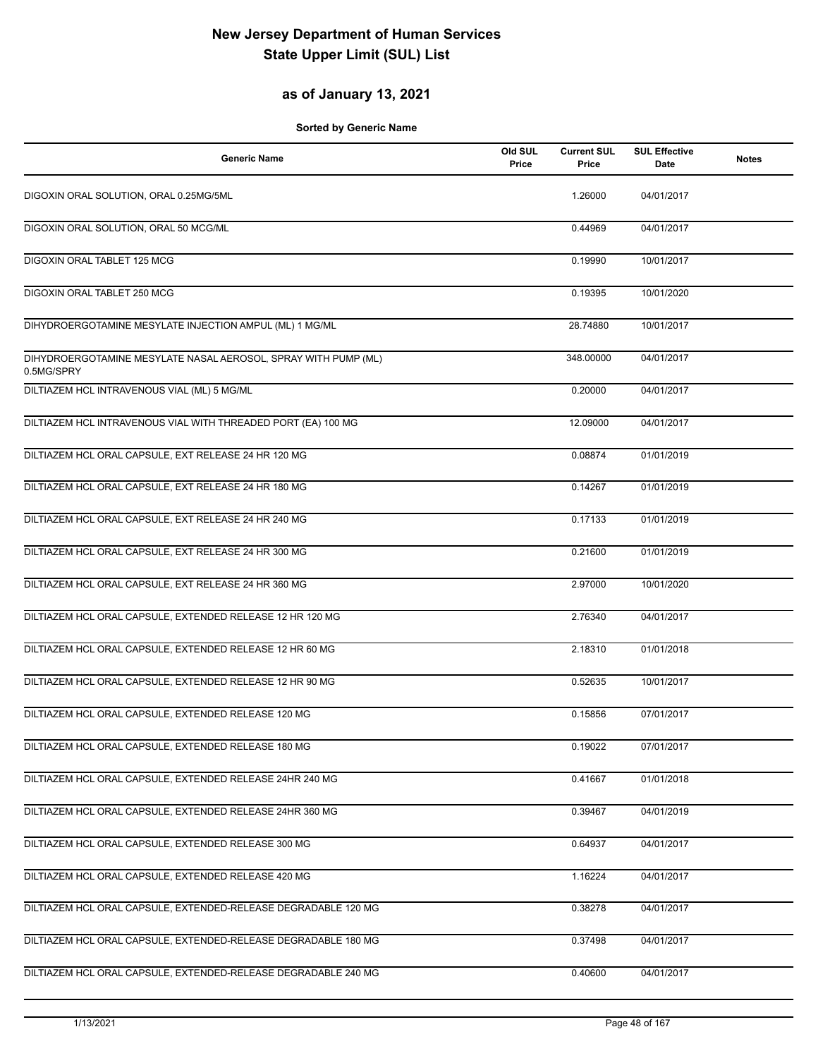# New Jersey Department of Human Services
# State Upper Limit (SUL) List

## as of January 13, 2021

**Sorted by Generic Name**

| Generic Name | Old SUL Price | Current SUL Price | SUL Effective Date | Notes |
|---|---|---|---|---|
| DIGOXIN ORAL SOLUTION, ORAL 0.25MG/5ML | | 1.26000 | 04/01/2017 | |
| DIGOXIN ORAL SOLUTION, ORAL 50 MCG/ML | | 0.44969 | 04/01/2017 | |
| DIGOXIN ORAL TABLET 125 MCG | | 0.19990 | 10/01/2017 | |
| DIGOXIN ORAL TABLET 250 MCG | | 0.19395 | 10/01/2020 | |
| DIHYDROERGOTAMINE MESYLATE INJECTION AMPUL (ML) 1 MG/ML | | 28.74880 | 10/01/2017 | |
| DIHYDROERGOTAMINE MESYLATE NASAL AEROSOL, SPRAY WITH PUMP (ML) 0.5MG/SPRY | | 348.00000 | 04/01/2017 | |
| DILTIAZEM HCL INTRAVENOUS VIAL (ML) 5 MG/ML | | 0.20000 | 04/01/2017 | |
| DILTIAZEM HCL INTRAVENOUS VIAL WITH THREADED PORT (EA) 100 MG | | 12.09000 | 04/01/2017 | |
| DILTIAZEM HCL ORAL CAPSULE, EXT RELEASE 24 HR 120 MG | | 0.08874 | 01/01/2019 | |
| DILTIAZEM HCL ORAL CAPSULE, EXT RELEASE 24 HR 180 MG | | 0.14267 | 01/01/2019 | |
| DILTIAZEM HCL ORAL CAPSULE, EXT RELEASE 24 HR 240 MG | | 0.17133 | 01/01/2019 | |
| DILTIAZEM HCL ORAL CAPSULE, EXT RELEASE 24 HR 300 MG | | 0.21600 | 01/01/2019 | |
| DILTIAZEM HCL ORAL CAPSULE, EXT RELEASE 24 HR 360 MG | | 2.97000 | 10/01/2020 | |
| DILTIAZEM HCL ORAL CAPSULE, EXTENDED RELEASE 12 HR 120 MG | | 2.76340 | 04/01/2017 | |
| DILTIAZEM HCL ORAL CAPSULE, EXTENDED RELEASE 12 HR 60 MG | | 2.18310 | 01/01/2018 | |
| DILTIAZEM HCL ORAL CAPSULE, EXTENDED RELEASE 12 HR 90 MG | | 0.52635 | 10/01/2017 | |
| DILTIAZEM HCL ORAL CAPSULE, EXTENDED RELEASE 120 MG | | 0.15856 | 07/01/2017 | |
| DILTIAZEM HCL ORAL CAPSULE, EXTENDED RELEASE 180 MG | | 0.19022 | 07/01/2017 | |
| DILTIAZEM HCL ORAL CAPSULE, EXTENDED RELEASE 24HR 240 MG | | 0.41667 | 01/01/2018 | |
| DILTIAZEM HCL ORAL CAPSULE, EXTENDED RELEASE 24HR 360 MG | | 0.39467 | 04/01/2019 | |
| DILTIAZEM HCL ORAL CAPSULE, EXTENDED RELEASE 300 MG | | 0.64937 | 04/01/2017 | |
| DILTIAZEM HCL ORAL CAPSULE, EXTENDED RELEASE 420 MG | | 1.16224 | 04/01/2017 | |
| DILTIAZEM HCL ORAL CAPSULE, EXTENDED-RELEASE DEGRADABLE 120 MG | | 0.38278 | 04/01/2017 | |
| DILTIAZEM HCL ORAL CAPSULE, EXTENDED-RELEASE DEGRADABLE 180 MG | | 0.37498 | 04/01/2017 | |
| DILTIAZEM HCL ORAL CAPSULE, EXTENDED-RELEASE DEGRADABLE 240 MG | | 0.40600 | 04/01/2017 | |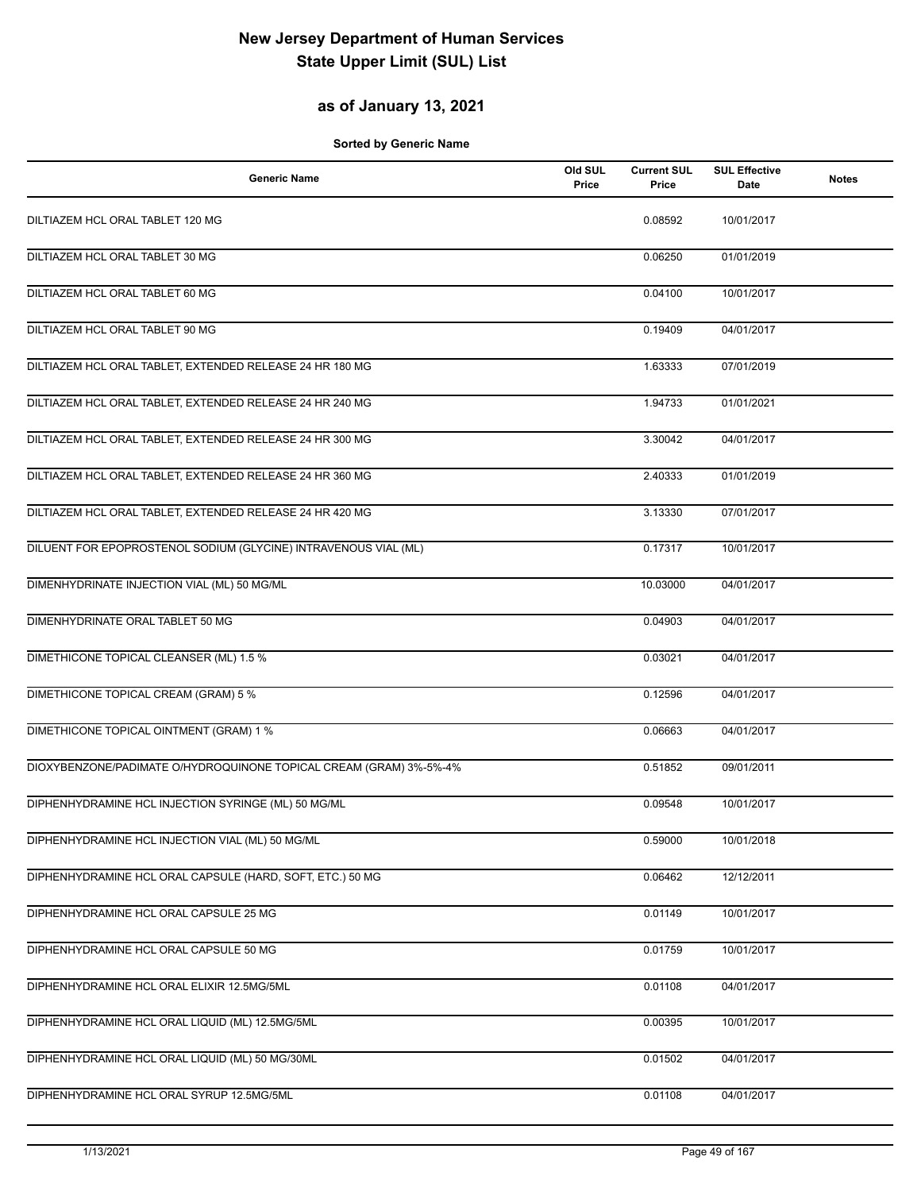# New Jersey Department of Human Services
# State Upper Limit (SUL) List

## as of January 13, 2021

**Sorted by Generic Name**

| Generic Name | Old SUL Price | Current SUL Price | SUL Effective Date | Notes |
|---|---|---|---|---|
| DILTIAZEM HCL ORAL TABLET 120 MG | | 0.08592 | 10/01/2017 | |
| DILTIAZEM HCL ORAL TABLET 30 MG | | 0.06250 | 01/01/2019 | |
| DILTIAZEM HCL ORAL TABLET 60 MG | | 0.04100 | 10/01/2017 | |
| DILTIAZEM HCL ORAL TABLET 90 MG | | 0.19409 | 04/01/2017 | |
| DILTIAZEM HCL ORAL TABLET, EXTENDED RELEASE 24 HR 180 MG | | 1.63333 | 07/01/2019 | |
| DILTIAZEM HCL ORAL TABLET, EXTENDED RELEASE 24 HR 240 MG | | 1.94733 | 01/01/2021 | |
| DILTIAZEM HCL ORAL TABLET, EXTENDED RELEASE 24 HR 300 MG | | 3.30042 | 04/01/2017 | |
| DILTIAZEM HCL ORAL TABLET, EXTENDED RELEASE 24 HR 360 MG | | 2.40333 | 01/01/2019 | |
| DILTIAZEM HCL ORAL TABLET, EXTENDED RELEASE 24 HR 420 MG | | 3.13330 | 07/01/2017 | |
| DILUENT FOR EPOPROSTENOL SODIUM (GLYCINE) INTRAVENOUS VIAL (ML) | | 0.17317 | 10/01/2017 | |
| DIMENHYDRINATE INJECTION VIAL (ML) 50 MG/ML | | 10.03000 | 04/01/2017 | |
| DIMENHYDRINATE ORAL TABLET 50 MG | | 0.04903 | 04/01/2017 | |
| DIMETHICONE TOPICAL CLEANSER (ML) 1.5 % | | 0.03021 | 04/01/2017 | |
| DIMETHICONE TOPICAL CREAM (GRAM) 5 % | | 0.12596 | 04/01/2017 | |
| DIMETHICONE TOPICAL OINTMENT (GRAM) 1 % | | 0.06663 | 04/01/2017 | |
| DIOXYBENZONE/PADIMATE O/HYDROQUINONE TOPICAL CREAM (GRAM) 3%-5%-4% | | 0.51852 | 09/01/2011 | |
| DIPHENHYDRAMINE HCL INJECTION SYRINGE (ML) 50 MG/ML | | 0.09548 | 10/01/2017 | |
| DIPHENHYDRAMINE HCL INJECTION VIAL (ML) 50 MG/ML | | 0.59000 | 10/01/2018 | |
| DIPHENHYDRAMINE HCL ORAL CAPSULE (HARD, SOFT, ETC.) 50 MG | | 0.06462 | 12/12/2011 | |
| DIPHENHYDRAMINE HCL ORAL CAPSULE 25 MG | | 0.01149 | 10/01/2017 | |
| DIPHENHYDRAMINE HCL ORAL CAPSULE 50 MG | | 0.01759 | 10/01/2017 | |
| DIPHENHYDRAMINE HCL ORAL ELIXIR 12.5MG/5ML | | 0.01108 | 04/01/2017 | |
| DIPHENHYDRAMINE HCL ORAL LIQUID (ML) 12.5MG/5ML | | 0.00395 | 10/01/2017 | |
| DIPHENHYDRAMINE HCL ORAL LIQUID (ML) 50 MG/30ML | | 0.01502 | 04/01/2017 | |
| DIPHENHYDRAMINE HCL ORAL SYRUP 12.5MG/5ML | | 0.01108 | 04/01/2017 | |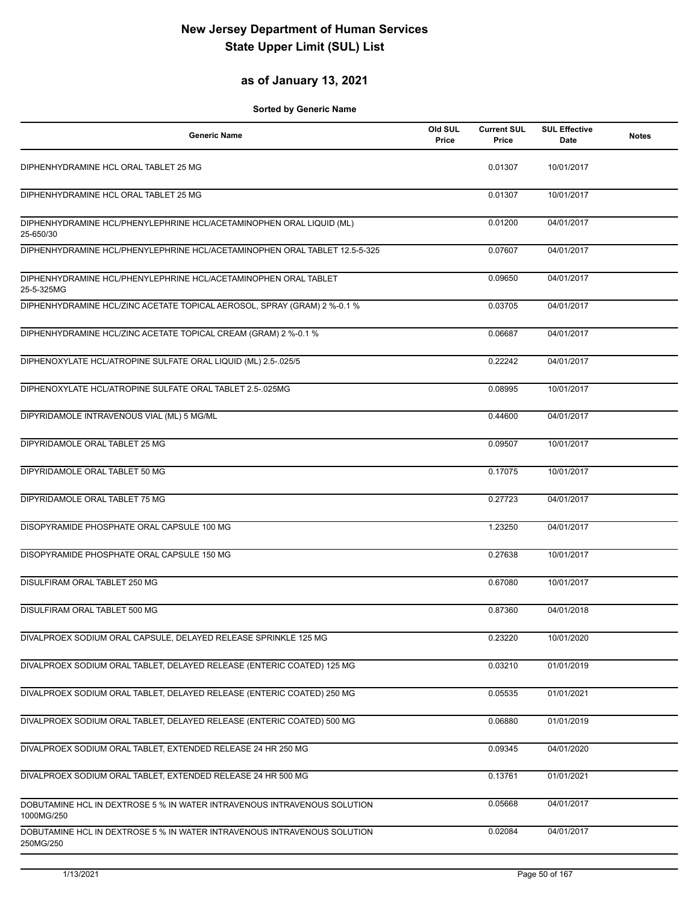# New Jersey Department of Human Services
# State Upper Limit (SUL) List

## as of January 13, 2021

**Sorted by Generic Name**

| Generic Name | Old SUL Price | Current SUL Price | SUL Effective Date | Notes |
|---|---|---|---|---|
| DIPHENHYDRAMINE HCL ORAL TABLET 25 MG | | 0.01307 | 10/01/2017 | |
| DIPHENHYDRAMINE HCL ORAL TABLET 25 MG | | 0.01307 | 10/01/2017 | |
| DIPHENHYDRAMINE HCL/PHENYLEPHRINE HCL/ACETAMINOPHEN ORAL LIQUID (ML) 25-650/30 | | 0.01200 | 04/01/2017 | |
| DIPHENHYDRAMINE HCL/PHENYLEPHRINE HCL/ACETAMINOPHEN ORAL TABLET 12.5-5-325 | | 0.07607 | 04/01/2017 | |
| DIPHENHYDRAMINE HCL/PHENYLEPHRINE HCL/ACETAMINOPHEN ORAL TABLET 25-5-325MG | | 0.09650 | 04/01/2017 | |
| DIPHENHYDRAMINE HCL/ZINC ACETATE TOPICAL AEROSOL, SPRAY (GRAM) 2 %-0.1 % | | 0.03705 | 04/01/2017 | |
| DIPHENHYDRAMINE HCL/ZINC ACETATE TOPICAL CREAM (GRAM) 2 %-0.1 % | | 0.06687 | 04/01/2017 | |
| DIPHENOXYLATE HCL/ATROPINE SULFATE ORAL LIQUID (ML) 2.5-.025/5 | | 0.22242 | 04/01/2017 | |
| DIPHENOXYLATE HCL/ATROPINE SULFATE ORAL TABLET 2.5-.025MG | | 0.08995 | 10/01/2017 | |
| DIPYRIDAMOLE INTRAVENOUS VIAL (ML) 5 MG/ML | | 0.44600 | 04/01/2017 | |
| DIPYRIDAMOLE ORAL TABLET 25 MG | | 0.09507 | 10/01/2017 | |
| DIPYRIDAMOLE ORAL TABLET 50 MG | | 0.17075 | 10/01/2017 | |
| DIPYRIDAMOLE ORAL TABLET 75 MG | | 0.27723 | 04/01/2017 | |
| DISOPYRAMIDE PHOSPHATE ORAL CAPSULE 100 MG | | 1.23250 | 04/01/2017 | |
| DISOPYRAMIDE PHOSPHATE ORAL CAPSULE 150 MG | | 0.27638 | 10/01/2017 | |
| DISULFIRAM ORAL TABLET 250 MG | | 0.67080 | 10/01/2017 | |
| DISULFIRAM ORAL TABLET 500 MG | | 0.87360 | 04/01/2018 | |
| DIVALPROEX SODIUM ORAL CAPSULE, DELAYED RELEASE SPRINKLE 125 MG | | 0.23220 | 10/01/2020 | |
| DIVALPROEX SODIUM ORAL TABLET, DELAYED RELEASE (ENTERIC COATED) 125 MG | | 0.03210 | 01/01/2019 | |
| DIVALPROEX SODIUM ORAL TABLET, DELAYED RELEASE (ENTERIC COATED) 250 MG | | 0.05535 | 01/01/2021 | |
| DIVALPROEX SODIUM ORAL TABLET, DELAYED RELEASE (ENTERIC COATED) 500 MG | | 0.06880 | 01/01/2019 | |
| DIVALPROEX SODIUM ORAL TABLET, EXTENDED RELEASE 24 HR 250 MG | | 0.09345 | 04/01/2020 | |
| DIVALPROEX SODIUM ORAL TABLET, EXTENDED RELEASE 24 HR 500 MG | | 0.13761 | 01/01/2021 | |
| DOBUTAMINE HCL IN DEXTROSE 5 % IN WATER INTRAVENOUS INTRAVENOUS SOLUTION 1000MG/250 | | 0.05668 | 04/01/2017 | |
| DOBUTAMINE HCL IN DEXTROSE 5 % IN WATER INTRAVENOUS INTRAVENOUS SOLUTION 250MG/250 | | 0.02084 | 04/01/2017 | |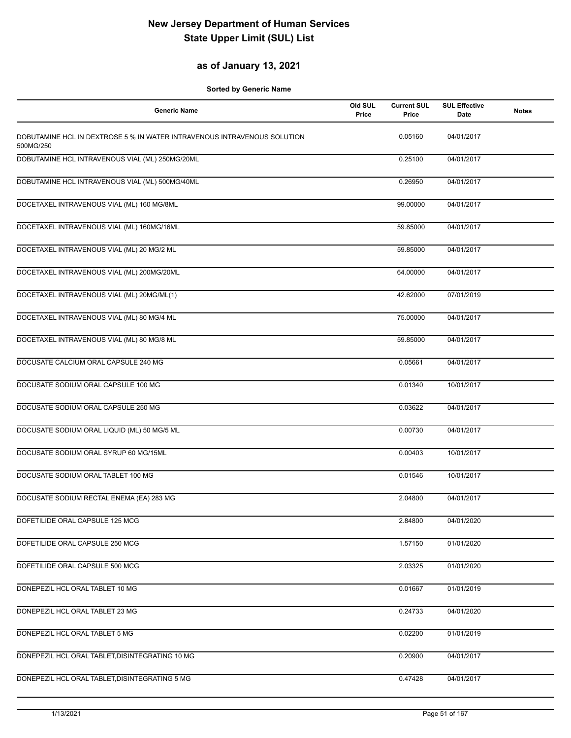# New Jersey Department of Human Services
# State Upper Limit (SUL) List

## as of January 13, 2021

**Sorted by Generic Name**

| Generic Name | Old SUL Price | Current SUL Price | SUL Effective Date | Notes |
|---|---|---|---|---|
| DOBUTAMINE HCL IN DEXTROSE 5 % IN WATER INTRAVENOUS INTRAVENOUS SOLUTION 500MG/250 | | 0.05160 | 04/01/2017 | |
| DOBUTAMINE HCL INTRAVENOUS VIAL (ML) 250MG/20ML | | 0.25100 | 04/01/2017 | |
| DOBUTAMINE HCL INTRAVENOUS VIAL (ML) 500MG/40ML | | 0.26950 | 04/01/2017 | |
| DOCETAXEL INTRAVENOUS VIAL (ML) 160 MG/8ML | | 99.00000 | 04/01/2017 | |
| DOCETAXEL INTRAVENOUS VIAL (ML) 160MG/16ML | | 59.85000 | 04/01/2017 | |
| DOCETAXEL INTRAVENOUS VIAL (ML) 20 MG/2 ML | | 59.85000 | 04/01/2017 | |
| DOCETAXEL INTRAVENOUS VIAL (ML) 200MG/20ML | | 64.00000 | 04/01/2017 | |
| DOCETAXEL INTRAVENOUS VIAL (ML) 20MG/ML(1) | | 42.62000 | 07/01/2019 | |
| DOCETAXEL INTRAVENOUS VIAL (ML) 80 MG/4 ML | | 75.00000 | 04/01/2017 | |
| DOCETAXEL INTRAVENOUS VIAL (ML) 80 MG/8 ML | | 59.85000 | 04/01/2017 | |
| DOCUSATE CALCIUM ORAL CAPSULE 240 MG | | 0.05661 | 04/01/2017 | |
| DOCUSATE SODIUM ORAL CAPSULE 100 MG | | 0.01340 | 10/01/2017 | |
| DOCUSATE SODIUM ORAL CAPSULE 250 MG | | 0.03622 | 04/01/2017 | |
| DOCUSATE SODIUM ORAL LIQUID (ML) 50 MG/5 ML | | 0.00730 | 04/01/2017 | |
| DOCUSATE SODIUM ORAL SYRUP 60 MG/15ML | | 0.00403 | 10/01/2017 | |
| DOCUSATE SODIUM ORAL TABLET 100 MG | | 0.01546 | 10/01/2017 | |
| DOCUSATE SODIUM RECTAL ENEMA (EA) 283 MG | | 2.04800 | 04/01/2017 | |
| DOFETILIDE ORAL CAPSULE 125 MCG | | 2.84800 | 04/01/2020 | |
| DOFETILIDE ORAL CAPSULE 250 MCG | | 1.57150 | 01/01/2020 | |
| DOFETILIDE ORAL CAPSULE 500 MCG | | 2.03325 | 01/01/2020 | |
| DONEPEZIL HCL ORAL TABLET 10 MG | | 0.01667 | 01/01/2019 | |
| DONEPEZIL HCL ORAL TABLET 23 MG | | 0.24733 | 04/01/2020 | |
| DONEPEZIL HCL ORAL TABLET 5 MG | | 0.02200 | 01/01/2019 | |
| DONEPEZIL HCL ORAL TABLET,DISINTEGRATING 10 MG | | 0.20900 | 04/01/2017 | |
| DONEPEZIL HCL ORAL TABLET,DISINTEGRATING 5 MG | | 0.47428 | 04/01/2017 | |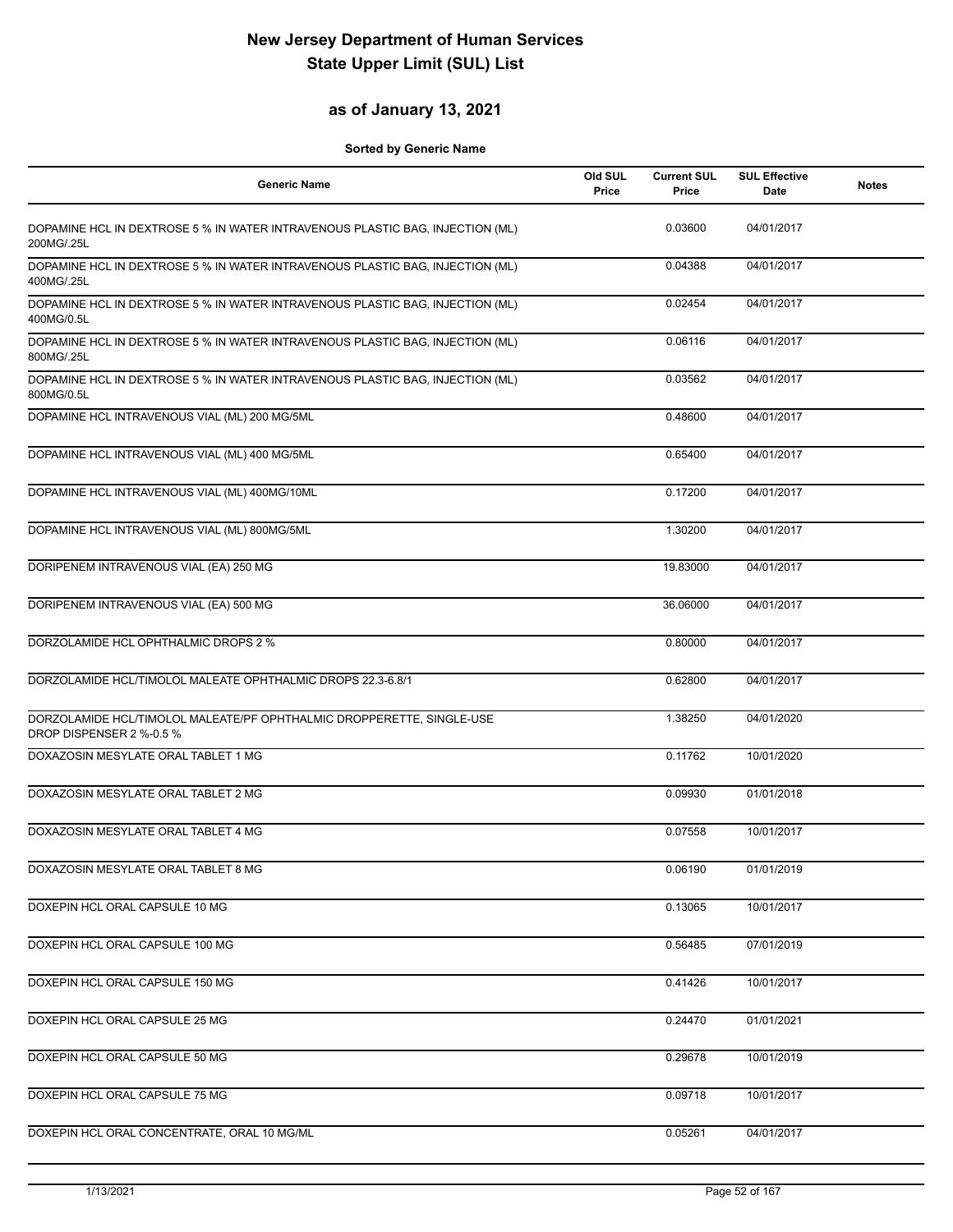# New Jersey Department of Human Services
# State Upper Limit (SUL) List

## as of January 13, 2021

**Sorted by Generic Name**

| Generic Name | Old SUL Price | Current SUL Price | SUL Effective Date | Notes |
|---|---|---|---|---|
| DOPAMINE HCL IN DEXTROSE 5 % IN WATER INTRAVENOUS PLASTIC BAG, INJECTION (ML) 200MG/.25L | | 0.03600 | 04/01/2017 | |
| DOPAMINE HCL IN DEXTROSE 5 % IN WATER INTRAVENOUS PLASTIC BAG, INJECTION (ML) 400MG/.25L | | 0.04388 | 04/01/2017 | |
| DOPAMINE HCL IN DEXTROSE 5 % IN WATER INTRAVENOUS PLASTIC BAG, INJECTION (ML) 400MG/0.5L | | 0.02454 | 04/01/2017 | |
| DOPAMINE HCL IN DEXTROSE 5 % IN WATER INTRAVENOUS PLASTIC BAG, INJECTION (ML) 800MG/.25L | | 0.06116 | 04/01/2017 | |
| DOPAMINE HCL IN DEXTROSE 5 % IN WATER INTRAVENOUS PLASTIC BAG, INJECTION (ML) 800MG/0.5L | | 0.03562 | 04/01/2017 | |
| DOPAMINE HCL INTRAVENOUS VIAL (ML) 200 MG/5ML | | 0.48600 | 04/01/2017 | |
| DOPAMINE HCL INTRAVENOUS VIAL (ML) 400 MG/5ML | | 0.65400 | 04/01/2017 | |
| DOPAMINE HCL INTRAVENOUS VIAL (ML) 400MG/10ML | | 0.17200 | 04/01/2017 | |
| DOPAMINE HCL INTRAVENOUS VIAL (ML) 800MG/5ML | | 1.30200 | 04/01/2017 | |
| DORIPENEM INTRAVENOUS VIAL (EA) 250 MG | | 19.83000 | 04/01/2017 | |
| DORIPENEM INTRAVENOUS VIAL (EA) 500 MG | | 36.06000 | 04/01/2017 | |
| DORZOLAMIDE HCL OPHTHALMIC DROPS 2 % | | 0.80000 | 04/01/2017 | |
| DORZOLAMIDE HCL/TIMOLOL MALEATE OPHTHALMIC DROPS 22.3-6.8/1 | | 0.62800 | 04/01/2017 | |
| DORZOLAMIDE HCL/TIMOLOL MALEATE/PF OPHTHALMIC DROPPERETTE, SINGLE-USE DROP DISPENSER 2 %-0.5 % | | 1.38250 | 04/01/2020 | |
| DOXAZOSIN MESYLATE ORAL TABLET 1 MG | | 0.11762 | 10/01/2020 | |
| DOXAZOSIN MESYLATE ORAL TABLET 2 MG | | 0.09930 | 01/01/2018 | |
| DOXAZOSIN MESYLATE ORAL TABLET 4 MG | | 0.07558 | 10/01/2017 | |
| DOXAZOSIN MESYLATE ORAL TABLET 8 MG | | 0.06190 | 01/01/2019 | |
| DOXEPIN HCL ORAL CAPSULE 10 MG | | 0.13065 | 10/01/2017 | |
| DOXEPIN HCL ORAL CAPSULE 100 MG | | 0.56485 | 07/01/2019 | |
| DOXEPIN HCL ORAL CAPSULE 150 MG | | 0.41426 | 10/01/2017 | |
| DOXEPIN HCL ORAL CAPSULE 25 MG | | 0.24470 | 01/01/2021 | |
| DOXEPIN HCL ORAL CAPSULE 50 MG | | 0.29678 | 10/01/2019 | |
| DOXEPIN HCL ORAL CAPSULE 75 MG | | 0.09718 | 10/01/2017 | |
| DOXEPIN HCL ORAL CONCENTRATE, ORAL 10 MG/ML | | 0.05261 | 04/01/2017 | |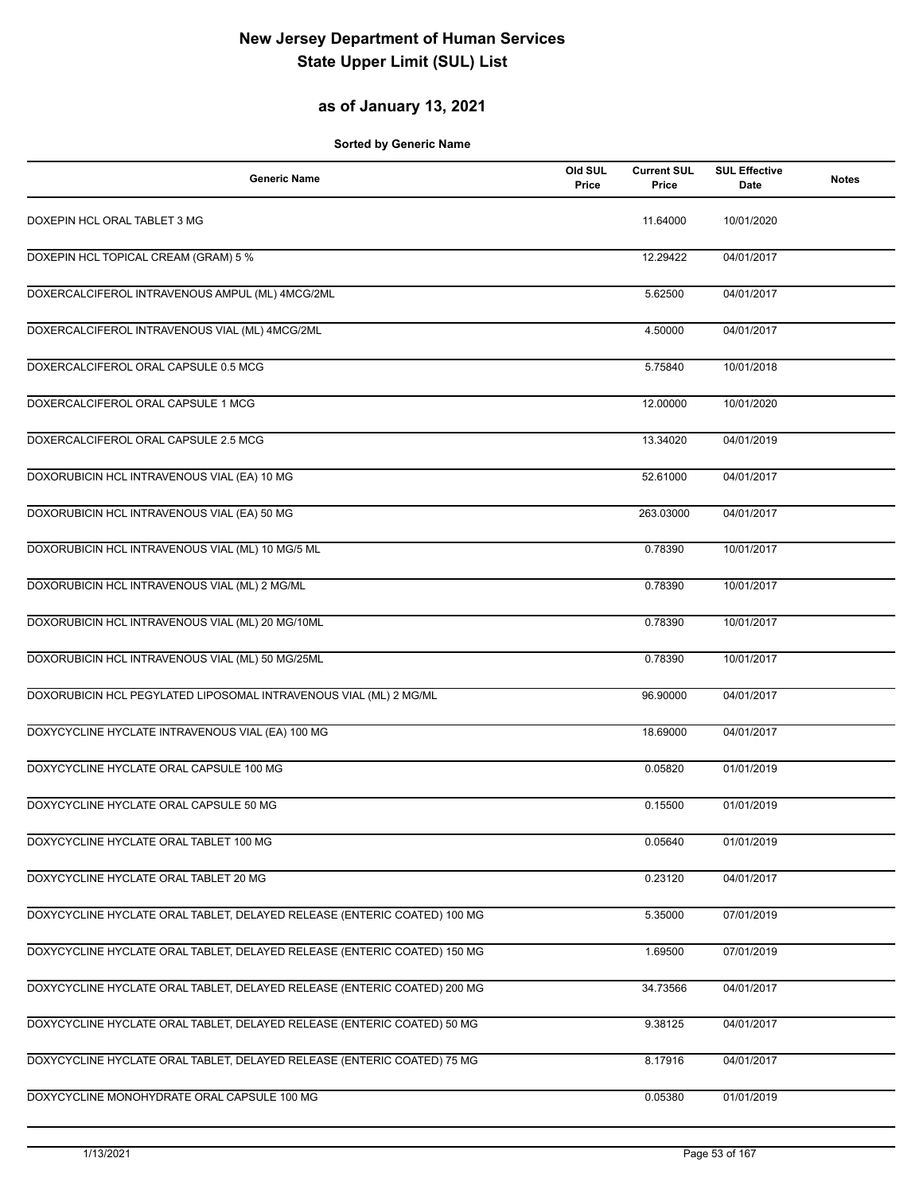# New Jersey Department of Human Services
# State Upper Limit (SUL) List

## as of January 13, 2021

**Sorted by Generic Name**

| Generic Name | Old SUL Price | Current SUL Price | SUL Effective Date | Notes |
|---|---|---|---|---|
| DOXEPIN HCL ORAL TABLET 3 MG | | 11.64000 | 10/01/2020 | |
| DOXEPIN HCL TOPICAL CREAM (GRAM) 5 % | | 12.29422 | 04/01/2017 | |
| DOXERCALCIFEROL INTRAVENOUS AMPUL (ML) 4MCG/2ML | | 5.62500 | 04/01/2017 | |
| DOXERCALCIFEROL INTRAVENOUS VIAL (ML) 4MCG/2ML | | 4.50000 | 04/01/2017 | |
| DOXERCALCIFEROL ORAL CAPSULE 0.5 MCG | | 5.75840 | 10/01/2018 | |
| DOXERCALCIFEROL ORAL CAPSULE 1 MCG | | 12.00000 | 10/01/2020 | |
| DOXERCALCIFEROL ORAL CAPSULE 2.5 MCG | | 13.34020 | 04/01/2019 | |
| DOXORUBICIN HCL INTRAVENOUS VIAL (EA) 10 MG | | 52.61000 | 04/01/2017 | |
| DOXORUBICIN HCL INTRAVENOUS VIAL (EA) 50 MG | | 263.03000 | 04/01/2017 | |
| DOXORUBICIN HCL INTRAVENOUS VIAL (ML) 10 MG/5 ML | | 0.78390 | 10/01/2017 | |
| DOXORUBICIN HCL INTRAVENOUS VIAL (ML) 2 MG/ML | | 0.78390 | 10/01/2017 | |
| DOXORUBICIN HCL INTRAVENOUS VIAL (ML) 20 MG/10ML | | 0.78390 | 10/01/2017 | |
| DOXORUBICIN HCL INTRAVENOUS VIAL (ML) 50 MG/25ML | | 0.78390 | 10/01/2017 | |
| DOXORUBICIN HCL PEGYLATED LIPOSOMAL INTRAVENOUS VIAL (ML) 2 MG/ML | | 96.90000 | 04/01/2017 | |
| DOXYCYCLINE HYCLATE INTRAVENOUS VIAL (EA) 100 MG | | 18.69000 | 04/01/2017 | |
| DOXYCYCLINE HYCLATE ORAL CAPSULE 100 MG | | 0.05820 | 01/01/2019 | |
| DOXYCYCLINE HYCLATE ORAL CAPSULE 50 MG | | 0.15500 | 01/01/2019 | |
| DOXYCYCLINE HYCLATE ORAL TABLET 100 MG | | 0.05640 | 01/01/2019 | |
| DOXYCYCLINE HYCLATE ORAL TABLET 20 MG | | 0.23120 | 04/01/2017 | |
| DOXYCYCLINE HYCLATE ORAL TABLET, DELAYED RELEASE (ENTERIC COATED) 100 MG | | 5.35000 | 07/01/2019 | |
| DOXYCYCLINE HYCLATE ORAL TABLET, DELAYED RELEASE (ENTERIC COATED) 150 MG | | 1.69500 | 07/01/2019 | |
| DOXYCYCLINE HYCLATE ORAL TABLET, DELAYED RELEASE (ENTERIC COATED) 200 MG | | 34.73566 | 04/01/2017 | |
| DOXYCYCLINE HYCLATE ORAL TABLET, DELAYED RELEASE (ENTERIC COATED) 50 MG | | 9.38125 | 04/01/2017 | |
| DOXYCYCLINE HYCLATE ORAL TABLET, DELAYED RELEASE (ENTERIC COATED) 75 MG | | 8.17916 | 04/01/2017 | |
| DOXYCYCLINE MONOHYDRATE ORAL CAPSULE 100 MG | | 0.05380 | 01/01/2019 | |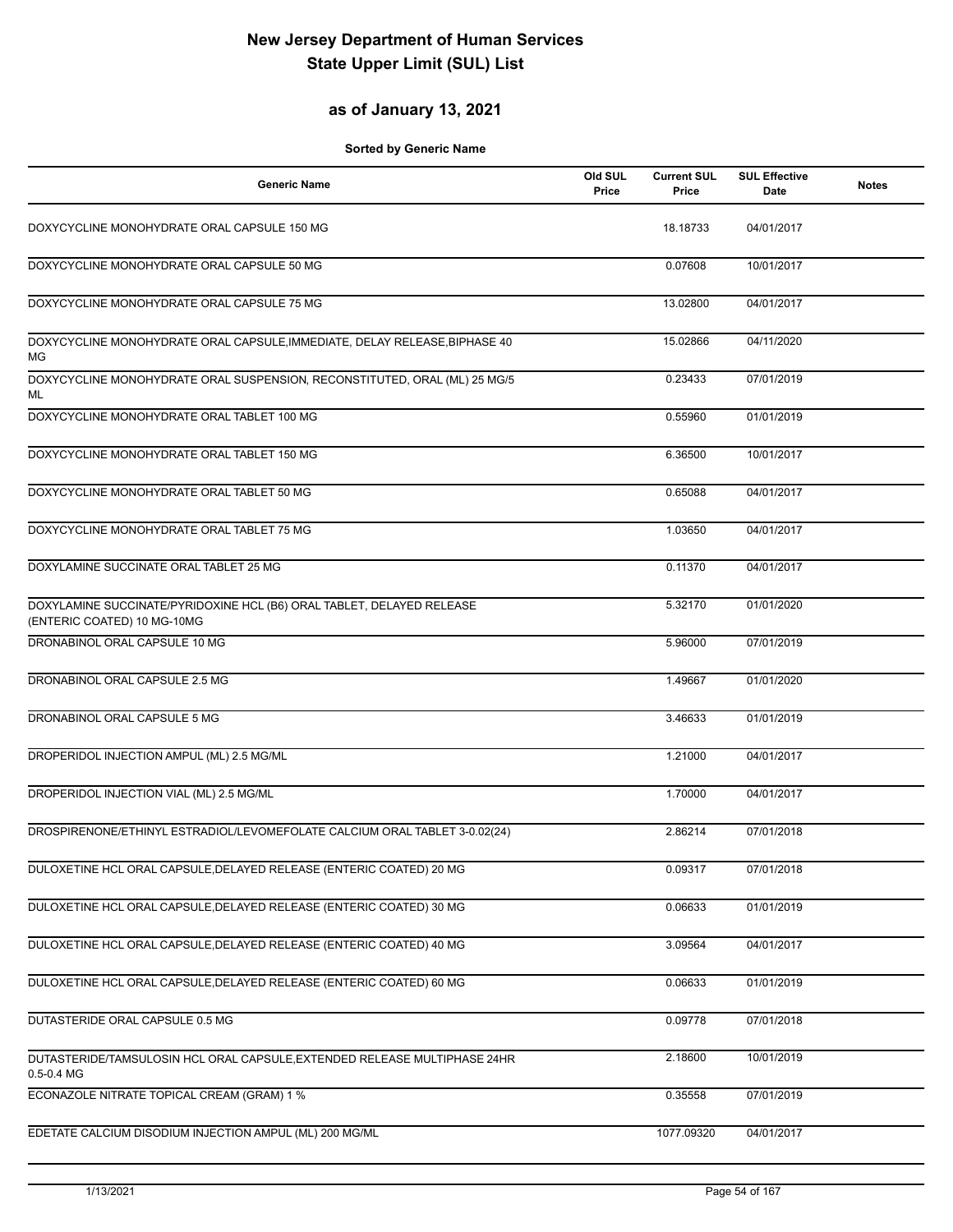# New Jersey Department of Human Services
# State Upper Limit (SUL) List

## as of January 13, 2021

**Sorted by Generic Name**

| Generic Name | Old SUL Price | Current SUL Price | SUL Effective Date | Notes |
|---|---|---|---|---|
| DOXYCYCLINE MONOHYDRATE ORAL CAPSULE 150 MG | | 18.18733 | 04/01/2017 | |
| DOXYCYCLINE MONOHYDRATE ORAL CAPSULE 50 MG | | 0.07608 | 10/01/2017 | |
| DOXYCYCLINE MONOHYDRATE ORAL CAPSULE 75 MG | | 13.02800 | 04/01/2017 | |
| DOXYCYCLINE MONOHYDRATE ORAL CAPSULE,IMMEDIATE, DELAY RELEASE,BIPHASE 40 MG | | 15.02866 | 04/11/2020 | |
| DOXYCYCLINE MONOHYDRATE ORAL SUSPENSION, RECONSTITUTED, ORAL (ML) 25 MG/5 ML | | 0.23433 | 07/01/2019 | |
| DOXYCYCLINE MONOHYDRATE ORAL TABLET 100 MG | | 0.55960 | 01/01/2019 | |
| DOXYCYCLINE MONOHYDRATE ORAL TABLET 150 MG | | 6.36500 | 10/01/2017 | |
| DOXYCYCLINE MONOHYDRATE ORAL TABLET 50 MG | | 0.65088 | 04/01/2017 | |
| DOXYCYCLINE MONOHYDRATE ORAL TABLET 75 MG | | 1.03650 | 04/01/2017 | |
| DOXYLAMINE SUCCINATE ORAL TABLET 25 MG | | 0.11370 | 04/01/2017 | |
| DOXYLAMINE SUCCINATE/PYRIDOXINE HCL (B6) ORAL TABLET, DELAYED RELEASE (ENTERIC COATED) 10 MG-10MG | | 5.32170 | 01/01/2020 | |
| DRONABINOL ORAL CAPSULE 10 MG | | 5.96000 | 07/01/2019 | |
| DRONABINOL ORAL CAPSULE 2.5 MG | | 1.49667 | 01/01/2020 | |
| DRONABINOL ORAL CAPSULE 5 MG | | 3.46633 | 01/01/2019 | |
| DROPERIDOL INJECTION AMPUL (ML) 2.5 MG/ML | | 1.21000 | 04/01/2017 | |
| DROPERIDOL INJECTION VIAL (ML) 2.5 MG/ML | | 1.70000 | 04/01/2017 | |
| DROSPIRENONE/ETHINYL ESTRADIOL/LEVOMEFOLATE CALCIUM ORAL TABLET 3-0.02(24) | | 2.86214 | 07/01/2018 | |
| DULOXETINE HCL ORAL CAPSULE,DELAYED RELEASE (ENTERIC COATED) 20 MG | | 0.09317 | 07/01/2018 | |
| DULOXETINE HCL ORAL CAPSULE,DELAYED RELEASE (ENTERIC COATED) 30 MG | | 0.06633 | 01/01/2019 | |
| DULOXETINE HCL ORAL CAPSULE,DELAYED RELEASE (ENTERIC COATED) 40 MG | | 3.09564 | 04/01/2017 | |
| DULOXETINE HCL ORAL CAPSULE,DELAYED RELEASE (ENTERIC COATED) 60 MG | | 0.06633 | 01/01/2019 | |
| DUTASTERIDE ORAL CAPSULE 0.5 MG | | 0.09778 | 07/01/2018 | |
| DUTASTERIDE/TAMSULOSIN HCL ORAL CAPSULE,EXTENDED RELEASE MULTIPHASE 24HR 0.5-0.4 MG | | 2.18600 | 10/01/2019 | |
| ECONAZOLE NITRATE TOPICAL CREAM (GRAM) 1 % | | 0.35558 | 07/01/2019 | |
| EDETATE CALCIUM DISODIUM INJECTION AMPUL (ML) 200 MG/ML | | 1077.09320 | 04/01/2017 | |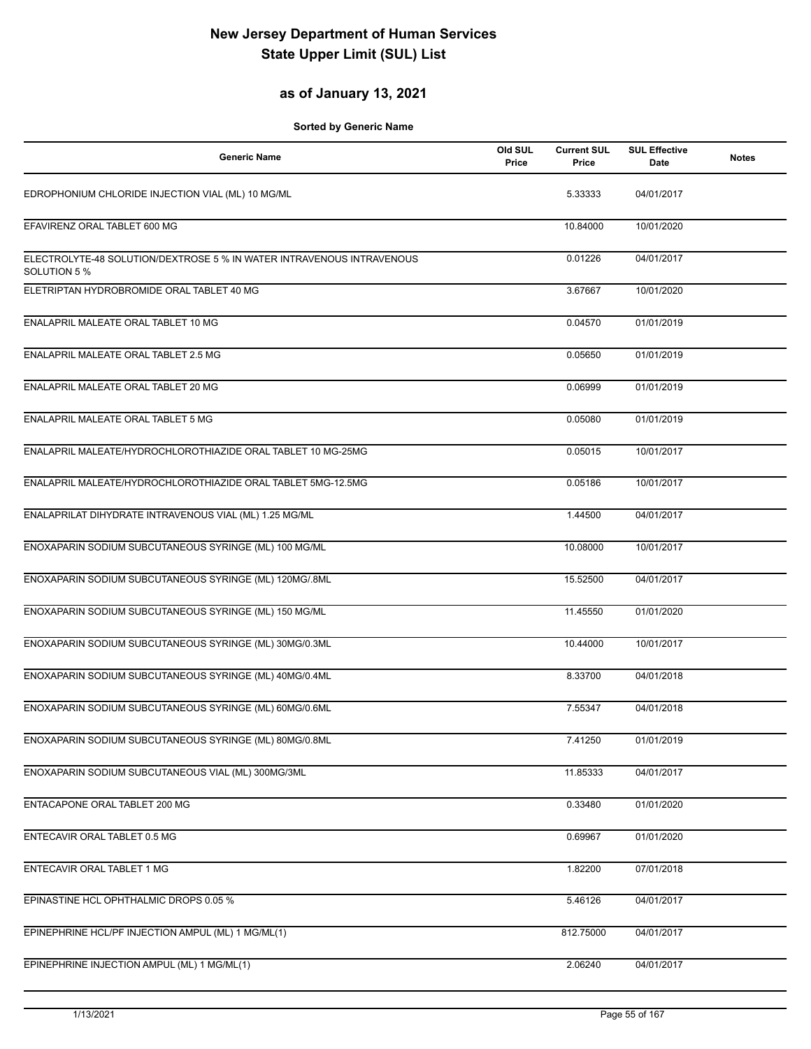# New Jersey Department of Human Services
# State Upper Limit (SUL) List

## as of January 13, 2021

**Sorted by Generic Name**

| Generic Name | Old SUL Price | Current SUL Price | SUL Effective Date | Notes |
|---|---|---|---|---|
| EDROPHONIUM CHLORIDE INJECTION VIAL (ML) 10 MG/ML | | 5.33333 | 04/01/2017 | |
| EFAVIRENZ ORAL TABLET 600 MG | | 10.84000 | 10/01/2020 | |
| ELECTROLYTE-48 SOLUTION/DEXTROSE 5 % IN WATER INTRAVENOUS INTRAVENOUS SOLUTION 5 % | | 0.01226 | 04/01/2017 | |
| ELETRIPTAN HYDROBROMIDE ORAL TABLET 40 MG | | 3.67667 | 10/01/2020 | |
| ENALAPRIL MALEATE ORAL TABLET 10 MG | | 0.04570 | 01/01/2019 | |
| ENALAPRIL MALEATE ORAL TABLET 2.5 MG | | 0.05650 | 01/01/2019 | |
| ENALAPRIL MALEATE ORAL TABLET 20 MG | | 0.06999 | 01/01/2019 | |
| ENALAPRIL MALEATE ORAL TABLET 5 MG | | 0.05080 | 01/01/2019 | |
| ENALAPRIL MALEATE/HYDROCHLOROTHIAZIDE ORAL TABLET 10 MG-25MG | | 0.05015 | 10/01/2017 | |
| ENALAPRIL MALEATE/HYDROCHLOROTHIAZIDE ORAL TABLET 5MG-12.5MG | | 0.05186 | 10/01/2017 | |
| ENALAPRILAT DIHYDRATE INTRAVENOUS VIAL (ML) 1.25 MG/ML | | 1.44500 | 04/01/2017 | |
| ENOXAPARIN SODIUM SUBCUTANEOUS SYRINGE (ML) 100 MG/ML | | 10.08000 | 10/01/2017 | |
| ENOXAPARIN SODIUM SUBCUTANEOUS SYRINGE (ML) 120MG/.8ML | | 15.52500 | 04/01/2017 | |
| ENOXAPARIN SODIUM SUBCUTANEOUS SYRINGE (ML) 150 MG/ML | | 11.45550 | 01/01/2020 | |
| ENOXAPARIN SODIUM SUBCUTANEOUS SYRINGE (ML) 30MG/0.3ML | | 10.44000 | 10/01/2017 | |
| ENOXAPARIN SODIUM SUBCUTANEOUS SYRINGE (ML) 40MG/0.4ML | | 8.33700 | 04/01/2018 | |
| ENOXAPARIN SODIUM SUBCUTANEOUS SYRINGE (ML) 60MG/0.6ML | | 7.55347 | 04/01/2018 | |
| ENOXAPARIN SODIUM SUBCUTANEOUS SYRINGE (ML) 80MG/0.8ML | | 7.41250 | 01/01/2019 | |
| ENOXAPARIN SODIUM SUBCUTANEOUS VIAL (ML) 300MG/3ML | | 11.85333 | 04/01/2017 | |
| ENTACAPONE ORAL TABLET 200 MG | | 0.33480 | 01/01/2020 | |
| ENTECAVIR ORAL TABLET 0.5 MG | | 0.69967 | 01/01/2020 | |
| ENTECAVIR ORAL TABLET 1 MG | | 1.82200 | 07/01/2018 | |
| EPINASTINE HCL OPHTHALMIC DROPS 0.05 % | | 5.46126 | 04/01/2017 | |
| EPINEPHRINE HCL/PF INJECTION AMPUL (ML) 1 MG/ML(1) | | 812.75000 | 04/01/2017 | |
| EPINEPHRINE INJECTION AMPUL (ML) 1 MG/ML(1) | | 2.06240 | 04/01/2017 | |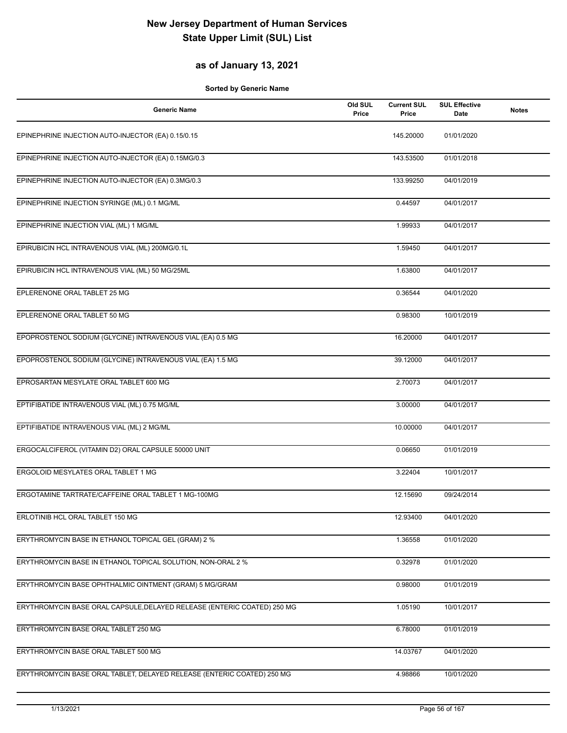# New Jersey Department of Human Services
# State Upper Limit (SUL) List

## as of January 13, 2021

**Sorted by Generic Name**

| Generic Name | Old SUL Price | Current SUL Price | SUL Effective Date | Notes |
|---|---|---|---|---|
| EPINEPHRINE INJECTION AUTO-INJECTOR (EA) 0.15/0.15 | | 145.20000 | 01/01/2020 | |
| EPINEPHRINE INJECTION AUTO-INJECTOR (EA) 0.15MG/0.3 | | 143.53500 | 01/01/2018 | |
| EPINEPHRINE INJECTION AUTO-INJECTOR (EA) 0.3MG/0.3 | | 133.99250 | 04/01/2019 | |
| EPINEPHRINE INJECTION SYRINGE (ML) 0.1 MG/ML | | 0.44597 | 04/01/2017 | |
| EPINEPHRINE INJECTION VIAL (ML) 1 MG/ML | | 1.99933 | 04/01/2017 | |
| EPIRUBICIN HCL INTRAVENOUS VIAL (ML) 200MG/0.1L | | 1.59450 | 04/01/2017 | |
| EPIRUBICIN HCL INTRAVENOUS VIAL (ML) 50 MG/25ML | | 1.63800 | 04/01/2017 | |
| EPLERENONE ORAL TABLET 25 MG | | 0.36544 | 04/01/2020 | |
| EPLERENONE ORAL TABLET 50 MG | | 0.98300 | 10/01/2019 | |
| EPOPROSTENOL SODIUM (GLYCINE) INTRAVENOUS VIAL (EA) 0.5 MG | | 16.20000 | 04/01/2017 | |
| EPOPROSTENOL SODIUM (GLYCINE) INTRAVENOUS VIAL (EA) 1.5 MG | | 39.12000 | 04/01/2017 | |
| EPROSARTAN MESYLATE ORAL TABLET 600 MG | | 2.70073 | 04/01/2017 | |
| EPTIFIBATIDE INTRAVENOUS VIAL (ML) 0.75 MG/ML | | 3.00000 | 04/01/2017 | |
| EPTIFIBATIDE INTRAVENOUS VIAL (ML) 2 MG/ML | | 10.00000 | 04/01/2017 | |
| ERGOCALCIFEROL (VITAMIN D2) ORAL CAPSULE 50000 UNIT | | 0.06650 | 01/01/2019 | |
| ERGOLOID MESYLATES ORAL TABLET 1 MG | | 3.22404 | 10/01/2017 | |
| ERGOTAMINE TARTRATE/CAFFEINE ORAL TABLET 1 MG-100MG | | 12.15690 | 09/24/2014 | |
| ERLOTINIB HCL ORAL TABLET 150 MG | | 12.93400 | 04/01/2020 | |
| ERYTHROMYCIN BASE IN ETHANOL TOPICAL GEL (GRAM) 2 % | | 1.36558 | 01/01/2020 | |
| ERYTHROMYCIN BASE IN ETHANOL TOPICAL SOLUTION, NON-ORAL 2 % | | 0.32978 | 01/01/2020 | |
| ERYTHROMYCIN BASE OPHTHALMIC OINTMENT (GRAM) 5 MG/GRAM | | 0.98000 | 01/01/2019 | |
| ERYTHROMYCIN BASE ORAL CAPSULE,DELAYED RELEASE (ENTERIC COATED) 250 MG | | 1.05190 | 10/01/2017 | |
| ERYTHROMYCIN BASE ORAL TABLET 250 MG | | 6.78000 | 01/01/2019 | |
| ERYTHROMYCIN BASE ORAL TABLET 500 MG | | 14.03767 | 04/01/2020 | |
| ERYTHROMYCIN BASE ORAL TABLET, DELAYED RELEASE (ENTERIC COATED) 250 MG | | 4.98866 | 10/01/2020 | |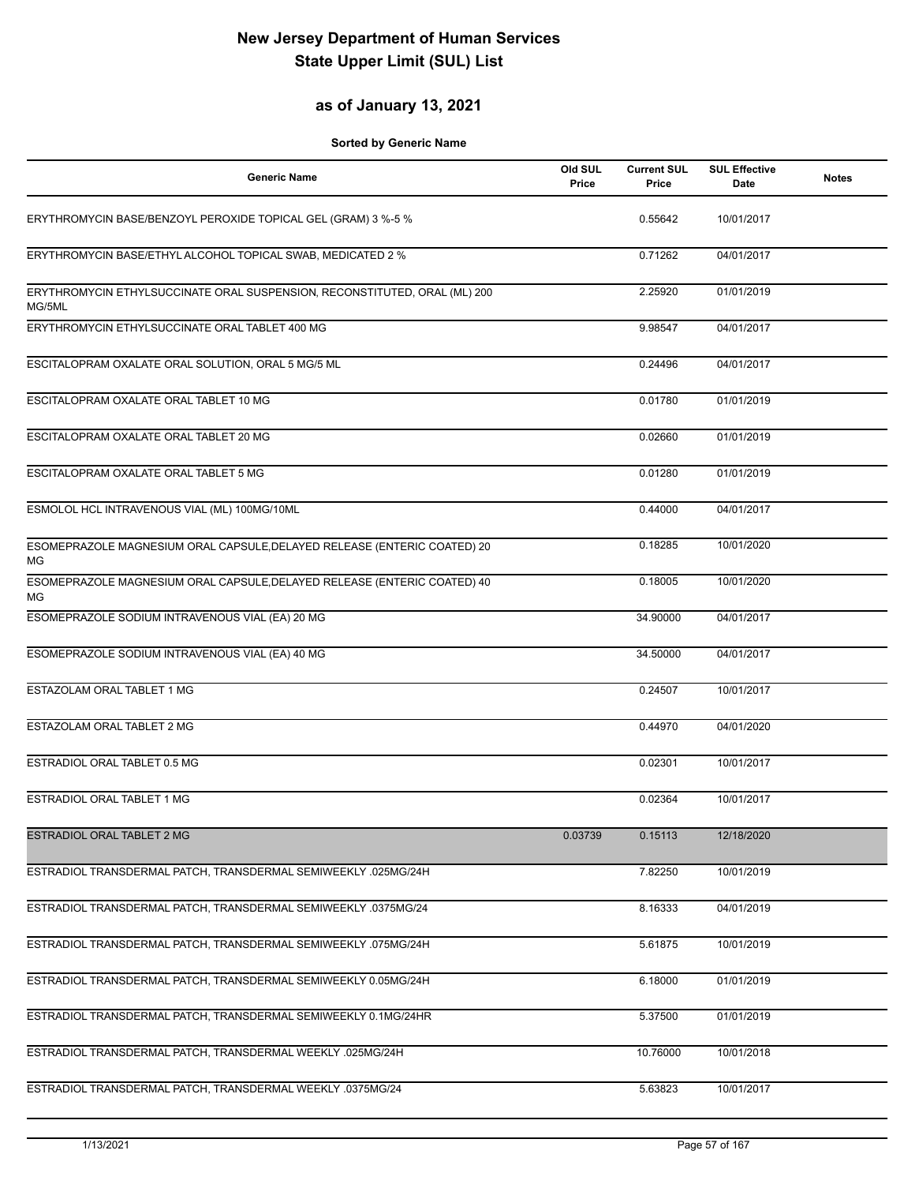# New Jersey Department of Human Services
# State Upper Limit (SUL) List

## as of January 13, 2021

**Sorted by Generic Name**

| Generic Name | Old SUL Price | Current SUL Price | SUL Effective Date | Notes |
|---|---|---|---|---|
| ERYTHROMYCIN BASE/BENZOYL PEROXIDE TOPICAL GEL (GRAM) 3 %-5 % | | 0.55642 | 10/01/2017 | |
| ERYTHROMYCIN BASE/ETHYL ALCOHOL TOPICAL SWAB, MEDICATED 2 % | | 0.71262 | 04/01/2017 | |
| ERYTHROMYCIN ETHYLSUCCINATE ORAL SUSPENSION, RECONSTITUTED, ORAL (ML) 200 MG/5ML | | 2.25920 | 01/01/2019 | |
| ERYTHROMYCIN ETHYLSUCCINATE ORAL TABLET 400 MG | | 9.98547 | 04/01/2017 | |
| ESCITALOPRAM OXALATE ORAL SOLUTION, ORAL 5 MG/5 ML | | 0.24496 | 04/01/2017 | |
| ESCITALOPRAM OXALATE ORAL TABLET 10 MG | | 0.01780 | 01/01/2019 | |
| ESCITALOPRAM OXALATE ORAL TABLET 20 MG | | 0.02660 | 01/01/2019 | |
| ESCITALOPRAM OXALATE ORAL TABLET 5 MG | | 0.01280 | 01/01/2019 | |
| ESMOLOL HCL INTRAVENOUS VIAL (ML) 100MG/10ML | | 0.44000 | 04/01/2017 | |
| ESOMEPRAZOLE MAGNESIUM ORAL CAPSULE,DELAYED RELEASE (ENTERIC COATED) 20 MG | | 0.18285 | 10/01/2020 | |
| ESOMEPRAZOLE MAGNESIUM ORAL CAPSULE,DELAYED RELEASE (ENTERIC COATED) 40 MG | | 0.18005 | 10/01/2020 | |
| ESOMEPRAZOLE SODIUM INTRAVENOUS VIAL (EA) 20 MG | | 34.90000 | 04/01/2017 | |
| ESOMEPRAZOLE SODIUM INTRAVENOUS VIAL (EA) 40 MG | | 34.50000 | 04/01/2017 | |
| ESTAZOLAM ORAL TABLET 1 MG | | 0.24507 | 10/01/2017 | |
| ESTAZOLAM ORAL TABLET 2 MG | | 0.44970 | 04/01/2020 | |
| ESTRADIOL ORAL TABLET 0.5 MG | | 0.02301 | 10/01/2017 | |
| ESTRADIOL ORAL TABLET 1 MG | | 0.02364 | 10/01/2017 | |
| ESTRADIOL ORAL TABLET 2 MG | 0.03739 | 0.15113 | 12/18/2020 | |
| ESTRADIOL TRANSDERMAL PATCH, TRANSDERMAL SEMIWEEKLY .025MG/24H | | 7.82250 | 10/01/2019 | |
| ESTRADIOL TRANSDERMAL PATCH, TRANSDERMAL SEMIWEEKLY .0375MG/24 | | 8.16333 | 04/01/2019 | |
| ESTRADIOL TRANSDERMAL PATCH, TRANSDERMAL SEMIWEEKLY .075MG/24H | | 5.61875 | 10/01/2019 | |
| ESTRADIOL TRANSDERMAL PATCH, TRANSDERMAL SEMIWEEKLY 0.05MG/24H | | 6.18000 | 01/01/2019 | |
| ESTRADIOL TRANSDERMAL PATCH, TRANSDERMAL SEMIWEEKLY 0.1MG/24HR | | 5.37500 | 01/01/2019 | |
| ESTRADIOL TRANSDERMAL PATCH, TRANSDERMAL WEEKLY .025MG/24H | | 10.76000 | 10/01/2018 | |
| ESTRADIOL TRANSDERMAL PATCH, TRANSDERMAL WEEKLY .0375MG/24 | | 5.63823 | 10/01/2017 | |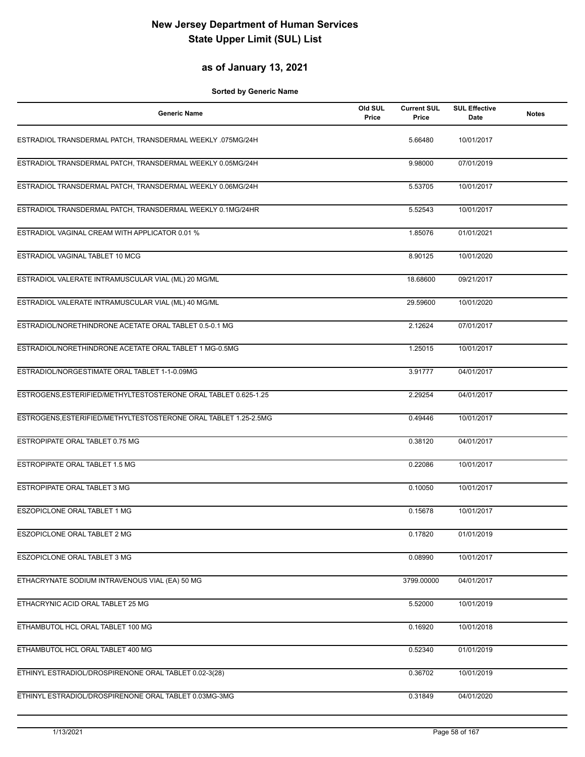# New Jersey Department of Human Services
# State Upper Limit (SUL) List

## as of January 13, 2021

**Sorted by Generic Name**

| Generic Name | Old SUL Price | Current SUL Price | SUL Effective Date | Notes |
|---|---|---|---|---|
| ESTRADIOL TRANSDERMAL PATCH, TRANSDERMAL WEEKLY .075MG/24H | | 5.66480 | 10/01/2017 | |
| ESTRADIOL TRANSDERMAL PATCH, TRANSDERMAL WEEKLY 0.05MG/24H | | 9.98000 | 07/01/2019 | |
| ESTRADIOL TRANSDERMAL PATCH, TRANSDERMAL WEEKLY 0.06MG/24H | | 5.53705 | 10/01/2017 | |
| ESTRADIOL TRANSDERMAL PATCH, TRANSDERMAL WEEKLY 0.1MG/24HR | | 5.52543 | 10/01/2017 | |
| ESTRADIOL VAGINAL CREAM WITH APPLICATOR 0.01 % | | 1.85076 | 01/01/2021 | |
| ESTRADIOL VAGINAL TABLET 10 MCG | | 8.90125 | 10/01/2020 | |
| ESTRADIOL VALERATE INTRAMUSCULAR VIAL (ML) 20 MG/ML | | 18.68600 | 09/21/2017 | |
| ESTRADIOL VALERATE INTRAMUSCULAR VIAL (ML) 40 MG/ML | | 29.59600 | 10/01/2020 | |
| ESTRADIOL/NORETHINDRONE ACETATE ORAL TABLET 0.5-0.1 MG | | 2.12624 | 07/01/2017 | |
| ESTRADIOL/NORETHINDRONE ACETATE ORAL TABLET 1 MG-0.5MG | | 1.25015 | 10/01/2017 | |
| ESTRADIOL/NORGESTIMATE ORAL TABLET 1-1-0.09MG | | 3.91777 | 04/01/2017 | |
| ESTROGENS,ESTERIFIED/METHYLTESTOSTERONE ORAL TABLET 0.625-1.25 | | 2.29254 | 04/01/2017 | |
| ESTROGENS,ESTERIFIED/METHYLTESTOSTERONE ORAL TABLET 1.25-2.5MG | | 0.49446 | 10/01/2017 | |
| ESTROPIPATE ORAL TABLET 0.75 MG | | 0.38120 | 04/01/2017 | |
| ESTROPIPATE ORAL TABLET 1.5 MG | | 0.22086 | 10/01/2017 | |
| ESTROPIPATE ORAL TABLET 3 MG | | 0.10050 | 10/01/2017 | |
| ESZOPICLONE ORAL TABLET 1 MG | | 0.15678 | 10/01/2017 | |
| ESZOPICLONE ORAL TABLET 2 MG | | 0.17820 | 01/01/2019 | |
| ESZOPICLONE ORAL TABLET 3 MG | | 0.08990 | 10/01/2017 | |
| ETHACRYNATE SODIUM INTRAVENOUS VIAL (EA) 50 MG | | 3799.00000 | 04/01/2017 | |
| ETHACRYNIC ACID ORAL TABLET 25 MG | | 5.52000 | 10/01/2019 | |
| ETHAMBUTOL HCL ORAL TABLET 100 MG | | 0.16920 | 10/01/2018 | |
| ETHAMBUTOL HCL ORAL TABLET 400 MG | | 0.52340 | 01/01/2019 | |
| ETHINYL ESTRADIOL/DROSPIRENONE ORAL TABLET 0.02-3(28) | | 0.36702 | 10/01/2019 | |
| ETHINYL ESTRADIOL/DROSPIRENONE ORAL TABLET 0.03MG-3MG | | 0.31849 | 04/01/2020 | |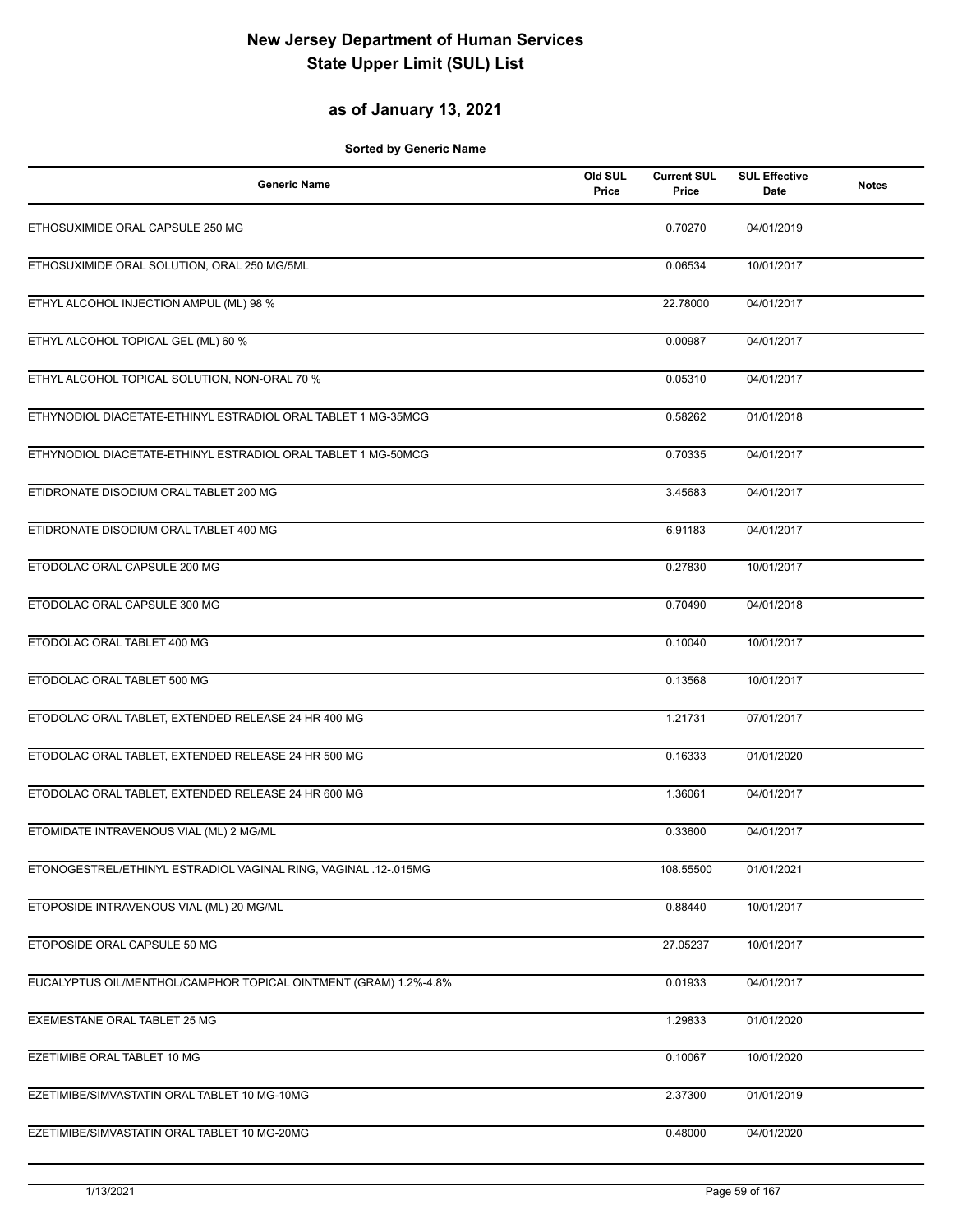# New Jersey Department of Human Services
# State Upper Limit (SUL) List

## as of January 13, 2021

**Sorted by Generic Name**

| Generic Name | Old SUL Price | Current SUL Price | SUL Effective Date | Notes |
|---|---|---|---|---|
| ETHOSUXIMIDE ORAL CAPSULE 250 MG | | 0.70270 | 04/01/2019 | |
| ETHOSUXIMIDE ORAL SOLUTION, ORAL 250 MG/5ML | | 0.06534 | 10/01/2017 | |
| ETHYL ALCOHOL INJECTION AMPUL (ML) 98 % | | 22.78000 | 04/01/2017 | |
| ETHYL ALCOHOL TOPICAL GEL (ML) 60 % | | 0.00987 | 04/01/2017 | |
| ETHYL ALCOHOL TOPICAL SOLUTION, NON-ORAL 70 % | | 0.05310 | 04/01/2017 | |
| ETHYNODIOL DIACETATE-ETHINYL ESTRADIOL ORAL TABLET 1 MG-35MCG | | 0.58262 | 01/01/2018 | |
| ETHYNODIOL DIACETATE-ETHINYL ESTRADIOL ORAL TABLET 1 MG-50MCG | | 0.70335 | 04/01/2017 | |
| ETIDRONATE DISODIUM ORAL TABLET 200 MG | | 3.45683 | 04/01/2017 | |
| ETIDRONATE DISODIUM ORAL TABLET 400 MG | | 6.91183 | 04/01/2017 | |
| ETODOLAC ORAL CAPSULE 200 MG | | 0.27830 | 10/01/2017 | |
| ETODOLAC ORAL CAPSULE 300 MG | | 0.70490 | 04/01/2018 | |
| ETODOLAC ORAL TABLET 400 MG | | 0.10040 | 10/01/2017 | |
| ETODOLAC ORAL TABLET 500 MG | | 0.13568 | 10/01/2017 | |
| ETODOLAC ORAL TABLET, EXTENDED RELEASE 24 HR 400 MG | | 1.21731 | 07/01/2017 | |
| ETODOLAC ORAL TABLET, EXTENDED RELEASE 24 HR 500 MG | | 0.16333 | 01/01/2020 | |
| ETODOLAC ORAL TABLET, EXTENDED RELEASE 24 HR 600 MG | | 1.36061 | 04/01/2017 | |
| ETOMIDATE INTRAVENOUS VIAL (ML) 2 MG/ML | | 0.33600 | 04/01/2017 | |
| ETONOGESTREL/ETHINYL ESTRADIOL VAGINAL RING, VAGINAL .12-.015MG | | 108.55500 | 01/01/2021 | |
| ETOPOSIDE INTRAVENOUS VIAL (ML) 20 MG/ML | | 0.88440 | 10/01/2017 | |
| ETOPOSIDE ORAL CAPSULE 50 MG | | 27.05237 | 10/01/2017 | |
| EUCALYPTUS OIL/MENTHOL/CAMPHOR TOPICAL OINTMENT (GRAM) 1.2%-4.8% | | 0.01933 | 04/01/2017 | |
| EXEMESTANE ORAL TABLET 25 MG | | 1.29833 | 01/01/2020 | |
| EZETIMIBE ORAL TABLET 10 MG | | 0.10067 | 10/01/2020 | |
| EZETIMIBE/SIMVASTATIN ORAL TABLET 10 MG-10MG | | 2.37300 | 01/01/2019 | |
| EZETIMIBE/SIMVASTATIN ORAL TABLET 10 MG-20MG | | 0.48000 | 04/01/2020 | |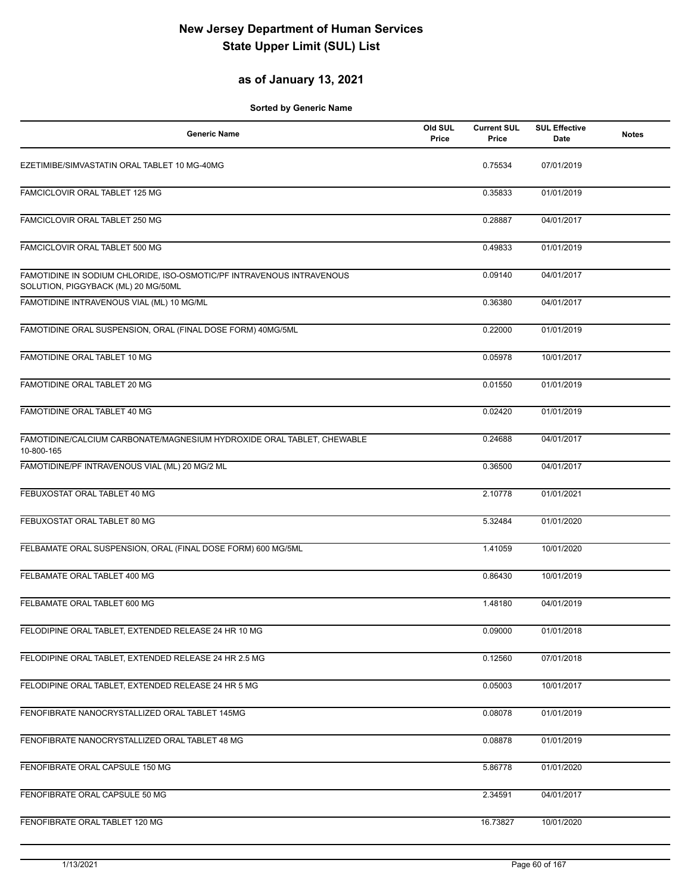# New Jersey Department of Human Services
# State Upper Limit (SUL) List

## as of January 13, 2021

**Sorted by Generic Name**

| Generic Name | Old SUL Price | Current SUL Price | SUL Effective Date | Notes |
|---|---|---|---|---|
| EZETIMIBE/SIMVASTATIN ORAL TABLET 10 MG-40MG | | 0.75534 | 07/01/2019 | |
| FAMCICLOVIR ORAL TABLET 125 MG | | 0.35833 | 01/01/2019 | |
| FAMCICLOVIR ORAL TABLET 250 MG | | 0.28887 | 04/01/2017 | |
| FAMCICLOVIR ORAL TABLET 500 MG | | 0.49833 | 01/01/2019 | |
| FAMOTIDINE IN SODIUM CHLORIDE, ISO-OSMOTIC/PF INTRAVENOUS INTRAVENOUS SOLUTION, PIGGYBACK (ML) 20 MG/50ML | | 0.09140 | 04/01/2017 | |
| FAMOTIDINE INTRAVENOUS VIAL (ML) 10 MG/ML | | 0.36380 | 04/01/2017 | |
| FAMOTIDINE ORAL SUSPENSION, ORAL (FINAL DOSE FORM) 40MG/5ML | | 0.22000 | 01/01/2019 | |
| FAMOTIDINE ORAL TABLET 10 MG | | 0.05978 | 10/01/2017 | |
| FAMOTIDINE ORAL TABLET 20 MG | | 0.01550 | 01/01/2019 | |
| FAMOTIDINE ORAL TABLET 40 MG | | 0.02420 | 01/01/2019 | |
| FAMOTIDINE/CALCIUM CARBONATE/MAGNESIUM HYDROXIDE ORAL TABLET, CHEWABLE 10-800-165 | | 0.24688 | 04/01/2017 | |
| FAMOTIDINE/PF INTRAVENOUS VIAL (ML) 20 MG/2 ML | | 0.36500 | 04/01/2017 | |
| FEBUXOSTAT ORAL TABLET 40 MG | | 2.10778 | 01/01/2021 | |
| FEBUXOSTAT ORAL TABLET 80 MG | | 5.32484 | 01/01/2020 | |
| FELBAMATE ORAL SUSPENSION, ORAL (FINAL DOSE FORM) 600 MG/5ML | | 1.41059 | 10/01/2020 | |
| FELBAMATE ORAL TABLET 400 MG | | 0.86430 | 10/01/2019 | |
| FELBAMATE ORAL TABLET 600 MG | | 1.48180 | 04/01/2019 | |
| FELODIPINE ORAL TABLET, EXTENDED RELEASE 24 HR 10 MG | | 0.09000 | 01/01/2018 | |
| FELODIPINE ORAL TABLET, EXTENDED RELEASE 24 HR 2.5 MG | | 0.12560 | 07/01/2018 | |
| FELODIPINE ORAL TABLET, EXTENDED RELEASE 24 HR 5 MG | | 0.05003 | 10/01/2017 | |
| FENOFIBRATE NANOCRYSTALLIZED ORAL TABLET 145MG | | 0.08078 | 01/01/2019 | |
| FENOFIBRATE NANOCRYSTALLIZED ORAL TABLET 48 MG | | 0.08878 | 01/01/2019 | |
| FENOFIBRATE ORAL CAPSULE 150 MG | | 5.86778 | 01/01/2020 | |
| FENOFIBRATE ORAL CAPSULE 50 MG | | 2.34591 | 04/01/2017 | |
| FENOFIBRATE ORAL TABLET 120 MG | | 16.73827 | 10/01/2020 | |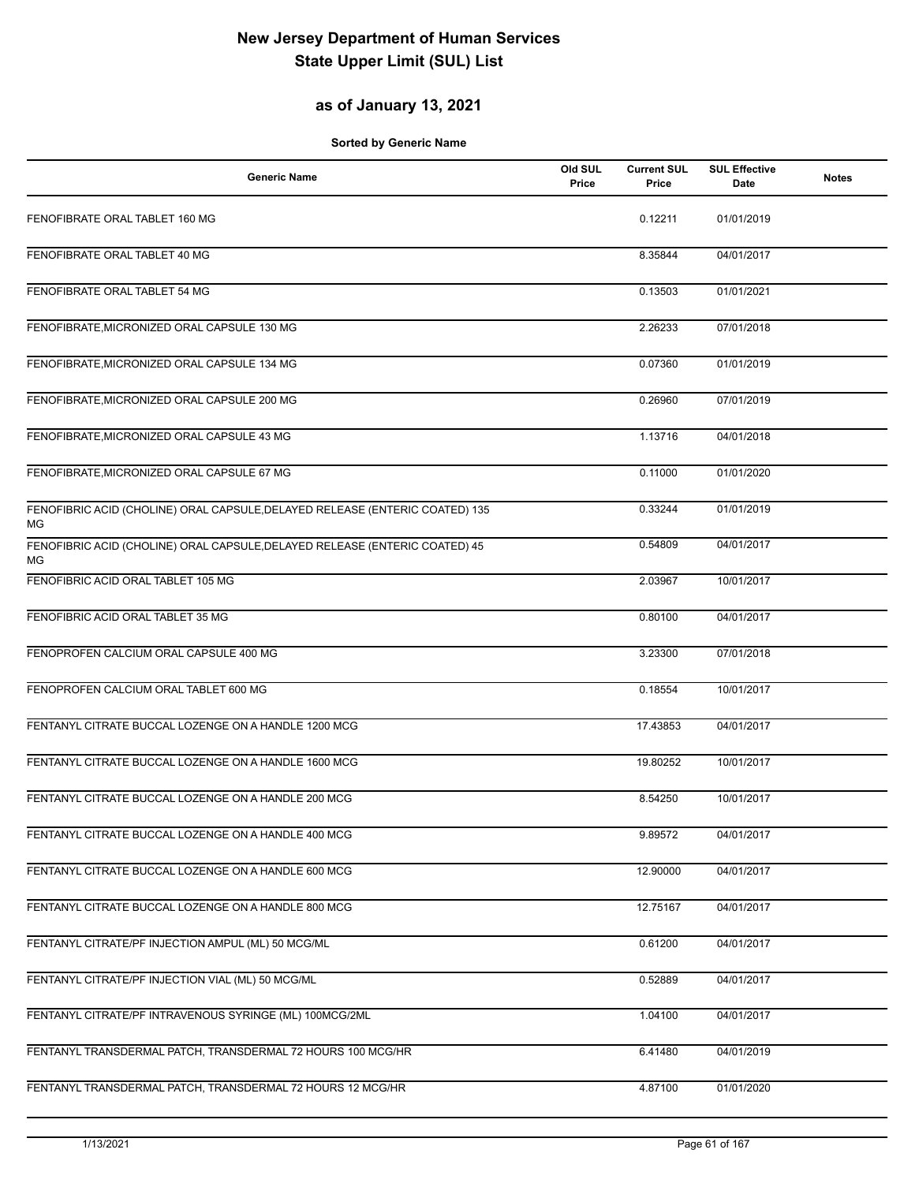# New Jersey Department of Human Services
# State Upper Limit (SUL) List

## as of January 13, 2021

**Sorted by Generic Name**

| Generic Name | Old SUL Price | Current SUL Price | SUL Effective Date | Notes |
|---|---|---|---|---|
| FENOFIBRATE ORAL TABLET 160 MG | | 0.12211 | 01/01/2019 | |
| FENOFIBRATE ORAL TABLET 40 MG | | 8.35844 | 04/01/2017 | |
| FENOFIBRATE ORAL TABLET 54 MG | | 0.13503 | 01/01/2021 | |
| FENOFIBRATE,MICRONIZED ORAL CAPSULE 130 MG | | 2.26233 | 07/01/2018 | |
| FENOFIBRATE,MICRONIZED ORAL CAPSULE 134 MG | | 0.07360 | 01/01/2019 | |
| FENOFIBRATE,MICRONIZED ORAL CAPSULE 200 MG | | 0.26960 | 07/01/2019 | |
| FENOFIBRATE,MICRONIZED ORAL CAPSULE 43 MG | | 1.13716 | 04/01/2018 | |
| FENOFIBRATE,MICRONIZED ORAL CAPSULE 67 MG | | 0.11000 | 01/01/2020 | |
| FENOFIBRIC ACID (CHOLINE) ORAL CAPSULE,DELAYED RELEASE (ENTERIC COATED) 135 MG | | 0.33244 | 01/01/2019 | |
| FENOFIBRIC ACID (CHOLINE) ORAL CAPSULE,DELAYED RELEASE (ENTERIC COATED) 45 MG | | 0.54809 | 04/01/2017 | |
| FENOFIBRIC ACID ORAL TABLET 105 MG | | 2.03967 | 10/01/2017 | |
| FENOFIBRIC ACID ORAL TABLET 35 MG | | 0.80100 | 04/01/2017 | |
| FENOPROFEN CALCIUM ORAL CAPSULE 400 MG | | 3.23300 | 07/01/2018 | |
| FENOPROFEN CALCIUM ORAL TABLET 600 MG | | 0.18554 | 10/01/2017 | |
| FENTANYL CITRATE BUCCAL LOZENGE ON A HANDLE 1200 MCG | | 17.43853 | 04/01/2017 | |
| FENTANYL CITRATE BUCCAL LOZENGE ON A HANDLE 1600 MCG | | 19.80252 | 10/01/2017 | |
| FENTANYL CITRATE BUCCAL LOZENGE ON A HANDLE 200 MCG | | 8.54250 | 10/01/2017 | |
| FENTANYL CITRATE BUCCAL LOZENGE ON A HANDLE 400 MCG | | 9.89572 | 04/01/2017 | |
| FENTANYL CITRATE BUCCAL LOZENGE ON A HANDLE 600 MCG | | 12.90000 | 04/01/2017 | |
| FENTANYL CITRATE BUCCAL LOZENGE ON A HANDLE 800 MCG | | 12.75167 | 04/01/2017 | |
| FENTANYL CITRATE/PF INJECTION AMPUL (ML) 50 MCG/ML | | 0.61200 | 04/01/2017 | |
| FENTANYL CITRATE/PF INJECTION VIAL (ML) 50 MCG/ML | | 0.52889 | 04/01/2017 | |
| FENTANYL CITRATE/PF INTRAVENOUS SYRINGE (ML) 100MCG/2ML | | 1.04100 | 04/01/2017 | |
| FENTANYL TRANSDERMAL PATCH, TRANSDERMAL 72 HOURS 100 MCG/HR | | 6.41480 | 04/01/2019 | |
| FENTANYL TRANSDERMAL PATCH, TRANSDERMAL 72 HOURS 12 MCG/HR | | 4.87100 | 01/01/2020 | |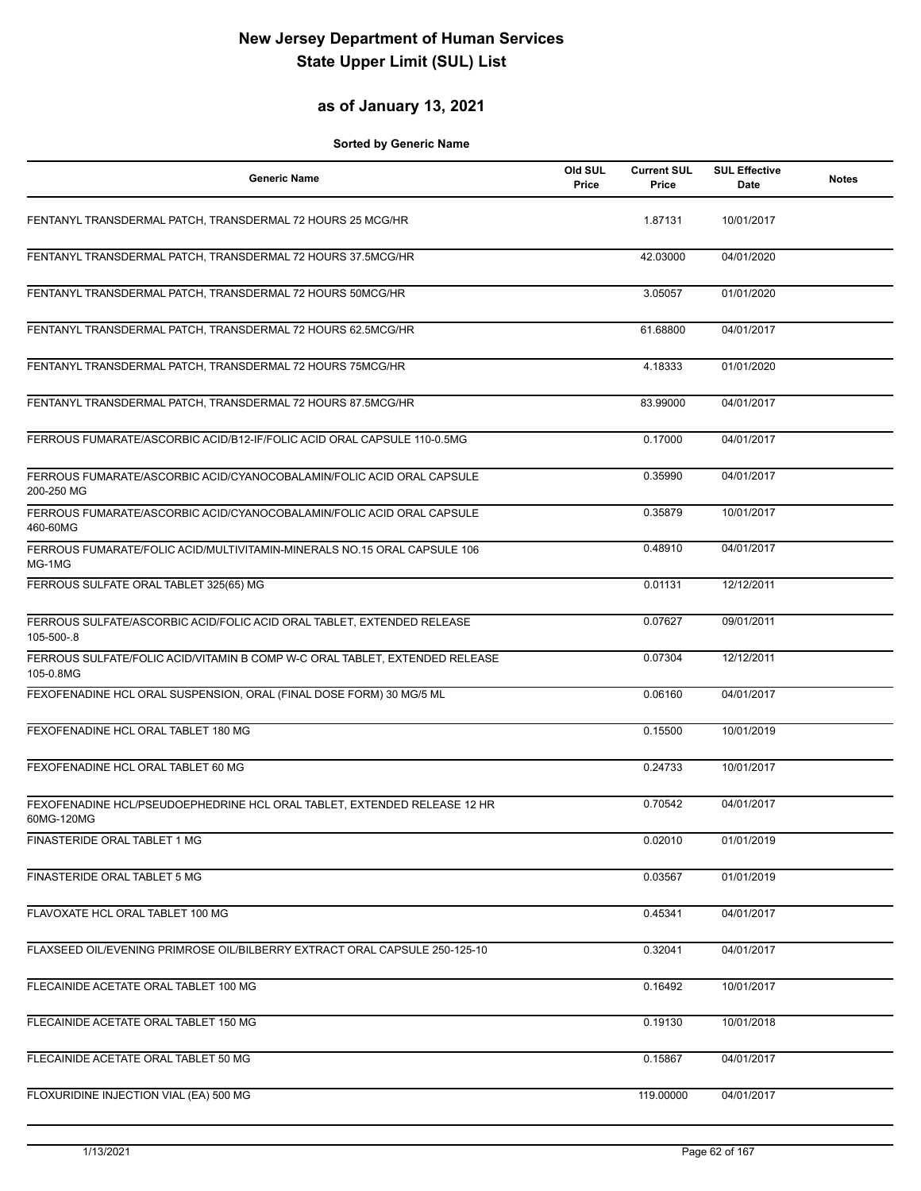# New Jersey Department of Human Services
# State Upper Limit (SUL) List

## as of January 13, 2021

**Sorted by Generic Name**

| Generic Name | Old SUL Price | Current SUL Price | SUL Effective Date | Notes |
|---|---|---|---|---|
| FENTANYL TRANSDERMAL PATCH, TRANSDERMAL 72 HOURS 25 MCG/HR | | 1.87131 | 10/01/2017 | |
| FENTANYL TRANSDERMAL PATCH, TRANSDERMAL 72 HOURS 37.5MCG/HR | | 42.03000 | 04/01/2020 | |
| FENTANYL TRANSDERMAL PATCH, TRANSDERMAL 72 HOURS 50MCG/HR | | 3.05057 | 01/01/2020 | |
| FENTANYL TRANSDERMAL PATCH, TRANSDERMAL 72 HOURS 62.5MCG/HR | | 61.68800 | 04/01/2017 | |
| FENTANYL TRANSDERMAL PATCH, TRANSDERMAL 72 HOURS 75MCG/HR | | 4.18333 | 01/01/2020 | |
| FENTANYL TRANSDERMAL PATCH, TRANSDERMAL 72 HOURS 87.5MCG/HR | | 83.99000 | 04/01/2017 | |
| FERROUS FUMARATE/ASCORBIC ACID/B12-IF/FOLIC ACID ORAL CAPSULE 110-0.5MG | | 0.17000 | 04/01/2017 | |
| FERROUS FUMARATE/ASCORBIC ACID/CYANOCOBALAMIN/FOLIC ACID ORAL CAPSULE 200-250 MG | | 0.35990 | 04/01/2017 | |
| FERROUS FUMARATE/ASCORBIC ACID/CYANOCOBALAMIN/FOLIC ACID ORAL CAPSULE 460-60MG | | 0.35879 | 10/01/2017 | |
| FERROUS FUMARATE/FOLIC ACID/MULTIVITAMIN-MINERALS NO.15 ORAL CAPSULE 106 MG-1MG | | 0.48910 | 04/01/2017 | |
| FERROUS SULFATE ORAL TABLET 325(65) MG | | 0.01131 | 12/12/2011 | |
| FERROUS SULFATE/ASCORBIC ACID/FOLIC ACID ORAL TABLET, EXTENDED RELEASE 105-500-.8 | | 0.07627 | 09/01/2011 | |
| FERROUS SULFATE/FOLIC ACID/VITAMIN B COMP W-C ORAL TABLET, EXTENDED RELEASE 105-0.8MG | | 0.07304 | 12/12/2011 | |
| FEXOFENADINE HCL ORAL SUSPENSION, ORAL (FINAL DOSE FORM) 30 MG/5 ML | | 0.06160 | 04/01/2017 | |
| FEXOFENADINE HCL ORAL TABLET 180 MG | | 0.15500 | 10/01/2019 | |
| FEXOFENADINE HCL ORAL TABLET 60 MG | | 0.24733 | 10/01/2017 | |
| FEXOFENADINE HCL/PSEUDOEPHEDRINE HCL ORAL TABLET, EXTENDED RELEASE 12 HR 60MG-120MG | | 0.70542 | 04/01/2017 | |
| FINASTERIDE ORAL TABLET 1 MG | | 0.02010 | 01/01/2019 | |
| FINASTERIDE ORAL TABLET 5 MG | | 0.03567 | 01/01/2019 | |
| FLAVOXATE HCL ORAL TABLET 100 MG | | 0.45341 | 04/01/2017 | |
| FLAXSEED OIL/EVENING PRIMROSE OIL/BILBERRY EXTRACT ORAL CAPSULE 250-125-10 | | 0.32041 | 04/01/2017 | |
| FLECAINIDE ACETATE ORAL TABLET 100 MG | | 0.16492 | 10/01/2017 | |
| FLECAINIDE ACETATE ORAL TABLET 150 MG | | 0.19130 | 10/01/2018 | |
| FLECAINIDE ACETATE ORAL TABLET 50 MG | | 0.15867 | 04/01/2017 | |
| FLOXURIDINE INJECTION VIAL (EA) 500 MG | | 119.00000 | 04/01/2017 | |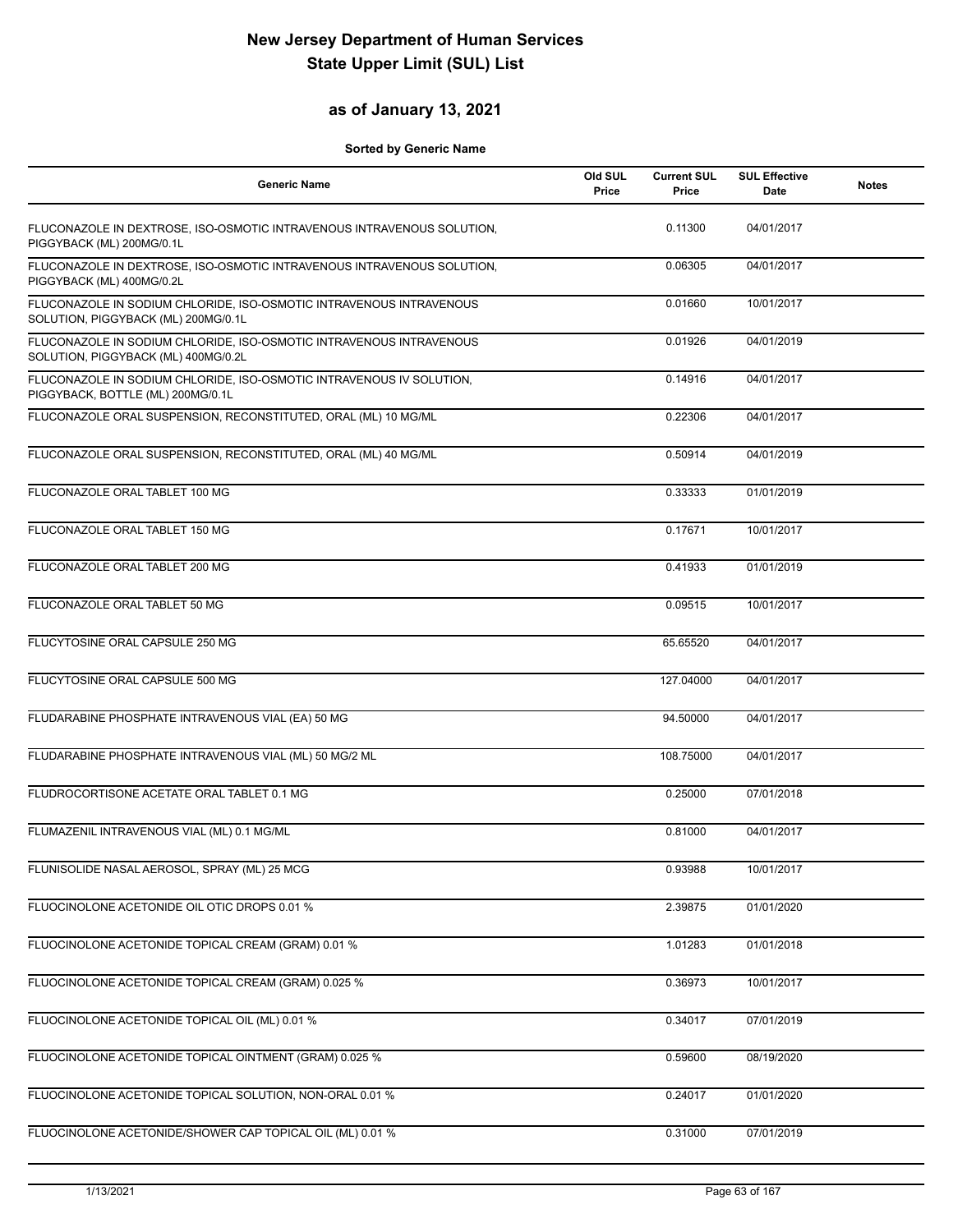# New Jersey Department of Human Services
# State Upper Limit (SUL) List

## as of January 13, 2021

**Sorted by Generic Name**

| Generic Name | Old SUL Price | Current SUL Price | SUL Effective Date | Notes |
|---|---|---|---|---|
| FLUCONAZOLE IN DEXTROSE, ISO-OSMOTIC INTRAVENOUS INTRAVENOUS SOLUTION, PIGGYBACK (ML) 200MG/0.1L | | 0.11300 | 04/01/2017 | |
| FLUCONAZOLE IN DEXTROSE, ISO-OSMOTIC INTRAVENOUS INTRAVENOUS SOLUTION, PIGGYBACK (ML) 400MG/0.2L | | 0.06305 | 04/01/2017 | |
| FLUCONAZOLE IN SODIUM CHLORIDE, ISO-OSMOTIC INTRAVENOUS INTRAVENOUS SOLUTION, PIGGYBACK (ML) 200MG/0.1L | | 0.01660 | 10/01/2017 | |
| FLUCONAZOLE IN SODIUM CHLORIDE, ISO-OSMOTIC INTRAVENOUS INTRAVENOUS SOLUTION, PIGGYBACK (ML) 400MG/0.2L | | 0.01926 | 04/01/2019 | |
| FLUCONAZOLE IN SODIUM CHLORIDE, ISO-OSMOTIC INTRAVENOUS IV SOLUTION, PIGGYBACK, BOTTLE (ML) 200MG/0.1L | | 0.14916 | 04/01/2017 | |
| FLUCONAZOLE ORAL SUSPENSION, RECONSTITUTED, ORAL (ML) 10 MG/ML | | 0.22306 | 04/01/2017 | |
| FLUCONAZOLE ORAL SUSPENSION, RECONSTITUTED, ORAL (ML) 40 MG/ML | | 0.50914 | 04/01/2019 | |
| FLUCONAZOLE ORAL TABLET 100 MG | | 0.33333 | 01/01/2019 | |
| FLUCONAZOLE ORAL TABLET 150 MG | | 0.17671 | 10/01/2017 | |
| FLUCONAZOLE ORAL TABLET 200 MG | | 0.41933 | 01/01/2019 | |
| FLUCONAZOLE ORAL TABLET 50 MG | | 0.09515 | 10/01/2017 | |
| FLUCYTOSINE ORAL CAPSULE 250 MG | | 65.65520 | 04/01/2017 | |
| FLUCYTOSINE ORAL CAPSULE 500 MG | | 127.04000 | 04/01/2017 | |
| FLUDARABINE PHOSPHATE INTRAVENOUS VIAL (EA) 50 MG | | 94.50000 | 04/01/2017 | |
| FLUDARABINE PHOSPHATE INTRAVENOUS VIAL (ML) 50 MG/2 ML | | 108.75000 | 04/01/2017 | |
| FLUDROCORTISONE ACETATE ORAL TABLET 0.1 MG | | 0.25000 | 07/01/2018 | |
| FLUMAZENIL INTRAVENOUS VIAL (ML) 0.1 MG/ML | | 0.81000 | 04/01/2017 | |
| FLUNISOLIDE NASAL AEROSOL, SPRAY (ML) 25 MCG | | 0.93988 | 10/01/2017 | |
| FLUOCINOLONE ACETONIDE OIL OTIC DROPS 0.01 % | | 2.39875 | 01/01/2020 | |
| FLUOCINOLONE ACETONIDE TOPICAL CREAM (GRAM) 0.01 % | | 1.01283 | 01/01/2018 | |
| FLUOCINOLONE ACETONIDE TOPICAL CREAM (GRAM) 0.025 % | | 0.36973 | 10/01/2017 | |
| FLUOCINOLONE ACETONIDE TOPICAL OIL (ML) 0.01 % | | 0.34017 | 07/01/2019 | |
| FLUOCINOLONE ACETONIDE TOPICAL OINTMENT (GRAM) 0.025 % | | 0.59600 | 08/19/2020 | |
| FLUOCINOLONE ACETONIDE TOPICAL SOLUTION, NON-ORAL 0.01 % | | 0.24017 | 01/01/2020 | |
| FLUOCINOLONE ACETONIDE/SHOWER CAP TOPICAL OIL (ML) 0.01 % | | 0.31000 | 07/01/2019 | |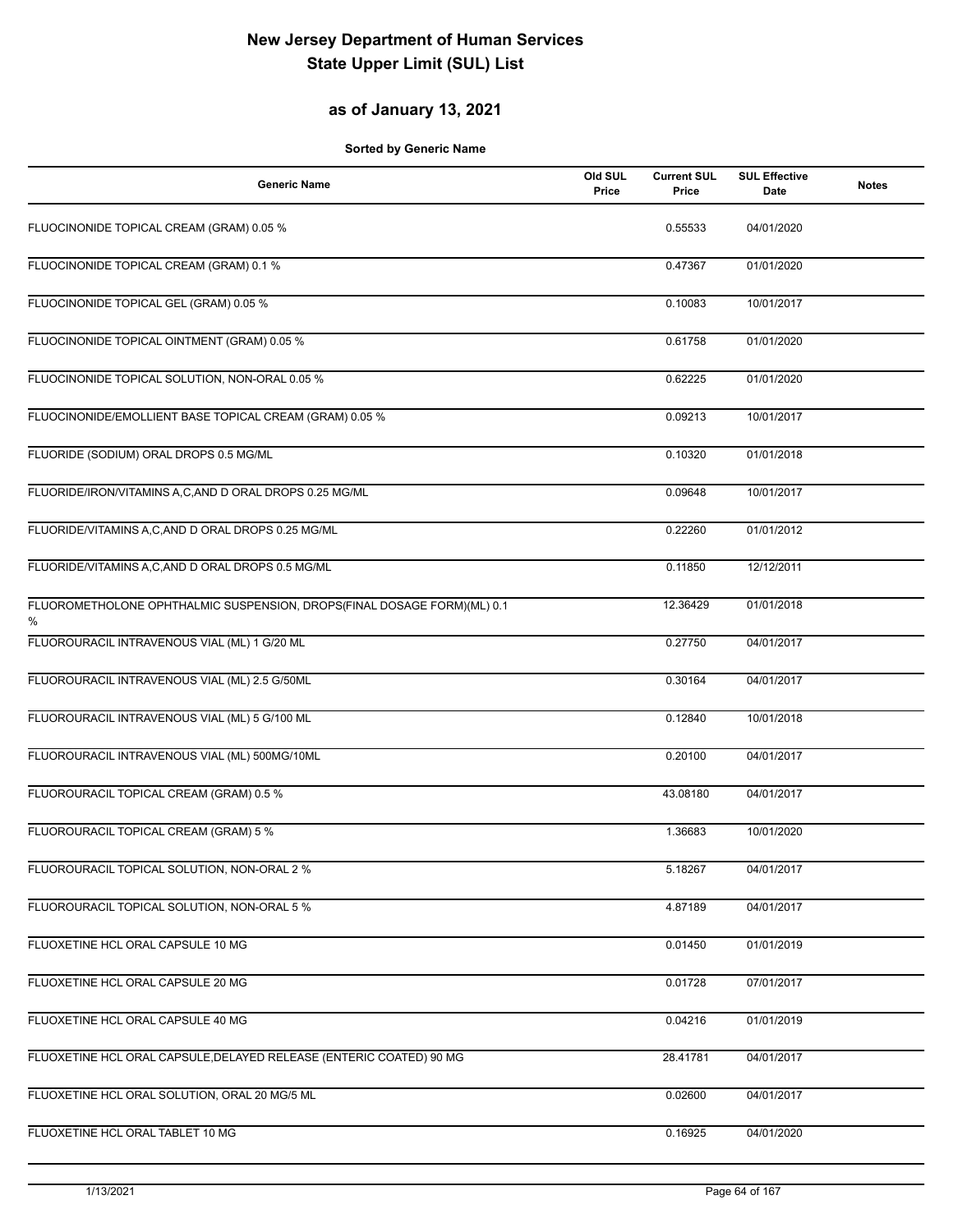# New Jersey Department of Human Services
# State Upper Limit (SUL) List

## as of January 13, 2021

**Sorted by Generic Name**

| Generic Name | Old SUL Price | Current SUL Price | SUL Effective Date | Notes |
|---|---|---|---|---|
| FLUOCINONIDE TOPICAL CREAM (GRAM) 0.05 % | | 0.55533 | 04/01/2020 | |
| FLUOCINONIDE TOPICAL CREAM (GRAM) 0.1 % | | 0.47367 | 01/01/2020 | |
| FLUOCINONIDE TOPICAL GEL (GRAM) 0.05 % | | 0.10083 | 10/01/2017 | |
| FLUOCINONIDE TOPICAL OINTMENT (GRAM) 0.05 % | | 0.61758 | 01/01/2020 | |
| FLUOCINONIDE TOPICAL SOLUTION, NON-ORAL 0.05 % | | 0.62225 | 01/01/2020 | |
| FLUOCINONIDE/EMOLLIENT BASE TOPICAL CREAM (GRAM) 0.05 % | | 0.09213 | 10/01/2017 | |
| FLUORIDE (SODIUM) ORAL DROPS 0.5 MG/ML | | 0.10320 | 01/01/2018 | |
| FLUORIDE/IRON/VITAMINS A,C,AND D ORAL DROPS 0.25 MG/ML | | 0.09648 | 10/01/2017 | |
| FLUORIDE/VITAMINS A,C,AND D ORAL DROPS 0.25 MG/ML | | 0.22260 | 01/01/2012 | |
| FLUORIDE/VITAMINS A,C,AND D ORAL DROPS 0.5 MG/ML | | 0.11850 | 12/12/2011 | |
| FLUOROMETHOLONE OPHTHALMIC SUSPENSION, DROPS(FINAL DOSAGE FORM)(ML) 0.1 % | | 12.36429 | 01/01/2018 | |
| FLUOROURACIL INTRAVENOUS VIAL (ML) 1 G/20 ML | | 0.27750 | 04/01/2017 | |
| FLUOROURACIL INTRAVENOUS VIAL (ML) 2.5 G/50ML | | 0.30164 | 04/01/2017 | |
| FLUOROURACIL INTRAVENOUS VIAL (ML) 5 G/100 ML | | 0.12840 | 10/01/2018 | |
| FLUOROURACIL INTRAVENOUS VIAL (ML) 500MG/10ML | | 0.20100 | 04/01/2017 | |
| FLUOROURACIL TOPICAL CREAM (GRAM) 0.5 % | | 43.08180 | 04/01/2017 | |
| FLUOROURACIL TOPICAL CREAM (GRAM) 5 % | | 1.36683 | 10/01/2020 | |
| FLUOROURACIL TOPICAL SOLUTION, NON-ORAL 2 % | | 5.18267 | 04/01/2017 | |
| FLUOROURACIL TOPICAL SOLUTION, NON-ORAL 5 % | | 4.87189 | 04/01/2017 | |
| FLUOXETINE HCL ORAL CAPSULE 10 MG | | 0.01450 | 01/01/2019 | |
| FLUOXETINE HCL ORAL CAPSULE 20 MG | | 0.01728 | 07/01/2017 | |
| FLUOXETINE HCL ORAL CAPSULE 40 MG | | 0.04216 | 01/01/2019 | |
| FLUOXETINE HCL ORAL CAPSULE,DELAYED RELEASE (ENTERIC COATED) 90 MG | | 28.41781 | 04/01/2017 | |
| FLUOXETINE HCL ORAL SOLUTION, ORAL 20 MG/5 ML | | 0.02600 | 04/01/2017 | |
| FLUOXETINE HCL ORAL TABLET 10 MG | | 0.16925 | 04/01/2020 | |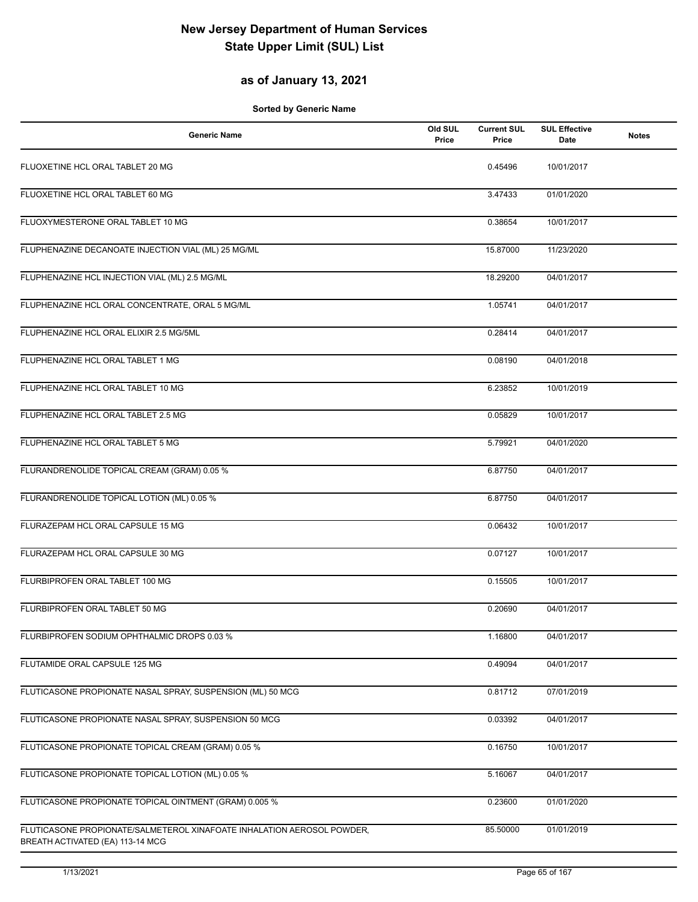# New Jersey Department of Human Services
# State Upper Limit (SUL) List

## as of January 13, 2021

**Sorted by Generic Name**

| Generic Name | Old SUL Price | Current SUL Price | SUL Effective Date | Notes |
|---|---|---|---|---|
| FLUOXETINE HCL ORAL TABLET 20 MG | | 0.45496 | 10/01/2017 | |
| FLUOXETINE HCL ORAL TABLET 60 MG | | 3.47433 | 01/01/2020 | |
| FLUOXYMESTERONE ORAL TABLET 10 MG | | 0.38654 | 10/01/2017 | |
| FLUPHENAZINE DECANOATE INJECTION VIAL (ML) 25 MG/ML | | 15.87000 | 11/23/2020 | |
| FLUPHENAZINE HCL INJECTION VIAL (ML) 2.5 MG/ML | | 18.29200 | 04/01/2017 | |
| FLUPHENAZINE HCL ORAL CONCENTRATE, ORAL 5 MG/ML | | 1.05741 | 04/01/2017 | |
| FLUPHENAZINE HCL ORAL ELIXIR 2.5 MG/5ML | | 0.28414 | 04/01/2017 | |
| FLUPHENAZINE HCL ORAL TABLET 1 MG | | 0.08190 | 04/01/2018 | |
| FLUPHENAZINE HCL ORAL TABLET 10 MG | | 6.23852 | 10/01/2019 | |
| FLUPHENAZINE HCL ORAL TABLET 2.5 MG | | 0.05829 | 10/01/2017 | |
| FLUPHENAZINE HCL ORAL TABLET 5 MG | | 5.79921 | 04/01/2020 | |
| FLURANDRENOLIDE TOPICAL CREAM (GRAM) 0.05 % | | 6.87750 | 04/01/2017 | |
| FLURANDRENOLIDE TOPICAL LOTION (ML) 0.05 % | | 6.87750 | 04/01/2017 | |
| FLURAZEPAM HCL ORAL CAPSULE 15 MG | | 0.06432 | 10/01/2017 | |
| FLURAZEPAM HCL ORAL CAPSULE 30 MG | | 0.07127 | 10/01/2017 | |
| FLURBIPROFEN ORAL TABLET 100 MG | | 0.15505 | 10/01/2017 | |
| FLURBIPROFEN ORAL TABLET 50 MG | | 0.20690 | 04/01/2017 | |
| FLURBIPROFEN SODIUM OPHTHALMIC DROPS 0.03 % | | 1.16800 | 04/01/2017 | |
| FLUTAMIDE ORAL CAPSULE 125 MG | | 0.49094 | 04/01/2017 | |
| FLUTICASONE PROPIONATE NASAL SPRAY, SUSPENSION (ML) 50 MCG | | 0.81712 | 07/01/2019 | |
| FLUTICASONE PROPIONATE NASAL SPRAY, SUSPENSION 50 MCG | | 0.03392 | 04/01/2017 | |
| FLUTICASONE PROPIONATE TOPICAL CREAM (GRAM) 0.05 % | | 0.16750 | 10/01/2017 | |
| FLUTICASONE PROPIONATE TOPICAL LOTION (ML) 0.05 % | | 5.16067 | 04/01/2017 | |
| FLUTICASONE PROPIONATE TOPICAL OINTMENT (GRAM) 0.005 % | | 0.23600 | 01/01/2020 | |
| FLUTICASONE PROPIONATE/SALMETEROL XINAFOATE INHALATION AEROSOL POWDER, BREATH ACTIVATED (EA) 113-14 MCG | | 85.50000 | 01/01/2019 | |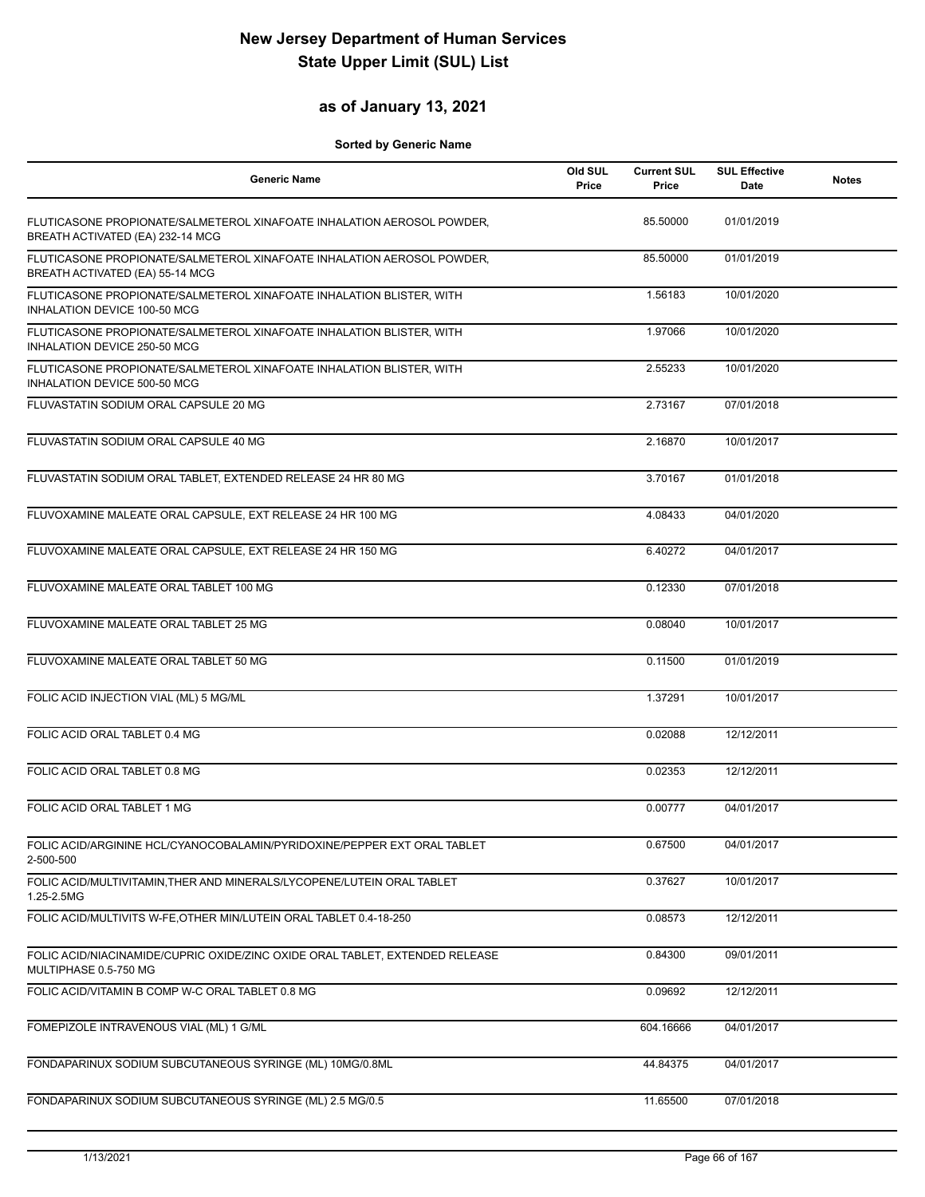# New Jersey Department of Human Services
# State Upper Limit (SUL) List

## as of January 13, 2021

**Sorted by Generic Name**

| Generic Name | Old SUL Price | Current SUL Price | SUL Effective Date | Notes |
|---|---|---|---|---|
| FLUTICASONE PROPIONATE/SALMETEROL XINAFOATE INHALATION AEROSOL POWDER, BREATH ACTIVATED (EA) 232-14 MCG | | 85.50000 | 01/01/2019 | |
| FLUTICASONE PROPIONATE/SALMETEROL XINAFOATE INHALATION AEROSOL POWDER, BREATH ACTIVATED (EA) 55-14 MCG | | 85.50000 | 01/01/2019 | |
| FLUTICASONE PROPIONATE/SALMETEROL XINAFOATE INHALATION BLISTER, WITH INHALATION DEVICE 100-50 MCG | | 1.56183 | 10/01/2020 | |
| FLUTICASONE PROPIONATE/SALMETEROL XINAFOATE INHALATION BLISTER, WITH INHALATION DEVICE 250-50 MCG | | 1.97066 | 10/01/2020 | |
| FLUTICASONE PROPIONATE/SALMETEROL XINAFOATE INHALATION BLISTER, WITH INHALATION DEVICE 500-50 MCG | | 2.55233 | 10/01/2020 | |
| FLUVASTATIN SODIUM ORAL CAPSULE 20 MG | | 2.73167 | 07/01/2018 | |
| FLUVASTATIN SODIUM ORAL CAPSULE 40 MG | | 2.16870 | 10/01/2017 | |
| FLUVASTATIN SODIUM ORAL TABLET, EXTENDED RELEASE 24 HR 80 MG | | 3.70167 | 01/01/2018 | |
| FLUVOXAMINE MALEATE ORAL CAPSULE, EXT RELEASE 24 HR 100 MG | | 4.08433 | 04/01/2020 | |
| FLUVOXAMINE MALEATE ORAL CAPSULE, EXT RELEASE 24 HR 150 MG | | 6.40272 | 04/01/2017 | |
| FLUVOXAMINE MALEATE ORAL TABLET 100 MG | | 0.12330 | 07/01/2018 | |
| FLUVOXAMINE MALEATE ORAL TABLET 25 MG | | 0.08040 | 10/01/2017 | |
| FLUVOXAMINE MALEATE ORAL TABLET 50 MG | | 0.11500 | 01/01/2019 | |
| FOLIC ACID INJECTION VIAL (ML) 5 MG/ML | | 1.37291 | 10/01/2017 | |
| FOLIC ACID ORAL TABLET 0.4 MG | | 0.02088 | 12/12/2011 | |
| FOLIC ACID ORAL TABLET 0.8 MG | | 0.02353 | 12/12/2011 | |
| FOLIC ACID ORAL TABLET 1 MG | | 0.00777 | 04/01/2017 | |
| FOLIC ACID/ARGININE HCL/CYANOCOBALAMIN/PYRIDOXINE/PEPPER EXT ORAL TABLET 2-500-500 | | 0.67500 | 04/01/2017 | |
| FOLIC ACID/MULTIVITAMIN,THER AND MINERALS/LYCOPENE/LUTEIN ORAL TABLET 1.25-2.5MG | | 0.37627 | 10/01/2017 | |
| FOLIC ACID/MULTIVITS W-FE,OTHER MIN/LUTEIN ORAL TABLET 0.4-18-250 | | 0.08573 | 12/12/2011 | |
| FOLIC ACID/NIACINAMIDE/CUPRIC OXIDE/ZINC OXIDE ORAL TABLET, EXTENDED RELEASE MULTIPHASE 0.5-750 MG | | 0.84300 | 09/01/2011 | |
| FOLIC ACID/VITAMIN B COMP W-C ORAL TABLET 0.8 MG | | 0.09692 | 12/12/2011 | |
| FOMEPIZOLE INTRAVENOUS VIAL (ML) 1 G/ML | | 604.16666 | 04/01/2017 | |
| FONDAPARINUX SODIUM SUBCUTANEOUS SYRINGE (ML) 10MG/0.8ML | | 44.84375 | 04/01/2017 | |
| FONDAPARINUX SODIUM SUBCUTANEOUS SYRINGE (ML) 2.5 MG/0.5 | | 11.65500 | 07/01/2018 | |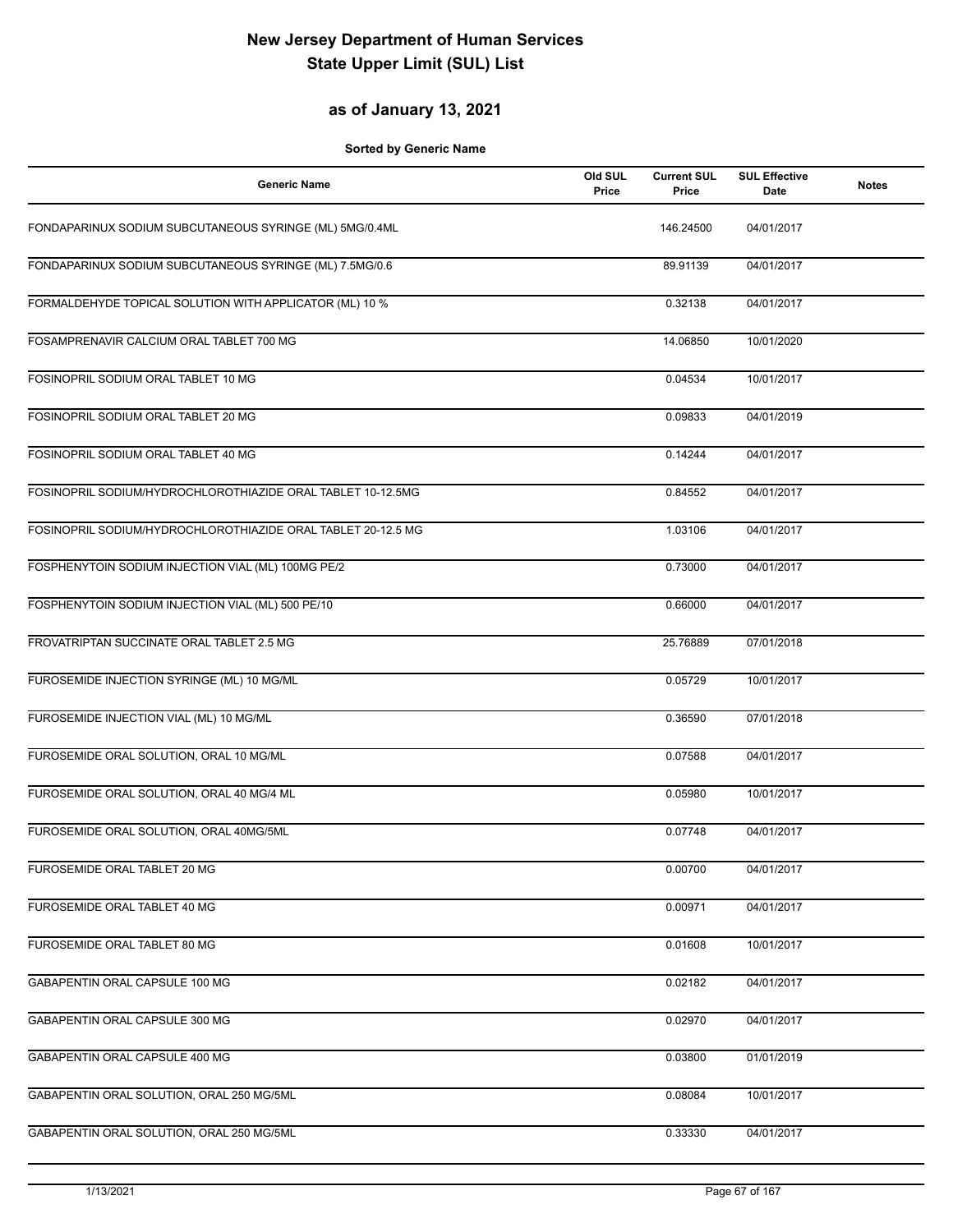# New Jersey Department of Human Services
# State Upper Limit (SUL) List

## as of January 13, 2021

**Sorted by Generic Name**

| Generic Name | Old SUL Price | Current SUL Price | SUL Effective Date | Notes |
|---|---|---|---|---|
| FONDAPARINUX SODIUM SUBCUTANEOUS SYRINGE (ML) 5MG/0.4ML | | 146.24500 | 04/01/2017 | |
| FONDAPARINUX SODIUM SUBCUTANEOUS SYRINGE (ML) 7.5MG/0.6 | | 89.91139 | 04/01/2017 | |
| FORMALDEHYDE TOPICAL SOLUTION WITH APPLICATOR (ML) 10 % | | 0.32138 | 04/01/2017 | |
| FOSAMPRENAVIR CALCIUM ORAL TABLET 700 MG | | 14.06850 | 10/01/2020 | |
| FOSINOPRIL SODIUM ORAL TABLET 10 MG | | 0.04534 | 10/01/2017 | |
| FOSINOPRIL SODIUM ORAL TABLET 20 MG | | 0.09833 | 04/01/2019 | |
| FOSINOPRIL SODIUM ORAL TABLET 40 MG | | 0.14244 | 04/01/2017 | |
| FOSINOPRIL SODIUM/HYDROCHLOROTHIAZIDE ORAL TABLET 10-12.5MG | | 0.84552 | 04/01/2017 | |
| FOSINOPRIL SODIUM/HYDROCHLOROTHIAZIDE ORAL TABLET 20-12.5 MG | | 1.03106 | 04/01/2017 | |
| FOSPHENYTOIN SODIUM INJECTION VIAL (ML) 100MG PE/2 | | 0.73000 | 04/01/2017 | |
| FOSPHENYTOIN SODIUM INJECTION VIAL (ML) 500 PE/10 | | 0.66000 | 04/01/2017 | |
| FROVATRIPTAN SUCCINATE ORAL TABLET 2.5 MG | | 25.76889 | 07/01/2018 | |
| FUROSEMIDE INJECTION SYRINGE (ML) 10 MG/ML | | 0.05729 | 10/01/2017 | |
| FUROSEMIDE INJECTION VIAL (ML) 10 MG/ML | | 0.36590 | 07/01/2018 | |
| FUROSEMIDE ORAL SOLUTION, ORAL 10 MG/ML | | 0.07588 | 04/01/2017 | |
| FUROSEMIDE ORAL SOLUTION, ORAL 40 MG/4 ML | | 0.05980 | 10/01/2017 | |
| FUROSEMIDE ORAL SOLUTION, ORAL 40MG/5ML | | 0.07748 | 04/01/2017 | |
| FUROSEMIDE ORAL TABLET 20 MG | | 0.00700 | 04/01/2017 | |
| FUROSEMIDE ORAL TABLET 40 MG | | 0.00971 | 04/01/2017 | |
| FUROSEMIDE ORAL TABLET 80 MG | | 0.01608 | 10/01/2017 | |
| GABAPENTIN ORAL CAPSULE 100 MG | | 0.02182 | 04/01/2017 | |
| GABAPENTIN ORAL CAPSULE 300 MG | | 0.02970 | 04/01/2017 | |
| GABAPENTIN ORAL CAPSULE 400 MG | | 0.03800 | 01/01/2019 | |
| GABAPENTIN ORAL SOLUTION, ORAL 250 MG/5ML | | 0.08084 | 10/01/2017 | |
| GABAPENTIN ORAL SOLUTION, ORAL 250 MG/5ML | | 0.33330 | 04/01/2017 | |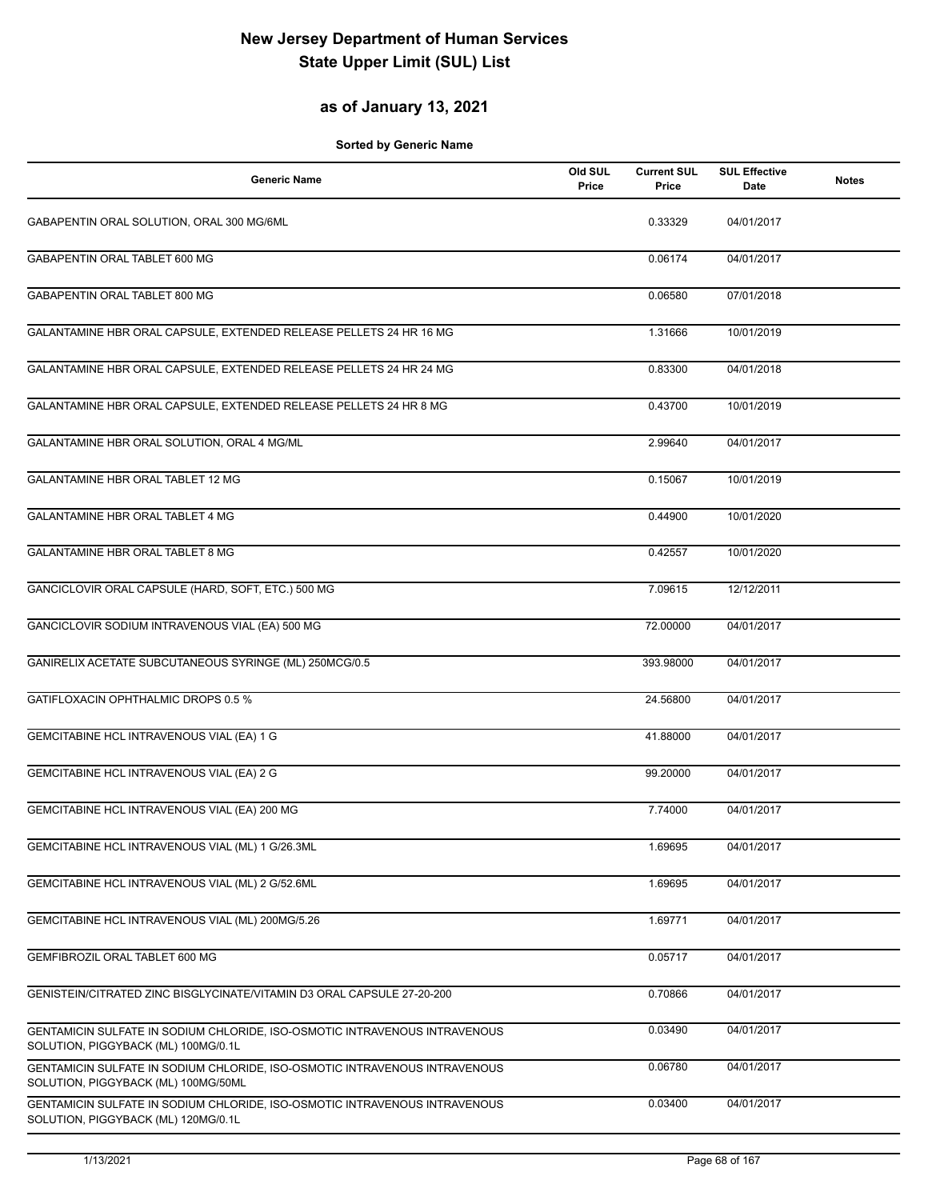# New Jersey Department of Human Services
# State Upper Limit (SUL) List

## as of January 13, 2021

**Sorted by Generic Name**

| Generic Name | Old SUL Price | Current SUL Price | SUL Effective Date | Notes |
|---|---|---|---|---|
| GABAPENTIN ORAL SOLUTION, ORAL 300 MG/6ML | | 0.33329 | 04/01/2017 | |
| GABAPENTIN ORAL TABLET 600 MG | | 0.06174 | 04/01/2017 | |
| GABAPENTIN ORAL TABLET 800 MG | | 0.06580 | 07/01/2018 | |
| GALANTAMINE HBR ORAL CAPSULE, EXTENDED RELEASE PELLETS 24 HR 16 MG | | 1.31666 | 10/01/2019 | |
| GALANTAMINE HBR ORAL CAPSULE, EXTENDED RELEASE PELLETS 24 HR 24 MG | | 0.83300 | 04/01/2018 | |
| GALANTAMINE HBR ORAL CAPSULE, EXTENDED RELEASE PELLETS 24 HR 8 MG | | 0.43700 | 10/01/2019 | |
| GALANTAMINE HBR ORAL SOLUTION, ORAL 4 MG/ML | | 2.99640 | 04/01/2017 | |
| GALANTAMINE HBR ORAL TABLET 12 MG | | 0.15067 | 10/01/2019 | |
| GALANTAMINE HBR ORAL TABLET 4 MG | | 0.44900 | 10/01/2020 | |
| GALANTAMINE HBR ORAL TABLET 8 MG | | 0.42557 | 10/01/2020 | |
| GANCICLOVIR ORAL CAPSULE (HARD, SOFT, ETC.) 500 MG | | 7.09615 | 12/12/2011 | |
| GANCICLOVIR SODIUM INTRAVENOUS VIAL (EA) 500 MG | | 72.00000 | 04/01/2017 | |
| GANIRELIX ACETATE SUBCUTANEOUS SYRINGE (ML) 250MCG/0.5 | | 393.98000 | 04/01/2017 | |
| GATIFLOXACIN OPHTHALMIC DROPS 0.5 % | | 24.56800 | 04/01/2017 | |
| GEMCITABINE HCL INTRAVENOUS VIAL (EA) 1 G | | 41.88000 | 04/01/2017 | |
| GEMCITABINE HCL INTRAVENOUS VIAL (EA) 2 G | | 99.20000 | 04/01/2017 | |
| GEMCITABINE HCL INTRAVENOUS VIAL (EA) 200 MG | | 7.74000 | 04/01/2017 | |
| GEMCITABINE HCL INTRAVENOUS VIAL (ML) 1 G/26.3ML | | 1.69695 | 04/01/2017 | |
| GEMCITABINE HCL INTRAVENOUS VIAL (ML) 2 G/52.6ML | | 1.69695 | 04/01/2017 | |
| GEMCITABINE HCL INTRAVENOUS VIAL (ML) 200MG/5.26 | | 1.69771 | 04/01/2017 | |
| GEMFIBROZIL ORAL TABLET 600 MG | | 0.05717 | 04/01/2017 | |
| GENISTEIN/CITRATED ZINC BISGLYCINATE/VITAMIN D3 ORAL CAPSULE 27-20-200 | | 0.70866 | 04/01/2017 | |
| GENTAMICIN SULFATE IN SODIUM CHLORIDE, ISO-OSMOTIC INTRAVENOUS INTRAVENOUS SOLUTION, PIGGYBACK (ML) 100MG/0.1L | | 0.03490 | 04/01/2017 | |
| GENTAMICIN SULFATE IN SODIUM CHLORIDE, ISO-OSMOTIC INTRAVENOUS INTRAVENOUS SOLUTION, PIGGYBACK (ML) 100MG/50ML | | 0.06780 | 04/01/2017 | |
| GENTAMICIN SULFATE IN SODIUM CHLORIDE, ISO-OSMOTIC INTRAVENOUS INTRAVENOUS SOLUTION, PIGGYBACK (ML) 120MG/0.1L | | 0.03400 | 04/01/2017 | |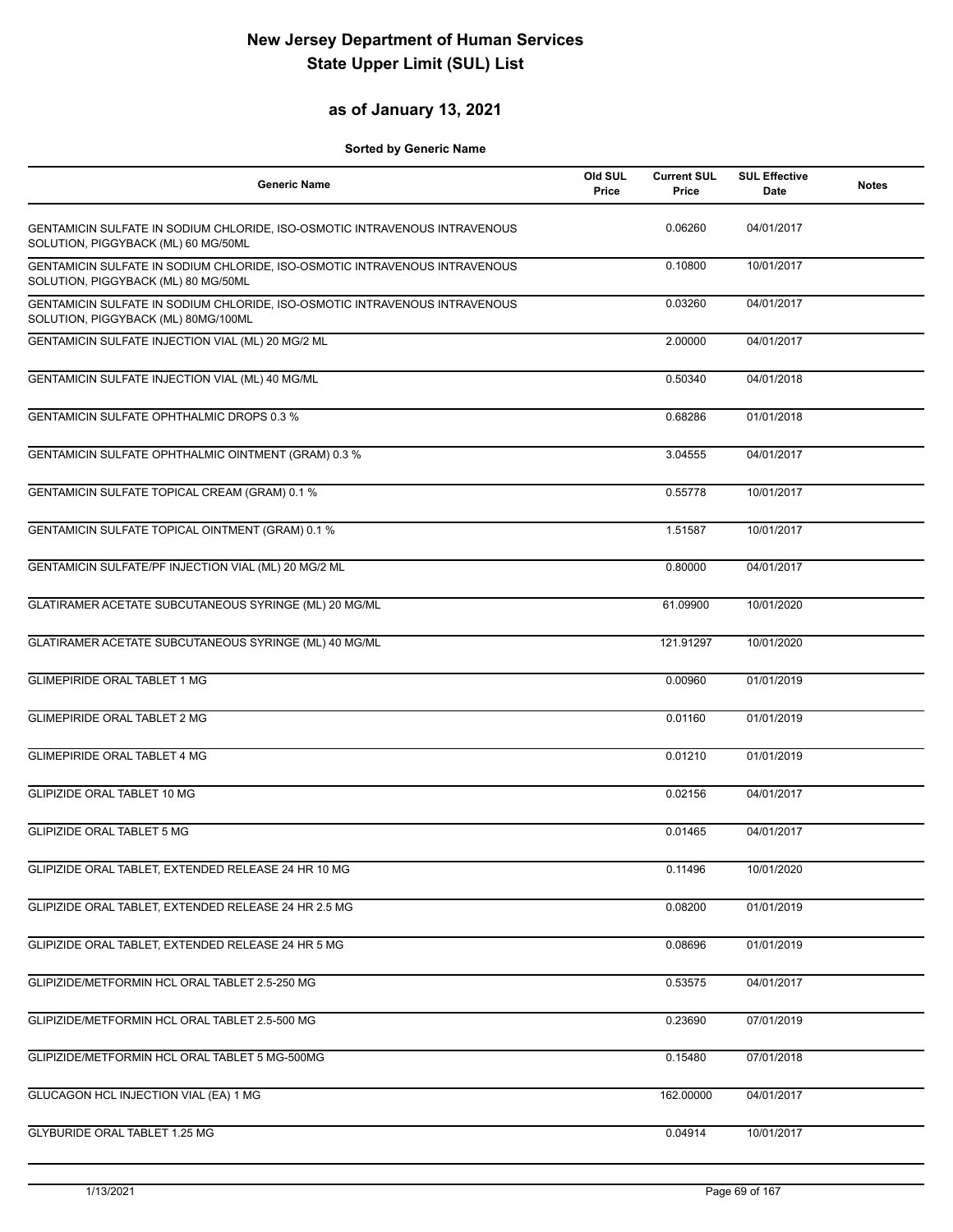# New Jersey Department of Human Services
# State Upper Limit (SUL) List

## as of January 13, 2021

**Sorted by Generic Name**

| Generic Name | Old SUL Price | Current SUL Price | SUL Effective Date | Notes |
|---|---|---|---|---|
| GENTAMICIN SULFATE IN SODIUM CHLORIDE, ISO-OSMOTIC INTRAVENOUS INTRAVENOUS SOLUTION, PIGGYBACK (ML) 60 MG/50ML | | 0.06260 | 04/01/2017 | |
| GENTAMICIN SULFATE IN SODIUM CHLORIDE, ISO-OSMOTIC INTRAVENOUS INTRAVENOUS SOLUTION, PIGGYBACK (ML) 80 MG/50ML | | 0.10800 | 10/01/2017 | |
| GENTAMICIN SULFATE IN SODIUM CHLORIDE, ISO-OSMOTIC INTRAVENOUS INTRAVENOUS SOLUTION, PIGGYBACK (ML) 80MG/100ML | | 0.03260 | 04/01/2017 | |
| GENTAMICIN SULFATE INJECTION VIAL (ML) 20 MG/2 ML | | 2.00000 | 04/01/2017 | |
| GENTAMICIN SULFATE INJECTION VIAL (ML) 40 MG/ML | | 0.50340 | 04/01/2018 | |
| GENTAMICIN SULFATE OPHTHALMIC DROPS 0.3 % | | 0.68286 | 01/01/2018 | |
| GENTAMICIN SULFATE OPHTHALMIC OINTMENT (GRAM) 0.3 % | | 3.04555 | 04/01/2017 | |
| GENTAMICIN SULFATE TOPICAL CREAM (GRAM) 0.1 % | | 0.55778 | 10/01/2017 | |
| GENTAMICIN SULFATE TOPICAL OINTMENT (GRAM) 0.1 % | | 1.51587 | 10/01/2017 | |
| GENTAMICIN SULFATE/PF INJECTION VIAL (ML) 20 MG/2 ML | | 0.80000 | 04/01/2017 | |
| GLATIRAMER ACETATE SUBCUTANEOUS SYRINGE (ML) 20 MG/ML | | 61.09900 | 10/01/2020 | |
| GLATIRAMER ACETATE SUBCUTANEOUS SYRINGE (ML) 40 MG/ML | | 121.91297 | 10/01/2020 | |
| GLIMEPIRIDE ORAL TABLET 1 MG | | 0.00960 | 01/01/2019 | |
| GLIMEPIRIDE ORAL TABLET 2 MG | | 0.01160 | 01/01/2019 | |
| GLIMEPIRIDE ORAL TABLET 4 MG | | 0.01210 | 01/01/2019 | |
| GLIPIZIDE ORAL TABLET 10 MG | | 0.02156 | 04/01/2017 | |
| GLIPIZIDE ORAL TABLET 5 MG | | 0.01465 | 04/01/2017 | |
| GLIPIZIDE ORAL TABLET, EXTENDED RELEASE 24 HR 10 MG | | 0.11496 | 10/01/2020 | |
| GLIPIZIDE ORAL TABLET, EXTENDED RELEASE 24 HR 2.5 MG | | 0.08200 | 01/01/2019 | |
| GLIPIZIDE ORAL TABLET, EXTENDED RELEASE 24 HR 5 MG | | 0.08696 | 01/01/2019 | |
| GLIPIZIDE/METFORMIN HCL ORAL TABLET 2.5-250 MG | | 0.53575 | 04/01/2017 | |
| GLIPIZIDE/METFORMIN HCL ORAL TABLET 2.5-500 MG | | 0.23690 | 07/01/2019 | |
| GLIPIZIDE/METFORMIN HCL ORAL TABLET 5 MG-500MG | | 0.15480 | 07/01/2018 | |
| GLUCAGON HCL INJECTION VIAL (EA) 1 MG | | 162.00000 | 04/01/2017 | |
| GLYBURIDE ORAL TABLET 1.25 MG | | 0.04914 | 10/01/2017 | |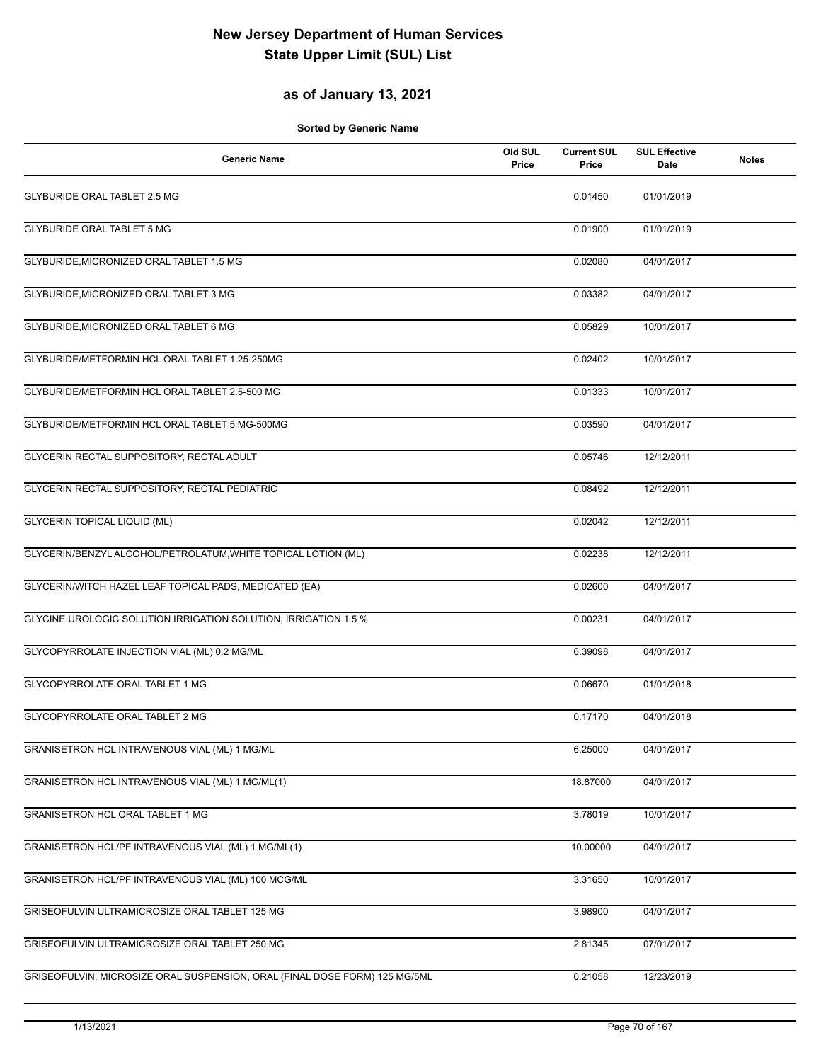# New Jersey Department of Human Services
# State Upper Limit (SUL) List

## as of January 13, 2021

**Sorted by Generic Name**

| Generic Name | Old SUL Price | Current SUL Price | SUL Effective Date | Notes |
|---|---|---|---|---|
| GLYBURIDE ORAL TABLET 2.5 MG | | 0.01450 | 01/01/2019 | |
| GLYBURIDE ORAL TABLET 5 MG | | 0.01900 | 01/01/2019 | |
| GLYBURIDE,MICRONIZED ORAL TABLET 1.5 MG | | 0.02080 | 04/01/2017 | |
| GLYBURIDE,MICRONIZED ORAL TABLET 3 MG | | 0.03382 | 04/01/2017 | |
| GLYBURIDE,MICRONIZED ORAL TABLET 6 MG | | 0.05829 | 10/01/2017 | |
| GLYBURIDE/METFORMIN HCL ORAL TABLET 1.25-250MG | | 0.02402 | 10/01/2017 | |
| GLYBURIDE/METFORMIN HCL ORAL TABLET 2.5-500 MG | | 0.01333 | 10/01/2017 | |
| GLYBURIDE/METFORMIN HCL ORAL TABLET 5 MG-500MG | | 0.03590 | 04/01/2017 | |
| GLYCERIN RECTAL SUPPOSITORY, RECTAL ADULT | | 0.05746 | 12/12/2011 | |
| GLYCERIN RECTAL SUPPOSITORY, RECTAL PEDIATRIC | | 0.08492 | 12/12/2011 | |
| GLYCERIN TOPICAL LIQUID (ML) | | 0.02042 | 12/12/2011 | |
| GLYCERIN/BENZYL ALCOHOL/PETROLATUM,WHITE TOPICAL LOTION (ML) | | 0.02238 | 12/12/2011 | |
| GLYCERIN/WITCH HAZEL LEAF TOPICAL PADS, MEDICATED (EA) | | 0.02600 | 04/01/2017 | |
| GLYCINE UROLOGIC SOLUTION IRRIGATION SOLUTION, IRRIGATION 1.5 % | | 0.00231 | 04/01/2017 | |
| GLYCOPYRROLATE INJECTION VIAL (ML) 0.2 MG/ML | | 6.39098 | 04/01/2017 | |
| GLYCOPYRROLATE ORAL TABLET 1 MG | | 0.06670 | 01/01/2018 | |
| GLYCOPYRROLATE ORAL TABLET 2 MG | | 0.17170 | 04/01/2018 | |
| GRANISETRON HCL INTRAVENOUS VIAL (ML) 1 MG/ML | | 6.25000 | 04/01/2017 | |
| GRANISETRON HCL INTRAVENOUS VIAL (ML) 1 MG/ML(1) | | 18.87000 | 04/01/2017 | |
| GRANISETRON HCL ORAL TABLET 1 MG | | 3.78019 | 10/01/2017 | |
| GRANISETRON HCL/PF INTRAVENOUS VIAL (ML) 1 MG/ML(1) | | 10.00000 | 04/01/2017 | |
| GRANISETRON HCL/PF INTRAVENOUS VIAL (ML) 100 MCG/ML | | 3.31650 | 10/01/2017 | |
| GRISEOFULVIN ULTRAMICROSIZE ORAL TABLET 125 MG | | 3.98900 | 04/01/2017 | |
| GRISEOFULVIN ULTRAMICROSIZE ORAL TABLET 250 MG | | 2.81345 | 07/01/2017 | |
| GRISEOFULVIN, MICROSIZE ORAL SUSPENSION, ORAL (FINAL DOSE FORM) 125 MG/5ML | | 0.21058 | 12/23/2019 | |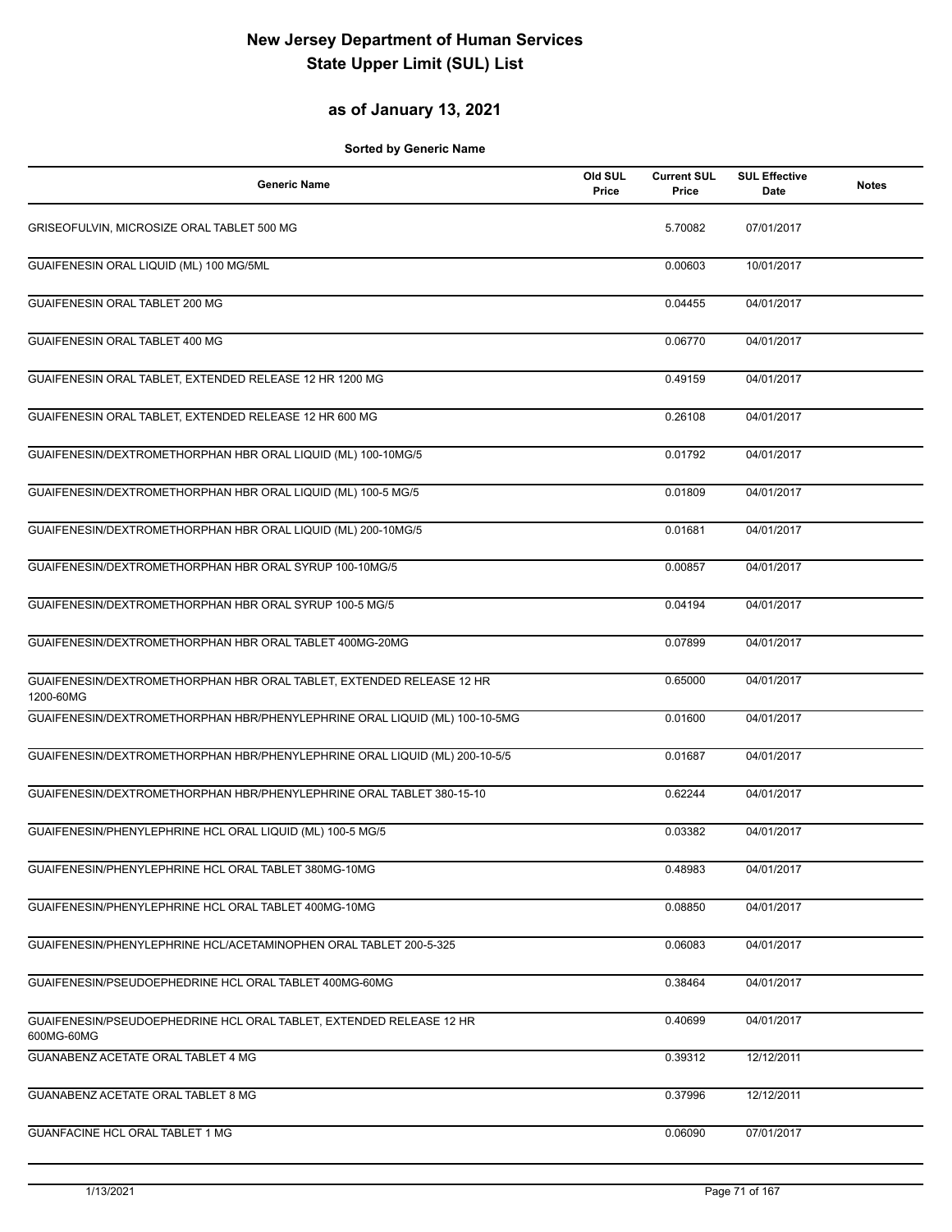# New Jersey Department of Human Services
# State Upper Limit (SUL) List

## as of January 13, 2021

**Sorted by Generic Name**

| Generic Name | Old SUL Price | Current SUL Price | SUL Effective Date | Notes |
|---|---|---|---|---|
| GRISEOFULVIN, MICROSIZE ORAL TABLET 500 MG | | 5.70082 | 07/01/2017 | |
| GUAIFENESIN ORAL LIQUID (ML) 100 MG/5ML | | 0.00603 | 10/01/2017 | |
| GUAIFENESIN ORAL TABLET 200 MG | | 0.04455 | 04/01/2017 | |
| GUAIFENESIN ORAL TABLET 400 MG | | 0.06770 | 04/01/2017 | |
| GUAIFENESIN ORAL TABLET, EXTENDED RELEASE 12 HR 1200 MG | | 0.49159 | 04/01/2017 | |
| GUAIFENESIN ORAL TABLET, EXTENDED RELEASE 12 HR 600 MG | | 0.26108 | 04/01/2017 | |
| GUAIFENESIN/DEXTROMETHORPHAN HBR ORAL LIQUID (ML) 100-10MG/5 | | 0.01792 | 04/01/2017 | |
| GUAIFENESIN/DEXTROMETHORPHAN HBR ORAL LIQUID (ML) 100-5 MG/5 | | 0.01809 | 04/01/2017 | |
| GUAIFENESIN/DEXTROMETHORPHAN HBR ORAL LIQUID (ML) 200-10MG/5 | | 0.01681 | 04/01/2017 | |
| GUAIFENESIN/DEXTROMETHORPHAN HBR ORAL SYRUP 100-10MG/5 | | 0.00857 | 04/01/2017 | |
| GUAIFENESIN/DEXTROMETHORPHAN HBR ORAL SYRUP 100-5 MG/5 | | 0.04194 | 04/01/2017 | |
| GUAIFENESIN/DEXTROMETHORPHAN HBR ORAL TABLET 400MG-20MG | | 0.07899 | 04/01/2017 | |
| GUAIFENESIN/DEXTROMETHORPHAN HBR ORAL TABLET, EXTENDED RELEASE 12 HR 1200-60MG | | 0.65000 | 04/01/2017 | |
| GUAIFENESIN/DEXTROMETHORPHAN HBR/PHENYLEPHRINE ORAL LIQUID (ML) 100-10-5MG | | 0.01600 | 04/01/2017 | |
| GUAIFENESIN/DEXTROMETHORPHAN HBR/PHENYLEPHRINE ORAL LIQUID (ML) 200-10-5/5 | | 0.01687 | 04/01/2017 | |
| GUAIFENESIN/DEXTROMETHORPHAN HBR/PHENYLEPHRINE ORAL TABLET 380-15-10 | | 0.62244 | 04/01/2017 | |
| GUAIFENESIN/PHENYLEPHRINE HCL ORAL LIQUID (ML) 100-5 MG/5 | | 0.03382 | 04/01/2017 | |
| GUAIFENESIN/PHENYLEPHRINE HCL ORAL TABLET 380MG-10MG | | 0.48983 | 04/01/2017 | |
| GUAIFENESIN/PHENYLEPHRINE HCL ORAL TABLET 400MG-10MG | | 0.08850 | 04/01/2017 | |
| GUAIFENESIN/PHENYLEPHRINE HCL/ACETAMINOPHEN ORAL TABLET 200-5-325 | | 0.06083 | 04/01/2017 | |
| GUAIFENESIN/PSEUDOEPHEDRINE HCL ORAL TABLET 400MG-60MG | | 0.38464 | 04/01/2017 | |
| GUAIFENESIN/PSEUDOEPHEDRINE HCL ORAL TABLET, EXTENDED RELEASE 12 HR 600MG-60MG | | 0.40699 | 04/01/2017 | |
| GUANABENZ ACETATE ORAL TABLET 4 MG | | 0.39312 | 12/12/2011 | |
| GUANABENZ ACETATE ORAL TABLET 8 MG | | 0.37996 | 12/12/2011 | |
| GUANFACINE HCL ORAL TABLET 1 MG | | 0.06090 | 07/01/2017 | |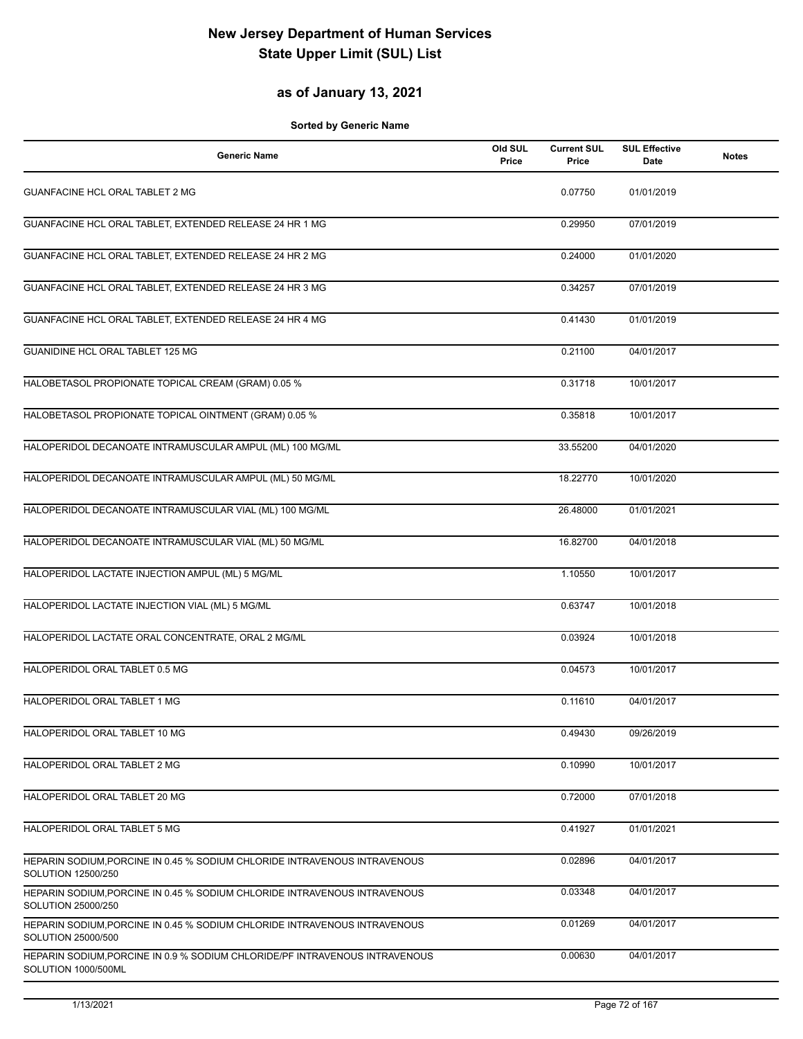# New Jersey Department of Human Services
# State Upper Limit (SUL) List

## as of January 13, 2021

**Sorted by Generic Name**

| Generic Name | Old SUL Price | Current SUL Price | SUL Effective Date | Notes |
|---|---|---|---|---|
| GUANFACINE HCL ORAL TABLET 2 MG | | 0.07750 | 01/01/2019 | |
| GUANFACINE HCL ORAL TABLET, EXTENDED RELEASE 24 HR 1 MG | | 0.29950 | 07/01/2019 | |
| GUANFACINE HCL ORAL TABLET, EXTENDED RELEASE 24 HR 2 MG | | 0.24000 | 01/01/2020 | |
| GUANFACINE HCL ORAL TABLET, EXTENDED RELEASE 24 HR 3 MG | | 0.34257 | 07/01/2019 | |
| GUANFACINE HCL ORAL TABLET, EXTENDED RELEASE 24 HR 4 MG | | 0.41430 | 01/01/2019 | |
| GUANIDINE HCL ORAL TABLET 125 MG | | 0.21100 | 04/01/2017 | |
| HALOBETASOL PROPIONATE TOPICAL CREAM (GRAM) 0.05 % | | 0.31718 | 10/01/2017 | |
| HALOBETASOL PROPIONATE TOPICAL OINTMENT (GRAM) 0.05 % | | 0.35818 | 10/01/2017 | |
| HALOPERIDOL DECANOATE INTRAMUSCULAR AMPUL (ML) 100 MG/ML | | 33.55200 | 04/01/2020 | |
| HALOPERIDOL DECANOATE INTRAMUSCULAR AMPUL (ML) 50 MG/ML | | 18.22770 | 10/01/2020 | |
| HALOPERIDOL DECANOATE INTRAMUSCULAR VIAL (ML) 100 MG/ML | | 26.48000 | 01/01/2021 | |
| HALOPERIDOL DECANOATE INTRAMUSCULAR VIAL (ML) 50 MG/ML | | 16.82700 | 04/01/2018 | |
| HALOPERIDOL LACTATE INJECTION AMPUL (ML) 5 MG/ML | | 1.10550 | 10/01/2017 | |
| HALOPERIDOL LACTATE INJECTION VIAL (ML) 5 MG/ML | | 0.63747 | 10/01/2018 | |
| HALOPERIDOL LACTATE ORAL CONCENTRATE, ORAL 2 MG/ML | | 0.03924 | 10/01/2018 | |
| HALOPERIDOL ORAL TABLET 0.5 MG | | 0.04573 | 10/01/2017 | |
| HALOPERIDOL ORAL TABLET 1 MG | | 0.11610 | 04/01/2017 | |
| HALOPERIDOL ORAL TABLET 10 MG | | 0.49430 | 09/26/2019 | |
| HALOPERIDOL ORAL TABLET 2 MG | | 0.10990 | 10/01/2017 | |
| HALOPERIDOL ORAL TABLET 20 MG | | 0.72000 | 07/01/2018 | |
| HALOPERIDOL ORAL TABLET 5 MG | | 0.41927 | 01/01/2021 | |
| HEPARIN SODIUM,PORCINE IN 0.45 % SODIUM CHLORIDE INTRAVENOUS INTRAVENOUS SOLUTION 12500/250 | | 0.02896 | 04/01/2017 | |
| HEPARIN SODIUM,PORCINE IN 0.45 % SODIUM CHLORIDE INTRAVENOUS INTRAVENOUS SOLUTION 25000/250 | | 0.03348 | 04/01/2017 | |
| HEPARIN SODIUM,PORCINE IN 0.45 % SODIUM CHLORIDE INTRAVENOUS INTRAVENOUS SOLUTION 25000/500 | | 0.01269 | 04/01/2017 | |
| HEPARIN SODIUM,PORCINE IN 0.9 % SODIUM CHLORIDE/PF INTRAVENOUS INTRAVENOUS SOLUTION 1000/500ML | | 0.00630 | 04/01/2017 | |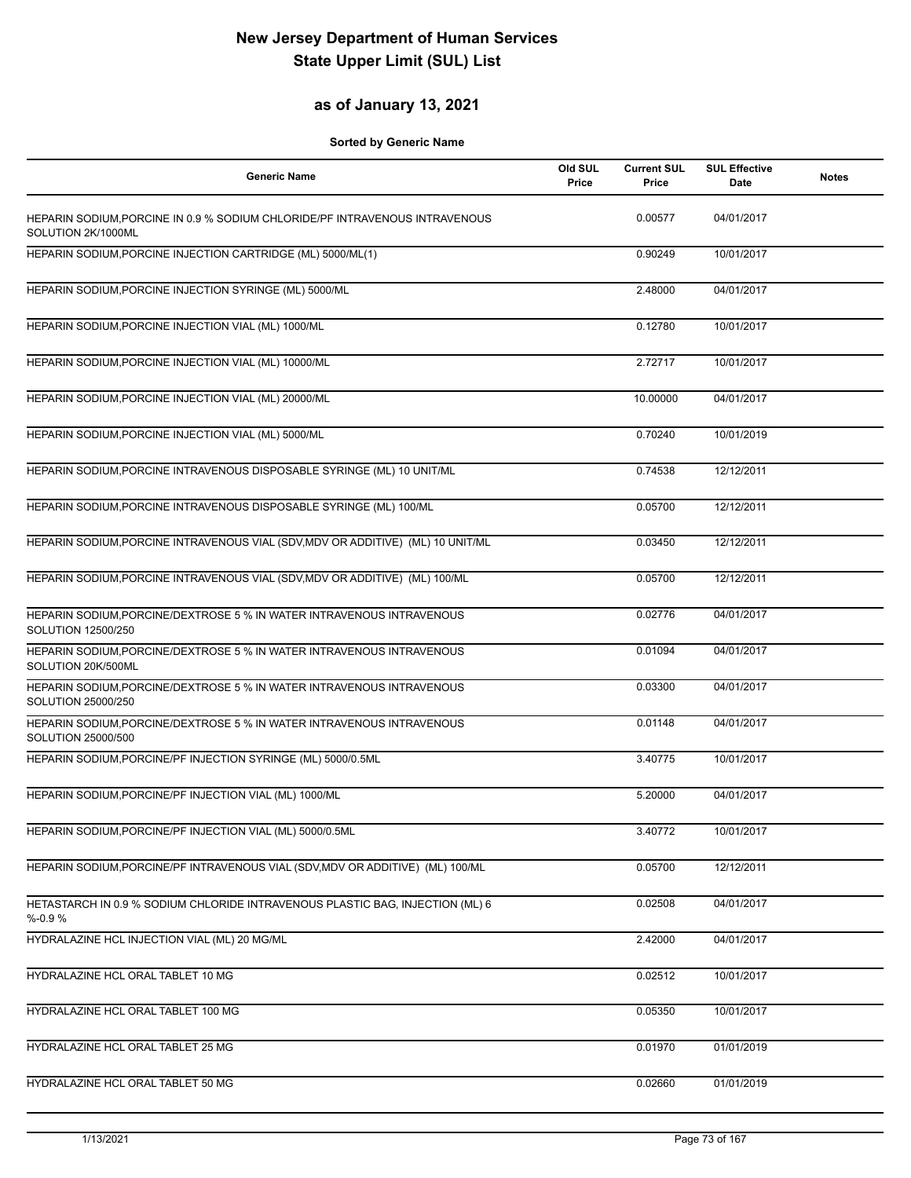# New Jersey Department of Human Services
# State Upper Limit (SUL) List

## as of January 13, 2021

**Sorted by Generic Name**

| Generic Name | Old SUL Price | Current SUL Price | SUL Effective Date | Notes |
|---|---|---|---|---|
| HEPARIN SODIUM,PORCINE IN 0.9 % SODIUM CHLORIDE/PF INTRAVENOUS INTRAVENOUS SOLUTION 2K/1000ML | | 0.00577 | 04/01/2017 | |
| HEPARIN SODIUM,PORCINE INJECTION CARTRIDGE (ML) 5000/ML(1) | | 0.90249 | 10/01/2017 | |
| HEPARIN SODIUM,PORCINE INJECTION SYRINGE (ML) 5000/ML | | 2.48000 | 04/01/2017 | |
| HEPARIN SODIUM,PORCINE INJECTION VIAL (ML) 1000/ML | | 0.12780 | 10/01/2017 | |
| HEPARIN SODIUM,PORCINE INJECTION VIAL (ML) 10000/ML | | 2.72717 | 10/01/2017 | |
| HEPARIN SODIUM,PORCINE INJECTION VIAL (ML) 20000/ML | | 10.00000 | 04/01/2017 | |
| HEPARIN SODIUM,PORCINE INJECTION VIAL (ML) 5000/ML | | 0.70240 | 10/01/2019 | |
| HEPARIN SODIUM,PORCINE INTRAVENOUS DISPOSABLE SYRINGE (ML) 10 UNIT/ML | | 0.74538 | 12/12/2011 | |
| HEPARIN SODIUM,PORCINE INTRAVENOUS DISPOSABLE SYRINGE (ML) 100/ML | | 0.05700 | 12/12/2011 | |
| HEPARIN SODIUM,PORCINE INTRAVENOUS VIAL (SDV,MDV OR ADDITIVE) (ML) 10 UNIT/ML | | 0.03450 | 12/12/2011 | |
| HEPARIN SODIUM,PORCINE INTRAVENOUS VIAL (SDV,MDV OR ADDITIVE) (ML) 100/ML | | 0.05700 | 12/12/2011 | |
| HEPARIN SODIUM,PORCINE/DEXTROSE 5 % IN WATER INTRAVENOUS INTRAVENOUS SOLUTION 12500/250 | | 0.02776 | 04/01/2017 | |
| HEPARIN SODIUM,PORCINE/DEXTROSE 5 % IN WATER INTRAVENOUS INTRAVENOUS SOLUTION 20K/500ML | | 0.01094 | 04/01/2017 | |
| HEPARIN SODIUM,PORCINE/DEXTROSE 5 % IN WATER INTRAVENOUS INTRAVENOUS SOLUTION 25000/250 | | 0.03300 | 04/01/2017 | |
| HEPARIN SODIUM,PORCINE/DEXTROSE 5 % IN WATER INTRAVENOUS INTRAVENOUS SOLUTION 25000/500 | | 0.01148 | 04/01/2017 | |
| HEPARIN SODIUM,PORCINE/PF INJECTION SYRINGE (ML) 5000/0.5ML | | 3.40775 | 10/01/2017 | |
| HEPARIN SODIUM,PORCINE/PF INJECTION VIAL (ML) 1000/ML | | 5.20000 | 04/01/2017 | |
| HEPARIN SODIUM,PORCINE/PF INJECTION VIAL (ML) 5000/0.5ML | | 3.40772 | 10/01/2017 | |
| HEPARIN SODIUM,PORCINE/PF INTRAVENOUS VIAL (SDV,MDV OR ADDITIVE) (ML) 100/ML | | 0.05700 | 12/12/2011 | |
| HETASTARCH IN 0.9 % SODIUM CHLORIDE INTRAVENOUS PLASTIC BAG, INJECTION (ML) 6 %-0.9 % | | 0.02508 | 04/01/2017 | |
| HYDRALAZINE HCL INJECTION VIAL (ML) 20 MG/ML | | 2.42000 | 04/01/2017 | |
| HYDRALAZINE HCL ORAL TABLET 10 MG | | 0.02512 | 10/01/2017 | |
| HYDRALAZINE HCL ORAL TABLET 100 MG | | 0.05350 | 10/01/2017 | |
| HYDRALAZINE HCL ORAL TABLET 25 MG | | 0.01970 | 01/01/2019 | |
| HYDRALAZINE HCL ORAL TABLET 50 MG | | 0.02660 | 01/01/2019 | |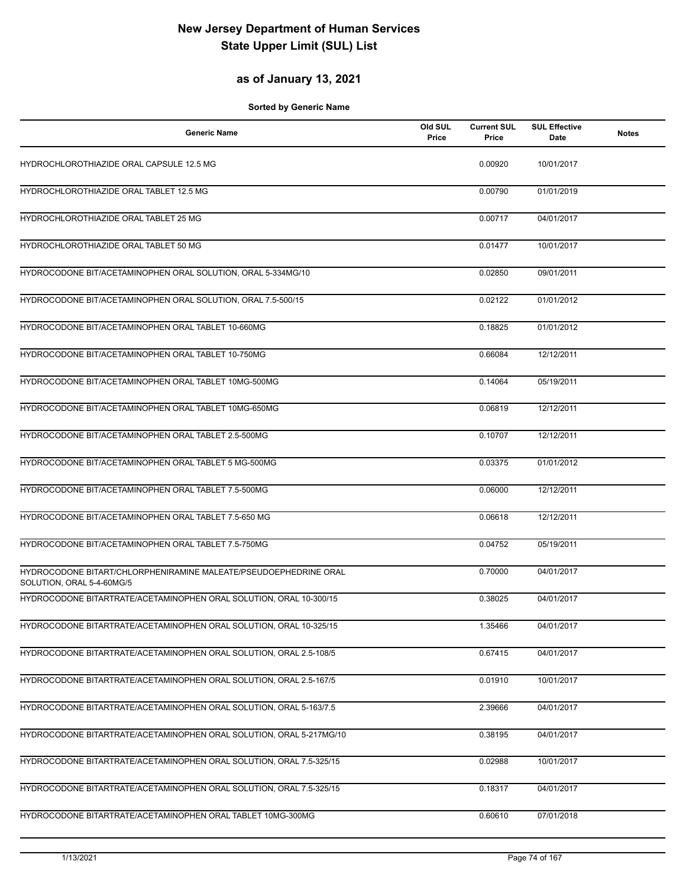# New Jersey Department of Human Services
# State Upper Limit (SUL) List

## as of January 13, 2021

**Sorted by Generic Name**

| Generic Name | Old SUL Price | Current SUL Price | SUL Effective Date | Notes |
|---|---|---|---|---|
| HYDROCHLOROTHIAZIDE ORAL CAPSULE 12.5 MG | | 0.00920 | 10/01/2017 | |
| HYDROCHLOROTHIAZIDE ORAL TABLET 12.5 MG | | 0.00790 | 01/01/2019 | |
| HYDROCHLOROTHIAZIDE ORAL TABLET 25 MG | | 0.00717 | 04/01/2017 | |
| HYDROCHLOROTHIAZIDE ORAL TABLET 50 MG | | 0.01477 | 10/01/2017 | |
| HYDROCODONE BIT/ACETAMINOPHEN ORAL SOLUTION, ORAL 5-334MG/10 | | 0.02850 | 09/01/2011 | |
| HYDROCODONE BIT/ACETAMINOPHEN ORAL SOLUTION, ORAL 7.5-500/15 | | 0.02122 | 01/01/2012 | |
| HYDROCODONE BIT/ACETAMINOPHEN ORAL TABLET 10-660MG | | 0.18825 | 01/01/2012 | |
| HYDROCODONE BIT/ACETAMINOPHEN ORAL TABLET 10-750MG | | 0.66084 | 12/12/2011 | |
| HYDROCODONE BIT/ACETAMINOPHEN ORAL TABLET 10MG-500MG | | 0.14064 | 05/19/2011 | |
| HYDROCODONE BIT/ACETAMINOPHEN ORAL TABLET 10MG-650MG | | 0.06819 | 12/12/2011 | |
| HYDROCODONE BIT/ACETAMINOPHEN ORAL TABLET 2.5-500MG | | 0.10707 | 12/12/2011 | |
| HYDROCODONE BIT/ACETAMINOPHEN ORAL TABLET 5 MG-500MG | | 0.03375 | 01/01/2012 | |
| HYDROCODONE BIT/ACETAMINOPHEN ORAL TABLET 7.5-500MG | | 0.06000 | 12/12/2011 | |
| HYDROCODONE BIT/ACETAMINOPHEN ORAL TABLET 7.5-650 MG | | 0.06618 | 12/12/2011 | |
| HYDROCODONE BIT/ACETAMINOPHEN ORAL TABLET 7.5-750MG | | 0.04752 | 05/19/2011 | |
| HYDROCODONE BITART/CHLORPHENIRAMINE MALEATE/PSEUDOEPHEDRINE ORAL SOLUTION, ORAL 5-4-60MG/5 | | 0.70000 | 04/01/2017 | |
| HYDROCODONE BITARTRATE/ACETAMINOPHEN ORAL SOLUTION, ORAL 10-300/15 | | 0.38025 | 04/01/2017 | |
| HYDROCODONE BITARTRATE/ACETAMINOPHEN ORAL SOLUTION, ORAL 10-325/15 | | 1.35466 | 04/01/2017 | |
| HYDROCODONE BITARTRATE/ACETAMINOPHEN ORAL SOLUTION, ORAL 2.5-108/5 | | 0.67415 | 04/01/2017 | |
| HYDROCODONE BITARTRATE/ACETAMINOPHEN ORAL SOLUTION, ORAL 2.5-167/5 | | 0.01910 | 10/01/2017 | |
| HYDROCODONE BITARTRATE/ACETAMINOPHEN ORAL SOLUTION, ORAL 5-163/7.5 | | 2.39666 | 04/01/2017 | |
| HYDROCODONE BITARTRATE/ACETAMINOPHEN ORAL SOLUTION, ORAL 5-217MG/10 | | 0.38195 | 04/01/2017 | |
| HYDROCODONE BITARTRATE/ACETAMINOPHEN ORAL SOLUTION, ORAL 7.5-325/15 | | 0.02988 | 10/01/2017 | |
| HYDROCODONE BITARTRATE/ACETAMINOPHEN ORAL SOLUTION, ORAL 7.5-325/15 | | 0.18317 | 04/01/2017 | |
| HYDROCODONE BITARTRATE/ACETAMINOPHEN ORAL TABLET 10MG-300MG | | 0.60610 | 07/01/2018 | |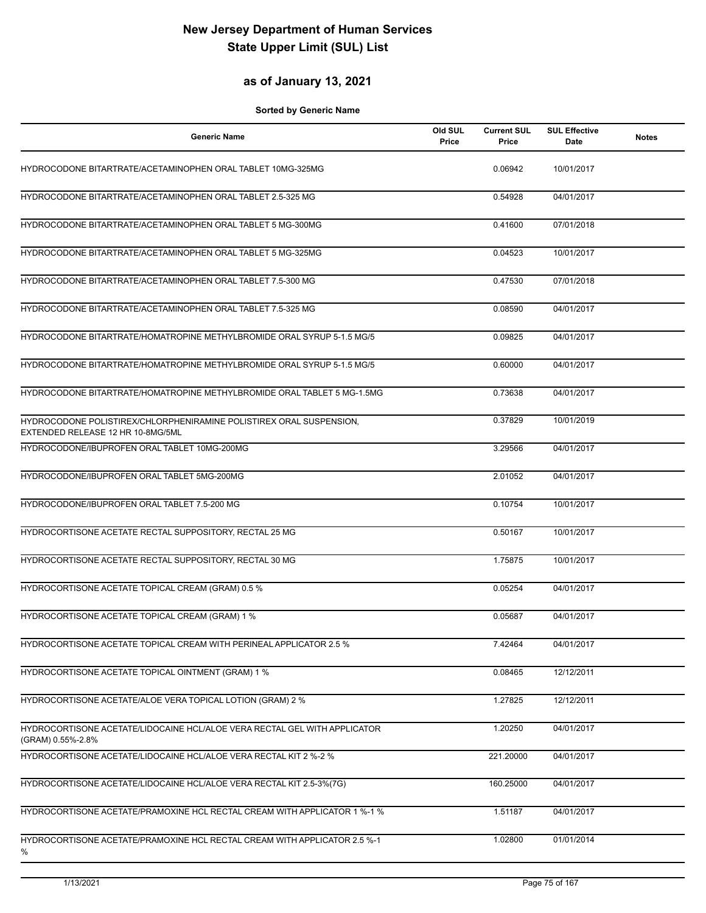# New Jersey Department of Human Services
# State Upper Limit (SUL) List

## as of January 13, 2021

**Sorted by Generic Name**

| Generic Name | Old SUL Price | Current SUL Price | SUL Effective Date | Notes |
|---|---|---|---|---|
| HYDROCODONE BITARTRATE/ACETAMINOPHEN ORAL TABLET 10MG-325MG | | 0.06942 | 10/01/2017 | |
| HYDROCODONE BITARTRATE/ACETAMINOPHEN ORAL TABLET 2.5-325 MG | | 0.54928 | 04/01/2017 | |
| HYDROCODONE BITARTRATE/ACETAMINOPHEN ORAL TABLET 5 MG-300MG | | 0.41600 | 07/01/2018 | |
| HYDROCODONE BITARTRATE/ACETAMINOPHEN ORAL TABLET 5 MG-325MG | | 0.04523 | 10/01/2017 | |
| HYDROCODONE BITARTRATE/ACETAMINOPHEN ORAL TABLET 7.5-300 MG | | 0.47530 | 07/01/2018 | |
| HYDROCODONE BITARTRATE/ACETAMINOPHEN ORAL TABLET 7.5-325 MG | | 0.08590 | 04/01/2017 | |
| HYDROCODONE BITARTRATE/HOMATROPINE METHYLBROMIDE ORAL SYRUP 5-1.5 MG/5 | | 0.09825 | 04/01/2017 | |
| HYDROCODONE BITARTRATE/HOMATROPINE METHYLBROMIDE ORAL SYRUP 5-1.5 MG/5 | | 0.60000 | 04/01/2017 | |
| HYDROCODONE BITARTRATE/HOMATROPINE METHYLBROMIDE ORAL TABLET 5 MG-1.5MG | | 0.73638 | 04/01/2017 | |
| HYDROCODONE POLISTIREX/CHLORPHENIRAMINE POLISTIREX ORAL SUSPENSION, EXTENDED RELEASE 12 HR 10-8MG/5ML | | 0.37829 | 10/01/2019 | |
| HYDROCODONE/IBUPROFEN ORAL TABLET 10MG-200MG | | 3.29566 | 04/01/2017 | |
| HYDROCODONE/IBUPROFEN ORAL TABLET 5MG-200MG | | 2.01052 | 04/01/2017 | |
| HYDROCODONE/IBUPROFEN ORAL TABLET 7.5-200 MG | | 0.10754 | 10/01/2017 | |
| HYDROCORTISONE ACETATE RECTAL SUPPOSITORY, RECTAL 25 MG | | 0.50167 | 10/01/2017 | |
| HYDROCORTISONE ACETATE RECTAL SUPPOSITORY, RECTAL 30 MG | | 1.75875 | 10/01/2017 | |
| HYDROCORTISONE ACETATE TOPICAL CREAM (GRAM) 0.5 % | | 0.05254 | 04/01/2017 | |
| HYDROCORTISONE ACETATE TOPICAL CREAM (GRAM) 1 % | | 0.05687 | 04/01/2017 | |
| HYDROCORTISONE ACETATE TOPICAL CREAM WITH PERINEAL APPLICATOR 2.5 % | | 7.42464 | 04/01/2017 | |
| HYDROCORTISONE ACETATE TOPICAL OINTMENT (GRAM) 1 % | | 0.08465 | 12/12/2011 | |
| HYDROCORTISONE ACETATE/ALOE VERA TOPICAL LOTION (GRAM) 2 % | | 1.27825 | 12/12/2011 | |
| HYDROCORTISONE ACETATE/LIDOCAINE HCL/ALOE VERA RECTAL GEL WITH APPLICATOR (GRAM) 0.55%-2.8% | | 1.20250 | 04/01/2017 | |
| HYDROCORTISONE ACETATE/LIDOCAINE HCL/ALOE VERA RECTAL KIT 2 %-2 % | | 221.20000 | 04/01/2017 | |
| HYDROCORTISONE ACETATE/LIDOCAINE HCL/ALOE VERA RECTAL KIT 2.5-3%(7G) | | 160.25000 | 04/01/2017 | |
| HYDROCORTISONE ACETATE/PRAMOXINE HCL RECTAL CREAM WITH APPLICATOR 1 %-1 % | | 1.51187 | 04/01/2017 | |
| HYDROCORTISONE ACETATE/PRAMOXINE HCL RECTAL CREAM WITH APPLICATOR 2.5 %-1 % | | 1.02800 | 01/01/2014 | |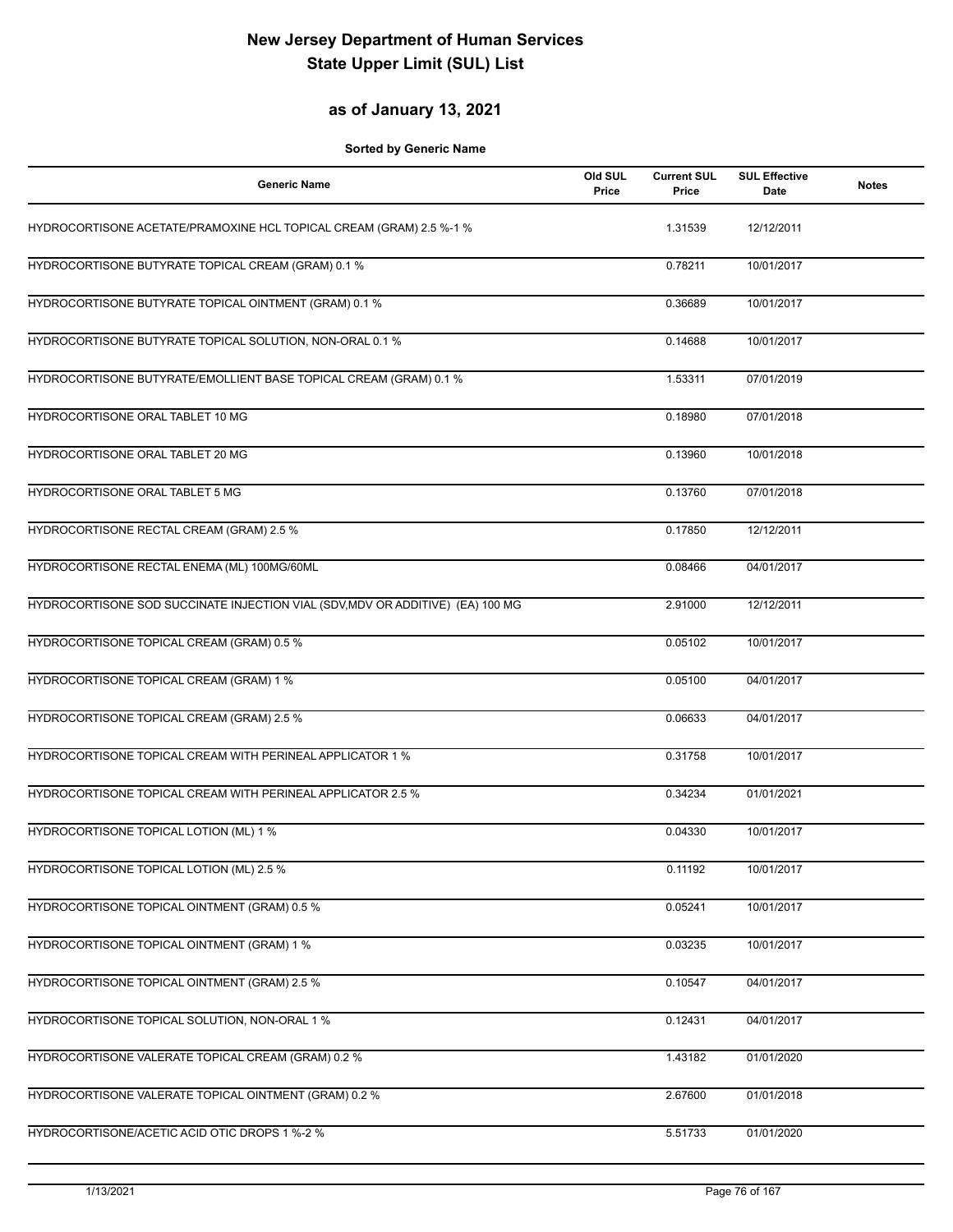# New Jersey Department of Human Services
# State Upper Limit (SUL) List

## as of January 13, 2021

**Sorted by Generic Name**

| Generic Name | Old SUL Price | Current SUL Price | SUL Effective Date | Notes |
|---|---|---|---|---|
| HYDROCORTISONE ACETATE/PRAMOXINE HCL TOPICAL CREAM (GRAM) 2.5 %-1 % | | 1.31539 | 12/12/2011 | |
| HYDROCORTISONE BUTYRATE TOPICAL CREAM (GRAM) 0.1 % | | 0.78211 | 10/01/2017 | |
| HYDROCORTISONE BUTYRATE TOPICAL OINTMENT (GRAM) 0.1 % | | 0.36689 | 10/01/2017 | |
| HYDROCORTISONE BUTYRATE TOPICAL SOLUTION, NON-ORAL 0.1 % | | 0.14688 | 10/01/2017 | |
| HYDROCORTISONE BUTYRATE/EMOLLIENT BASE TOPICAL CREAM (GRAM) 0.1 % | | 1.53311 | 07/01/2019 | |
| HYDROCORTISONE ORAL TABLET 10 MG | | 0.18980 | 07/01/2018 | |
| HYDROCORTISONE ORAL TABLET 20 MG | | 0.13960 | 10/01/2018 | |
| HYDROCORTISONE ORAL TABLET 5 MG | | 0.13760 | 07/01/2018 | |
| HYDROCORTISONE RECTAL CREAM (GRAM) 2.5 % | | 0.17850 | 12/12/2011 | |
| HYDROCORTISONE RECTAL ENEMA (ML) 100MG/60ML | | 0.08466 | 04/01/2017 | |
| HYDROCORTISONE SOD SUCCINATE INJECTION VIAL (SDV,MDV OR ADDITIVE) (EA) 100 MG | | 2.91000 | 12/12/2011 | |
| HYDROCORTISONE TOPICAL CREAM (GRAM) 0.5 % | | 0.05102 | 10/01/2017 | |
| HYDROCORTISONE TOPICAL CREAM (GRAM) 1 % | | 0.05100 | 04/01/2017 | |
| HYDROCORTISONE TOPICAL CREAM (GRAM) 2.5 % | | 0.06633 | 04/01/2017 | |
| HYDROCORTISONE TOPICAL CREAM WITH PERINEAL APPLICATOR 1 % | | 0.31758 | 10/01/2017 | |
| HYDROCORTISONE TOPICAL CREAM WITH PERINEAL APPLICATOR 2.5 % | | 0.34234 | 01/01/2021 | |
| HYDROCORTISONE TOPICAL LOTION (ML) 1 % | | 0.04330 | 10/01/2017 | |
| HYDROCORTISONE TOPICAL LOTION (ML) 2.5 % | | 0.11192 | 10/01/2017 | |
| HYDROCORTISONE TOPICAL OINTMENT (GRAM) 0.5 % | | 0.05241 | 10/01/2017 | |
| HYDROCORTISONE TOPICAL OINTMENT (GRAM) 1 % | | 0.03235 | 10/01/2017 | |
| HYDROCORTISONE TOPICAL OINTMENT (GRAM) 2.5 % | | 0.10547 | 04/01/2017 | |
| HYDROCORTISONE TOPICAL SOLUTION, NON-ORAL 1 % | | 0.12431 | 04/01/2017 | |
| HYDROCORTISONE VALERATE TOPICAL CREAM (GRAM) 0.2 % | | 1.43182 | 01/01/2020 | |
| HYDROCORTISONE VALERATE TOPICAL OINTMENT (GRAM) 0.2 % | | 2.67600 | 01/01/2018 | |
| HYDROCORTISONE/ACETIC ACID OTIC DROPS 1 %-2 % | | 5.51733 | 01/01/2020 | |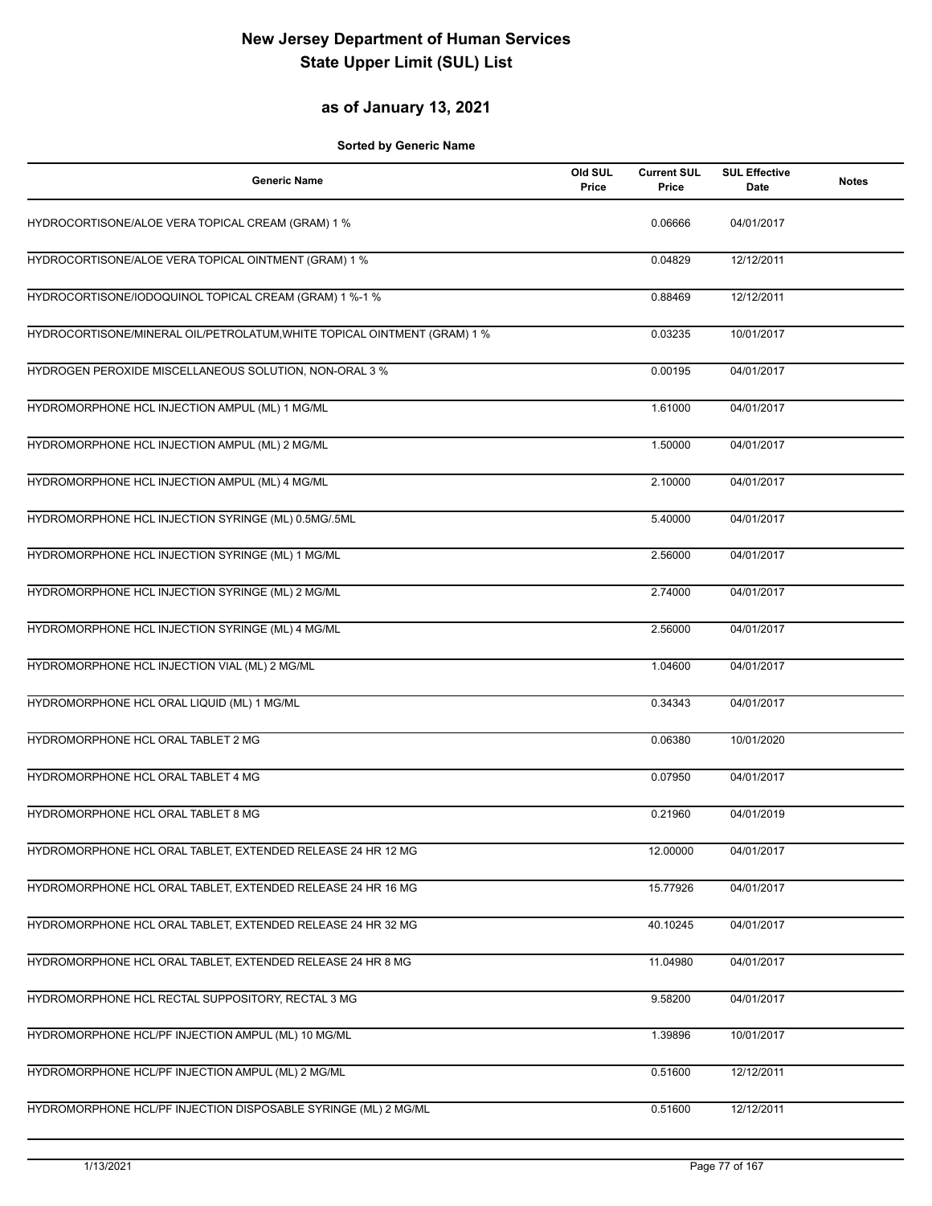# New Jersey Department of Human Services
# State Upper Limit (SUL) List

## as of January 13, 2021

**Sorted by Generic Name**

| Generic Name | Old SUL Price | Current SUL Price | SUL Effective Date | Notes |
|---|---|---|---|---|
| HYDROCORTISONE/ALOE VERA TOPICAL CREAM (GRAM) 1 % | | 0.06666 | 04/01/2017 | |
| HYDROCORTISONE/ALOE VERA TOPICAL OINTMENT (GRAM) 1 % | | 0.04829 | 12/12/2011 | |
| HYDROCORTISONE/IODOQUINOL TOPICAL CREAM (GRAM) 1 %-1 % | | 0.88469 | 12/12/2011 | |
| HYDROCORTISONE/MINERAL OIL/PETROLATUM,WHITE TOPICAL OINTMENT (GRAM) 1 % | | 0.03235 | 10/01/2017 | |
| HYDROGEN PEROXIDE MISCELLANEOUS SOLUTION, NON-ORAL 3 % | | 0.00195 | 04/01/2017 | |
| HYDROMORPHONE HCL INJECTION AMPUL (ML) 1 MG/ML | | 1.61000 | 04/01/2017 | |
| HYDROMORPHONE HCL INJECTION AMPUL (ML) 2 MG/ML | | 1.50000 | 04/01/2017 | |
| HYDROMORPHONE HCL INJECTION AMPUL (ML) 4 MG/ML | | 2.10000 | 04/01/2017 | |
| HYDROMORPHONE HCL INJECTION SYRINGE (ML) 0.5MG/.5ML | | 5.40000 | 04/01/2017 | |
| HYDROMORPHONE HCL INJECTION SYRINGE (ML) 1 MG/ML | | 2.56000 | 04/01/2017 | |
| HYDROMORPHONE HCL INJECTION SYRINGE (ML) 2 MG/ML | | 2.74000 | 04/01/2017 | |
| HYDROMORPHONE HCL INJECTION SYRINGE (ML) 4 MG/ML | | 2.56000 | 04/01/2017 | |
| HYDROMORPHONE HCL INJECTION VIAL (ML) 2 MG/ML | | 1.04600 | 04/01/2017 | |
| HYDROMORPHONE HCL ORAL LIQUID (ML) 1 MG/ML | | 0.34343 | 04/01/2017 | |
| HYDROMORPHONE HCL ORAL TABLET 2 MG | | 0.06380 | 10/01/2020 | |
| HYDROMORPHONE HCL ORAL TABLET 4 MG | | 0.07950 | 04/01/2017 | |
| HYDROMORPHONE HCL ORAL TABLET 8 MG | | 0.21960 | 04/01/2019 | |
| HYDROMORPHONE HCL ORAL TABLET, EXTENDED RELEASE 24 HR 12 MG | | 12.00000 | 04/01/2017 | |
| HYDROMORPHONE HCL ORAL TABLET, EXTENDED RELEASE 24 HR 16 MG | | 15.77926 | 04/01/2017 | |
| HYDROMORPHONE HCL ORAL TABLET, EXTENDED RELEASE 24 HR 32 MG | | 40.10245 | 04/01/2017 | |
| HYDROMORPHONE HCL ORAL TABLET, EXTENDED RELEASE 24 HR 8 MG | | 11.04980 | 04/01/2017 | |
| HYDROMORPHONE HCL RECTAL SUPPOSITORY, RECTAL 3 MG | | 9.58200 | 04/01/2017 | |
| HYDROMORPHONE HCL/PF INJECTION AMPUL (ML) 10 MG/ML | | 1.39896 | 10/01/2017 | |
| HYDROMORPHONE HCL/PF INJECTION AMPUL (ML) 2 MG/ML | | 0.51600 | 12/12/2011 | |
| HYDROMORPHONE HCL/PF INJECTION DISPOSABLE SYRINGE (ML) 2 MG/ML | | 0.51600 | 12/12/2011 | |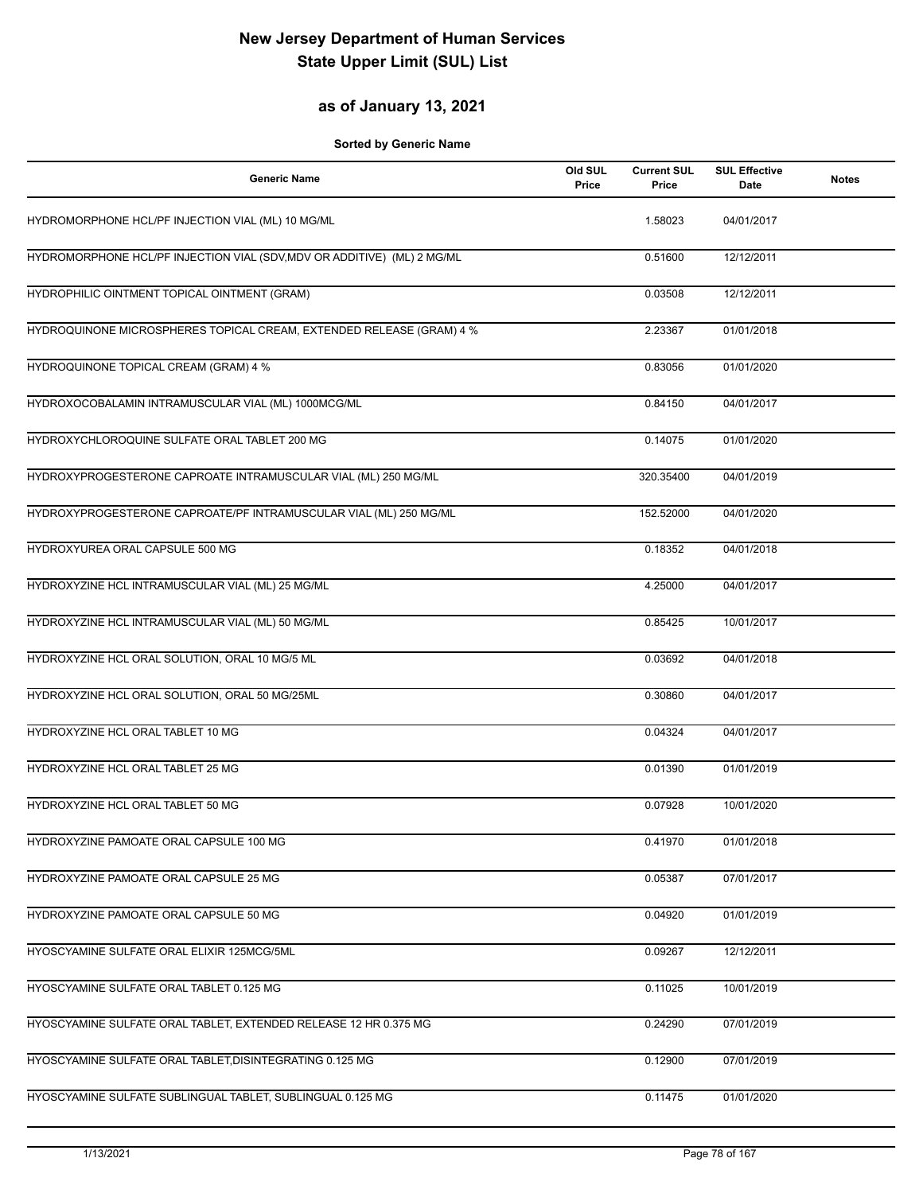# New Jersey Department of Human Services
# State Upper Limit (SUL) List

## as of January 13, 2021

**Sorted by Generic Name**

| Generic Name | Old SUL Price | Current SUL Price | SUL Effective Date | Notes |
|---|---|---|---|---|
| HYDROMORPHONE HCL/PF INJECTION VIAL (ML) 10 MG/ML | | 1.58023 | 04/01/2017 | |
| HYDROMORPHONE HCL/PF INJECTION VIAL (SDV,MDV OR ADDITIVE) (ML) 2 MG/ML | | 0.51600 | 12/12/2011 | |
| HYDROPHILIC OINTMENT TOPICAL OINTMENT (GRAM) | | 0.03508 | 12/12/2011 | |
| HYDROQUINONE MICROSPHERES TOPICAL CREAM, EXTENDED RELEASE (GRAM) 4 % | | 2.23367 | 01/01/2018 | |
| HYDROQUINONE TOPICAL CREAM (GRAM) 4 % | | 0.83056 | 01/01/2020 | |
| HYDROXOCOBALAMIN INTRAMUSCULAR VIAL (ML) 1000MCG/ML | | 0.84150 | 04/01/2017 | |
| HYDROXYCHLOROQUINE SULFATE ORAL TABLET 200 MG | | 0.14075 | 01/01/2020 | |
| HYDROXYPROGESTERONE CAPROATE INTRAMUSCULAR VIAL (ML) 250 MG/ML | | 320.35400 | 04/01/2019 | |
| HYDROXYPROGESTERONE CAPROATE/PF INTRAMUSCULAR VIAL (ML) 250 MG/ML | | 152.52000 | 04/01/2020 | |
| HYDROXYUREA ORAL CAPSULE 500 MG | | 0.18352 | 04/01/2018 | |
| HYDROXYZINE HCL INTRAMUSCULAR VIAL (ML) 25 MG/ML | | 4.25000 | 04/01/2017 | |
| HYDROXYZINE HCL INTRAMUSCULAR VIAL (ML) 50 MG/ML | | 0.85425 | 10/01/2017 | |
| HYDROXYZINE HCL ORAL SOLUTION, ORAL 10 MG/5 ML | | 0.03692 | 04/01/2018 | |
| HYDROXYZINE HCL ORAL SOLUTION, ORAL 50 MG/25ML | | 0.30860 | 04/01/2017 | |
| HYDROXYZINE HCL ORAL TABLET 10 MG | | 0.04324 | 04/01/2017 | |
| HYDROXYZINE HCL ORAL TABLET 25 MG | | 0.01390 | 01/01/2019 | |
| HYDROXYZINE HCL ORAL TABLET 50 MG | | 0.07928 | 10/01/2020 | |
| HYDROXYZINE PAMOATE ORAL CAPSULE 100 MG | | 0.41970 | 01/01/2018 | |
| HYDROXYZINE PAMOATE ORAL CAPSULE 25 MG | | 0.05387 | 07/01/2017 | |
| HYDROXYZINE PAMOATE ORAL CAPSULE 50 MG | | 0.04920 | 01/01/2019 | |
| HYOSCYAMINE SULFATE ORAL ELIXIR 125MCG/5ML | | 0.09267 | 12/12/2011 | |
| HYOSCYAMINE SULFATE ORAL TABLET 0.125 MG | | 0.11025 | 10/01/2019 | |
| HYOSCYAMINE SULFATE ORAL TABLET, EXTENDED RELEASE 12 HR 0.375 MG | | 0.24290 | 07/01/2019 | |
| HYOSCYAMINE SULFATE ORAL TABLET,DISINTEGRATING 0.125 MG | | 0.12900 | 07/01/2019 | |
| HYOSCYAMINE SULFATE SUBLINGUAL TABLET, SUBLINGUAL 0.125 MG | | 0.11475 | 01/01/2020 | |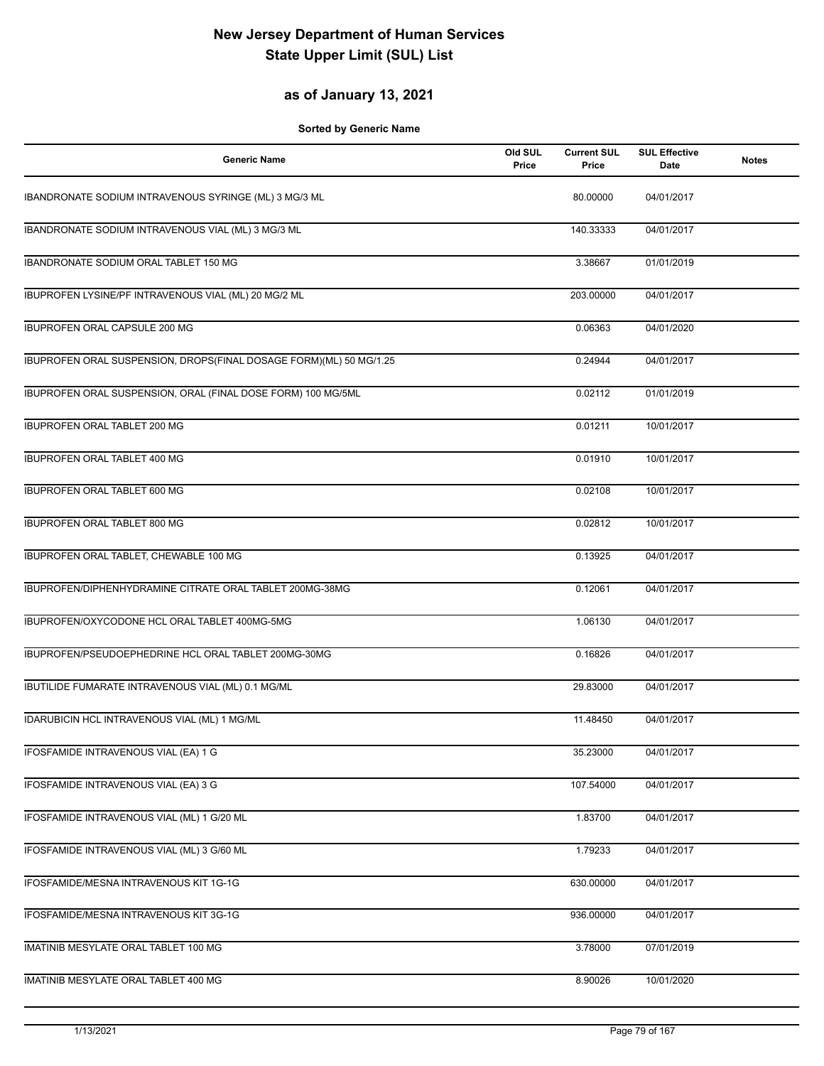# New Jersey Department of Human Services
# State Upper Limit (SUL) List

## as of January 13, 2021

**Sorted by Generic Name**

| Generic Name | Old SUL Price | Current SUL Price | SUL Effective Date | Notes |
|---|---|---|---|---|
| IBANDRONATE SODIUM INTRAVENOUS SYRINGE (ML) 3 MG/3 ML | | 80.00000 | 04/01/2017 | |
| IBANDRONATE SODIUM INTRAVENOUS VIAL (ML) 3 MG/3 ML | | 140.33333 | 04/01/2017 | |
| IBANDRONATE SODIUM ORAL TABLET 150 MG | | 3.38667 | 01/01/2019 | |
| IBUPROFEN LYSINE/PF INTRAVENOUS VIAL (ML) 20 MG/2 ML | | 203.00000 | 04/01/2017 | |
| IBUPROFEN ORAL CAPSULE 200 MG | | 0.06363 | 04/01/2020 | |
| IBUPROFEN ORAL SUSPENSION, DROPS(FINAL DOSAGE FORM)(ML) 50 MG/1.25 | | 0.24944 | 04/01/2017 | |
| IBUPROFEN ORAL SUSPENSION, ORAL (FINAL DOSE FORM) 100 MG/5ML | | 0.02112 | 01/01/2019 | |
| IBUPROFEN ORAL TABLET 200 MG | | 0.01211 | 10/01/2017 | |
| IBUPROFEN ORAL TABLET 400 MG | | 0.01910 | 10/01/2017 | |
| IBUPROFEN ORAL TABLET 600 MG | | 0.02108 | 10/01/2017 | |
| IBUPROFEN ORAL TABLET 800 MG | | 0.02812 | 10/01/2017 | |
| IBUPROFEN ORAL TABLET, CHEWABLE 100 MG | | 0.13925 | 04/01/2017 | |
| IBUPROFEN/DIPHENHYDRAMINE CITRATE ORAL TABLET 200MG-38MG | | 0.12061 | 04/01/2017 | |
| IBUPROFEN/OXYCODONE HCL ORAL TABLET 400MG-5MG | | 1.06130 | 04/01/2017 | |
| IBUPROFEN/PSEUDOEPHEDRINE HCL ORAL TABLET 200MG-30MG | | 0.16826 | 04/01/2017 | |
| IBUTILIDE FUMARATE INTRAVENOUS VIAL (ML) 0.1 MG/ML | | 29.83000 | 04/01/2017 | |
| IDARUBICIN HCL INTRAVENOUS VIAL (ML) 1 MG/ML | | 11.48450 | 04/01/2017 | |
| IFOSFAMIDE INTRAVENOUS VIAL (EA) 1 G | | 35.23000 | 04/01/2017 | |
| IFOSFAMIDE INTRAVENOUS VIAL (EA) 3 G | | 107.54000 | 04/01/2017 | |
| IFOSFAMIDE INTRAVENOUS VIAL (ML) 1 G/20 ML | | 1.83700 | 04/01/2017 | |
| IFOSFAMIDE INTRAVENOUS VIAL (ML) 3 G/60 ML | | 1.79233 | 04/01/2017 | |
| IFOSFAMIDE/MESNA INTRAVENOUS KIT 1G-1G | | 630.00000 | 04/01/2017 | |
| IFOSFAMIDE/MESNA INTRAVENOUS KIT 3G-1G | | 936.00000 | 04/01/2017 | |
| IMATINIB MESYLATE ORAL TABLET 100 MG | | 3.78000 | 07/01/2019 | |
| IMATINIB MESYLATE ORAL TABLET 400 MG | | 8.90026 | 10/01/2020 | |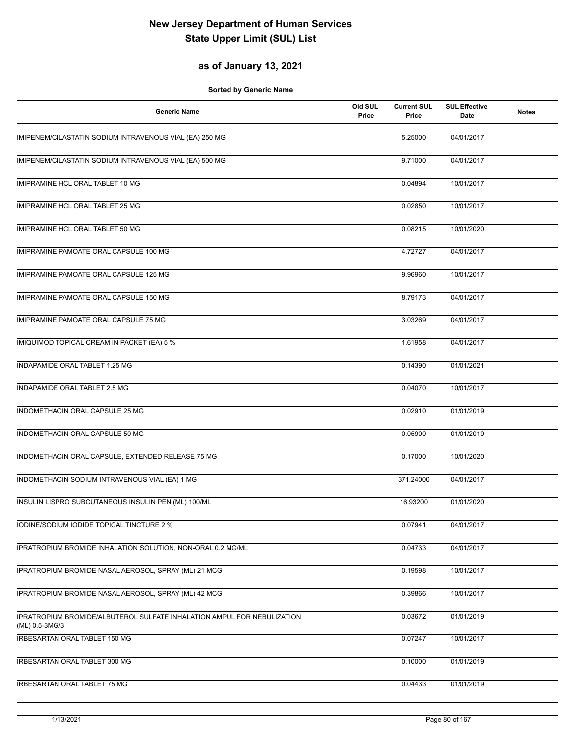# New Jersey Department of Human Services
# State Upper Limit (SUL) List

## as of January 13, 2021

**Sorted by Generic Name**

| Generic Name | Old SUL Price | Current SUL Price | SUL Effective Date | Notes |
|---|---|---|---|---|
| IMIPENEM/CILASTATIN SODIUM INTRAVENOUS VIAL (EA) 250 MG | | 5.25000 | 04/01/2017 | |
| IMIPENEM/CILASTATIN SODIUM INTRAVENOUS VIAL (EA) 500 MG | | 9.71000 | 04/01/2017 | |
| IMIPRAMINE HCL ORAL TABLET 10 MG | | 0.04894 | 10/01/2017 | |
| IMIPRAMINE HCL ORAL TABLET 25 MG | | 0.02850 | 10/01/2017 | |
| IMIPRAMINE HCL ORAL TABLET 50 MG | | 0.08215 | 10/01/2020 | |
| IMIPRAMINE PAMOATE ORAL CAPSULE 100 MG | | 4.72727 | 04/01/2017 | |
| IMIPRAMINE PAMOATE ORAL CAPSULE 125 MG | | 9.96960 | 10/01/2017 | |
| IMIPRAMINE PAMOATE ORAL CAPSULE 150 MG | | 8.79173 | 04/01/2017 | |
| IMIPRAMINE PAMOATE ORAL CAPSULE 75 MG | | 3.03269 | 04/01/2017 | |
| IMIQUIMOD TOPICAL CREAM IN PACKET (EA) 5 % | | 1.61958 | 04/01/2017 | |
| INDAPAMIDE ORAL TABLET 1.25 MG | | 0.14390 | 01/01/2021 | |
| INDAPAMIDE ORAL TABLET 2.5 MG | | 0.04070 | 10/01/2017 | |
| INDOMETHACIN ORAL CAPSULE 25 MG | | 0.02910 | 01/01/2019 | |
| INDOMETHACIN ORAL CAPSULE 50 MG | | 0.05900 | 01/01/2019 | |
| INDOMETHACIN ORAL CAPSULE, EXTENDED RELEASE 75 MG | | 0.17000 | 10/01/2020 | |
| INDOMETHACIN SODIUM INTRAVENOUS VIAL (EA) 1 MG | | 371.24000 | 04/01/2017 | |
| INSULIN LISPRO SUBCUTANEOUS INSULIN PEN (ML) 100/ML | | 16.93200 | 01/01/2020 | |
| IODINE/SODIUM IODIDE TOPICAL TINCTURE 2 % | | 0.07941 | 04/01/2017 | |
| IPRATROPIUM BROMIDE INHALATION SOLUTION, NON-ORAL 0.2 MG/ML | | 0.04733 | 04/01/2017 | |
| IPRATROPIUM BROMIDE NASAL AEROSOL, SPRAY (ML) 21 MCG | | 0.19598 | 10/01/2017 | |
| IPRATROPIUM BROMIDE NASAL AEROSOL, SPRAY (ML) 42 MCG | | 0.39866 | 10/01/2017 | |
| IPRATROPIUM BROMIDE/ALBUTEROL SULFATE INHALATION AMPUL FOR NEBULIZATION (ML) 0.5-3MG/3 | | 0.03672 | 01/01/2019 | |
| IRBESARTAN ORAL TABLET 150 MG | | 0.07247 | 10/01/2017 | |
| IRBESARTAN ORAL TABLET 300 MG | | 0.10000 | 01/01/2019 | |
| IRBESARTAN ORAL TABLET 75 MG | | 0.04433 | 01/01/2019 | |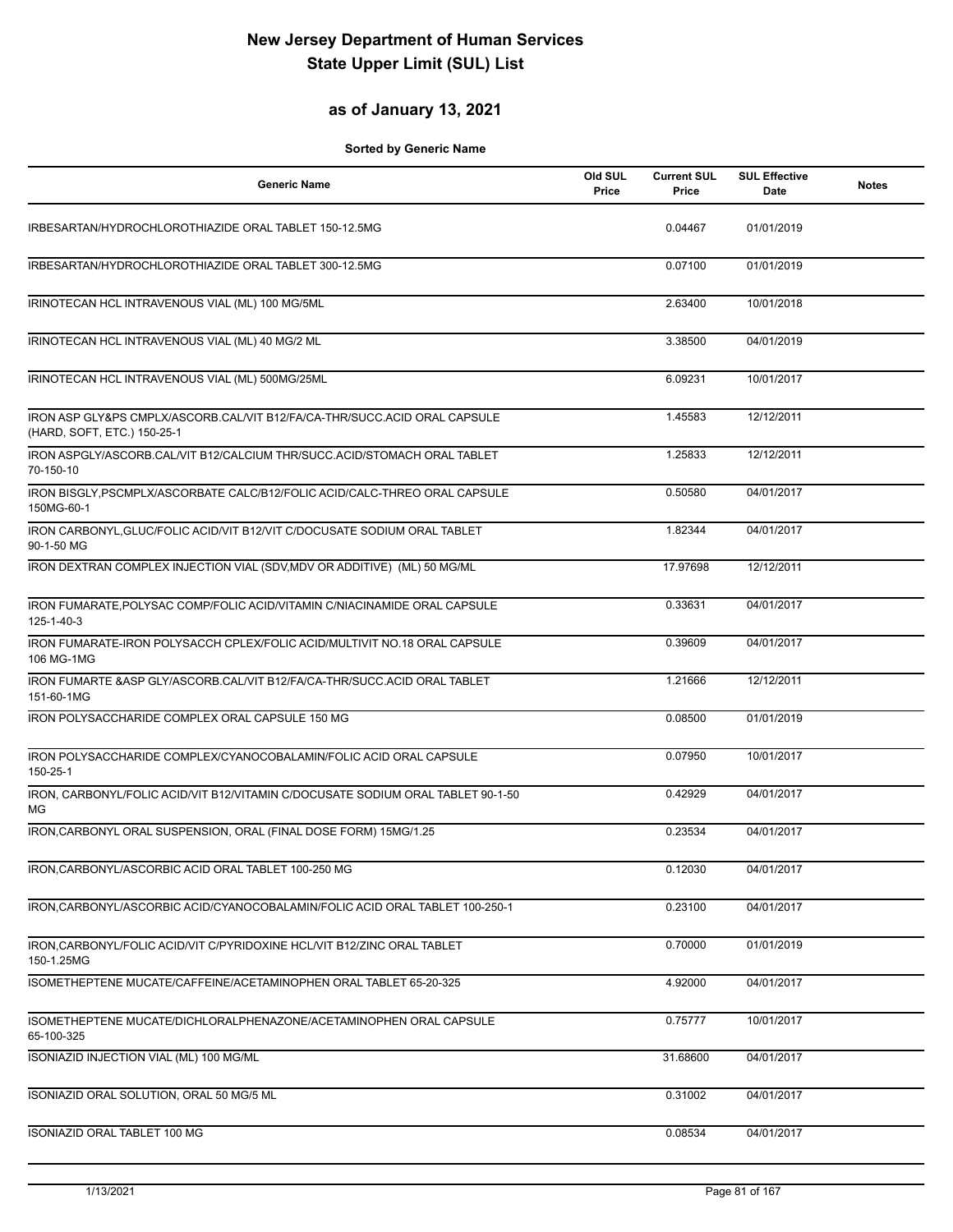# New Jersey Department of Human Services
# State Upper Limit (SUL) List

## as of January 13, 2021

**Sorted by Generic Name**

| Generic Name | Old SUL Price | Current SUL Price | SUL Effective Date | Notes |
|---|---|---|---|---|
| IRBESARTAN/HYDROCHLOROTHIAZIDE ORAL TABLET 150-12.5MG | | 0.04467 | 01/01/2019 | |
| IRBESARTAN/HYDROCHLOROTHIAZIDE ORAL TABLET 300-12.5MG | | 0.07100 | 01/01/2019 | |
| IRINOTECAN HCL INTRAVENOUS VIAL (ML) 100 MG/5ML | | 2.63400 | 10/01/2018 | |
| IRINOTECAN HCL INTRAVENOUS VIAL (ML) 40 MG/2 ML | | 3.38500 | 04/01/2019 | |
| IRINOTECAN HCL INTRAVENOUS VIAL (ML) 500MG/25ML | | 6.09231 | 10/01/2017 | |
| IRON ASP GLY&PS CMPLX/ASCORB.CAL/VIT B12/FA/CA-THR/SUCC.ACID ORAL CAPSULE (HARD, SOFT, ETC.) 150-25-1 | | 1.45583 | 12/12/2011 | |
| IRON ASPGLY/ASCORB.CAL/VIT B12/CALCIUM THR/SUCC.ACID/STOMACH ORAL TABLET 70-150-10 | | 1.25833 | 12/12/2011 | |
| IRON BISGLY,PSCMPLX/ASCORBATE CALC/B12/FOLIC ACID/CALC-THREO ORAL CAPSULE 150MG-60-1 | | 0.50580 | 04/01/2017 | |
| IRON CARBONYL,GLUC/FOLIC ACID/VIT B12/VIT C/DOCUSATE SODIUM ORAL TABLET 90-1-50 MG | | 1.82344 | 04/01/2017 | |
| IRON DEXTRAN COMPLEX INJECTION VIAL (SDV,MDV OR ADDITIVE) (ML) 50 MG/ML | | 17.97698 | 12/12/2011 | |
| IRON FUMARATE,POLYSAC COMP/FOLIC ACID/VITAMIN C/NIACINAMIDE ORAL CAPSULE 125-1-40-3 | | 0.33631 | 04/01/2017 | |
| IRON FUMARATE-IRON POLYSACCH CPLEX/FOLIC ACID/MULTIVIT NO.18 ORAL CAPSULE 106 MG-1MG | | 0.39609 | 04/01/2017 | |
| IRON FUMARTE &ASP GLY/ASCORB.CAL/VIT B12/FA/CA-THR/SUCC.ACID ORAL TABLET 151-60-1MG | | 1.21666 | 12/12/2011 | |
| IRON POLYSACCHARIDE COMPLEX ORAL CAPSULE 150 MG | | 0.08500 | 01/01/2019 | |
| IRON POLYSACCHARIDE COMPLEX/CYANOCOBALAMIN/FOLIC ACID ORAL CAPSULE 150-25-1 | | 0.07950 | 10/01/2017 | |
| IRON, CARBONYL/FOLIC ACID/VIT B12/VITAMIN C/DOCUSATE SODIUM ORAL TABLET 90-1-50 MG | | 0.42929 | 04/01/2017 | |
| IRON,CARBONYL ORAL SUSPENSION, ORAL (FINAL DOSE FORM) 15MG/1.25 | | 0.23534 | 04/01/2017 | |
| IRON,CARBONYL/ASCORBIC ACID ORAL TABLET 100-250 MG | | 0.12030 | 04/01/2017 | |
| IRON,CARBONYL/ASCORBIC ACID/CYANOCOBALAMIN/FOLIC ACID ORAL TABLET 100-250-1 | | 0.23100 | 04/01/2017 | |
| IRON,CARBONYL/FOLIC ACID/VIT C/PYRIDOXINE HCL/VIT B12/ZINC ORAL TABLET 150-1.25MG | | 0.70000 | 01/01/2019 | |
| ISOMETHEPTENE MUCATE/CAFFEINE/ACETAMINOPHEN ORAL TABLET 65-20-325 | | 4.92000 | 04/01/2017 | |
| ISOMETHEPTENE MUCATE/DICHLORALPHENAZONE/ACETAMINOPHEN ORAL CAPSULE 65-100-325 | | 0.75777 | 10/01/2017 | |
| ISONIAZID INJECTION VIAL (ML) 100 MG/ML | | 31.68600 | 04/01/2017 | |
| ISONIAZID ORAL SOLUTION, ORAL 50 MG/5 ML | | 0.31002 | 04/01/2017 | |
| ISONIAZID ORAL TABLET 100 MG | | 0.08534 | 04/01/2017 | |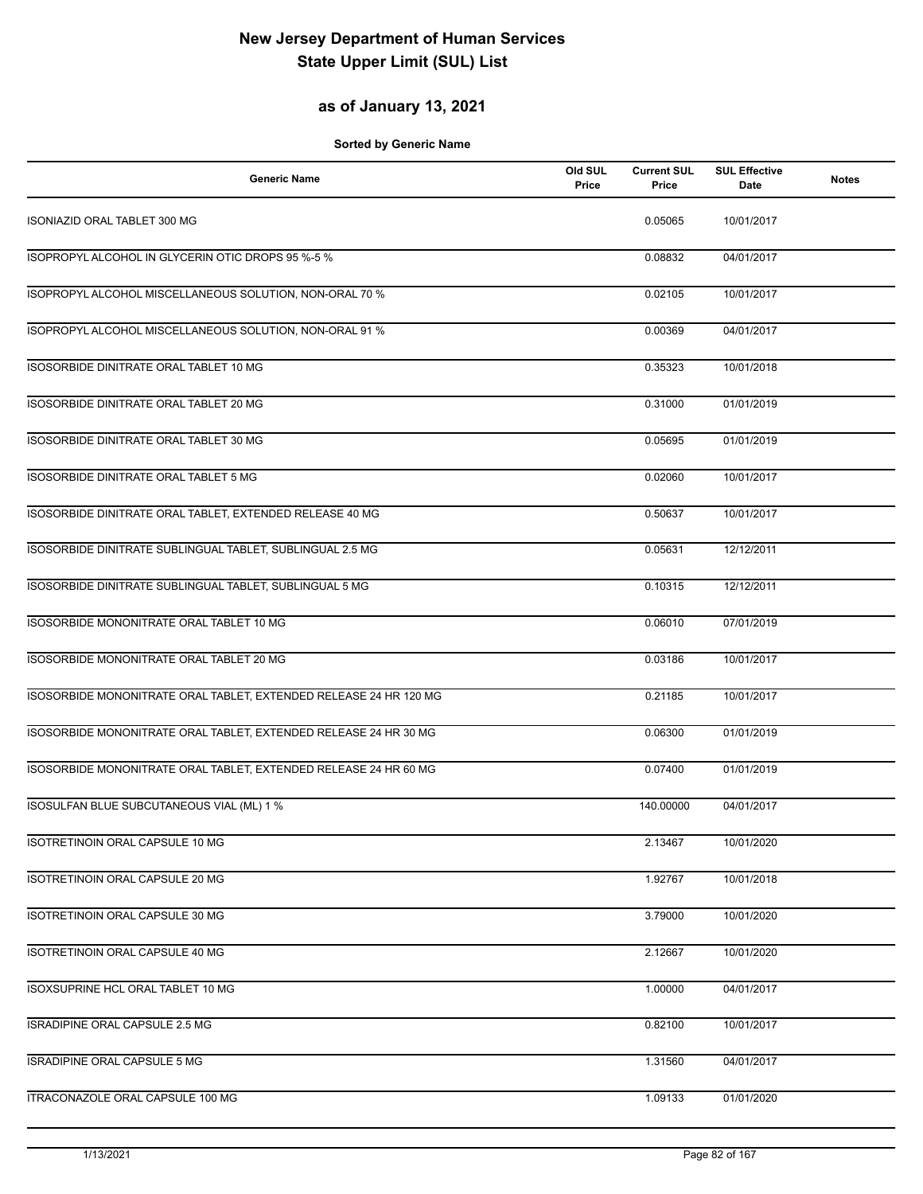# New Jersey Department of Human Services
# State Upper Limit (SUL) List

## as of January 13, 2021

**Sorted by Generic Name**

| Generic Name | Old SUL Price | Current SUL Price | SUL Effective Date | Notes |
|---|---|---|---|---|
| ISONIAZID ORAL TABLET 300 MG | | 0.05065 | 10/01/2017 | |
| ISOPROPYL ALCOHOL IN GLYCERIN OTIC DROPS 95 %-5 % | | 0.08832 | 04/01/2017 | |
| ISOPROPYL ALCOHOL MISCELLANEOUS SOLUTION, NON-ORAL 70 % | | 0.02105 | 10/01/2017 | |
| ISOPROPYL ALCOHOL MISCELLANEOUS SOLUTION, NON-ORAL 91 % | | 0.00369 | 04/01/2017 | |
| ISOSORBIDE DINITRATE ORAL TABLET 10 MG | | 0.35323 | 10/01/2018 | |
| ISOSORBIDE DINITRATE ORAL TABLET 20 MG | | 0.31000 | 01/01/2019 | |
| ISOSORBIDE DINITRATE ORAL TABLET 30 MG | | 0.05695 | 01/01/2019 | |
| ISOSORBIDE DINITRATE ORAL TABLET 5 MG | | 0.02060 | 10/01/2017 | |
| ISOSORBIDE DINITRATE ORAL TABLET, EXTENDED RELEASE 40 MG | | 0.50637 | 10/01/2017 | |
| ISOSORBIDE DINITRATE SUBLINGUAL TABLET, SUBLINGUAL 2.5 MG | | 0.05631 | 12/12/2011 | |
| ISOSORBIDE DINITRATE SUBLINGUAL TABLET, SUBLINGUAL 5 MG | | 0.10315 | 12/12/2011 | |
| ISOSORBIDE MONONITRATE ORAL TABLET 10 MG | | 0.06010 | 07/01/2019 | |
| ISOSORBIDE MONONITRATE ORAL TABLET 20 MG | | 0.03186 | 10/01/2017 | |
| ISOSORBIDE MONONITRATE ORAL TABLET, EXTENDED RELEASE 24 HR 120 MG | | 0.21185 | 10/01/2017 | |
| ISOSORBIDE MONONITRATE ORAL TABLET, EXTENDED RELEASE 24 HR 30 MG | | 0.06300 | 01/01/2019 | |
| ISOSORBIDE MONONITRATE ORAL TABLET, EXTENDED RELEASE 24 HR 60 MG | | 0.07400 | 01/01/2019 | |
| ISOSULFAN BLUE SUBCUTANEOUS VIAL (ML) 1 % | | 140.00000 | 04/01/2017 | |
| ISOTRETINOIN ORAL CAPSULE 10 MG | | 2.13467 | 10/01/2020 | |
| ISOTRETINOIN ORAL CAPSULE 20 MG | | 1.92767 | 10/01/2018 | |
| ISOTRETINOIN ORAL CAPSULE 30 MG | | 3.79000 | 10/01/2020 | |
| ISOTRETINOIN ORAL CAPSULE 40 MG | | 2.12667 | 10/01/2020 | |
| ISOXSUPRINE HCL ORAL TABLET 10 MG | | 1.00000 | 04/01/2017 | |
| ISRADIPINE ORAL CAPSULE 2.5 MG | | 0.82100 | 10/01/2017 | |
| ISRADIPINE ORAL CAPSULE 5 MG | | 1.31560 | 04/01/2017 | |
| ITRACONAZOLE ORAL CAPSULE 100 MG | | 1.09133 | 01/01/2020 | |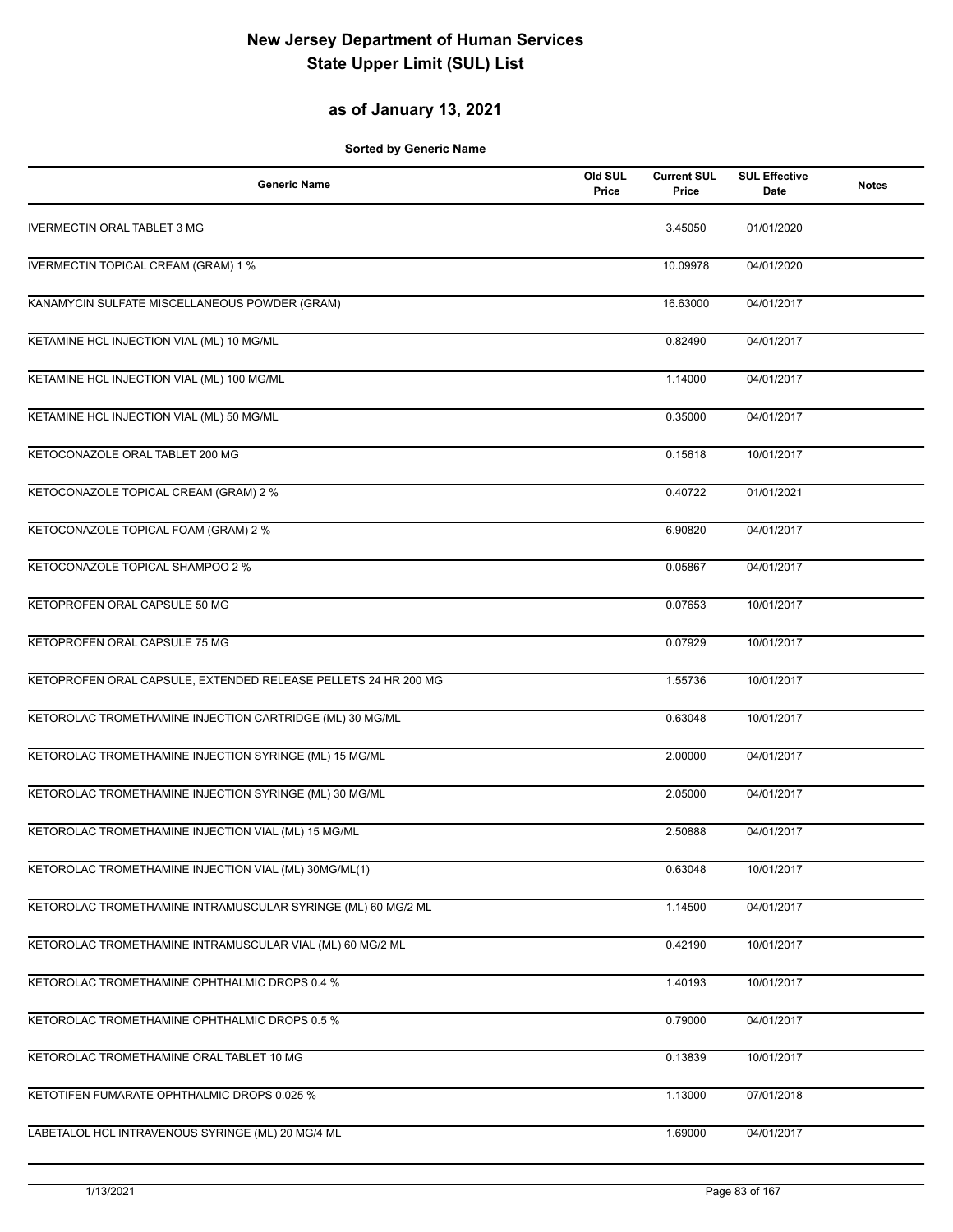# New Jersey Department of Human Services
# State Upper Limit (SUL) List

## as of January 13, 2021

**Sorted by Generic Name**

| Generic Name | Old SUL Price | Current SUL Price | SUL Effective Date | Notes |
|---|---|---|---|---|
| IVERMECTIN ORAL TABLET 3 MG | | 3.45050 | 01/01/2020 | |
| IVERMECTIN TOPICAL CREAM (GRAM) 1 % | | 10.09978 | 04/01/2020 | |
| KANAMYCIN SULFATE MISCELLANEOUS POWDER (GRAM) | | 16.63000 | 04/01/2017 | |
| KETAMINE HCL INJECTION VIAL (ML) 10 MG/ML | | 0.82490 | 04/01/2017 | |
| KETAMINE HCL INJECTION VIAL (ML) 100 MG/ML | | 1.14000 | 04/01/2017 | |
| KETAMINE HCL INJECTION VIAL (ML) 50 MG/ML | | 0.35000 | 04/01/2017 | |
| KETOCONAZOLE ORAL TABLET 200 MG | | 0.15618 | 10/01/2017 | |
| KETOCONAZOLE TOPICAL CREAM (GRAM) 2 % | | 0.40722 | 01/01/2021 | |
| KETOCONAZOLE TOPICAL FOAM (GRAM) 2 % | | 6.90820 | 04/01/2017 | |
| KETOCONAZOLE TOPICAL SHAMPOO 2 % | | 0.05867 | 04/01/2017 | |
| KETOPROFEN ORAL CAPSULE 50 MG | | 0.07653 | 10/01/2017 | |
| KETOPROFEN ORAL CAPSULE 75 MG | | 0.07929 | 10/01/2017 | |
| KETOPROFEN ORAL CAPSULE, EXTENDED RELEASE PELLETS 24 HR 200 MG | | 1.55736 | 10/01/2017 | |
| KETOROLAC TROMETHAMINE INJECTION CARTRIDGE (ML) 30 MG/ML | | 0.63048 | 10/01/2017 | |
| KETOROLAC TROMETHAMINE INJECTION SYRINGE (ML) 15 MG/ML | | 2.00000 | 04/01/2017 | |
| KETOROLAC TROMETHAMINE INJECTION SYRINGE (ML) 30 MG/ML | | 2.05000 | 04/01/2017 | |
| KETOROLAC TROMETHAMINE INJECTION VIAL (ML) 15 MG/ML | | 2.50888 | 04/01/2017 | |
| KETOROLAC TROMETHAMINE INJECTION VIAL (ML) 30MG/ML(1) | | 0.63048 | 10/01/2017 | |
| KETOROLAC TROMETHAMINE INTRAMUSCULAR SYRINGE (ML) 60 MG/2 ML | | 1.14500 | 04/01/2017 | |
| KETOROLAC TROMETHAMINE INTRAMUSCULAR VIAL (ML) 60 MG/2 ML | | 0.42190 | 10/01/2017 | |
| KETOROLAC TROMETHAMINE OPHTHALMIC DROPS 0.4 % | | 1.40193 | 10/01/2017 | |
| KETOROLAC TROMETHAMINE OPHTHALMIC DROPS 0.5 % | | 0.79000 | 04/01/2017 | |
| KETOROLAC TROMETHAMINE ORAL TABLET 10 MG | | 0.13839 | 10/01/2017 | |
| KETOTIFEN FUMARATE OPHTHALMIC DROPS 0.025 % | | 1.13000 | 07/01/2018 | |
| LABETALOL HCL INTRAVENOUS SYRINGE (ML) 20 MG/4 ML | | 1.69000 | 04/01/2017 | |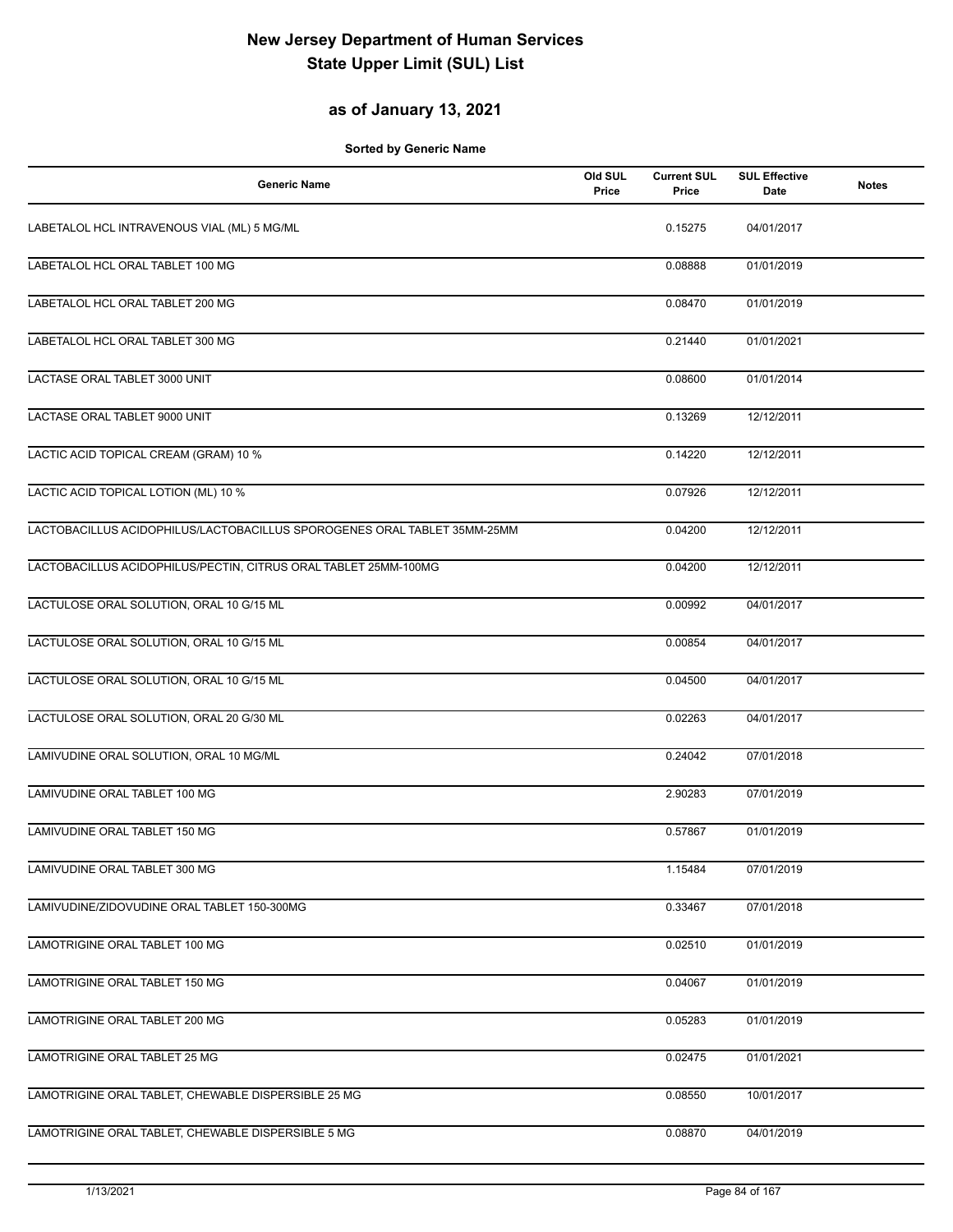# New Jersey Department of Human Services
# State Upper Limit (SUL) List

## as of January 13, 2021

**Sorted by Generic Name**

| Generic Name | Old SUL Price | Current SUL Price | SUL Effective Date | Notes |
|---|---|---|---|---|
| LABETALOL HCL INTRAVENOUS VIAL (ML) 5 MG/ML | | 0.15275 | 04/01/2017 | |
| LABETALOL HCL ORAL TABLET 100 MG | | 0.08888 | 01/01/2019 | |
| LABETALOL HCL ORAL TABLET 200 MG | | 0.08470 | 01/01/2019 | |
| LABETALOL HCL ORAL TABLET 300 MG | | 0.21440 | 01/01/2021 | |
| LACTASE ORAL TABLET 3000 UNIT | | 0.08600 | 01/01/2014 | |
| LACTASE ORAL TABLET 9000 UNIT | | 0.13269 | 12/12/2011 | |
| LACTIC ACID TOPICAL CREAM (GRAM) 10 % | | 0.14220 | 12/12/2011 | |
| LACTIC ACID TOPICAL LOTION (ML) 10 % | | 0.07926 | 12/12/2011 | |
| LACTOBACILLUS ACIDOPHILUS/LACTOBACILLUS SPOROGENES ORAL TABLET 35MM-25MM | | 0.04200 | 12/12/2011 | |
| LACTOBACILLUS ACIDOPHILUS/PECTIN, CITRUS ORAL TABLET 25MM-100MG | | 0.04200 | 12/12/2011 | |
| LACTULOSE ORAL SOLUTION, ORAL 10 G/15 ML | | 0.00992 | 04/01/2017 | |
| LACTULOSE ORAL SOLUTION, ORAL 10 G/15 ML | | 0.00854 | 04/01/2017 | |
| LACTULOSE ORAL SOLUTION, ORAL 10 G/15 ML | | 0.04500 | 04/01/2017 | |
| LACTULOSE ORAL SOLUTION, ORAL 20 G/30 ML | | 0.02263 | 04/01/2017 | |
| LAMIVUDINE ORAL SOLUTION, ORAL 10 MG/ML | | 0.24042 | 07/01/2018 | |
| LAMIVUDINE ORAL TABLET 100 MG | | 2.90283 | 07/01/2019 | |
| LAMIVUDINE ORAL TABLET 150 MG | | 0.57867 | 01/01/2019 | |
| LAMIVUDINE ORAL TABLET 300 MG | | 1.15484 | 07/01/2019 | |
| LAMIVUDINE/ZIDOVUDINE ORAL TABLET 150-300MG | | 0.33467 | 07/01/2018 | |
| LAMOTRIGINE ORAL TABLET 100 MG | | 0.02510 | 01/01/2019 | |
| LAMOTRIGINE ORAL TABLET 150 MG | | 0.04067 | 01/01/2019 | |
| LAMOTRIGINE ORAL TABLET 200 MG | | 0.05283 | 01/01/2019 | |
| LAMOTRIGINE ORAL TABLET 25 MG | | 0.02475 | 01/01/2021 | |
| LAMOTRIGINE ORAL TABLET, CHEWABLE DISPERSIBLE 25 MG | | 0.08550 | 10/01/2017 | |
| LAMOTRIGINE ORAL TABLET, CHEWABLE DISPERSIBLE 5 MG | | 0.08870 | 04/01/2019 | |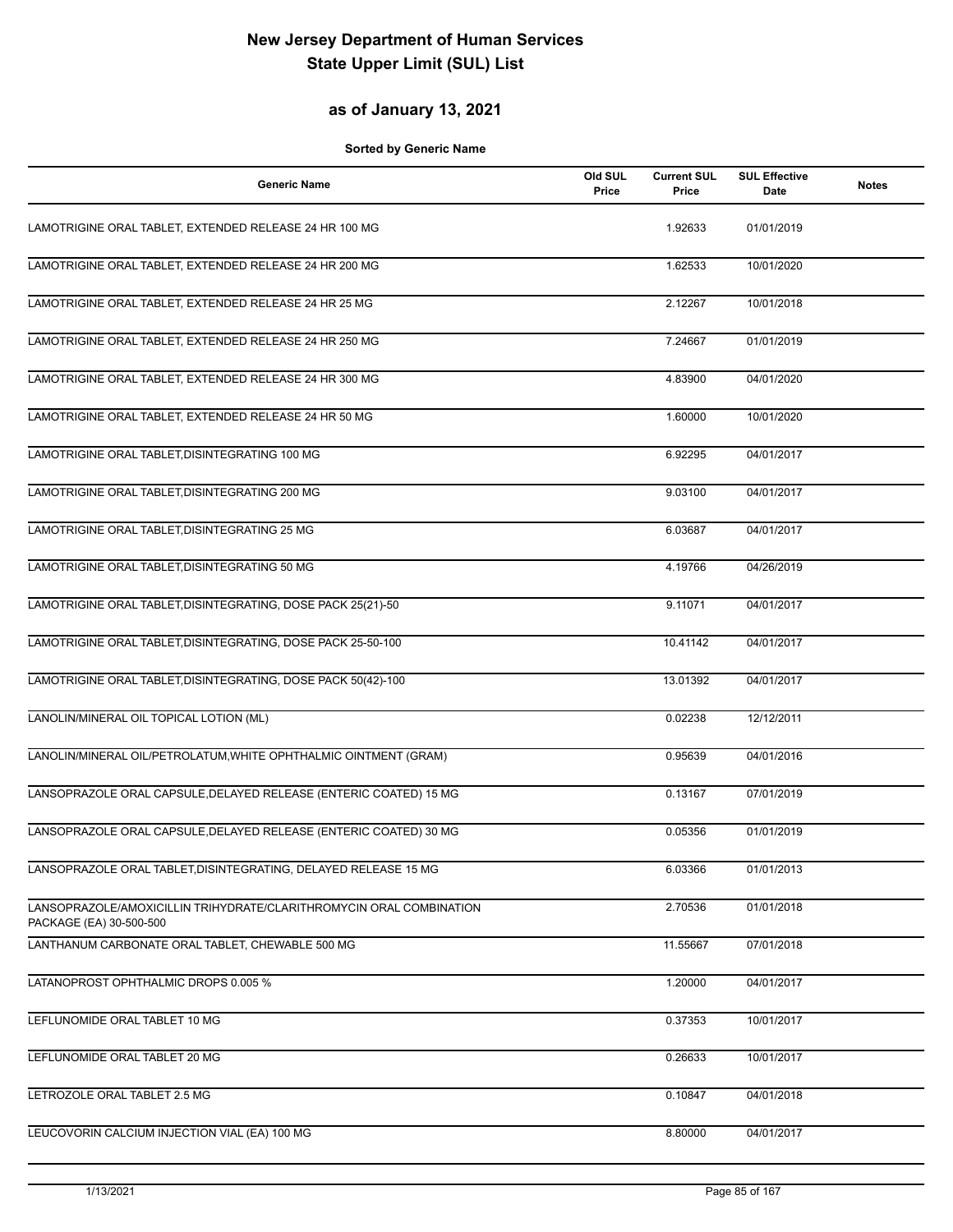# New Jersey Department of Human Services
# State Upper Limit (SUL) List

## as of January 13, 2021

**Sorted by Generic Name**

| Generic Name | Old SUL Price | Current SUL Price | SUL Effective Date | Notes |
|---|---|---|---|---|
| LAMOTRIGINE ORAL TABLET, EXTENDED RELEASE 24 HR 100 MG | | 1.92633 | 01/01/2019 | |
| LAMOTRIGINE ORAL TABLET, EXTENDED RELEASE 24 HR 200 MG | | 1.62533 | 10/01/2020 | |
| LAMOTRIGINE ORAL TABLET, EXTENDED RELEASE 24 HR 25 MG | | 2.12267 | 10/01/2018 | |
| LAMOTRIGINE ORAL TABLET, EXTENDED RELEASE 24 HR 250 MG | | 7.24667 | 01/01/2019 | |
| LAMOTRIGINE ORAL TABLET, EXTENDED RELEASE 24 HR 300 MG | | 4.83900 | 04/01/2020 | |
| LAMOTRIGINE ORAL TABLET, EXTENDED RELEASE 24 HR 50 MG | | 1.60000 | 10/01/2020 | |
| LAMOTRIGINE ORAL TABLET,DISINTEGRATING 100 MG | | 6.92295 | 04/01/2017 | |
| LAMOTRIGINE ORAL TABLET,DISINTEGRATING 200 MG | | 9.03100 | 04/01/2017 | |
| LAMOTRIGINE ORAL TABLET,DISINTEGRATING 25 MG | | 6.03687 | 04/01/2017 | |
| LAMOTRIGINE ORAL TABLET,DISINTEGRATING 50 MG | | 4.19766 | 04/26/2019 | |
| LAMOTRIGINE ORAL TABLET,DISINTEGRATING, DOSE PACK 25(21)-50 | | 9.11071 | 04/01/2017 | |
| LAMOTRIGINE ORAL TABLET,DISINTEGRATING, DOSE PACK 25-50-100 | | 10.41142 | 04/01/2017 | |
| LAMOTRIGINE ORAL TABLET,DISINTEGRATING, DOSE PACK 50(42)-100 | | 13.01392 | 04/01/2017 | |
| LANOLIN/MINERAL OIL TOPICAL LOTION (ML) | | 0.02238 | 12/12/2011 | |
| LANOLIN/MINERAL OIL/PETROLATUM,WHITE OPHTHALMIC OINTMENT (GRAM) | | 0.95639 | 04/01/2016 | |
| LANSOPRAZOLE ORAL CAPSULE,DELAYED RELEASE (ENTERIC COATED) 15 MG | | 0.13167 | 07/01/2019 | |
| LANSOPRAZOLE ORAL CAPSULE,DELAYED RELEASE (ENTERIC COATED) 30 MG | | 0.05356 | 01/01/2019 | |
| LANSOPRAZOLE ORAL TABLET,DISINTEGRATING, DELAYED RELEASE 15 MG | | 6.03366 | 01/01/2013 | |
| LANSOPRAZOLE/AMOXICILLIN TRIHYDRATE/CLARITHROMYCIN ORAL COMBINATION PACKAGE (EA) 30-500-500 | | 2.70536 | 01/01/2018 | |
| LANTHANUM CARBONATE ORAL TABLET, CHEWABLE 500 MG | | 11.55667 | 07/01/2018 | |
| LATANOPROST OPHTHALMIC DROPS 0.005 % | | 1.20000 | 04/01/2017 | |
| LEFLUNOMIDE ORAL TABLET 10 MG | | 0.37353 | 10/01/2017 | |
| LEFLUNOMIDE ORAL TABLET 20 MG | | 0.26633 | 10/01/2017 | |
| LETROZOLE ORAL TABLET 2.5 MG | | 0.10847 | 04/01/2018 | |
| LEUCOVORIN CALCIUM INJECTION VIAL (EA) 100 MG | | 8.80000 | 04/01/2017 | |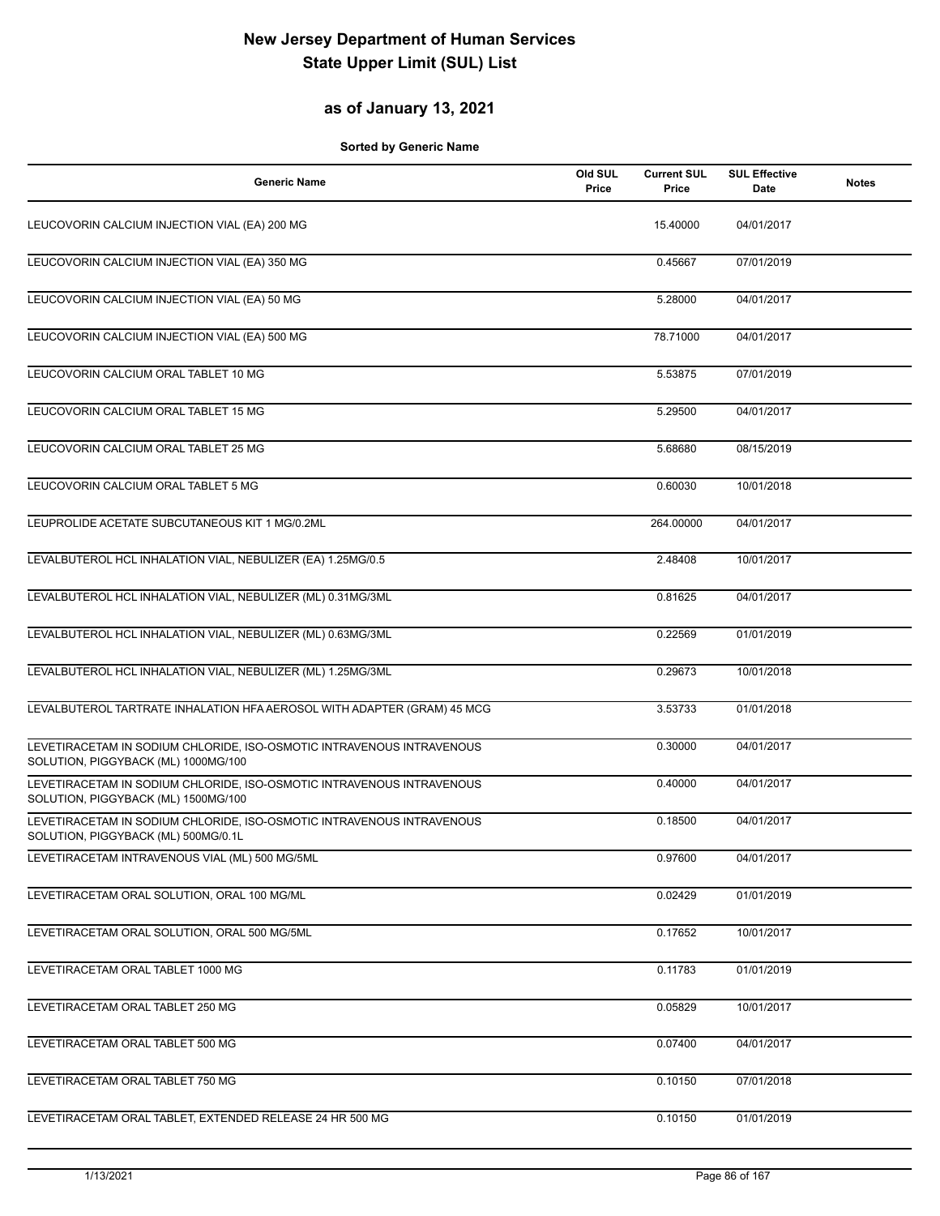# New Jersey Department of Human Services
# State Upper Limit (SUL) List

## as of January 13, 2021

**Sorted by Generic Name**

| Generic Name | Old SUL Price | Current SUL Price | SUL Effective Date | Notes |
|---|---|---|---|---|
| LEUCOVORIN CALCIUM INJECTION VIAL (EA) 200 MG | | 15.40000 | 04/01/2017 | |
| LEUCOVORIN CALCIUM INJECTION VIAL (EA) 350 MG | | 0.45667 | 07/01/2019 | |
| LEUCOVORIN CALCIUM INJECTION VIAL (EA) 50 MG | | 5.28000 | 04/01/2017 | |
| LEUCOVORIN CALCIUM INJECTION VIAL (EA) 500 MG | | 78.71000 | 04/01/2017 | |
| LEUCOVORIN CALCIUM ORAL TABLET 10 MG | | 5.53875 | 07/01/2019 | |
| LEUCOVORIN CALCIUM ORAL TABLET 15 MG | | 5.29500 | 04/01/2017 | |
| LEUCOVORIN CALCIUM ORAL TABLET 25 MG | | 5.68680 | 08/15/2019 | |
| LEUCOVORIN CALCIUM ORAL TABLET 5 MG | | 0.60030 | 10/01/2018 | |
| LEUPROLIDE ACETATE SUBCUTANEOUS KIT 1 MG/0.2ML | | 264.00000 | 04/01/2017 | |
| LEVALBUTEROL HCL INHALATION VIAL, NEBULIZER (EA) 1.25MG/0.5 | | 2.48408 | 10/01/2017 | |
| LEVALBUTEROL HCL INHALATION VIAL, NEBULIZER (ML) 0.31MG/3ML | | 0.81625 | 04/01/2017 | |
| LEVALBUTEROL HCL INHALATION VIAL, NEBULIZER (ML) 0.63MG/3ML | | 0.22569 | 01/01/2019 | |
| LEVALBUTEROL HCL INHALATION VIAL, NEBULIZER (ML) 1.25MG/3ML | | 0.29673 | 10/01/2018 | |
| LEVALBUTEROL TARTRATE INHALATION HFA AEROSOL WITH ADAPTER (GRAM) 45 MCG | | 3.53733 | 01/01/2018 | |
| LEVETIRACETAM IN SODIUM CHLORIDE, ISO-OSMOTIC INTRAVENOUS INTRAVENOUS SOLUTION, PIGGYBACK (ML) 1000MG/100 | | 0.30000 | 04/01/2017 | |
| LEVETIRACETAM IN SODIUM CHLORIDE, ISO-OSMOTIC INTRAVENOUS INTRAVENOUS SOLUTION, PIGGYBACK (ML) 1500MG/100 | | 0.40000 | 04/01/2017 | |
| LEVETIRACETAM IN SODIUM CHLORIDE, ISO-OSMOTIC INTRAVENOUS INTRAVENOUS SOLUTION, PIGGYBACK (ML) 500MG/0.1L | | 0.18500 | 04/01/2017 | |
| LEVETIRACETAM INTRAVENOUS VIAL (ML) 500 MG/5ML | | 0.97600 | 04/01/2017 | |
| LEVETIRACETAM ORAL SOLUTION, ORAL 100 MG/ML | | 0.02429 | 01/01/2019 | |
| LEVETIRACETAM ORAL SOLUTION, ORAL 500 MG/5ML | | 0.17652 | 10/01/2017 | |
| LEVETIRACETAM ORAL TABLET 1000 MG | | 0.11783 | 01/01/2019 | |
| LEVETIRACETAM ORAL TABLET 250 MG | | 0.05829 | 10/01/2017 | |
| LEVETIRACETAM ORAL TABLET 500 MG | | 0.07400 | 04/01/2017 | |
| LEVETIRACETAM ORAL TABLET 750 MG | | 0.10150 | 07/01/2018 | |
| LEVETIRACETAM ORAL TABLET, EXTENDED RELEASE 24 HR 500 MG | | 0.10150 | 01/01/2019 | |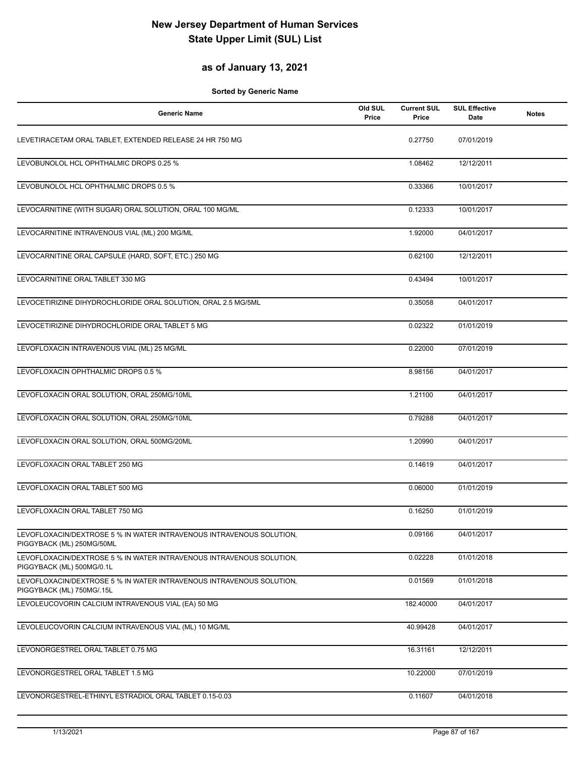# New Jersey Department of Human Services
# State Upper Limit (SUL) List

## as of January 13, 2021

**Sorted by Generic Name**

| Generic Name | Old SUL Price | Current SUL Price | SUL Effective Date | Notes |
|---|---|---|---|---|
| LEVETIRACETAM ORAL TABLET, EXTENDED RELEASE 24 HR 750 MG | | 0.27750 | 07/01/2019 | |
| LEVOBUNOLOL HCL OPHTHALMIC DROPS 0.25 % | | 1.08462 | 12/12/2011 | |
| LEVOBUNOLOL HCL OPHTHALMIC DROPS 0.5 % | | 0.33366 | 10/01/2017 | |
| LEVOCARNITINE (WITH SUGAR) ORAL SOLUTION, ORAL 100 MG/ML | | 0.12333 | 10/01/2017 | |
| LEVOCARNITINE INTRAVENOUS VIAL (ML) 200 MG/ML | | 1.92000 | 04/01/2017 | |
| LEVOCARNITINE ORAL CAPSULE (HARD, SOFT, ETC.) 250 MG | | 0.62100 | 12/12/2011 | |
| LEVOCARNITINE ORAL TABLET 330 MG | | 0.43494 | 10/01/2017 | |
| LEVOCETIRIZINE DIHYDROCHLORIDE ORAL SOLUTION, ORAL 2.5 MG/5ML | | 0.35058 | 04/01/2017 | |
| LEVOCETIRIZINE DIHYDROCHLORIDE ORAL TABLET 5 MG | | 0.02322 | 01/01/2019 | |
| LEVOFLOXACIN INTRAVENOUS VIAL (ML) 25 MG/ML | | 0.22000 | 07/01/2019 | |
| LEVOFLOXACIN OPHTHALMIC DROPS 0.5 % | | 8.98156 | 04/01/2017 | |
| LEVOFLOXACIN ORAL SOLUTION, ORAL 250MG/10ML | | 1.21100 | 04/01/2017 | |
| LEVOFLOXACIN ORAL SOLUTION, ORAL 250MG/10ML | | 0.79288 | 04/01/2017 | |
| LEVOFLOXACIN ORAL SOLUTION, ORAL 500MG/20ML | | 1.20990 | 04/01/2017 | |
| LEVOFLOXACIN ORAL TABLET 250 MG | | 0.14619 | 04/01/2017 | |
| LEVOFLOXACIN ORAL TABLET 500 MG | | 0.06000 | 01/01/2019 | |
| LEVOFLOXACIN ORAL TABLET 750 MG | | 0.16250 | 01/01/2019 | |
| LEVOFLOXACIN/DEXTROSE 5 % IN WATER INTRAVENOUS INTRAVENOUS SOLUTION, PIGGYBACK (ML) 250MG/50ML | | 0.09166 | 04/01/2017 | |
| LEVOFLOXACIN/DEXTROSE 5 % IN WATER INTRAVENOUS INTRAVENOUS SOLUTION, PIGGYBACK (ML) 500MG/0.1L | | 0.02228 | 01/01/2018 | |
| LEVOFLOXACIN/DEXTROSE 5 % IN WATER INTRAVENOUS INTRAVENOUS SOLUTION, PIGGYBACK (ML) 750MG/.15L | | 0.01569 | 01/01/2018 | |
| LEVOLEUCOVORIN CALCIUM INTRAVENOUS VIAL (EA) 50 MG | | 182.40000 | 04/01/2017 | |
| LEVOLEUCOVORIN CALCIUM INTRAVENOUS VIAL (ML) 10 MG/ML | | 40.99428 | 04/01/2017 | |
| LEVONORGESTREL ORAL TABLET 0.75 MG | | 16.31161 | 12/12/2011 | |
| LEVONORGESTREL ORAL TABLET 1.5 MG | | 10.22000 | 07/01/2019 | |
| LEVONORGESTREL-ETHINYL ESTRADIOL ORAL TABLET 0.15-0.03 | | 0.11607 | 04/01/2018 | |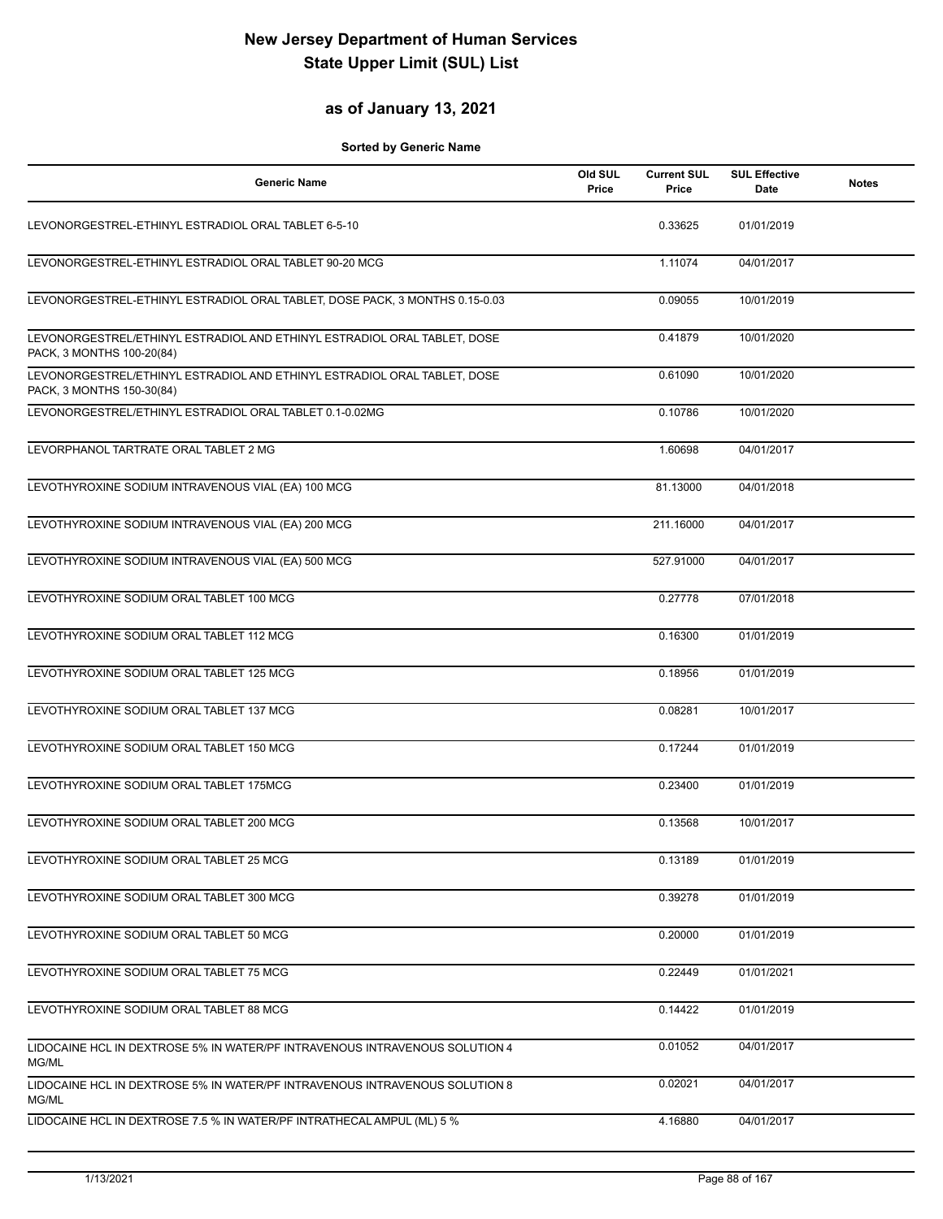# New Jersey Department of Human Services
# State Upper Limit (SUL) List

## as of January 13, 2021

**Sorted by Generic Name**

| Generic Name | Old SUL Price | Current SUL Price | SUL Effective Date | Notes |
|---|---|---|---|---|
| LEVONORGESTREL-ETHINYL ESTRADIOL ORAL TABLET 6-5-10 | | 0.33625 | 01/01/2019 | |
| LEVONORGESTREL-ETHINYL ESTRADIOL ORAL TABLET 90-20 MCG | | 1.11074 | 04/01/2017 | |
| LEVONORGESTREL-ETHINYL ESTRADIOL ORAL TABLET, DOSE PACK, 3 MONTHS 0.15-0.03 | | 0.09055 | 10/01/2019 | |
| LEVONORGESTREL/ETHINYL ESTRADIOL AND ETHINYL ESTRADIOL ORAL TABLET, DOSE PACK, 3 MONTHS 100-20(84) | | 0.41879 | 10/01/2020 | |
| LEVONORGESTREL/ETHINYL ESTRADIOL AND ETHINYL ESTRADIOL ORAL TABLET, DOSE PACK, 3 MONTHS 150-30(84) | | 0.61090 | 10/01/2020 | |
| LEVONORGESTREL/ETHINYL ESTRADIOL ORAL TABLET 0.1-0.02MG | | 0.10786 | 10/01/2020 | |
| LEVORPHANOL TARTRATE ORAL TABLET 2 MG | | 1.60698 | 04/01/2017 | |
| LEVOTHYROXINE SODIUM INTRAVENOUS VIAL (EA) 100 MCG | | 81.13000 | 04/01/2018 | |
| LEVOTHYROXINE SODIUM INTRAVENOUS VIAL (EA) 200 MCG | | 211.16000 | 04/01/2017 | |
| LEVOTHYROXINE SODIUM INTRAVENOUS VIAL (EA) 500 MCG | | 527.91000 | 04/01/2017 | |
| LEVOTHYROXINE SODIUM ORAL TABLET 100 MCG | | 0.27778 | 07/01/2018 | |
| LEVOTHYROXINE SODIUM ORAL TABLET 112 MCG | | 0.16300 | 01/01/2019 | |
| LEVOTHYROXINE SODIUM ORAL TABLET 125 MCG | | 0.18956 | 01/01/2019 | |
| LEVOTHYROXINE SODIUM ORAL TABLET 137 MCG | | 0.08281 | 10/01/2017 | |
| LEVOTHYROXINE SODIUM ORAL TABLET 150 MCG | | 0.17244 | 01/01/2019 | |
| LEVOTHYROXINE SODIUM ORAL TABLET 175MCG | | 0.23400 | 01/01/2019 | |
| LEVOTHYROXINE SODIUM ORAL TABLET 200 MCG | | 0.13568 | 10/01/2017 | |
| LEVOTHYROXINE SODIUM ORAL TABLET 25 MCG | | 0.13189 | 01/01/2019 | |
| LEVOTHYROXINE SODIUM ORAL TABLET 300 MCG | | 0.39278 | 01/01/2019 | |
| LEVOTHYROXINE SODIUM ORAL TABLET 50 MCG | | 0.20000 | 01/01/2019 | |
| LEVOTHYROXINE SODIUM ORAL TABLET 75 MCG | | 0.22449 | 01/01/2021 | |
| LEVOTHYROXINE SODIUM ORAL TABLET 88 MCG | | 0.14422 | 01/01/2019 | |
| LIDOCAINE HCL IN DEXTROSE 5% IN WATER/PF INTRAVENOUS INTRAVENOUS SOLUTION 4 MG/ML | | 0.01052 | 04/01/2017 | |
| LIDOCAINE HCL IN DEXTROSE 5% IN WATER/PF INTRAVENOUS INTRAVENOUS SOLUTION 8 MG/ML | | 0.02021 | 04/01/2017 | |
| LIDOCAINE HCL IN DEXTROSE 7.5 % IN WATER/PF INTRATHECAL AMPUL (ML) 5 % | | 4.16880 | 04/01/2017 | |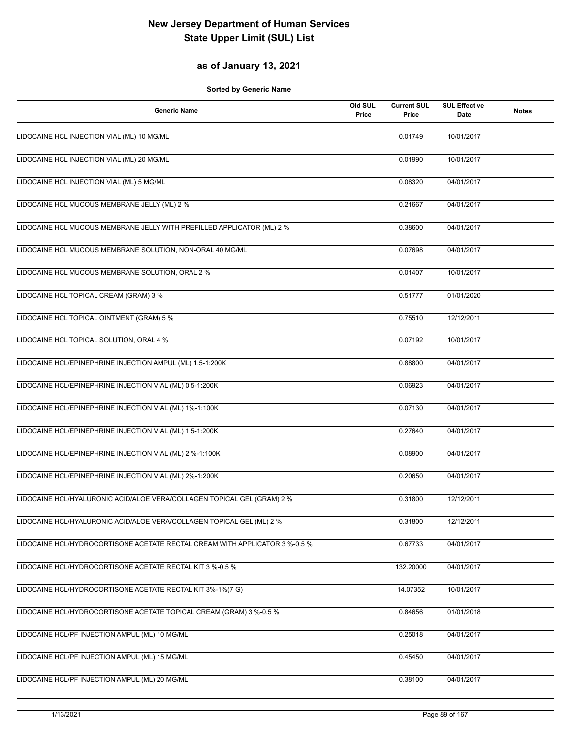# New Jersey Department of Human Services
# State Upper Limit (SUL) List

## as of January 13, 2021

**Sorted by Generic Name**

| Generic Name | Old SUL Price | Current SUL Price | SUL Effective Date | Notes |
|---|---|---|---|---|
| LIDOCAINE HCL INJECTION VIAL (ML) 10 MG/ML | | 0.01749 | 10/01/2017 | |
| LIDOCAINE HCL INJECTION VIAL (ML) 20 MG/ML | | 0.01990 | 10/01/2017 | |
| LIDOCAINE HCL INJECTION VIAL (ML) 5 MG/ML | | 0.08320 | 04/01/2017 | |
| LIDOCAINE HCL MUCOUS MEMBRANE JELLY (ML) 2 % | | 0.21667 | 04/01/2017 | |
| LIDOCAINE HCL MUCOUS MEMBRANE JELLY WITH PREFILLED APPLICATOR (ML) 2 % | | 0.38600 | 04/01/2017 | |
| LIDOCAINE HCL MUCOUS MEMBRANE SOLUTION, NON-ORAL 40 MG/ML | | 0.07698 | 04/01/2017 | |
| LIDOCAINE HCL MUCOUS MEMBRANE SOLUTION, ORAL 2 % | | 0.01407 | 10/01/2017 | |
| LIDOCAINE HCL TOPICAL CREAM (GRAM) 3 % | | 0.51777 | 01/01/2020 | |
| LIDOCAINE HCL TOPICAL OINTMENT (GRAM) 5 % | | 0.75510 | 12/12/2011 | |
| LIDOCAINE HCL TOPICAL SOLUTION, ORAL 4 % | | 0.07192 | 10/01/2017 | |
| LIDOCAINE HCL/EPINEPHRINE INJECTION AMPUL (ML) 1.5-1:200K | | 0.88800 | 04/01/2017 | |
| LIDOCAINE HCL/EPINEPHRINE INJECTION VIAL (ML) 0.5-1:200K | | 0.06923 | 04/01/2017 | |
| LIDOCAINE HCL/EPINEPHRINE INJECTION VIAL (ML) 1%-1:100K | | 0.07130 | 04/01/2017 | |
| LIDOCAINE HCL/EPINEPHRINE INJECTION VIAL (ML) 1.5-1:200K | | 0.27640 | 04/01/2017 | |
| LIDOCAINE HCL/EPINEPHRINE INJECTION VIAL (ML) 2 %-1:100K | | 0.08900 | 04/01/2017 | |
| LIDOCAINE HCL/EPINEPHRINE INJECTION VIAL (ML) 2%-1:200K | | 0.20650 | 04/01/2017 | |
| LIDOCAINE HCL/HYALURONIC ACID/ALOE VERA/COLLAGEN TOPICAL GEL (GRAM) 2 % | | 0.31800 | 12/12/2011 | |
| LIDOCAINE HCL/HYALURONIC ACID/ALOE VERA/COLLAGEN TOPICAL GEL (ML) 2 % | | 0.31800 | 12/12/2011 | |
| LIDOCAINE HCL/HYDROCORTISONE ACETATE RECTAL CREAM WITH APPLICATOR 3 %-0.5 % | | 0.67733 | 04/01/2017 | |
| LIDOCAINE HCL/HYDROCORTISONE ACETATE RECTAL KIT 3 %-0.5 % | | 132.20000 | 04/01/2017 | |
| LIDOCAINE HCL/HYDROCORTISONE ACETATE RECTAL KIT 3%-1%(7 G) | | 14.07352 | 10/01/2017 | |
| LIDOCAINE HCL/HYDROCORTISONE ACETATE TOPICAL CREAM (GRAM) 3 %-0.5 % | | 0.84656 | 01/01/2018 | |
| LIDOCAINE HCL/PF INJECTION AMPUL (ML) 10 MG/ML | | 0.25018 | 04/01/2017 | |
| LIDOCAINE HCL/PF INJECTION AMPUL (ML) 15 MG/ML | | 0.45450 | 04/01/2017 | |
| LIDOCAINE HCL/PF INJECTION AMPUL (ML) 20 MG/ML | | 0.38100 | 04/01/2017 | |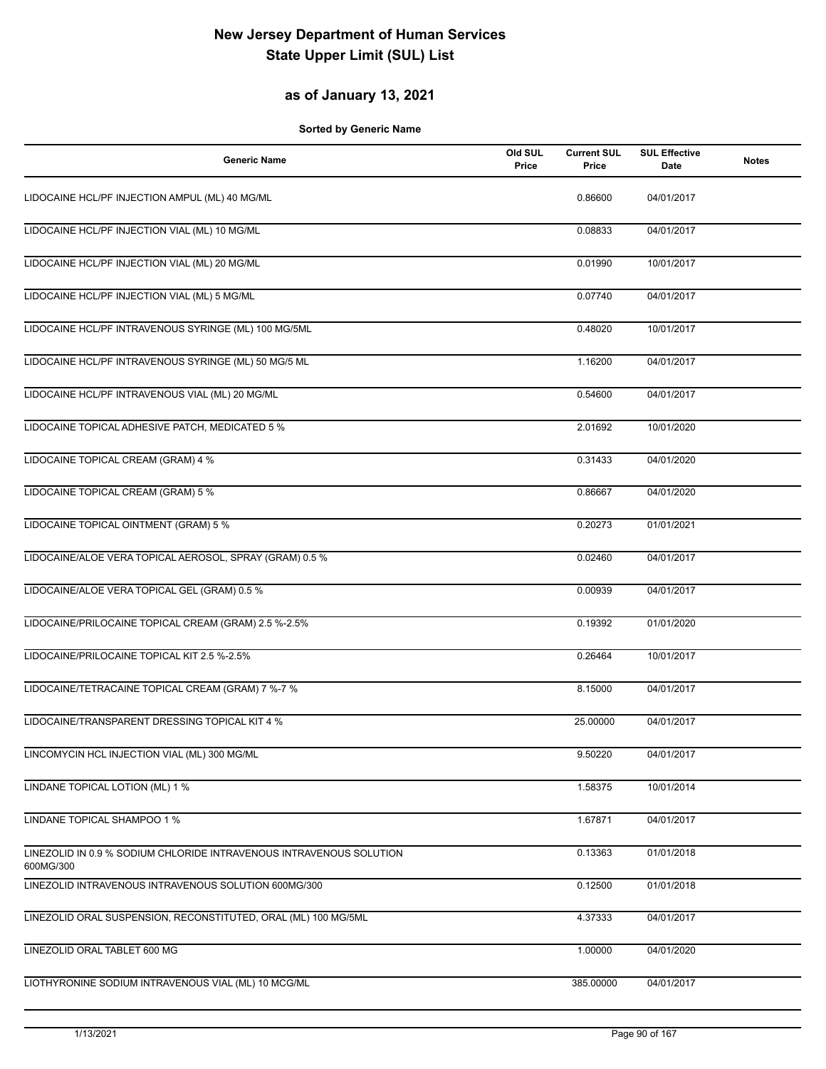# New Jersey Department of Human Services
# State Upper Limit (SUL) List

## as of January 13, 2021

**Sorted by Generic Name**

| Generic Name | Old SUL Price | Current SUL Price | SUL Effective Date | Notes |
|---|---|---|---|---|
| LIDOCAINE HCL/PF INJECTION AMPUL (ML) 40 MG/ML | | 0.86600 | 04/01/2017 | |
| LIDOCAINE HCL/PF INJECTION VIAL (ML) 10 MG/ML | | 0.08833 | 04/01/2017 | |
| LIDOCAINE HCL/PF INJECTION VIAL (ML) 20 MG/ML | | 0.01990 | 10/01/2017 | |
| LIDOCAINE HCL/PF INJECTION VIAL (ML) 5 MG/ML | | 0.07740 | 04/01/2017 | |
| LIDOCAINE HCL/PF INTRAVENOUS SYRINGE (ML) 100 MG/5ML | | 0.48020 | 10/01/2017 | |
| LIDOCAINE HCL/PF INTRAVENOUS SYRINGE (ML) 50 MG/5 ML | | 1.16200 | 04/01/2017 | |
| LIDOCAINE HCL/PF INTRAVENOUS VIAL (ML) 20 MG/ML | | 0.54600 | 04/01/2017 | |
| LIDOCAINE TOPICAL ADHESIVE PATCH, MEDICATED 5 % | | 2.01692 | 10/01/2020 | |
| LIDOCAINE TOPICAL CREAM (GRAM) 4 % | | 0.31433 | 04/01/2020 | |
| LIDOCAINE TOPICAL CREAM (GRAM) 5 % | | 0.86667 | 04/01/2020 | |
| LIDOCAINE TOPICAL OINTMENT (GRAM) 5 % | | 0.20273 | 01/01/2021 | |
| LIDOCAINE/ALOE VERA TOPICAL AEROSOL, SPRAY (GRAM) 0.5 % | | 0.02460 | 04/01/2017 | |
| LIDOCAINE/ALOE VERA TOPICAL GEL (GRAM) 0.5 % | | 0.00939 | 04/01/2017 | |
| LIDOCAINE/PRILOCAINE TOPICAL CREAM (GRAM) 2.5 %-2.5% | | 0.19392 | 01/01/2020 | |
| LIDOCAINE/PRILOCAINE TOPICAL KIT 2.5 %-2.5% | | 0.26464 | 10/01/2017 | |
| LIDOCAINE/TETRACAINE TOPICAL CREAM (GRAM) 7 %-7 % | | 8.15000 | 04/01/2017 | |
| LIDOCAINE/TRANSPARENT DRESSING TOPICAL KIT 4 % | | 25.00000 | 04/01/2017 | |
| LINCOMYCIN HCL INJECTION VIAL (ML) 300 MG/ML | | 9.50220 | 04/01/2017 | |
| LINDANE TOPICAL LOTION (ML) 1 % | | 1.58375 | 10/01/2014 | |
| LINDANE TOPICAL SHAMPOO 1 % | | 1.67871 | 04/01/2017 | |
| LINEZOLID IN 0.9 % SODIUM CHLORIDE INTRAVENOUS INTRAVENOUS SOLUTION 600MG/300 | | 0.13363 | 01/01/2018 | |
| LINEZOLID INTRAVENOUS INTRAVENOUS SOLUTION 600MG/300 | | 0.12500 | 01/01/2018 | |
| LINEZOLID ORAL SUSPENSION, RECONSTITUTED, ORAL (ML) 100 MG/5ML | | 4.37333 | 04/01/2017 | |
| LINEZOLID ORAL TABLET 600 MG | | 1.00000 | 04/01/2020 | |
| LIOTHYRONINE SODIUM INTRAVENOUS VIAL (ML) 10 MCG/ML | | 385.00000 | 04/01/2017 | |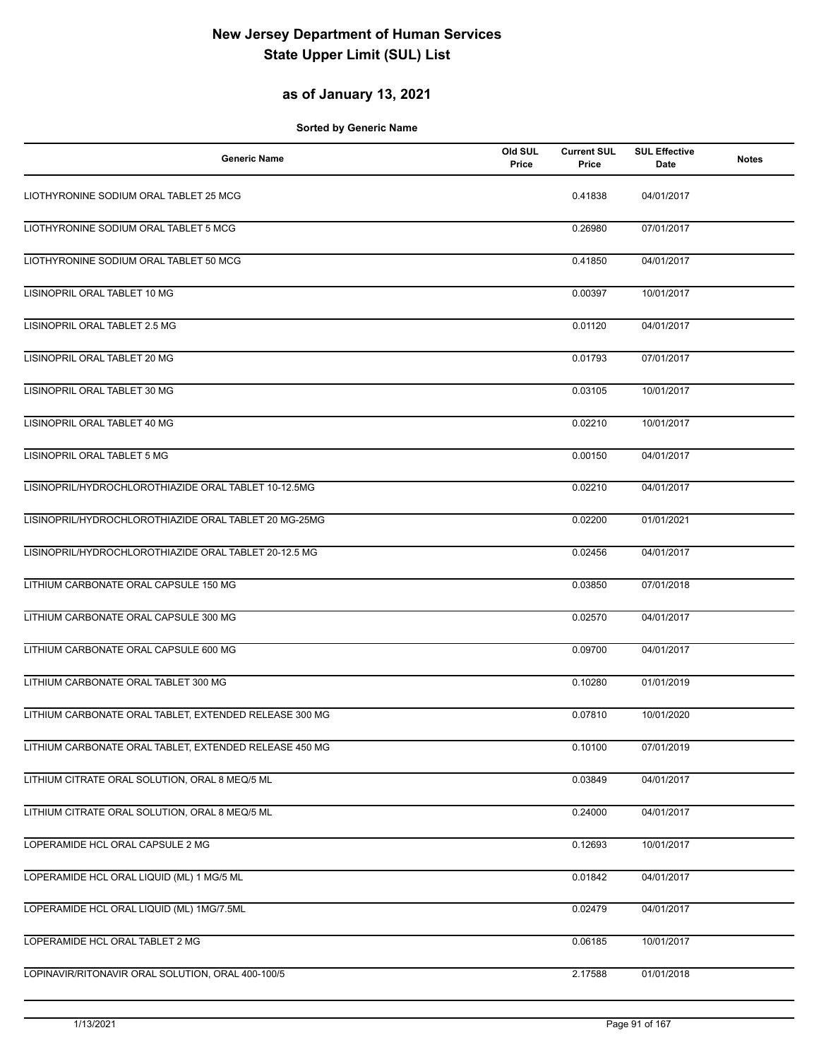# New Jersey Department of Human Services
# State Upper Limit (SUL) List

## as of January 13, 2021

**Sorted by Generic Name**

| Generic Name | Old SUL Price | Current SUL Price | SUL Effective Date | Notes |
|---|---|---|---|---|
| LIOTHYRONINE SODIUM ORAL TABLET 25 MCG | | 0.41838 | 04/01/2017 | |
| LIOTHYRONINE SODIUM ORAL TABLET 5 MCG | | 0.26980 | 07/01/2017 | |
| LIOTHYRONINE SODIUM ORAL TABLET 50 MCG | | 0.41850 | 04/01/2017 | |
| LISINOPRIL ORAL TABLET 10 MG | | 0.00397 | 10/01/2017 | |
| LISINOPRIL ORAL TABLET 2.5 MG | | 0.01120 | 04/01/2017 | |
| LISINOPRIL ORAL TABLET 20 MG | | 0.01793 | 07/01/2017 | |
| LISINOPRIL ORAL TABLET 30 MG | | 0.03105 | 10/01/2017 | |
| LISINOPRIL ORAL TABLET 40 MG | | 0.02210 | 10/01/2017 | |
| LISINOPRIL ORAL TABLET 5 MG | | 0.00150 | 04/01/2017 | |
| LISINOPRIL/HYDROCHLOROTHIAZIDE ORAL TABLET 10-12.5MG | | 0.02210 | 04/01/2017 | |
| LISINOPRIL/HYDROCHLOROTHIAZIDE ORAL TABLET 20 MG-25MG | | 0.02200 | 01/01/2021 | |
| LISINOPRIL/HYDROCHLOROTHIAZIDE ORAL TABLET 20-12.5 MG | | 0.02456 | 04/01/2017 | |
| LITHIUM CARBONATE ORAL CAPSULE 150 MG | | 0.03850 | 07/01/2018 | |
| LITHIUM CARBONATE ORAL CAPSULE 300 MG | | 0.02570 | 04/01/2017 | |
| LITHIUM CARBONATE ORAL CAPSULE 600 MG | | 0.09700 | 04/01/2017 | |
| LITHIUM CARBONATE ORAL TABLET 300 MG | | 0.10280 | 01/01/2019 | |
| LITHIUM CARBONATE ORAL TABLET, EXTENDED RELEASE 300 MG | | 0.07810 | 10/01/2020 | |
| LITHIUM CARBONATE ORAL TABLET, EXTENDED RELEASE 450 MG | | 0.10100 | 07/01/2019 | |
| LITHIUM CITRATE ORAL SOLUTION, ORAL 8 MEQ/5 ML | | 0.03849 | 04/01/2017 | |
| LITHIUM CITRATE ORAL SOLUTION, ORAL 8 MEQ/5 ML | | 0.24000 | 04/01/2017 | |
| LOPERAMIDE HCL ORAL CAPSULE 2 MG | | 0.12693 | 10/01/2017 | |
| LOPERAMIDE HCL ORAL LIQUID (ML) 1 MG/5 ML | | 0.01842 | 04/01/2017 | |
| LOPERAMIDE HCL ORAL LIQUID (ML) 1MG/7.5ML | | 0.02479 | 04/01/2017 | |
| LOPERAMIDE HCL ORAL TABLET 2 MG | | 0.06185 | 10/01/2017 | |
| LOPINAVIR/RITONAVIR ORAL SOLUTION, ORAL 400-100/5 | | 2.17588 | 01/01/2018 | |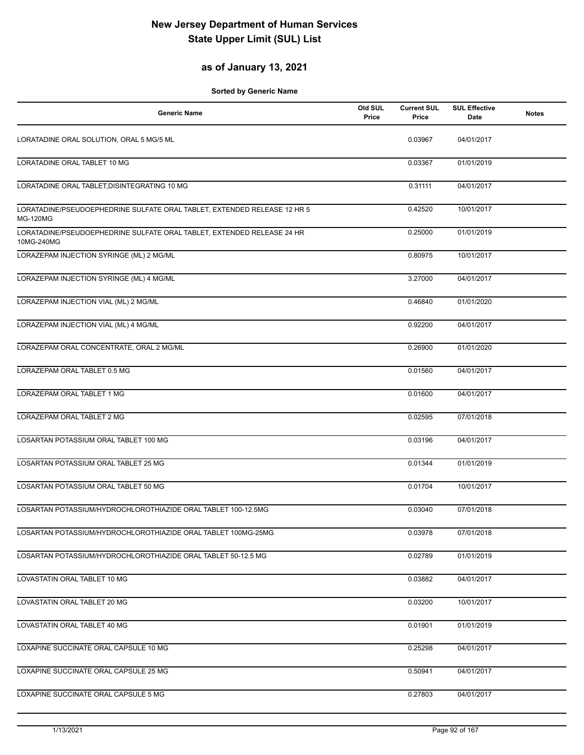# New Jersey Department of Human Services
# State Upper Limit (SUL) List

## as of January 13, 2021

**Sorted by Generic Name**

| Generic Name | Old SUL Price | Current SUL Price | SUL Effective Date | Notes |
|---|---|---|---|---|
| LORATADINE ORAL SOLUTION, ORAL 5 MG/5 ML | | 0.03967 | 04/01/2017 | |
| LORATADINE ORAL TABLET 10 MG | | 0.03367 | 01/01/2019 | |
| LORATADINE ORAL TABLET,DISINTEGRATING 10 MG | | 0.31111 | 04/01/2017 | |
| LORATADINE/PSEUDOEPHEDRINE SULFATE ORAL TABLET, EXTENDED RELEASE 12 HR 5 MG-120MG | | 0.42520 | 10/01/2017 | |
| LORATADINE/PSEUDOEPHEDRINE SULFATE ORAL TABLET, EXTENDED RELEASE 24 HR 10MG-240MG | | 0.25000 | 01/01/2019 | |
| LORAZEPAM INJECTION SYRINGE (ML) 2 MG/ML | | 0.80975 | 10/01/2017 | |
| LORAZEPAM INJECTION SYRINGE (ML) 4 MG/ML | | 3.27000 | 04/01/2017 | |
| LORAZEPAM INJECTION VIAL (ML) 2 MG/ML | | 0.46840 | 01/01/2020 | |
| LORAZEPAM INJECTION VIAL (ML) 4 MG/ML | | 0.92200 | 04/01/2017 | |
| LORAZEPAM ORAL CONCENTRATE, ORAL 2 MG/ML | | 0.26900 | 01/01/2020 | |
| LORAZEPAM ORAL TABLET 0.5 MG | | 0.01560 | 04/01/2017 | |
| LORAZEPAM ORAL TABLET 1 MG | | 0.01600 | 04/01/2017 | |
| LORAZEPAM ORAL TABLET 2 MG | | 0.02595 | 07/01/2018 | |
| LOSARTAN POTASSIUM ORAL TABLET 100 MG | | 0.03196 | 04/01/2017 | |
| LOSARTAN POTASSIUM ORAL TABLET 25 MG | | 0.01344 | 01/01/2019 | |
| LOSARTAN POTASSIUM ORAL TABLET 50 MG | | 0.01704 | 10/01/2017 | |
| LOSARTAN POTASSIUM/HYDROCHLOROTHIAZIDE ORAL TABLET 100-12.5MG | | 0.03040 | 07/01/2018 | |
| LOSARTAN POTASSIUM/HYDROCHLOROTHIAZIDE ORAL TABLET 100MG-25MG | | 0.03978 | 07/01/2018 | |
| LOSARTAN POTASSIUM/HYDROCHLOROTHIAZIDE ORAL TABLET 50-12.5 MG | | 0.02789 | 01/01/2019 | |
| LOVASTATIN ORAL TABLET 10 MG | | 0.03882 | 04/01/2017 | |
| LOVASTATIN ORAL TABLET 20 MG | | 0.03200 | 10/01/2017 | |
| LOVASTATIN ORAL TABLET 40 MG | | 0.01901 | 01/01/2019 | |
| LOXAPINE SUCCINATE ORAL CAPSULE 10 MG | | 0.25298 | 04/01/2017 | |
| LOXAPINE SUCCINATE ORAL CAPSULE 25 MG | | 0.50941 | 04/01/2017 | |
| LOXAPINE SUCCINATE ORAL CAPSULE 5 MG | | 0.27803 | 04/01/2017 | |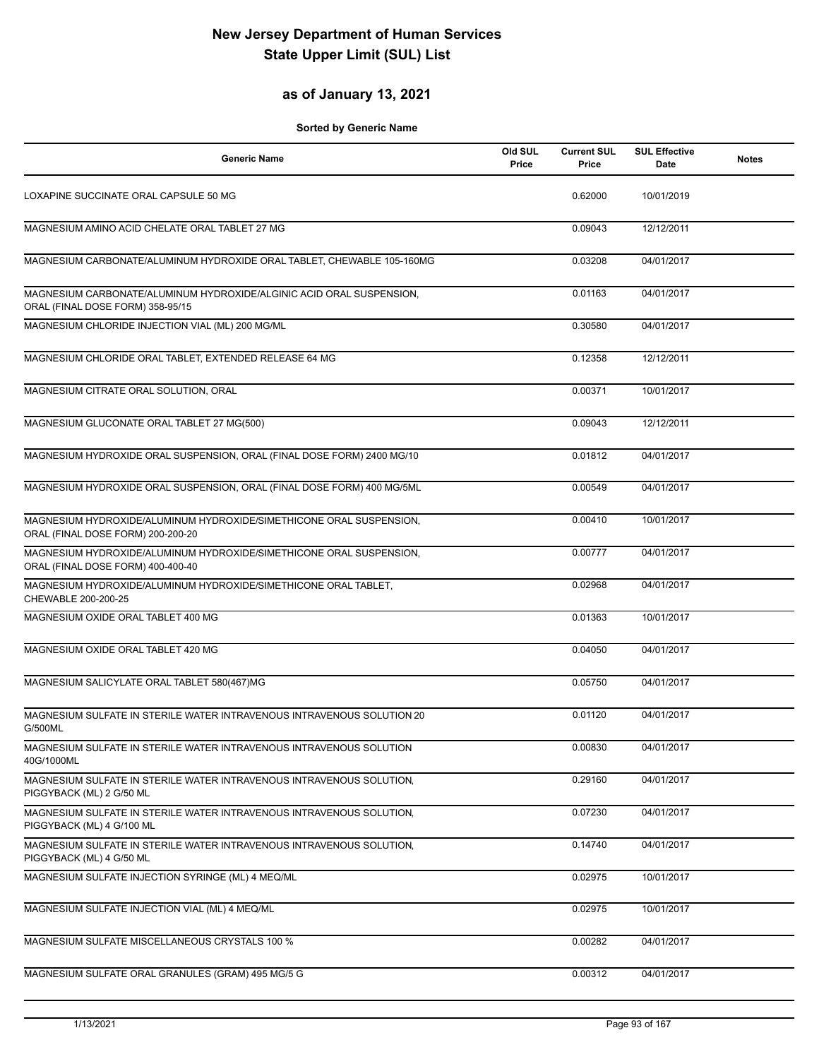# New Jersey Department of Human Services
# State Upper Limit (SUL) List

## as of January 13, 2021

**Sorted by Generic Name**

| Generic Name | Old SUL Price | Current SUL Price | SUL Effective Date | Notes |
|---|---|---|---|---|
| LOXAPINE SUCCINATE ORAL CAPSULE 50 MG | | 0.62000 | 10/01/2019 | |
| MAGNESIUM AMINO ACID CHELATE ORAL TABLET 27 MG | | 0.09043 | 12/12/2011 | |
| MAGNESIUM CARBONATE/ALUMINUM HYDROXIDE ORAL TABLET, CHEWABLE 105-160MG | | 0.03208 | 04/01/2017 | |
| MAGNESIUM CARBONATE/ALUMINUM HYDROXIDE/ALGINIC ACID ORAL SUSPENSION, ORAL (FINAL DOSE FORM) 358-95/15 | | 0.01163 | 04/01/2017 | |
| MAGNESIUM CHLORIDE INJECTION VIAL (ML) 200 MG/ML | | 0.30580 | 04/01/2017 | |
| MAGNESIUM CHLORIDE ORAL TABLET, EXTENDED RELEASE 64 MG | | 0.12358 | 12/12/2011 | |
| MAGNESIUM CITRATE ORAL SOLUTION, ORAL | | 0.00371 | 10/01/2017 | |
| MAGNESIUM GLUCONATE ORAL TABLET 27 MG(500) | | 0.09043 | 12/12/2011 | |
| MAGNESIUM HYDROXIDE ORAL SUSPENSION, ORAL (FINAL DOSE FORM) 2400 MG/10 | | 0.01812 | 04/01/2017 | |
| MAGNESIUM HYDROXIDE ORAL SUSPENSION, ORAL (FINAL DOSE FORM) 400 MG/5ML | | 0.00549 | 04/01/2017 | |
| MAGNESIUM HYDROXIDE/ALUMINUM HYDROXIDE/SIMETHICONE ORAL SUSPENSION, ORAL (FINAL DOSE FORM) 200-200-20 | | 0.00410 | 10/01/2017 | |
| MAGNESIUM HYDROXIDE/ALUMINUM HYDROXIDE/SIMETHICONE ORAL SUSPENSION, ORAL (FINAL DOSE FORM) 400-400-40 | | 0.00777 | 04/01/2017 | |
| MAGNESIUM HYDROXIDE/ALUMINUM HYDROXIDE/SIMETHICONE ORAL TABLET, CHEWABLE 200-200-25 | | 0.02968 | 04/01/2017 | |
| MAGNESIUM OXIDE ORAL TABLET 400 MG | | 0.01363 | 10/01/2017 | |
| MAGNESIUM OXIDE ORAL TABLET 420 MG | | 0.04050 | 04/01/2017 | |
| MAGNESIUM SALICYLATE ORAL TABLET 580(467)MG | | 0.05750 | 04/01/2017 | |
| MAGNESIUM SULFATE IN STERILE WATER INTRAVENOUS INTRAVENOUS SOLUTION 20 G/500ML | | 0.01120 | 04/01/2017 | |
| MAGNESIUM SULFATE IN STERILE WATER INTRAVENOUS INTRAVENOUS SOLUTION 40G/1000ML | | 0.00830 | 04/01/2017 | |
| MAGNESIUM SULFATE IN STERILE WATER INTRAVENOUS INTRAVENOUS SOLUTION, PIGGYBACK (ML) 2 G/50 ML | | 0.29160 | 04/01/2017 | |
| MAGNESIUM SULFATE IN STERILE WATER INTRAVENOUS INTRAVENOUS SOLUTION, PIGGYBACK (ML) 4 G/100 ML | | 0.07230 | 04/01/2017 | |
| MAGNESIUM SULFATE IN STERILE WATER INTRAVENOUS INTRAVENOUS SOLUTION, PIGGYBACK (ML) 4 G/50 ML | | 0.14740 | 04/01/2017 | |
| MAGNESIUM SULFATE INJECTION SYRINGE (ML) 4 MEQ/ML | | 0.02975 | 10/01/2017 | |
| MAGNESIUM SULFATE INJECTION VIAL (ML) 4 MEQ/ML | | 0.02975 | 10/01/2017 | |
| MAGNESIUM SULFATE MISCELLANEOUS CRYSTALS 100 % | | 0.00282 | 04/01/2017 | |
| MAGNESIUM SULFATE ORAL GRANULES (GRAM) 495 MG/5 G | | 0.00312 | 04/01/2017 | |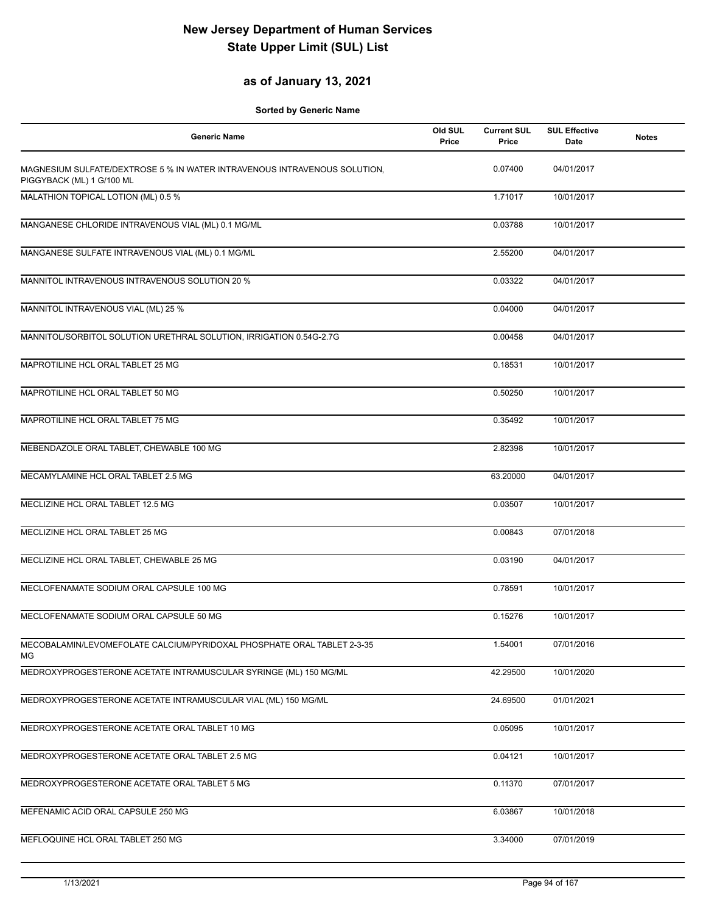# New Jersey Department of Human Services
# State Upper Limit (SUL) List

## as of January 13, 2021

**Sorted by Generic Name**

| Generic Name | Old SUL Price | Current SUL Price | SUL Effective Date | Notes |
|---|---|---|---|---|
| MAGNESIUM SULFATE/DEXTROSE 5 % IN WATER INTRAVENOUS INTRAVENOUS SOLUTION, PIGGYBACK (ML) 1 G/100 ML | | 0.07400 | 04/01/2017 | |
| MALATHION TOPICAL LOTION (ML) 0.5 % | | 1.71017 | 10/01/2017 | |
| MANGANESE CHLORIDE INTRAVENOUS VIAL (ML) 0.1 MG/ML | | 0.03788 | 10/01/2017 | |
| MANGANESE SULFATE INTRAVENOUS VIAL (ML) 0.1 MG/ML | | 2.55200 | 04/01/2017 | |
| MANNITOL INTRAVENOUS INTRAVENOUS SOLUTION 20 % | | 0.03322 | 04/01/2017 | |
| MANNITOL INTRAVENOUS VIAL (ML) 25 % | | 0.04000 | 04/01/2017 | |
| MANNITOL/SORBITOL SOLUTION URETHRAL SOLUTION, IRRIGATION 0.54G-2.7G | | 0.00458 | 04/01/2017 | |
| MAPROTILINE HCL ORAL TABLET 25 MG | | 0.18531 | 10/01/2017 | |
| MAPROTILINE HCL ORAL TABLET 50 MG | | 0.50250 | 10/01/2017 | |
| MAPROTILINE HCL ORAL TABLET 75 MG | | 0.35492 | 10/01/2017 | |
| MEBENDAZOLE ORAL TABLET, CHEWABLE 100 MG | | 2.82398 | 10/01/2017 | |
| MECAMYLAMINE HCL ORAL TABLET 2.5 MG | | 63.20000 | 04/01/2017 | |
| MECLIZINE HCL ORAL TABLET 12.5 MG | | 0.03507 | 10/01/2017 | |
| MECLIZINE HCL ORAL TABLET 25 MG | | 0.00843 | 07/01/2018 | |
| MECLIZINE HCL ORAL TABLET, CHEWABLE 25 MG | | 0.03190 | 04/01/2017 | |
| MECLOFENAMATE SODIUM ORAL CAPSULE 100 MG | | 0.78591 | 10/01/2017 | |
| MECLOFENAMATE SODIUM ORAL CAPSULE 50 MG | | 0.15276 | 10/01/2017 | |
| MECOBALAMIN/LEVOMEFOLATE CALCIUM/PYRIDOXAL PHOSPHATE ORAL TABLET 2-3-35 MG | | 1.54001 | 07/01/2016 | |
| MEDROXYPROGESTERONE ACETATE INTRAMUSCULAR SYRINGE (ML) 150 MG/ML | | 42.29500 | 10/01/2020 | |
| MEDROXYPROGESTERONE ACETATE INTRAMUSCULAR VIAL (ML) 150 MG/ML | | 24.69500 | 01/01/2021 | |
| MEDROXYPROGESTERONE ACETATE ORAL TABLET 10 MG | | 0.05095 | 10/01/2017 | |
| MEDROXYPROGESTERONE ACETATE ORAL TABLET 2.5 MG | | 0.04121 | 10/01/2017 | |
| MEDROXYPROGESTERONE ACETATE ORAL TABLET 5 MG | | 0.11370 | 07/01/2017 | |
| MEFENAMIC ACID ORAL CAPSULE 250 MG | | 6.03867 | 10/01/2018 | |
| MEFLOQUINE HCL ORAL TABLET 250 MG | | 3.34000 | 07/01/2019 | |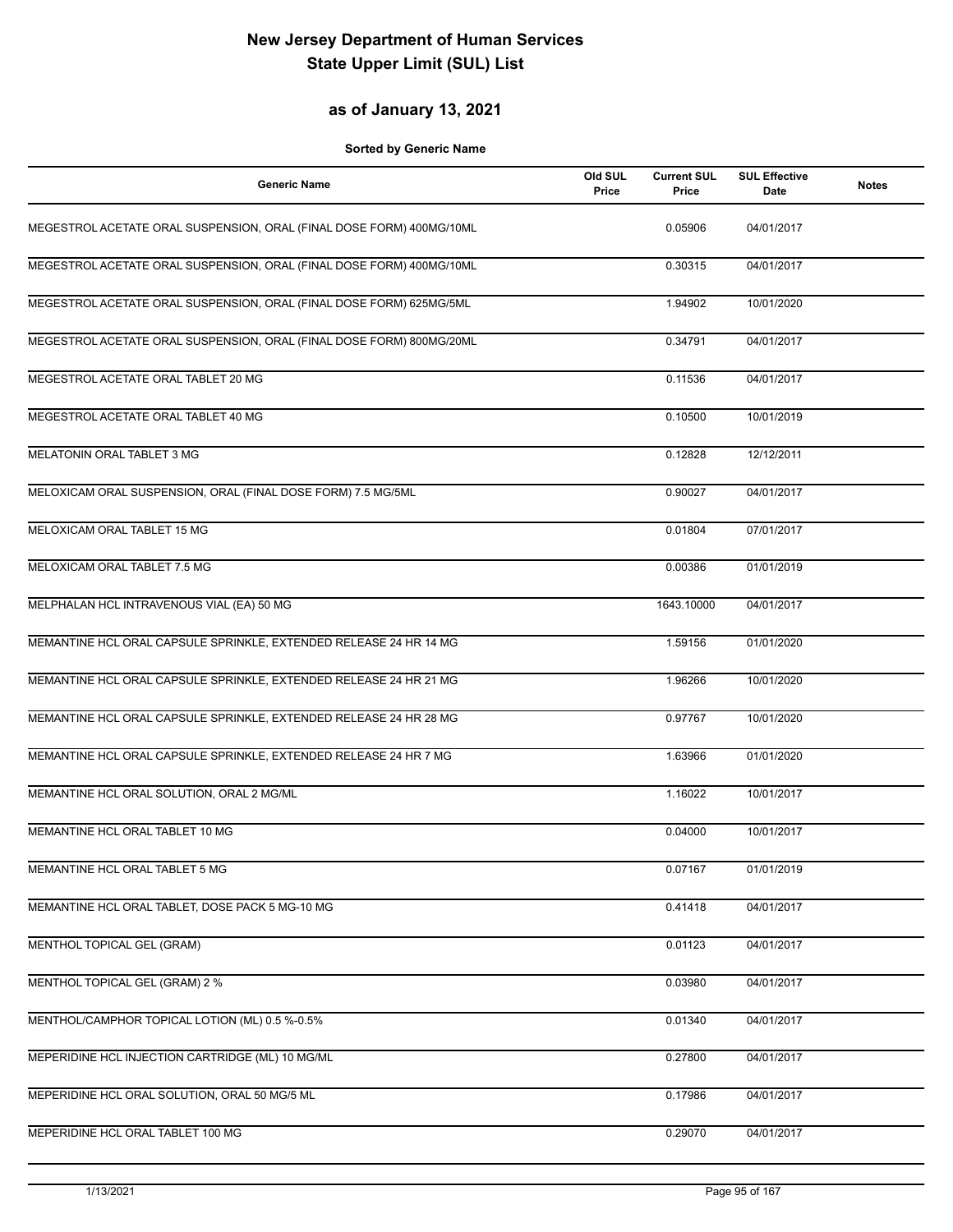# New Jersey Department of Human Services
# State Upper Limit (SUL) List

## as of January 13, 2021

**Sorted by Generic Name**

| Generic Name | Old SUL Price | Current SUL Price | SUL Effective Date | Notes |
|---|---|---|---|---|
| MEGESTROL ACETATE ORAL SUSPENSION, ORAL (FINAL DOSE FORM) 400MG/10ML | | 0.05906 | 04/01/2017 | |
| MEGESTROL ACETATE ORAL SUSPENSION, ORAL (FINAL DOSE FORM) 400MG/10ML | | 0.30315 | 04/01/2017 | |
| MEGESTROL ACETATE ORAL SUSPENSION, ORAL (FINAL DOSE FORM) 625MG/5ML | | 1.94902 | 10/01/2020 | |
| MEGESTROL ACETATE ORAL SUSPENSION, ORAL (FINAL DOSE FORM) 800MG/20ML | | 0.34791 | 04/01/2017 | |
| MEGESTROL ACETATE ORAL TABLET 20 MG | | 0.11536 | 04/01/2017 | |
| MEGESTROL ACETATE ORAL TABLET 40 MG | | 0.10500 | 10/01/2019 | |
| MELATONIN ORAL TABLET 3 MG | | 0.12828 | 12/12/2011 | |
| MELOXICAM ORAL SUSPENSION, ORAL (FINAL DOSE FORM) 7.5 MG/5ML | | 0.90027 | 04/01/2017 | |
| MELOXICAM ORAL TABLET 15 MG | | 0.01804 | 07/01/2017 | |
| MELOXICAM ORAL TABLET 7.5 MG | | 0.00386 | 01/01/2019 | |
| MELPHALAN HCL INTRAVENOUS VIAL (EA) 50 MG | | 1643.10000 | 04/01/2017 | |
| MEMANTINE HCL ORAL CAPSULE SPRINKLE, EXTENDED RELEASE 24 HR 14 MG | | 1.59156 | 01/01/2020 | |
| MEMANTINE HCL ORAL CAPSULE SPRINKLE, EXTENDED RELEASE 24 HR 21 MG | | 1.96266 | 10/01/2020 | |
| MEMANTINE HCL ORAL CAPSULE SPRINKLE, EXTENDED RELEASE 24 HR 28 MG | | 0.97767 | 10/01/2020 | |
| MEMANTINE HCL ORAL CAPSULE SPRINKLE, EXTENDED RELEASE 24 HR 7 MG | | 1.63966 | 01/01/2020 | |
| MEMANTINE HCL ORAL SOLUTION, ORAL 2 MG/ML | | 1.16022 | 10/01/2017 | |
| MEMANTINE HCL ORAL TABLET 10 MG | | 0.04000 | 10/01/2017 | |
| MEMANTINE HCL ORAL TABLET 5 MG | | 0.07167 | 01/01/2019 | |
| MEMANTINE HCL ORAL TABLET, DOSE PACK 5 MG-10 MG | | 0.41418 | 04/01/2017 | |
| MENTHOL TOPICAL GEL (GRAM) | | 0.01123 | 04/01/2017 | |
| MENTHOL TOPICAL GEL (GRAM) 2 % | | 0.03980 | 04/01/2017 | |
| MENTHOL/CAMPHOR TOPICAL LOTION (ML) 0.5 %-0.5% | | 0.01340 | 04/01/2017 | |
| MEPERIDINE HCL INJECTION CARTRIDGE (ML) 10 MG/ML | | 0.27800 | 04/01/2017 | |
| MEPERIDINE HCL ORAL SOLUTION, ORAL 50 MG/5 ML | | 0.17986 | 04/01/2017 | |
| MEPERIDINE HCL ORAL TABLET 100 MG | | 0.29070 | 04/01/2017 | |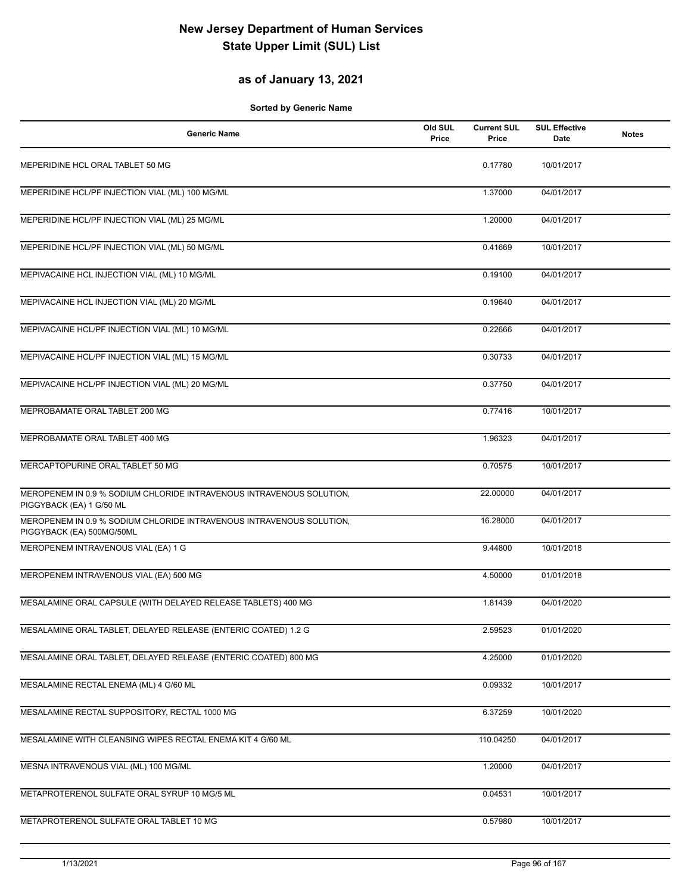# New Jersey Department of Human Services
# State Upper Limit (SUL) List

## as of January 13, 2021

**Sorted by Generic Name**

| Generic Name | Old SUL Price | Current SUL Price | SUL Effective Date | Notes |
|---|---|---|---|---|
| MEPERIDINE HCL ORAL TABLET 50 MG | | 0.17780 | 10/01/2017 | |
| MEPERIDINE HCL/PF INJECTION VIAL (ML) 100 MG/ML | | 1.37000 | 04/01/2017 | |
| MEPERIDINE HCL/PF INJECTION VIAL (ML) 25 MG/ML | | 1.20000 | 04/01/2017 | |
| MEPERIDINE HCL/PF INJECTION VIAL (ML) 50 MG/ML | | 0.41669 | 10/01/2017 | |
| MEPIVACAINE HCL INJECTION VIAL (ML) 10 MG/ML | | 0.19100 | 04/01/2017 | |
| MEPIVACAINE HCL INJECTION VIAL (ML) 20 MG/ML | | 0.19640 | 04/01/2017 | |
| MEPIVACAINE HCL/PF INJECTION VIAL (ML) 10 MG/ML | | 0.22666 | 04/01/2017 | |
| MEPIVACAINE HCL/PF INJECTION VIAL (ML) 15 MG/ML | | 0.30733 | 04/01/2017 | |
| MEPIVACAINE HCL/PF INJECTION VIAL (ML) 20 MG/ML | | 0.37750 | 04/01/2017 | |
| MEPROBAMATE ORAL TABLET 200 MG | | 0.77416 | 10/01/2017 | |
| MEPROBAMATE ORAL TABLET 400 MG | | 1.96323 | 04/01/2017 | |
| MERCAPTOPURINE ORAL TABLET 50 MG | | 0.70575 | 10/01/2017 | |
| MEROPENEM IN 0.9 % SODIUM CHLORIDE INTRAVENOUS INTRAVENOUS SOLUTION, PIGGYBACK (EA) 1 G/50 ML | | 22.00000 | 04/01/2017 | |
| MEROPENEM IN 0.9 % SODIUM CHLORIDE INTRAVENOUS INTRAVENOUS SOLUTION, PIGGYBACK (EA) 500MG/50ML | | 16.28000 | 04/01/2017 | |
| MEROPENEM INTRAVENOUS VIAL (EA) 1 G | | 9.44800 | 10/01/2018 | |
| MEROPENEM INTRAVENOUS VIAL (EA) 500 MG | | 4.50000 | 01/01/2018 | |
| MESALAMINE ORAL CAPSULE (WITH DELAYED RELEASE TABLETS) 400 MG | | 1.81439 | 04/01/2020 | |
| MESALAMINE ORAL TABLET, DELAYED RELEASE (ENTERIC COATED) 1.2 G | | 2.59523 | 01/01/2020 | |
| MESALAMINE ORAL TABLET, DELAYED RELEASE (ENTERIC COATED) 800 MG | | 4.25000 | 01/01/2020 | |
| MESALAMINE RECTAL ENEMA (ML) 4 G/60 ML | | 0.09332 | 10/01/2017 | |
| MESALAMINE RECTAL SUPPOSITORY, RECTAL 1000 MG | | 6.37259 | 10/01/2020 | |
| MESALAMINE WITH CLEANSING WIPES RECTAL ENEMA KIT 4 G/60 ML | | 110.04250 | 04/01/2017 | |
| MESNA INTRAVENOUS VIAL (ML) 100 MG/ML | | 1.20000 | 04/01/2017 | |
| METAPROTERENOL SULFATE ORAL SYRUP 10 MG/5 ML | | 0.04531 | 10/01/2017 | |
| METAPROTERENOL SULFATE ORAL TABLET 10 MG | | 0.57980 | 10/01/2017 | |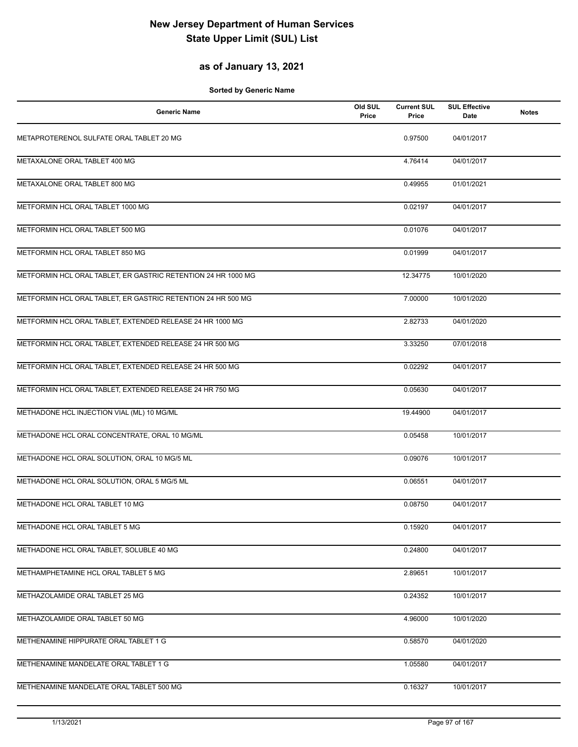# New Jersey Department of Human Services
# State Upper Limit (SUL) List

## as of January 13, 2021

**Sorted by Generic Name**

| Generic Name | Old SUL Price | Current SUL Price | SUL Effective Date | Notes |
|---|---|---|---|---|
| METAPROTERENOL SULFATE ORAL TABLET 20 MG | | 0.97500 | 04/01/2017 | |
| METAXALONE ORAL TABLET 400 MG | | 4.76414 | 04/01/2017 | |
| METAXALONE ORAL TABLET 800 MG | | 0.49955 | 01/01/2021 | |
| METFORMIN HCL ORAL TABLET 1000 MG | | 0.02197 | 04/01/2017 | |
| METFORMIN HCL ORAL TABLET 500 MG | | 0.01076 | 04/01/2017 | |
| METFORMIN HCL ORAL TABLET 850 MG | | 0.01999 | 04/01/2017 | |
| METFORMIN HCL ORAL TABLET, ER GASTRIC RETENTION 24 HR 1000 MG | | 12.34775 | 10/01/2020 | |
| METFORMIN HCL ORAL TABLET, ER GASTRIC RETENTION 24 HR 500 MG | | 7.00000 | 10/01/2020 | |
| METFORMIN HCL ORAL TABLET, EXTENDED RELEASE 24 HR 1000 MG | | 2.82733 | 04/01/2020 | |
| METFORMIN HCL ORAL TABLET, EXTENDED RELEASE 24 HR 500 MG | | 3.33250 | 07/01/2018 | |
| METFORMIN HCL ORAL TABLET, EXTENDED RELEASE 24 HR 500 MG | | 0.02292 | 04/01/2017 | |
| METFORMIN HCL ORAL TABLET, EXTENDED RELEASE 24 HR 750 MG | | 0.05630 | 04/01/2017 | |
| METHADONE HCL INJECTION VIAL (ML) 10 MG/ML | | 19.44900 | 04/01/2017 | |
| METHADONE HCL ORAL CONCENTRATE, ORAL 10 MG/ML | | 0.05458 | 10/01/2017 | |
| METHADONE HCL ORAL SOLUTION, ORAL 10 MG/5 ML | | 0.09076 | 10/01/2017 | |
| METHADONE HCL ORAL SOLUTION, ORAL 5 MG/5 ML | | 0.06551 | 04/01/2017 | |
| METHADONE HCL ORAL TABLET 10 MG | | 0.08750 | 04/01/2017 | |
| METHADONE HCL ORAL TABLET 5 MG | | 0.15920 | 04/01/2017 | |
| METHADONE HCL ORAL TABLET, SOLUBLE 40 MG | | 0.24800 | 04/01/2017 | |
| METHAMPHETAMINE HCL ORAL TABLET 5 MG | | 2.89651 | 10/01/2017 | |
| METHAZOLAMIDE ORAL TABLET 25 MG | | 0.24352 | 10/01/2017 | |
| METHAZOLAMIDE ORAL TABLET 50 MG | | 4.96000 | 10/01/2020 | |
| METHENAMINE HIPPURATE ORAL TABLET 1 G | | 0.58570 | 04/01/2020 | |
| METHENAMINE MANDELATE ORAL TABLET 1 G | | 1.05580 | 04/01/2017 | |
| METHENAMINE MANDELATE ORAL TABLET 500 MG | | 0.16327 | 10/01/2017 | |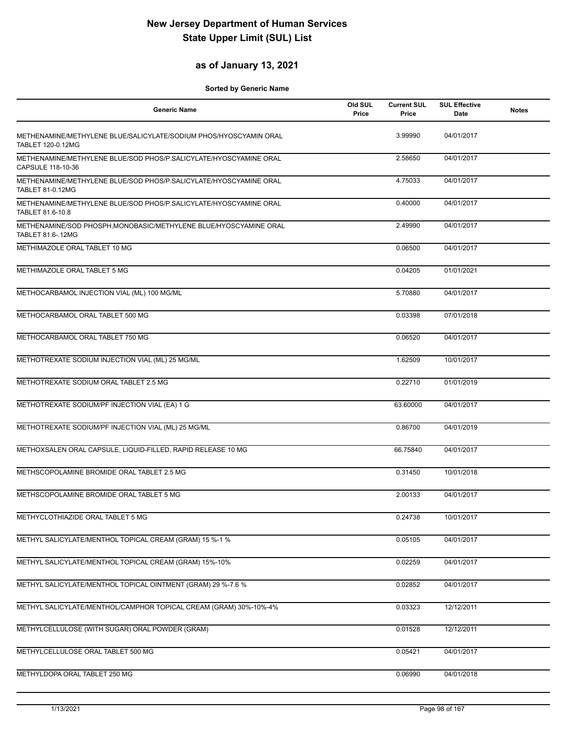# New Jersey Department of Human Services
# State Upper Limit (SUL) List

## as of January 13, 2021

**Sorted by Generic Name**

| Generic Name | Old SUL Price | Current SUL Price | SUL Effective Date | Notes |
|---|---|---|---|---|
| METHENAMINE/METHYLENE BLUE/SALICYLATE/SODIUM PHOS/HYOSCYAMIN ORAL TABLET 120-0.12MG | | 3.99990 | 04/01/2017 | |
| METHENAMINE/METHYLENE BLUE/SOD PHOS/P.SALICYLATE/HYOSCYAMINE ORAL CAPSULE 118-10-36 | | 2.58650 | 04/01/2017 | |
| METHENAMINE/METHYLENE BLUE/SOD PHOS/P.SALICYLATE/HYOSCYAMINE ORAL TABLET 81-0.12MG | | 4.75033 | 04/01/2017 | |
| METHENAMINE/METHYLENE BLUE/SOD PHOS/P.SALICYLATE/HYOSCYAMINE ORAL TABLET 81.6-10.8 | | 0.40000 | 04/01/2017 | |
| METHENAMINE/SOD PHOSPH,MONOBASIC/METHYLENE BLUE/HYOSCYAMINE ORAL TABLET 81.6-.12MG | | 2.49990 | 04/01/2017 | |
| METHIMAZOLE ORAL TABLET 10 MG | | 0.06500 | 04/01/2017 | |
| METHIMAZOLE ORAL TABLET 5 MG | | 0.04205 | 01/01/2021 | |
| METHOCARBAMOL INJECTION VIAL (ML) 100 MG/ML | | 5.70880 | 04/01/2017 | |
| METHOCARBAMOL ORAL TABLET 500 MG | | 0.03398 | 07/01/2018 | |
| METHOCARBAMOL ORAL TABLET 750 MG | | 0.06520 | 04/01/2017 | |
| METHOTREXATE SODIUM INJECTION VIAL (ML) 25 MG/ML | | 1.62509 | 10/01/2017 | |
| METHOTREXATE SODIUM ORAL TABLET 2.5 MG | | 0.22710 | 01/01/2019 | |
| METHOTREXATE SODIUM/PF INJECTION VIAL (EA) 1 G | | 63.60000 | 04/01/2017 | |
| METHOTREXATE SODIUM/PF INJECTION VIAL (ML) 25 MG/ML | | 0.86700 | 04/01/2019 | |
| METHOXSALEN ORAL CAPSULE, LIQUID-FILLED, RAPID RELEASE 10 MG | | 66.75840 | 04/01/2017 | |
| METHSCOPOLAMINE BROMIDE ORAL TABLET 2.5 MG | | 0.31450 | 10/01/2018 | |
| METHSCOPOLAMINE BROMIDE ORAL TABLET 5 MG | | 2.00133 | 04/01/2017 | |
| METHYCLOTHIAZIDE ORAL TABLET 5 MG | | 0.24738 | 10/01/2017 | |
| METHYL SALICYLATE/MENTHOL TOPICAL CREAM (GRAM) 15 %-1 % | | 0.05105 | 04/01/2017 | |
| METHYL SALICYLATE/MENTHOL TOPICAL CREAM (GRAM) 15%-10% | | 0.02259 | 04/01/2017 | |
| METHYL SALICYLATE/MENTHOL TOPICAL OINTMENT (GRAM) 29 %-7.6 % | | 0.02852 | 04/01/2017 | |
| METHYL SALICYLATE/MENTHOL/CAMPHOR TOPICAL CREAM (GRAM) 30%-10%-4% | | 0.03323 | 12/12/2011 | |
| METHYLCELLULOSE (WITH SUGAR) ORAL POWDER (GRAM) | | 0.01528 | 12/12/2011 | |
| METHYLCELLULOSE ORAL TABLET 500 MG | | 0.05421 | 04/01/2017 | |
| METHYLDOPA ORAL TABLET 250 MG | | 0.06990 | 04/01/2018 | |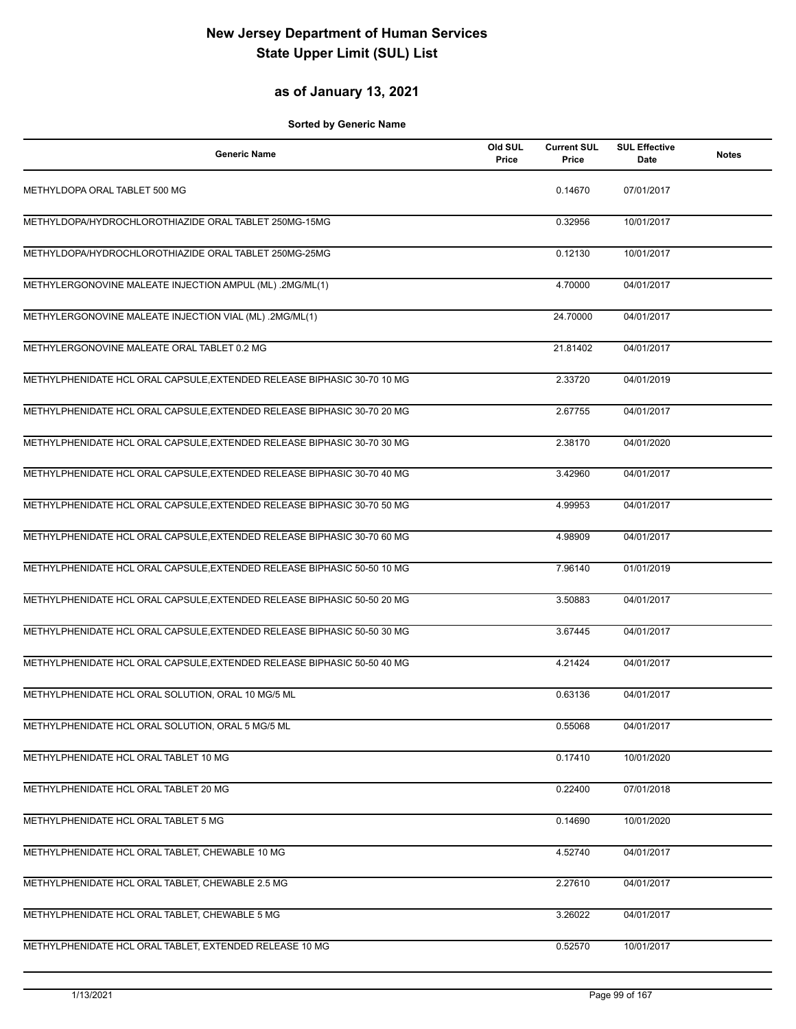# New Jersey Department of Human Services
# State Upper Limit (SUL) List

## as of January 13, 2021

**Sorted by Generic Name**

| Generic Name | Old SUL Price | Current SUL Price | SUL Effective Date | Notes |
|---|---|---|---|---|
| METHYLDOPA ORAL TABLET 500 MG | | 0.14670 | 07/01/2017 | |
| METHYLDOPA/HYDROCHLOROTHIAZIDE ORAL TABLET 250MG-15MG | | 0.32956 | 10/01/2017 | |
| METHYLDOPA/HYDROCHLOROTHIAZIDE ORAL TABLET 250MG-25MG | | 0.12130 | 10/01/2017 | |
| METHYLERGONOVINE MALEATE INJECTION AMPUL (ML) .2MG/ML(1) | | 4.70000 | 04/01/2017 | |
| METHYLERGONOVINE MALEATE INJECTION VIAL (ML) .2MG/ML(1) | | 24.70000 | 04/01/2017 | |
| METHYLERGONOVINE MALEATE ORAL TABLET 0.2 MG | | 21.81402 | 04/01/2017 | |
| METHYLPHENIDATE HCL ORAL CAPSULE,EXTENDED RELEASE BIPHASIC 30-70 10 MG | | 2.33720 | 04/01/2019 | |
| METHYLPHENIDATE HCL ORAL CAPSULE,EXTENDED RELEASE BIPHASIC 30-70 20 MG | | 2.67755 | 04/01/2017 | |
| METHYLPHENIDATE HCL ORAL CAPSULE,EXTENDED RELEASE BIPHASIC 30-70 30 MG | | 2.38170 | 04/01/2020 | |
| METHYLPHENIDATE HCL ORAL CAPSULE,EXTENDED RELEASE BIPHASIC 30-70 40 MG | | 3.42960 | 04/01/2017 | |
| METHYLPHENIDATE HCL ORAL CAPSULE,EXTENDED RELEASE BIPHASIC 30-70 50 MG | | 4.99953 | 04/01/2017 | |
| METHYLPHENIDATE HCL ORAL CAPSULE,EXTENDED RELEASE BIPHASIC 30-70 60 MG | | 4.98909 | 04/01/2017 | |
| METHYLPHENIDATE HCL ORAL CAPSULE,EXTENDED RELEASE BIPHASIC 50-50 10 MG | | 7.96140 | 01/01/2019 | |
| METHYLPHENIDATE HCL ORAL CAPSULE,EXTENDED RELEASE BIPHASIC 50-50 20 MG | | 3.50883 | 04/01/2017 | |
| METHYLPHENIDATE HCL ORAL CAPSULE,EXTENDED RELEASE BIPHASIC 50-50 30 MG | | 3.67445 | 04/01/2017 | |
| METHYLPHENIDATE HCL ORAL CAPSULE,EXTENDED RELEASE BIPHASIC 50-50 40 MG | | 4.21424 | 04/01/2017 | |
| METHYLPHENIDATE HCL ORAL SOLUTION, ORAL 10 MG/5 ML | | 0.63136 | 04/01/2017 | |
| METHYLPHENIDATE HCL ORAL SOLUTION, ORAL 5 MG/5 ML | | 0.55068 | 04/01/2017 | |
| METHYLPHENIDATE HCL ORAL TABLET 10 MG | | 0.17410 | 10/01/2020 | |
| METHYLPHENIDATE HCL ORAL TABLET 20 MG | | 0.22400 | 07/01/2018 | |
| METHYLPHENIDATE HCL ORAL TABLET 5 MG | | 0.14690 | 10/01/2020 | |
| METHYLPHENIDATE HCL ORAL TABLET, CHEWABLE 10 MG | | 4.52740 | 04/01/2017 | |
| METHYLPHENIDATE HCL ORAL TABLET, CHEWABLE 2.5 MG | | 2.27610 | 04/01/2017 | |
| METHYLPHENIDATE HCL ORAL TABLET, CHEWABLE 5 MG | | 3.26022 | 04/01/2017 | |
| METHYLPHENIDATE HCL ORAL TABLET, EXTENDED RELEASE 10 MG | | 0.52570 | 10/01/2017 | |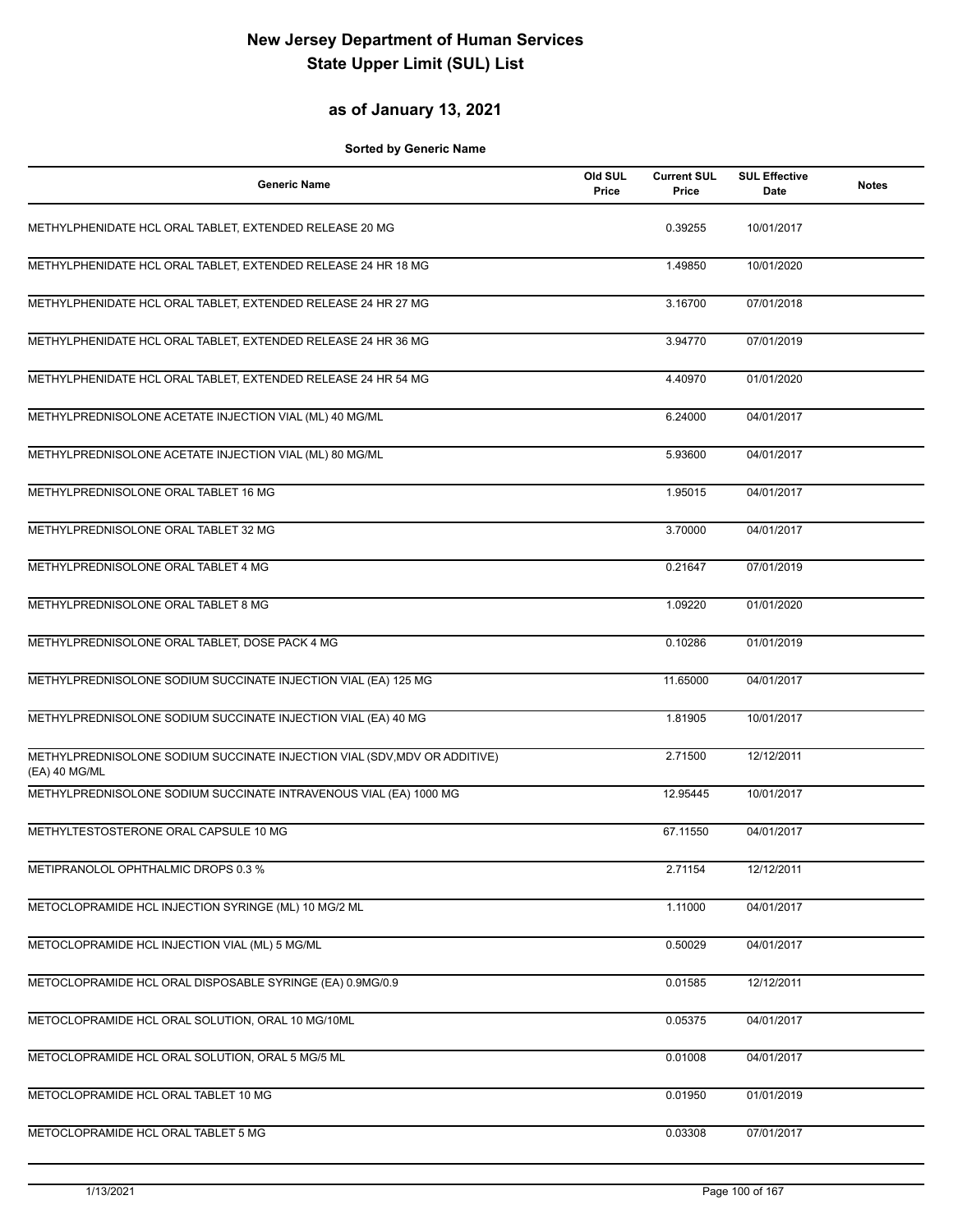# New Jersey Department of Human Services
# State Upper Limit (SUL) List

## as of January 13, 2021

**Sorted by Generic Name**

| Generic Name | Old SUL Price | Current SUL Price | SUL Effective Date | Notes |
|---|---|---|---|---|
| METHYLPHENIDATE HCL ORAL TABLET, EXTENDED RELEASE 20 MG | | 0.39255 | 10/01/2017 | |
| METHYLPHENIDATE HCL ORAL TABLET, EXTENDED RELEASE 24 HR 18 MG | | 1.49850 | 10/01/2020 | |
| METHYLPHENIDATE HCL ORAL TABLET, EXTENDED RELEASE 24 HR 27 MG | | 3.16700 | 07/01/2018 | |
| METHYLPHENIDATE HCL ORAL TABLET, EXTENDED RELEASE 24 HR 36 MG | | 3.94770 | 07/01/2019 | |
| METHYLPHENIDATE HCL ORAL TABLET, EXTENDED RELEASE 24 HR 54 MG | | 4.40970 | 01/01/2020 | |
| METHYLPREDNISOLONE ACETATE INJECTION VIAL (ML) 40 MG/ML | | 6.24000 | 04/01/2017 | |
| METHYLPREDNISOLONE ACETATE INJECTION VIAL (ML) 80 MG/ML | | 5.93600 | 04/01/2017 | |
| METHYLPREDNISOLONE ORAL TABLET 16 MG | | 1.95015 | 04/01/2017 | |
| METHYLPREDNISOLONE ORAL TABLET 32 MG | | 3.70000 | 04/01/2017 | |
| METHYLPREDNISOLONE ORAL TABLET 4 MG | | 0.21647 | 07/01/2019 | |
| METHYLPREDNISOLONE ORAL TABLET 8 MG | | 1.09220 | 01/01/2020 | |
| METHYLPREDNISOLONE ORAL TABLET, DOSE PACK 4 MG | | 0.10286 | 01/01/2019 | |
| METHYLPREDNISOLONE SODIUM SUCCINATE INJECTION VIAL (EA) 125 MG | | 11.65000 | 04/01/2017 | |
| METHYLPREDNISOLONE SODIUM SUCCINATE INJECTION VIAL (EA) 40 MG | | 1.81905 | 10/01/2017 | |
| METHYLPREDNISOLONE SODIUM SUCCINATE INJECTION VIAL (SDV,MDV OR ADDITIVE) (EA) 40 MG/ML | | 2.71500 | 12/12/2011 | |
| METHYLPREDNISOLONE SODIUM SUCCINATE INTRAVENOUS VIAL (EA) 1000 MG | | 12.95445 | 10/01/2017 | |
| METHYLTESTOSTERONE ORAL CAPSULE 10 MG | | 67.11550 | 04/01/2017 | |
| METIPRANOLOL OPHTHALMIC DROPS 0.3 % | | 2.71154 | 12/12/2011 | |
| METOCLOPRAMIDE HCL INJECTION SYRINGE (ML) 10 MG/2 ML | | 1.11000 | 04/01/2017 | |
| METOCLOPRAMIDE HCL INJECTION VIAL (ML) 5 MG/ML | | 0.50029 | 04/01/2017 | |
| METOCLOPRAMIDE HCL ORAL DISPOSABLE SYRINGE (EA) 0.9MG/0.9 | | 0.01585 | 12/12/2011 | |
| METOCLOPRAMIDE HCL ORAL SOLUTION, ORAL 10 MG/10ML | | 0.05375 | 04/01/2017 | |
| METOCLOPRAMIDE HCL ORAL SOLUTION, ORAL 5 MG/5 ML | | 0.01008 | 04/01/2017 | |
| METOCLOPRAMIDE HCL ORAL TABLET 10 MG | | 0.01950 | 01/01/2019 | |
| METOCLOPRAMIDE HCL ORAL TABLET 5 MG | | 0.03308 | 07/01/2017 | |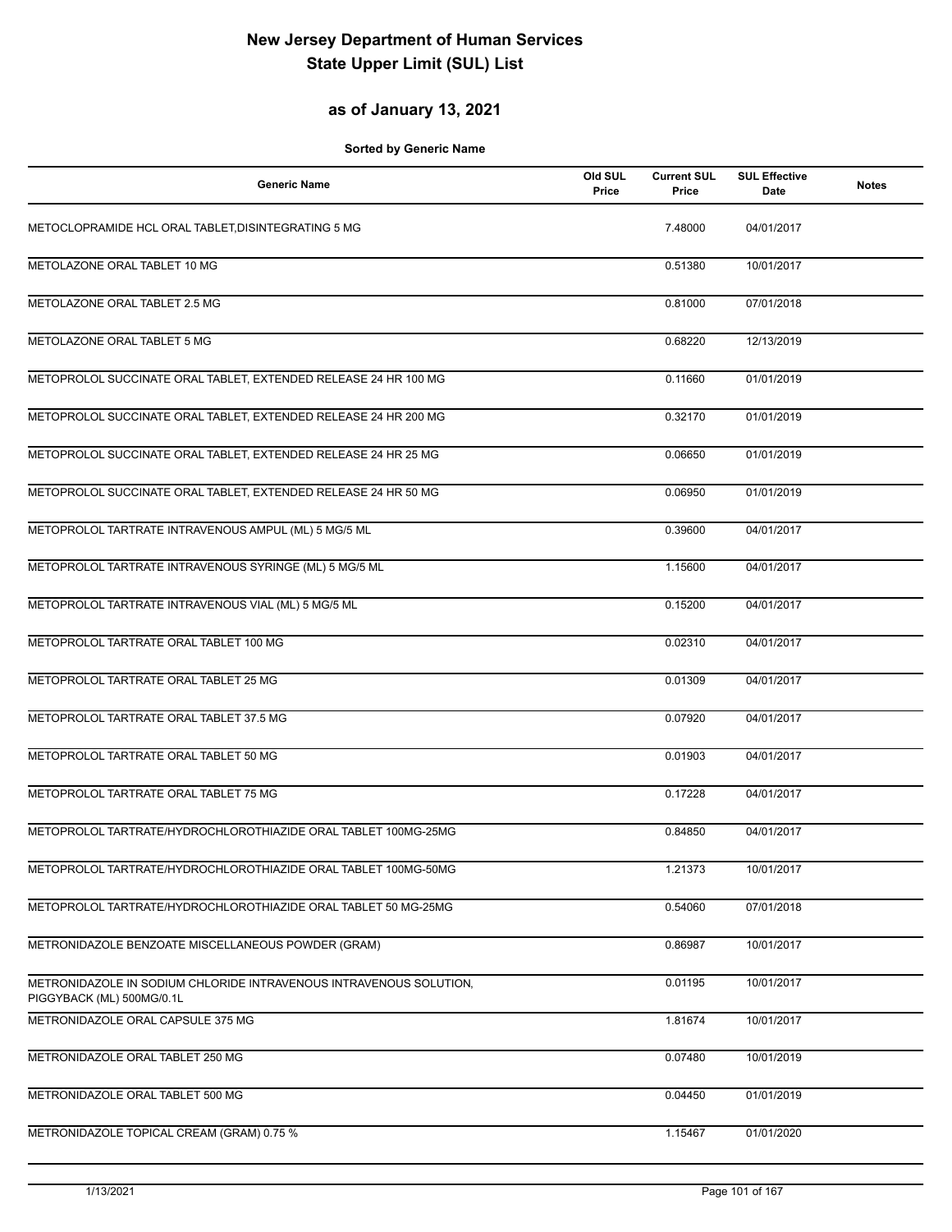# New Jersey Department of Human Services
# State Upper Limit (SUL) List

## as of January 13, 2021

**Sorted by Generic Name**

| Generic Name | Old SUL Price | Current SUL Price | SUL Effective Date | Notes |
|---|---|---|---|---|
| METOCLOPRAMIDE HCL ORAL TABLET,DISINTEGRATING 5 MG | | 7.48000 | 04/01/2017 | |
| METOLAZONE ORAL TABLET 10 MG | | 0.51380 | 10/01/2017 | |
| METOLAZONE ORAL TABLET 2.5 MG | | 0.81000 | 07/01/2018 | |
| METOLAZONE ORAL TABLET 5 MG | | 0.68220 | 12/13/2019 | |
| METOPROLOL SUCCINATE ORAL TABLET, EXTENDED RELEASE 24 HR 100 MG | | 0.11660 | 01/01/2019 | |
| METOPROLOL SUCCINATE ORAL TABLET, EXTENDED RELEASE 24 HR 200 MG | | 0.32170 | 01/01/2019 | |
| METOPROLOL SUCCINATE ORAL TABLET, EXTENDED RELEASE 24 HR 25 MG | | 0.06650 | 01/01/2019 | |
| METOPROLOL SUCCINATE ORAL TABLET, EXTENDED RELEASE 24 HR 50 MG | | 0.06950 | 01/01/2019 | |
| METOPROLOL TARTRATE INTRAVENOUS AMPUL (ML) 5 MG/5 ML | | 0.39600 | 04/01/2017 | |
| METOPROLOL TARTRATE INTRAVENOUS SYRINGE (ML) 5 MG/5 ML | | 1.15600 | 04/01/2017 | |
| METOPROLOL TARTRATE INTRAVENOUS VIAL (ML) 5 MG/5 ML | | 0.15200 | 04/01/2017 | |
| METOPROLOL TARTRATE ORAL TABLET 100 MG | | 0.02310 | 04/01/2017 | |
| METOPROLOL TARTRATE ORAL TABLET 25 MG | | 0.01309 | 04/01/2017 | |
| METOPROLOL TARTRATE ORAL TABLET 37.5 MG | | 0.07920 | 04/01/2017 | |
| METOPROLOL TARTRATE ORAL TABLET 50 MG | | 0.01903 | 04/01/2017 | |
| METOPROLOL TARTRATE ORAL TABLET 75 MG | | 0.17228 | 04/01/2017 | |
| METOPROLOL TARTRATE/HYDROCHLOROTHIAZIDE ORAL TABLET 100MG-25MG | | 0.84850 | 04/01/2017 | |
| METOPROLOL TARTRATE/HYDROCHLOROTHIAZIDE ORAL TABLET 100MG-50MG | | 1.21373 | 10/01/2017 | |
| METOPROLOL TARTRATE/HYDROCHLOROTHIAZIDE ORAL TABLET 50 MG-25MG | | 0.54060 | 07/01/2018 | |
| METRONIDAZOLE BENZOATE MISCELLANEOUS POWDER (GRAM) | | 0.86987 | 10/01/2017 | |
| METRONIDAZOLE IN SODIUM CHLORIDE INTRAVENOUS INTRAVENOUS SOLUTION, PIGGYBACK (ML) 500MG/0.1L | | 0.01195 | 10/01/2017 | |
| METRONIDAZOLE ORAL CAPSULE 375 MG | | 1.81674 | 10/01/2017 | |
| METRONIDAZOLE ORAL TABLET 250 MG | | 0.07480 | 10/01/2019 | |
| METRONIDAZOLE ORAL TABLET 500 MG | | 0.04450 | 01/01/2019 | |
| METRONIDAZOLE TOPICAL CREAM (GRAM) 0.75 % | | 1.15467 | 01/01/2020 | |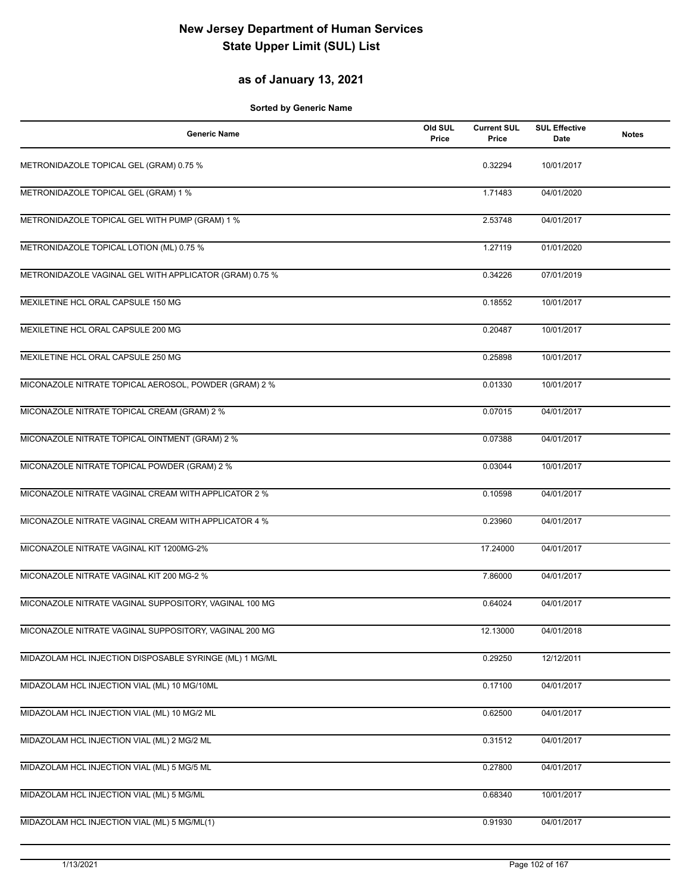# New Jersey Department of Human Services
# State Upper Limit (SUL) List

## as of January 13, 2021

**Sorted by Generic Name**

| Generic Name | Old SUL Price | Current SUL Price | SUL Effective Date | Notes |
|---|---|---|---|---|
| METRONIDAZOLE TOPICAL GEL (GRAM) 0.75 % | | 0.32294 | 10/01/2017 | |
| METRONIDAZOLE TOPICAL GEL (GRAM) 1 % | | 1.71483 | 04/01/2020 | |
| METRONIDAZOLE TOPICAL GEL WITH PUMP (GRAM) 1 % | | 2.53748 | 04/01/2017 | |
| METRONIDAZOLE TOPICAL LOTION (ML) 0.75 % | | 1.27119 | 01/01/2020 | |
| METRONIDAZOLE VAGINAL GEL WITH APPLICATOR (GRAM) 0.75 % | | 0.34226 | 07/01/2019 | |
| MEXILETINE HCL ORAL CAPSULE 150 MG | | 0.18552 | 10/01/2017 | |
| MEXILETINE HCL ORAL CAPSULE 200 MG | | 0.20487 | 10/01/2017 | |
| MEXILETINE HCL ORAL CAPSULE 250 MG | | 0.25898 | 10/01/2017 | |
| MICONAZOLE NITRATE TOPICAL AEROSOL, POWDER (GRAM) 2 % | | 0.01330 | 10/01/2017 | |
| MICONAZOLE NITRATE TOPICAL CREAM (GRAM) 2 % | | 0.07015 | 04/01/2017 | |
| MICONAZOLE NITRATE TOPICAL OINTMENT (GRAM) 2 % | | 0.07388 | 04/01/2017 | |
| MICONAZOLE NITRATE TOPICAL POWDER (GRAM) 2 % | | 0.03044 | 10/01/2017 | |
| MICONAZOLE NITRATE VAGINAL CREAM WITH APPLICATOR 2 % | | 0.10598 | 04/01/2017 | |
| MICONAZOLE NITRATE VAGINAL CREAM WITH APPLICATOR 4 % | | 0.23960 | 04/01/2017 | |
| MICONAZOLE NITRATE VAGINAL KIT 1200MG-2% | | 17.24000 | 04/01/2017 | |
| MICONAZOLE NITRATE VAGINAL KIT 200 MG-2 % | | 7.86000 | 04/01/2017 | |
| MICONAZOLE NITRATE VAGINAL SUPPOSITORY, VAGINAL 100 MG | | 0.64024 | 04/01/2017 | |
| MICONAZOLE NITRATE VAGINAL SUPPOSITORY, VAGINAL 200 MG | | 12.13000 | 04/01/2018 | |
| MIDAZOLAM HCL INJECTION DISPOSABLE SYRINGE (ML) 1 MG/ML | | 0.29250 | 12/12/2011 | |
| MIDAZOLAM HCL INJECTION VIAL (ML) 10 MG/10ML | | 0.17100 | 04/01/2017 | |
| MIDAZOLAM HCL INJECTION VIAL (ML) 10 MG/2 ML | | 0.62500 | 04/01/2017 | |
| MIDAZOLAM HCL INJECTION VIAL (ML) 2 MG/2 ML | | 0.31512 | 04/01/2017 | |
| MIDAZOLAM HCL INJECTION VIAL (ML) 5 MG/5 ML | | 0.27800 | 04/01/2017 | |
| MIDAZOLAM HCL INJECTION VIAL (ML) 5 MG/ML | | 0.68340 | 10/01/2017 | |
| MIDAZOLAM HCL INJECTION VIAL (ML) 5 MG/ML(1) | | 0.91930 | 04/01/2017 | |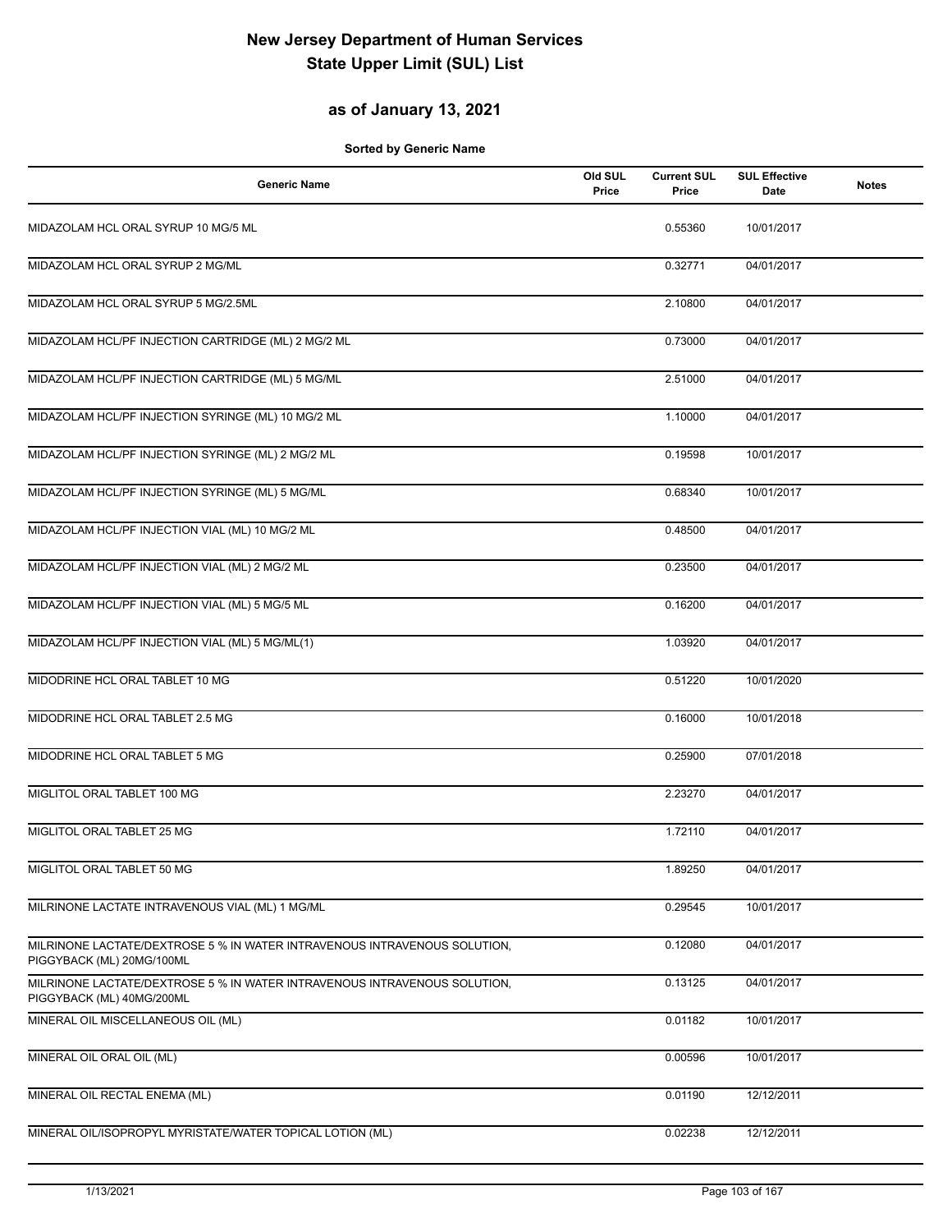# New Jersey Department of Human Services
# State Upper Limit (SUL) List

## as of January 13, 2021

**Sorted by Generic Name**

| Generic Name | Old SUL Price | Current SUL Price | SUL Effective Date | Notes |
|---|---|---|---|---|
| MIDAZOLAM HCL ORAL SYRUP 10 MG/5 ML | | 0.55360 | 10/01/2017 | |
| MIDAZOLAM HCL ORAL SYRUP 2 MG/ML | | 0.32771 | 04/01/2017 | |
| MIDAZOLAM HCL ORAL SYRUP 5 MG/2.5ML | | 2.10800 | 04/01/2017 | |
| MIDAZOLAM HCL/PF INJECTION CARTRIDGE (ML) 2 MG/2 ML | | 0.73000 | 04/01/2017 | |
| MIDAZOLAM HCL/PF INJECTION CARTRIDGE (ML) 5 MG/ML | | 2.51000 | 04/01/2017 | |
| MIDAZOLAM HCL/PF INJECTION SYRINGE (ML) 10 MG/2 ML | | 1.10000 | 04/01/2017 | |
| MIDAZOLAM HCL/PF INJECTION SYRINGE (ML) 2 MG/2 ML | | 0.19598 | 10/01/2017 | |
| MIDAZOLAM HCL/PF INJECTION SYRINGE (ML) 5 MG/ML | | 0.68340 | 10/01/2017 | |
| MIDAZOLAM HCL/PF INJECTION VIAL (ML) 10 MG/2 ML | | 0.48500 | 04/01/2017 | |
| MIDAZOLAM HCL/PF INJECTION VIAL (ML) 2 MG/2 ML | | 0.23500 | 04/01/2017 | |
| MIDAZOLAM HCL/PF INJECTION VIAL (ML) 5 MG/5 ML | | 0.16200 | 04/01/2017 | |
| MIDAZOLAM HCL/PF INJECTION VIAL (ML) 5 MG/ML(1) | | 1.03920 | 04/01/2017 | |
| MIDODRINE HCL ORAL TABLET 10 MG | | 0.51220 | 10/01/2020 | |
| MIDODRINE HCL ORAL TABLET 2.5 MG | | 0.16000 | 10/01/2018 | |
| MIDODRINE HCL ORAL TABLET 5 MG | | 0.25900 | 07/01/2018 | |
| MIGLITOL ORAL TABLET 100 MG | | 2.23270 | 04/01/2017 | |
| MIGLITOL ORAL TABLET 25 MG | | 1.72110 | 04/01/2017 | |
| MIGLITOL ORAL TABLET 50 MG | | 1.89250 | 04/01/2017 | |
| MILRINONE LACTATE INTRAVENOUS VIAL (ML) 1 MG/ML | | 0.29545 | 10/01/2017 | |
| MILRINONE LACTATE/DEXTROSE 5 % IN WATER INTRAVENOUS INTRAVENOUS SOLUTION, PIGGYBACK (ML) 20MG/100ML | | 0.12080 | 04/01/2017 | |
| MILRINONE LACTATE/DEXTROSE 5 % IN WATER INTRAVENOUS INTRAVENOUS SOLUTION, PIGGYBACK (ML) 40MG/200ML | | 0.13125 | 04/01/2017 | |
| MINERAL OIL MISCELLANEOUS OIL (ML) | | 0.01182 | 10/01/2017 | |
| MINERAL OIL ORAL OIL (ML) | | 0.00596 | 10/01/2017 | |
| MINERAL OIL RECTAL ENEMA (ML) | | 0.01190 | 12/12/2011 | |
| MINERAL OIL/ISOPROPYL MYRISTATE/WATER TOPICAL LOTION (ML) | | 0.02238 | 12/12/2011 | |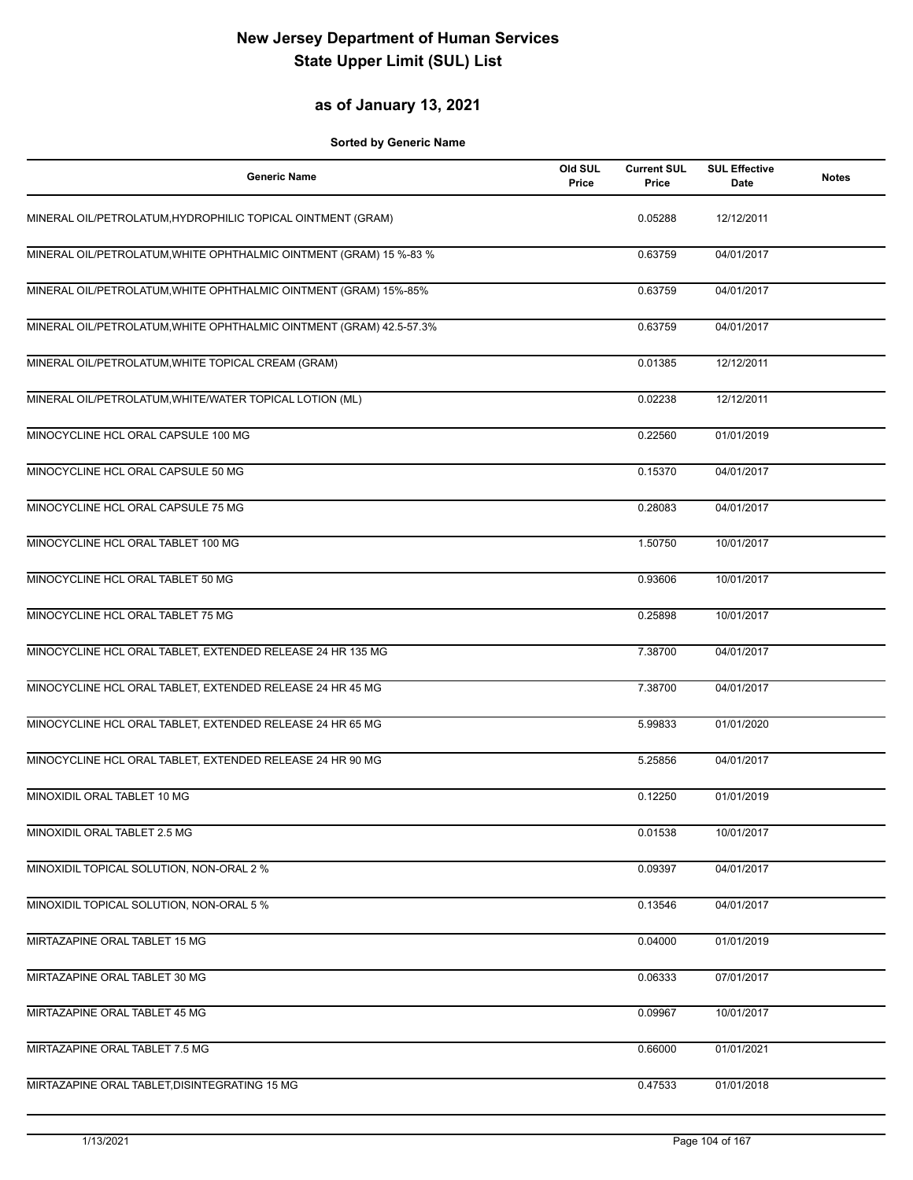# New Jersey Department of Human Services
# State Upper Limit (SUL) List

## as of January 13, 2021

**Sorted by Generic Name**

| Generic Name | Old SUL Price | Current SUL Price | SUL Effective Date | Notes |
|---|---|---|---|---|
| MINERAL OIL/PETROLATUM,HYDROPHILIC TOPICAL OINTMENT (GRAM) | | 0.05288 | 12/12/2011 | |
| MINERAL OIL/PETROLATUM,WHITE OPHTHALMIC OINTMENT (GRAM) 15 %-83 % | | 0.63759 | 04/01/2017 | |
| MINERAL OIL/PETROLATUM,WHITE OPHTHALMIC OINTMENT (GRAM) 15%-85% | | 0.63759 | 04/01/2017 | |
| MINERAL OIL/PETROLATUM,WHITE OPHTHALMIC OINTMENT (GRAM) 42.5-57.3% | | 0.63759 | 04/01/2017 | |
| MINERAL OIL/PETROLATUM,WHITE TOPICAL CREAM (GRAM) | | 0.01385 | 12/12/2011 | |
| MINERAL OIL/PETROLATUM,WHITE/WATER TOPICAL LOTION (ML) | | 0.02238 | 12/12/2011 | |
| MINOCYCLINE HCL ORAL CAPSULE 100 MG | | 0.22560 | 01/01/2019 | |
| MINOCYCLINE HCL ORAL CAPSULE 50 MG | | 0.15370 | 04/01/2017 | |
| MINOCYCLINE HCL ORAL CAPSULE 75 MG | | 0.28083 | 04/01/2017 | |
| MINOCYCLINE HCL ORAL TABLET 100 MG | | 1.50750 | 10/01/2017 | |
| MINOCYCLINE HCL ORAL TABLET 50 MG | | 0.93606 | 10/01/2017 | |
| MINOCYCLINE HCL ORAL TABLET 75 MG | | 0.25898 | 10/01/2017 | |
| MINOCYCLINE HCL ORAL TABLET, EXTENDED RELEASE 24 HR 135 MG | | 7.38700 | 04/01/2017 | |
| MINOCYCLINE HCL ORAL TABLET, EXTENDED RELEASE 24 HR 45 MG | | 7.38700 | 04/01/2017 | |
| MINOCYCLINE HCL ORAL TABLET, EXTENDED RELEASE 24 HR 65 MG | | 5.99833 | 01/01/2020 | |
| MINOCYCLINE HCL ORAL TABLET, EXTENDED RELEASE 24 HR 90 MG | | 5.25856 | 04/01/2017 | |
| MINOXIDIL ORAL TABLET 10 MG | | 0.12250 | 01/01/2019 | |
| MINOXIDIL ORAL TABLET 2.5 MG | | 0.01538 | 10/01/2017 | |
| MINOXIDIL TOPICAL SOLUTION, NON-ORAL 2 % | | 0.09397 | 04/01/2017 | |
| MINOXIDIL TOPICAL SOLUTION, NON-ORAL 5 % | | 0.13546 | 04/01/2017 | |
| MIRTAZAPINE ORAL TABLET 15 MG | | 0.04000 | 01/01/2019 | |
| MIRTAZAPINE ORAL TABLET 30 MG | | 0.06333 | 07/01/2017 | |
| MIRTAZAPINE ORAL TABLET 45 MG | | 0.09967 | 10/01/2017 | |
| MIRTAZAPINE ORAL TABLET 7.5 MG | | 0.66000 | 01/01/2021 | |
| MIRTAZAPINE ORAL TABLET,DISINTEGRATING 15 MG | | 0.47533 | 01/01/2018 | |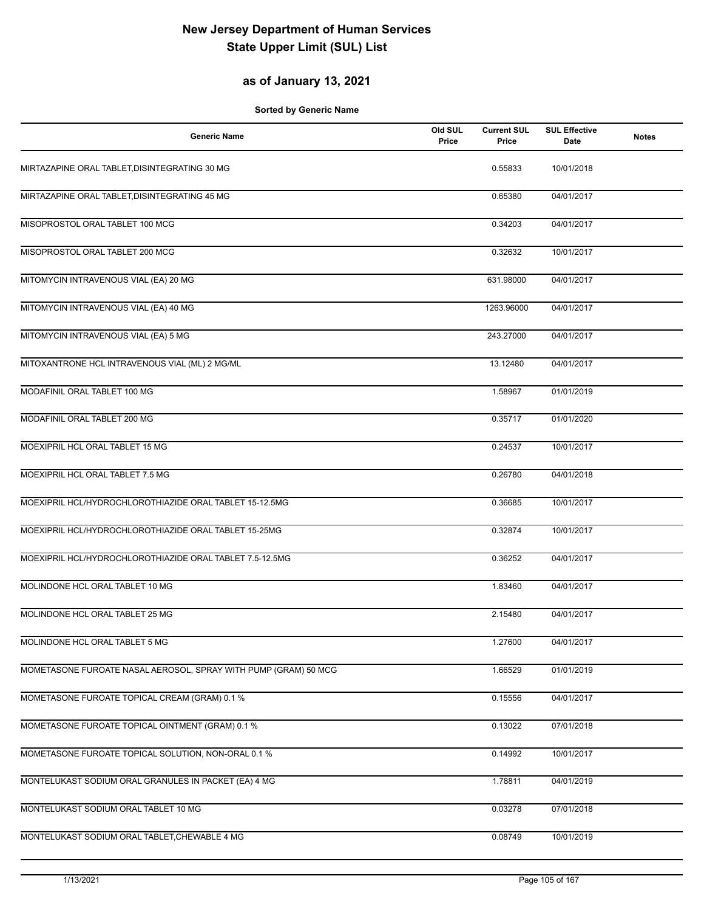# New Jersey Department of Human Services
# State Upper Limit (SUL) List

## as of January 13, 2021

**Sorted by Generic Name**

| Generic Name | Old SUL Price | Current SUL Price | SUL Effective Date | Notes |
|---|---|---|---|---|
| MIRTAZAPINE ORAL TABLET,DISINTEGRATING 30 MG | | 0.55833 | 10/01/2018 | |
| MIRTAZAPINE ORAL TABLET,DISINTEGRATING 45 MG | | 0.65380 | 04/01/2017 | |
| MISOPROSTOL ORAL TABLET 100 MCG | | 0.34203 | 04/01/2017 | |
| MISOPROSTOL ORAL TABLET 200 MCG | | 0.32632 | 10/01/2017 | |
| MITOMYCIN INTRAVENOUS VIAL (EA) 20 MG | | 631.98000 | 04/01/2017 | |
| MITOMYCIN INTRAVENOUS VIAL (EA) 40 MG | | 1263.96000 | 04/01/2017 | |
| MITOMYCIN INTRAVENOUS VIAL (EA) 5 MG | | 243.27000 | 04/01/2017 | |
| MITOXANTRONE HCL INTRAVENOUS VIAL (ML) 2 MG/ML | | 13.12480 | 04/01/2017 | |
| MODAFINIL ORAL TABLET 100 MG | | 1.58967 | 01/01/2019 | |
| MODAFINIL ORAL TABLET 200 MG | | 0.35717 | 01/01/2020 | |
| MOEXIPRIL HCL ORAL TABLET 15 MG | | 0.24537 | 10/01/2017 | |
| MOEXIPRIL HCL ORAL TABLET 7.5 MG | | 0.26780 | 04/01/2018 | |
| MOEXIPRIL HCL/HYDROCHLOROTHIAZIDE ORAL TABLET 15-12.5MG | | 0.36685 | 10/01/2017 | |
| MOEXIPRIL HCL/HYDROCHLOROTHIAZIDE ORAL TABLET 15-25MG | | 0.32874 | 10/01/2017 | |
| MOEXIPRIL HCL/HYDROCHLOROTHIAZIDE ORAL TABLET 7.5-12.5MG | | 0.36252 | 04/01/2017 | |
| MOLINDONE HCL ORAL TABLET 10 MG | | 1.83460 | 04/01/2017 | |
| MOLINDONE HCL ORAL TABLET 25 MG | | 2.15480 | 04/01/2017 | |
| MOLINDONE HCL ORAL TABLET 5 MG | | 1.27600 | 04/01/2017 | |
| MOMETASONE FUROATE NASAL AEROSOL, SPRAY WITH PUMP (GRAM) 50 MCG | | 1.66529 | 01/01/2019 | |
| MOMETASONE FUROATE TOPICAL CREAM (GRAM) 0.1 % | | 0.15556 | 04/01/2017 | |
| MOMETASONE FUROATE TOPICAL OINTMENT (GRAM) 0.1 % | | 0.13022 | 07/01/2018 | |
| MOMETASONE FUROATE TOPICAL SOLUTION, NON-ORAL 0.1 % | | 0.14992 | 10/01/2017 | |
| MONTELUKAST SODIUM ORAL GRANULES IN PACKET (EA) 4 MG | | 1.78811 | 04/01/2019 | |
| MONTELUKAST SODIUM ORAL TABLET 10 MG | | 0.03278 | 07/01/2018 | |
| MONTELUKAST SODIUM ORAL TABLET,CHEWABLE 4 MG | | 0.08749 | 10/01/2019 | |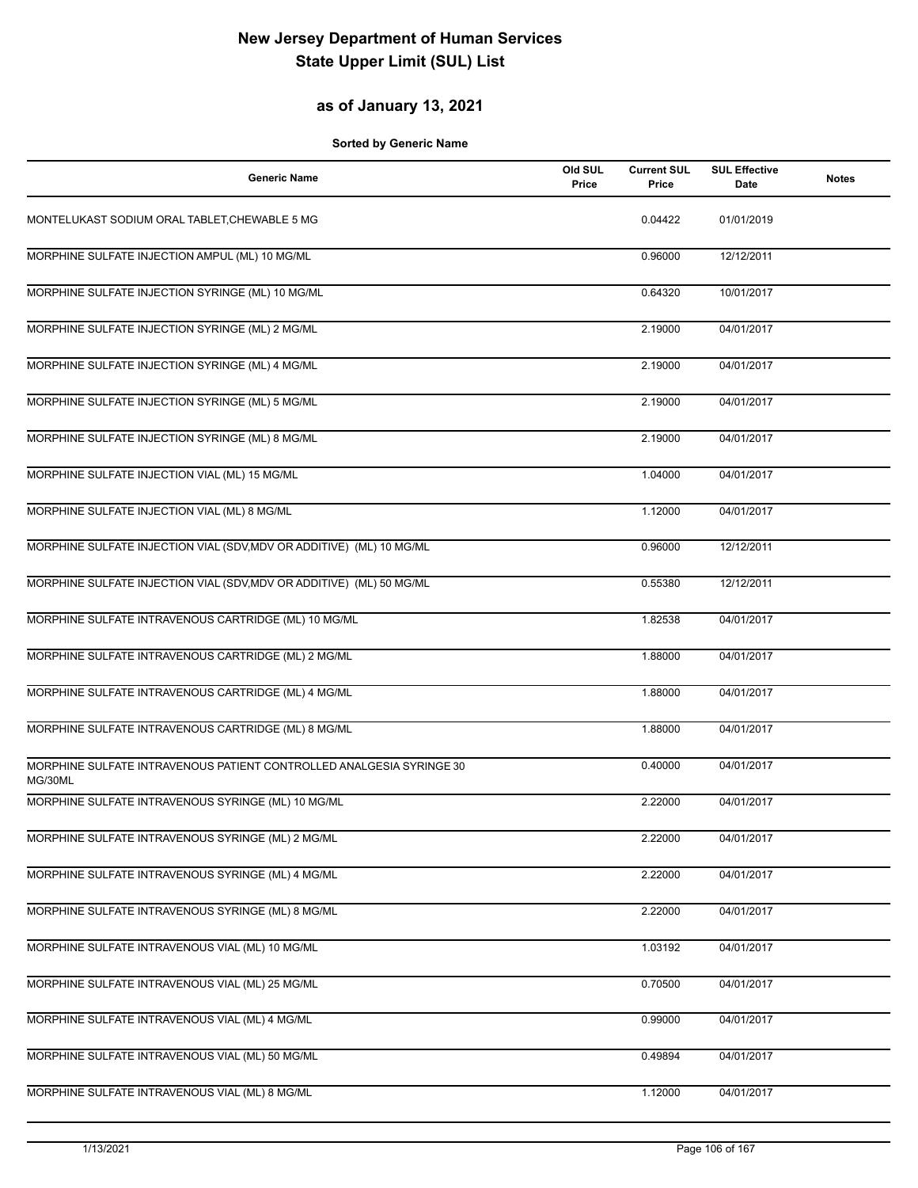# New Jersey Department of Human Services
# State Upper Limit (SUL) List

## as of January 13, 2021

**Sorted by Generic Name**

| Generic Name | Old SUL Price | Current SUL Price | SUL Effective Date | Notes |
|---|---|---|---|---|
| MONTELUKAST SODIUM ORAL TABLET,CHEWABLE 5 MG | | 0.04422 | 01/01/2019 | |
| MORPHINE SULFATE INJECTION AMPUL (ML) 10 MG/ML | | 0.96000 | 12/12/2011 | |
| MORPHINE SULFATE INJECTION SYRINGE (ML) 10 MG/ML | | 0.64320 | 10/01/2017 | |
| MORPHINE SULFATE INJECTION SYRINGE (ML) 2 MG/ML | | 2.19000 | 04/01/2017 | |
| MORPHINE SULFATE INJECTION SYRINGE (ML) 4 MG/ML | | 2.19000 | 04/01/2017 | |
| MORPHINE SULFATE INJECTION SYRINGE (ML) 5 MG/ML | | 2.19000 | 04/01/2017 | |
| MORPHINE SULFATE INJECTION SYRINGE (ML) 8 MG/ML | | 2.19000 | 04/01/2017 | |
| MORPHINE SULFATE INJECTION VIAL (ML) 15 MG/ML | | 1.04000 | 04/01/2017 | |
| MORPHINE SULFATE INJECTION VIAL (ML) 8 MG/ML | | 1.12000 | 04/01/2017 | |
| MORPHINE SULFATE INJECTION VIAL (SDV,MDV OR ADDITIVE) (ML) 10 MG/ML | | 0.96000 | 12/12/2011 | |
| MORPHINE SULFATE INJECTION VIAL (SDV,MDV OR ADDITIVE) (ML) 50 MG/ML | | 0.55380 | 12/12/2011 | |
| MORPHINE SULFATE INTRAVENOUS CARTRIDGE (ML) 10 MG/ML | | 1.82538 | 04/01/2017 | |
| MORPHINE SULFATE INTRAVENOUS CARTRIDGE (ML) 2 MG/ML | | 1.88000 | 04/01/2017 | |
| MORPHINE SULFATE INTRAVENOUS CARTRIDGE (ML) 4 MG/ML | | 1.88000 | 04/01/2017 | |
| MORPHINE SULFATE INTRAVENOUS CARTRIDGE (ML) 8 MG/ML | | 1.88000 | 04/01/2017 | |
| MORPHINE SULFATE INTRAVENOUS PATIENT CONTROLLED ANALGESIA SYRINGE 30 MG/30ML | | 0.40000 | 04/01/2017 | |
| MORPHINE SULFATE INTRAVENOUS SYRINGE (ML) 10 MG/ML | | 2.22000 | 04/01/2017 | |
| MORPHINE SULFATE INTRAVENOUS SYRINGE (ML) 2 MG/ML | | 2.22000 | 04/01/2017 | |
| MORPHINE SULFATE INTRAVENOUS SYRINGE (ML) 4 MG/ML | | 2.22000 | 04/01/2017 | |
| MORPHINE SULFATE INTRAVENOUS SYRINGE (ML) 8 MG/ML | | 2.22000 | 04/01/2017 | |
| MORPHINE SULFATE INTRAVENOUS VIAL (ML) 10 MG/ML | | 1.03192 | 04/01/2017 | |
| MORPHINE SULFATE INTRAVENOUS VIAL (ML) 25 MG/ML | | 0.70500 | 04/01/2017 | |
| MORPHINE SULFATE INTRAVENOUS VIAL (ML) 4 MG/ML | | 0.99000 | 04/01/2017 | |
| MORPHINE SULFATE INTRAVENOUS VIAL (ML) 50 MG/ML | | 0.49894 | 04/01/2017 | |
| MORPHINE SULFATE INTRAVENOUS VIAL (ML) 8 MG/ML | | 1.12000 | 04/01/2017 | |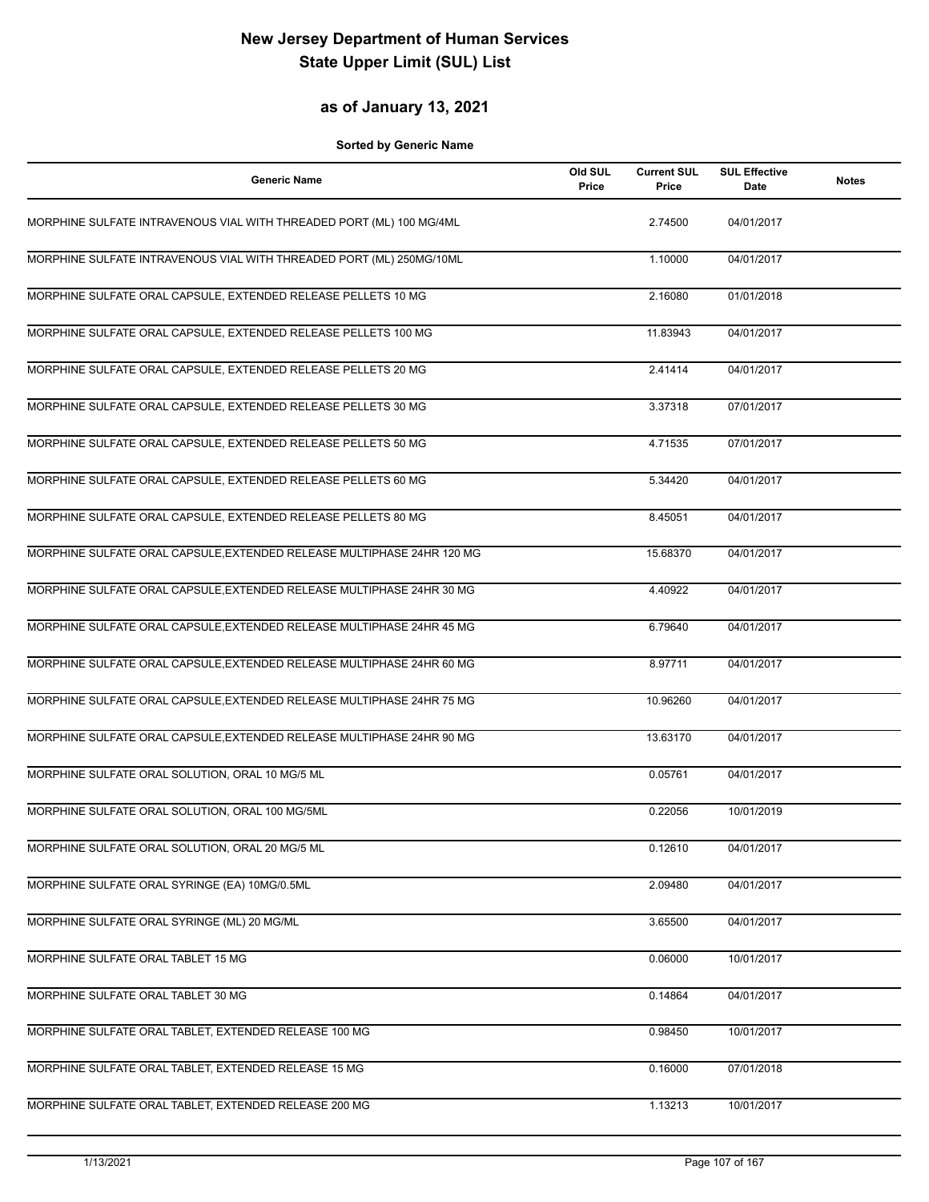# New Jersey Department of Human Services
# State Upper Limit (SUL) List

## as of January 13, 2021

**Sorted by Generic Name**

| Generic Name | Old SUL Price | Current SUL Price | SUL Effective Date | Notes |
|---|---|---|---|---|
| MORPHINE SULFATE INTRAVENOUS VIAL WITH THREADED PORT (ML) 100 MG/4ML | | 2.74500 | 04/01/2017 | |
| MORPHINE SULFATE INTRAVENOUS VIAL WITH THREADED PORT (ML) 250MG/10ML | | 1.10000 | 04/01/2017 | |
| MORPHINE SULFATE ORAL CAPSULE, EXTENDED RELEASE PELLETS 10 MG | | 2.16080 | 01/01/2018 | |
| MORPHINE SULFATE ORAL CAPSULE, EXTENDED RELEASE PELLETS 100 MG | | 11.83943 | 04/01/2017 | |
| MORPHINE SULFATE ORAL CAPSULE, EXTENDED RELEASE PELLETS 20 MG | | 2.41414 | 04/01/2017 | |
| MORPHINE SULFATE ORAL CAPSULE, EXTENDED RELEASE PELLETS 30 MG | | 3.37318 | 07/01/2017 | |
| MORPHINE SULFATE ORAL CAPSULE, EXTENDED RELEASE PELLETS 50 MG | | 4.71535 | 07/01/2017 | |
| MORPHINE SULFATE ORAL CAPSULE, EXTENDED RELEASE PELLETS 60 MG | | 5.34420 | 04/01/2017 | |
| MORPHINE SULFATE ORAL CAPSULE, EXTENDED RELEASE PELLETS 80 MG | | 8.45051 | 04/01/2017 | |
| MORPHINE SULFATE ORAL CAPSULE,EXTENDED RELEASE MULTIPHASE 24HR 120 MG | | 15.68370 | 04/01/2017 | |
| MORPHINE SULFATE ORAL CAPSULE,EXTENDED RELEASE MULTIPHASE 24HR 30 MG | | 4.40922 | 04/01/2017 | |
| MORPHINE SULFATE ORAL CAPSULE,EXTENDED RELEASE MULTIPHASE 24HR 45 MG | | 6.79640 | 04/01/2017 | |
| MORPHINE SULFATE ORAL CAPSULE,EXTENDED RELEASE MULTIPHASE 24HR 60 MG | | 8.97711 | 04/01/2017 | |
| MORPHINE SULFATE ORAL CAPSULE,EXTENDED RELEASE MULTIPHASE 24HR 75 MG | | 10.96260 | 04/01/2017 | |
| MORPHINE SULFATE ORAL CAPSULE,EXTENDED RELEASE MULTIPHASE 24HR 90 MG | | 13.63170 | 04/01/2017 | |
| MORPHINE SULFATE ORAL SOLUTION, ORAL 10 MG/5 ML | | 0.05761 | 04/01/2017 | |
| MORPHINE SULFATE ORAL SOLUTION, ORAL 100 MG/5ML | | 0.22056 | 10/01/2019 | |
| MORPHINE SULFATE ORAL SOLUTION, ORAL 20 MG/5 ML | | 0.12610 | 04/01/2017 | |
| MORPHINE SULFATE ORAL SYRINGE (EA) 10MG/0.5ML | | 2.09480 | 04/01/2017 | |
| MORPHINE SULFATE ORAL SYRINGE (ML) 20 MG/ML | | 3.65500 | 04/01/2017 | |
| MORPHINE SULFATE ORAL TABLET 15 MG | | 0.06000 | 10/01/2017 | |
| MORPHINE SULFATE ORAL TABLET 30 MG | | 0.14864 | 04/01/2017 | |
| MORPHINE SULFATE ORAL TABLET, EXTENDED RELEASE 100 MG | | 0.98450 | 10/01/2017 | |
| MORPHINE SULFATE ORAL TABLET, EXTENDED RELEASE 15 MG | | 0.16000 | 07/01/2018 | |
| MORPHINE SULFATE ORAL TABLET, EXTENDED RELEASE 200 MG | | 1.13213 | 10/01/2017 | |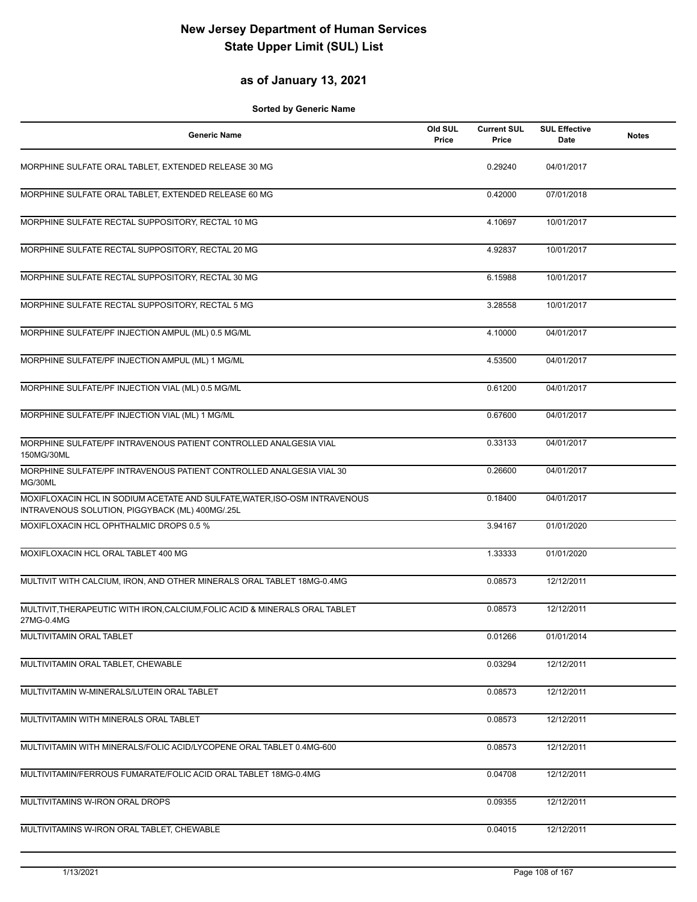# New Jersey Department of Human Services
# State Upper Limit (SUL) List

## as of January 13, 2021

**Sorted by Generic Name**

| Generic Name | Old SUL Price | Current SUL Price | SUL Effective Date | Notes |
|---|---|---|---|---|
| MORPHINE SULFATE ORAL TABLET, EXTENDED RELEASE 30 MG | | 0.29240 | 04/01/2017 | |
| MORPHINE SULFATE ORAL TABLET, EXTENDED RELEASE 60 MG | | 0.42000 | 07/01/2018 | |
| MORPHINE SULFATE RECTAL SUPPOSITORY, RECTAL 10 MG | | 4.10697 | 10/01/2017 | |
| MORPHINE SULFATE RECTAL SUPPOSITORY, RECTAL 20 MG | | 4.92837 | 10/01/2017 | |
| MORPHINE SULFATE RECTAL SUPPOSITORY, RECTAL 30 MG | | 6.15988 | 10/01/2017 | |
| MORPHINE SULFATE RECTAL SUPPOSITORY, RECTAL 5 MG | | 3.28558 | 10/01/2017 | |
| MORPHINE SULFATE/PF INJECTION AMPUL (ML) 0.5 MG/ML | | 4.10000 | 04/01/2017 | |
| MORPHINE SULFATE/PF INJECTION AMPUL (ML) 1 MG/ML | | 4.53500 | 04/01/2017 | |
| MORPHINE SULFATE/PF INJECTION VIAL (ML) 0.5 MG/ML | | 0.61200 | 04/01/2017 | |
| MORPHINE SULFATE/PF INJECTION VIAL (ML) 1 MG/ML | | 0.67600 | 04/01/2017 | |
| MORPHINE SULFATE/PF INTRAVENOUS PATIENT CONTROLLED ANALGESIA VIAL 150MG/30ML | | 0.33133 | 04/01/2017 | |
| MORPHINE SULFATE/PF INTRAVENOUS PATIENT CONTROLLED ANALGESIA VIAL 30 MG/30ML | | 0.26600 | 04/01/2017 | |
| MOXIFLOXACIN HCL IN SODIUM ACETATE AND SULFATE,WATER,ISO-OSM INTRAVENOUS INTRAVENOUS SOLUTION, PIGGYBACK (ML) 400MG/.25L | | 0.18400 | 04/01/2017 | |
| MOXIFLOXACIN HCL OPHTHALMIC DROPS 0.5 % | | 3.94167 | 01/01/2020 | |
| MOXIFLOXACIN HCL ORAL TABLET 400 MG | | 1.33333 | 01/01/2020 | |
| MULTIVIT WITH CALCIUM, IRON, AND OTHER MINERALS ORAL TABLET 18MG-0.4MG | | 0.08573 | 12/12/2011 | |
| MULTIVIT,THERAPEUTIC WITH IRON,CALCIUM,FOLIC ACID & MINERALS ORAL TABLET 27MG-0.4MG | | 0.08573 | 12/12/2011 | |
| MULTIVITAMIN ORAL TABLET | | 0.01266 | 01/01/2014 | |
| MULTIVITAMIN ORAL TABLET, CHEWABLE | | 0.03294 | 12/12/2011 | |
| MULTIVITAMIN W-MINERALS/LUTEIN ORAL TABLET | | 0.08573 | 12/12/2011 | |
| MULTIVITAMIN WITH MINERALS ORAL TABLET | | 0.08573 | 12/12/2011 | |
| MULTIVITAMIN WITH MINERALS/FOLIC ACID/LYCOPENE ORAL TABLET 0.4MG-600 | | 0.08573 | 12/12/2011 | |
| MULTIVITAMIN/FERROUS FUMARATE/FOLIC ACID ORAL TABLET 18MG-0.4MG | | 0.04708 | 12/12/2011 | |
| MULTIVITAMINS W-IRON ORAL DROPS | | 0.09355 | 12/12/2011 | |
| MULTIVITAMINS W-IRON ORAL TABLET, CHEWABLE | | 0.04015 | 12/12/2011 | |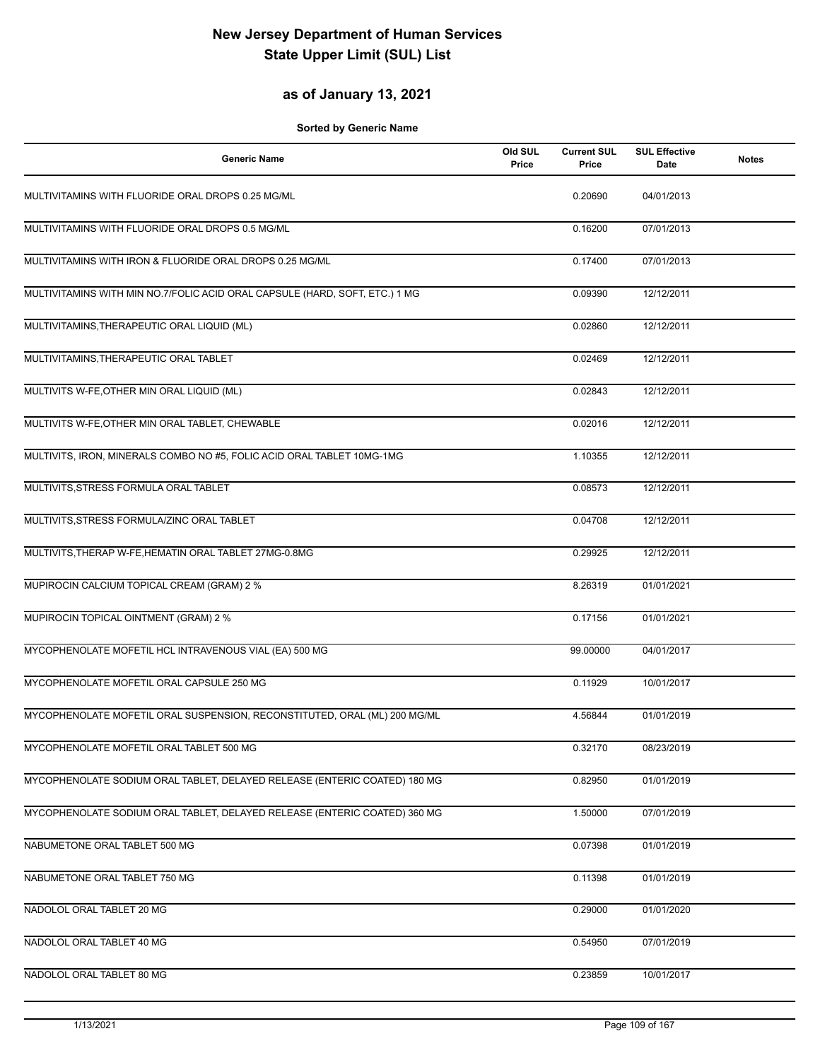# New Jersey Department of Human Services
# State Upper Limit (SUL) List

## as of January 13, 2021

**Sorted by Generic Name**

| Generic Name | Old SUL Price | Current SUL Price | SUL Effective Date | Notes |
|---|---|---|---|---|
| MULTIVITAMINS WITH FLUORIDE ORAL DROPS 0.25 MG/ML | | 0.20690 | 04/01/2013 | |
| MULTIVITAMINS WITH FLUORIDE ORAL DROPS 0.5 MG/ML | | 0.16200 | 07/01/2013 | |
| MULTIVITAMINS WITH IRON & FLUORIDE ORAL DROPS 0.25 MG/ML | | 0.17400 | 07/01/2013 | |
| MULTIVITAMINS WITH MIN NO.7/FOLIC ACID ORAL CAPSULE (HARD, SOFT, ETC.) 1 MG | | 0.09390 | 12/12/2011 | |
| MULTIVITAMINS,THERAPEUTIC ORAL LIQUID (ML) | | 0.02860 | 12/12/2011 | |
| MULTIVITAMINS,THERAPEUTIC ORAL TABLET | | 0.02469 | 12/12/2011 | |
| MULTIVITS W-FE,OTHER MIN ORAL LIQUID (ML) | | 0.02843 | 12/12/2011 | |
| MULTIVITS W-FE,OTHER MIN ORAL TABLET, CHEWABLE | | 0.02016 | 12/12/2011 | |
| MULTIVITS, IRON, MINERALS COMBO NO #5, FOLIC ACID ORAL TABLET 10MG-1MG | | 1.10355 | 12/12/2011 | |
| MULTIVITS,STRESS FORMULA ORAL TABLET | | 0.08573 | 12/12/2011 | |
| MULTIVITS,STRESS FORMULA/ZINC ORAL TABLET | | 0.04708 | 12/12/2011 | |
| MULTIVITS,THERAP W-FE,HEMATIN ORAL TABLET 27MG-0.8MG | | 0.29925 | 12/12/2011 | |
| MUPIROCIN CALCIUM TOPICAL CREAM (GRAM) 2 % | | 8.26319 | 01/01/2021 | |
| MUPIROCIN TOPICAL OINTMENT (GRAM) 2 % | | 0.17156 | 01/01/2021 | |
| MYCOPHENOLATE MOFETIL HCL INTRAVENOUS VIAL (EA) 500 MG | | 99.00000 | 04/01/2017 | |
| MYCOPHENOLATE MOFETIL ORAL CAPSULE 250 MG | | 0.11929 | 10/01/2017 | |
| MYCOPHENOLATE MOFETIL ORAL SUSPENSION, RECONSTITUTED, ORAL (ML) 200 MG/ML | | 4.56844 | 01/01/2019 | |
| MYCOPHENOLATE MOFETIL ORAL TABLET 500 MG | | 0.32170 | 08/23/2019 | |
| MYCOPHENOLATE SODIUM ORAL TABLET, DELAYED RELEASE (ENTERIC COATED) 180 MG | | 0.82950 | 01/01/2019 | |
| MYCOPHENOLATE SODIUM ORAL TABLET, DELAYED RELEASE (ENTERIC COATED) 360 MG | | 1.50000 | 07/01/2019 | |
| NABUMETONE ORAL TABLET 500 MG | | 0.07398 | 01/01/2019 | |
| NABUMETONE ORAL TABLET 750 MG | | 0.11398 | 01/01/2019 | |
| NADOLOL ORAL TABLET 20 MG | | 0.29000 | 01/01/2020 | |
| NADOLOL ORAL TABLET 40 MG | | 0.54950 | 07/01/2019 | |
| NADOLOL ORAL TABLET 80 MG | | 0.23859 | 10/01/2017 | |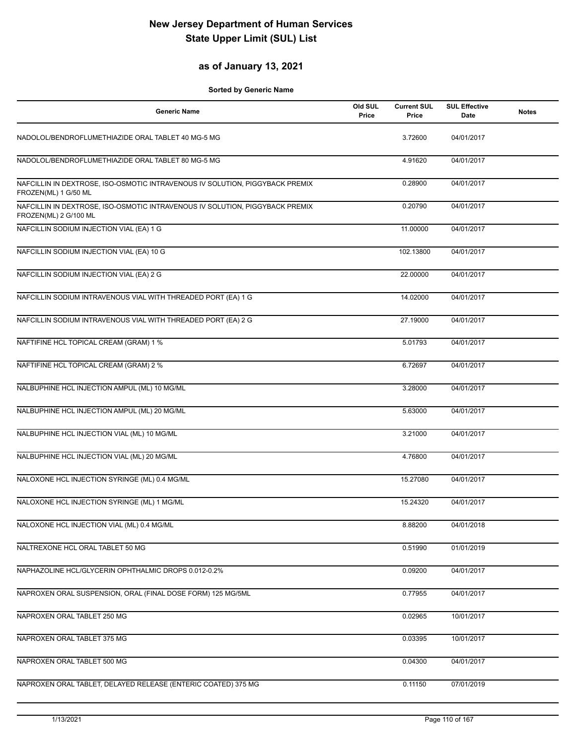# New Jersey Department of Human Services
# State Upper Limit (SUL) List

## as of January 13, 2021

**Sorted by Generic Name**

| Generic Name | Old SUL Price | Current SUL Price | SUL Effective Date | Notes |
|---|---|---|---|---|
| NADOLOL/BENDROFLUMETHIAZIDE ORAL TABLET 40 MG-5 MG | | 3.72600 | 04/01/2017 | |
| NADOLOL/BENDROFLUMETHIAZIDE ORAL TABLET 80 MG-5 MG | | 4.91620 | 04/01/2017 | |
| NAFCILLIN IN DEXTROSE, ISO-OSMOTIC INTRAVENOUS IV SOLUTION, PIGGYBACK PREMIX FROZEN(ML) 1 G/50 ML | | 0.28900 | 04/01/2017 | |
| NAFCILLIN IN DEXTROSE, ISO-OSMOTIC INTRAVENOUS IV SOLUTION, PIGGYBACK PREMIX FROZEN(ML) 2 G/100 ML | | 0.20790 | 04/01/2017 | |
| NAFCILLIN SODIUM INJECTION VIAL (EA) 1 G | | 11.00000 | 04/01/2017 | |
| NAFCILLIN SODIUM INJECTION VIAL (EA) 10 G | | 102.13800 | 04/01/2017 | |
| NAFCILLIN SODIUM INJECTION VIAL (EA) 2 G | | 22.00000 | 04/01/2017 | |
| NAFCILLIN SODIUM INTRAVENOUS VIAL WITH THREADED PORT (EA) 1 G | | 14.02000 | 04/01/2017 | |
| NAFCILLIN SODIUM INTRAVENOUS VIAL WITH THREADED PORT (EA) 2 G | | 27.19000 | 04/01/2017 | |
| NAFTIFINE HCL TOPICAL CREAM (GRAM) 1 % | | 5.01793 | 04/01/2017 | |
| NAFTIFINE HCL TOPICAL CREAM (GRAM) 2 % | | 6.72697 | 04/01/2017 | |
| NALBUPHINE HCL INJECTION AMPUL (ML) 10 MG/ML | | 3.28000 | 04/01/2017 | |
| NALBUPHINE HCL INJECTION AMPUL (ML) 20 MG/ML | | 5.63000 | 04/01/2017 | |
| NALBUPHINE HCL INJECTION VIAL (ML) 10 MG/ML | | 3.21000 | 04/01/2017 | |
| NALBUPHINE HCL INJECTION VIAL (ML) 20 MG/ML | | 4.76800 | 04/01/2017 | |
| NALOXONE HCL INJECTION SYRINGE (ML) 0.4 MG/ML | | 15.27080 | 04/01/2017 | |
| NALOXONE HCL INJECTION SYRINGE (ML) 1 MG/ML | | 15.24320 | 04/01/2017 | |
| NALOXONE HCL INJECTION VIAL (ML) 0.4 MG/ML | | 8.88200 | 04/01/2018 | |
| NALTREXONE HCL ORAL TABLET 50 MG | | 0.51990 | 01/01/2019 | |
| NAPHAZOLINE HCL/GLYCERIN OPHTHALMIC DROPS 0.012-0.2% | | 0.09200 | 04/01/2017 | |
| NAPROXEN ORAL SUSPENSION, ORAL (FINAL DOSE FORM) 125 MG/5ML | | 0.77955 | 04/01/2017 | |
| NAPROXEN ORAL TABLET 250 MG | | 0.02965 | 10/01/2017 | |
| NAPROXEN ORAL TABLET 375 MG | | 0.03395 | 10/01/2017 | |
| NAPROXEN ORAL TABLET 500 MG | | 0.04300 | 04/01/2017 | |
| NAPROXEN ORAL TABLET, DELAYED RELEASE (ENTERIC COATED) 375 MG | | 0.11150 | 07/01/2019 | |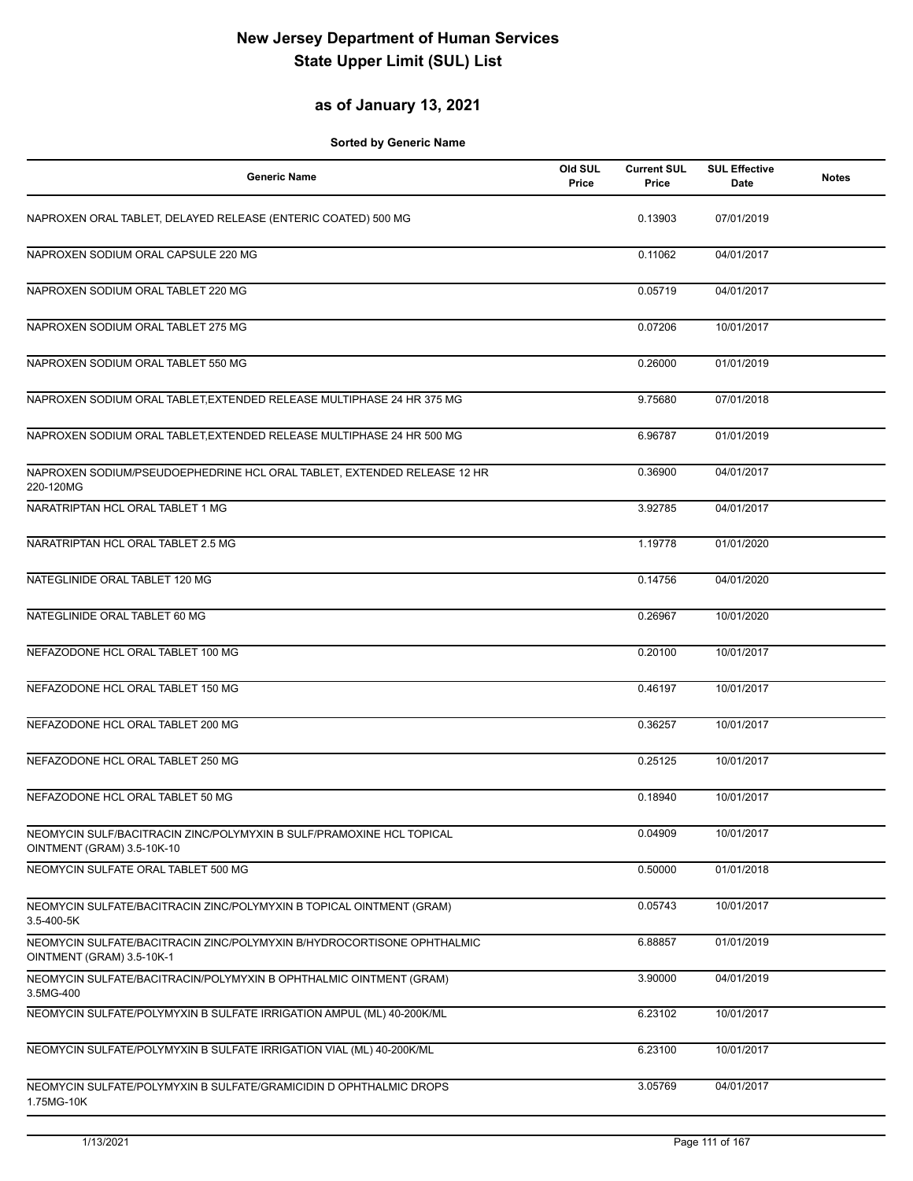# New Jersey Department of Human Services
# State Upper Limit (SUL) List

## as of January 13, 2021

**Sorted by Generic Name**

| Generic Name | Old SUL Price | Current SUL Price | SUL Effective Date | Notes |
|---|---|---|---|---|
| NAPROXEN ORAL TABLET, DELAYED RELEASE (ENTERIC COATED) 500 MG | | 0.13903 | 07/01/2019 | |
| NAPROXEN SODIUM ORAL CAPSULE 220 MG | | 0.11062 | 04/01/2017 | |
| NAPROXEN SODIUM ORAL TABLET 220 MG | | 0.05719 | 04/01/2017 | |
| NAPROXEN SODIUM ORAL TABLET 275 MG | | 0.07206 | 10/01/2017 | |
| NAPROXEN SODIUM ORAL TABLET 550 MG | | 0.26000 | 01/01/2019 | |
| NAPROXEN SODIUM ORAL TABLET,EXTENDED RELEASE MULTIPHASE 24 HR 375 MG | | 9.75680 | 07/01/2018 | |
| NAPROXEN SODIUM ORAL TABLET,EXTENDED RELEASE MULTIPHASE 24 HR 500 MG | | 6.96787 | 01/01/2019 | |
| NAPROXEN SODIUM/PSEUDOEPHEDRINE HCL ORAL TABLET, EXTENDED RELEASE 12 HR 220-120MG | | 0.36900 | 04/01/2017 | |
| NARATRIPTAN HCL ORAL TABLET 1 MG | | 3.92785 | 04/01/2017 | |
| NARATRIPTAN HCL ORAL TABLET 2.5 MG | | 1.19778 | 01/01/2020 | |
| NATEGLINIDE ORAL TABLET 120 MG | | 0.14756 | 04/01/2020 | |
| NATEGLINIDE ORAL TABLET 60 MG | | 0.26967 | 10/01/2020 | |
| NEFAZODONE HCL ORAL TABLET 100 MG | | 0.20100 | 10/01/2017 | |
| NEFAZODONE HCL ORAL TABLET 150 MG | | 0.46197 | 10/01/2017 | |
| NEFAZODONE HCL ORAL TABLET 200 MG | | 0.36257 | 10/01/2017 | |
| NEFAZODONE HCL ORAL TABLET 250 MG | | 0.25125 | 10/01/2017 | |
| NEFAZODONE HCL ORAL TABLET 50 MG | | 0.18940 | 10/01/2017 | |
| NEOMYCIN SULF/BACITRACIN ZINC/POLYMYXIN B SULF/PRAMOXINE HCL TOPICAL OINTMENT (GRAM) 3.5-10K-10 | | 0.04909 | 10/01/2017 | |
| NEOMYCIN SULFATE ORAL TABLET 500 MG | | 0.50000 | 01/01/2018 | |
| NEOMYCIN SULFATE/BACITRACIN ZINC/POLYMYXIN B TOPICAL OINTMENT (GRAM) 3.5-400-5K | | 0.05743 | 10/01/2017 | |
| NEOMYCIN SULFATE/BACITRACIN ZINC/POLYMYXIN B/HYDROCORTISONE OPHTHALMIC OINTMENT (GRAM) 3.5-10K-1 | | 6.88857 | 01/01/2019 | |
| NEOMYCIN SULFATE/BACITRACIN/POLYMYXIN B OPHTHALMIC OINTMENT (GRAM) 3.5MG-400 | | 3.90000 | 04/01/2019 | |
| NEOMYCIN SULFATE/POLYMYXIN B SULFATE IRRIGATION AMPUL (ML) 40-200K/ML | | 6.23102 | 10/01/2017 | |
| NEOMYCIN SULFATE/POLYMYXIN B SULFATE IRRIGATION VIAL (ML) 40-200K/ML | | 6.23100 | 10/01/2017 | |
| NEOMYCIN SULFATE/POLYMYXIN B SULFATE/GRAMICIDIN D OPHTHALMIC DROPS 1.75MG-10K | | 3.05769 | 04/01/2017 | |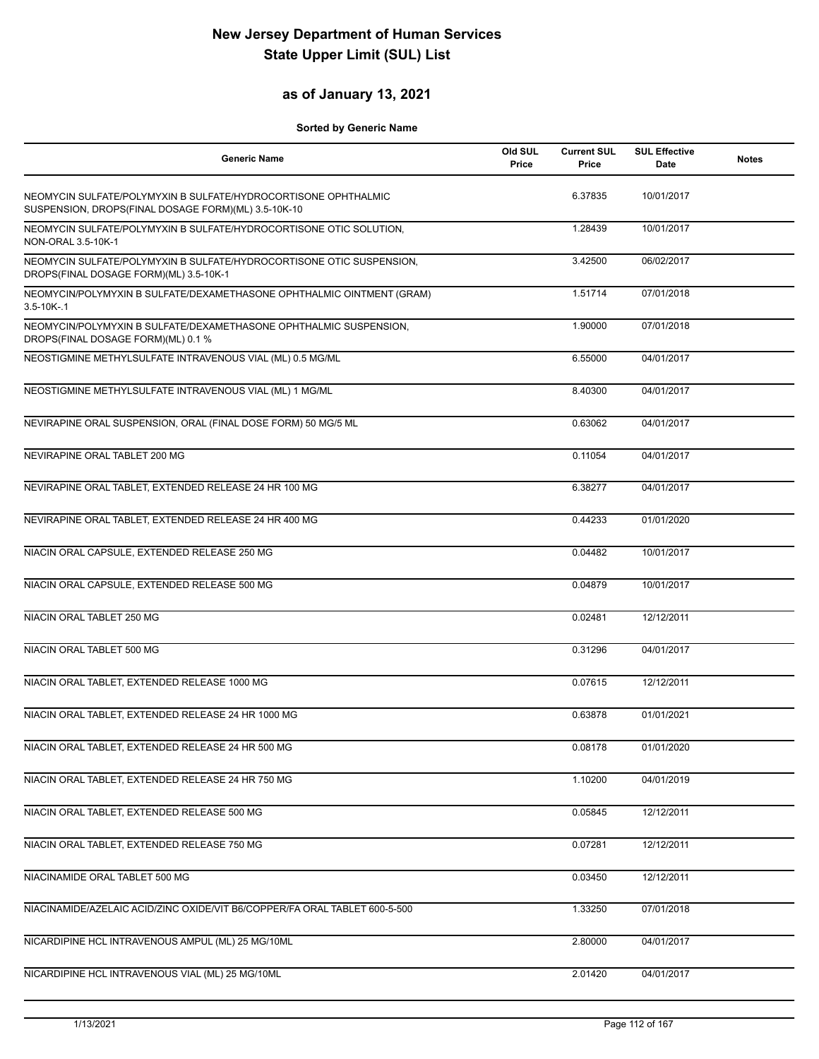# New Jersey Department of Human Services
# State Upper Limit (SUL) List

## as of January 13, 2021

**Sorted by Generic Name**

| Generic Name | Old SUL Price | Current SUL Price | SUL Effective Date | Notes |
|---|---|---|---|---|
| NEOMYCIN SULFATE/POLYMYXIN B SULFATE/HYDROCORTISONE OPHTHALMIC SUSPENSION, DROPS(FINAL DOSAGE FORM)(ML) 3.5-10K-10 | | 6.37835 | 10/01/2017 | |
| NEOMYCIN SULFATE/POLYMYXIN B SULFATE/HYDROCORTISONE OTIC SOLUTION, NON-ORAL 3.5-10K-1 | | 1.28439 | 10/01/2017 | |
| NEOMYCIN SULFATE/POLYMYXIN B SULFATE/HYDROCORTISONE OTIC SUSPENSION, DROPS(FINAL DOSAGE FORM)(ML) 3.5-10K-1 | | 3.42500 | 06/02/2017 | |
| NEOMYCIN/POLYMYXIN B SULFATE/DEXAMETHASONE OPHTHALMIC OINTMENT (GRAM) 3.5-10K-.1 | | 1.51714 | 07/01/2018 | |
| NEOMYCIN/POLYMYXIN B SULFATE/DEXAMETHASONE OPHTHALMIC SUSPENSION, DROPS(FINAL DOSAGE FORM)(ML) 0.1 % | | 1.90000 | 07/01/2018 | |
| NEOSTIGMINE METHYLSULFATE INTRAVENOUS VIAL (ML) 0.5 MG/ML | | 6.55000 | 04/01/2017 | |
| NEOSTIGMINE METHYLSULFATE INTRAVENOUS VIAL (ML) 1 MG/ML | | 8.40300 | 04/01/2017 | |
| NEVIRAPINE ORAL SUSPENSION, ORAL (FINAL DOSE FORM) 50 MG/5 ML | | 0.63062 | 04/01/2017 | |
| NEVIRAPINE ORAL TABLET 200 MG | | 0.11054 | 04/01/2017 | |
| NEVIRAPINE ORAL TABLET, EXTENDED RELEASE 24 HR 100 MG | | 6.38277 | 04/01/2017 | |
| NEVIRAPINE ORAL TABLET, EXTENDED RELEASE 24 HR 400 MG | | 0.44233 | 01/01/2020 | |
| NIACIN ORAL CAPSULE, EXTENDED RELEASE 250 MG | | 0.04482 | 10/01/2017 | |
| NIACIN ORAL CAPSULE, EXTENDED RELEASE 500 MG | | 0.04879 | 10/01/2017 | |
| NIACIN ORAL TABLET 250 MG | | 0.02481 | 12/12/2011 | |
| NIACIN ORAL TABLET 500 MG | | 0.31296 | 04/01/2017 | |
| NIACIN ORAL TABLET, EXTENDED RELEASE 1000 MG | | 0.07615 | 12/12/2011 | |
| NIACIN ORAL TABLET, EXTENDED RELEASE 24 HR 1000 MG | | 0.63878 | 01/01/2021 | |
| NIACIN ORAL TABLET, EXTENDED RELEASE 24 HR 500 MG | | 0.08178 | 01/01/2020 | |
| NIACIN ORAL TABLET, EXTENDED RELEASE 24 HR 750 MG | | 1.10200 | 04/01/2019 | |
| NIACIN ORAL TABLET, EXTENDED RELEASE 500 MG | | 0.05845 | 12/12/2011 | |
| NIACIN ORAL TABLET, EXTENDED RELEASE 750 MG | | 0.07281 | 12/12/2011 | |
| NIACINAMIDE ORAL TABLET 500 MG | | 0.03450 | 12/12/2011 | |
| NIACINAMIDE/AZELAIC ACID/ZINC OXIDE/VIT B6/COPPER/FA ORAL TABLET 600-5-500 | | 1.33250 | 07/01/2018 | |
| NICARDIPINE HCL INTRAVENOUS AMPUL (ML) 25 MG/10ML | | 2.80000 | 04/01/2017 | |
| NICARDIPINE HCL INTRAVENOUS VIAL (ML) 25 MG/10ML | | 2.01420 | 04/01/2017 | |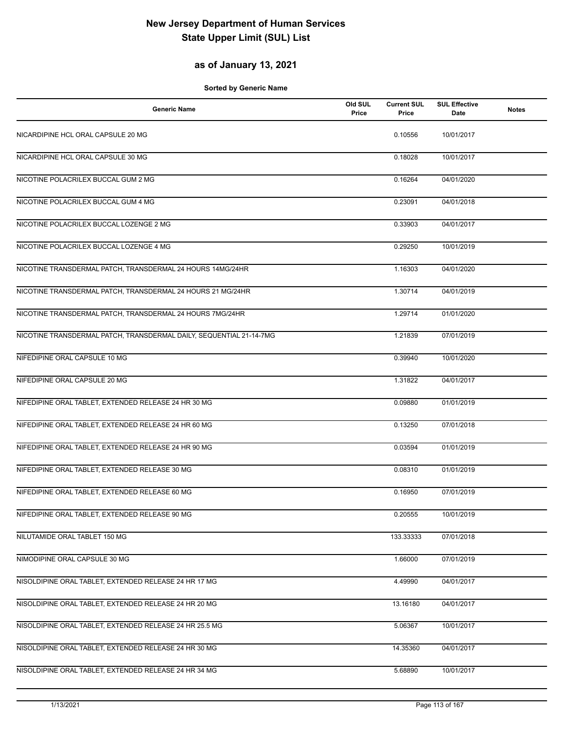# New Jersey Department of Human Services
# State Upper Limit (SUL) List

## as of January 13, 2021

**Sorted by Generic Name**

| Generic Name | Old SUL Price | Current SUL Price | SUL Effective Date | Notes |
|---|---|---|---|---|
| NICARDIPINE HCL ORAL CAPSULE 20 MG | | 0.10556 | 10/01/2017 | |
| NICARDIPINE HCL ORAL CAPSULE 30 MG | | 0.18028 | 10/01/2017 | |
| NICOTINE POLACRILEX BUCCAL GUM 2 MG | | 0.16264 | 04/01/2020 | |
| NICOTINE POLACRILEX BUCCAL GUM 4 MG | | 0.23091 | 04/01/2018 | |
| NICOTINE POLACRILEX BUCCAL LOZENGE 2 MG | | 0.33903 | 04/01/2017 | |
| NICOTINE POLACRILEX BUCCAL LOZENGE 4 MG | | 0.29250 | 10/01/2019 | |
| NICOTINE TRANSDERMAL PATCH, TRANSDERMAL 24 HOURS 14MG/24HR | | 1.16303 | 04/01/2020 | |
| NICOTINE TRANSDERMAL PATCH, TRANSDERMAL 24 HOURS 21 MG/24HR | | 1.30714 | 04/01/2019 | |
| NICOTINE TRANSDERMAL PATCH, TRANSDERMAL 24 HOURS 7MG/24HR | | 1.29714 | 01/01/2020 | |
| NICOTINE TRANSDERMAL PATCH, TRANSDERMAL DAILY, SEQUENTIAL 21-14-7MG | | 1.21839 | 07/01/2019 | |
| NIFEDIPINE ORAL CAPSULE 10 MG | | 0.39940 | 10/01/2020 | |
| NIFEDIPINE ORAL CAPSULE 20 MG | | 1.31822 | 04/01/2017 | |
| NIFEDIPINE ORAL TABLET, EXTENDED RELEASE 24 HR 30 MG | | 0.09880 | 01/01/2019 | |
| NIFEDIPINE ORAL TABLET, EXTENDED RELEASE 24 HR 60 MG | | 0.13250 | 07/01/2018 | |
| NIFEDIPINE ORAL TABLET, EXTENDED RELEASE 24 HR 90 MG | | 0.03594 | 01/01/2019 | |
| NIFEDIPINE ORAL TABLET, EXTENDED RELEASE 30 MG | | 0.08310 | 01/01/2019 | |
| NIFEDIPINE ORAL TABLET, EXTENDED RELEASE 60 MG | | 0.16950 | 07/01/2019 | |
| NIFEDIPINE ORAL TABLET, EXTENDED RELEASE 90 MG | | 0.20555 | 10/01/2019 | |
| NILUTAMIDE ORAL TABLET 150 MG | | 133.33333 | 07/01/2018 | |
| NIMODIPINE ORAL CAPSULE 30 MG | | 1.66000 | 07/01/2019 | |
| NISOLDIPINE ORAL TABLET, EXTENDED RELEASE 24 HR 17 MG | | 4.49990 | 04/01/2017 | |
| NISOLDIPINE ORAL TABLET, EXTENDED RELEASE 24 HR 20 MG | | 13.16180 | 04/01/2017 | |
| NISOLDIPINE ORAL TABLET, EXTENDED RELEASE 24 HR 25.5 MG | | 5.06367 | 10/01/2017 | |
| NISOLDIPINE ORAL TABLET, EXTENDED RELEASE 24 HR 30 MG | | 14.35360 | 04/01/2017 | |
| NISOLDIPINE ORAL TABLET, EXTENDED RELEASE 24 HR 34 MG | | 5.68890 | 10/01/2017 | |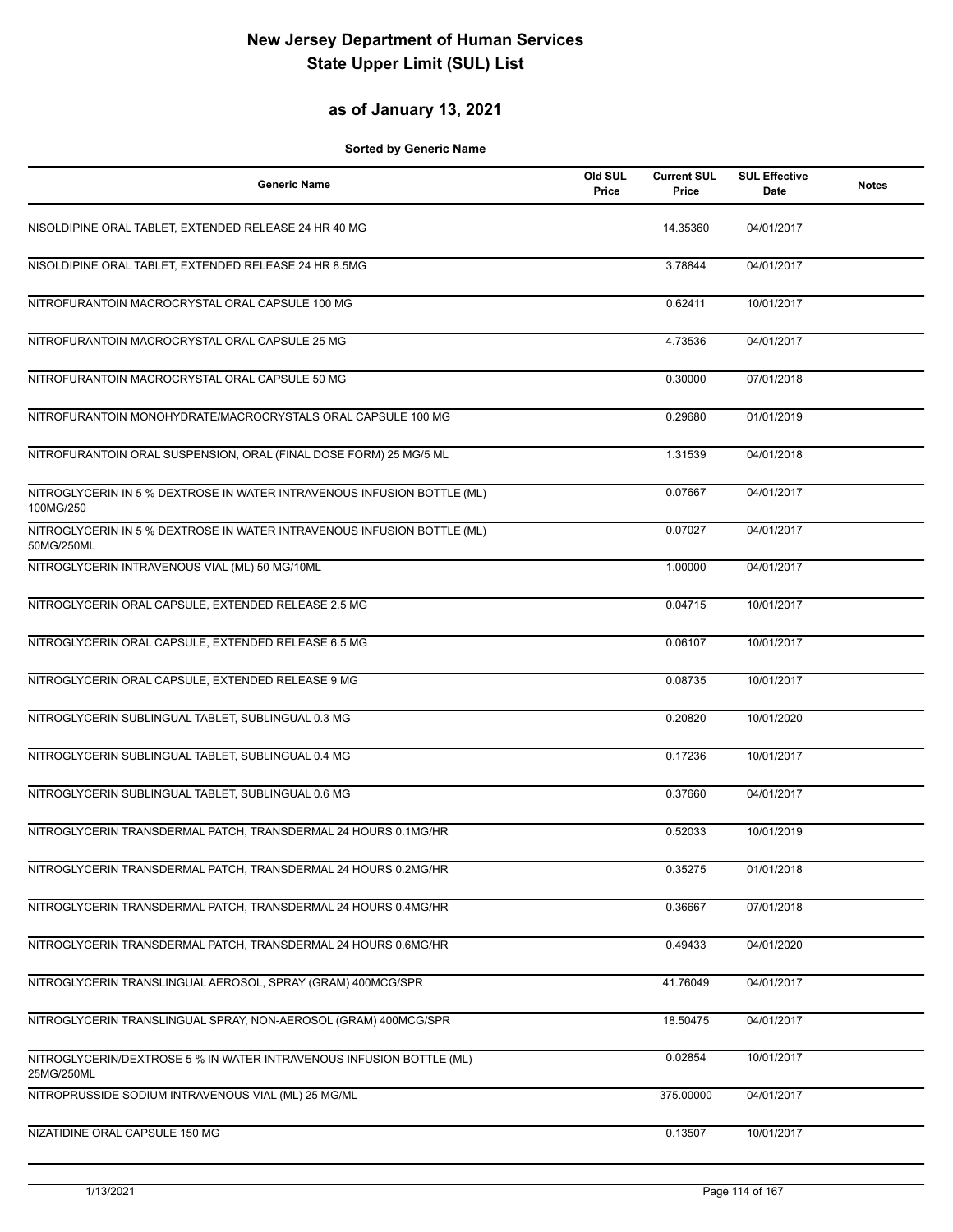# New Jersey Department of Human Services
# State Upper Limit (SUL) List

## as of January 13, 2021

**Sorted by Generic Name**

| Generic Name | Old SUL Price | Current SUL Price | SUL Effective Date | Notes |
|---|---|---|---|---|
| NISOLDIPINE ORAL TABLET, EXTENDED RELEASE 24 HR 40 MG | | 14.35360 | 04/01/2017 | |
| NISOLDIPINE ORAL TABLET, EXTENDED RELEASE 24 HR 8.5MG | | 3.78844 | 04/01/2017 | |
| NITROFURANTOIN MACROCRYSTAL ORAL CAPSULE 100 MG | | 0.62411 | 10/01/2017 | |
| NITROFURANTOIN MACROCRYSTAL ORAL CAPSULE 25 MG | | 4.73536 | 04/01/2017 | |
| NITROFURANTOIN MACROCRYSTAL ORAL CAPSULE 50 MG | | 0.30000 | 07/01/2018 | |
| NITROFURANTOIN MONOHYDRATE/MACROCRYSTALS ORAL CAPSULE 100 MG | | 0.29680 | 01/01/2019 | |
| NITROFURANTOIN ORAL SUSPENSION, ORAL (FINAL DOSE FORM) 25 MG/5 ML | | 1.31539 | 04/01/2018 | |
| NITROGLYCERIN IN 5 % DEXTROSE IN WATER INTRAVENOUS INFUSION BOTTLE (ML) 100MG/250 | | 0.07667 | 04/01/2017 | |
| NITROGLYCERIN IN 5 % DEXTROSE IN WATER INTRAVENOUS INFUSION BOTTLE (ML) 50MG/250ML | | 0.07027 | 04/01/2017 | |
| NITROGLYCERIN INTRAVENOUS VIAL (ML) 50 MG/10ML | | 1.00000 | 04/01/2017 | |
| NITROGLYCERIN ORAL CAPSULE, EXTENDED RELEASE 2.5 MG | | 0.04715 | 10/01/2017 | |
| NITROGLYCERIN ORAL CAPSULE, EXTENDED RELEASE 6.5 MG | | 0.06107 | 10/01/2017 | |
| NITROGLYCERIN ORAL CAPSULE, EXTENDED RELEASE 9 MG | | 0.08735 | 10/01/2017 | |
| NITROGLYCERIN SUBLINGUAL TABLET, SUBLINGUAL 0.3 MG | | 0.20820 | 10/01/2020 | |
| NITROGLYCERIN SUBLINGUAL TABLET, SUBLINGUAL 0.4 MG | | 0.17236 | 10/01/2017 | |
| NITROGLYCERIN SUBLINGUAL TABLET, SUBLINGUAL 0.6 MG | | 0.37660 | 04/01/2017 | |
| NITROGLYCERIN TRANSDERMAL PATCH, TRANSDERMAL 24 HOURS 0.1MG/HR | | 0.52033 | 10/01/2019 | |
| NITROGLYCERIN TRANSDERMAL PATCH, TRANSDERMAL 24 HOURS 0.2MG/HR | | 0.35275 | 01/01/2018 | |
| NITROGLYCERIN TRANSDERMAL PATCH, TRANSDERMAL 24 HOURS 0.4MG/HR | | 0.36667 | 07/01/2018 | |
| NITROGLYCERIN TRANSDERMAL PATCH, TRANSDERMAL 24 HOURS 0.6MG/HR | | 0.49433 | 04/01/2020 | |
| NITROGLYCERIN TRANSLINGUAL AEROSOL, SPRAY (GRAM) 400MCG/SPR | | 41.76049 | 04/01/2017 | |
| NITROGLYCERIN TRANSLINGUAL SPRAY, NON-AEROSOL (GRAM) 400MCG/SPR | | 18.50475 | 04/01/2017 | |
| NITROGLYCERIN/DEXTROSE 5 % IN WATER INTRAVENOUS INFUSION BOTTLE (ML) 25MG/250ML | | 0.02854 | 10/01/2017 | |
| NITROPRUSSIDE SODIUM INTRAVENOUS VIAL (ML) 25 MG/ML | | 375.00000 | 04/01/2017 | |
| NIZATIDINE ORAL CAPSULE 150 MG | | 0.13507 | 10/01/2017 | |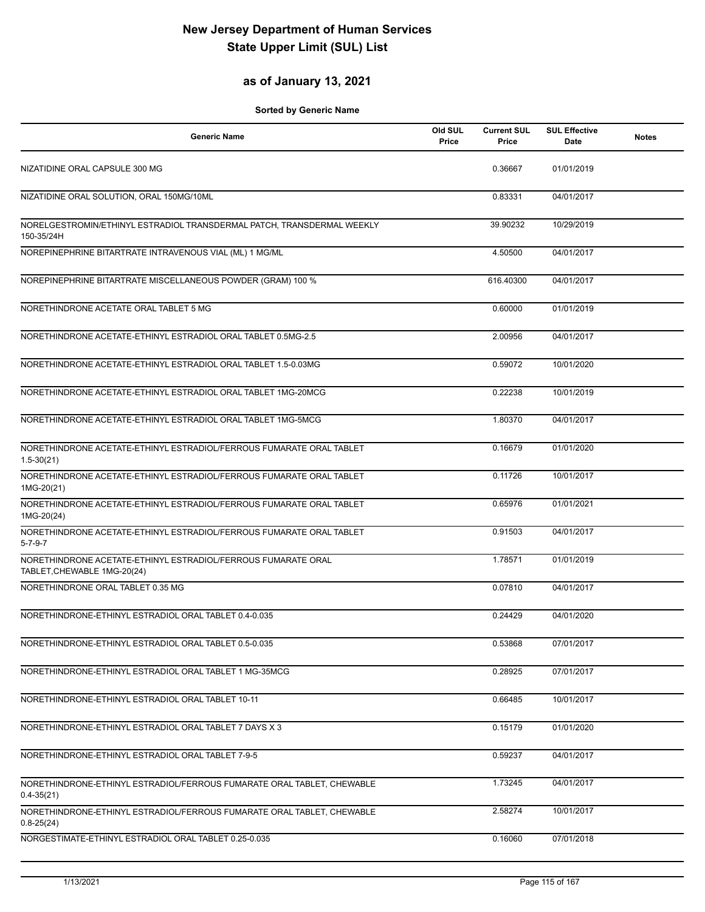# New Jersey Department of Human Services
# State Upper Limit (SUL) List

## as of January 13, 2021

**Sorted by Generic Name**

| Generic Name | Old SUL Price | Current SUL Price | SUL Effective Date | Notes |
|---|---|---|---|---|
| NIZATIDINE ORAL CAPSULE 300 MG | | 0.36667 | 01/01/2019 | |
| NIZATIDINE ORAL SOLUTION, ORAL 150MG/10ML | | 0.83331 | 04/01/2017 | |
| NORELGESTROMIN/ETHINYL ESTRADIOL TRANSDERMAL PATCH, TRANSDERMAL WEEKLY 150-35/24H | | 39.90232 | 10/29/2019 | |
| NOREPINEPHRINE BITARTRATE INTRAVENOUS VIAL (ML) 1 MG/ML | | 4.50500 | 04/01/2017 | |
| NOREPINEPHRINE BITARTRATE MISCELLANEOUS POWDER (GRAM) 100 % | | 616.40300 | 04/01/2017 | |
| NORETHINDRONE ACETATE ORAL TABLET 5 MG | | 0.60000 | 01/01/2019 | |
| NORETHINDRONE ACETATE-ETHINYL ESTRADIOL ORAL TABLET 0.5MG-2.5 | | 2.00956 | 04/01/2017 | |
| NORETHINDRONE ACETATE-ETHINYL ESTRADIOL ORAL TABLET 1.5-0.03MG | | 0.59072 | 10/01/2020 | |
| NORETHINDRONE ACETATE-ETHINYL ESTRADIOL ORAL TABLET 1MG-20MCG | | 0.22238 | 10/01/2019 | |
| NORETHINDRONE ACETATE-ETHINYL ESTRADIOL ORAL TABLET 1MG-5MCG | | 1.80370 | 04/01/2017 | |
| NORETHINDRONE ACETATE-ETHINYL ESTRADIOL/FERROUS FUMARATE ORAL TABLET 1.5-30(21) | | 0.16679 | 01/01/2020 | |
| NORETHINDRONE ACETATE-ETHINYL ESTRADIOL/FERROUS FUMARATE ORAL TABLET 1MG-20(21) | | 0.11726 | 10/01/2017 | |
| NORETHINDRONE ACETATE-ETHINYL ESTRADIOL/FERROUS FUMARATE ORAL TABLET 1MG-20(24) | | 0.65976 | 01/01/2021 | |
| NORETHINDRONE ACETATE-ETHINYL ESTRADIOL/FERROUS FUMARATE ORAL TABLET 5-7-9-7 | | 0.91503 | 04/01/2017 | |
| NORETHINDRONE ACETATE-ETHINYL ESTRADIOL/FERROUS FUMARATE ORAL TABLET,CHEWABLE 1MG-20(24) | | 1.78571 | 01/01/2019 | |
| NORETHINDRONE ORAL TABLET 0.35 MG | | 0.07810 | 04/01/2017 | |
| NORETHINDRONE-ETHINYL ESTRADIOL ORAL TABLET 0.4-0.035 | | 0.24429 | 04/01/2020 | |
| NORETHINDRONE-ETHINYL ESTRADIOL ORAL TABLET 0.5-0.035 | | 0.53868 | 07/01/2017 | |
| NORETHINDRONE-ETHINYL ESTRADIOL ORAL TABLET 1 MG-35MCG | | 0.28925 | 07/01/2017 | |
| NORETHINDRONE-ETHINYL ESTRADIOL ORAL TABLET 10-11 | | 0.66485 | 10/01/2017 | |
| NORETHINDRONE-ETHINYL ESTRADIOL ORAL TABLET 7 DAYS X 3 | | 0.15179 | 01/01/2020 | |
| NORETHINDRONE-ETHINYL ESTRADIOL ORAL TABLET 7-9-5 | | 0.59237 | 04/01/2017 | |
| NORETHINDRONE-ETHINYL ESTRADIOL/FERROUS FUMARATE ORAL TABLET, CHEWABLE 0.4-35(21) | | 1.73245 | 04/01/2017 | |
| NORETHINDRONE-ETHINYL ESTRADIOL/FERROUS FUMARATE ORAL TABLET, CHEWABLE 0.8-25(24) | | 2.58274 | 10/01/2017 | |
| NORGESTIMATE-ETHINYL ESTRADIOL ORAL TABLET 0.25-0.035 | | 0.16060 | 07/01/2018 | |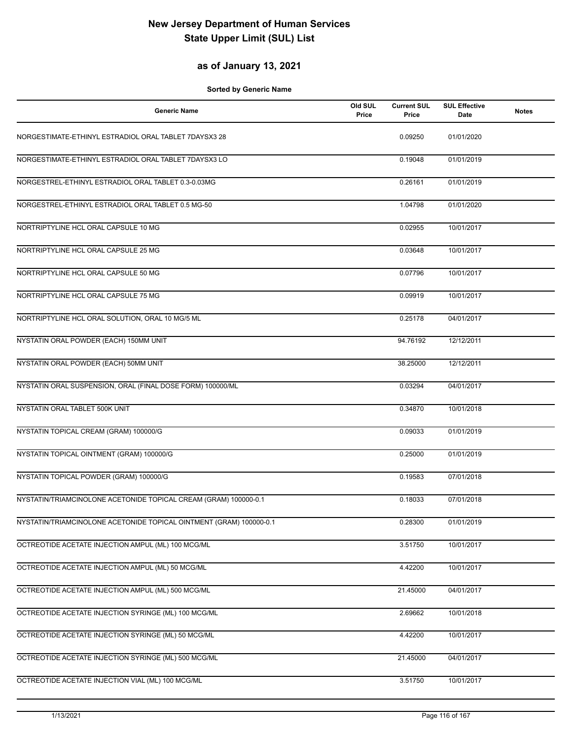# New Jersey Department of Human Services
# State Upper Limit (SUL) List

## as of January 13, 2021

**Sorted by Generic Name**

| Generic Name | Old SUL Price | Current SUL Price | SUL Effective Date | Notes |
|---|---|---|---|---|
| NORGESTIMATE-ETHINYL ESTRADIOL ORAL TABLET 7DAYSX3 28 | | 0.09250 | 01/01/2020 | |
| NORGESTIMATE-ETHINYL ESTRADIOL ORAL TABLET 7DAYSX3 LO | | 0.19048 | 01/01/2019 | |
| NORGESTREL-ETHINYL ESTRADIOL ORAL TABLET 0.3-0.03MG | | 0.26161 | 01/01/2019 | |
| NORGESTREL-ETHINYL ESTRADIOL ORAL TABLET 0.5 MG-50 | | 1.04798 | 01/01/2020 | |
| NORTRIPTYLINE HCL ORAL CAPSULE 10 MG | | 0.02955 | 10/01/2017 | |
| NORTRIPTYLINE HCL ORAL CAPSULE 25 MG | | 0.03648 | 10/01/2017 | |
| NORTRIPTYLINE HCL ORAL CAPSULE 50 MG | | 0.07796 | 10/01/2017 | |
| NORTRIPTYLINE HCL ORAL CAPSULE 75 MG | | 0.09919 | 10/01/2017 | |
| NORTRIPTYLINE HCL ORAL SOLUTION, ORAL 10 MG/5 ML | | 0.25178 | 04/01/2017 | |
| NYSTATIN ORAL POWDER (EACH) 150MM UNIT | | 94.76192 | 12/12/2011 | |
| NYSTATIN ORAL POWDER (EACH) 50MM UNIT | | 38.25000 | 12/12/2011 | |
| NYSTATIN ORAL SUSPENSION, ORAL (FINAL DOSE FORM) 100000/ML | | 0.03294 | 04/01/2017 | |
| NYSTATIN ORAL TABLET 500K UNIT | | 0.34870 | 10/01/2018 | |
| NYSTATIN TOPICAL CREAM (GRAM) 100000/G | | 0.09033 | 01/01/2019 | |
| NYSTATIN TOPICAL OINTMENT (GRAM) 100000/G | | 0.25000 | 01/01/2019 | |
| NYSTATIN TOPICAL POWDER (GRAM) 100000/G | | 0.19583 | 07/01/2018 | |
| NYSTATIN/TRIAMCINOLONE ACETONIDE TOPICAL CREAM (GRAM) 100000-0.1 | | 0.18033 | 07/01/2018 | |
| NYSTATIN/TRIAMCINOLONE ACETONIDE TOPICAL OINTMENT (GRAM) 100000-0.1 | | 0.28300 | 01/01/2019 | |
| OCTREOTIDE ACETATE INJECTION AMPUL (ML) 100 MCG/ML | | 3.51750 | 10/01/2017 | |
| OCTREOTIDE ACETATE INJECTION AMPUL (ML) 50 MCG/ML | | 4.42200 | 10/01/2017 | |
| OCTREOTIDE ACETATE INJECTION AMPUL (ML) 500 MCG/ML | | 21.45000 | 04/01/2017 | |
| OCTREOTIDE ACETATE INJECTION SYRINGE (ML) 100 MCG/ML | | 2.69662 | 10/01/2018 | |
| OCTREOTIDE ACETATE INJECTION SYRINGE (ML) 50 MCG/ML | | 4.42200 | 10/01/2017 | |
| OCTREOTIDE ACETATE INJECTION SYRINGE (ML) 500 MCG/ML | | 21.45000 | 04/01/2017 | |
| OCTREOTIDE ACETATE INJECTION VIAL (ML) 100 MCG/ML | | 3.51750 | 10/01/2017 | |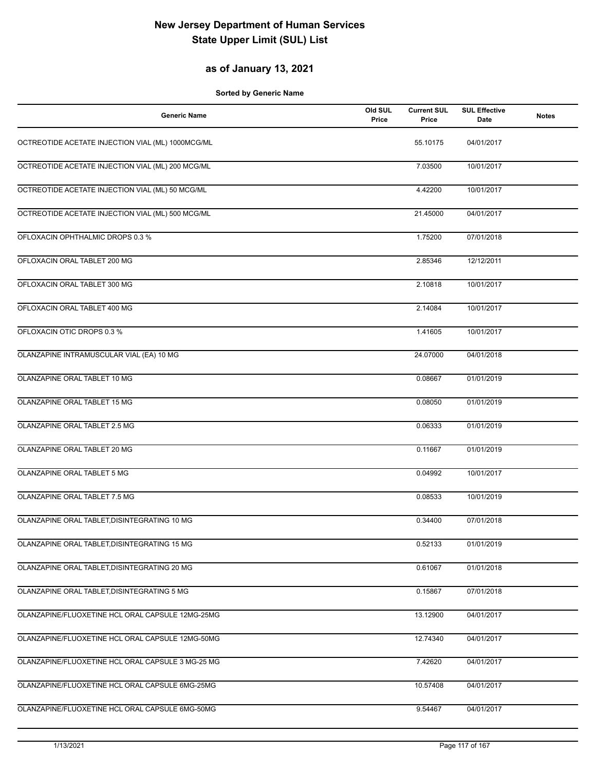# New Jersey Department of Human Services
# State Upper Limit (SUL) List

## as of January 13, 2021

**Sorted by Generic Name**

| Generic Name | Old SUL Price | Current SUL Price | SUL Effective Date | Notes |
|---|---|---|---|---|
| OCTREOTIDE ACETATE INJECTION VIAL (ML) 1000MCG/ML | | 55.10175 | 04/01/2017 | |
| OCTREOTIDE ACETATE INJECTION VIAL (ML) 200 MCG/ML | | 7.03500 | 10/01/2017 | |
| OCTREOTIDE ACETATE INJECTION VIAL (ML) 50 MCG/ML | | 4.42200 | 10/01/2017 | |
| OCTREOTIDE ACETATE INJECTION VIAL (ML) 500 MCG/ML | | 21.45000 | 04/01/2017 | |
| OFLOXACIN OPHTHALMIC DROPS 0.3 % | | 1.75200 | 07/01/2018 | |
| OFLOXACIN ORAL TABLET 200 MG | | 2.85346 | 12/12/2011 | |
| OFLOXACIN ORAL TABLET 300 MG | | 2.10818 | 10/01/2017 | |
| OFLOXACIN ORAL TABLET 400 MG | | 2.14084 | 10/01/2017 | |
| OFLOXACIN OTIC DROPS 0.3 % | | 1.41605 | 10/01/2017 | |
| OLANZAPINE INTRAMUSCULAR VIAL (EA) 10 MG | | 24.07000 | 04/01/2018 | |
| OLANZAPINE ORAL TABLET 10 MG | | 0.08667 | 01/01/2019 | |
| OLANZAPINE ORAL TABLET 15 MG | | 0.08050 | 01/01/2019 | |
| OLANZAPINE ORAL TABLET 2.5 MG | | 0.06333 | 01/01/2019 | |
| OLANZAPINE ORAL TABLET 20 MG | | 0.11667 | 01/01/2019 | |
| OLANZAPINE ORAL TABLET 5 MG | | 0.04992 | 10/01/2017 | |
| OLANZAPINE ORAL TABLET 7.5 MG | | 0.08533 | 10/01/2019 | |
| OLANZAPINE ORAL TABLET,DISINTEGRATING 10 MG | | 0.34400 | 07/01/2018 | |
| OLANZAPINE ORAL TABLET,DISINTEGRATING 15 MG | | 0.52133 | 01/01/2019 | |
| OLANZAPINE ORAL TABLET,DISINTEGRATING 20 MG | | 0.61067 | 01/01/2018 | |
| OLANZAPINE ORAL TABLET,DISINTEGRATING 5 MG | | 0.15867 | 07/01/2018 | |
| OLANZAPINE/FLUOXETINE HCL ORAL CAPSULE 12MG-25MG | | 13.12900 | 04/01/2017 | |
| OLANZAPINE/FLUOXETINE HCL ORAL CAPSULE 12MG-50MG | | 12.74340 | 04/01/2017 | |
| OLANZAPINE/FLUOXETINE HCL ORAL CAPSULE 3 MG-25 MG | | 7.42620 | 04/01/2017 | |
| OLANZAPINE/FLUOXETINE HCL ORAL CAPSULE 6MG-25MG | | 10.57408 | 04/01/2017 | |
| OLANZAPINE/FLUOXETINE HCL ORAL CAPSULE 6MG-50MG | | 9.54467 | 04/01/2017 | |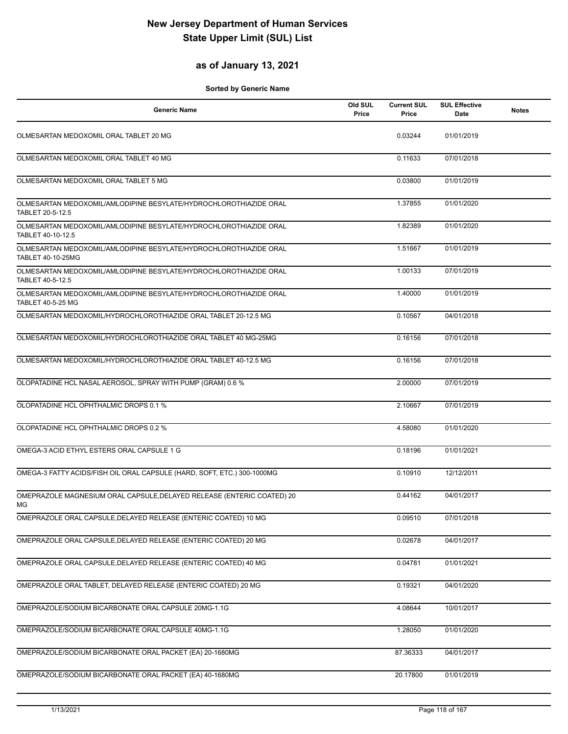# New Jersey Department of Human Services
# State Upper Limit (SUL) List

## as of January 13, 2021

**Sorted by Generic Name**

| Generic Name | Old SUL Price | Current SUL Price | SUL Effective Date | Notes |
|---|---|---|---|---|
| OLMESARTAN MEDOXOMIL ORAL TABLET 20 MG | | 0.03244 | 01/01/2019 | |
| OLMESARTAN MEDOXOMIL ORAL TABLET 40 MG | | 0.11633 | 07/01/2018 | |
| OLMESARTAN MEDOXOMIL ORAL TABLET 5 MG | | 0.03800 | 01/01/2019 | |
| OLMESARTAN MEDOXOMIL/AMLODIPINE BESYLATE/HYDROCHLOROTHIAZIDE ORAL TABLET 20-5-12.5 | | 1.37855 | 01/01/2020 | |
| OLMESARTAN MEDOXOMIL/AMLODIPINE BESYLATE/HYDROCHLOROTHIAZIDE ORAL TABLET 40-10-12.5 | | 1.82389 | 01/01/2020 | |
| OLMESARTAN MEDOXOMIL/AMLODIPINE BESYLATE/HYDROCHLOROTHIAZIDE ORAL TABLET 40-10-25MG | | 1.51667 | 01/01/2019 | |
| OLMESARTAN MEDOXOMIL/AMLODIPINE BESYLATE/HYDROCHLOROTHIAZIDE ORAL TABLET 40-5-12.5 | | 1.00133 | 07/01/2019 | |
| OLMESARTAN MEDOXOMIL/AMLODIPINE BESYLATE/HYDROCHLOROTHIAZIDE ORAL TABLET 40-5-25 MG | | 1.40000 | 01/01/2019 | |
| OLMESARTAN MEDOXOMIL/HYDROCHLOROTHIAZIDE ORAL TABLET 20-12.5 MG | | 0.10567 | 04/01/2018 | |
| OLMESARTAN MEDOXOMIL/HYDROCHLOROTHIAZIDE ORAL TABLET 40 MG-25MG | | 0.16156 | 07/01/2018 | |
| OLMESARTAN MEDOXOMIL/HYDROCHLOROTHIAZIDE ORAL TABLET 40-12.5 MG | | 0.16156 | 07/01/2018 | |
| OLOPATADINE HCL NASAL AEROSOL, SPRAY WITH PUMP (GRAM) 0.6 % | | 2.00000 | 07/01/2019 | |
| OLOPATADINE HCL OPHTHALMIC DROPS 0.1 % | | 2.10667 | 07/01/2019 | |
| OLOPATADINE HCL OPHTHALMIC DROPS 0.2 % | | 4.58080 | 01/01/2020 | |
| OMEGA-3 ACID ETHYL ESTERS ORAL CAPSULE 1 G | | 0.18196 | 01/01/2021 | |
| OMEGA-3 FATTY ACIDS/FISH OIL ORAL CAPSULE (HARD, SOFT, ETC.) 300-1000MG | | 0.10910 | 12/12/2011 | |
| OMEPRAZOLE MAGNESIUM ORAL CAPSULE,DELAYED RELEASE (ENTERIC COATED) 20 MG | | 0.44162 | 04/01/2017 | |
| OMEPRAZOLE ORAL CAPSULE,DELAYED RELEASE (ENTERIC COATED) 10 MG | | 0.09510 | 07/01/2018 | |
| OMEPRAZOLE ORAL CAPSULE,DELAYED RELEASE (ENTERIC COATED) 20 MG | | 0.02678 | 04/01/2017 | |
| OMEPRAZOLE ORAL CAPSULE,DELAYED RELEASE (ENTERIC COATED) 40 MG | | 0.04781 | 01/01/2021 | |
| OMEPRAZOLE ORAL TABLET, DELAYED RELEASE (ENTERIC COATED) 20 MG | | 0.19321 | 04/01/2020 | |
| OMEPRAZOLE/SODIUM BICARBONATE ORAL CAPSULE 20MG-1.1G | | 4.08644 | 10/01/2017 | |
| OMEPRAZOLE/SODIUM BICARBONATE ORAL CAPSULE 40MG-1.1G | | 1.28050 | 01/01/2020 | |
| OMEPRAZOLE/SODIUM BICARBONATE ORAL PACKET (EA) 20-1680MG | | 87.36333 | 04/01/2017 | |
| OMEPRAZOLE/SODIUM BICARBONATE ORAL PACKET (EA) 40-1680MG | | 20.17800 | 01/01/2019 | |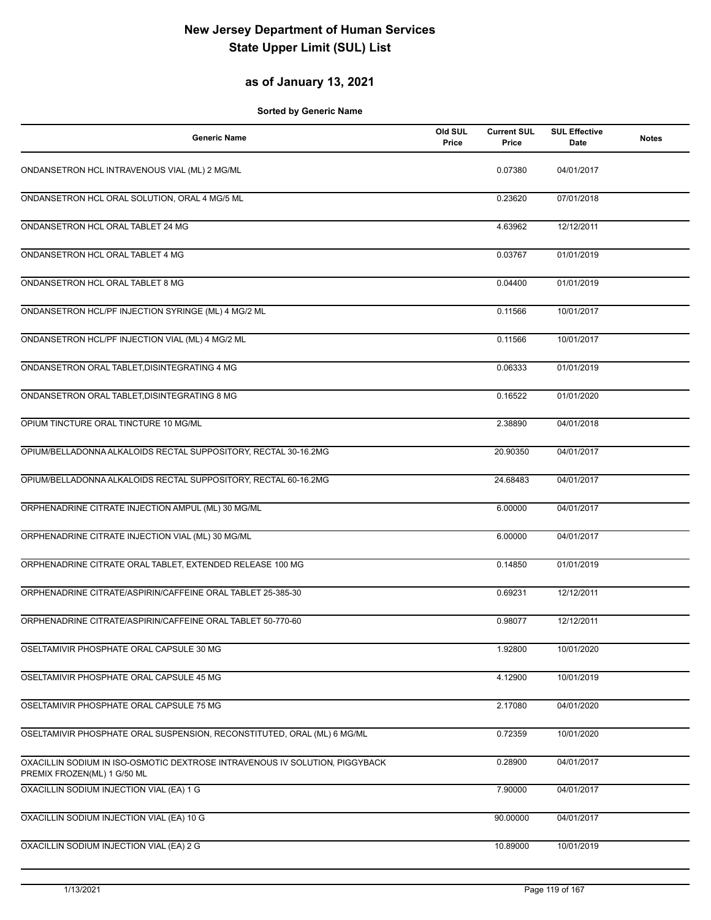# New Jersey Department of Human Services
# State Upper Limit (SUL) List

## as of January 13, 2021

**Sorted by Generic Name**

| Generic Name | Old SUL Price | Current SUL Price | SUL Effective Date | Notes |
|---|---|---|---|---|
| ONDANSETRON HCL INTRAVENOUS VIAL (ML) 2 MG/ML | | 0.07380 | 04/01/2017 | |
| ONDANSETRON HCL ORAL SOLUTION, ORAL 4 MG/5 ML | | 0.23620 | 07/01/2018 | |
| ONDANSETRON HCL ORAL TABLET 24 MG | | 4.63962 | 12/12/2011 | |
| ONDANSETRON HCL ORAL TABLET 4 MG | | 0.03767 | 01/01/2019 | |
| ONDANSETRON HCL ORAL TABLET 8 MG | | 0.04400 | 01/01/2019 | |
| ONDANSETRON HCL/PF INJECTION SYRINGE (ML) 4 MG/2 ML | | 0.11566 | 10/01/2017 | |
| ONDANSETRON HCL/PF INJECTION VIAL (ML) 4 MG/2 ML | | 0.11566 | 10/01/2017 | |
| ONDANSETRON ORAL TABLET,DISINTEGRATING 4 MG | | 0.06333 | 01/01/2019 | |
| ONDANSETRON ORAL TABLET,DISINTEGRATING 8 MG | | 0.16522 | 01/01/2020 | |
| OPIUM TINCTURE ORAL TINCTURE 10 MG/ML | | 2.38890 | 04/01/2018 | |
| OPIUM/BELLADONNA ALKALOIDS RECTAL SUPPOSITORY, RECTAL 30-16.2MG | | 20.90350 | 04/01/2017 | |
| OPIUM/BELLADONNA ALKALOIDS RECTAL SUPPOSITORY, RECTAL 60-16.2MG | | 24.68483 | 04/01/2017 | |
| ORPHENADRINE CITRATE INJECTION AMPUL (ML) 30 MG/ML | | 6.00000 | 04/01/2017 | |
| ORPHENADRINE CITRATE INJECTION VIAL (ML) 30 MG/ML | | 6.00000 | 04/01/2017 | |
| ORPHENADRINE CITRATE ORAL TABLET, EXTENDED RELEASE 100 MG | | 0.14850 | 01/01/2019 | |
| ORPHENADRINE CITRATE/ASPIRIN/CAFFEINE ORAL TABLET 25-385-30 | | 0.69231 | 12/12/2011 | |
| ORPHENADRINE CITRATE/ASPIRIN/CAFFEINE ORAL TABLET 50-770-60 | | 0.98077 | 12/12/2011 | |
| OSELTAMIVIR PHOSPHATE ORAL CAPSULE 30 MG | | 1.92800 | 10/01/2020 | |
| OSELTAMIVIR PHOSPHATE ORAL CAPSULE 45 MG | | 4.12900 | 10/01/2019 | |
| OSELTAMIVIR PHOSPHATE ORAL CAPSULE 75 MG | | 2.17080 | 04/01/2020 | |
| OSELTAMIVIR PHOSPHATE ORAL SUSPENSION, RECONSTITUTED, ORAL (ML) 6 MG/ML | | 0.72359 | 10/01/2020 | |
| OXACILLIN SODIUM IN ISO-OSMOTIC DEXTROSE INTRAVENOUS IV SOLUTION, PIGGYBACK PREMIX FROZEN(ML) 1 G/50 ML | | 0.28900 | 04/01/2017 | |
| OXACILLIN SODIUM INJECTION VIAL (EA) 1 G | | 7.90000 | 04/01/2017 | |
| OXACILLIN SODIUM INJECTION VIAL (EA) 10 G | | 90.00000 | 04/01/2017 | |
| OXACILLIN SODIUM INJECTION VIAL (EA) 2 G | | 10.89000 | 10/01/2019 | |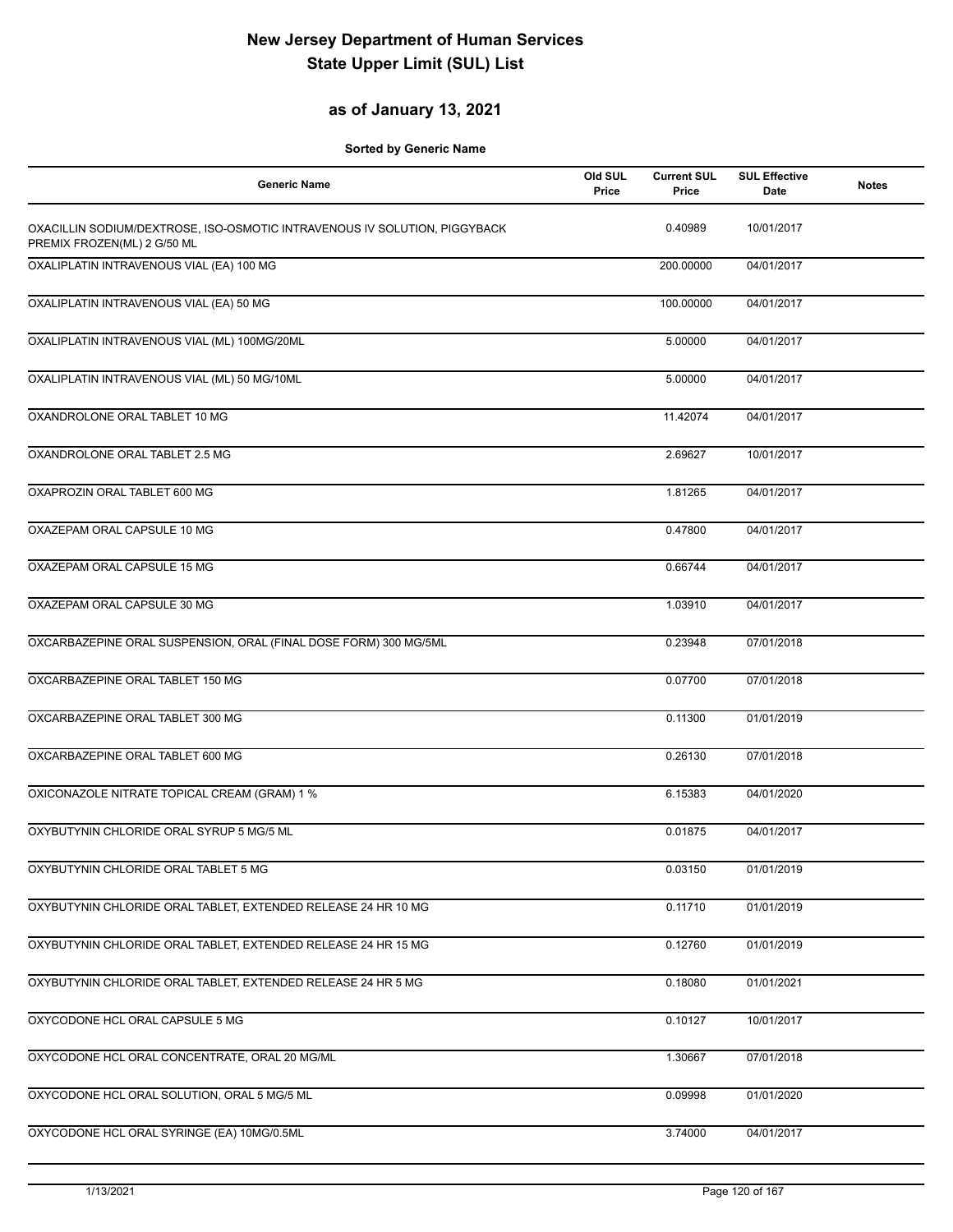# New Jersey Department of Human Services
# State Upper Limit (SUL) List

## as of January 13, 2021

**Sorted by Generic Name**

| Generic Name | Old SUL Price | Current SUL Price | SUL Effective Date | Notes |
|---|---|---|---|---|
| OXACILLIN SODIUM/DEXTROSE, ISO-OSMOTIC INTRAVENOUS IV SOLUTION, PIGGYBACK PREMIX FROZEN(ML) 2 G/50 ML | | 0.40989 | 10/01/2017 | |
| OXALIPLATIN INTRAVENOUS VIAL (EA) 100 MG | | 200.00000 | 04/01/2017 | |
| OXALIPLATIN INTRAVENOUS VIAL (EA) 50 MG | | 100.00000 | 04/01/2017 | |
| OXALIPLATIN INTRAVENOUS VIAL (ML) 100MG/20ML | | 5.00000 | 04/01/2017 | |
| OXALIPLATIN INTRAVENOUS VIAL (ML) 50 MG/10ML | | 5.00000 | 04/01/2017 | |
| OXANDROLONE ORAL TABLET 10 MG | | 11.42074 | 04/01/2017 | |
| OXANDROLONE ORAL TABLET 2.5 MG | | 2.69627 | 10/01/2017 | |
| OXAPROZIN ORAL TABLET 600 MG | | 1.81265 | 04/01/2017 | |
| OXAZEPAM ORAL CAPSULE 10 MG | | 0.47800 | 04/01/2017 | |
| OXAZEPAM ORAL CAPSULE 15 MG | | 0.66744 | 04/01/2017 | |
| OXAZEPAM ORAL CAPSULE 30 MG | | 1.03910 | 04/01/2017 | |
| OXCARBAZEPINE ORAL SUSPENSION, ORAL (FINAL DOSE FORM) 300 MG/5ML | | 0.23948 | 07/01/2018 | |
| OXCARBAZEPINE ORAL TABLET 150 MG | | 0.07700 | 07/01/2018 | |
| OXCARBAZEPINE ORAL TABLET 300 MG | | 0.11300 | 01/01/2019 | |
| OXCARBAZEPINE ORAL TABLET 600 MG | | 0.26130 | 07/01/2018 | |
| OXICONAZOLE NITRATE TOPICAL CREAM (GRAM) 1 % | | 6.15383 | 04/01/2020 | |
| OXYBUTYNIN CHLORIDE ORAL SYRUP 5 MG/5 ML | | 0.01875 | 04/01/2017 | |
| OXYBUTYNIN CHLORIDE ORAL TABLET 5 MG | | 0.03150 | 01/01/2019 | |
| OXYBUTYNIN CHLORIDE ORAL TABLET, EXTENDED RELEASE 24 HR 10 MG | | 0.11710 | 01/01/2019 | |
| OXYBUTYNIN CHLORIDE ORAL TABLET, EXTENDED RELEASE 24 HR 15 MG | | 0.12760 | 01/01/2019 | |
| OXYBUTYNIN CHLORIDE ORAL TABLET, EXTENDED RELEASE 24 HR 5 MG | | 0.18080 | 01/01/2021 | |
| OXYCODONE HCL ORAL CAPSULE 5 MG | | 0.10127 | 10/01/2017 | |
| OXYCODONE HCL ORAL CONCENTRATE, ORAL 20 MG/ML | | 1.30667 | 07/01/2018 | |
| OXYCODONE HCL ORAL SOLUTION, ORAL 5 MG/5 ML | | 0.09998 | 01/01/2020 | |
| OXYCODONE HCL ORAL SYRINGE (EA) 10MG/0.5ML | | 3.74000 | 04/01/2017 | |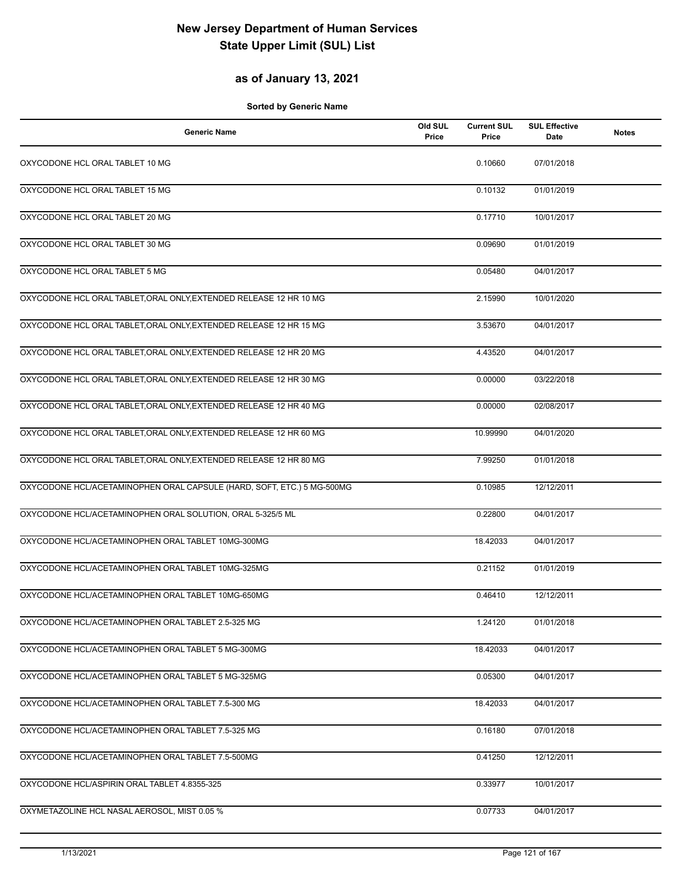# New Jersey Department of Human Services
# State Upper Limit (SUL) List

## as of January 13, 2021

**Sorted by Generic Name**

| Generic Name | Old SUL Price | Current SUL Price | SUL Effective Date | Notes |
|---|---|---|---|---|
| OXYCODONE HCL ORAL TABLET 10 MG | | 0.10660 | 07/01/2018 | |
| OXYCODONE HCL ORAL TABLET 15 MG | | 0.10132 | 01/01/2019 | |
| OXYCODONE HCL ORAL TABLET 20 MG | | 0.17710 | 10/01/2017 | |
| OXYCODONE HCL ORAL TABLET 30 MG | | 0.09690 | 01/01/2019 | |
| OXYCODONE HCL ORAL TABLET 5 MG | | 0.05480 | 04/01/2017 | |
| OXYCODONE HCL ORAL TABLET,ORAL ONLY,EXTENDED RELEASE 12 HR 10 MG | | 2.15990 | 10/01/2020 | |
| OXYCODONE HCL ORAL TABLET,ORAL ONLY,EXTENDED RELEASE 12 HR 15 MG | | 3.53670 | 04/01/2017 | |
| OXYCODONE HCL ORAL TABLET,ORAL ONLY,EXTENDED RELEASE 12 HR 20 MG | | 4.43520 | 04/01/2017 | |
| OXYCODONE HCL ORAL TABLET,ORAL ONLY,EXTENDED RELEASE 12 HR 30 MG | | 0.00000 | 03/22/2018 | |
| OXYCODONE HCL ORAL TABLET,ORAL ONLY,EXTENDED RELEASE 12 HR 40 MG | | 0.00000 | 02/08/2017 | |
| OXYCODONE HCL ORAL TABLET,ORAL ONLY,EXTENDED RELEASE 12 HR 60 MG | | 10.99990 | 04/01/2020 | |
| OXYCODONE HCL ORAL TABLET,ORAL ONLY,EXTENDED RELEASE 12 HR 80 MG | | 7.99250 | 01/01/2018 | |
| OXYCODONE HCL/ACETAMINOPHEN ORAL CAPSULE (HARD, SOFT, ETC.) 5 MG-500MG | | 0.10985 | 12/12/2011 | |
| OXYCODONE HCL/ACETAMINOPHEN ORAL SOLUTION, ORAL 5-325/5 ML | | 0.22800 | 04/01/2017 | |
| OXYCODONE HCL/ACETAMINOPHEN ORAL TABLET 10MG-300MG | | 18.42033 | 04/01/2017 | |
| OXYCODONE HCL/ACETAMINOPHEN ORAL TABLET 10MG-325MG | | 0.21152 | 01/01/2019 | |
| OXYCODONE HCL/ACETAMINOPHEN ORAL TABLET 10MG-650MG | | 0.46410 | 12/12/2011 | |
| OXYCODONE HCL/ACETAMINOPHEN ORAL TABLET 2.5-325 MG | | 1.24120 | 01/01/2018 | |
| OXYCODONE HCL/ACETAMINOPHEN ORAL TABLET 5 MG-300MG | | 18.42033 | 04/01/2017 | |
| OXYCODONE HCL/ACETAMINOPHEN ORAL TABLET 5 MG-325MG | | 0.05300 | 04/01/2017 | |
| OXYCODONE HCL/ACETAMINOPHEN ORAL TABLET 7.5-300 MG | | 18.42033 | 04/01/2017 | |
| OXYCODONE HCL/ACETAMINOPHEN ORAL TABLET 7.5-325 MG | | 0.16180 | 07/01/2018 | |
| OXYCODONE HCL/ACETAMINOPHEN ORAL TABLET 7.5-500MG | | 0.41250 | 12/12/2011 | |
| OXYCODONE HCL/ASPIRIN ORAL TABLET 4.8355-325 | | 0.33977 | 10/01/2017 | |
| OXYMETAZOLINE HCL NASAL AEROSOL, MIST 0.05 % | | 0.07733 | 04/01/2017 | |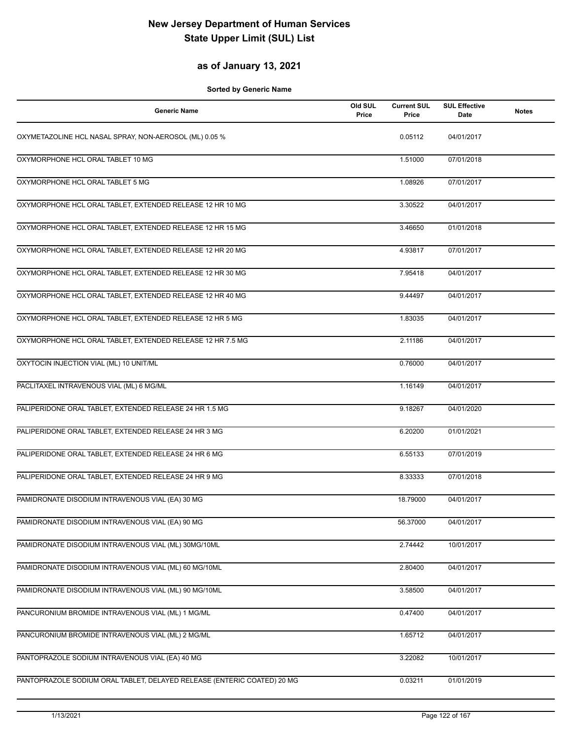# New Jersey Department of Human Services
# State Upper Limit (SUL) List

## as of January 13, 2021

**Sorted by Generic Name**

| Generic Name | Old SUL Price | Current SUL Price | SUL Effective Date | Notes |
|---|---|---|---|---|
| OXYMETAZOLINE HCL NASAL SPRAY, NON-AEROSOL (ML) 0.05 % | | 0.05112 | 04/01/2017 | |
| OXYMORPHONE HCL ORAL TABLET 10 MG | | 1.51000 | 07/01/2018 | |
| OXYMORPHONE HCL ORAL TABLET 5 MG | | 1.08926 | 07/01/2017 | |
| OXYMORPHONE HCL ORAL TABLET, EXTENDED RELEASE 12 HR 10 MG | | 3.30522 | 04/01/2017 | |
| OXYMORPHONE HCL ORAL TABLET, EXTENDED RELEASE 12 HR 15 MG | | 3.46650 | 01/01/2018 | |
| OXYMORPHONE HCL ORAL TABLET, EXTENDED RELEASE 12 HR 20 MG | | 4.93817 | 07/01/2017 | |
| OXYMORPHONE HCL ORAL TABLET, EXTENDED RELEASE 12 HR 30 MG | | 7.95418 | 04/01/2017 | |
| OXYMORPHONE HCL ORAL TABLET, EXTENDED RELEASE 12 HR 40 MG | | 9.44497 | 04/01/2017 | |
| OXYMORPHONE HCL ORAL TABLET, EXTENDED RELEASE 12 HR 5 MG | | 1.83035 | 04/01/2017 | |
| OXYMORPHONE HCL ORAL TABLET, EXTENDED RELEASE 12 HR 7.5 MG | | 2.11186 | 04/01/2017 | |
| OXYTOCIN INJECTION VIAL (ML) 10 UNIT/ML | | 0.76000 | 04/01/2017 | |
| PACLITAXEL INTRAVENOUS VIAL (ML) 6 MG/ML | | 1.16149 | 04/01/2017 | |
| PALIPERIDONE ORAL TABLET, EXTENDED RELEASE 24 HR 1.5 MG | | 9.18267 | 04/01/2020 | |
| PALIPERIDONE ORAL TABLET, EXTENDED RELEASE 24 HR 3 MG | | 6.20200 | 01/01/2021 | |
| PALIPERIDONE ORAL TABLET, EXTENDED RELEASE 24 HR 6 MG | | 6.55133 | 07/01/2019 | |
| PALIPERIDONE ORAL TABLET, EXTENDED RELEASE 24 HR 9 MG | | 8.33333 | 07/01/2018 | |
| PAMIDRONATE DISODIUM INTRAVENOUS VIAL (EA) 30 MG | | 18.79000 | 04/01/2017 | |
| PAMIDRONATE DISODIUM INTRAVENOUS VIAL (EA) 90 MG | | 56.37000 | 04/01/2017 | |
| PAMIDRONATE DISODIUM INTRAVENOUS VIAL (ML) 30MG/10ML | | 2.74442 | 10/01/2017 | |
| PAMIDRONATE DISODIUM INTRAVENOUS VIAL (ML) 60 MG/10ML | | 2.80400 | 04/01/2017 | |
| PAMIDRONATE DISODIUM INTRAVENOUS VIAL (ML) 90 MG/10ML | | 3.58500 | 04/01/2017 | |
| PANCURONIUM BROMIDE INTRAVENOUS VIAL (ML) 1 MG/ML | | 0.47400 | 04/01/2017 | |
| PANCURONIUM BROMIDE INTRAVENOUS VIAL (ML) 2 MG/ML | | 1.65712 | 04/01/2017 | |
| PANTOPRAZOLE SODIUM INTRAVENOUS VIAL (EA) 40 MG | | 3.22082 | 10/01/2017 | |
| PANTOPRAZOLE SODIUM ORAL TABLET, DELAYED RELEASE (ENTERIC COATED) 20 MG | | 0.03211 | 01/01/2019 | |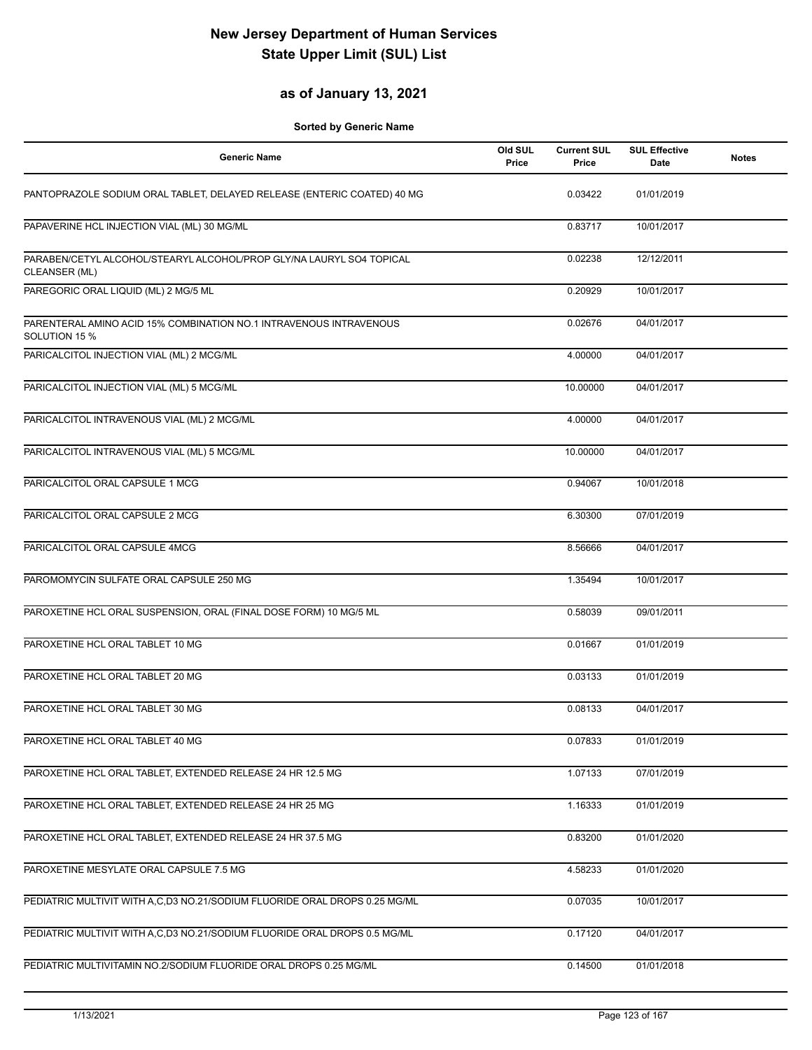# New Jersey Department of Human Services
# State Upper Limit (SUL) List

## as of January 13, 2021

**Sorted by Generic Name**

| Generic Name | Old SUL Price | Current SUL Price | SUL Effective Date | Notes |
|---|---|---|---|---|
| PANTOPRAZOLE SODIUM ORAL TABLET, DELAYED RELEASE (ENTERIC COATED) 40 MG | | 0.03422 | 01/01/2019 | |
| PAPAVERINE HCL INJECTION VIAL (ML) 30 MG/ML | | 0.83717 | 10/01/2017 | |
| PARABEN/CETYL ALCOHOL/STEARYL ALCOHOL/PROP GLY/NA LAURYL SO4 TOPICAL CLEANSER (ML) | | 0.02238 | 12/12/2011 | |
| PAREGORIC ORAL LIQUID (ML) 2 MG/5 ML | | 0.20929 | 10/01/2017 | |
| PARENTERAL AMINO ACID 15% COMBINATION NO.1 INTRAVENOUS INTRAVENOUS SOLUTION 15 % | | 0.02676 | 04/01/2017 | |
| PARICALCITOL INJECTION VIAL (ML) 2 MCG/ML | | 4.00000 | 04/01/2017 | |
| PARICALCITOL INJECTION VIAL (ML) 5 MCG/ML | | 10.00000 | 04/01/2017 | |
| PARICALCITOL INTRAVENOUS VIAL (ML) 2 MCG/ML | | 4.00000 | 04/01/2017 | |
| PARICALCITOL INTRAVENOUS VIAL (ML) 5 MCG/ML | | 10.00000 | 04/01/2017 | |
| PARICALCITOL ORAL CAPSULE 1 MCG | | 0.94067 | 10/01/2018 | |
| PARICALCITOL ORAL CAPSULE 2 MCG | | 6.30300 | 07/01/2019 | |
| PARICALCITOL ORAL CAPSULE 4MCG | | 8.56666 | 04/01/2017 | |
| PAROMOMYCIN SULFATE ORAL CAPSULE 250 MG | | 1.35494 | 10/01/2017 | |
| PAROXETINE HCL ORAL SUSPENSION, ORAL (FINAL DOSE FORM) 10 MG/5 ML | | 0.58039 | 09/01/2011 | |
| PAROXETINE HCL ORAL TABLET 10 MG | | 0.01667 | 01/01/2019 | |
| PAROXETINE HCL ORAL TABLET 20 MG | | 0.03133 | 01/01/2019 | |
| PAROXETINE HCL ORAL TABLET 30 MG | | 0.08133 | 04/01/2017 | |
| PAROXETINE HCL ORAL TABLET 40 MG | | 0.07833 | 01/01/2019 | |
| PAROXETINE HCL ORAL TABLET, EXTENDED RELEASE 24 HR 12.5 MG | | 1.07133 | 07/01/2019 | |
| PAROXETINE HCL ORAL TABLET, EXTENDED RELEASE 24 HR 25 MG | | 1.16333 | 01/01/2019 | |
| PAROXETINE HCL ORAL TABLET, EXTENDED RELEASE 24 HR 37.5 MG | | 0.83200 | 01/01/2020 | |
| PAROXETINE MESYLATE ORAL CAPSULE 7.5 MG | | 4.58233 | 01/01/2020 | |
| PEDIATRIC MULTIVIT WITH A,C,D3 NO.21/SODIUM FLUORIDE ORAL DROPS 0.25 MG/ML | | 0.07035 | 10/01/2017 | |
| PEDIATRIC MULTIVIT WITH A,C,D3 NO.21/SODIUM FLUORIDE ORAL DROPS 0.5 MG/ML | | 0.17120 | 04/01/2017 | |
| PEDIATRIC MULTIVITAMIN NO.2/SODIUM FLUORIDE ORAL DROPS 0.25 MG/ML | | 0.14500 | 01/01/2018 | |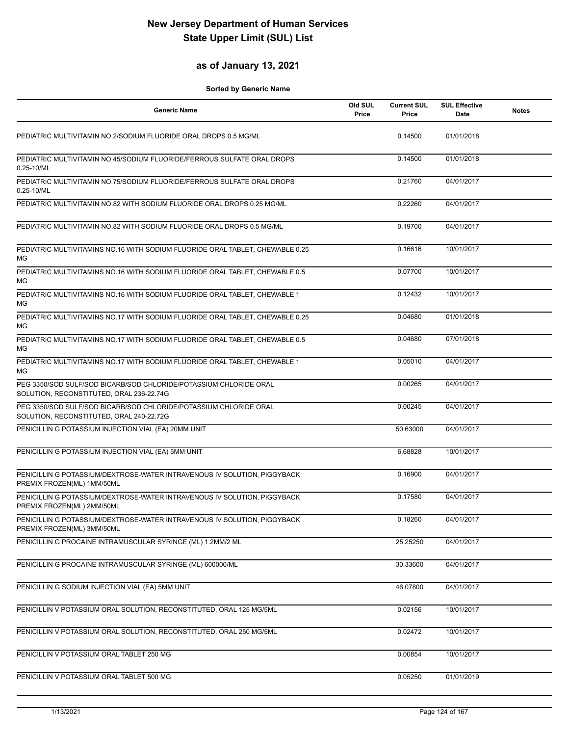# New Jersey Department of Human Services
# State Upper Limit (SUL) List

## as of January 13, 2021

**Sorted by Generic Name**

| Generic Name | Old SUL Price | Current SUL Price | SUL Effective Date | Notes |
|---|---|---|---|---|
| PEDIATRIC MULTIVITAMIN NO.2/SODIUM FLUORIDE ORAL DROPS 0.5 MG/ML | | 0.14500 | 01/01/2018 | |
| PEDIATRIC MULTIVITAMIN NO.45/SODIUM FLUORIDE/FERROUS SULFATE ORAL DROPS 0.25-10/ML | | 0.14500 | 01/01/2018 | |
| PEDIATRIC MULTIVITAMIN NO.75/SODIUM FLUORIDE/FERROUS SULFATE ORAL DROPS 0.25-10/ML | | 0.21760 | 04/01/2017 | |
| PEDIATRIC MULTIVITAMIN NO.82 WITH SODIUM FLUORIDE ORAL DROPS 0.25 MG/ML | | 0.22260 | 04/01/2017 | |
| PEDIATRIC MULTIVITAMIN NO.82 WITH SODIUM FLUORIDE ORAL DROPS 0.5 MG/ML | | 0.19700 | 04/01/2017 | |
| PEDIATRIC MULTIVITAMINS NO.16 WITH SODIUM FLUORIDE ORAL TABLET, CHEWABLE 0.25 MG | | 0.16616 | 10/01/2017 | |
| PEDIATRIC MULTIVITAMINS NO.16 WITH SODIUM FLUORIDE ORAL TABLET, CHEWABLE 0.5 MG | | 0.07700 | 10/01/2017 | |
| PEDIATRIC MULTIVITAMINS NO.16 WITH SODIUM FLUORIDE ORAL TABLET, CHEWABLE 1 MG | | 0.12432 | 10/01/2017 | |
| PEDIATRIC MULTIVITAMINS NO.17 WITH SODIUM FLUORIDE ORAL TABLET, CHEWABLE 0.25 MG | | 0.04680 | 01/01/2018 | |
| PEDIATRIC MULTIVITAMINS NO.17 WITH SODIUM FLUORIDE ORAL TABLET, CHEWABLE 0.5 MG | | 0.04680 | 07/01/2018 | |
| PEDIATRIC MULTIVITAMINS NO.17 WITH SODIUM FLUORIDE ORAL TABLET, CHEWABLE 1 MG | | 0.05010 | 04/01/2017 | |
| PEG 3350/SOD SULF/SOD BICARB/SOD CHLORIDE/POTASSIUM CHLORIDE ORAL SOLUTION, RECONSTITUTED, ORAL 236-22.74G | | 0.00265 | 04/01/2017 | |
| PEG 3350/SOD SULF/SOD BICARB/SOD CHLORIDE/POTASSIUM CHLORIDE ORAL SOLUTION, RECONSTITUTED, ORAL 240-22.72G | | 0.00245 | 04/01/2017 | |
| PENICILLIN G POTASSIUM INJECTION VIAL (EA) 20MM UNIT | | 50.63000 | 04/01/2017 | |
| PENICILLIN G POTASSIUM INJECTION VIAL (EA) 5MM UNIT | | 6.68828 | 10/01/2017 | |
| PENICILLIN G POTASSIUM/DEXTROSE-WATER INTRAVENOUS IV SOLUTION, PIGGYBACK PREMIX FROZEN(ML) 1MM/50ML | | 0.16900 | 04/01/2017 | |
| PENICILLIN G POTASSIUM/DEXTROSE-WATER INTRAVENOUS IV SOLUTION, PIGGYBACK PREMIX FROZEN(ML) 2MM/50ML | | 0.17580 | 04/01/2017 | |
| PENICILLIN G POTASSIUM/DEXTROSE-WATER INTRAVENOUS IV SOLUTION, PIGGYBACK PREMIX FROZEN(ML) 3MM/50ML | | 0.18260 | 04/01/2017 | |
| PENICILLIN G PROCAINE INTRAMUSCULAR SYRINGE (ML) 1.2MM/2 ML | | 25.25250 | 04/01/2017 | |
| PENICILLIN G PROCAINE INTRAMUSCULAR SYRINGE (ML) 600000/ML | | 30.33600 | 04/01/2017 | |
| PENICILLIN G SODIUM INJECTION VIAL (EA) 5MM UNIT | | 46.07800 | 04/01/2017 | |
| PENICILLIN V POTASSIUM ORAL SOLUTION, RECONSTITUTED, ORAL 125 MG/5ML | | 0.02156 | 10/01/2017 | |
| PENICILLIN V POTASSIUM ORAL SOLUTION, RECONSTITUTED, ORAL 250 MG/5ML | | 0.02472 | 10/01/2017 | |
| PENICILLIN V POTASSIUM ORAL TABLET 250 MG | | 0.00854 | 10/01/2017 | |
| PENICILLIN V POTASSIUM ORAL TABLET 500 MG | | 0.05250 | 01/01/2019 | |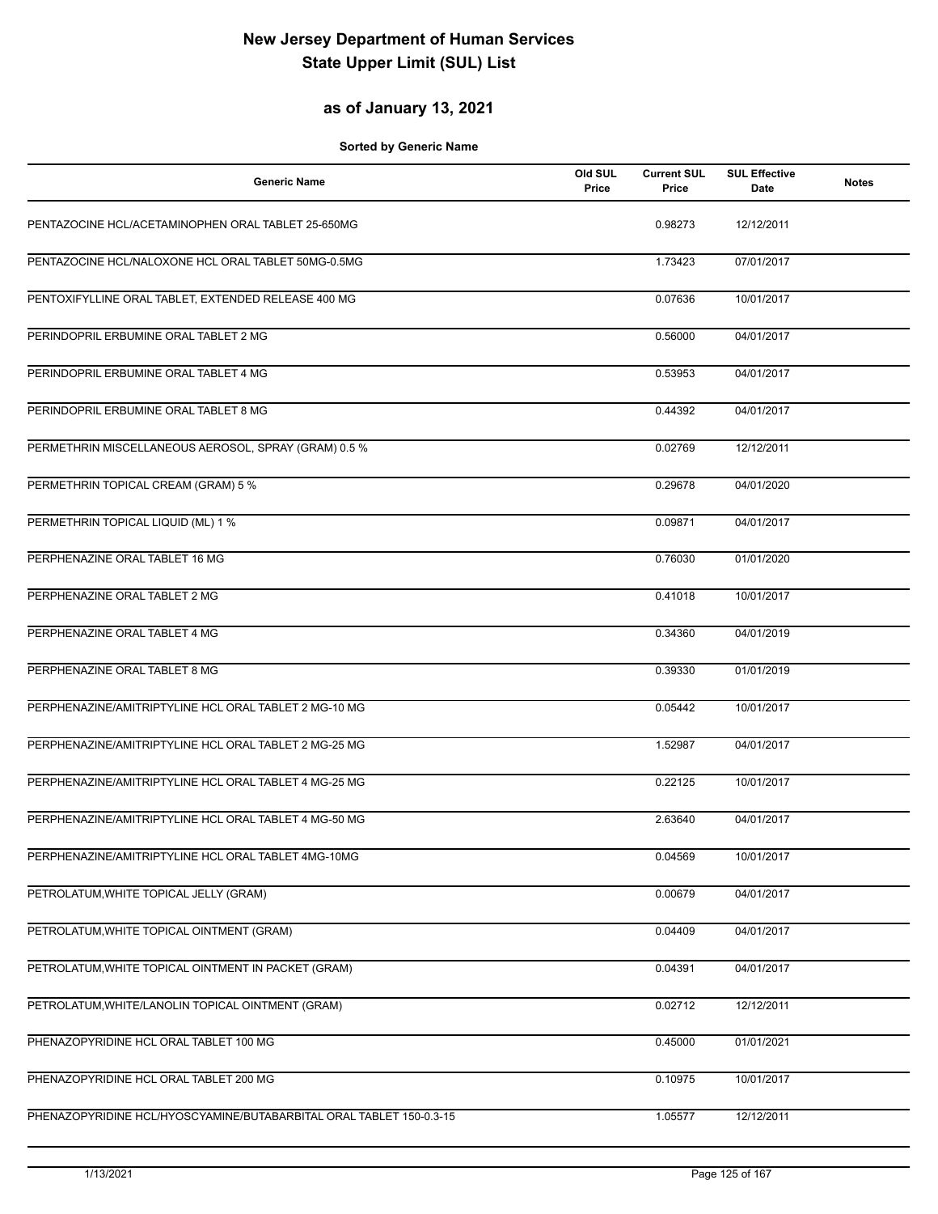# New Jersey Department of Human Services
# State Upper Limit (SUL) List

## as of January 13, 2021

**Sorted by Generic Name**

| Generic Name | Old SUL Price | Current SUL Price | SUL Effective Date | Notes |
|---|---|---|---|---|
| PENTAZOCINE HCL/ACETAMINOPHEN ORAL TABLET 25-650MG | | 0.98273 | 12/12/2011 | |
| PENTAZOCINE HCL/NALOXONE HCL ORAL TABLET 50MG-0.5MG | | 1.73423 | 07/01/2017 | |
| PENTOXIFYLLINE ORAL TABLET, EXTENDED RELEASE 400 MG | | 0.07636 | 10/01/2017 | |
| PERINDOPRIL ERBUMINE ORAL TABLET 2 MG | | 0.56000 | 04/01/2017 | |
| PERINDOPRIL ERBUMINE ORAL TABLET 4 MG | | 0.53953 | 04/01/2017 | |
| PERINDOPRIL ERBUMINE ORAL TABLET 8 MG | | 0.44392 | 04/01/2017 | |
| PERMETHRIN MISCELLANEOUS AEROSOL, SPRAY (GRAM) 0.5 % | | 0.02769 | 12/12/2011 | |
| PERMETHRIN TOPICAL CREAM (GRAM) 5 % | | 0.29678 | 04/01/2020 | |
| PERMETHRIN TOPICAL LIQUID (ML) 1 % | | 0.09871 | 04/01/2017 | |
| PERPHENAZINE ORAL TABLET 16 MG | | 0.76030 | 01/01/2020 | |
| PERPHENAZINE ORAL TABLET 2 MG | | 0.41018 | 10/01/2017 | |
| PERPHENAZINE ORAL TABLET 4 MG | | 0.34360 | 04/01/2019 | |
| PERPHENAZINE ORAL TABLET 8 MG | | 0.39330 | 01/01/2019 | |
| PERPHENAZINE/AMITRIPTYLINE HCL ORAL TABLET 2 MG-10 MG | | 0.05442 | 10/01/2017 | |
| PERPHENAZINE/AMITRIPTYLINE HCL ORAL TABLET 2 MG-25 MG | | 1.52987 | 04/01/2017 | |
| PERPHENAZINE/AMITRIPTYLINE HCL ORAL TABLET 4 MG-25 MG | | 0.22125 | 10/01/2017 | |
| PERPHENAZINE/AMITRIPTYLINE HCL ORAL TABLET 4 MG-50 MG | | 2.63640 | 04/01/2017 | |
| PERPHENAZINE/AMITRIPTYLINE HCL ORAL TABLET 4MG-10MG | | 0.04569 | 10/01/2017 | |
| PETROLATUM,WHITE TOPICAL JELLY (GRAM) | | 0.00679 | 04/01/2017 | |
| PETROLATUM,WHITE TOPICAL OINTMENT (GRAM) | | 0.04409 | 04/01/2017 | |
| PETROLATUM,WHITE TOPICAL OINTMENT IN PACKET (GRAM) | | 0.04391 | 04/01/2017 | |
| PETROLATUM,WHITE/LANOLIN TOPICAL OINTMENT (GRAM) | | 0.02712 | 12/12/2011 | |
| PHENAZOPYRIDINE HCL ORAL TABLET 100 MG | | 0.45000 | 01/01/2021 | |
| PHENAZOPYRIDINE HCL ORAL TABLET 200 MG | | 0.10975 | 10/01/2017 | |
| PHENAZOPYRIDINE HCL/HYOSCYAMINE/BUTABARBITAL ORAL TABLET 150-0.3-15 | | 1.05577 | 12/12/2011 | |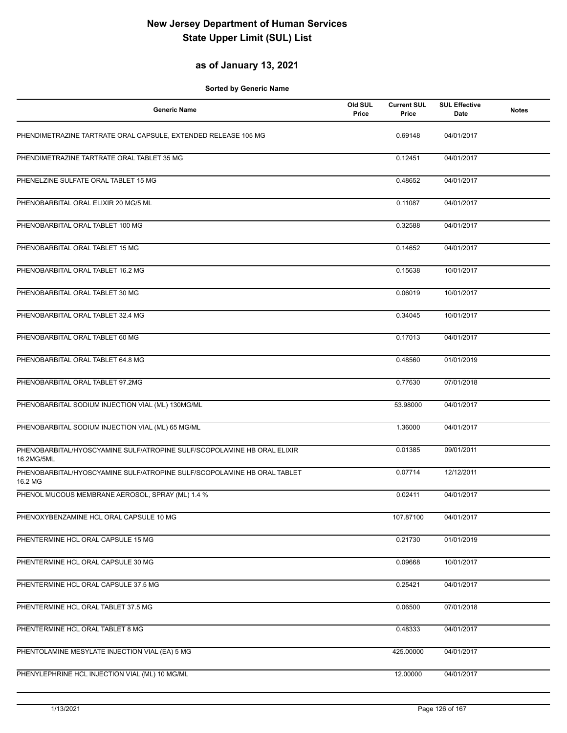# New Jersey Department of Human Services
# State Upper Limit (SUL) List

## as of January 13, 2021

**Sorted by Generic Name**

| Generic Name | Old SUL Price | Current SUL Price | SUL Effective Date | Notes |
|---|---|---|---|---|
| PHENDIMETRAZINE TARTRATE ORAL CAPSULE, EXTENDED RELEASE 105 MG | | 0.69148 | 04/01/2017 | |
| PHENDIMETRAZINE TARTRATE ORAL TABLET 35 MG | | 0.12451 | 04/01/2017 | |
| PHENELZINE SULFATE ORAL TABLET 15 MG | | 0.48652 | 04/01/2017 | |
| PHENOBARBITAL ORAL ELIXIR 20 MG/5 ML | | 0.11087 | 04/01/2017 | |
| PHENOBARBITAL ORAL TABLET 100 MG | | 0.32588 | 04/01/2017 | |
| PHENOBARBITAL ORAL TABLET 15 MG | | 0.14652 | 04/01/2017 | |
| PHENOBARBITAL ORAL TABLET 16.2 MG | | 0.15638 | 10/01/2017 | |
| PHENOBARBITAL ORAL TABLET 30 MG | | 0.06019 | 10/01/2017 | |
| PHENOBARBITAL ORAL TABLET 32.4 MG | | 0.34045 | 10/01/2017 | |
| PHENOBARBITAL ORAL TABLET 60 MG | | 0.17013 | 04/01/2017 | |
| PHENOBARBITAL ORAL TABLET 64.8 MG | | 0.48560 | 01/01/2019 | |
| PHENOBARBITAL ORAL TABLET 97.2MG | | 0.77630 | 07/01/2018 | |
| PHENOBARBITAL SODIUM INJECTION VIAL (ML) 130MG/ML | | 53.98000 | 04/01/2017 | |
| PHENOBARBITAL SODIUM INJECTION VIAL (ML) 65 MG/ML | | 1.36000 | 04/01/2017 | |
| PHENOBARBITAL/HYOSCYAMINE SULF/ATROPINE SULF/SCOPOLAMINE HB ORAL ELIXIR 16.2MG/5ML | | 0.01385 | 09/01/2011 | |
| PHENOBARBITAL/HYOSCYAMINE SULF/ATROPINE SULF/SCOPOLAMINE HB ORAL TABLET 16.2 MG | | 0.07714 | 12/12/2011 | |
| PHENOL MUCOUS MEMBRANE AEROSOL, SPRAY (ML) 1.4 % | | 0.02411 | 04/01/2017 | |
| PHENOXYBENZAMINE HCL ORAL CAPSULE 10 MG | | 107.87100 | 04/01/2017 | |
| PHENTERMINE HCL ORAL CAPSULE 15 MG | | 0.21730 | 01/01/2019 | |
| PHENTERMINE HCL ORAL CAPSULE 30 MG | | 0.09668 | 10/01/2017 | |
| PHENTERMINE HCL ORAL CAPSULE 37.5 MG | | 0.25421 | 04/01/2017 | |
| PHENTERMINE HCL ORAL TABLET 37.5 MG | | 0.06500 | 07/01/2018 | |
| PHENTERMINE HCL ORAL TABLET 8 MG | | 0.48333 | 04/01/2017 | |
| PHENTOLAMINE MESYLATE INJECTION VIAL (EA) 5 MG | | 425.00000 | 04/01/2017 | |
| PHENYLEPHRINE HCL INJECTION VIAL (ML) 10 MG/ML | | 12.00000 | 04/01/2017 | |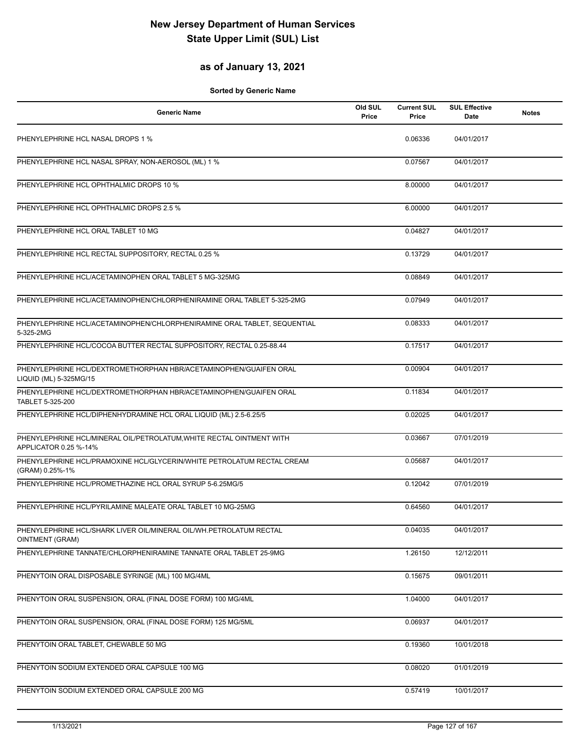# New Jersey Department of Human Services
# State Upper Limit (SUL) List

## as of January 13, 2021

**Sorted by Generic Name**

| Generic Name | Old SUL Price | Current SUL Price | SUL Effective Date | Notes |
|---|---|---|---|---|
| PHENYLEPHRINE HCL NASAL DROPS 1 % | | 0.06336 | 04/01/2017 | |
| PHENYLEPHRINE HCL NASAL SPRAY, NON-AEROSOL (ML) 1 % | | 0.07567 | 04/01/2017 | |
| PHENYLEPHRINE HCL OPHTHALMIC DROPS 10 % | | 8.00000 | 04/01/2017 | |
| PHENYLEPHRINE HCL OPHTHALMIC DROPS 2.5 % | | 6.00000 | 04/01/2017 | |
| PHENYLEPHRINE HCL ORAL TABLET 10 MG | | 0.04827 | 04/01/2017 | |
| PHENYLEPHRINE HCL RECTAL SUPPOSITORY, RECTAL 0.25 % | | 0.13729 | 04/01/2017 | |
| PHENYLEPHRINE HCL/ACETAMINOPHEN ORAL TABLET 5 MG-325MG | | 0.08849 | 04/01/2017 | |
| PHENYLEPHRINE HCL/ACETAMINOPHEN/CHLORPHENIRAMINE ORAL TABLET 5-325-2MG | | 0.07949 | 04/01/2017 | |
| PHENYLEPHRINE HCL/ACETAMINOPHEN/CHLORPHENIRAMINE ORAL TABLET, SEQUENTIAL 5-325-2MG | | 0.08333 | 04/01/2017 | |
| PHENYLEPHRINE HCL/COCOA BUTTER RECTAL SUPPOSITORY, RECTAL 0.25-88.44 | | 0.17517 | 04/01/2017 | |
| PHENYLEPHRINE HCL/DEXTROMETHORPHAN HBR/ACETAMINOPHEN/GUAIFEN ORAL LIQUID (ML) 5-325MG/15 | | 0.00904 | 04/01/2017 | |
| PHENYLEPHRINE HCL/DEXTROMETHORPHAN HBR/ACETAMINOPHEN/GUAIFEN ORAL TABLET 5-325-200 | | 0.11834 | 04/01/2017 | |
| PHENYLEPHRINE HCL/DIPHENHYDRAMINE HCL ORAL LIQUID (ML) 2.5-6.25/5 | | 0.02025 | 04/01/2017 | |
| PHENYLEPHRINE HCL/MINERAL OIL/PETROLATUM,WHITE RECTAL OINTMENT WITH APPLICATOR 0.25 %-14% | | 0.03667 | 07/01/2019 | |
| PHENYLEPHRINE HCL/PRAMOXINE HCL/GLYCERIN/WHITE PETROLATUM RECTAL CREAM (GRAM) 0.25%-1% | | 0.05687 | 04/01/2017 | |
| PHENYLEPHRINE HCL/PROMETHAZINE HCL ORAL SYRUP 5-6.25MG/5 | | 0.12042 | 07/01/2019 | |
| PHENYLEPHRINE HCL/PYRILAMINE MALEATE ORAL TABLET 10 MG-25MG | | 0.64560 | 04/01/2017 | |
| PHENYLEPHRINE HCL/SHARK LIVER OIL/MINERAL OIL/WH.PETROLATUM RECTAL OINTMENT (GRAM) | | 0.04035 | 04/01/2017 | |
| PHENYLEPHRINE TANNATE/CHLORPHENIRAMINE TANNATE ORAL TABLET 25-9MG | | 1.26150 | 12/12/2011 | |
| PHENYTOIN ORAL DISPOSABLE SYRINGE (ML) 100 MG/4ML | | 0.15675 | 09/01/2011 | |
| PHENYTOIN ORAL SUSPENSION, ORAL (FINAL DOSE FORM) 100 MG/4ML | | 1.04000 | 04/01/2017 | |
| PHENYTOIN ORAL SUSPENSION, ORAL (FINAL DOSE FORM) 125 MG/5ML | | 0.06937 | 04/01/2017 | |
| PHENYTOIN ORAL TABLET, CHEWABLE 50 MG | | 0.19360 | 10/01/2018 | |
| PHENYTOIN SODIUM EXTENDED ORAL CAPSULE 100 MG | | 0.08020 | 01/01/2019 | |
| PHENYTOIN SODIUM EXTENDED ORAL CAPSULE 200 MG | | 0.57419 | 10/01/2017 | |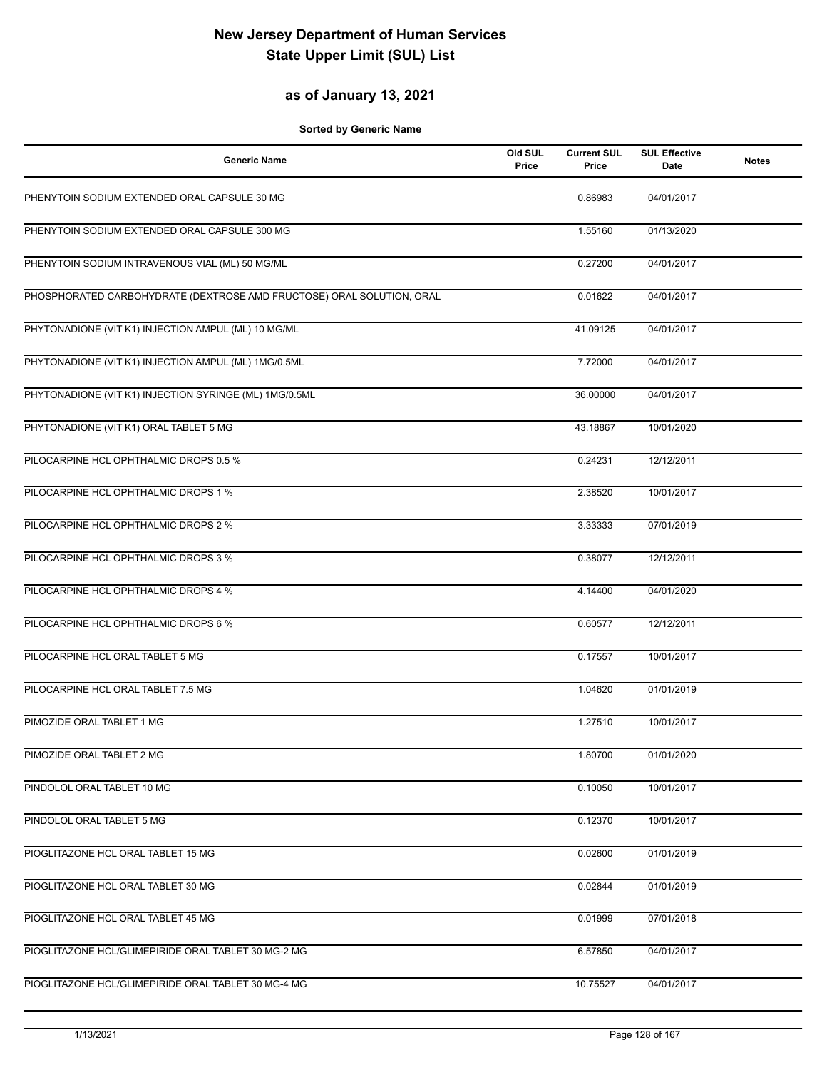# New Jersey Department of Human Services
# State Upper Limit (SUL) List

## as of January 13, 2021

**Sorted by Generic Name**

| Generic Name | Old SUL Price | Current SUL Price | SUL Effective Date | Notes |
|---|---|---|---|---|
| PHENYTOIN SODIUM EXTENDED ORAL CAPSULE 30 MG | | 0.86983 | 04/01/2017 | |
| PHENYTOIN SODIUM EXTENDED ORAL CAPSULE 300 MG | | 1.55160 | 01/13/2020 | |
| PHENYTOIN SODIUM INTRAVENOUS VIAL (ML) 50 MG/ML | | 0.27200 | 04/01/2017 | |
| PHOSPHORATED CARBOHYDRATE (DEXTROSE AMD FRUCTOSE) ORAL SOLUTION, ORAL | | 0.01622 | 04/01/2017 | |
| PHYTONADIONE (VIT K1) INJECTION AMPUL (ML) 10 MG/ML | | 41.09125 | 04/01/2017 | |
| PHYTONADIONE (VIT K1) INJECTION AMPUL (ML) 1MG/0.5ML | | 7.72000 | 04/01/2017 | |
| PHYTONADIONE (VIT K1) INJECTION SYRINGE (ML) 1MG/0.5ML | | 36.00000 | 04/01/2017 | |
| PHYTONADIONE (VIT K1) ORAL TABLET 5 MG | | 43.18867 | 10/01/2020 | |
| PILOCARPINE HCL OPHTHALMIC DROPS 0.5 % | | 0.24231 | 12/12/2011 | |
| PILOCARPINE HCL OPHTHALMIC DROPS 1 % | | 2.38520 | 10/01/2017 | |
| PILOCARPINE HCL OPHTHALMIC DROPS 2 % | | 3.33333 | 07/01/2019 | |
| PILOCARPINE HCL OPHTHALMIC DROPS 3 % | | 0.38077 | 12/12/2011 | |
| PILOCARPINE HCL OPHTHALMIC DROPS 4 % | | 4.14400 | 04/01/2020 | |
| PILOCARPINE HCL OPHTHALMIC DROPS 6 % | | 0.60577 | 12/12/2011 | |
| PILOCARPINE HCL ORAL TABLET 5 MG | | 0.17557 | 10/01/2017 | |
| PILOCARPINE HCL ORAL TABLET 7.5 MG | | 1.04620 | 01/01/2019 | |
| PIMOZIDE ORAL TABLET 1 MG | | 1.27510 | 10/01/2017 | |
| PIMOZIDE ORAL TABLET 2 MG | | 1.80700 | 01/01/2020 | |
| PINDOLOL ORAL TABLET 10 MG | | 0.10050 | 10/01/2017 | |
| PINDOLOL ORAL TABLET 5 MG | | 0.12370 | 10/01/2017 | |
| PIOGLITAZONE HCL ORAL TABLET 15 MG | | 0.02600 | 01/01/2019 | |
| PIOGLITAZONE HCL ORAL TABLET 30 MG | | 0.02844 | 01/01/2019 | |
| PIOGLITAZONE HCL ORAL TABLET 45 MG | | 0.01999 | 07/01/2018 | |
| PIOGLITAZONE HCL/GLIMEPIRIDE ORAL TABLET 30 MG-2 MG | | 6.57850 | 04/01/2017 | |
| PIOGLITAZONE HCL/GLIMEPIRIDE ORAL TABLET 30 MG-4 MG | | 10.75527 | 04/01/2017 | |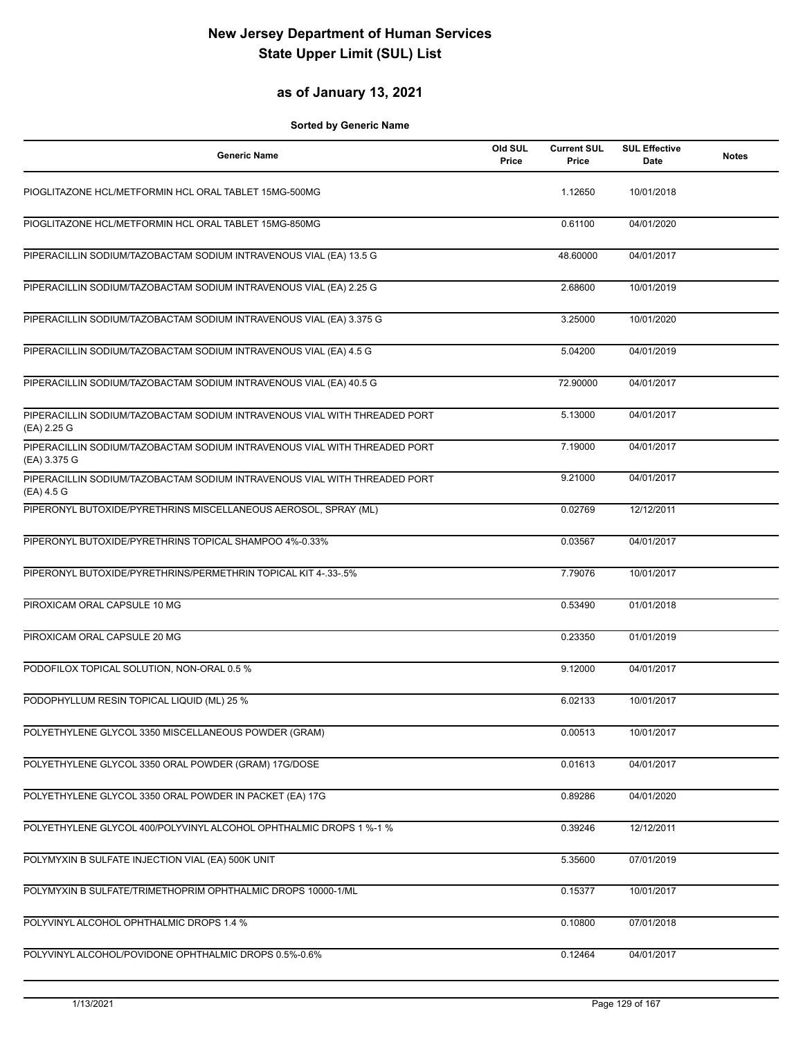# New Jersey Department of Human Services
# State Upper Limit (SUL) List

## as of January 13, 2021

**Sorted by Generic Name**

| Generic Name | Old SUL Price | Current SUL Price | SUL Effective Date | Notes |
|---|---|---|---|---|
| PIOGLITAZONE HCL/METFORMIN HCL ORAL TABLET 15MG-500MG | | 1.12650 | 10/01/2018 | |
| PIOGLITAZONE HCL/METFORMIN HCL ORAL TABLET 15MG-850MG | | 0.61100 | 04/01/2020 | |
| PIPERACILLIN SODIUM/TAZOBACTAM SODIUM INTRAVENOUS VIAL (EA) 13.5 G | | 48.60000 | 04/01/2017 | |
| PIPERACILLIN SODIUM/TAZOBACTAM SODIUM INTRAVENOUS VIAL (EA) 2.25 G | | 2.68600 | 10/01/2019 | |
| PIPERACILLIN SODIUM/TAZOBACTAM SODIUM INTRAVENOUS VIAL (EA) 3.375 G | | 3.25000 | 10/01/2020 | |
| PIPERACILLIN SODIUM/TAZOBACTAM SODIUM INTRAVENOUS VIAL (EA) 4.5 G | | 5.04200 | 04/01/2019 | |
| PIPERACILLIN SODIUM/TAZOBACTAM SODIUM INTRAVENOUS VIAL (EA) 40.5 G | | 72.90000 | 04/01/2017 | |
| PIPERACILLIN SODIUM/TAZOBACTAM SODIUM INTRAVENOUS VIAL WITH THREADED PORT (EA) 2.25 G | | 5.13000 | 04/01/2017 | |
| PIPERACILLIN SODIUM/TAZOBACTAM SODIUM INTRAVENOUS VIAL WITH THREADED PORT (EA) 3.375 G | | 7.19000 | 04/01/2017 | |
| PIPERACILLIN SODIUM/TAZOBACTAM SODIUM INTRAVENOUS VIAL WITH THREADED PORT (EA) 4.5 G | | 9.21000 | 04/01/2017 | |
| PIPERONYL BUTOXIDE/PYRETHRINS MISCELLANEOUS AEROSOL, SPRAY (ML) | | 0.02769 | 12/12/2011 | |
| PIPERONYL BUTOXIDE/PYRETHRINS TOPICAL SHAMPOO 4%-0.33% | | 0.03567 | 04/01/2017 | |
| PIPERONYL BUTOXIDE/PYRETHRINS/PERMETHRIN TOPICAL KIT 4-.33-.5% | | 7.79076 | 10/01/2017 | |
| PIROXICAM ORAL CAPSULE 10 MG | | 0.53490 | 01/01/2018 | |
| PIROXICAM ORAL CAPSULE 20 MG | | 0.23350 | 01/01/2019 | |
| PODOFILOX TOPICAL SOLUTION, NON-ORAL 0.5 % | | 9.12000 | 04/01/2017 | |
| PODOPHYLLUM RESIN TOPICAL LIQUID (ML) 25 % | | 6.02133 | 10/01/2017 | |
| POLYETHYLENE GLYCOL 3350 MISCELLANEOUS POWDER (GRAM) | | 0.00513 | 10/01/2017 | |
| POLYETHYLENE GLYCOL 3350 ORAL POWDER (GRAM) 17G/DOSE | | 0.01613 | 04/01/2017 | |
| POLYETHYLENE GLYCOL 3350 ORAL POWDER IN PACKET (EA) 17G | | 0.89286 | 04/01/2020 | |
| POLYETHYLENE GLYCOL 400/POLYVINYL ALCOHOL OPHTHALMIC DROPS 1 %-1 % | | 0.39246 | 12/12/2011 | |
| POLYMYXIN B SULFATE INJECTION VIAL (EA) 500K UNIT | | 5.35600 | 07/01/2019 | |
| POLYMYXIN B SULFATE/TRIMETHOPRIM OPHTHALMIC DROPS 10000-1/ML | | 0.15377 | 10/01/2017 | |
| POLYVINYL ALCOHOL OPHTHALMIC DROPS 1.4 % | | 0.10800 | 07/01/2018 | |
| POLYVINYL ALCOHOL/POVIDONE OPHTHALMIC DROPS 0.5%-0.6% | | 0.12464 | 04/01/2017 | |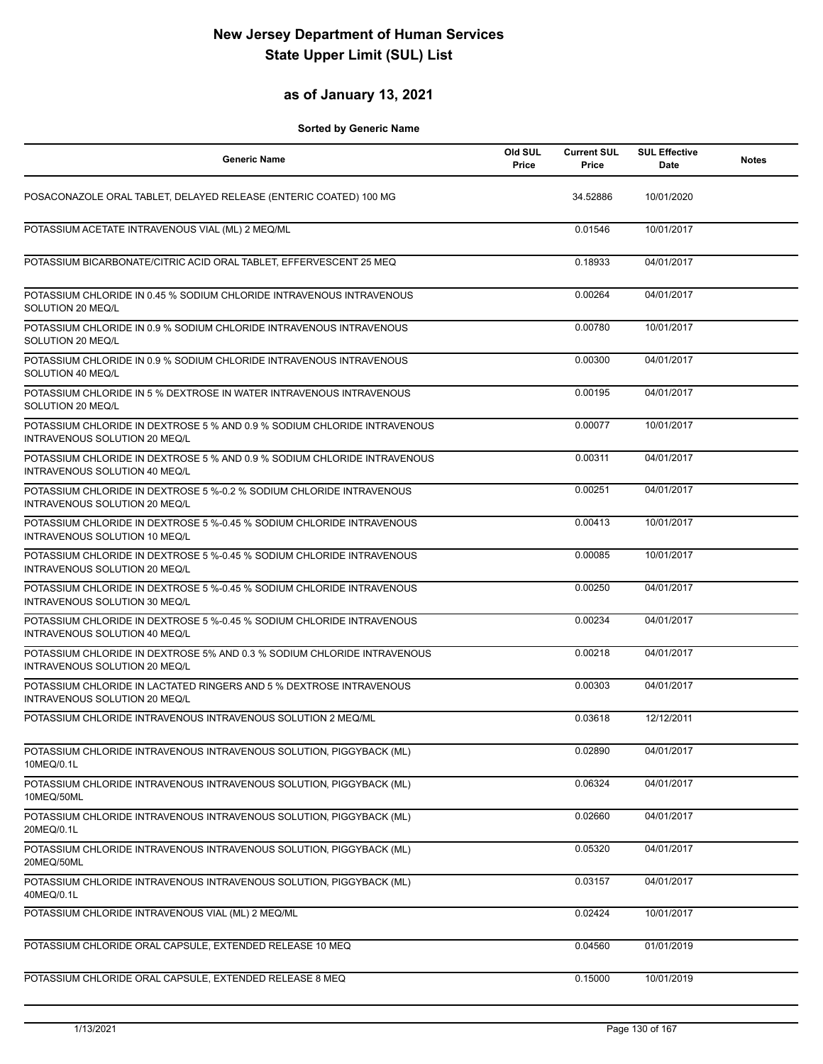# New Jersey Department of Human Services
# State Upper Limit (SUL) List

## as of January 13, 2021

**Sorted by Generic Name**

| Generic Name | Old SUL Price | Current SUL Price | SUL Effective Date | Notes |
|---|---|---|---|---|
| POSACONAZOLE ORAL TABLET, DELAYED RELEASE (ENTERIC COATED) 100 MG | | 34.52886 | 10/01/2020 | |
| POTASSIUM ACETATE INTRAVENOUS VIAL (ML) 2 MEQ/ML | | 0.01546 | 10/01/2017 | |
| POTASSIUM BICARBONATE/CITRIC ACID ORAL TABLET, EFFERVESCENT 25 MEQ | | 0.18933 | 04/01/2017 | |
| POTASSIUM CHLORIDE IN 0.45 % SODIUM CHLORIDE INTRAVENOUS INTRAVENOUS SOLUTION 20 MEQ/L | | 0.00264 | 04/01/2017 | |
| POTASSIUM CHLORIDE IN 0.9 % SODIUM CHLORIDE INTRAVENOUS INTRAVENOUS SOLUTION 20 MEQ/L | | 0.00780 | 10/01/2017 | |
| POTASSIUM CHLORIDE IN 0.9 % SODIUM CHLORIDE INTRAVENOUS INTRAVENOUS SOLUTION 40 MEQ/L | | 0.00300 | 04/01/2017 | |
| POTASSIUM CHLORIDE IN 5 % DEXTROSE IN WATER INTRAVENOUS INTRAVENOUS SOLUTION 20 MEQ/L | | 0.00195 | 04/01/2017 | |
| POTASSIUM CHLORIDE IN DEXTROSE 5 % AND 0.9 % SODIUM CHLORIDE INTRAVENOUS INTRAVENOUS SOLUTION 20 MEQ/L | | 0.00077 | 10/01/2017 | |
| POTASSIUM CHLORIDE IN DEXTROSE 5 % AND 0.9 % SODIUM CHLORIDE INTRAVENOUS INTRAVENOUS SOLUTION 40 MEQ/L | | 0.00311 | 04/01/2017 | |
| POTASSIUM CHLORIDE IN DEXTROSE 5 %-0.2 % SODIUM CHLORIDE INTRAVENOUS INTRAVENOUS SOLUTION 20 MEQ/L | | 0.00251 | 04/01/2017 | |
| POTASSIUM CHLORIDE IN DEXTROSE 5 %-0.45 % SODIUM CHLORIDE INTRAVENOUS INTRAVENOUS SOLUTION 10 MEQ/L | | 0.00413 | 10/01/2017 | |
| POTASSIUM CHLORIDE IN DEXTROSE 5 %-0.45 % SODIUM CHLORIDE INTRAVENOUS INTRAVENOUS SOLUTION 20 MEQ/L | | 0.00085 | 10/01/2017 | |
| POTASSIUM CHLORIDE IN DEXTROSE 5 %-0.45 % SODIUM CHLORIDE INTRAVENOUS INTRAVENOUS SOLUTION 30 MEQ/L | | 0.00250 | 04/01/2017 | |
| POTASSIUM CHLORIDE IN DEXTROSE 5 %-0.45 % SODIUM CHLORIDE INTRAVENOUS INTRAVENOUS SOLUTION 40 MEQ/L | | 0.00234 | 04/01/2017 | |
| POTASSIUM CHLORIDE IN DEXTROSE 5% AND 0.3 % SODIUM CHLORIDE INTRAVENOUS INTRAVENOUS SOLUTION 20 MEQ/L | | 0.00218 | 04/01/2017 | |
| POTASSIUM CHLORIDE IN LACTATED RINGERS AND 5 % DEXTROSE INTRAVENOUS INTRAVENOUS SOLUTION 20 MEQ/L | | 0.00303 | 04/01/2017 | |
| POTASSIUM CHLORIDE INTRAVENOUS INTRAVENOUS SOLUTION 2 MEQ/ML | | 0.03618 | 12/12/2011 | |
| POTASSIUM CHLORIDE INTRAVENOUS INTRAVENOUS SOLUTION, PIGGYBACK (ML) 10MEQ/0.1L | | 0.02890 | 04/01/2017 | |
| POTASSIUM CHLORIDE INTRAVENOUS INTRAVENOUS SOLUTION, PIGGYBACK (ML) 10MEQ/50ML | | 0.06324 | 04/01/2017 | |
| POTASSIUM CHLORIDE INTRAVENOUS INTRAVENOUS SOLUTION, PIGGYBACK (ML) 20MEQ/0.1L | | 0.02660 | 04/01/2017 | |
| POTASSIUM CHLORIDE INTRAVENOUS INTRAVENOUS SOLUTION, PIGGYBACK (ML) 20MEQ/50ML | | 0.05320 | 04/01/2017 | |
| POTASSIUM CHLORIDE INTRAVENOUS INTRAVENOUS SOLUTION, PIGGYBACK (ML) 40MEQ/0.1L | | 0.03157 | 04/01/2017 | |
| POTASSIUM CHLORIDE INTRAVENOUS VIAL (ML) 2 MEQ/ML | | 0.02424 | 10/01/2017 | |
| POTASSIUM CHLORIDE ORAL CAPSULE, EXTENDED RELEASE 10 MEQ | | 0.04560 | 01/01/2019 | |
| POTASSIUM CHLORIDE ORAL CAPSULE, EXTENDED RELEASE 8 MEQ | | 0.15000 | 10/01/2019 | |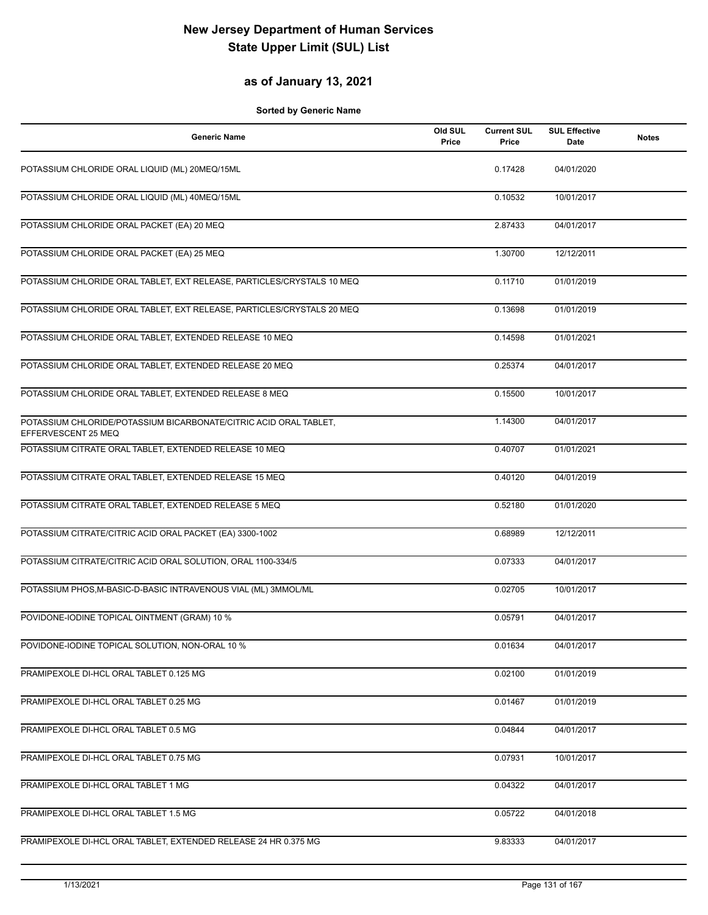# New Jersey Department of Human Services
# State Upper Limit (SUL) List

## as of January 13, 2021

**Sorted by Generic Name**

| Generic Name | Old SUL Price | Current SUL Price | SUL Effective Date | Notes |
|---|---|---|---|---|
| POTASSIUM CHLORIDE ORAL LIQUID (ML) 20MEQ/15ML | | 0.17428 | 04/01/2020 | |
| POTASSIUM CHLORIDE ORAL LIQUID (ML) 40MEQ/15ML | | 0.10532 | 10/01/2017 | |
| POTASSIUM CHLORIDE ORAL PACKET (EA) 20 MEQ | | 2.87433 | 04/01/2017 | |
| POTASSIUM CHLORIDE ORAL PACKET (EA) 25 MEQ | | 1.30700 | 12/12/2011 | |
| POTASSIUM CHLORIDE ORAL TABLET, EXT RELEASE, PARTICLES/CRYSTALS 10 MEQ | | 0.11710 | 01/01/2019 | |
| POTASSIUM CHLORIDE ORAL TABLET, EXT RELEASE, PARTICLES/CRYSTALS 20 MEQ | | 0.13698 | 01/01/2019 | |
| POTASSIUM CHLORIDE ORAL TABLET, EXTENDED RELEASE 10 MEQ | | 0.14598 | 01/01/2021 | |
| POTASSIUM CHLORIDE ORAL TABLET, EXTENDED RELEASE 20 MEQ | | 0.25374 | 04/01/2017 | |
| POTASSIUM CHLORIDE ORAL TABLET, EXTENDED RELEASE 8 MEQ | | 0.15500 | 10/01/2017 | |
| POTASSIUM CHLORIDE/POTASSIUM BICARBONATE/CITRIC ACID ORAL TABLET, EFFERVESCENT 25 MEQ | | 1.14300 | 04/01/2017 | |
| POTASSIUM CITRATE ORAL TABLET, EXTENDED RELEASE 10 MEQ | | 0.40707 | 01/01/2021 | |
| POTASSIUM CITRATE ORAL TABLET, EXTENDED RELEASE 15 MEQ | | 0.40120 | 04/01/2019 | |
| POTASSIUM CITRATE ORAL TABLET, EXTENDED RELEASE 5 MEQ | | 0.52180 | 01/01/2020 | |
| POTASSIUM CITRATE/CITRIC ACID ORAL PACKET (EA) 3300-1002 | | 0.68989 | 12/12/2011 | |
| POTASSIUM CITRATE/CITRIC ACID ORAL SOLUTION, ORAL 1100-334/5 | | 0.07333 | 04/01/2017 | |
| POTASSIUM PHOS,M-BASIC-D-BASIC INTRAVENOUS VIAL (ML) 3MMOL/ML | | 0.02705 | 10/01/2017 | |
| POVIDONE-IODINE TOPICAL OINTMENT (GRAM) 10 % | | 0.05791 | 04/01/2017 | |
| POVIDONE-IODINE TOPICAL SOLUTION, NON-ORAL 10 % | | 0.01634 | 04/01/2017 | |
| PRAMIPEXOLE DI-HCL ORAL TABLET 0.125 MG | | 0.02100 | 01/01/2019 | |
| PRAMIPEXOLE DI-HCL ORAL TABLET 0.25 MG | | 0.01467 | 01/01/2019 | |
| PRAMIPEXOLE DI-HCL ORAL TABLET 0.5 MG | | 0.04844 | 04/01/2017 | |
| PRAMIPEXOLE DI-HCL ORAL TABLET 0.75 MG | | 0.07931 | 10/01/2017 | |
| PRAMIPEXOLE DI-HCL ORAL TABLET 1 MG | | 0.04322 | 04/01/2017 | |
| PRAMIPEXOLE DI-HCL ORAL TABLET 1.5 MG | | 0.05722 | 04/01/2018 | |
| PRAMIPEXOLE DI-HCL ORAL TABLET, EXTENDED RELEASE 24 HR 0.375 MG | | 9.83333 | 04/01/2017 | |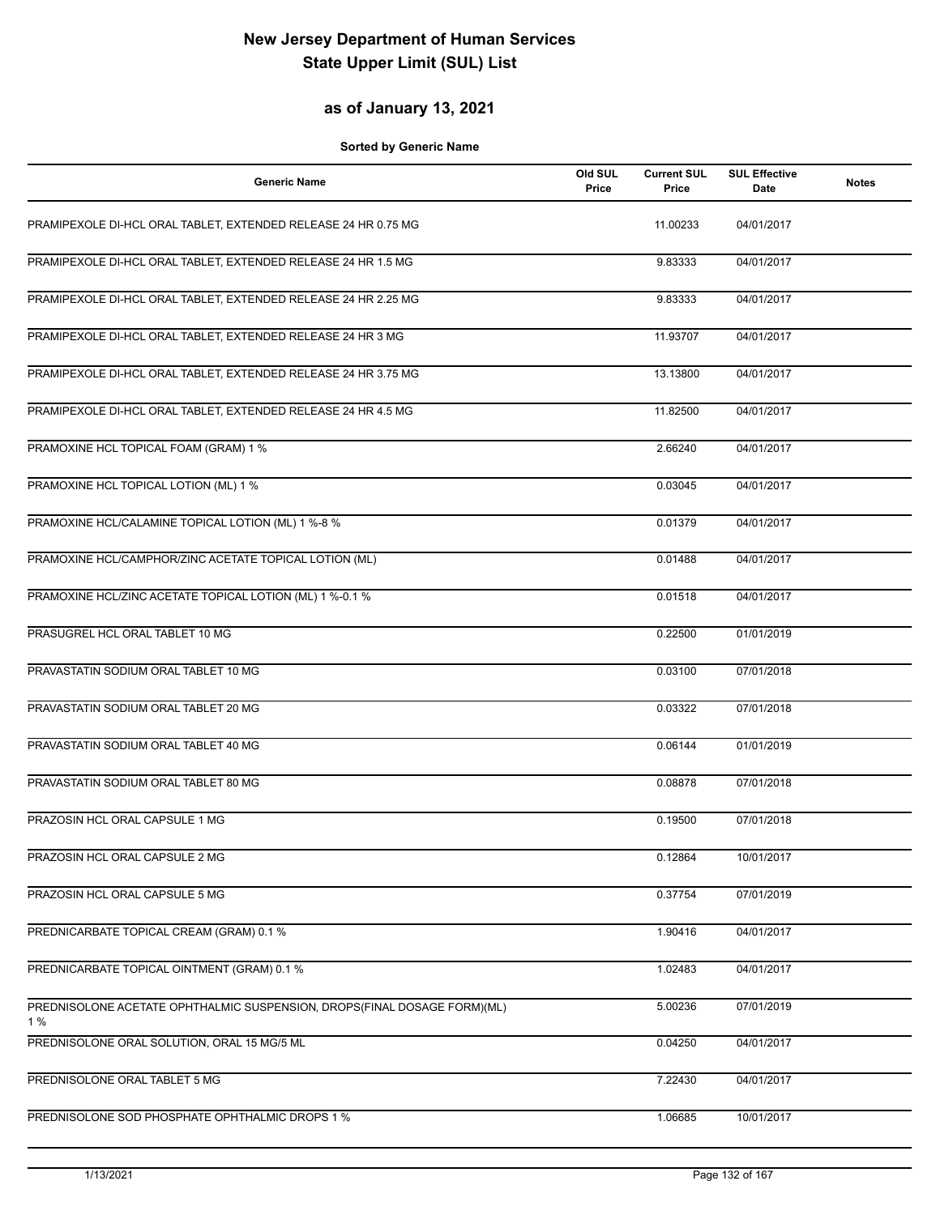# New Jersey Department of Human Services
# State Upper Limit (SUL) List

## as of January 13, 2021

**Sorted by Generic Name**

| Generic Name | Old SUL Price | Current SUL Price | SUL Effective Date | Notes |
|---|---|---|---|---|
| PRAMIPEXOLE DI-HCL ORAL TABLET, EXTENDED RELEASE 24 HR 0.75 MG | | 11.00233 | 04/01/2017 | |
| PRAMIPEXOLE DI-HCL ORAL TABLET, EXTENDED RELEASE 24 HR 1.5 MG | | 9.83333 | 04/01/2017 | |
| PRAMIPEXOLE DI-HCL ORAL TABLET, EXTENDED RELEASE 24 HR 2.25 MG | | 9.83333 | 04/01/2017 | |
| PRAMIPEXOLE DI-HCL ORAL TABLET, EXTENDED RELEASE 24 HR 3 MG | | 11.93707 | 04/01/2017 | |
| PRAMIPEXOLE DI-HCL ORAL TABLET, EXTENDED RELEASE 24 HR 3.75 MG | | 13.13800 | 04/01/2017 | |
| PRAMIPEXOLE DI-HCL ORAL TABLET, EXTENDED RELEASE 24 HR 4.5 MG | | 11.82500 | 04/01/2017 | |
| PRAMOXINE HCL TOPICAL FOAM (GRAM) 1 % | | 2.66240 | 04/01/2017 | |
| PRAMOXINE HCL TOPICAL LOTION (ML) 1 % | | 0.03045 | 04/01/2017 | |
| PRAMOXINE HCL/CALAMINE TOPICAL LOTION (ML) 1 %-8 % | | 0.01379 | 04/01/2017 | |
| PRAMOXINE HCL/CAMPHOR/ZINC ACETATE TOPICAL LOTION (ML) | | 0.01488 | 04/01/2017 | |
| PRAMOXINE HCL/ZINC ACETATE TOPICAL LOTION (ML) 1 %-0.1 % | | 0.01518 | 04/01/2017 | |
| PRASUGREL HCL ORAL TABLET 10 MG | | 0.22500 | 01/01/2019 | |
| PRAVASTATIN SODIUM ORAL TABLET 10 MG | | 0.03100 | 07/01/2018 | |
| PRAVASTATIN SODIUM ORAL TABLET 20 MG | | 0.03322 | 07/01/2018 | |
| PRAVASTATIN SODIUM ORAL TABLET 40 MG | | 0.06144 | 01/01/2019 | |
| PRAVASTATIN SODIUM ORAL TABLET 80 MG | | 0.08878 | 07/01/2018 | |
| PRAZOSIN HCL ORAL CAPSULE 1 MG | | 0.19500 | 07/01/2018 | |
| PRAZOSIN HCL ORAL CAPSULE 2 MG | | 0.12864 | 10/01/2017 | |
| PRAZOSIN HCL ORAL CAPSULE 5 MG | | 0.37754 | 07/01/2019 | |
| PREDNICARBATE TOPICAL CREAM (GRAM) 0.1 % | | 1.90416 | 04/01/2017 | |
| PREDNICARBATE TOPICAL OINTMENT (GRAM) 0.1 % | | 1.02483 | 04/01/2017 | |
| PREDNISOLONE ACETATE OPHTHALMIC SUSPENSION, DROPS(FINAL DOSAGE FORM)(ML) 1 % | | 5.00236 | 07/01/2019 | |
| PREDNISOLONE ORAL SOLUTION, ORAL 15 MG/5 ML | | 0.04250 | 04/01/2017 | |
| PREDNISOLONE ORAL TABLET 5 MG | | 7.22430 | 04/01/2017 | |
| PREDNISOLONE SOD PHOSPHATE OPHTHALMIC DROPS 1 % | | 1.06685 | 10/01/2017 | |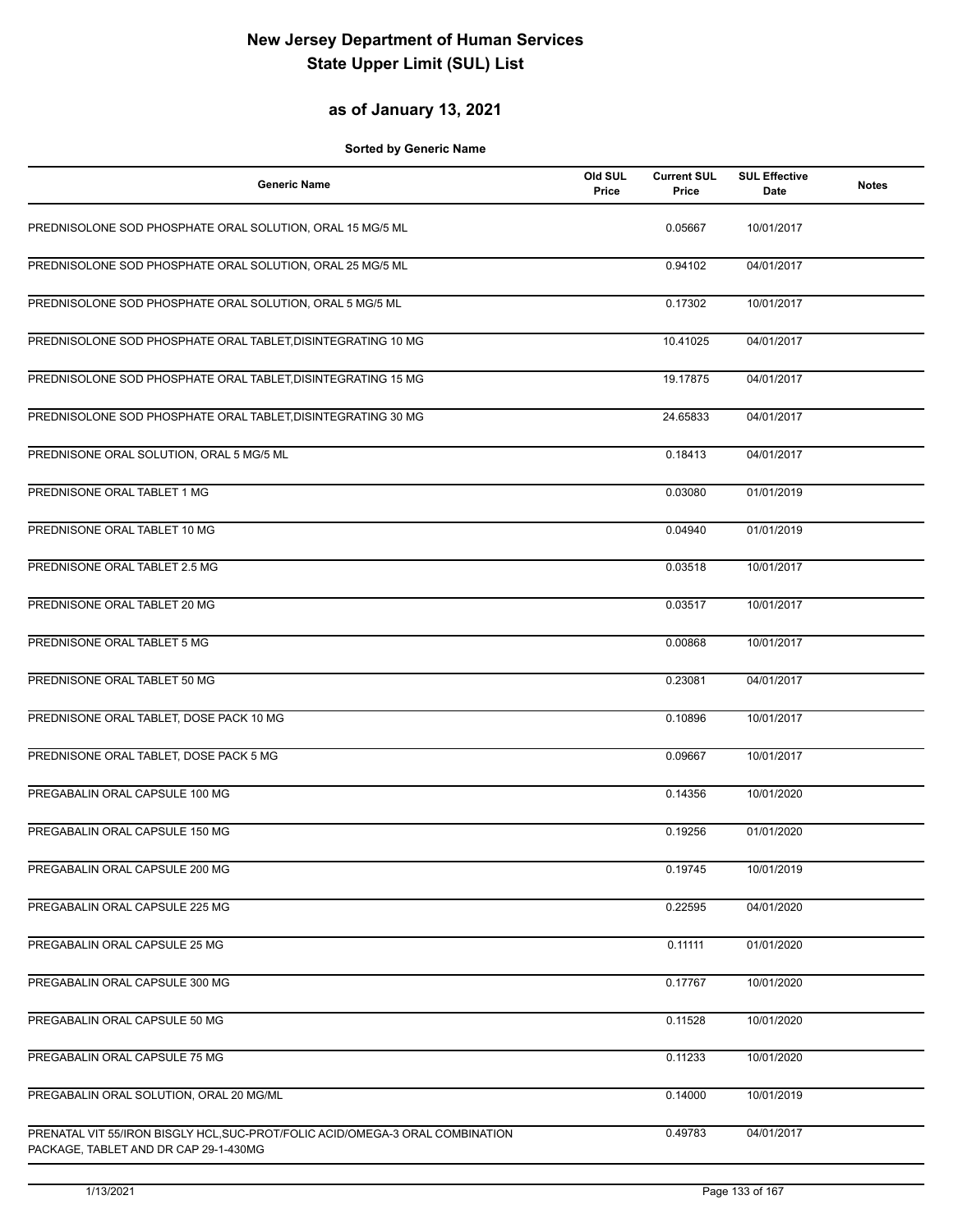# New Jersey Department of Human Services
# State Upper Limit (SUL) List

## as of January 13, 2021

**Sorted by Generic Name**

| Generic Name | Old SUL Price | Current SUL Price | SUL Effective Date | Notes |
|---|---|---|---|---|
| PREDNISOLONE SOD PHOSPHATE ORAL SOLUTION, ORAL 15 MG/5 ML | | 0.05667 | 10/01/2017 | |
| PREDNISOLONE SOD PHOSPHATE ORAL SOLUTION, ORAL 25 MG/5 ML | | 0.94102 | 04/01/2017 | |
| PREDNISOLONE SOD PHOSPHATE ORAL SOLUTION, ORAL 5 MG/5 ML | | 0.17302 | 10/01/2017 | |
| PREDNISOLONE SOD PHOSPHATE ORAL TABLET,DISINTEGRATING 10 MG | | 10.41025 | 04/01/2017 | |
| PREDNISOLONE SOD PHOSPHATE ORAL TABLET,DISINTEGRATING 15 MG | | 19.17875 | 04/01/2017 | |
| PREDNISOLONE SOD PHOSPHATE ORAL TABLET,DISINTEGRATING 30 MG | | 24.65833 | 04/01/2017 | |
| PREDNISONE ORAL SOLUTION, ORAL 5 MG/5 ML | | 0.18413 | 04/01/2017 | |
| PREDNISONE ORAL TABLET 1 MG | | 0.03080 | 01/01/2019 | |
| PREDNISONE ORAL TABLET 10 MG | | 0.04940 | 01/01/2019 | |
| PREDNISONE ORAL TABLET 2.5 MG | | 0.03518 | 10/01/2017 | |
| PREDNISONE ORAL TABLET 20 MG | | 0.03517 | 10/01/2017 | |
| PREDNISONE ORAL TABLET 5 MG | | 0.00868 | 10/01/2017 | |
| PREDNISONE ORAL TABLET 50 MG | | 0.23081 | 04/01/2017 | |
| PREDNISONE ORAL TABLET, DOSE PACK 10 MG | | 0.10896 | 10/01/2017 | |
| PREDNISONE ORAL TABLET, DOSE PACK 5 MG | | 0.09667 | 10/01/2017 | |
| PREGABALIN ORAL CAPSULE 100 MG | | 0.14356 | 10/01/2020 | |
| PREGABALIN ORAL CAPSULE 150 MG | | 0.19256 | 01/01/2020 | |
| PREGABALIN ORAL CAPSULE 200 MG | | 0.19745 | 10/01/2019 | |
| PREGABALIN ORAL CAPSULE 225 MG | | 0.22595 | 04/01/2020 | |
| PREGABALIN ORAL CAPSULE 25 MG | | 0.11111 | 01/01/2020 | |
| PREGABALIN ORAL CAPSULE 300 MG | | 0.17767 | 10/01/2020 | |
| PREGABALIN ORAL CAPSULE 50 MG | | 0.11528 | 10/01/2020 | |
| PREGABALIN ORAL CAPSULE 75 MG | | 0.11233 | 10/01/2020 | |
| PREGABALIN ORAL SOLUTION, ORAL 20 MG/ML | | 0.14000 | 10/01/2019 | |
| PRENATAL VIT 55/IRON BISGLY HCL,SUC-PROT/FOLIC ACID/OMEGA-3 ORAL COMBINATION PACKAGE, TABLET AND DR CAP 29-1-430MG | | 0.49783 | 04/01/2017 | |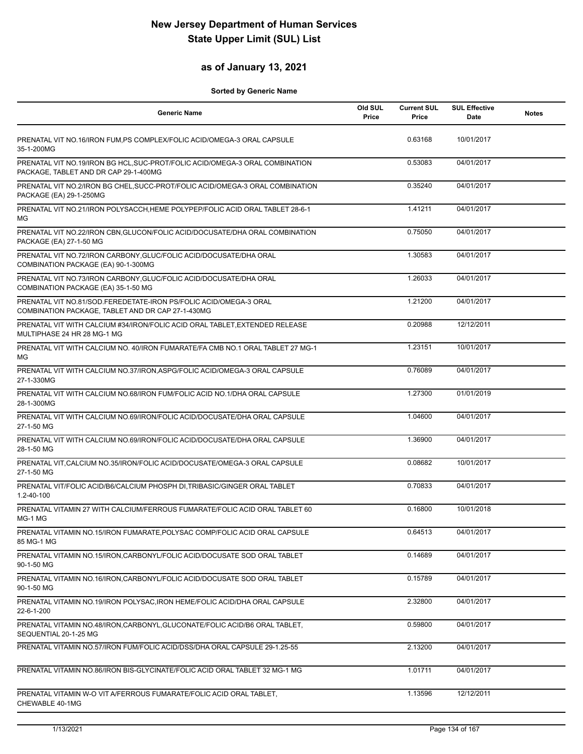# New Jersey Department of Human Services
# State Upper Limit (SUL) List

## as of January 13, 2021

**Sorted by Generic Name**

| Generic Name | Old SUL Price | Current SUL Price | SUL Effective Date | Notes |
|---|---|---|---|---|
| PRENATAL VIT NO.16/IRON FUM,PS COMPLEX/FOLIC ACID/OMEGA-3 ORAL CAPSULE 35-1-200MG | | 0.63168 | 10/01/2017 | |
| PRENATAL VIT NO.19/IRON BG HCL,SUC-PROT/FOLIC ACID/OMEGA-3 ORAL COMBINATION PACKAGE, TABLET AND DR CAP 29-1-400MG | | 0.53083 | 04/01/2017 | |
| PRENATAL VIT NO.2/IRON BG CHEL,SUCC-PROT/FOLIC ACID/OMEGA-3 ORAL COMBINATION PACKAGE (EA) 29-1-250MG | | 0.35240 | 04/01/2017 | |
| PRENATAL VIT NO.21/IRON POLYSACCH,HEME POLYPEP/FOLIC ACID ORAL TABLET 28-6-1 MG | | 1.41211 | 04/01/2017 | |
| PRENATAL VIT NO.22/IRON CBN,GLUCON/FOLIC ACID/DOCUSATE/DHA ORAL COMBINATION PACKAGE (EA) 27-1-50 MG | | 0.75050 | 04/01/2017 | |
| PRENATAL VIT NO.72/IRON CARBONY,GLUC/FOLIC ACID/DOCUSATE/DHA ORAL COMBINATION PACKAGE (EA) 90-1-300MG | | 1.30583 | 04/01/2017 | |
| PRENATAL VIT NO.73/IRON CARBONY,GLUC/FOLIC ACID/DOCUSATE/DHA ORAL COMBINATION PACKAGE (EA) 35-1-50 MG | | 1.26033 | 04/01/2017 | |
| PRENATAL VIT NO.81/SOD.FEREDETATE-IRON PS/FOLIC ACID/OMEGA-3 ORAL COMBINATION PACKAGE, TABLET AND DR CAP 27-1-430MG | | 1.21200 | 04/01/2017 | |
| PRENATAL VIT WITH CALCIUM #34/IRON/FOLIC ACID ORAL TABLET,EXTENDED RELEASE MULTIPHASE 24 HR 28 MG-1 MG | | 0.20988 | 12/12/2011 | |
| PRENATAL VIT WITH CALCIUM NO. 40/IRON FUMARATE/FA CMB NO.1 ORAL TABLET 27 MG-1 MG | | 1.23151 | 10/01/2017 | |
| PRENATAL VIT WITH CALCIUM NO.37/IRON,ASPG/FOLIC ACID/OMEGA-3 ORAL CAPSULE 27-1-330MG | | 0.76089 | 04/01/2017 | |
| PRENATAL VIT WITH CALCIUM NO.68/IRON FUM/FOLIC ACID NO.1/DHA ORAL CAPSULE 28-1-300MG | | 1.27300 | 01/01/2019 | |
| PRENATAL VIT WITH CALCIUM NO.69/IRON/FOLIC ACID/DOCUSATE/DHA ORAL CAPSULE 27-1-50 MG | | 1.04600 | 04/01/2017 | |
| PRENATAL VIT WITH CALCIUM NO.69/IRON/FOLIC ACID/DOCUSATE/DHA ORAL CAPSULE 28-1-50 MG | | 1.36900 | 04/01/2017 | |
| PRENATAL VIT,CALCIUM NO.35/IRON/FOLIC ACID/DOCUSATE/OMEGA-3 ORAL CAPSULE 27-1-50 MG | | 0.08682 | 10/01/2017 | |
| PRENATAL VIT/FOLIC ACID/B6/CALCIUM PHOSPH DI,TRIBASIC/GINGER ORAL TABLET 1.2-40-100 | | 0.70833 | 04/01/2017 | |
| PRENATAL VITAMIN 27 WITH CALCIUM/FERROUS FUMARATE/FOLIC ACID ORAL TABLET 60 MG-1 MG | | 0.16800 | 10/01/2018 | |
| PRENATAL VITAMIN NO.15/IRON FUMARATE,POLYSAC COMP/FOLIC ACID ORAL CAPSULE 85 MG-1 MG | | 0.64513 | 04/01/2017 | |
| PRENATAL VITAMIN NO.15/IRON,CARBONYL/FOLIC ACID/DOCUSATE SOD ORAL TABLET 90-1-50 MG | | 0.14689 | 04/01/2017 | |
| PRENATAL VITAMIN NO.16/IRON,CARBONYL/FOLIC ACID/DOCUSATE SOD ORAL TABLET 90-1-50 MG | | 0.15789 | 04/01/2017 | |
| PRENATAL VITAMIN NO.19/IRON POLYSAC,IRON HEME/FOLIC ACID/DHA ORAL CAPSULE 22-6-1-200 | | 2.32800 | 04/01/2017 | |
| PRENATAL VITAMIN NO.48/IRON,CARBONYL,GLUCONATE/FOLIC ACID/B6 ORAL TABLET, SEQUENTIAL 20-1-25 MG | | 0.59800 | 04/01/2017 | |
| PRENATAL VITAMIN NO.57/IRON FUM/FOLIC ACID/DSS/DHA ORAL CAPSULE 29-1.25-55 | | 2.13200 | 04/01/2017 | |
| PRENATAL VITAMIN NO.86/IRON BIS-GLYCINATE/FOLIC ACID ORAL TABLET 32 MG-1 MG | | 1.01711 | 04/01/2017 | |
| PRENATAL VITAMIN W-O VIT A/FERROUS FUMARATE/FOLIC ACID ORAL TABLET, CHEWABLE 40-1MG | | 1.13596 | 12/12/2011 | |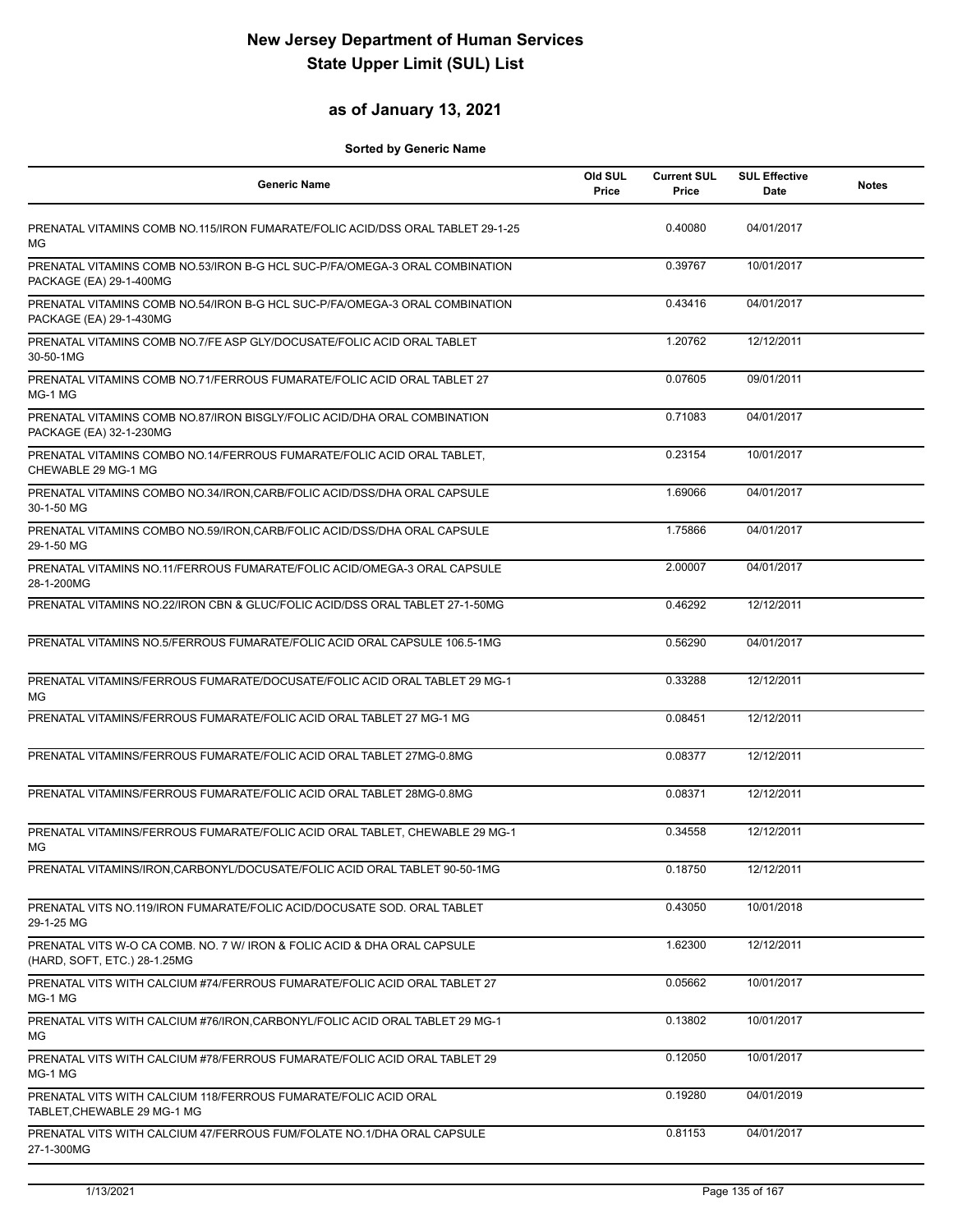# New Jersey Department of Human Services
# State Upper Limit (SUL) List

## as of January 13, 2021

**Sorted by Generic Name**

| Generic Name | Old SUL Price | Current SUL Price | SUL Effective Date | Notes |
|---|---|---|---|---|
| PRENATAL VITAMINS COMB NO.115/IRON FUMARATE/FOLIC ACID/DSS ORAL TABLET 29-1-25 MG | | 0.40080 | 04/01/2017 | |
| PRENATAL VITAMINS COMB NO.53/IRON B-G HCL SUC-P/FA/OMEGA-3 ORAL COMBINATION PACKAGE (EA) 29-1-400MG | | 0.39767 | 10/01/2017 | |
| PRENATAL VITAMINS COMB NO.54/IRON B-G HCL SUC-P/FA/OMEGA-3 ORAL COMBINATION PACKAGE (EA) 29-1-430MG | | 0.43416 | 04/01/2017 | |
| PRENATAL VITAMINS COMB NO.7/FE ASP GLY/DOCUSATE/FOLIC ACID ORAL TABLET 30-50-1MG | | 1.20762 | 12/12/2011 | |
| PRENATAL VITAMINS COMB NO.71/FERROUS FUMARATE/FOLIC ACID ORAL TABLET 27 MG-1 MG | | 0.07605 | 09/01/2011 | |
| PRENATAL VITAMINS COMB NO.87/IRON BISGLY/FOLIC ACID/DHA ORAL COMBINATION PACKAGE (EA) 32-1-230MG | | 0.71083 | 04/01/2017 | |
| PRENATAL VITAMINS COMBO NO.14/FERROUS FUMARATE/FOLIC ACID ORAL TABLET, CHEWABLE 29 MG-1 MG | | 0.23154 | 10/01/2017 | |
| PRENATAL VITAMINS COMBO NO.34/IRON,CARB/FOLIC ACID/DSS/DHA ORAL CAPSULE 30-1-50 MG | | 1.69066 | 04/01/2017 | |
| PRENATAL VITAMINS COMBO NO.59/IRON,CARB/FOLIC ACID/DSS/DHA ORAL CAPSULE 29-1-50 MG | | 1.75866 | 04/01/2017 | |
| PRENATAL VITAMINS NO.11/FERROUS FUMARATE/FOLIC ACID/OMEGA-3 ORAL CAPSULE 28-1-200MG | | 2.00007 | 04/01/2017 | |
| PRENATAL VITAMINS NO.22/IRON CBN & GLUC/FOLIC ACID/DSS ORAL TABLET 27-1-50MG | | 0.46292 | 12/12/2011 | |
| PRENATAL VITAMINS NO.5/FERROUS FUMARATE/FOLIC ACID ORAL CAPSULE 106.5-1MG | | 0.56290 | 04/01/2017 | |
| PRENATAL VITAMINS/FERROUS FUMARATE/DOCUSATE/FOLIC ACID ORAL TABLET 29 MG-1 MG | | 0.33288 | 12/12/2011 | |
| PRENATAL VITAMINS/FERROUS FUMARATE/FOLIC ACID ORAL TABLET 27 MG-1 MG | | 0.08451 | 12/12/2011 | |
| PRENATAL VITAMINS/FERROUS FUMARATE/FOLIC ACID ORAL TABLET 27MG-0.8MG | | 0.08377 | 12/12/2011 | |
| PRENATAL VITAMINS/FERROUS FUMARATE/FOLIC ACID ORAL TABLET 28MG-0.8MG | | 0.08371 | 12/12/2011 | |
| PRENATAL VITAMINS/FERROUS FUMARATE/FOLIC ACID ORAL TABLET, CHEWABLE 29 MG-1 MG | | 0.34558 | 12/12/2011 | |
| PRENATAL VITAMINS/IRON,CARBONYL/DOCUSATE/FOLIC ACID ORAL TABLET 90-50-1MG | | 0.18750 | 12/12/2011 | |
| PRENATAL VITS NO.119/IRON FUMARATE/FOLIC ACID/DOCUSATE SOD. ORAL TABLET 29-1-25 MG | | 0.43050 | 10/01/2018 | |
| PRENATAL VITS W-O CA COMB. NO. 7 W/ IRON & FOLIC ACID & DHA ORAL CAPSULE (HARD, SOFT, ETC.) 28-1.25MG | | 1.62300 | 12/12/2011 | |
| PRENATAL VITS WITH CALCIUM #74/FERROUS FUMARATE/FOLIC ACID ORAL TABLET 27 MG-1 MG | | 0.05662 | 10/01/2017 | |
| PRENATAL VITS WITH CALCIUM #76/IRON,CARBONYL/FOLIC ACID ORAL TABLET 29 MG-1 MG | | 0.13802 | 10/01/2017 | |
| PRENATAL VITS WITH CALCIUM #78/FERROUS FUMARATE/FOLIC ACID ORAL TABLET 29 MG-1 MG | | 0.12050 | 10/01/2017 | |
| PRENATAL VITS WITH CALCIUM 118/FERROUS FUMARATE/FOLIC ACID ORAL TABLET,CHEWABLE 29 MG-1 MG | | 0.19280 | 04/01/2019 | |
| PRENATAL VITS WITH CALCIUM 47/FERROUS FUM/FOLATE NO.1/DHA ORAL CAPSULE 27-1-300MG | | 0.81153 | 04/01/2017 | |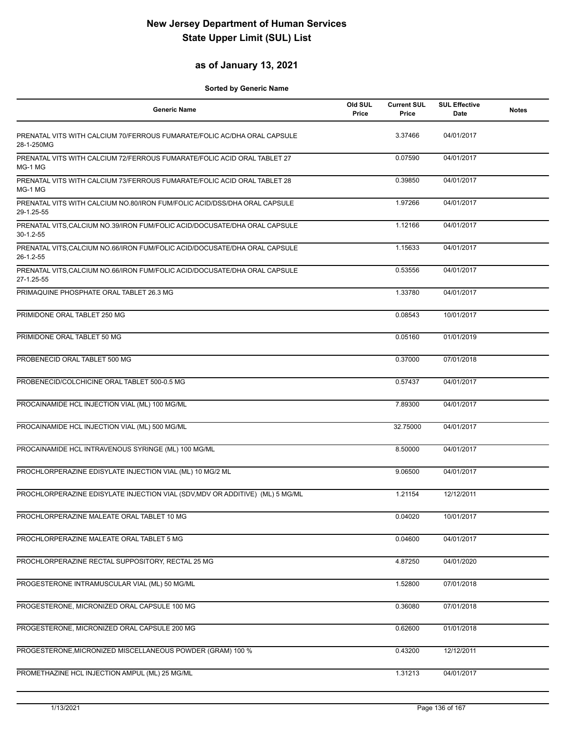# New Jersey Department of Human Services
# State Upper Limit (SUL) List

## as of January 13, 2021

**Sorted by Generic Name**

| Generic Name | Old SUL Price | Current SUL Price | SUL Effective Date | Notes |
|---|---|---|---|---|
| PRENATAL VITS WITH CALCIUM 70/FERROUS FUMARATE/FOLIC AC/DHA ORAL CAPSULE 28-1-250MG | | 3.37466 | 04/01/2017 | |
| PRENATAL VITS WITH CALCIUM 72/FERROUS FUMARATE/FOLIC ACID ORAL TABLET 27 MG-1 MG | | 0.07590 | 04/01/2017 | |
| PRENATAL VITS WITH CALCIUM 73/FERROUS FUMARATE/FOLIC ACID ORAL TABLET 28 MG-1 MG | | 0.39850 | 04/01/2017 | |
| PRENATAL VITS WITH CALCIUM NO.80/IRON FUM/FOLIC ACID/DSS/DHA ORAL CAPSULE 29-1.25-55 | | 1.97266 | 04/01/2017 | |
| PRENATAL VITS,CALCIUM NO.39/IRON FUM/FOLIC ACID/DOCUSATE/DHA ORAL CAPSULE 30-1.2-55 | | 1.12166 | 04/01/2017 | |
| PRENATAL VITS,CALCIUM NO.66/IRON FUM/FOLIC ACID/DOCUSATE/DHA ORAL CAPSULE 26-1.2-55 | | 1.15633 | 04/01/2017 | |
| PRENATAL VITS,CALCIUM NO.66/IRON FUM/FOLIC ACID/DOCUSATE/DHA ORAL CAPSULE 27-1.25-55 | | 0.53556 | 04/01/2017 | |
| PRIMAQUINE PHOSPHATE ORAL TABLET 26.3 MG | | 1.33780 | 04/01/2017 | |
| PRIMIDONE ORAL TABLET 250 MG | | 0.08543 | 10/01/2017 | |
| PRIMIDONE ORAL TABLET 50 MG | | 0.05160 | 01/01/2019 | |
| PROBENECID ORAL TABLET 500 MG | | 0.37000 | 07/01/2018 | |
| PROBENECID/COLCHICINE ORAL TABLET 500-0.5 MG | | 0.57437 | 04/01/2017 | |
| PROCAINAMIDE HCL INJECTION VIAL (ML) 100 MG/ML | | 7.89300 | 04/01/2017 | |
| PROCAINAMIDE HCL INJECTION VIAL (ML) 500 MG/ML | | 32.75000 | 04/01/2017 | |
| PROCAINAMIDE HCL INTRAVENOUS SYRINGE (ML) 100 MG/ML | | 8.50000 | 04/01/2017 | |
| PROCHLORPERAZINE EDISYLATE INJECTION VIAL (ML) 10 MG/2 ML | | 9.06500 | 04/01/2017 | |
| PROCHLORPERAZINE EDISYLATE INJECTION VIAL (SDV,MDV OR ADDITIVE) (ML) 5 MG/ML | | 1.21154 | 12/12/2011 | |
| PROCHLORPERAZINE MALEATE ORAL TABLET 10 MG | | 0.04020 | 10/01/2017 | |
| PROCHLORPERAZINE MALEATE ORAL TABLET 5 MG | | 0.04600 | 04/01/2017 | |
| PROCHLORPERAZINE RECTAL SUPPOSITORY, RECTAL 25 MG | | 4.87250 | 04/01/2020 | |
| PROGESTERONE INTRAMUSCULAR VIAL (ML) 50 MG/ML | | 1.52800 | 07/01/2018 | |
| PROGESTERONE, MICRONIZED ORAL CAPSULE 100 MG | | 0.36080 | 07/01/2018 | |
| PROGESTERONE, MICRONIZED ORAL CAPSULE 200 MG | | 0.62600 | 01/01/2018 | |
| PROGESTERONE,MICRONIZED MISCELLANEOUS POWDER (GRAM) 100 % | | 0.43200 | 12/12/2011 | |
| PROMETHAZINE HCL INJECTION AMPUL (ML) 25 MG/ML | | 1.31213 | 04/01/2017 | |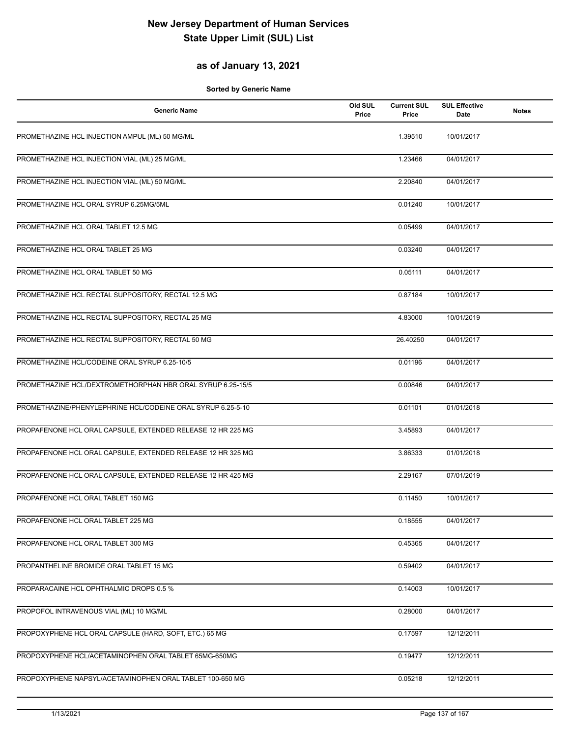# New Jersey Department of Human Services
# State Upper Limit (SUL) List

## as of January 13, 2021

**Sorted by Generic Name**

| Generic Name | Old SUL Price | Current SUL Price | SUL Effective Date | Notes |
|---|---|---|---|---|
| PROMETHAZINE HCL INJECTION AMPUL (ML) 50 MG/ML | | 1.39510 | 10/01/2017 | |
| PROMETHAZINE HCL INJECTION VIAL (ML) 25 MG/ML | | 1.23466 | 04/01/2017 | |
| PROMETHAZINE HCL INJECTION VIAL (ML) 50 MG/ML | | 2.20840 | 04/01/2017 | |
| PROMETHAZINE HCL ORAL SYRUP 6.25MG/5ML | | 0.01240 | 10/01/2017 | |
| PROMETHAZINE HCL ORAL TABLET 12.5 MG | | 0.05499 | 04/01/2017 | |
| PROMETHAZINE HCL ORAL TABLET 25 MG | | 0.03240 | 04/01/2017 | |
| PROMETHAZINE HCL ORAL TABLET 50 MG | | 0.05111 | 04/01/2017 | |
| PROMETHAZINE HCL RECTAL SUPPOSITORY, RECTAL 12.5 MG | | 0.87184 | 10/01/2017 | |
| PROMETHAZINE HCL RECTAL SUPPOSITORY, RECTAL 25 MG | | 4.83000 | 10/01/2019 | |
| PROMETHAZINE HCL RECTAL SUPPOSITORY, RECTAL 50 MG | | 26.40250 | 04/01/2017 | |
| PROMETHAZINE HCL/CODEINE ORAL SYRUP 6.25-10/5 | | 0.01196 | 04/01/2017 | |
| PROMETHAZINE HCL/DEXTROMETHORPHAN HBR ORAL SYRUP 6.25-15/5 | | 0.00846 | 04/01/2017 | |
| PROMETHAZINE/PHENYLEPHRINE HCL/CODEINE ORAL SYRUP 6.25-5-10 | | 0.01101 | 01/01/2018 | |
| PROPAFENONE HCL ORAL CAPSULE, EXTENDED RELEASE 12 HR 225 MG | | 3.45893 | 04/01/2017 | |
| PROPAFENONE HCL ORAL CAPSULE, EXTENDED RELEASE 12 HR 325 MG | | 3.86333 | 01/01/2018 | |
| PROPAFENONE HCL ORAL CAPSULE, EXTENDED RELEASE 12 HR 425 MG | | 2.29167 | 07/01/2019 | |
| PROPAFENONE HCL ORAL TABLET 150 MG | | 0.11450 | 10/01/2017 | |
| PROPAFENONE HCL ORAL TABLET 225 MG | | 0.18555 | 04/01/2017 | |
| PROPAFENONE HCL ORAL TABLET 300 MG | | 0.45365 | 04/01/2017 | |
| PROPANTHELINE BROMIDE ORAL TABLET 15 MG | | 0.59402 | 04/01/2017 | |
| PROPARACAINE HCL OPHTHALMIC DROPS 0.5 % | | 0.14003 | 10/01/2017 | |
| PROPOFOL INTRAVENOUS VIAL (ML) 10 MG/ML | | 0.28000 | 04/01/2017 | |
| PROPOXYPHENE HCL ORAL CAPSULE (HARD, SOFT, ETC.) 65 MG | | 0.17597 | 12/12/2011 | |
| PROPOXYPHENE HCL/ACETAMINOPHEN ORAL TABLET 65MG-650MG | | 0.19477 | 12/12/2011 | |
| PROPOXYPHENE NAPSYL/ACETAMINOPHEN ORAL TABLET 100-650 MG | | 0.05218 | 12/12/2011 | |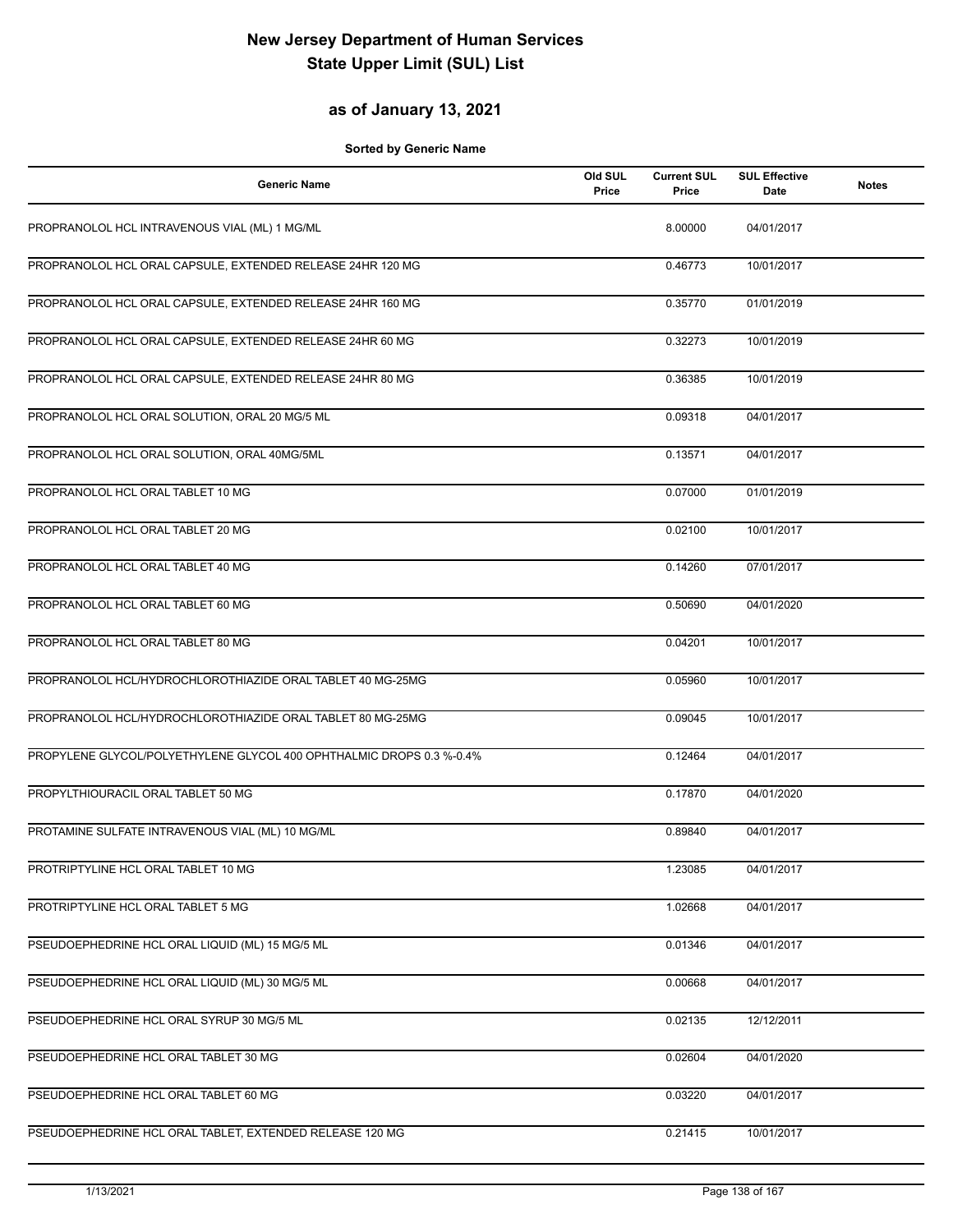# New Jersey Department of Human Services
# State Upper Limit (SUL) List

## as of January 13, 2021

**Sorted by Generic Name**

| Generic Name | Old SUL Price | Current SUL Price | SUL Effective Date | Notes |
|---|---|---|---|---|
| PROPRANOLOL HCL INTRAVENOUS VIAL (ML) 1 MG/ML | | 8.00000 | 04/01/2017 | |
| PROPRANOLOL HCL ORAL CAPSULE, EXTENDED RELEASE 24HR 120 MG | | 0.46773 | 10/01/2017 | |
| PROPRANOLOL HCL ORAL CAPSULE, EXTENDED RELEASE 24HR 160 MG | | 0.35770 | 01/01/2019 | |
| PROPRANOLOL HCL ORAL CAPSULE, EXTENDED RELEASE 24HR 60 MG | | 0.32273 | 10/01/2019 | |
| PROPRANOLOL HCL ORAL CAPSULE, EXTENDED RELEASE 24HR 80 MG | | 0.36385 | 10/01/2019 | |
| PROPRANOLOL HCL ORAL SOLUTION, ORAL 20 MG/5 ML | | 0.09318 | 04/01/2017 | |
| PROPRANOLOL HCL ORAL SOLUTION, ORAL 40MG/5ML | | 0.13571 | 04/01/2017 | |
| PROPRANOLOL HCL ORAL TABLET 10 MG | | 0.07000 | 01/01/2019 | |
| PROPRANOLOL HCL ORAL TABLET 20 MG | | 0.02100 | 10/01/2017 | |
| PROPRANOLOL HCL ORAL TABLET 40 MG | | 0.14260 | 07/01/2017 | |
| PROPRANOLOL HCL ORAL TABLET 60 MG | | 0.50690 | 04/01/2020 | |
| PROPRANOLOL HCL ORAL TABLET 80 MG | | 0.04201 | 10/01/2017 | |
| PROPRANOLOL HCL/HYDROCHLOROTHIAZIDE ORAL TABLET 40 MG-25MG | | 0.05960 | 10/01/2017 | |
| PROPRANOLOL HCL/HYDROCHLOROTHIAZIDE ORAL TABLET 80 MG-25MG | | 0.09045 | 10/01/2017 | |
| PROPYLENE GLYCOL/POLYETHYLENE GLYCOL 400 OPHTHALMIC DROPS 0.3 %-0.4% | | 0.12464 | 04/01/2017 | |
| PROPYLTHIOURACIL ORAL TABLET 50 MG | | 0.17870 | 04/01/2020 | |
| PROTAMINE SULFATE INTRAVENOUS VIAL (ML) 10 MG/ML | | 0.89840 | 04/01/2017 | |
| PROTRIPTYLINE HCL ORAL TABLET 10 MG | | 1.23085 | 04/01/2017 | |
| PROTRIPTYLINE HCL ORAL TABLET 5 MG | | 1.02668 | 04/01/2017 | |
| PSEUDOEPHEDRINE HCL ORAL LIQUID (ML) 15 MG/5 ML | | 0.01346 | 04/01/2017 | |
| PSEUDOEPHEDRINE HCL ORAL LIQUID (ML) 30 MG/5 ML | | 0.00668 | 04/01/2017 | |
| PSEUDOEPHEDRINE HCL ORAL SYRUP 30 MG/5 ML | | 0.02135 | 12/12/2011 | |
| PSEUDOEPHEDRINE HCL ORAL TABLET 30 MG | | 0.02604 | 04/01/2020 | |
| PSEUDOEPHEDRINE HCL ORAL TABLET 60 MG | | 0.03220 | 04/01/2017 | |
| PSEUDOEPHEDRINE HCL ORAL TABLET, EXTENDED RELEASE 120 MG | | 0.21415 | 10/01/2017 | |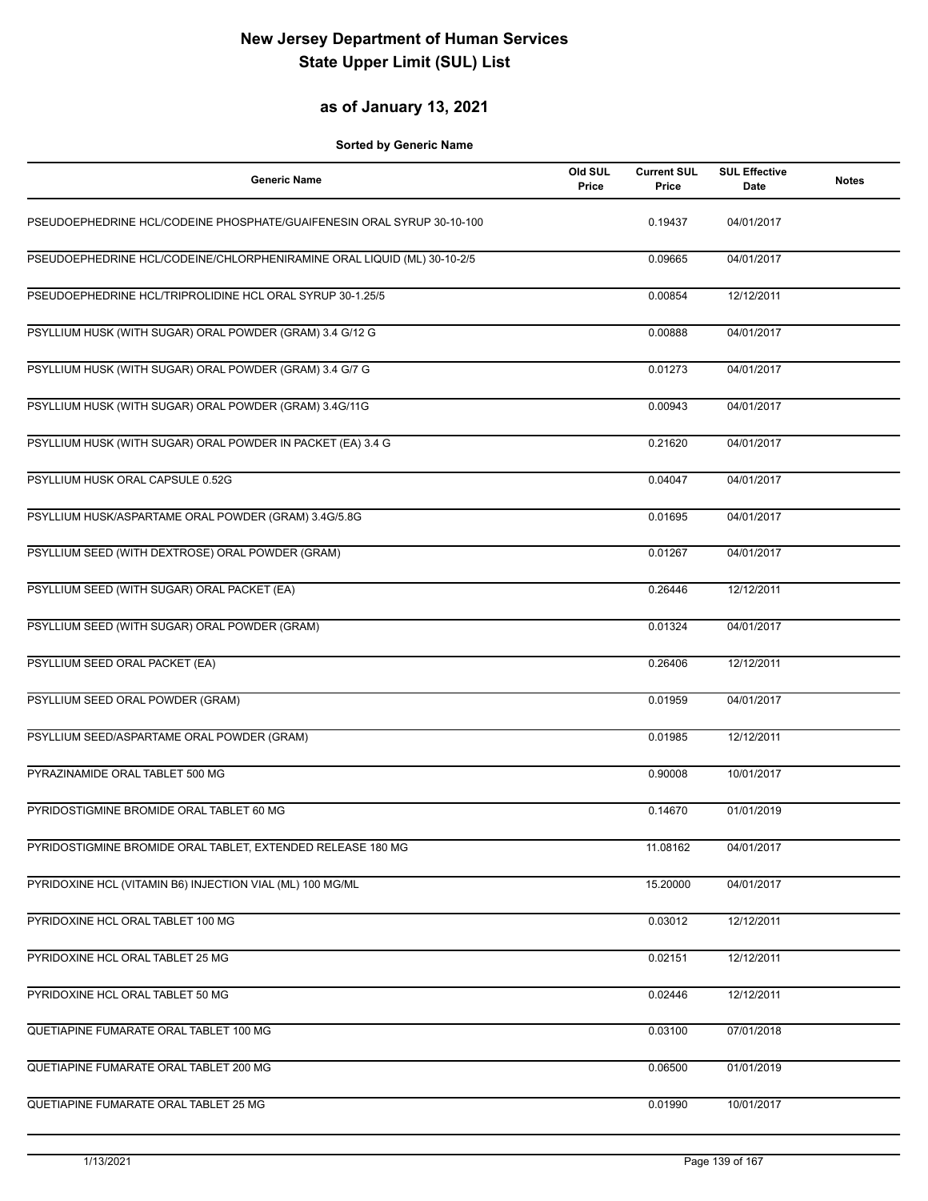# New Jersey Department of Human Services
# State Upper Limit (SUL) List

## as of January 13, 2021

**Sorted by Generic Name**

| Generic Name | Old SUL Price | Current SUL Price | SUL Effective Date | Notes |
|---|---|---|---|---|
| PSEUDOEPHEDRINE HCL/CODEINE PHOSPHATE/GUAIFENESIN ORAL SYRUP 30-10-100 | | 0.19437 | 04/01/2017 | |
| PSEUDOEPHEDRINE HCL/CODEINE/CHLORPHENIRAMINE ORAL LIQUID (ML) 30-10-2/5 | | 0.09665 | 04/01/2017 | |
| PSEUDOEPHEDRINE HCL/TRIPROLIDINE HCL ORAL SYRUP 30-1.25/5 | | 0.00854 | 12/12/2011 | |
| PSYLLIUM HUSK (WITH SUGAR) ORAL POWDER (GRAM) 3.4 G/12 G | | 0.00888 | 04/01/2017 | |
| PSYLLIUM HUSK (WITH SUGAR) ORAL POWDER (GRAM) 3.4 G/7 G | | 0.01273 | 04/01/2017 | |
| PSYLLIUM HUSK (WITH SUGAR) ORAL POWDER (GRAM) 3.4G/11G | | 0.00943 | 04/01/2017 | |
| PSYLLIUM HUSK (WITH SUGAR) ORAL POWDER IN PACKET (EA) 3.4 G | | 0.21620 | 04/01/2017 | |
| PSYLLIUM HUSK ORAL CAPSULE 0.52G | | 0.04047 | 04/01/2017 | |
| PSYLLIUM HUSK/ASPARTAME ORAL POWDER (GRAM) 3.4G/5.8G | | 0.01695 | 04/01/2017 | |
| PSYLLIUM SEED (WITH DEXTROSE) ORAL POWDER (GRAM) | | 0.01267 | 04/01/2017 | |
| PSYLLIUM SEED (WITH SUGAR) ORAL PACKET (EA) | | 0.26446 | 12/12/2011 | |
| PSYLLIUM SEED (WITH SUGAR) ORAL POWDER (GRAM) | | 0.01324 | 04/01/2017 | |
| PSYLLIUM SEED ORAL PACKET (EA) | | 0.26406 | 12/12/2011 | |
| PSYLLIUM SEED ORAL POWDER (GRAM) | | 0.01959 | 04/01/2017 | |
| PSYLLIUM SEED/ASPARTAME ORAL POWDER (GRAM) | | 0.01985 | 12/12/2011 | |
| PYRAZINAMIDE ORAL TABLET 500 MG | | 0.90008 | 10/01/2017 | |
| PYRIDOSTIGMINE BROMIDE ORAL TABLET 60 MG | | 0.14670 | 01/01/2019 | |
| PYRIDOSTIGMINE BROMIDE ORAL TABLET, EXTENDED RELEASE 180 MG | | 11.08162 | 04/01/2017 | |
| PYRIDOXINE HCL (VITAMIN B6) INJECTION VIAL (ML) 100 MG/ML | | 15.20000 | 04/01/2017 | |
| PYRIDOXINE HCL ORAL TABLET 100 MG | | 0.03012 | 12/12/2011 | |
| PYRIDOXINE HCL ORAL TABLET 25 MG | | 0.02151 | 12/12/2011 | |
| PYRIDOXINE HCL ORAL TABLET 50 MG | | 0.02446 | 12/12/2011 | |
| QUETIAPINE FUMARATE ORAL TABLET 100 MG | | 0.03100 | 07/01/2018 | |
| QUETIAPINE FUMARATE ORAL TABLET 200 MG | | 0.06500 | 01/01/2019 | |
| QUETIAPINE FUMARATE ORAL TABLET 25 MG | | 0.01990 | 10/01/2017 | |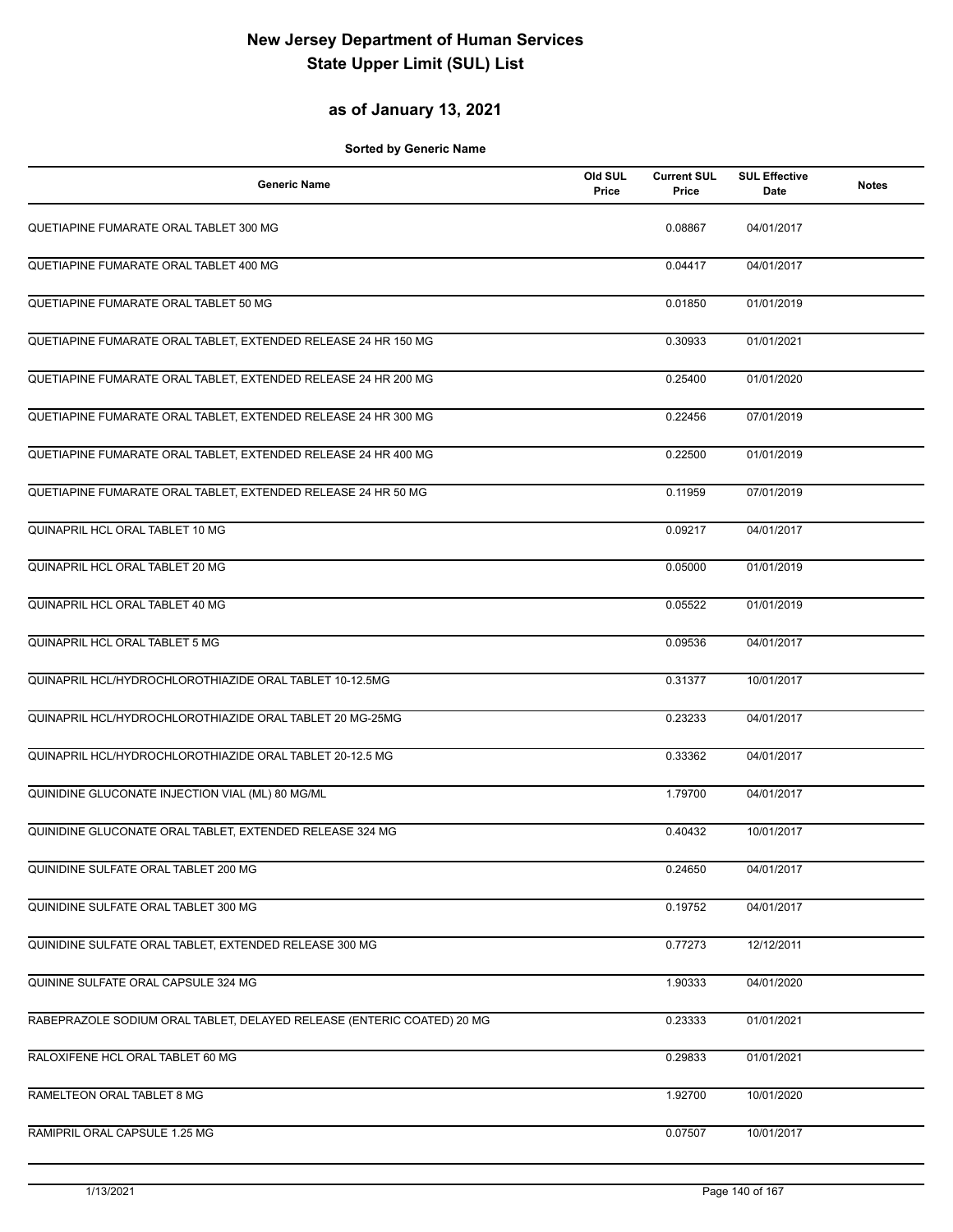# New Jersey Department of Human Services
# State Upper Limit (SUL) List

## as of January 13, 2021

**Sorted by Generic Name**

| Generic Name | Old SUL Price | Current SUL Price | SUL Effective Date | Notes |
|---|---|---|---|---|
| QUETIAPINE FUMARATE ORAL TABLET 300 MG | | 0.08867 | 04/01/2017 | |
| QUETIAPINE FUMARATE ORAL TABLET 400 MG | | 0.04417 | 04/01/2017 | |
| QUETIAPINE FUMARATE ORAL TABLET 50 MG | | 0.01850 | 01/01/2019 | |
| QUETIAPINE FUMARATE ORAL TABLET, EXTENDED RELEASE 24 HR 150 MG | | 0.30933 | 01/01/2021 | |
| QUETIAPINE FUMARATE ORAL TABLET, EXTENDED RELEASE 24 HR 200 MG | | 0.25400 | 01/01/2020 | |
| QUETIAPINE FUMARATE ORAL TABLET, EXTENDED RELEASE 24 HR 300 MG | | 0.22456 | 07/01/2019 | |
| QUETIAPINE FUMARATE ORAL TABLET, EXTENDED RELEASE 24 HR 400 MG | | 0.22500 | 01/01/2019 | |
| QUETIAPINE FUMARATE ORAL TABLET, EXTENDED RELEASE 24 HR 50 MG | | 0.11959 | 07/01/2019 | |
| QUINAPRIL HCL ORAL TABLET 10 MG | | 0.09217 | 04/01/2017 | |
| QUINAPRIL HCL ORAL TABLET 20 MG | | 0.05000 | 01/01/2019 | |
| QUINAPRIL HCL ORAL TABLET 40 MG | | 0.05522 | 01/01/2019 | |
| QUINAPRIL HCL ORAL TABLET 5 MG | | 0.09536 | 04/01/2017 | |
| QUINAPRIL HCL/HYDROCHLOROTHIAZIDE ORAL TABLET 10-12.5MG | | 0.31377 | 10/01/2017 | |
| QUINAPRIL HCL/HYDROCHLOROTHIAZIDE ORAL TABLET 20 MG-25MG | | 0.23233 | 04/01/2017 | |
| QUINAPRIL HCL/HYDROCHLOROTHIAZIDE ORAL TABLET 20-12.5 MG | | 0.33362 | 04/01/2017 | |
| QUINIDINE GLUCONATE INJECTION VIAL (ML) 80 MG/ML | | 1.79700 | 04/01/2017 | |
| QUINIDINE GLUCONATE ORAL TABLET, EXTENDED RELEASE 324 MG | | 0.40432 | 10/01/2017 | |
| QUINIDINE SULFATE ORAL TABLET 200 MG | | 0.24650 | 04/01/2017 | |
| QUINIDINE SULFATE ORAL TABLET 300 MG | | 0.19752 | 04/01/2017 | |
| QUINIDINE SULFATE ORAL TABLET, EXTENDED RELEASE 300 MG | | 0.77273 | 12/12/2011 | |
| QUININE SULFATE ORAL CAPSULE 324 MG | | 1.90333 | 04/01/2020 | |
| RABEPRAZOLE SODIUM ORAL TABLET, DELAYED RELEASE (ENTERIC COATED) 20 MG | | 0.23333 | 01/01/2021 | |
| RALOXIFENE HCL ORAL TABLET 60 MG | | 0.29833 | 01/01/2021 | |
| RAMELTEON ORAL TABLET 8 MG | | 1.92700 | 10/01/2020 | |
| RAMIPRIL ORAL CAPSULE 1.25 MG | | 0.07507 | 10/01/2017 | |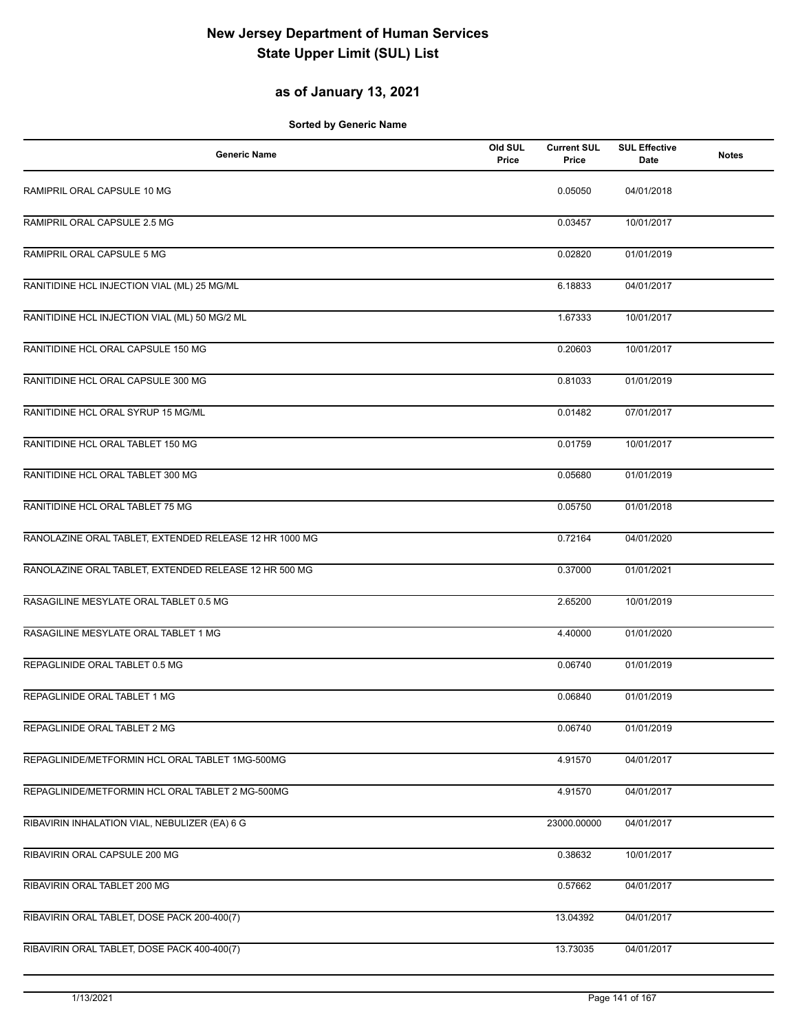# New Jersey Department of Human Services
# State Upper Limit (SUL) List

## as of January 13, 2021

**Sorted by Generic Name**

| Generic Name | Old SUL Price | Current SUL Price | SUL Effective Date | Notes |
|---|---|---|---|---|
| RAMIPRIL ORAL CAPSULE 10 MG | | 0.05050 | 04/01/2018 | |
| RAMIPRIL ORAL CAPSULE 2.5 MG | | 0.03457 | 10/01/2017 | |
| RAMIPRIL ORAL CAPSULE 5 MG | | 0.02820 | 01/01/2019 | |
| RANITIDINE HCL INJECTION VIAL (ML) 25 MG/ML | | 6.18833 | 04/01/2017 | |
| RANITIDINE HCL INJECTION VIAL (ML) 50 MG/2 ML | | 1.67333 | 10/01/2017 | |
| RANITIDINE HCL ORAL CAPSULE 150 MG | | 0.20603 | 10/01/2017 | |
| RANITIDINE HCL ORAL CAPSULE 300 MG | | 0.81033 | 01/01/2019 | |
| RANITIDINE HCL ORAL SYRUP 15 MG/ML | | 0.01482 | 07/01/2017 | |
| RANITIDINE HCL ORAL TABLET 150 MG | | 0.01759 | 10/01/2017 | |
| RANITIDINE HCL ORAL TABLET 300 MG | | 0.05680 | 01/01/2019 | |
| RANITIDINE HCL ORAL TABLET 75 MG | | 0.05750 | 01/01/2018 | |
| RANOLAZINE ORAL TABLET, EXTENDED RELEASE 12 HR 1000 MG | | 0.72164 | 04/01/2020 | |
| RANOLAZINE ORAL TABLET, EXTENDED RELEASE 12 HR 500 MG | | 0.37000 | 01/01/2021 | |
| RASAGILINE MESYLATE ORAL TABLET 0.5 MG | | 2.65200 | 10/01/2019 | |
| RASAGILINE MESYLATE ORAL TABLET 1 MG | | 4.40000 | 01/01/2020 | |
| REPAGLINIDE ORAL TABLET 0.5 MG | | 0.06740 | 01/01/2019 | |
| REPAGLINIDE ORAL TABLET 1 MG | | 0.06840 | 01/01/2019 | |
| REPAGLINIDE ORAL TABLET 2 MG | | 0.06740 | 01/01/2019 | |
| REPAGLINIDE/METFORMIN HCL ORAL TABLET 1MG-500MG | | 4.91570 | 04/01/2017 | |
| REPAGLINIDE/METFORMIN HCL ORAL TABLET 2 MG-500MG | | 4.91570 | 04/01/2017 | |
| RIBAVIRIN INHALATION VIAL, NEBULIZER (EA) 6 G | | 23000.00000 | 04/01/2017 | |
| RIBAVIRIN ORAL CAPSULE 200 MG | | 0.38632 | 10/01/2017 | |
| RIBAVIRIN ORAL TABLET 200 MG | | 0.57662 | 04/01/2017 | |
| RIBAVIRIN ORAL TABLET, DOSE PACK 200-400(7) | | 13.04392 | 04/01/2017 | |
| RIBAVIRIN ORAL TABLET, DOSE PACK 400-400(7) | | 13.73035 | 04/01/2017 | |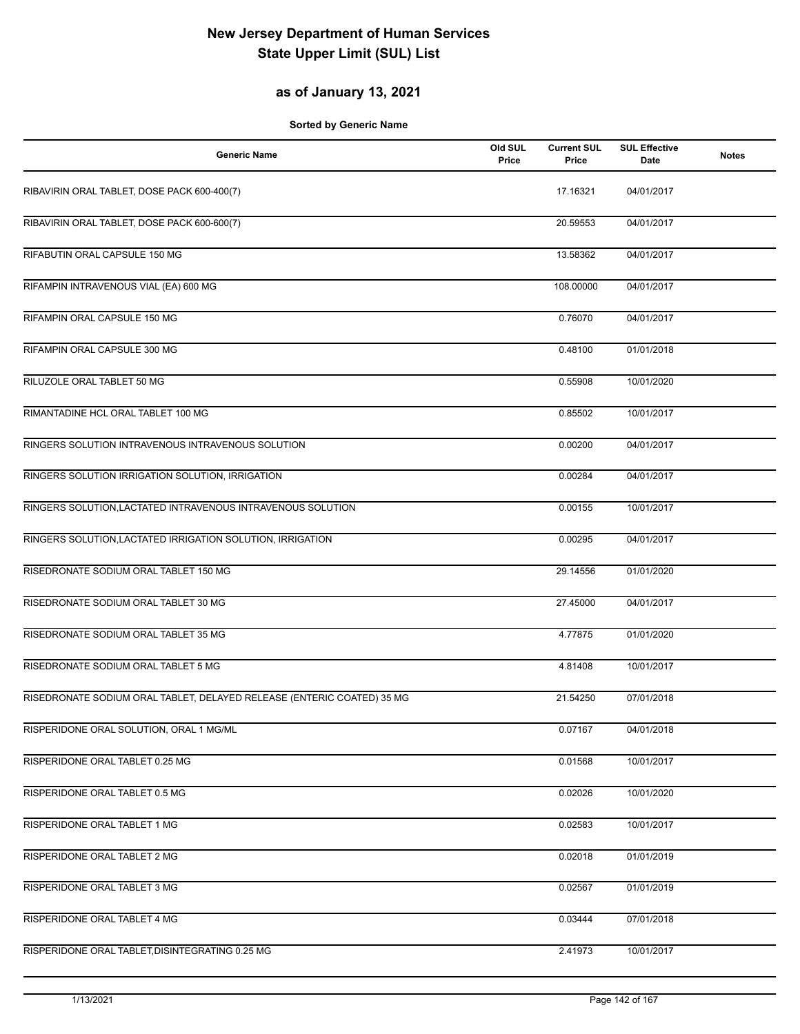# New Jersey Department of Human Services
# State Upper Limit (SUL) List

## as of January 13, 2021

**Sorted by Generic Name**

| Generic Name | Old SUL Price | Current SUL Price | SUL Effective Date | Notes |
|---|---|---|---|---|
| RIBAVIRIN ORAL TABLET, DOSE PACK 600-400(7) | | 17.16321 | 04/01/2017 | |
| RIBAVIRIN ORAL TABLET, DOSE PACK 600-600(7) | | 20.59553 | 04/01/2017 | |
| RIFABUTIN ORAL CAPSULE 150 MG | | 13.58362 | 04/01/2017 | |
| RIFAMPIN INTRAVENOUS VIAL (EA) 600 MG | | 108.00000 | 04/01/2017 | |
| RIFAMPIN ORAL CAPSULE 150 MG | | 0.76070 | 04/01/2017 | |
| RIFAMPIN ORAL CAPSULE 300 MG | | 0.48100 | 01/01/2018 | |
| RILUZOLE ORAL TABLET 50 MG | | 0.55908 | 10/01/2020 | |
| RIMANTADINE HCL ORAL TABLET 100 MG | | 0.85502 | 10/01/2017 | |
| RINGERS SOLUTION INTRAVENOUS INTRAVENOUS SOLUTION | | 0.00200 | 04/01/2017 | |
| RINGERS SOLUTION IRRIGATION SOLUTION, IRRIGATION | | 0.00284 | 04/01/2017 | |
| RINGERS SOLUTION,LACTATED INTRAVENOUS INTRAVENOUS SOLUTION | | 0.00155 | 10/01/2017 | |
| RINGERS SOLUTION,LACTATED IRRIGATION SOLUTION, IRRIGATION | | 0.00295 | 04/01/2017 | |
| RISEDRONATE SODIUM ORAL TABLET 150 MG | | 29.14556 | 01/01/2020 | |
| RISEDRONATE SODIUM ORAL TABLET 30 MG | | 27.45000 | 04/01/2017 | |
| RISEDRONATE SODIUM ORAL TABLET 35 MG | | 4.77875 | 01/01/2020 | |
| RISEDRONATE SODIUM ORAL TABLET 5 MG | | 4.81408 | 10/01/2017 | |
| RISEDRONATE SODIUM ORAL TABLET, DELAYED RELEASE (ENTERIC COATED) 35 MG | | 21.54250 | 07/01/2018 | |
| RISPERIDONE ORAL SOLUTION, ORAL 1 MG/ML | | 0.07167 | 04/01/2018 | |
| RISPERIDONE ORAL TABLET 0.25 MG | | 0.01568 | 10/01/2017 | |
| RISPERIDONE ORAL TABLET 0.5 MG | | 0.02026 | 10/01/2020 | |
| RISPERIDONE ORAL TABLET 1 MG | | 0.02583 | 10/01/2017 | |
| RISPERIDONE ORAL TABLET 2 MG | | 0.02018 | 01/01/2019 | |
| RISPERIDONE ORAL TABLET 3 MG | | 0.02567 | 01/01/2019 | |
| RISPERIDONE ORAL TABLET 4 MG | | 0.03444 | 07/01/2018 | |
| RISPERIDONE ORAL TABLET,DISINTEGRATING 0.25 MG | | 2.41973 | 10/01/2017 | |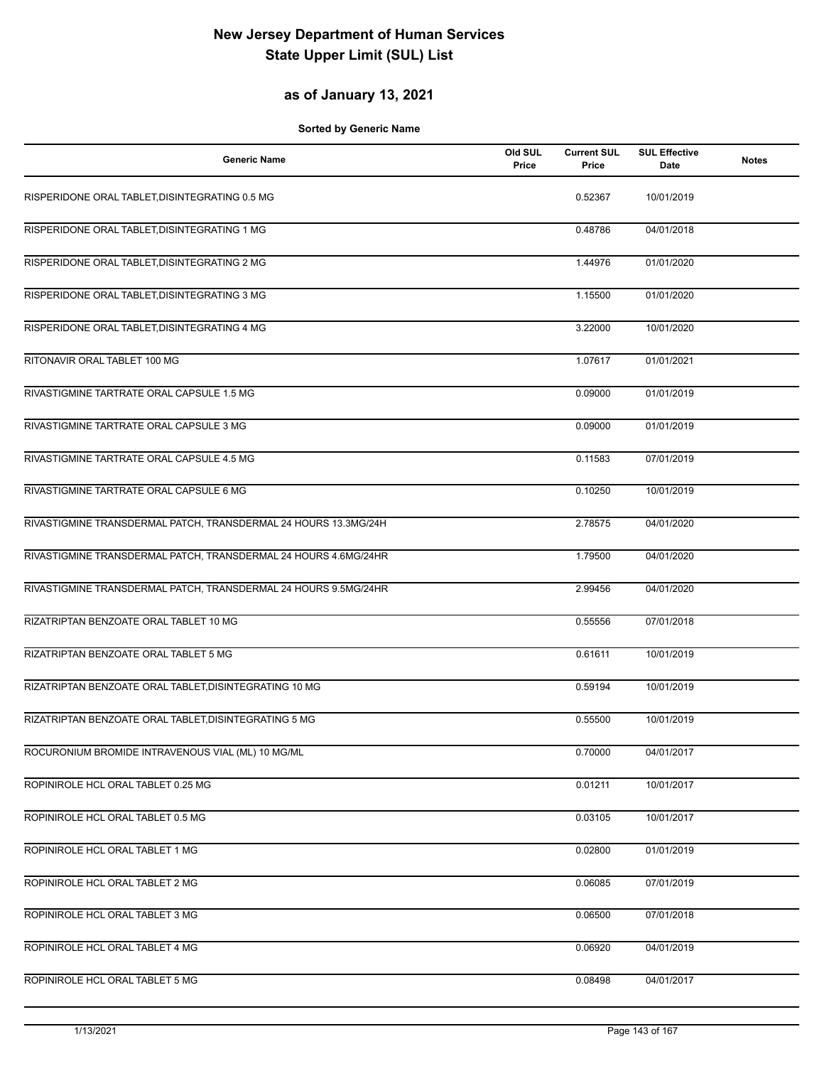# New Jersey Department of Human Services
# State Upper Limit (SUL) List

## as of January 13, 2021

**Sorted by Generic Name**

| Generic Name | Old SUL Price | Current SUL Price | SUL Effective Date | Notes |
|---|---|---|---|---|
| RISPERIDONE ORAL TABLET,DISINTEGRATING 0.5 MG | | 0.52367 | 10/01/2019 | |
| RISPERIDONE ORAL TABLET,DISINTEGRATING 1 MG | | 0.48786 | 04/01/2018 | |
| RISPERIDONE ORAL TABLET,DISINTEGRATING 2 MG | | 1.44976 | 01/01/2020 | |
| RISPERIDONE ORAL TABLET,DISINTEGRATING 3 MG | | 1.15500 | 01/01/2020 | |
| RISPERIDONE ORAL TABLET,DISINTEGRATING 4 MG | | 3.22000 | 10/01/2020 | |
| RITONAVIR ORAL TABLET 100 MG | | 1.07617 | 01/01/2021 | |
| RIVASTIGMINE TARTRATE ORAL CAPSULE 1.5 MG | | 0.09000 | 01/01/2019 | |
| RIVASTIGMINE TARTRATE ORAL CAPSULE 3 MG | | 0.09000 | 01/01/2019 | |
| RIVASTIGMINE TARTRATE ORAL CAPSULE 4.5 MG | | 0.11583 | 07/01/2019 | |
| RIVASTIGMINE TARTRATE ORAL CAPSULE 6 MG | | 0.10250 | 10/01/2019 | |
| RIVASTIGMINE TRANSDERMAL PATCH, TRANSDERMAL 24 HOURS 13.3MG/24H | | 2.78575 | 04/01/2020 | |
| RIVASTIGMINE TRANSDERMAL PATCH, TRANSDERMAL 24 HOURS 4.6MG/24HR | | 1.79500 | 04/01/2020 | |
| RIVASTIGMINE TRANSDERMAL PATCH, TRANSDERMAL 24 HOURS 9.5MG/24HR | | 2.99456 | 04/01/2020 | |
| RIZATRIPTAN BENZOATE ORAL TABLET 10 MG | | 0.55556 | 07/01/2018 | |
| RIZATRIPTAN BENZOATE ORAL TABLET 5 MG | | 0.61611 | 10/01/2019 | |
| RIZATRIPTAN BENZOATE ORAL TABLET,DISINTEGRATING 10 MG | | 0.59194 | 10/01/2019 | |
| RIZATRIPTAN BENZOATE ORAL TABLET,DISINTEGRATING 5 MG | | 0.55500 | 10/01/2019 | |
| ROCURONIUM BROMIDE INTRAVENOUS VIAL (ML) 10 MG/ML | | 0.70000 | 04/01/2017 | |
| ROPINIROLE HCL ORAL TABLET 0.25 MG | | 0.01211 | 10/01/2017 | |
| ROPINIROLE HCL ORAL TABLET 0.5 MG | | 0.03105 | 10/01/2017 | |
| ROPINIROLE HCL ORAL TABLET 1 MG | | 0.02800 | 01/01/2019 | |
| ROPINIROLE HCL ORAL TABLET 2 MG | | 0.06085 | 07/01/2019 | |
| ROPINIROLE HCL ORAL TABLET 3 MG | | 0.06500 | 07/01/2018 | |
| ROPINIROLE HCL ORAL TABLET 4 MG | | 0.06920 | 04/01/2019 | |
| ROPINIROLE HCL ORAL TABLET 5 MG | | 0.08498 | 04/01/2017 | |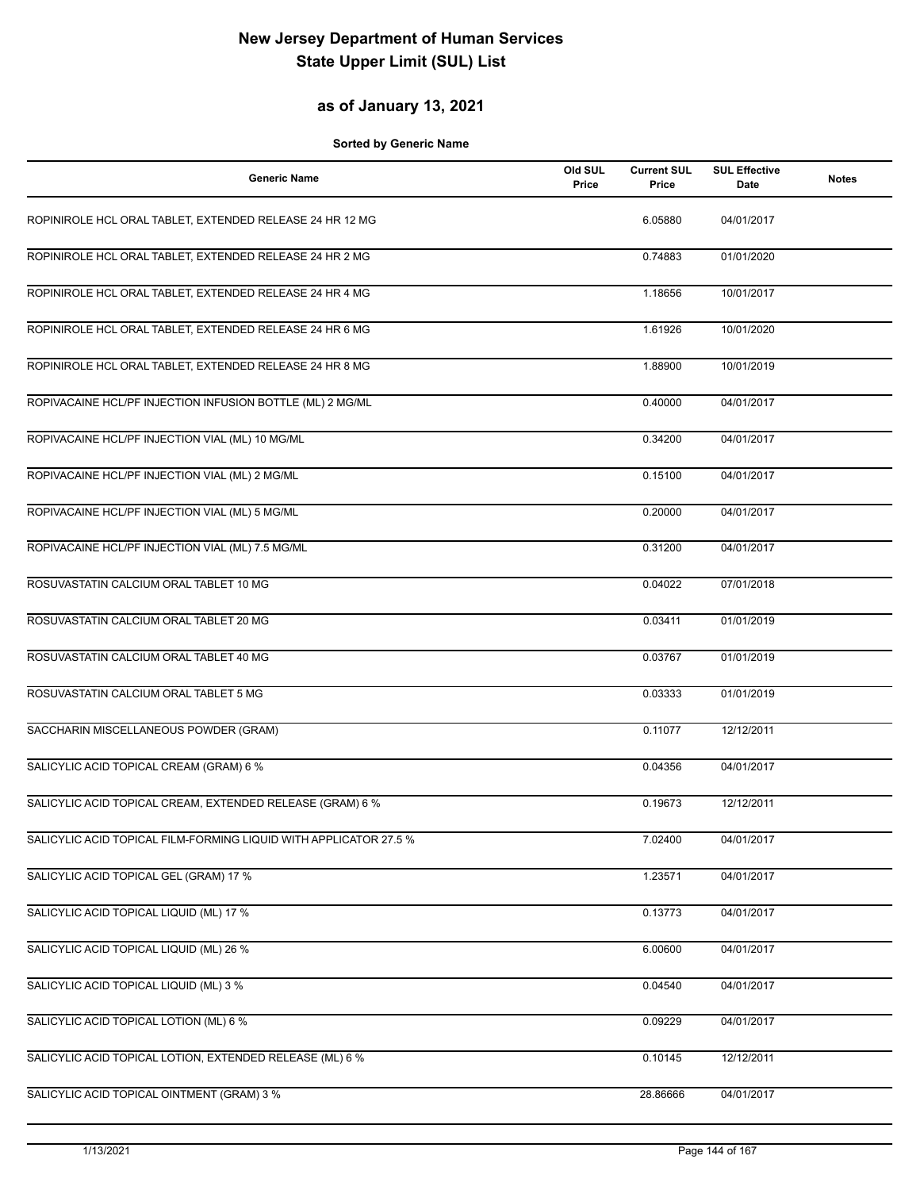# New Jersey Department of Human Services
# State Upper Limit (SUL) List

## as of January 13, 2021

**Sorted by Generic Name**

| Generic Name | Old SUL Price | Current SUL Price | SUL Effective Date | Notes |
|---|---|---|---|---|
| ROPINIROLE HCL ORAL TABLET, EXTENDED RELEASE 24 HR 12 MG | | 6.05880 | 04/01/2017 | |
| ROPINIROLE HCL ORAL TABLET, EXTENDED RELEASE 24 HR 2 MG | | 0.74883 | 01/01/2020 | |
| ROPINIROLE HCL ORAL TABLET, EXTENDED RELEASE 24 HR 4 MG | | 1.18656 | 10/01/2017 | |
| ROPINIROLE HCL ORAL TABLET, EXTENDED RELEASE 24 HR 6 MG | | 1.61926 | 10/01/2020 | |
| ROPINIROLE HCL ORAL TABLET, EXTENDED RELEASE 24 HR 8 MG | | 1.88900 | 10/01/2019 | |
| ROPIVACAINE HCL/PF INJECTION INFUSION BOTTLE (ML) 2 MG/ML | | 0.40000 | 04/01/2017 | |
| ROPIVACAINE HCL/PF INJECTION VIAL (ML) 10 MG/ML | | 0.34200 | 04/01/2017 | |
| ROPIVACAINE HCL/PF INJECTION VIAL (ML) 2 MG/ML | | 0.15100 | 04/01/2017 | |
| ROPIVACAINE HCL/PF INJECTION VIAL (ML) 5 MG/ML | | 0.20000 | 04/01/2017 | |
| ROPIVACAINE HCL/PF INJECTION VIAL (ML) 7.5 MG/ML | | 0.31200 | 04/01/2017 | |
| ROSUVASTATIN CALCIUM ORAL TABLET 10 MG | | 0.04022 | 07/01/2018 | |
| ROSUVASTATIN CALCIUM ORAL TABLET 20 MG | | 0.03411 | 01/01/2019 | |
| ROSUVASTATIN CALCIUM ORAL TABLET 40 MG | | 0.03767 | 01/01/2019 | |
| ROSUVASTATIN CALCIUM ORAL TABLET 5 MG | | 0.03333 | 01/01/2019 | |
| SACCHARIN MISCELLANEOUS POWDER (GRAM) | | 0.11077 | 12/12/2011 | |
| SALICYLIC ACID TOPICAL CREAM (GRAM) 6 % | | 0.04356 | 04/01/2017 | |
| SALICYLIC ACID TOPICAL CREAM, EXTENDED RELEASE (GRAM) 6 % | | 0.19673 | 12/12/2011 | |
| SALICYLIC ACID TOPICAL FILM-FORMING LIQUID WITH APPLICATOR 27.5 % | | 7.02400 | 04/01/2017 | |
| SALICYLIC ACID TOPICAL GEL (GRAM) 17 % | | 1.23571 | 04/01/2017 | |
| SALICYLIC ACID TOPICAL LIQUID (ML) 17 % | | 0.13773 | 04/01/2017 | |
| SALICYLIC ACID TOPICAL LIQUID (ML) 26 % | | 6.00600 | 04/01/2017 | |
| SALICYLIC ACID TOPICAL LIQUID (ML) 3 % | | 0.04540 | 04/01/2017 | |
| SALICYLIC ACID TOPICAL LOTION (ML) 6 % | | 0.09229 | 04/01/2017 | |
| SALICYLIC ACID TOPICAL LOTION, EXTENDED RELEASE (ML) 6 % | | 0.10145 | 12/12/2011 | |
| SALICYLIC ACID TOPICAL OINTMENT (GRAM) 3 % | | 28.86666 | 04/01/2017 | |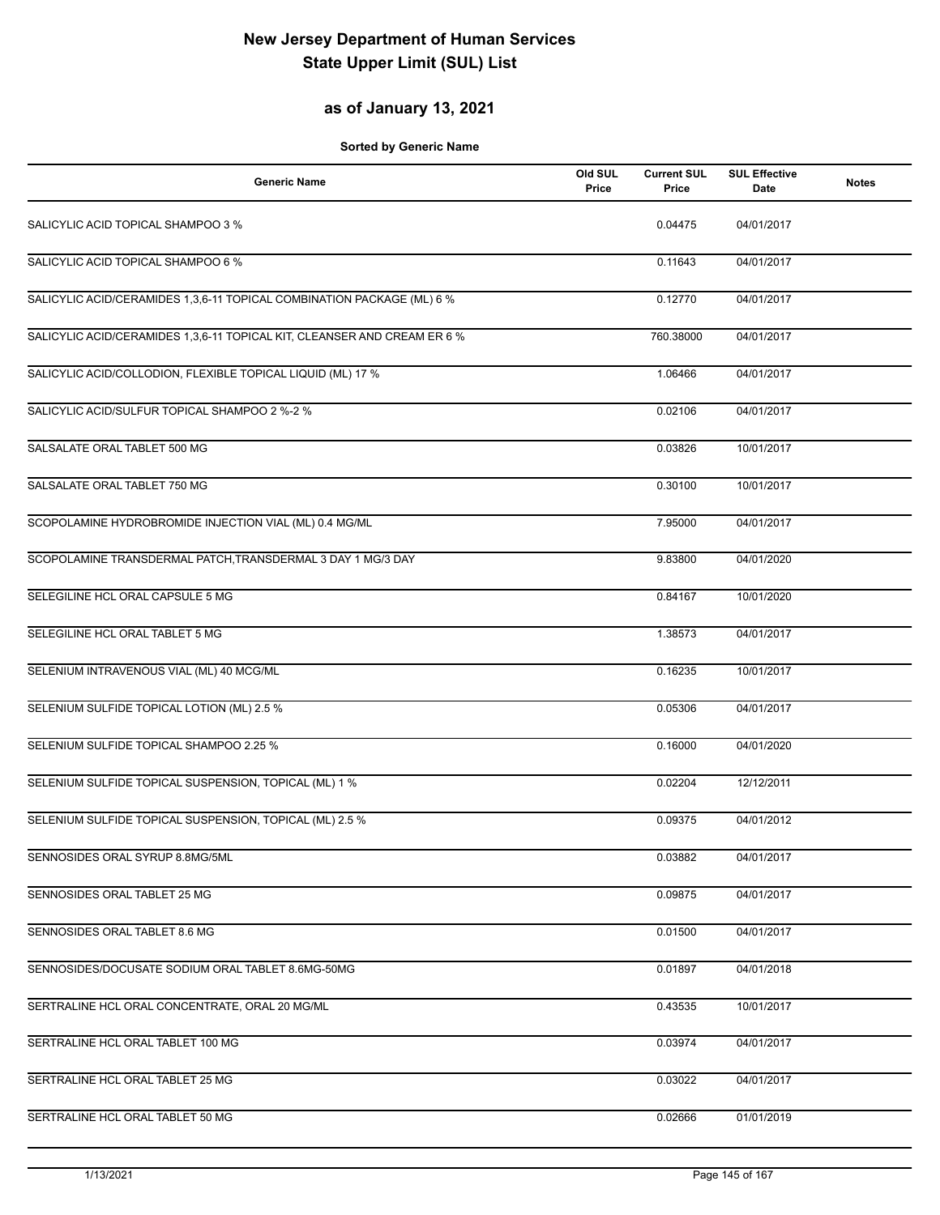# New Jersey Department of Human Services
# State Upper Limit (SUL) List

## as of January 13, 2021

**Sorted by Generic Name**

| Generic Name | Old SUL Price | Current SUL Price | SUL Effective Date | Notes |
|---|---|---|---|---|
| SALICYLIC ACID TOPICAL SHAMPOO 3 % | | 0.04475 | 04/01/2017 | |
| SALICYLIC ACID TOPICAL SHAMPOO 6 % | | 0.11643 | 04/01/2017 | |
| SALICYLIC ACID/CERAMIDES 1,3,6-11 TOPICAL COMBINATION PACKAGE (ML) 6 % | | 0.12770 | 04/01/2017 | |
| SALICYLIC ACID/CERAMIDES 1,3,6-11 TOPICAL KIT, CLEANSER AND CREAM ER 6 % | | 760.38000 | 04/01/2017 | |
| SALICYLIC ACID/COLLODION, FLEXIBLE TOPICAL LIQUID (ML) 17 % | | 1.06466 | 04/01/2017 | |
| SALICYLIC ACID/SULFUR TOPICAL SHAMPOO 2 %-2 % | | 0.02106 | 04/01/2017 | |
| SALSALATE ORAL TABLET 500 MG | | 0.03826 | 10/01/2017 | |
| SALSALATE ORAL TABLET 750 MG | | 0.30100 | 10/01/2017 | |
| SCOPOLAMINE HYDROBROMIDE INJECTION VIAL (ML) 0.4 MG/ML | | 7.95000 | 04/01/2017 | |
| SCOPOLAMINE TRANSDERMAL PATCH,TRANSDERMAL 3 DAY 1 MG/3 DAY | | 9.83800 | 04/01/2020 | |
| SELEGILINE HCL ORAL CAPSULE 5 MG | | 0.84167 | 10/01/2020 | |
| SELEGILINE HCL ORAL TABLET 5 MG | | 1.38573 | 04/01/2017 | |
| SELENIUM INTRAVENOUS VIAL (ML) 40 MCG/ML | | 0.16235 | 10/01/2017 | |
| SELENIUM SULFIDE TOPICAL LOTION (ML) 2.5 % | | 0.05306 | 04/01/2017 | |
| SELENIUM SULFIDE TOPICAL SHAMPOO 2.25 % | | 0.16000 | 04/01/2020 | |
| SELENIUM SULFIDE TOPICAL SUSPENSION, TOPICAL (ML) 1 % | | 0.02204 | 12/12/2011 | |
| SELENIUM SULFIDE TOPICAL SUSPENSION, TOPICAL (ML) 2.5 % | | 0.09375 | 04/01/2012 | |
| SENNOSIDES ORAL SYRUP 8.8MG/5ML | | 0.03882 | 04/01/2017 | |
| SENNOSIDES ORAL TABLET 25 MG | | 0.09875 | 04/01/2017 | |
| SENNOSIDES ORAL TABLET 8.6 MG | | 0.01500 | 04/01/2017 | |
| SENNOSIDES/DOCUSATE SODIUM ORAL TABLET 8.6MG-50MG | | 0.01897 | 04/01/2018 | |
| SERTRALINE HCL ORAL CONCENTRATE, ORAL 20 MG/ML | | 0.43535 | 10/01/2017 | |
| SERTRALINE HCL ORAL TABLET 100 MG | | 0.03974 | 04/01/2017 | |
| SERTRALINE HCL ORAL TABLET 25 MG | | 0.03022 | 04/01/2017 | |
| SERTRALINE HCL ORAL TABLET 50 MG | | 0.02666 | 01/01/2019 | |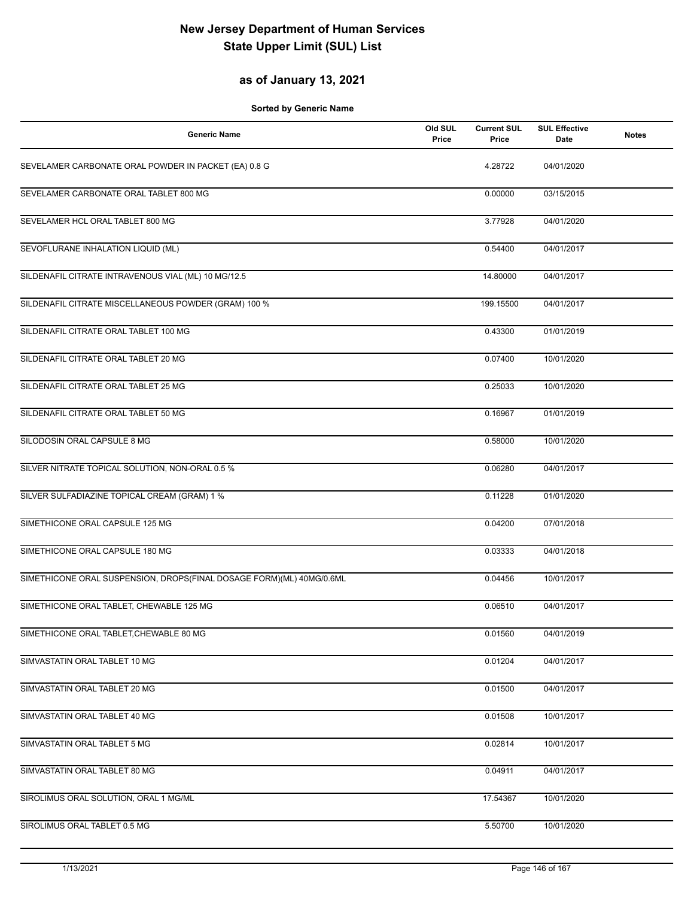# New Jersey Department of Human Services
# State Upper Limit (SUL) List

## as of January 13, 2021

**Sorted by Generic Name**

| Generic Name | Old SUL Price | Current SUL Price | SUL Effective Date | Notes |
|---|---|---|---|---|
| SEVELAMER CARBONATE ORAL POWDER IN PACKET (EA) 0.8 G | | 4.28722 | 04/01/2020 | |
| SEVELAMER CARBONATE ORAL TABLET 800 MG | | 0.00000 | 03/15/2015 | |
| SEVELAMER HCL ORAL TABLET 800 MG | | 3.77928 | 04/01/2020 | |
| SEVOFLURANE INHALATION LIQUID (ML) | | 0.54400 | 04/01/2017 | |
| SILDENAFIL CITRATE INTRAVENOUS VIAL (ML) 10 MG/12.5 | | 14.80000 | 04/01/2017 | |
| SILDENAFIL CITRATE MISCELLANEOUS POWDER (GRAM) 100 % | | 199.15500 | 04/01/2017 | |
| SILDENAFIL CITRATE ORAL TABLET 100 MG | | 0.43300 | 01/01/2019 | |
| SILDENAFIL CITRATE ORAL TABLET 20 MG | | 0.07400 | 10/01/2020 | |
| SILDENAFIL CITRATE ORAL TABLET 25 MG | | 0.25033 | 10/01/2020 | |
| SILDENAFIL CITRATE ORAL TABLET 50 MG | | 0.16967 | 01/01/2019 | |
| SILODOSIN ORAL CAPSULE 8 MG | | 0.58000 | 10/01/2020 | |
| SILVER NITRATE TOPICAL SOLUTION, NON-ORAL 0.5 % | | 0.06280 | 04/01/2017 | |
| SILVER SULFADIAZINE TOPICAL CREAM (GRAM) 1 % | | 0.11228 | 01/01/2020 | |
| SIMETHICONE ORAL CAPSULE 125 MG | | 0.04200 | 07/01/2018 | |
| SIMETHICONE ORAL CAPSULE 180 MG | | 0.03333 | 04/01/2018 | |
| SIMETHICONE ORAL SUSPENSION, DROPS(FINAL DOSAGE FORM)(ML) 40MG/0.6ML | | 0.04456 | 10/01/2017 | |
| SIMETHICONE ORAL TABLET, CHEWABLE 125 MG | | 0.06510 | 04/01/2017 | |
| SIMETHICONE ORAL TABLET,CHEWABLE 80 MG | | 0.01560 | 04/01/2019 | |
| SIMVASTATIN ORAL TABLET 10 MG | | 0.01204 | 04/01/2017 | |
| SIMVASTATIN ORAL TABLET 20 MG | | 0.01500 | 04/01/2017 | |
| SIMVASTATIN ORAL TABLET 40 MG | | 0.01508 | 10/01/2017 | |
| SIMVASTATIN ORAL TABLET 5 MG | | 0.02814 | 10/01/2017 | |
| SIMVASTATIN ORAL TABLET 80 MG | | 0.04911 | 04/01/2017 | |
| SIROLIMUS ORAL SOLUTION, ORAL 1 MG/ML | | 17.54367 | 10/01/2020 | |
| SIROLIMUS ORAL TABLET 0.5 MG | | 5.50700 | 10/01/2020 | |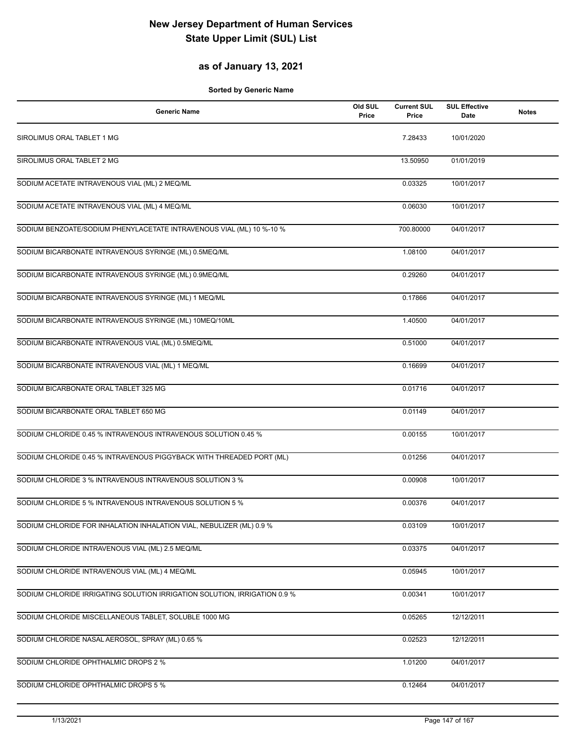# New Jersey Department of Human Services
# State Upper Limit (SUL) List

## as of January 13, 2021

**Sorted by Generic Name**

| Generic Name | Old SUL Price | Current SUL Price | SUL Effective Date | Notes |
|---|---|---|---|---|
| SIROLIMUS ORAL TABLET 1 MG | | 7.28433 | 10/01/2020 | |
| SIROLIMUS ORAL TABLET 2 MG | | 13.50950 | 01/01/2019 | |
| SODIUM ACETATE INTRAVENOUS VIAL (ML) 2 MEQ/ML | | 0.03325 | 10/01/2017 | |
| SODIUM ACETATE INTRAVENOUS VIAL (ML) 4 MEQ/ML | | 0.06030 | 10/01/2017 | |
| SODIUM BENZOATE/SODIUM PHENYLACETATE INTRAVENOUS VIAL (ML) 10 %-10 % | | 700.80000 | 04/01/2017 | |
| SODIUM BICARBONATE INTRAVENOUS SYRINGE (ML) 0.5MEQ/ML | | 1.08100 | 04/01/2017 | |
| SODIUM BICARBONATE INTRAVENOUS SYRINGE (ML) 0.9MEQ/ML | | 0.29260 | 04/01/2017 | |
| SODIUM BICARBONATE INTRAVENOUS SYRINGE (ML) 1 MEQ/ML | | 0.17866 | 04/01/2017 | |
| SODIUM BICARBONATE INTRAVENOUS SYRINGE (ML) 10MEQ/10ML | | 1.40500 | 04/01/2017 | |
| SODIUM BICARBONATE INTRAVENOUS VIAL (ML) 0.5MEQ/ML | | 0.51000 | 04/01/2017 | |
| SODIUM BICARBONATE INTRAVENOUS VIAL (ML) 1 MEQ/ML | | 0.16699 | 04/01/2017 | |
| SODIUM BICARBONATE ORAL TABLET 325 MG | | 0.01716 | 04/01/2017 | |
| SODIUM BICARBONATE ORAL TABLET 650 MG | | 0.01149 | 04/01/2017 | |
| SODIUM CHLORIDE 0.45 % INTRAVENOUS INTRAVENOUS SOLUTION 0.45 % | | 0.00155 | 10/01/2017 | |
| SODIUM CHLORIDE 0.45 % INTRAVENOUS PIGGYBACK WITH THREADED PORT (ML) | | 0.01256 | 04/01/2017 | |
| SODIUM CHLORIDE 3 % INTRAVENOUS INTRAVENOUS SOLUTION 3 % | | 0.00908 | 10/01/2017 | |
| SODIUM CHLORIDE 5 % INTRAVENOUS INTRAVENOUS SOLUTION 5 % | | 0.00376 | 04/01/2017 | |
| SODIUM CHLORIDE FOR INHALATION INHALATION VIAL, NEBULIZER (ML) 0.9 % | | 0.03109 | 10/01/2017 | |
| SODIUM CHLORIDE INTRAVENOUS VIAL (ML) 2.5 MEQ/ML | | 0.03375 | 04/01/2017 | |
| SODIUM CHLORIDE INTRAVENOUS VIAL (ML) 4 MEQ/ML | | 0.05945 | 10/01/2017 | |
| SODIUM CHLORIDE IRRIGATING SOLUTION IRRIGATION SOLUTION, IRRIGATION 0.9 % | | 0.00341 | 10/01/2017 | |
| SODIUM CHLORIDE MISCELLANEOUS TABLET, SOLUBLE 1000 MG | | 0.05265 | 12/12/2011 | |
| SODIUM CHLORIDE NASAL AEROSOL, SPRAY (ML) 0.65 % | | 0.02523 | 12/12/2011 | |
| SODIUM CHLORIDE OPHTHALMIC DROPS 2 % | | 1.01200 | 04/01/2017 | |
| SODIUM CHLORIDE OPHTHALMIC DROPS 5 % | | 0.12464 | 04/01/2017 | |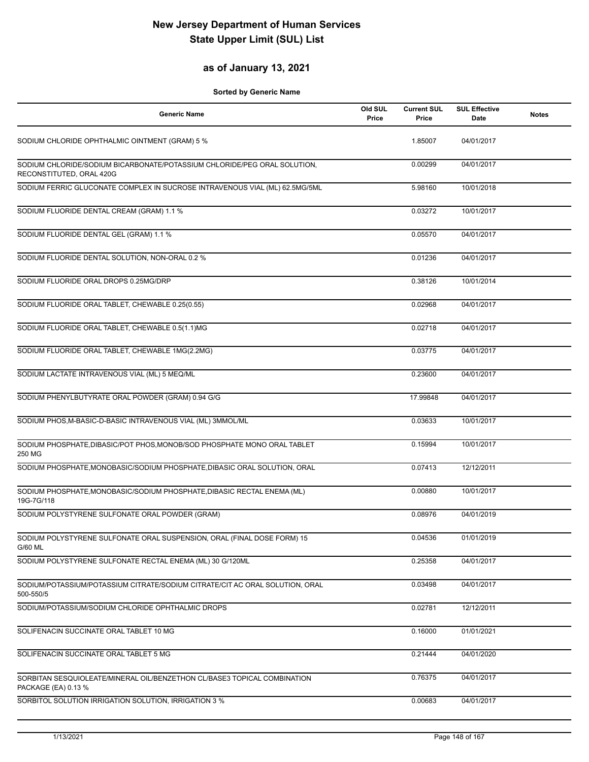# New Jersey Department of Human Services
# State Upper Limit (SUL) List

## as of January 13, 2021

**Sorted by Generic Name**

| Generic Name | Old SUL Price | Current SUL Price | SUL Effective Date | Notes |
|---|---|---|---|---|
| SODIUM CHLORIDE OPHTHALMIC OINTMENT (GRAM) 5 % | | 1.85007 | 04/01/2017 | |
| SODIUM CHLORIDE/SODIUM BICARBONATE/POTASSIUM CHLORIDE/PEG ORAL SOLUTION, RECONSTITUTED, ORAL 420G | | 0.00299 | 04/01/2017 | |
| SODIUM FERRIC GLUCONATE COMPLEX IN SUCROSE INTRAVENOUS VIAL (ML) 62.5MG/5ML | | 5.98160 | 10/01/2018 | |
| SODIUM FLUORIDE DENTAL CREAM (GRAM) 1.1 % | | 0.03272 | 10/01/2017 | |
| SODIUM FLUORIDE DENTAL GEL (GRAM) 1.1 % | | 0.05570 | 04/01/2017 | |
| SODIUM FLUORIDE DENTAL SOLUTION, NON-ORAL 0.2 % | | 0.01236 | 04/01/2017 | |
| SODIUM FLUORIDE ORAL DROPS 0.25MG/DRP | | 0.38126 | 10/01/2014 | |
| SODIUM FLUORIDE ORAL TABLET, CHEWABLE 0.25(0.55) | | 0.02968 | 04/01/2017 | |
| SODIUM FLUORIDE ORAL TABLET, CHEWABLE 0.5(1.1)MG | | 0.02718 | 04/01/2017 | |
| SODIUM FLUORIDE ORAL TABLET, CHEWABLE 1MG(2.2MG) | | 0.03775 | 04/01/2017 | |
| SODIUM LACTATE INTRAVENOUS VIAL (ML) 5 MEQ/ML | | 0.23600 | 04/01/2017 | |
| SODIUM PHENYLBUTYRATE ORAL POWDER (GRAM) 0.94 G/G | | 17.99848 | 04/01/2017 | |
| SODIUM PHOS,M-BASIC-D-BASIC INTRAVENOUS VIAL (ML) 3MMOL/ML | | 0.03633 | 10/01/2017 | |
| SODIUM PHOSPHATE,DIBASIC/POT PHOS,MONOB/SOD PHOSPHATE MONO ORAL TABLET 250 MG | | 0.15994 | 10/01/2017 | |
| SODIUM PHOSPHATE,MONOBASIC/SODIUM PHOSPHATE,DIBASIC ORAL SOLUTION, ORAL | | 0.07413 | 12/12/2011 | |
| SODIUM PHOSPHATE,MONOBASIC/SODIUM PHOSPHATE,DIBASIC RECTAL ENEMA (ML) 19G-7G/118 | | 0.00880 | 10/01/2017 | |
| SODIUM POLYSTYRENE SULFONATE ORAL POWDER (GRAM) | | 0.08976 | 04/01/2019 | |
| SODIUM POLYSTYRENE SULFONATE ORAL SUSPENSION, ORAL (FINAL DOSE FORM) 15 G/60 ML | | 0.04536 | 01/01/2019 | |
| SODIUM POLYSTYRENE SULFONATE RECTAL ENEMA (ML) 30 G/120ML | | 0.25358 | 04/01/2017 | |
| SODIUM/POTASSIUM/POTASSIUM CITRATE/SODIUM CITRATE/CIT AC ORAL SOLUTION, ORAL 500-550/5 | | 0.03498 | 04/01/2017 | |
| SODIUM/POTASSIUM/SODIUM CHLORIDE OPHTHALMIC DROPS | | 0.02781 | 12/12/2011 | |
| SOLIFENACIN SUCCINATE ORAL TABLET 10 MG | | 0.16000 | 01/01/2021 | |
| SOLIFENACIN SUCCINATE ORAL TABLET 5 MG | | 0.21444 | 04/01/2020 | |
| SORBITAN SESQUIOLEATE/MINERAL OIL/BENZETHON CL/BASE3 TOPICAL COMBINATION PACKAGE (EA) 0.13 % | | 0.76375 | 04/01/2017 | |
| SORBITOL SOLUTION IRRIGATION SOLUTION, IRRIGATION 3 % | | 0.00683 | 04/01/2017 | |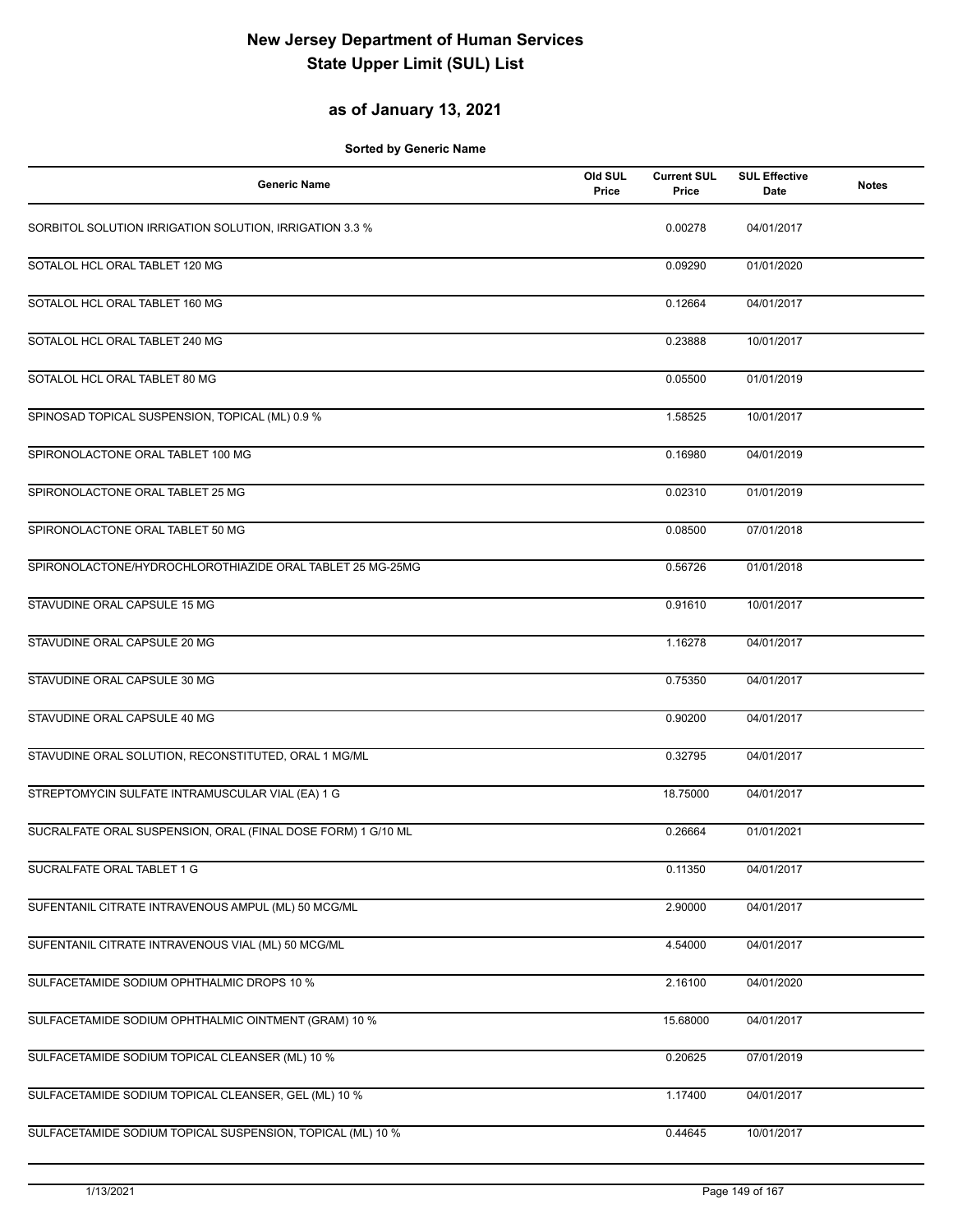# New Jersey Department of Human Services
# State Upper Limit (SUL) List

## as of January 13, 2021

**Sorted by Generic Name**

| Generic Name | Old SUL Price | Current SUL Price | SUL Effective Date | Notes |
|---|---|---|---|---|
| SORBITOL SOLUTION IRRIGATION SOLUTION, IRRIGATION 3.3 % | | 0.00278 | 04/01/2017 | |
| SOTALOL HCL ORAL TABLET 120 MG | | 0.09290 | 01/01/2020 | |
| SOTALOL HCL ORAL TABLET 160 MG | | 0.12664 | 04/01/2017 | |
| SOTALOL HCL ORAL TABLET 240 MG | | 0.23888 | 10/01/2017 | |
| SOTALOL HCL ORAL TABLET 80 MG | | 0.05500 | 01/01/2019 | |
| SPINOSAD TOPICAL SUSPENSION, TOPICAL (ML) 0.9 % | | 1.58525 | 10/01/2017 | |
| SPIRONOLACTONE ORAL TABLET 100 MG | | 0.16980 | 04/01/2019 | |
| SPIRONOLACTONE ORAL TABLET 25 MG | | 0.02310 | 01/01/2019 | |
| SPIRONOLACTONE ORAL TABLET 50 MG | | 0.08500 | 07/01/2018 | |
| SPIRONOLACTONE/HYDROCHLOROTHIAZIDE ORAL TABLET 25 MG-25MG | | 0.56726 | 01/01/2018 | |
| STAVUDINE ORAL CAPSULE 15 MG | | 0.91610 | 10/01/2017 | |
| STAVUDINE ORAL CAPSULE 20 MG | | 1.16278 | 04/01/2017 | |
| STAVUDINE ORAL CAPSULE 30 MG | | 0.75350 | 04/01/2017 | |
| STAVUDINE ORAL CAPSULE 40 MG | | 0.90200 | 04/01/2017 | |
| STAVUDINE ORAL SOLUTION, RECONSTITUTED, ORAL 1 MG/ML | | 0.32795 | 04/01/2017 | |
| STREPTOMYCIN SULFATE INTRAMUSCULAR VIAL (EA) 1 G | | 18.75000 | 04/01/2017 | |
| SUCRALFATE ORAL SUSPENSION, ORAL (FINAL DOSE FORM) 1 G/10 ML | | 0.26664 | 01/01/2021 | |
| SUCRALFATE ORAL TABLET 1 G | | 0.11350 | 04/01/2017 | |
| SUFENTANIL CITRATE INTRAVENOUS AMPUL (ML) 50 MCG/ML | | 2.90000 | 04/01/2017 | |
| SUFENTANIL CITRATE INTRAVENOUS VIAL (ML) 50 MCG/ML | | 4.54000 | 04/01/2017 | |
| SULFACETAMIDE SODIUM OPHTHALMIC DROPS 10 % | | 2.16100 | 04/01/2020 | |
| SULFACETAMIDE SODIUM OPHTHALMIC OINTMENT (GRAM) 10 % | | 15.68000 | 04/01/2017 | |
| SULFACETAMIDE SODIUM TOPICAL CLEANSER (ML) 10 % | | 0.20625 | 07/01/2019 | |
| SULFACETAMIDE SODIUM TOPICAL CLEANSER, GEL (ML) 10 % | | 1.17400 | 04/01/2017 | |
| SULFACETAMIDE SODIUM TOPICAL SUSPENSION, TOPICAL (ML) 10 % | | 0.44645 | 10/01/2017 | |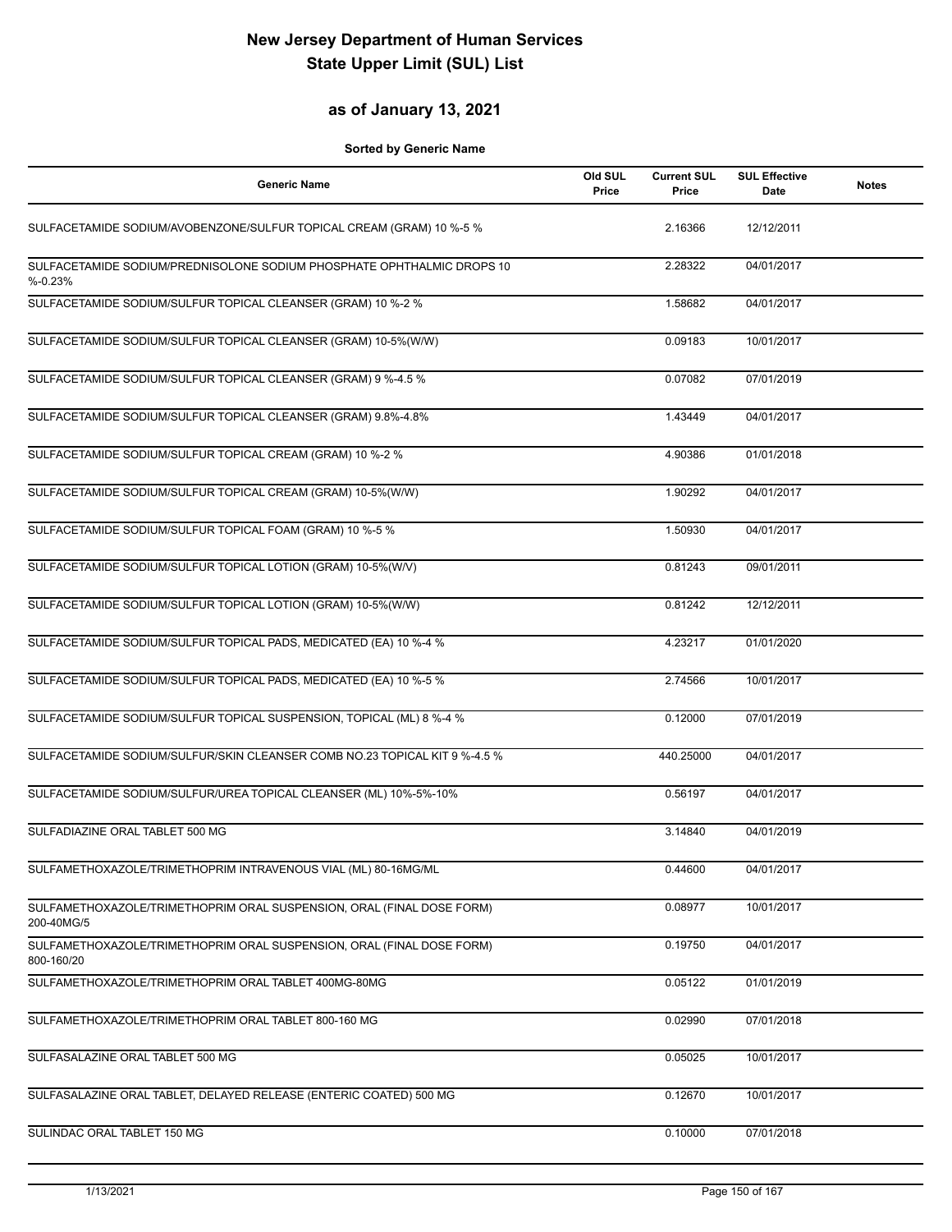# New Jersey Department of Human Services
# State Upper Limit (SUL) List

## as of January 13, 2021

**Sorted by Generic Name**

| Generic Name | Old SUL Price | Current SUL Price | SUL Effective Date | Notes |
|---|---|---|---|---|
| SULFACETAMIDE SODIUM/AVOBENZONE/SULFUR TOPICAL CREAM (GRAM) 10 %-5 % | | 2.16366 | 12/12/2011 | |
| SULFACETAMIDE SODIUM/PREDNISOLONE SODIUM PHOSPHATE OPHTHALMIC DROPS 10 %-0.23% | | 2.28322 | 04/01/2017 | |
| SULFACETAMIDE SODIUM/SULFUR TOPICAL CLEANSER (GRAM) 10 %-2 % | | 1.58682 | 04/01/2017 | |
| SULFACETAMIDE SODIUM/SULFUR TOPICAL CLEANSER (GRAM) 10-5%(W/W) | | 0.09183 | 10/01/2017 | |
| SULFACETAMIDE SODIUM/SULFUR TOPICAL CLEANSER (GRAM) 9 %-4.5 % | | 0.07082 | 07/01/2019 | |
| SULFACETAMIDE SODIUM/SULFUR TOPICAL CLEANSER (GRAM) 9.8%-4.8% | | 1.43449 | 04/01/2017 | |
| SULFACETAMIDE SODIUM/SULFUR TOPICAL CREAM (GRAM) 10 %-2 % | | 4.90386 | 01/01/2018 | |
| SULFACETAMIDE SODIUM/SULFUR TOPICAL CREAM (GRAM) 10-5%(W/W) | | 1.90292 | 04/01/2017 | |
| SULFACETAMIDE SODIUM/SULFUR TOPICAL FOAM (GRAM) 10 %-5 % | | 1.50930 | 04/01/2017 | |
| SULFACETAMIDE SODIUM/SULFUR TOPICAL LOTION (GRAM) 10-5%(W/V) | | 0.81243 | 09/01/2011 | |
| SULFACETAMIDE SODIUM/SULFUR TOPICAL LOTION (GRAM) 10-5%(W/W) | | 0.81242 | 12/12/2011 | |
| SULFACETAMIDE SODIUM/SULFUR TOPICAL PADS, MEDICATED (EA) 10 %-4 % | | 4.23217 | 01/01/2020 | |
| SULFACETAMIDE SODIUM/SULFUR TOPICAL PADS, MEDICATED (EA) 10 %-5 % | | 2.74566 | 10/01/2017 | |
| SULFACETAMIDE SODIUM/SULFUR TOPICAL SUSPENSION, TOPICAL (ML) 8 %-4 % | | 0.12000 | 07/01/2019 | |
| SULFACETAMIDE SODIUM/SULFUR/SKIN CLEANSER COMB NO.23 TOPICAL KIT 9 %-4.5 % | | 440.25000 | 04/01/2017 | |
| SULFACETAMIDE SODIUM/SULFUR/UREA TOPICAL CLEANSER (ML) 10%-5%-10% | | 0.56197 | 04/01/2017 | |
| SULFADIAZINE ORAL TABLET 500 MG | | 3.14840 | 04/01/2019 | |
| SULFAMETHOXAZOLE/TRIMETHOPRIM INTRAVENOUS VIAL (ML) 80-16MG/ML | | 0.44600 | 04/01/2017 | |
| SULFAMETHOXAZOLE/TRIMETHOPRIM ORAL SUSPENSION, ORAL (FINAL DOSE FORM) 200-40MG/5 | | 0.08977 | 10/01/2017 | |
| SULFAMETHOXAZOLE/TRIMETHOPRIM ORAL SUSPENSION, ORAL (FINAL DOSE FORM) 800-160/20 | | 0.19750 | 04/01/2017 | |
| SULFAMETHOXAZOLE/TRIMETHOPRIM ORAL TABLET 400MG-80MG | | 0.05122 | 01/01/2019 | |
| SULFAMETHOXAZOLE/TRIMETHOPRIM ORAL TABLET 800-160 MG | | 0.02990 | 07/01/2018 | |
| SULFASALAZINE ORAL TABLET 500 MG | | 0.05025 | 10/01/2017 | |
| SULFASALAZINE ORAL TABLET, DELAYED RELEASE (ENTERIC COATED) 500 MG | | 0.12670 | 10/01/2017 | |
| SULINDAC ORAL TABLET 150 MG | | 0.10000 | 07/01/2018 | |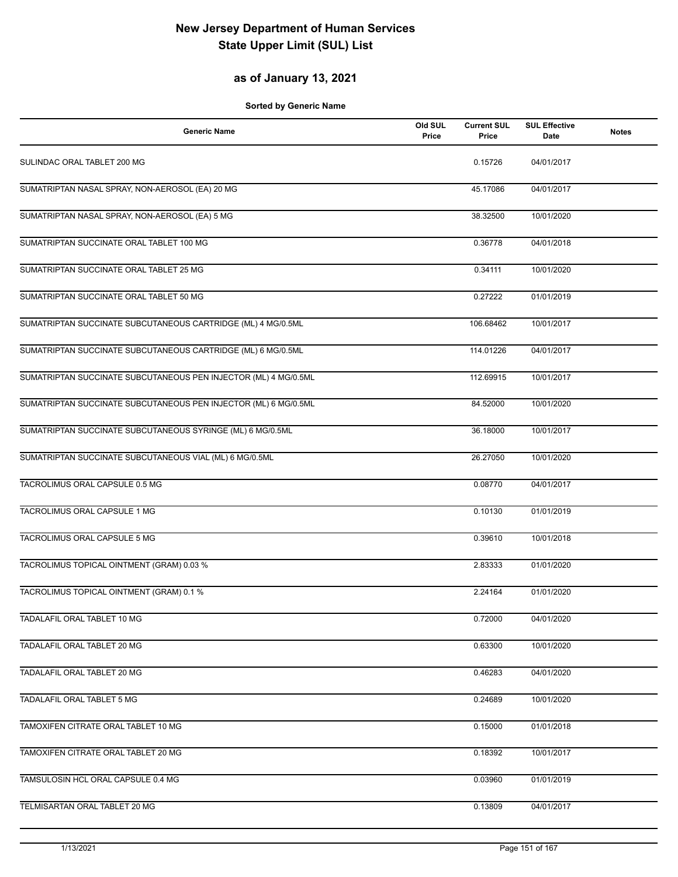# New Jersey Department of Human Services
# State Upper Limit (SUL) List

## as of January 13, 2021

**Sorted by Generic Name**

| Generic Name | Old SUL Price | Current SUL Price | SUL Effective Date | Notes |
|---|---|---|---|---|
| SULINDAC ORAL TABLET 200 MG | | 0.15726 | 04/01/2017 | |
| SUMATRIPTAN NASAL SPRAY, NON-AEROSOL (EA) 20 MG | | 45.17086 | 04/01/2017 | |
| SUMATRIPTAN NASAL SPRAY, NON-AEROSOL (EA) 5 MG | | 38.32500 | 10/01/2020 | |
| SUMATRIPTAN SUCCINATE ORAL TABLET 100 MG | | 0.36778 | 04/01/2018 | |
| SUMATRIPTAN SUCCINATE ORAL TABLET 25 MG | | 0.34111 | 10/01/2020 | |
| SUMATRIPTAN SUCCINATE ORAL TABLET 50 MG | | 0.27222 | 01/01/2019 | |
| SUMATRIPTAN SUCCINATE SUBCUTANEOUS CARTRIDGE (ML) 4 MG/0.5ML | | 106.68462 | 10/01/2017 | |
| SUMATRIPTAN SUCCINATE SUBCUTANEOUS CARTRIDGE (ML) 6 MG/0.5ML | | 114.01226 | 04/01/2017 | |
| SUMATRIPTAN SUCCINATE SUBCUTANEOUS PEN INJECTOR (ML) 4 MG/0.5ML | | 112.69915 | 10/01/2017 | |
| SUMATRIPTAN SUCCINATE SUBCUTANEOUS PEN INJECTOR (ML) 6 MG/0.5ML | | 84.52000 | 10/01/2020 | |
| SUMATRIPTAN SUCCINATE SUBCUTANEOUS SYRINGE (ML) 6 MG/0.5ML | | 36.18000 | 10/01/2017 | |
| SUMATRIPTAN SUCCINATE SUBCUTANEOUS VIAL (ML) 6 MG/0.5ML | | 26.27050 | 10/01/2020 | |
| TACROLIMUS ORAL CAPSULE 0.5 MG | | 0.08770 | 04/01/2017 | |
| TACROLIMUS ORAL CAPSULE 1 MG | | 0.10130 | 01/01/2019 | |
| TACROLIMUS ORAL CAPSULE 5 MG | | 0.39610 | 10/01/2018 | |
| TACROLIMUS TOPICAL OINTMENT (GRAM) 0.03 % | | 2.83333 | 01/01/2020 | |
| TACROLIMUS TOPICAL OINTMENT (GRAM) 0.1 % | | 2.24164 | 01/01/2020 | |
| TADALAFIL ORAL TABLET 10 MG | | 0.72000 | 04/01/2020 | |
| TADALAFIL ORAL TABLET 20 MG | | 0.63300 | 10/01/2020 | |
| TADALAFIL ORAL TABLET 20 MG | | 0.46283 | 04/01/2020 | |
| TADALAFIL ORAL TABLET 5 MG | | 0.24689 | 10/01/2020 | |
| TAMOXIFEN CITRATE ORAL TABLET 10 MG | | 0.15000 | 01/01/2018 | |
| TAMOXIFEN CITRATE ORAL TABLET 20 MG | | 0.18392 | 10/01/2017 | |
| TAMSULOSIN HCL ORAL CAPSULE 0.4 MG | | 0.03960 | 01/01/2019 | |
| TELMISARTAN ORAL TABLET 20 MG | | 0.13809 | 04/01/2017 | |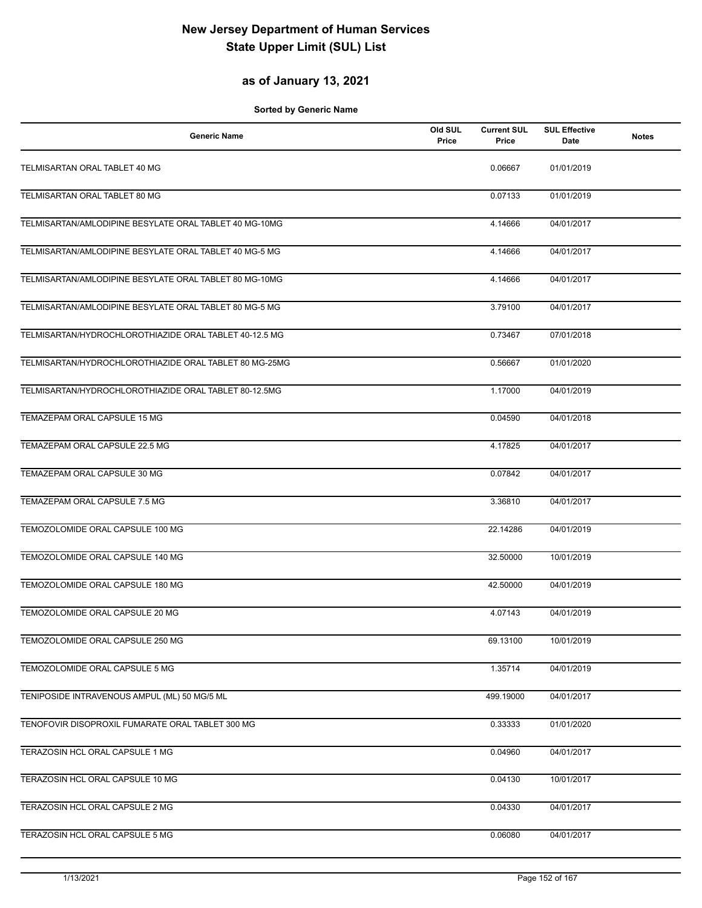# New Jersey Department of Human Services
# State Upper Limit (SUL) List

## as of January 13, 2021

**Sorted by Generic Name**

| Generic Name | Old SUL Price | Current SUL Price | SUL Effective Date | Notes |
|---|---|---|---|---|
| TELMISARTAN ORAL TABLET 40 MG | | 0.06667 | 01/01/2019 | |
| TELMISARTAN ORAL TABLET 80 MG | | 0.07133 | 01/01/2019 | |
| TELMISARTAN/AMLODIPINE BESYLATE ORAL TABLET 40 MG-10MG | | 4.14666 | 04/01/2017 | |
| TELMISARTAN/AMLODIPINE BESYLATE ORAL TABLET 40 MG-5 MG | | 4.14666 | 04/01/2017 | |
| TELMISARTAN/AMLODIPINE BESYLATE ORAL TABLET 80 MG-10MG | | 4.14666 | 04/01/2017 | |
| TELMISARTAN/AMLODIPINE BESYLATE ORAL TABLET 80 MG-5 MG | | 3.79100 | 04/01/2017 | |
| TELMISARTAN/HYDROCHLOROTHIAZIDE ORAL TABLET 40-12.5 MG | | 0.73467 | 07/01/2018 | |
| TELMISARTAN/HYDROCHLOROTHIAZIDE ORAL TABLET 80 MG-25MG | | 0.56667 | 01/01/2020 | |
| TELMISARTAN/HYDROCHLOROTHIAZIDE ORAL TABLET 80-12.5MG | | 1.17000 | 04/01/2019 | |
| TEMAZEPAM ORAL CAPSULE 15 MG | | 0.04590 | 04/01/2018 | |
| TEMAZEPAM ORAL CAPSULE 22.5 MG | | 4.17825 | 04/01/2017 | |
| TEMAZEPAM ORAL CAPSULE 30 MG | | 0.07842 | 04/01/2017 | |
| TEMAZEPAM ORAL CAPSULE 7.5 MG | | 3.36810 | 04/01/2017 | |
| TEMOZOLOMIDE ORAL CAPSULE 100 MG | | 22.14286 | 04/01/2019 | |
| TEMOZOLOMIDE ORAL CAPSULE 140 MG | | 32.50000 | 10/01/2019 | |
| TEMOZOLOMIDE ORAL CAPSULE 180 MG | | 42.50000 | 04/01/2019 | |
| TEMOZOLOMIDE ORAL CAPSULE 20 MG | | 4.07143 | 04/01/2019 | |
| TEMOZOLOMIDE ORAL CAPSULE 250 MG | | 69.13100 | 10/01/2019 | |
| TEMOZOLOMIDE ORAL CAPSULE 5 MG | | 1.35714 | 04/01/2019 | |
| TENIPOSIDE INTRAVENOUS AMPUL (ML) 50 MG/5 ML | | 499.19000 | 04/01/2017 | |
| TENOFOVIR DISOPROXIL FUMARATE ORAL TABLET 300 MG | | 0.33333 | 01/01/2020 | |
| TERAZOSIN HCL ORAL CAPSULE 1 MG | | 0.04960 | 04/01/2017 | |
| TERAZOSIN HCL ORAL CAPSULE 10 MG | | 0.04130 | 10/01/2017 | |
| TERAZOSIN HCL ORAL CAPSULE 2 MG | | 0.04330 | 04/01/2017 | |
| TERAZOSIN HCL ORAL CAPSULE 5 MG | | 0.06080 | 04/01/2017 | |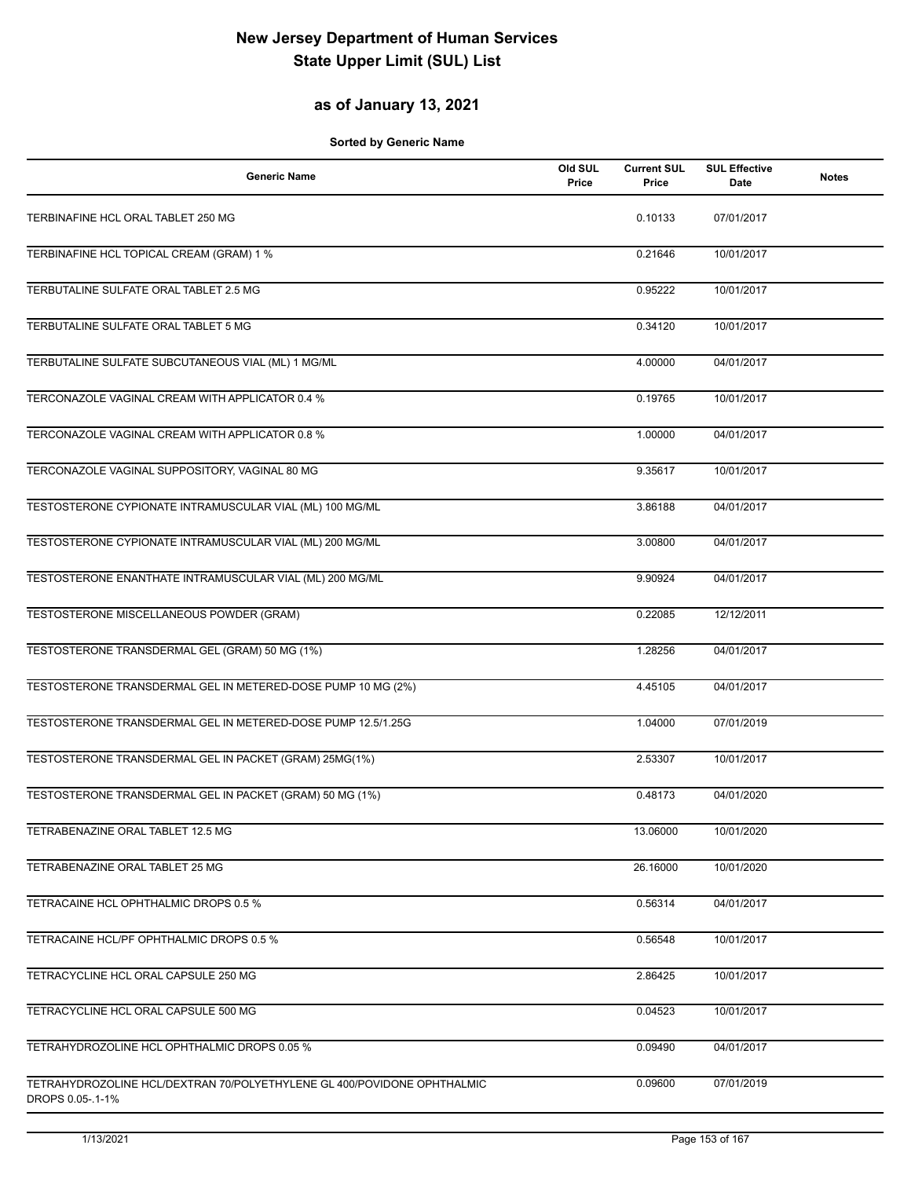# New Jersey Department of Human Services
# State Upper Limit (SUL) List

## as of January 13, 2021

**Sorted by Generic Name**

| Generic Name | Old SUL Price | Current SUL Price | SUL Effective Date | Notes |
|---|---|---|---|---|
| TERBINAFINE HCL ORAL TABLET 250 MG | | 0.10133 | 07/01/2017 | |
| TERBINAFINE HCL TOPICAL CREAM (GRAM) 1 % | | 0.21646 | 10/01/2017 | |
| TERBUTALINE SULFATE ORAL TABLET 2.5 MG | | 0.95222 | 10/01/2017 | |
| TERBUTALINE SULFATE ORAL TABLET 5 MG | | 0.34120 | 10/01/2017 | |
| TERBUTALINE SULFATE SUBCUTANEOUS VIAL (ML) 1 MG/ML | | 4.00000 | 04/01/2017 | |
| TERCONAZOLE VAGINAL CREAM WITH APPLICATOR 0.4 % | | 0.19765 | 10/01/2017 | |
| TERCONAZOLE VAGINAL CREAM WITH APPLICATOR 0.8 % | | 1.00000 | 04/01/2017 | |
| TERCONAZOLE VAGINAL SUPPOSITORY, VAGINAL 80 MG | | 9.35617 | 10/01/2017 | |
| TESTOSTERONE CYPIONATE INTRAMUSCULAR VIAL (ML) 100 MG/ML | | 3.86188 | 04/01/2017 | |
| TESTOSTERONE CYPIONATE INTRAMUSCULAR VIAL (ML) 200 MG/ML | | 3.00800 | 04/01/2017 | |
| TESTOSTERONE ENANTHATE INTRAMUSCULAR VIAL (ML) 200 MG/ML | | 9.90924 | 04/01/2017 | |
| TESTOSTERONE MISCELLANEOUS POWDER (GRAM) | | 0.22085 | 12/12/2011 | |
| TESTOSTERONE TRANSDERMAL GEL (GRAM) 50 MG (1%) | | 1.28256 | 04/01/2017 | |
| TESTOSTERONE TRANSDERMAL GEL IN METERED-DOSE PUMP 10 MG (2%) | | 4.45105 | 04/01/2017 | |
| TESTOSTERONE TRANSDERMAL GEL IN METERED-DOSE PUMP 12.5/1.25G | | 1.04000 | 07/01/2019 | |
| TESTOSTERONE TRANSDERMAL GEL IN PACKET (GRAM) 25MG(1%) | | 2.53307 | 10/01/2017 | |
| TESTOSTERONE TRANSDERMAL GEL IN PACKET (GRAM) 50 MG (1%) | | 0.48173 | 04/01/2020 | |
| TETRABENAZINE ORAL TABLET 12.5 MG | | 13.06000 | 10/01/2020 | |
| TETRABENAZINE ORAL TABLET 25 MG | | 26.16000 | 10/01/2020 | |
| TETRACAINE HCL OPHTHALMIC DROPS 0.5 % | | 0.56314 | 04/01/2017 | |
| TETRACAINE HCL/PF OPHTHALMIC DROPS 0.5 % | | 0.56548 | 10/01/2017 | |
| TETRACYCLINE HCL ORAL CAPSULE 250 MG | | 2.86425 | 10/01/2017 | |
| TETRACYCLINE HCL ORAL CAPSULE 500 MG | | 0.04523 | 10/01/2017 | |
| TETRAHYDROZOLINE HCL OPHTHALMIC DROPS 0.05 % | | 0.09490 | 04/01/2017 | |
| TETRAHYDROZOLINE HCL/DEXTRAN 70/POLYETHYLENE GL 400/POVIDONE OPHTHALMIC DROPS 0.05-.1-1% | | 0.09600 | 07/01/2019 | |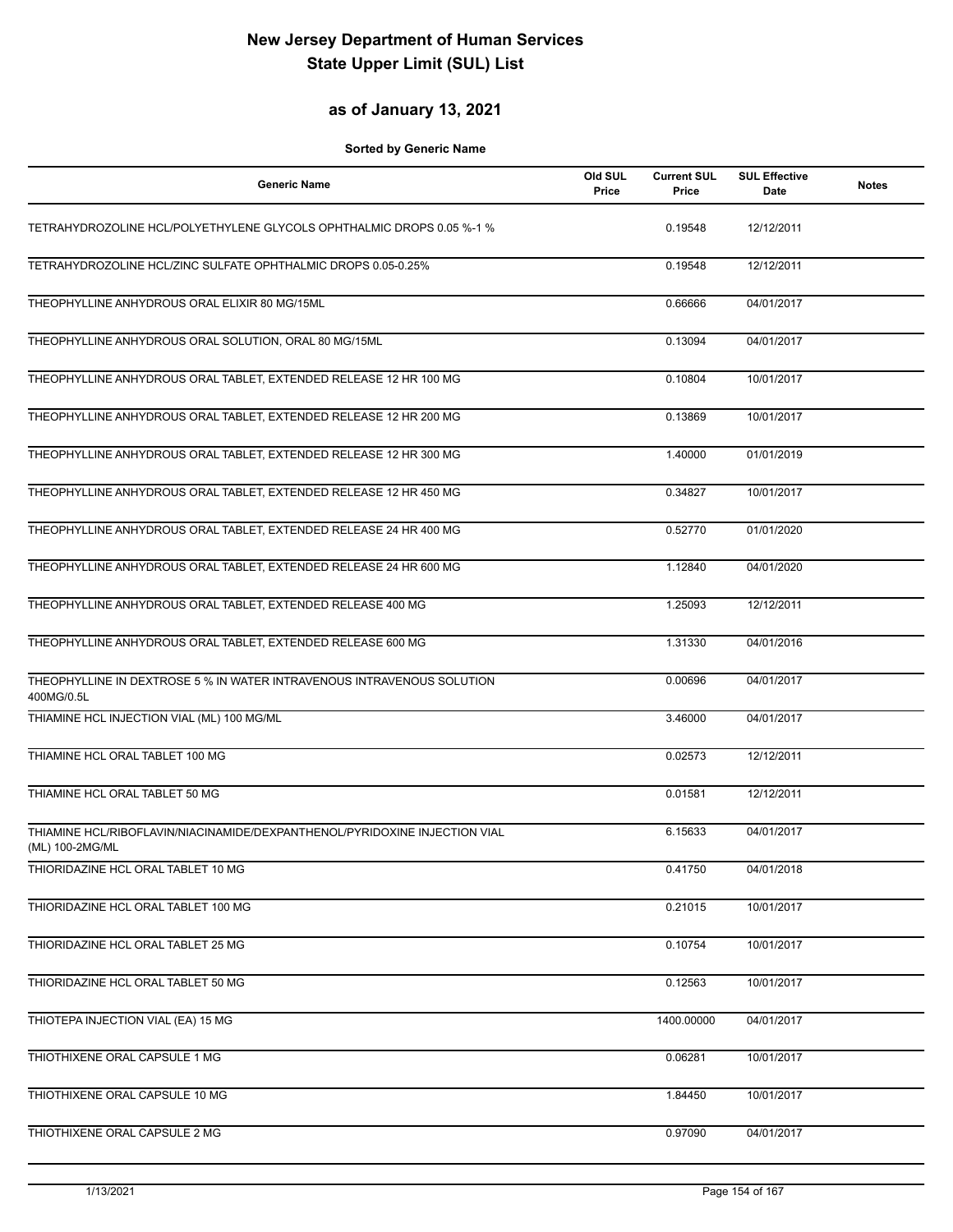# New Jersey Department of Human Services
# State Upper Limit (SUL) List

## as of January 13, 2021

**Sorted by Generic Name**

| Generic Name | Old SUL Price | Current SUL Price | SUL Effective Date | Notes |
|---|---|---|---|---|
| TETRAHYDROZOLINE HCL/POLYETHYLENE GLYCOLS OPHTHALMIC DROPS 0.05 %-1 % | | 0.19548 | 12/12/2011 | |
| TETRAHYDROZOLINE HCL/ZINC SULFATE OPHTHALMIC DROPS 0.05-0.25% | | 0.19548 | 12/12/2011 | |
| THEOPHYLLINE ANHYDROUS ORAL ELIXIR 80 MG/15ML | | 0.66666 | 04/01/2017 | |
| THEOPHYLLINE ANHYDROUS ORAL SOLUTION, ORAL 80 MG/15ML | | 0.13094 | 04/01/2017 | |
| THEOPHYLLINE ANHYDROUS ORAL TABLET, EXTENDED RELEASE 12 HR 100 MG | | 0.10804 | 10/01/2017 | |
| THEOPHYLLINE ANHYDROUS ORAL TABLET, EXTENDED RELEASE 12 HR 200 MG | | 0.13869 | 10/01/2017 | |
| THEOPHYLLINE ANHYDROUS ORAL TABLET, EXTENDED RELEASE 12 HR 300 MG | | 1.40000 | 01/01/2019 | |
| THEOPHYLLINE ANHYDROUS ORAL TABLET, EXTENDED RELEASE 12 HR 450 MG | | 0.34827 | 10/01/2017 | |
| THEOPHYLLINE ANHYDROUS ORAL TABLET, EXTENDED RELEASE 24 HR 400 MG | | 0.52770 | 01/01/2020 | |
| THEOPHYLLINE ANHYDROUS ORAL TABLET, EXTENDED RELEASE 24 HR 600 MG | | 1.12840 | 04/01/2020 | |
| THEOPHYLLINE ANHYDROUS ORAL TABLET, EXTENDED RELEASE 400 MG | | 1.25093 | 12/12/2011 | |
| THEOPHYLLINE ANHYDROUS ORAL TABLET, EXTENDED RELEASE 600 MG | | 1.31330 | 04/01/2016 | |
| THEOPHYLLINE IN DEXTROSE 5 % IN WATER INTRAVENOUS INTRAVENOUS SOLUTION 400MG/0.5L | | 0.00696 | 04/01/2017 | |
| THIAMINE HCL INJECTION VIAL (ML) 100 MG/ML | | 3.46000 | 04/01/2017 | |
| THIAMINE HCL ORAL TABLET 100 MG | | 0.02573 | 12/12/2011 | |
| THIAMINE HCL ORAL TABLET 50 MG | | 0.01581 | 12/12/2011 | |
| THIAMINE HCL/RIBOFLAVIN/NIACINAMIDE/DEXPANTHENOL/PYRIDOXINE INJECTION VIAL (ML) 100-2MG/ML | | 6.15633 | 04/01/2017 | |
| THIORIDAZINE HCL ORAL TABLET 10 MG | | 0.41750 | 04/01/2018 | |
| THIORIDAZINE HCL ORAL TABLET 100 MG | | 0.21015 | 10/01/2017 | |
| THIORIDAZINE HCL ORAL TABLET 25 MG | | 0.10754 | 10/01/2017 | |
| THIORIDAZINE HCL ORAL TABLET 50 MG | | 0.12563 | 10/01/2017 | |
| THIOTEPA INJECTION VIAL (EA) 15 MG | | 1400.00000 | 04/01/2017 | |
| THIOTHIXENE ORAL CAPSULE 1 MG | | 0.06281 | 10/01/2017 | |
| THIOTHIXENE ORAL CAPSULE 10 MG | | 1.84450 | 10/01/2017 | |
| THIOTHIXENE ORAL CAPSULE 2 MG | | 0.97090 | 04/01/2017 | |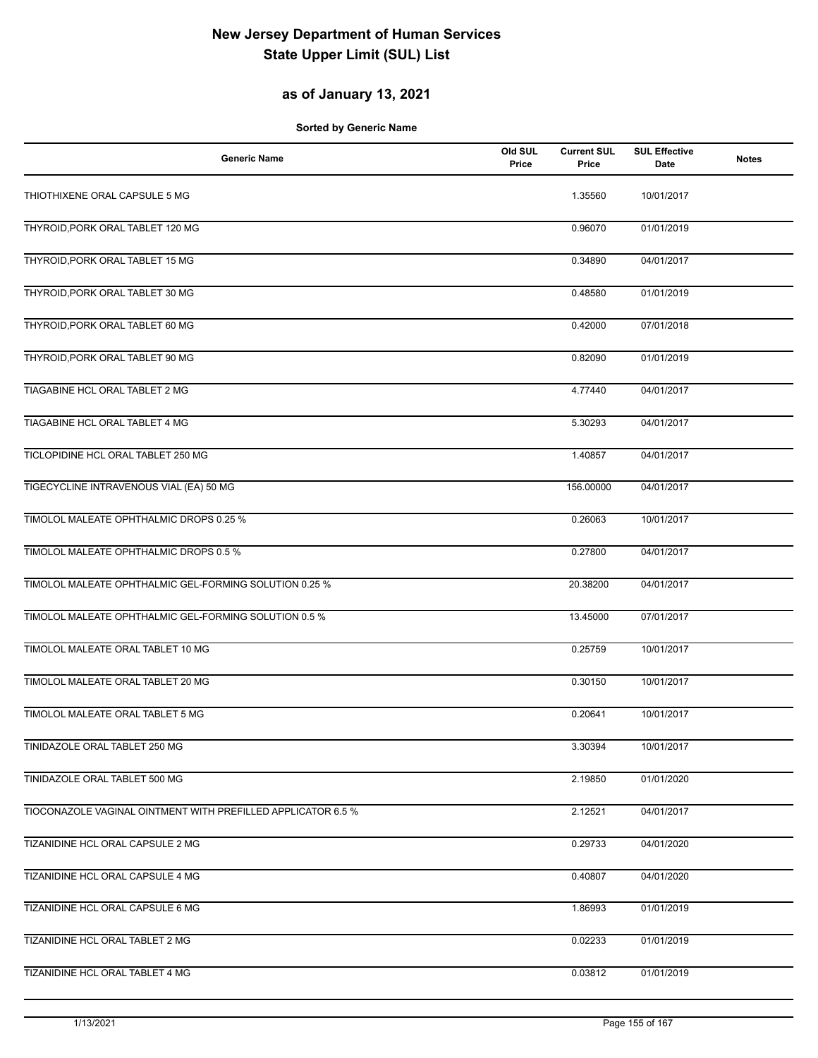# New Jersey Department of Human Services
# State Upper Limit (SUL) List

## as of January 13, 2021

**Sorted by Generic Name**

| Generic Name | Old SUL Price | Current SUL Price | SUL Effective Date | Notes |
|---|---|---|---|---|
| THIOTHIXENE ORAL CAPSULE 5 MG | | 1.35560 | 10/01/2017 | |
| THYROID,PORK ORAL TABLET 120 MG | | 0.96070 | 01/01/2019 | |
| THYROID,PORK ORAL TABLET 15 MG | | 0.34890 | 04/01/2017 | |
| THYROID,PORK ORAL TABLET 30 MG | | 0.48580 | 01/01/2019 | |
| THYROID,PORK ORAL TABLET 60 MG | | 0.42000 | 07/01/2018 | |
| THYROID,PORK ORAL TABLET 90 MG | | 0.82090 | 01/01/2019 | |
| TIAGABINE HCL ORAL TABLET 2 MG | | 4.77440 | 04/01/2017 | |
| TIAGABINE HCL ORAL TABLET 4 MG | | 5.30293 | 04/01/2017 | |
| TICLOPIDINE HCL ORAL TABLET 250 MG | | 1.40857 | 04/01/2017 | |
| TIGECYCLINE INTRAVENOUS VIAL (EA) 50 MG | | 156.00000 | 04/01/2017 | |
| TIMOLOL MALEATE OPHTHALMIC DROPS 0.25 % | | 0.26063 | 10/01/2017 | |
| TIMOLOL MALEATE OPHTHALMIC DROPS 0.5 % | | 0.27800 | 04/01/2017 | |
| TIMOLOL MALEATE OPHTHALMIC GEL-FORMING SOLUTION 0.25 % | | 20.38200 | 04/01/2017 | |
| TIMOLOL MALEATE OPHTHALMIC GEL-FORMING SOLUTION 0.5 % | | 13.45000 | 07/01/2017 | |
| TIMOLOL MALEATE ORAL TABLET 10 MG | | 0.25759 | 10/01/2017 | |
| TIMOLOL MALEATE ORAL TABLET 20 MG | | 0.30150 | 10/01/2017 | |
| TIMOLOL MALEATE ORAL TABLET 5 MG | | 0.20641 | 10/01/2017 | |
| TINIDAZOLE ORAL TABLET 250 MG | | 3.30394 | 10/01/2017 | |
| TINIDAZOLE ORAL TABLET 500 MG | | 2.19850 | 01/01/2020 | |
| TIOCONAZOLE VAGINAL OINTMENT WITH PREFILLED APPLICATOR 6.5 % | | 2.12521 | 04/01/2017 | |
| TIZANIDINE HCL ORAL CAPSULE 2 MG | | 0.29733 | 04/01/2020 | |
| TIZANIDINE HCL ORAL CAPSULE 4 MG | | 0.40807 | 04/01/2020 | |
| TIZANIDINE HCL ORAL CAPSULE 6 MG | | 1.86993 | 01/01/2019 | |
| TIZANIDINE HCL ORAL TABLET 2 MG | | 0.02233 | 01/01/2019 | |
| TIZANIDINE HCL ORAL TABLET 4 MG | | 0.03812 | 01/01/2019 | |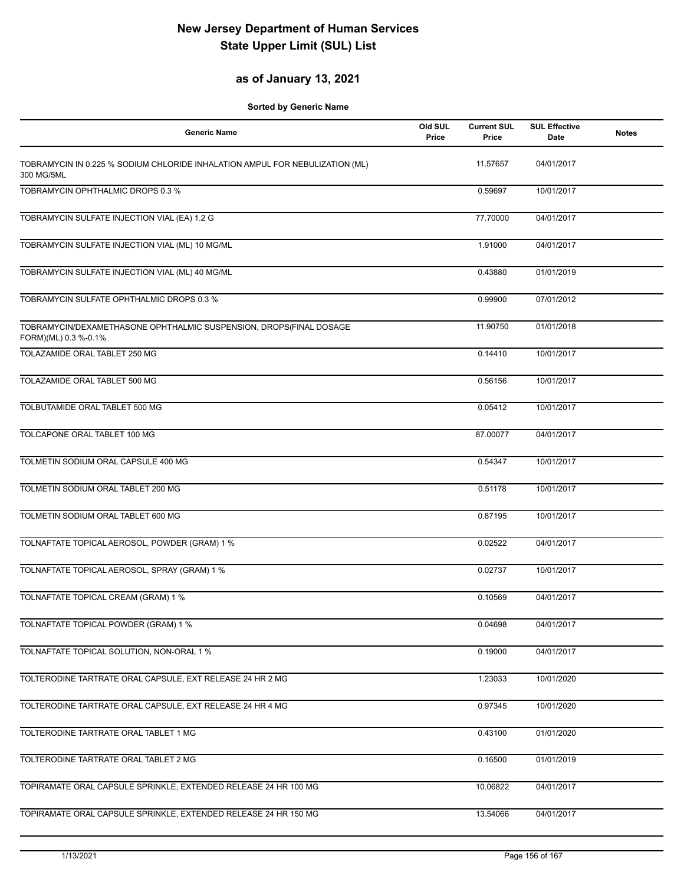# New Jersey Department of Human Services
# State Upper Limit (SUL) List

## as of January 13, 2021

**Sorted by Generic Name**

| Generic Name | Old SUL Price | Current SUL Price | SUL Effective Date | Notes |
|---|---|---|---|---|
| TOBRAMYCIN IN 0.225 % SODIUM CHLORIDE INHALATION AMPUL FOR NEBULIZATION (ML) 300 MG/5ML | | 11.57657 | 04/01/2017 | |
| TOBRAMYCIN OPHTHALMIC DROPS 0.3 % | | 0.59697 | 10/01/2017 | |
| TOBRAMYCIN SULFATE INJECTION VIAL (EA) 1.2 G | | 77.70000 | 04/01/2017 | |
| TOBRAMYCIN SULFATE INJECTION VIAL (ML) 10 MG/ML | | 1.91000 | 04/01/2017 | |
| TOBRAMYCIN SULFATE INJECTION VIAL (ML) 40 MG/ML | | 0.43880 | 01/01/2019 | |
| TOBRAMYCIN SULFATE OPHTHALMIC DROPS 0.3 % | | 0.99900 | 07/01/2012 | |
| TOBRAMYCIN/DEXAMETHASONE OPHTHALMIC SUSPENSION, DROPS(FINAL DOSAGE FORM)(ML) 0.3 %-0.1% | | 11.90750 | 01/01/2018 | |
| TOLAZAMIDE ORAL TABLET 250 MG | | 0.14410 | 10/01/2017 | |
| TOLAZAMIDE ORAL TABLET 500 MG | | 0.56156 | 10/01/2017 | |
| TOLBUTAMIDE ORAL TABLET 500 MG | | 0.05412 | 10/01/2017 | |
| TOLCAPONE ORAL TABLET 100 MG | | 87.00077 | 04/01/2017 | |
| TOLMETIN SODIUM ORAL CAPSULE 400 MG | | 0.54347 | 10/01/2017 | |
| TOLMETIN SODIUM ORAL TABLET 200 MG | | 0.51178 | 10/01/2017 | |
| TOLMETIN SODIUM ORAL TABLET 600 MG | | 0.87195 | 10/01/2017 | |
| TOLNAFTATE TOPICAL AEROSOL, POWDER (GRAM) 1 % | | 0.02522 | 04/01/2017 | |
| TOLNAFTATE TOPICAL AEROSOL, SPRAY (GRAM) 1 % | | 0.02737 | 10/01/2017 | |
| TOLNAFTATE TOPICAL CREAM (GRAM) 1 % | | 0.10569 | 04/01/2017 | |
| TOLNAFTATE TOPICAL POWDER (GRAM) 1 % | | 0.04698 | 04/01/2017 | |
| TOLNAFTATE TOPICAL SOLUTION, NON-ORAL 1 % | | 0.19000 | 04/01/2017 | |
| TOLTERODINE TARTRATE ORAL CAPSULE, EXT RELEASE 24 HR 2 MG | | 1.23033 | 10/01/2020 | |
| TOLTERODINE TARTRATE ORAL CAPSULE, EXT RELEASE 24 HR 4 MG | | 0.97345 | 10/01/2020 | |
| TOLTERODINE TARTRATE ORAL TABLET 1 MG | | 0.43100 | 01/01/2020 | |
| TOLTERODINE TARTRATE ORAL TABLET 2 MG | | 0.16500 | 01/01/2019 | |
| TOPIRAMATE ORAL CAPSULE SPRINKLE, EXTENDED RELEASE 24 HR 100 MG | | 10.06822 | 04/01/2017 | |
| TOPIRAMATE ORAL CAPSULE SPRINKLE, EXTENDED RELEASE 24 HR 150 MG | | 13.54066 | 04/01/2017 | |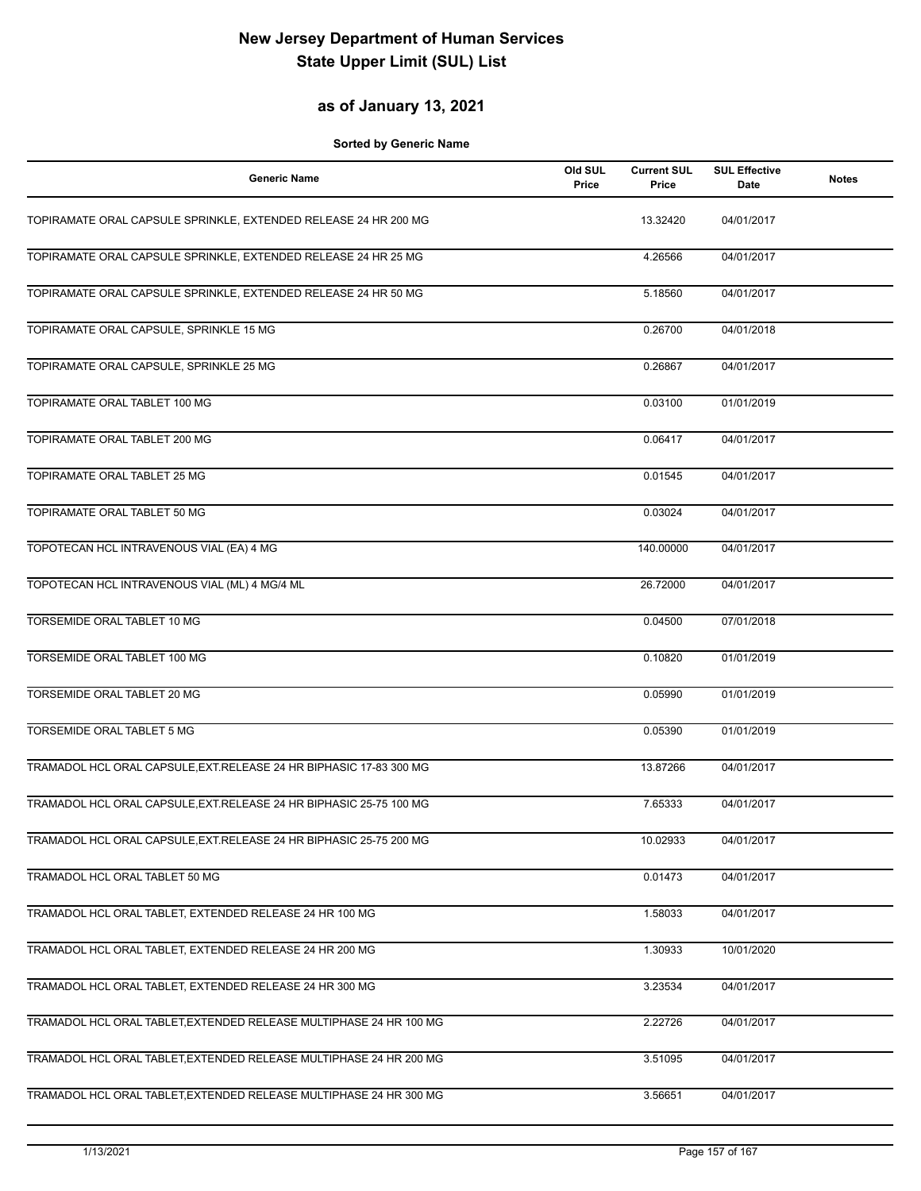# New Jersey Department of Human Services
# State Upper Limit (SUL) List

## as of January 13, 2021

**Sorted by Generic Name**

| Generic Name | Old SUL Price | Current SUL Price | SUL Effective Date | Notes |
|---|---|---|---|---|
| TOPIRAMATE ORAL CAPSULE SPRINKLE, EXTENDED RELEASE 24 HR 200 MG | | 13.32420 | 04/01/2017 | |
| TOPIRAMATE ORAL CAPSULE SPRINKLE, EXTENDED RELEASE 24 HR 25 MG | | 4.26566 | 04/01/2017 | |
| TOPIRAMATE ORAL CAPSULE SPRINKLE, EXTENDED RELEASE 24 HR 50 MG | | 5.18560 | 04/01/2017 | |
| TOPIRAMATE ORAL CAPSULE, SPRINKLE 15 MG | | 0.26700 | 04/01/2018 | |
| TOPIRAMATE ORAL CAPSULE, SPRINKLE 25 MG | | 0.26867 | 04/01/2017 | |
| TOPIRAMATE ORAL TABLET 100 MG | | 0.03100 | 01/01/2019 | |
| TOPIRAMATE ORAL TABLET 200 MG | | 0.06417 | 04/01/2017 | |
| TOPIRAMATE ORAL TABLET 25 MG | | 0.01545 | 04/01/2017 | |
| TOPIRAMATE ORAL TABLET 50 MG | | 0.03024 | 04/01/2017 | |
| TOPOTECAN HCL INTRAVENOUS VIAL (EA) 4 MG | | 140.00000 | 04/01/2017 | |
| TOPOTECAN HCL INTRAVENOUS VIAL (ML) 4 MG/4 ML | | 26.72000 | 04/01/2017 | |
| TORSEMIDE ORAL TABLET 10 MG | | 0.04500 | 07/01/2018 | |
| TORSEMIDE ORAL TABLET 100 MG | | 0.10820 | 01/01/2019 | |
| TORSEMIDE ORAL TABLET 20 MG | | 0.05990 | 01/01/2019 | |
| TORSEMIDE ORAL TABLET 5 MG | | 0.05390 | 01/01/2019 | |
| TRAMADOL HCL ORAL CAPSULE,EXT.RELEASE 24 HR BIPHASIC 17-83 300 MG | | 13.87266 | 04/01/2017 | |
| TRAMADOL HCL ORAL CAPSULE,EXT.RELEASE 24 HR BIPHASIC 25-75 100 MG | | 7.65333 | 04/01/2017 | |
| TRAMADOL HCL ORAL CAPSULE,EXT.RELEASE 24 HR BIPHASIC 25-75 200 MG | | 10.02933 | 04/01/2017 | |
| TRAMADOL HCL ORAL TABLET 50 MG | | 0.01473 | 04/01/2017 | |
| TRAMADOL HCL ORAL TABLET, EXTENDED RELEASE 24 HR 100 MG | | 1.58033 | 04/01/2017 | |
| TRAMADOL HCL ORAL TABLET, EXTENDED RELEASE 24 HR 200 MG | | 1.30933 | 10/01/2020 | |
| TRAMADOL HCL ORAL TABLET, EXTENDED RELEASE 24 HR 300 MG | | 3.23534 | 04/01/2017 | |
| TRAMADOL HCL ORAL TABLET,EXTENDED RELEASE MULTIPHASE 24 HR 100 MG | | 2.22726 | 04/01/2017 | |
| TRAMADOL HCL ORAL TABLET,EXTENDED RELEASE MULTIPHASE 24 HR 200 MG | | 3.51095 | 04/01/2017 | |
| TRAMADOL HCL ORAL TABLET,EXTENDED RELEASE MULTIPHASE 24 HR 300 MG | | 3.56651 | 04/01/2017 | |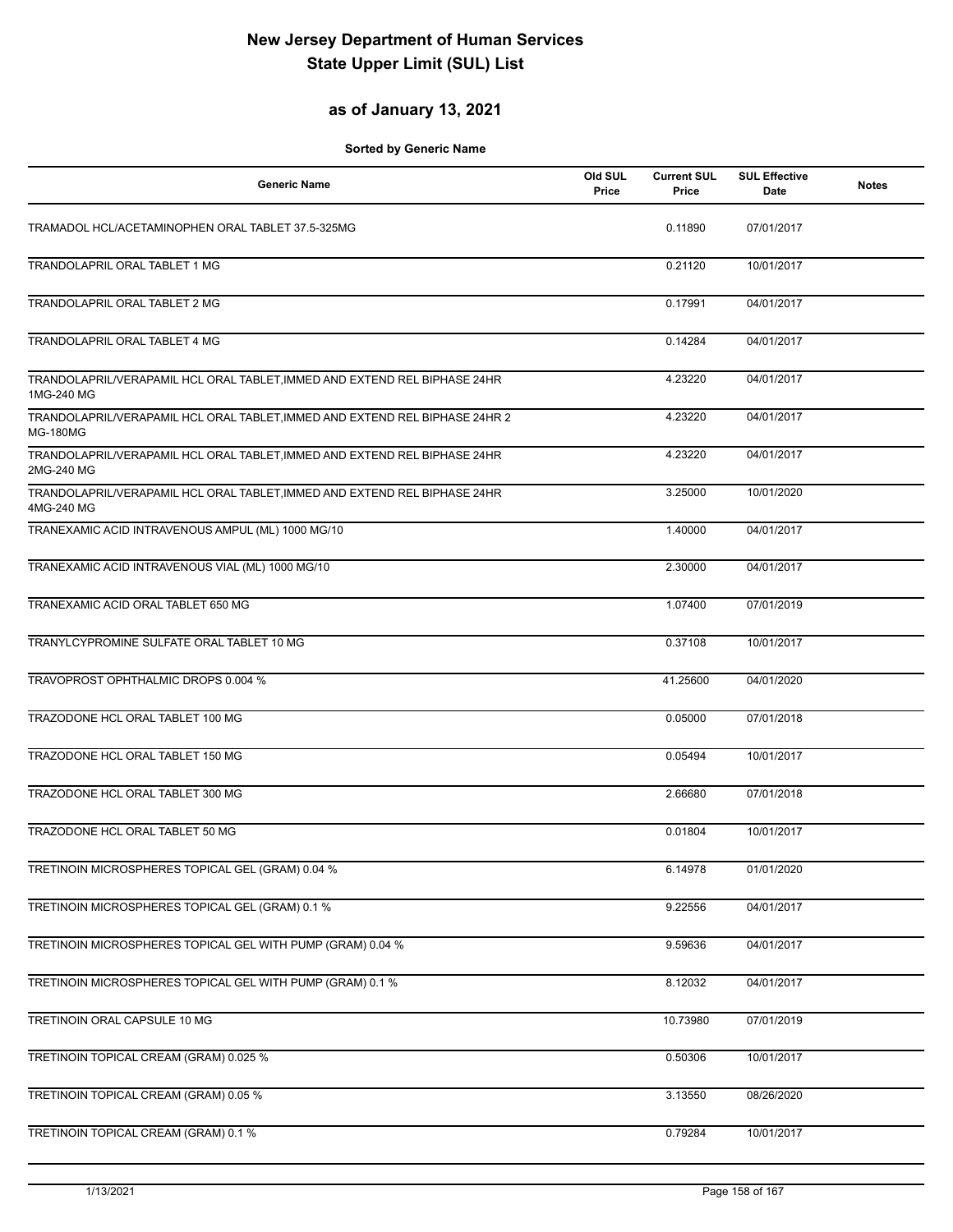# New Jersey Department of Human Services
# State Upper Limit (SUL) List

## as of January 13, 2021

**Sorted by Generic Name**

| Generic Name | Old SUL Price | Current SUL Price | SUL Effective Date | Notes |
|---|---|---|---|---|
| TRAMADOL HCL/ACETAMINOPHEN ORAL TABLET 37.5-325MG | | 0.11890 | 07/01/2017 | |
| TRANDOLAPRIL ORAL TABLET 1 MG | | 0.21120 | 10/01/2017 | |
| TRANDOLAPRIL ORAL TABLET 2 MG | | 0.17991 | 04/01/2017 | |
| TRANDOLAPRIL ORAL TABLET 4 MG | | 0.14284 | 04/01/2017 | |
| TRANDOLAPRIL/VERAPAMIL HCL ORAL TABLET,IMMED AND EXTEND REL BIPHASE 24HR 1MG-240 MG | | 4.23220 | 04/01/2017 | |
| TRANDOLAPRIL/VERAPAMIL HCL ORAL TABLET,IMMED AND EXTEND REL BIPHASE 24HR 2 MG-180MG | | 4.23220 | 04/01/2017 | |
| TRANDOLAPRIL/VERAPAMIL HCL ORAL TABLET,IMMED AND EXTEND REL BIPHASE 24HR 2MG-240 MG | | 4.23220 | 04/01/2017 | |
| TRANDOLAPRIL/VERAPAMIL HCL ORAL TABLET,IMMED AND EXTEND REL BIPHASE 24HR 4MG-240 MG | | 3.25000 | 10/01/2020 | |
| TRANEXAMIC ACID INTRAVENOUS AMPUL (ML) 1000 MG/10 | | 1.40000 | 04/01/2017 | |
| TRANEXAMIC ACID INTRAVENOUS VIAL (ML) 1000 MG/10 | | 2.30000 | 04/01/2017 | |
| TRANEXAMIC ACID ORAL TABLET 650 MG | | 1.07400 | 07/01/2019 | |
| TRANYLCYPROMINE SULFATE ORAL TABLET 10 MG | | 0.37108 | 10/01/2017 | |
| TRAVOPROST OPHTHALMIC DROPS 0.004 % | | 41.25600 | 04/01/2020 | |
| TRAZODONE HCL ORAL TABLET 100 MG | | 0.05000 | 07/01/2018 | |
| TRAZODONE HCL ORAL TABLET 150 MG | | 0.05494 | 10/01/2017 | |
| TRAZODONE HCL ORAL TABLET 300 MG | | 2.66680 | 07/01/2018 | |
| TRAZODONE HCL ORAL TABLET 50 MG | | 0.01804 | 10/01/2017 | |
| TRETINOIN MICROSPHERES TOPICAL GEL (GRAM) 0.04 % | | 6.14978 | 01/01/2020 | |
| TRETINOIN MICROSPHERES TOPICAL GEL (GRAM) 0.1 % | | 9.22556 | 04/01/2017 | |
| TRETINOIN MICROSPHERES TOPICAL GEL WITH PUMP (GRAM) 0.04 % | | 9.59636 | 04/01/2017 | |
| TRETINOIN MICROSPHERES TOPICAL GEL WITH PUMP (GRAM) 0.1 % | | 8.12032 | 04/01/2017 | |
| TRETINOIN ORAL CAPSULE 10 MG | | 10.73980 | 07/01/2019 | |
| TRETINOIN TOPICAL CREAM (GRAM) 0.025 % | | 0.50306 | 10/01/2017 | |
| TRETINOIN TOPICAL CREAM (GRAM) 0.05 % | | 3.13550 | 08/26/2020 | |
| TRETINOIN TOPICAL CREAM (GRAM) 0.1 % | | 0.79284 | 10/01/2017 | |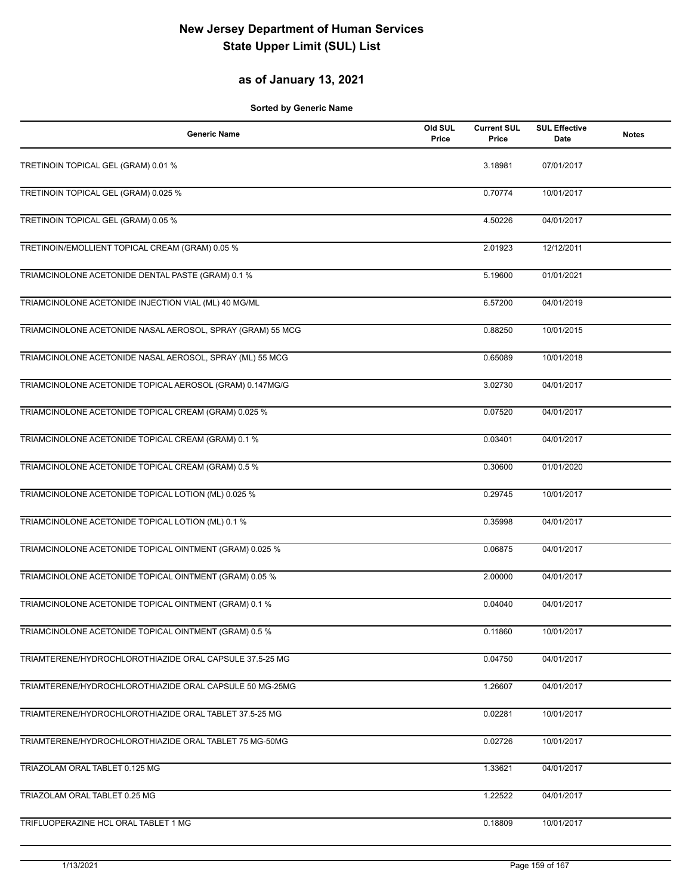# New Jersey Department of Human Services
# State Upper Limit (SUL) List

## as of January 13, 2021

**Sorted by Generic Name**

| Generic Name | Old SUL Price | Current SUL Price | SUL Effective Date | Notes |
|---|---|---|---|---|
| TRETINOIN TOPICAL GEL (GRAM) 0.01 % | | 3.18981 | 07/01/2017 | |
| TRETINOIN TOPICAL GEL (GRAM) 0.025 % | | 0.70774 | 10/01/2017 | |
| TRETINOIN TOPICAL GEL (GRAM) 0.05 % | | 4.50226 | 04/01/2017 | |
| TRETINOIN/EMOLLIENT TOPICAL CREAM (GRAM) 0.05 % | | 2.01923 | 12/12/2011 | |
| TRIAMCINOLONE ACETONIDE DENTAL PASTE (GRAM) 0.1 % | | 5.19600 | 01/01/2021 | |
| TRIAMCINOLONE ACETONIDE INJECTION VIAL (ML) 40 MG/ML | | 6.57200 | 04/01/2019 | |
| TRIAMCINOLONE ACETONIDE NASAL AEROSOL, SPRAY (GRAM) 55 MCG | | 0.88250 | 10/01/2015 | |
| TRIAMCINOLONE ACETONIDE NASAL AEROSOL, SPRAY (ML) 55 MCG | | 0.65089 | 10/01/2018 | |
| TRIAMCINOLONE ACETONIDE TOPICAL AEROSOL (GRAM) 0.147MG/G | | 3.02730 | 04/01/2017 | |
| TRIAMCINOLONE ACETONIDE TOPICAL CREAM (GRAM) 0.025 % | | 0.07520 | 04/01/2017 | |
| TRIAMCINOLONE ACETONIDE TOPICAL CREAM (GRAM) 0.1 % | | 0.03401 | 04/01/2017 | |
| TRIAMCINOLONE ACETONIDE TOPICAL CREAM (GRAM) 0.5 % | | 0.30600 | 01/01/2020 | |
| TRIAMCINOLONE ACETONIDE TOPICAL LOTION (ML) 0.025 % | | 0.29745 | 10/01/2017 | |
| TRIAMCINOLONE ACETONIDE TOPICAL LOTION (ML) 0.1 % | | 0.35998 | 04/01/2017 | |
| TRIAMCINOLONE ACETONIDE TOPICAL OINTMENT (GRAM) 0.025 % | | 0.06875 | 04/01/2017 | |
| TRIAMCINOLONE ACETONIDE TOPICAL OINTMENT (GRAM) 0.05 % | | 2.00000 | 04/01/2017 | |
| TRIAMCINOLONE ACETONIDE TOPICAL OINTMENT (GRAM) 0.1 % | | 0.04040 | 04/01/2017 | |
| TRIAMCINOLONE ACETONIDE TOPICAL OINTMENT (GRAM) 0.5 % | | 0.11860 | 10/01/2017 | |
| TRIAMTERENE/HYDROCHLOROTHIAZIDE ORAL CAPSULE 37.5-25 MG | | 0.04750 | 04/01/2017 | |
| TRIAMTERENE/HYDROCHLOROTHIAZIDE ORAL CAPSULE 50 MG-25MG | | 1.26607 | 04/01/2017 | |
| TRIAMTERENE/HYDROCHLOROTHIAZIDE ORAL TABLET 37.5-25 MG | | 0.02281 | 10/01/2017 | |
| TRIAMTERENE/HYDROCHLOROTHIAZIDE ORAL TABLET 75 MG-50MG | | 0.02726 | 10/01/2017 | |
| TRIAZOLAM ORAL TABLET 0.125 MG | | 1.33621 | 04/01/2017 | |
| TRIAZOLAM ORAL TABLET 0.25 MG | | 1.22522 | 04/01/2017 | |
| TRIFLUOPERAZINE HCL ORAL TABLET 1 MG | | 0.18809 | 10/01/2017 | |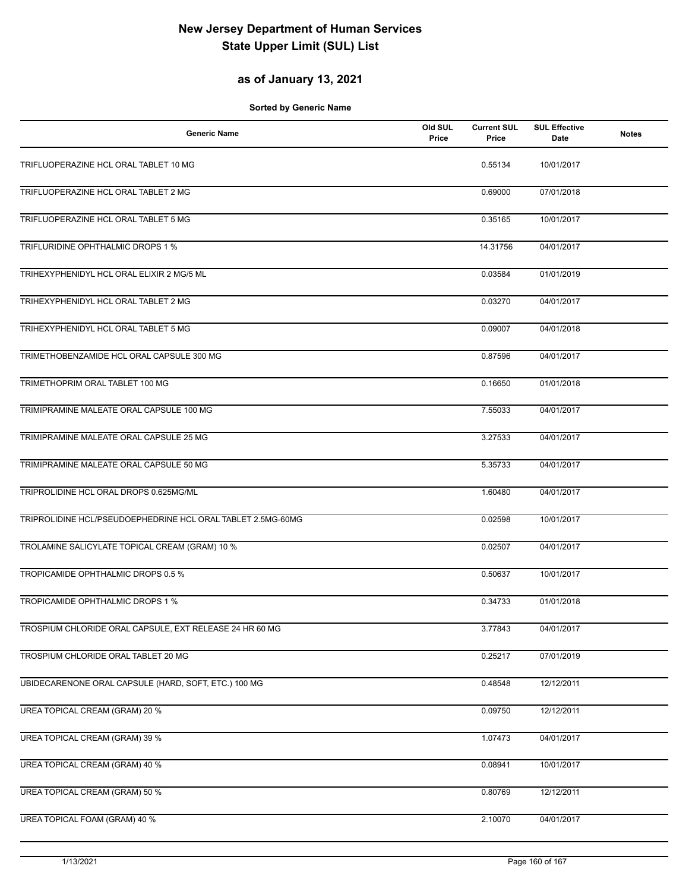# New Jersey Department of Human Services
# State Upper Limit (SUL) List

## as of January 13, 2021

**Sorted by Generic Name**

| Generic Name | Old SUL Price | Current SUL Price | SUL Effective Date | Notes |
|---|---|---|---|---|
| TRIFLUOPERAZINE HCL ORAL TABLET 10 MG | | 0.55134 | 10/01/2017 | |
| TRIFLUOPERAZINE HCL ORAL TABLET 2 MG | | 0.69000 | 07/01/2018 | |
| TRIFLUOPERAZINE HCL ORAL TABLET 5 MG | | 0.35165 | 10/01/2017 | |
| TRIFLURIDINE OPHTHALMIC DROPS 1 % | | 14.31756 | 04/01/2017 | |
| TRIHEXYPHENIDYL HCL ORAL ELIXIR 2 MG/5 ML | | 0.03584 | 01/01/2019 | |
| TRIHEXYPHENIDYL HCL ORAL TABLET 2 MG | | 0.03270 | 04/01/2017 | |
| TRIHEXYPHENIDYL HCL ORAL TABLET 5 MG | | 0.09007 | 04/01/2018 | |
| TRIMETHOBENZAMIDE HCL ORAL CAPSULE 300 MG | | 0.87596 | 04/01/2017 | |
| TRIMETHOPRIM ORAL TABLET 100 MG | | 0.16650 | 01/01/2018 | |
| TRIMIPRAMINE MALEATE ORAL CAPSULE 100 MG | | 7.55033 | 04/01/2017 | |
| TRIMIPRAMINE MALEATE ORAL CAPSULE 25 MG | | 3.27533 | 04/01/2017 | |
| TRIMIPRAMINE MALEATE ORAL CAPSULE 50 MG | | 5.35733 | 04/01/2017 | |
| TRIPROLIDINE HCL ORAL DROPS 0.625MG/ML | | 1.60480 | 04/01/2017 | |
| TRIPROLIDINE HCL/PSEUDOEPHEDRINE HCL ORAL TABLET 2.5MG-60MG | | 0.02598 | 10/01/2017 | |
| TROLAMINE SALICYLATE TOPICAL CREAM (GRAM) 10 % | | 0.02507 | 04/01/2017 | |
| TROPICAMIDE OPHTHALMIC DROPS 0.5 % | | 0.50637 | 10/01/2017 | |
| TROPICAMIDE OPHTHALMIC DROPS 1 % | | 0.34733 | 01/01/2018 | |
| TROSPIUM CHLORIDE ORAL CAPSULE, EXT RELEASE 24 HR 60 MG | | 3.77843 | 04/01/2017 | |
| TROSPIUM CHLORIDE ORAL TABLET 20 MG | | 0.25217 | 07/01/2019 | |
| UBIDECARENONE ORAL CAPSULE (HARD, SOFT, ETC.) 100 MG | | 0.48548 | 12/12/2011 | |
| UREA TOPICAL CREAM (GRAM) 20 % | | 0.09750 | 12/12/2011 | |
| UREA TOPICAL CREAM (GRAM) 39 % | | 1.07473 | 04/01/2017 | |
| UREA TOPICAL CREAM (GRAM) 40 % | | 0.08941 | 10/01/2017 | |
| UREA TOPICAL CREAM (GRAM) 50 % | | 0.80769 | 12/12/2011 | |
| UREA TOPICAL FOAM (GRAM) 40 % | | 2.10070 | 04/01/2017 | |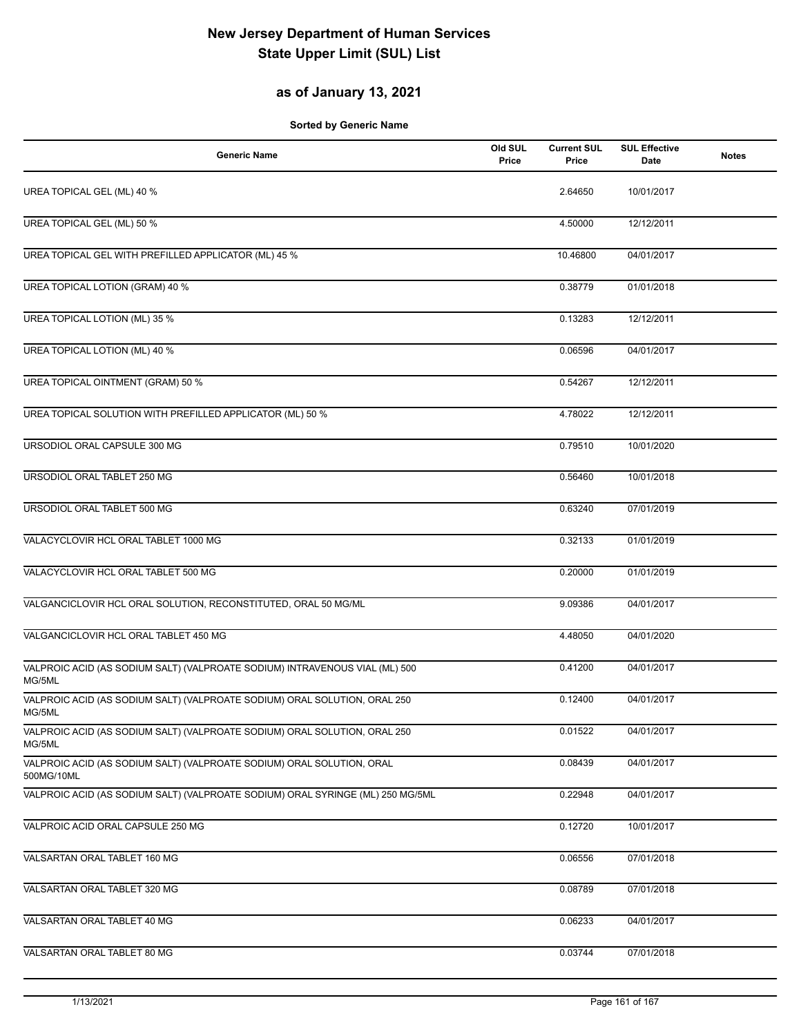# New Jersey Department of Human Services
# State Upper Limit (SUL) List

## as of January 13, 2021

**Sorted by Generic Name**

| Generic Name | Old SUL Price | Current SUL Price | SUL Effective Date | Notes |
|---|---|---|---|---|
| UREA TOPICAL GEL (ML) 40 % | | 2.64650 | 10/01/2017 | |
| UREA TOPICAL GEL (ML) 50 % | | 4.50000 | 12/12/2011 | |
| UREA TOPICAL GEL WITH PREFILLED APPLICATOR (ML) 45 % | | 10.46800 | 04/01/2017 | |
| UREA TOPICAL LOTION (GRAM) 40 % | | 0.38779 | 01/01/2018 | |
| UREA TOPICAL LOTION (ML) 35 % | | 0.13283 | 12/12/2011 | |
| UREA TOPICAL LOTION (ML) 40 % | | 0.06596 | 04/01/2017 | |
| UREA TOPICAL OINTMENT (GRAM) 50 % | | 0.54267 | 12/12/2011 | |
| UREA TOPICAL SOLUTION WITH PREFILLED APPLICATOR (ML) 50 % | | 4.78022 | 12/12/2011 | |
| URSODIOL ORAL CAPSULE 300 MG | | 0.79510 | 10/01/2020 | |
| URSODIOL ORAL TABLET 250 MG | | 0.56460 | 10/01/2018 | |
| URSODIOL ORAL TABLET 500 MG | | 0.63240 | 07/01/2019 | |
| VALACYCLOVIR HCL ORAL TABLET 1000 MG | | 0.32133 | 01/01/2019 | |
| VALACYCLOVIR HCL ORAL TABLET 500 MG | | 0.20000 | 01/01/2019 | |
| VALGANCICLOVIR HCL ORAL SOLUTION, RECONSTITUTED, ORAL 50 MG/ML | | 9.09386 | 04/01/2017 | |
| VALGANCICLOVIR HCL ORAL TABLET 450 MG | | 4.48050 | 04/01/2020 | |
| VALPROIC ACID (AS SODIUM SALT) (VALPROATE SODIUM) INTRAVENOUS VIAL (ML) 500 MG/5ML | | 0.41200 | 04/01/2017 | |
| VALPROIC ACID (AS SODIUM SALT) (VALPROATE SODIUM) ORAL SOLUTION, ORAL 250 MG/5ML | | 0.12400 | 04/01/2017 | |
| VALPROIC ACID (AS SODIUM SALT) (VALPROATE SODIUM) ORAL SOLUTION, ORAL 250 MG/5ML | | 0.01522 | 04/01/2017 | |
| VALPROIC ACID (AS SODIUM SALT) (VALPROATE SODIUM) ORAL SOLUTION, ORAL 500MG/10ML | | 0.08439 | 04/01/2017 | |
| VALPROIC ACID (AS SODIUM SALT) (VALPROATE SODIUM) ORAL SYRINGE (ML) 250 MG/5ML | | 0.22948 | 04/01/2017 | |
| VALPROIC ACID ORAL CAPSULE 250 MG | | 0.12720 | 10/01/2017 | |
| VALSARTAN ORAL TABLET 160 MG | | 0.06556 | 07/01/2018 | |
| VALSARTAN ORAL TABLET 320 MG | | 0.08789 | 07/01/2018 | |
| VALSARTAN ORAL TABLET 40 MG | | 0.06233 | 04/01/2017 | |
| VALSARTAN ORAL TABLET 80 MG | | 0.03744 | 07/01/2018 | |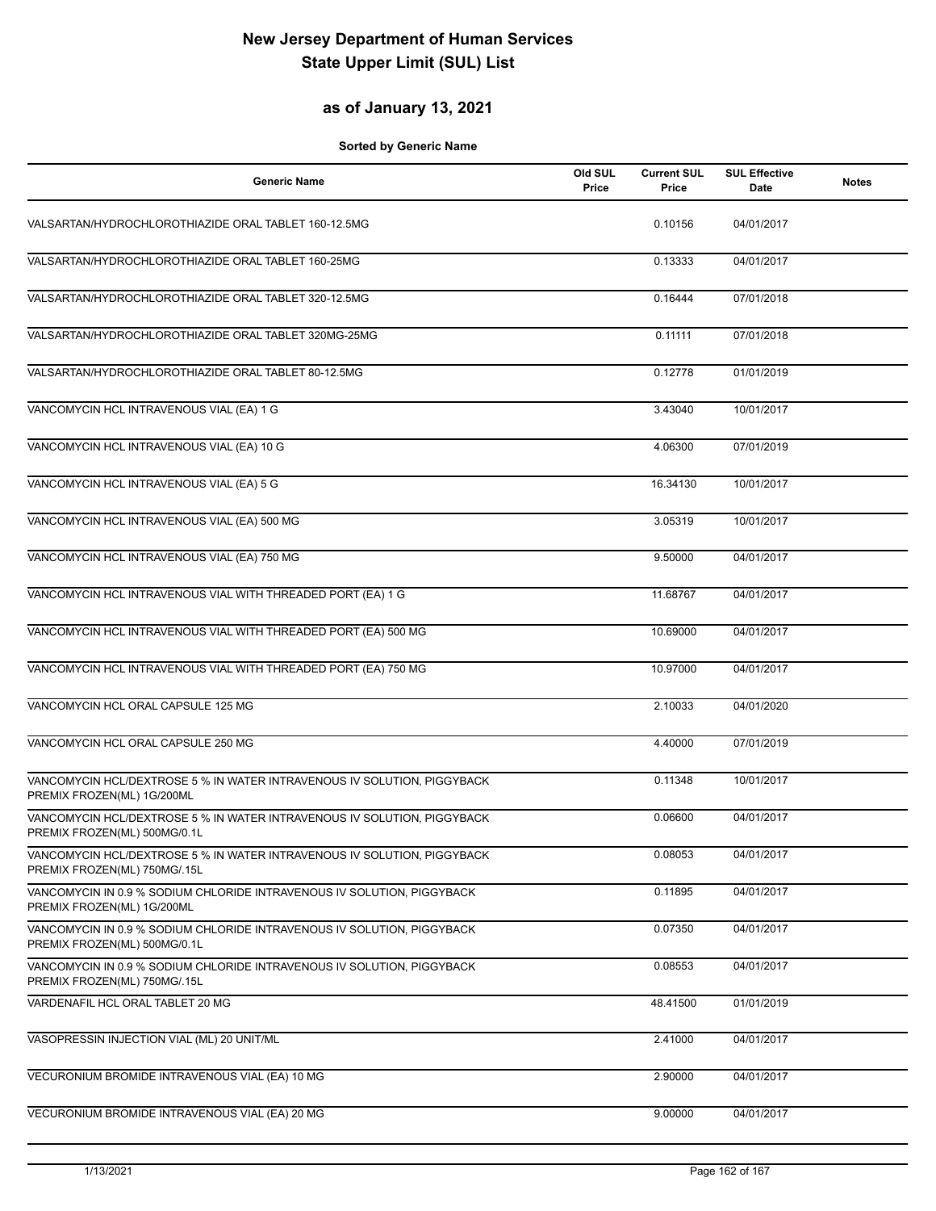# New Jersey Department of Human Services
# State Upper Limit (SUL) List

## as of January 13, 2021

**Sorted by Generic Name**

| Generic Name | Old SUL Price | Current SUL Price | SUL Effective Date | Notes |
|---|---|---|---|---|
| VALSARTAN/HYDROCHLOROTHIAZIDE ORAL TABLET 160-12.5MG | | 0.10156 | 04/01/2017 | |
| VALSARTAN/HYDROCHLOROTHIAZIDE ORAL TABLET 160-25MG | | 0.13333 | 04/01/2017 | |
| VALSARTAN/HYDROCHLOROTHIAZIDE ORAL TABLET 320-12.5MG | | 0.16444 | 07/01/2018 | |
| VALSARTAN/HYDROCHLOROTHIAZIDE ORAL TABLET 320MG-25MG | | 0.11111 | 07/01/2018 | |
| VALSARTAN/HYDROCHLOROTHIAZIDE ORAL TABLET 80-12.5MG | | 0.12778 | 01/01/2019 | |
| VANCOMYCIN HCL INTRAVENOUS VIAL (EA) 1 G | | 3.43040 | 10/01/2017 | |
| VANCOMYCIN HCL INTRAVENOUS VIAL (EA) 10 G | | 4.06300 | 07/01/2019 | |
| VANCOMYCIN HCL INTRAVENOUS VIAL (EA) 5 G | | 16.34130 | 10/01/2017 | |
| VANCOMYCIN HCL INTRAVENOUS VIAL (EA) 500 MG | | 3.05319 | 10/01/2017 | |
| VANCOMYCIN HCL INTRAVENOUS VIAL (EA) 750 MG | | 9.50000 | 04/01/2017 | |
| VANCOMYCIN HCL INTRAVENOUS VIAL WITH THREADED PORT (EA) 1 G | | 11.68767 | 04/01/2017 | |
| VANCOMYCIN HCL INTRAVENOUS VIAL WITH THREADED PORT (EA) 500 MG | | 10.69000 | 04/01/2017 | |
| VANCOMYCIN HCL INTRAVENOUS VIAL WITH THREADED PORT (EA) 750 MG | | 10.97000 | 04/01/2017 | |
| VANCOMYCIN HCL ORAL CAPSULE 125 MG | | 2.10033 | 04/01/2020 | |
| VANCOMYCIN HCL ORAL CAPSULE 250 MG | | 4.40000 | 07/01/2019 | |
| VANCOMYCIN HCL/DEXTROSE 5 % IN WATER INTRAVENOUS IV SOLUTION, PIGGYBACK PREMIX FROZEN(ML) 1G/200ML | | 0.11348 | 10/01/2017 | |
| VANCOMYCIN HCL/DEXTROSE 5 % IN WATER INTRAVENOUS IV SOLUTION, PIGGYBACK PREMIX FROZEN(ML) 500MG/0.1L | | 0.06600 | 04/01/2017 | |
| VANCOMYCIN HCL/DEXTROSE 5 % IN WATER INTRAVENOUS IV SOLUTION, PIGGYBACK PREMIX FROZEN(ML) 750MG/.15L | | 0.08053 | 04/01/2017 | |
| VANCOMYCIN IN 0.9 % SODIUM CHLORIDE INTRAVENOUS IV SOLUTION, PIGGYBACK PREMIX FROZEN(ML) 1G/200ML | | 0.11895 | 04/01/2017 | |
| VANCOMYCIN IN 0.9 % SODIUM CHLORIDE INTRAVENOUS IV SOLUTION, PIGGYBACK PREMIX FROZEN(ML) 500MG/0.1L | | 0.07350 | 04/01/2017 | |
| VANCOMYCIN IN 0.9 % SODIUM CHLORIDE INTRAVENOUS IV SOLUTION, PIGGYBACK PREMIX FROZEN(ML) 750MG/.15L | | 0.08553 | 04/01/2017 | |
| VARDENAFIL HCL ORAL TABLET 20 MG | | 48.41500 | 01/01/2019 | |
| VASOPRESSIN INJECTION VIAL (ML) 20 UNIT/ML | | 2.41000 | 04/01/2017 | |
| VECURONIUM BROMIDE INTRAVENOUS VIAL (EA) 10 MG | | 2.90000 | 04/01/2017 | |
| VECURONIUM BROMIDE INTRAVENOUS VIAL (EA) 20 MG | | 9.00000 | 04/01/2017 | |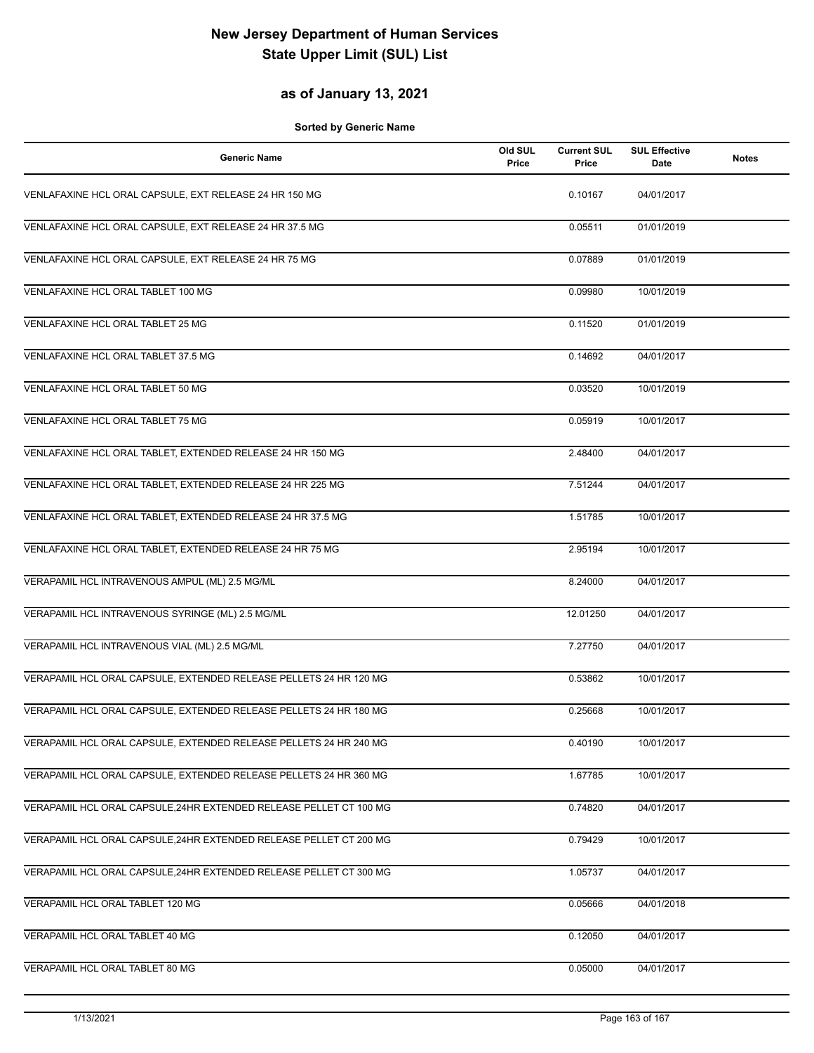# New Jersey Department of Human Services
# State Upper Limit (SUL) List

## as of January 13, 2021

**Sorted by Generic Name**

| Generic Name | Old SUL Price | Current SUL Price | SUL Effective Date | Notes |
|---|---|---|---|---|
| VENLAFAXINE HCL ORAL CAPSULE, EXT RELEASE 24 HR 150 MG | | 0.10167 | 04/01/2017 | |
| VENLAFAXINE HCL ORAL CAPSULE, EXT RELEASE 24 HR 37.5 MG | | 0.05511 | 01/01/2019 | |
| VENLAFAXINE HCL ORAL CAPSULE, EXT RELEASE 24 HR 75 MG | | 0.07889 | 01/01/2019 | |
| VENLAFAXINE HCL ORAL TABLET 100 MG | | 0.09980 | 10/01/2019 | |
| VENLAFAXINE HCL ORAL TABLET 25 MG | | 0.11520 | 01/01/2019 | |
| VENLAFAXINE HCL ORAL TABLET 37.5 MG | | 0.14692 | 04/01/2017 | |
| VENLAFAXINE HCL ORAL TABLET 50 MG | | 0.03520 | 10/01/2019 | |
| VENLAFAXINE HCL ORAL TABLET 75 MG | | 0.05919 | 10/01/2017 | |
| VENLAFAXINE HCL ORAL TABLET, EXTENDED RELEASE 24 HR 150 MG | | 2.48400 | 04/01/2017 | |
| VENLAFAXINE HCL ORAL TABLET, EXTENDED RELEASE 24 HR 225 MG | | 7.51244 | 04/01/2017 | |
| VENLAFAXINE HCL ORAL TABLET, EXTENDED RELEASE 24 HR 37.5 MG | | 1.51785 | 10/01/2017 | |
| VENLAFAXINE HCL ORAL TABLET, EXTENDED RELEASE 24 HR 75 MG | | 2.95194 | 10/01/2017 | |
| VERAPAMIL HCL INTRAVENOUS AMPUL (ML) 2.5 MG/ML | | 8.24000 | 04/01/2017 | |
| VERAPAMIL HCL INTRAVENOUS SYRINGE (ML) 2.5 MG/ML | | 12.01250 | 04/01/2017 | |
| VERAPAMIL HCL INTRAVENOUS VIAL (ML) 2.5 MG/ML | | 7.27750 | 04/01/2017 | |
| VERAPAMIL HCL ORAL CAPSULE, EXTENDED RELEASE PELLETS 24 HR 120 MG | | 0.53862 | 10/01/2017 | |
| VERAPAMIL HCL ORAL CAPSULE, EXTENDED RELEASE PELLETS 24 HR 180 MG | | 0.25668 | 10/01/2017 | |
| VERAPAMIL HCL ORAL CAPSULE, EXTENDED RELEASE PELLETS 24 HR 240 MG | | 0.40190 | 10/01/2017 | |
| VERAPAMIL HCL ORAL CAPSULE, EXTENDED RELEASE PELLETS 24 HR 360 MG | | 1.67785 | 10/01/2017 | |
| VERAPAMIL HCL ORAL CAPSULE,24HR EXTENDED RELEASE PELLET CT 100 MG | | 0.74820 | 04/01/2017 | |
| VERAPAMIL HCL ORAL CAPSULE,24HR EXTENDED RELEASE PELLET CT 200 MG | | 0.79429 | 10/01/2017 | |
| VERAPAMIL HCL ORAL CAPSULE,24HR EXTENDED RELEASE PELLET CT 300 MG | | 1.05737 | 04/01/2017 | |
| VERAPAMIL HCL ORAL TABLET 120 MG | | 0.05666 | 04/01/2018 | |
| VERAPAMIL HCL ORAL TABLET 40 MG | | 0.12050 | 04/01/2017 | |
| VERAPAMIL HCL ORAL TABLET 80 MG | | 0.05000 | 04/01/2017 | |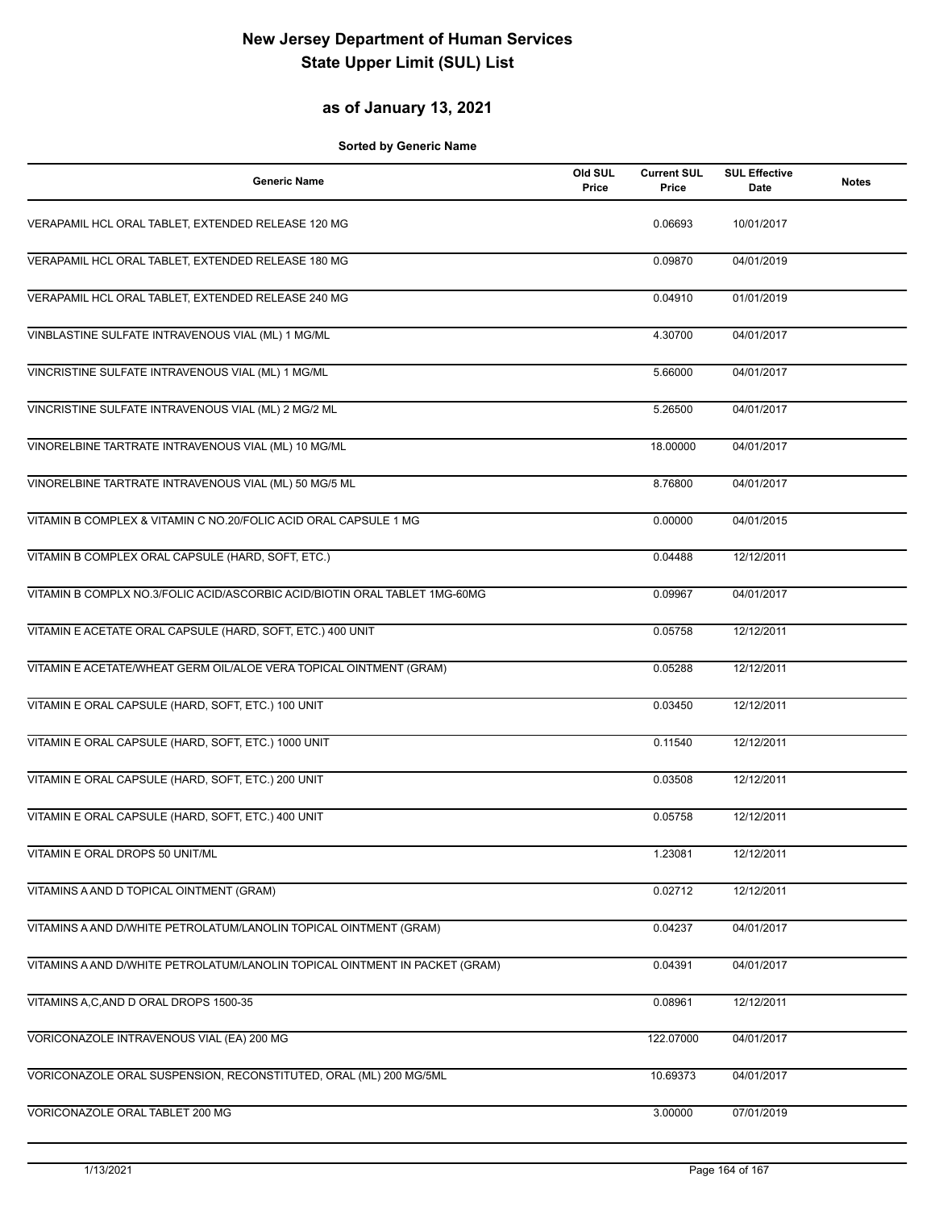# New Jersey Department of Human Services
# State Upper Limit (SUL) List

## as of January 13, 2021

**Sorted by Generic Name**

| Generic Name | Old SUL Price | Current SUL Price | SUL Effective Date | Notes |
|---|---|---|---|---|
| VERAPAMIL HCL ORAL TABLET, EXTENDED RELEASE 120 MG | | 0.06693 | 10/01/2017 | |
| VERAPAMIL HCL ORAL TABLET, EXTENDED RELEASE 180 MG | | 0.09870 | 04/01/2019 | |
| VERAPAMIL HCL ORAL TABLET, EXTENDED RELEASE 240 MG | | 0.04910 | 01/01/2019 | |
| VINBLASTINE SULFATE INTRAVENOUS VIAL (ML) 1 MG/ML | | 4.30700 | 04/01/2017 | |
| VINCRISTINE SULFATE INTRAVENOUS VIAL (ML) 1 MG/ML | | 5.66000 | 04/01/2017 | |
| VINCRISTINE SULFATE INTRAVENOUS VIAL (ML) 2 MG/2 ML | | 5.26500 | 04/01/2017 | |
| VINORELBINE TARTRATE INTRAVENOUS VIAL (ML) 10 MG/ML | | 18.00000 | 04/01/2017 | |
| VINORELBINE TARTRATE INTRAVENOUS VIAL (ML) 50 MG/5 ML | | 8.76800 | 04/01/2017 | |
| VITAMIN B COMPLEX & VITAMIN C NO.20/FOLIC ACID ORAL CAPSULE 1 MG | | 0.00000 | 04/01/2015 | |
| VITAMIN B COMPLEX ORAL CAPSULE (HARD, SOFT, ETC.) | | 0.04488 | 12/12/2011 | |
| VITAMIN B COMPLX NO.3/FOLIC ACID/ASCORBIC ACID/BIOTIN ORAL TABLET 1MG-60MG | | 0.09967 | 04/01/2017 | |
| VITAMIN E ACETATE ORAL CAPSULE (HARD, SOFT, ETC.) 400 UNIT | | 0.05758 | 12/12/2011 | |
| VITAMIN E ACETATE/WHEAT GERM OIL/ALOE VERA TOPICAL OINTMENT (GRAM) | | 0.05288 | 12/12/2011 | |
| VITAMIN E ORAL CAPSULE (HARD, SOFT, ETC.) 100 UNIT | | 0.03450 | 12/12/2011 | |
| VITAMIN E ORAL CAPSULE (HARD, SOFT, ETC.) 1000 UNIT | | 0.11540 | 12/12/2011 | |
| VITAMIN E ORAL CAPSULE (HARD, SOFT, ETC.) 200 UNIT | | 0.03508 | 12/12/2011 | |
| VITAMIN E ORAL CAPSULE (HARD, SOFT, ETC.) 400 UNIT | | 0.05758 | 12/12/2011 | |
| VITAMIN E ORAL DROPS 50 UNIT/ML | | 1.23081 | 12/12/2011 | |
| VITAMINS A AND D TOPICAL OINTMENT (GRAM) | | 0.02712 | 12/12/2011 | |
| VITAMINS A AND D/WHITE PETROLATUM/LANOLIN TOPICAL OINTMENT (GRAM) | | 0.04237 | 04/01/2017 | |
| VITAMINS A AND D/WHITE PETROLATUM/LANOLIN TOPICAL OINTMENT IN PACKET (GRAM) | | 0.04391 | 04/01/2017 | |
| VITAMINS A,C,AND D ORAL DROPS 1500-35 | | 0.08961 | 12/12/2011 | |
| VORICONAZOLE INTRAVENOUS VIAL (EA) 200 MG | | 122.07000 | 04/01/2017 | |
| VORICONAZOLE ORAL SUSPENSION, RECONSTITUTED, ORAL (ML) 200 MG/5ML | | 10.69373 | 04/01/2017 | |
| VORICONAZOLE ORAL TABLET 200 MG | | 3.00000 | 07/01/2019 | |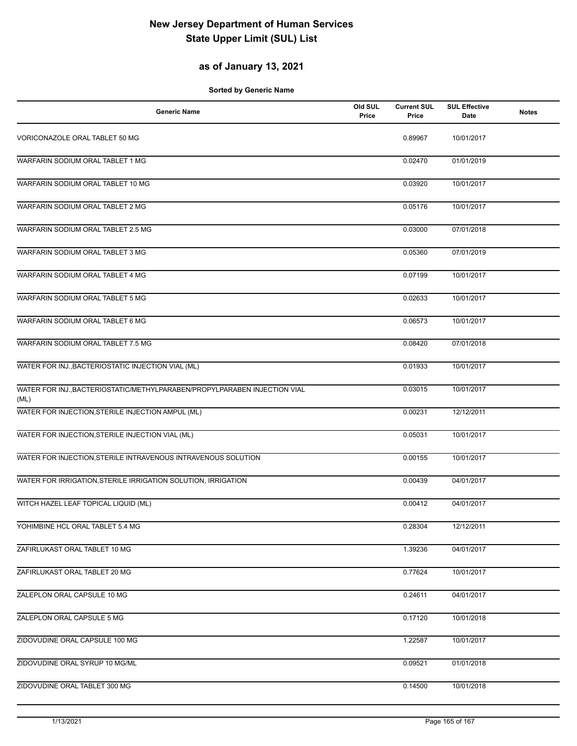# New Jersey Department of Human Services
# State Upper Limit (SUL) List

## as of January 13, 2021

**Sorted by Generic Name**

| Generic Name | Old SUL Price | Current SUL Price | SUL Effective Date | Notes |
|---|---|---|---|---|
| VORICONAZOLE ORAL TABLET 50 MG | | 0.89967 | 10/01/2017 | |
| WARFARIN SODIUM ORAL TABLET 1 MG | | 0.02470 | 01/01/2019 | |
| WARFARIN SODIUM ORAL TABLET 10 MG | | 0.03920 | 10/01/2017 | |
| WARFARIN SODIUM ORAL TABLET 2 MG | | 0.05176 | 10/01/2017 | |
| WARFARIN SODIUM ORAL TABLET 2.5 MG | | 0.03000 | 07/01/2018 | |
| WARFARIN SODIUM ORAL TABLET 3 MG | | 0.05360 | 07/01/2019 | |
| WARFARIN SODIUM ORAL TABLET 4 MG | | 0.07199 | 10/01/2017 | |
| WARFARIN SODIUM ORAL TABLET 5 MG | | 0.02633 | 10/01/2017 | |
| WARFARIN SODIUM ORAL TABLET 6 MG | | 0.06573 | 10/01/2017 | |
| WARFARIN SODIUM ORAL TABLET 7.5 MG | | 0.08420 | 07/01/2018 | |
| WATER FOR INJ.,BACTERIOSTATIC INJECTION VIAL (ML) | | 0.01933 | 10/01/2017 | |
| WATER FOR INJ.,BACTERIOSTATIC/METHYLPARABEN/PROPYLPARABEN INJECTION VIAL (ML) | | 0.03015 | 10/01/2017 | |
| WATER FOR INJECTION,STERILE INJECTION AMPUL (ML) | | 0.00231 | 12/12/2011 | |
| WATER FOR INJECTION,STERILE INJECTION VIAL (ML) | | 0.05031 | 10/01/2017 | |
| WATER FOR INJECTION,STERILE INTRAVENOUS INTRAVENOUS SOLUTION | | 0.00155 | 10/01/2017 | |
| WATER FOR IRRIGATION,STERILE IRRIGATION SOLUTION, IRRIGATION | | 0.00439 | 04/01/2017 | |
| WITCH HAZEL LEAF TOPICAL LIQUID (ML) | | 0.00412 | 04/01/2017 | |
| YOHIMBINE HCL ORAL TABLET 5.4 MG | | 0.28304 | 12/12/2011 | |
| ZAFIRLUKAST ORAL TABLET 10 MG | | 1.39236 | 04/01/2017 | |
| ZAFIRLUKAST ORAL TABLET 20 MG | | 0.77624 | 10/01/2017 | |
| ZALEPLON ORAL CAPSULE 10 MG | | 0.24611 | 04/01/2017 | |
| ZALEPLON ORAL CAPSULE 5 MG | | 0.17120 | 10/01/2018 | |
| ZIDOVUDINE ORAL CAPSULE 100 MG | | 1.22587 | 10/01/2017 | |
| ZIDOVUDINE ORAL SYRUP 10 MG/ML | | 0.09521 | 01/01/2018 | |
| ZIDOVUDINE ORAL TABLET 300 MG | | 0.14500 | 10/01/2018 | |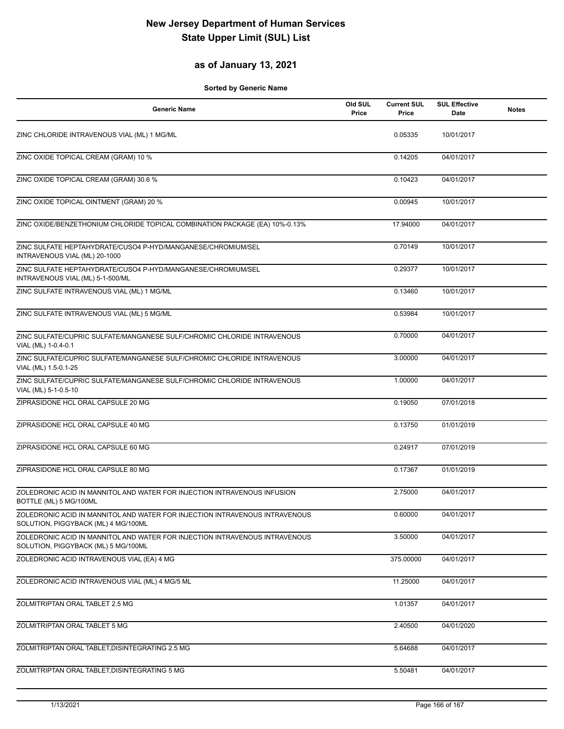# New Jersey Department of Human Services
# State Upper Limit (SUL) List

## as of January 13, 2021

**Sorted by Generic Name**

| Generic Name | Old SUL Price | Current SUL Price | SUL Effective Date | Notes |
|---|---|---|---|---|
| ZINC CHLORIDE INTRAVENOUS VIAL (ML) 1 MG/ML | | 0.05335 | 10/01/2017 | |
| ZINC OXIDE TOPICAL CREAM (GRAM) 10 % | | 0.14205 | 04/01/2017 | |
| ZINC OXIDE TOPICAL CREAM (GRAM) 30.6 % | | 0.10423 | 04/01/2017 | |
| ZINC OXIDE TOPICAL OINTMENT (GRAM) 20 % | | 0.00945 | 10/01/2017 | |
| ZINC OXIDE/BENZETHONIUM CHLORIDE TOPICAL COMBINATION PACKAGE (EA) 10%-0.13% | | 17.94000 | 04/01/2017 | |
| ZINC SULFATE HEPTAHYDRATE/CUSO4 P-HYD/MANGANESE/CHROMIUM/SEL INTRAVENOUS VIAL (ML) 20-1000 | | 0.70149 | 10/01/2017 | |
| ZINC SULFATE HEPTAHYDRATE/CUSO4 P-HYD/MANGANESE/CHROMIUM/SEL INTRAVENOUS VIAL (ML) 5-1-500/ML | | 0.29377 | 10/01/2017 | |
| ZINC SULFATE INTRAVENOUS VIAL (ML) 1 MG/ML | | 0.13460 | 10/01/2017 | |
| ZINC SULFATE INTRAVENOUS VIAL (ML) 5 MG/ML | | 0.53984 | 10/01/2017 | |
| ZINC SULFATE/CUPRIC SULFATE/MANGANESE SULF/CHROMIC CHLORIDE INTRAVENOUS VIAL (ML) 1-0.4-0.1 | | 0.70000 | 04/01/2017 | |
| ZINC SULFATE/CUPRIC SULFATE/MANGANESE SULF/CHROMIC CHLORIDE INTRAVENOUS VIAL (ML) 1.5-0.1-25 | | 3.00000 | 04/01/2017 | |
| ZINC SULFATE/CUPRIC SULFATE/MANGANESE SULF/CHROMIC CHLORIDE INTRAVENOUS VIAL (ML) 5-1-0.5-10 | | 1.00000 | 04/01/2017 | |
| ZIPRASIDONE HCL ORAL CAPSULE 20 MG | | 0.19050 | 07/01/2018 | |
| ZIPRASIDONE HCL ORAL CAPSULE 40 MG | | 0.13750 | 01/01/2019 | |
| ZIPRASIDONE HCL ORAL CAPSULE 60 MG | | 0.24917 | 07/01/2019 | |
| ZIPRASIDONE HCL ORAL CAPSULE 80 MG | | 0.17367 | 01/01/2019 | |
| ZOLEDRONIC ACID IN MANNITOL AND WATER FOR INJECTION INTRAVENOUS INFUSION BOTTLE (ML) 5 MG/100ML | | 2.75000 | 04/01/2017 | |
| ZOLEDRONIC ACID IN MANNITOL AND WATER FOR INJECTION INTRAVENOUS INTRAVENOUS SOLUTION, PIGGYBACK (ML) 4 MG/100ML | | 0.60000 | 04/01/2017 | |
| ZOLEDRONIC ACID IN MANNITOL AND WATER FOR INJECTION INTRAVENOUS INTRAVENOUS SOLUTION, PIGGYBACK (ML) 5 MG/100ML | | 3.50000 | 04/01/2017 | |
| ZOLEDRONIC ACID INTRAVENOUS VIAL (EA) 4 MG | | 375.00000 | 04/01/2017 | |
| ZOLEDRONIC ACID INTRAVENOUS VIAL (ML) 4 MG/5 ML | | 11.25000 | 04/01/2017 | |
| ZOLMITRIPTAN ORAL TABLET 2.5 MG | | 1.01357 | 04/01/2017 | |
| ZOLMITRIPTAN ORAL TABLET 5 MG | | 2.40500 | 04/01/2020 | |
| ZOLMITRIPTAN ORAL TABLET,DISINTEGRATING 2.5 MG | | 5.64688 | 04/01/2017 | |
| ZOLMITRIPTAN ORAL TABLET,DISINTEGRATING 5 MG | | 5.50481 | 04/01/2017 | |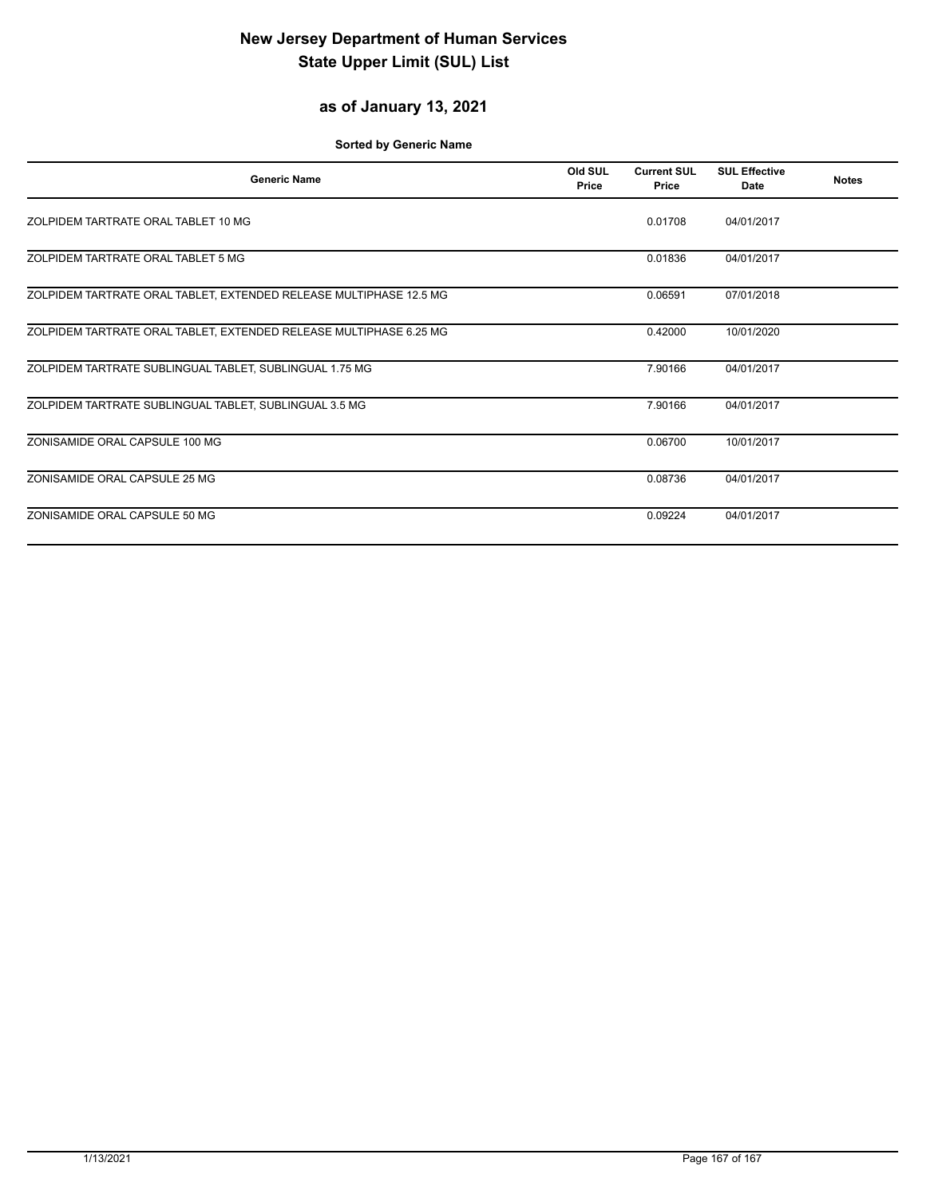# New Jersey Department of Human Services
# State Upper Limit (SUL) List

## as of January 13, 2021

**Sorted by Generic Name**

| Generic Name | Old SUL Price | Current SUL Price | SUL Effective Date | Notes |
|---|---|---|---|---|
| ZOLPIDEM TARTRATE ORAL TABLET 10 MG | | 0.01708 | 04/01/2017 | |
| ZOLPIDEM TARTRATE ORAL TABLET 5 MG | | 0.01836 | 04/01/2017 | |
| ZOLPIDEM TARTRATE ORAL TABLET, EXTENDED RELEASE MULTIPHASE 12.5 MG | | 0.06591 | 07/01/2018 | |
| ZOLPIDEM TARTRATE ORAL TABLET, EXTENDED RELEASE MULTIPHASE 6.25 MG | | 0.42000 | 10/01/2020 | |
| ZOLPIDEM TARTRATE SUBLINGUAL TABLET, SUBLINGUAL 1.75 MG | | 7.90166 | 04/01/2017 | |
| ZOLPIDEM TARTRATE SUBLINGUAL TABLET, SUBLINGUAL 3.5 MG | | 7.90166 | 04/01/2017 | |
| ZONISAMIDE ORAL CAPSULE 100 MG | | 0.06700 | 10/01/2017 | |
| ZONISAMIDE ORAL CAPSULE 25 MG | | 0.08736 | 04/01/2017 | |
| ZONISAMIDE ORAL CAPSULE 50 MG | | 0.09224 | 04/01/2017 | |